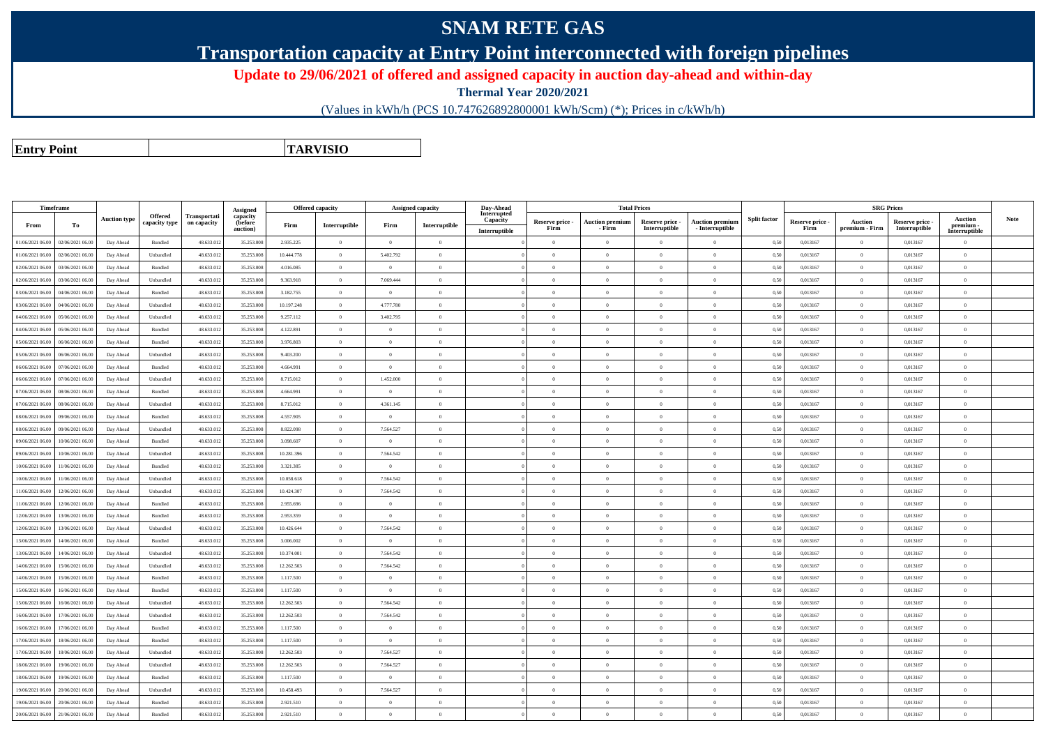# SNAM RETE GAS

## Transportation capacity at Entry Point interconnected with foreign pipelines

**Update to 29/06/2021 of offered and assigned capacity in auction day-ahead and within-day**

**Thermal Year 2020/2021**

(Values in kWh/h (PCS 10.747626892800001 kWh/Scm) (*); Prices in c/kWh/h)

| **Entry Point** | | **TARVISIO** |
|---|---|---|

| Timeframe | | Auction type | Offered capacity type | Transportation capacity | Assigned capacity (before auction) | Offered capacity | | Assigned capacity | | Day-Ahead Interrupted Capacity | Total Prices | | | | Split factor | SRG Prices | | | | Note |
|---|---|---|---|---|---|---|---|---|---|---|---|---|---|---|---|---|---|---|---|---|
| From | To | | | | | Firm | Interruptible | Firm | Interruptible | Interruptible | Reserve price - Firm | Auction premium - Firm | Reserve price - Interruptible | Auction premium - Interruptible | | Reserve price - Firm | Auction premium - Firm | Reserve price - Interruptible | Auction premium - Interruptible | |
| 01/06/2021 06.00 | 02/06/2021 06.00 | Day Ahead | Bundled | 48.633.012 | 35.253.008 | 2.935.225 | 0 | 0 | 0 | | 0 | 0 | 0 | 0 | 0,50 | 0,013167 | 0 | 0,013167 | 0 | |
| 01/06/2021 06.00 | 02/06/2021 06.00 | Day Ahead | Unbundled | 48.633.012 | 35.253.008 | 10.444.778 | 0 | 5.402.792 | 0 | | 0 | 0 | 0 | 0 | 0,50 | 0,013167 | 0 | 0,013167 | 0 | |
| 02/06/2021 06.00 | 03/06/2021 06.00 | Day Ahead | Bundled | 48.633.012 | 35.253.008 | 4.016.085 | 0 | 0 | 0 | | 0 | 0 | 0 | 0 | 0,50 | 0,013167 | 0 | 0,013167 | 0 | |
| 02/06/2021 06.00 | 03/06/2021 06.00 | Day Ahead | Unbundled | 48.633.012 | 35.253.008 | 9.363.918 | 0 | 7.069.444 | 0 | | 0 | 0 | 0 | 0 | 0,50 | 0,013167 | 0 | 0,013167 | 0 | |
| 03/06/2021 06.00 | 04/06/2021 06.00 | Day Ahead | Bundled | 48.633.012 | 35.253.008 | 3.182.755 | 0 | 0 | 0 | | 0 | 0 | 0 | 0 | 0,50 | 0,013167 | 0 | 0,013167 | 0 | |
| 03/06/2021 06.00 | 04/06/2021 06.00 | Day Ahead | Unbundled | 48.633.012 | 35.253.008 | 10.197.248 | 0 | 4.777.780 | 0 | | 0 | 0 | 0 | 0 | 0,50 | 0,013167 | 0 | 0,013167 | 0 | |
| 04/06/2021 06.00 | 05/06/2021 06.00 | Day Ahead | Unbundled | 48.633.012 | 35.253.008 | 9.257.112 | 0 | 3.402.795 | 0 | | 0 | 0 | 0 | 0 | 0,50 | 0,013167 | 0 | 0,013167 | 0 | |
| 04/06/2021 06.00 | 05/06/2021 06.00 | Day Ahead | Bundled | 48.633.012 | 35.253.008 | 4.122.891 | 0 | 0 | 0 | | 0 | 0 | 0 | 0 | 0,50 | 0,013167 | 0 | 0,013167 | 0 | |
| 05/06/2021 06.00 | 06/06/2021 06.00 | Day Ahead | Bundled | 48.633.012 | 35.253.008 | 3.976.803 | 0 | 0 | 0 | | 0 | 0 | 0 | 0 | 0,50 | 0,013167 | 0 | 0,013167 | 0 | |
| 05/06/2021 06.00 | 06/06/2021 06.00 | Day Ahead | Unbundled | 48.633.012 | 35.253.008 | 9.403.200 | 0 | 0 | 0 | | 0 | 0 | 0 | 0 | 0,50 | 0,013167 | 0 | 0,013167 | 0 | |
| 06/06/2021 06.00 | 07/06/2021 06.00 | Day Ahead | Bundled | 48.633.012 | 35.253.008 | 4.664.991 | 0 | 0 | 0 | | 0 | 0 | 0 | 0 | 0,50 | 0,013167 | 0 | 0,013167 | 0 | |
| 06/06/2021 06.00 | 07/06/2021 06.00 | Day Ahead | Unbundled | 48.633.012 | 35.253.008 | 8.715.012 | 0 | 1.452.000 | 0 | | 0 | 0 | 0 | 0 | 0,50 | 0,013167 | 0 | 0,013167 | 0 | |
| 07/06/2021 06.00 | 08/06/2021 06.00 | Day Ahead | Bundled | 48.633.012 | 35.253.008 | 4.664.991 | 0 | 0 | 0 | | 0 | 0 | 0 | 0 | 0,50 | 0,013167 | 0 | 0,013167 | 0 | |
| 07/06/2021 06.00 | 08/06/2021 06.00 | Day Ahead | Unbundled | 48.633.012 | 35.253.008 | 8.715.012 | 0 | 4.361.145 | 0 | | 0 | 0 | 0 | 0 | 0,50 | 0,013167 | 0 | 0,013167 | 0 | |
| 08/06/2021 06.00 | 09/06/2021 06.00 | Day Ahead | Bundled | 48.633.012 | 35.253.008 | 4.557.905 | 0 | 0 | 0 | | 0 | 0 | 0 | 0 | 0,50 | 0,013167 | 0 | 0,013167 | 0 | |
| 08/06/2021 06.00 | 09/06/2021 06.00 | Day Ahead | Unbundled | 48.633.012 | 35.253.008 | 8.822.098 | 0 | 7.564.527 | 0 | | 0 | 0 | 0 | 0 | 0,50 | 0,013167 | 0 | 0,013167 | 0 | |
| 09/06/2021 06.00 | 10/06/2021 06.00 | Day Ahead | Bundled | 48.633.012 | 35.253.008 | 3.098.607 | 0 | 0 | 0 | | 0 | 0 | 0 | 0 | 0,50 | 0,013167 | 0 | 0,013167 | 0 | |
| 09/06/2021 06.00 | 10/06/2021 06.00 | Day Ahead | Unbundled | 48.633.012 | 35.253.008 | 10.281.396 | 0 | 7.564.542 | 0 | | 0 | 0 | 0 | 0 | 0,50 | 0,013167 | 0 | 0,013167 | 0 | |
| 10/06/2021 06.00 | 11/06/2021 06.00 | Day Ahead | Bundled | 48.633.012 | 35.253.008 | 3.321.385 | 0 | 0 | 0 | | 0 | 0 | 0 | 0 | 0,50 | 0,013167 | 0 | 0,013167 | 0 | |
| 10/06/2021 06.00 | 11/06/2021 06.00 | Day Ahead | Unbundled | 48.633.012 | 35.253.008 | 10.058.618 | 0 | 7.564.542 | 0 | | 0 | 0 | 0 | 0 | 0,50 | 0,013167 | 0 | 0,013167 | 0 | |
| 11/06/2021 06.00 | 12/06/2021 06.00 | Day Ahead | Unbundled | 48.633.012 | 35.253.008 | 10.424.307 | 0 | 7.564.542 | 0 | | 0 | 0 | 0 | 0 | 0,50 | 0,013167 | 0 | 0,013167 | 0 | |
| 11/06/2021 06.00 | 12/06/2021 06.00 | Day Ahead | Bundled | 48.633.012 | 35.253.008 | 2.955.696 | 0 | 0 | 0 | | 0 | 0 | 0 | 0 | 0,50 | 0,013167 | 0 | 0,013167 | 0 | |
| 12/06/2021 06.00 | 13/06/2021 06.00 | Day Ahead | Bundled | 48.633.012 | 35.253.008 | 2.953.359 | 0 | 0 | 0 | | 0 | 0 | 0 | 0 | 0,50 | 0,013167 | 0 | 0,013167 | 0 | |
| 12/06/2021 06.00 | 13/06/2021 06.00 | Day Ahead | Unbundled | 48.633.012 | 35.253.008 | 10.426.644 | 0 | 7.564.542 | 0 | | 0 | 0 | 0 | 0 | 0,50 | 0,013167 | 0 | 0,013167 | 0 | |
| 13/06/2021 06.00 | 14/06/2021 06.00 | Day Ahead | Bundled | 48.633.012 | 35.253.008 | 3.006.002 | 0 | 0 | 0 | | 0 | 0 | 0 | 0 | 0,50 | 0,013167 | 0 | 0,013167 | 0 | |
| 13/06/2021 06.00 | 14/06/2021 06.00 | Day Ahead | Unbundled | 48.633.012 | 35.253.008 | 10.374.001 | 0 | 7.564.542 | 0 | | 0 | 0 | 0 | 0 | 0,50 | 0,013167 | 0 | 0,013167 | 0 | |
| 14/06/2021 06.00 | 15/06/2021 06.00 | Day Ahead | Unbundled | 48.633.012 | 35.253.008 | 12.262.503 | 0 | 7.564.542 | 0 | | 0 | 0 | 0 | 0 | 0,50 | 0,013167 | 0 | 0,013167 | 0 | |
| 14/06/2021 06.00 | 15/06/2021 06.00 | Day Ahead | Bundled | 48.633.012 | 35.253.008 | 1.117.500 | 0 | 0 | 0 | | 0 | 0 | 0 | 0 | 0,50 | 0,013167 | 0 | 0,013167 | 0 | |
| 15/06/2021 06.00 | 16/06/2021 06.00 | Day Ahead | Bundled | 48.633.012 | 35.253.008 | 1.117.500 | 0 | 0 | 0 | | 0 | 0 | 0 | 0 | 0,50 | 0,013167 | 0 | 0,013167 | 0 | |
| 15/06/2021 06.00 | 16/06/2021 06.00 | Day Ahead | Unbundled | 48.633.012 | 35.253.008 | 12.262.503 | 0 | 7.564.542 | 0 | | 0 | 0 | 0 | 0 | 0,50 | 0,013167 | 0 | 0,013167 | 0 | |
| 16/06/2021 06.00 | 17/06/2021 06.00 | Day Ahead | Unbundled | 48.633.012 | 35.253.008 | 12.262.503 | 0 | 7.564.542 | 0 | | 0 | 0 | 0 | 0 | 0,50 | 0,013167 | 0 | 0,013167 | 0 | |
| 16/06/2021 06.00 | 17/06/2021 06.00 | Day Ahead | Bundled | 48.633.012 | 35.253.008 | 1.117.500 | 0 | 0 | 0 | | 0 | 0 | 0 | 0 | 0,50 | 0,013167 | 0 | 0,013167 | 0 | |
| 17/06/2021 06.00 | 18/06/2021 06.00 | Day Ahead | Bundled | 48.633.012 | 35.253.008 | 1.117.500 | 0 | 0 | 0 | | 0 | 0 | 0 | 0 | 0,50 | 0,013167 | 0 | 0,013167 | 0 | |
| 17/06/2021 06.00 | 18/06/2021 06.00 | Day Ahead | Unbundled | 48.633.012 | 35.253.008 | 12.262.503 | 0 | 7.564.527 | 0 | | 0 | 0 | 0 | 0 | 0,50 | 0,013167 | 0 | 0,013167 | 0 | |
| 18/06/2021 06.00 | 19/06/2021 06.00 | Day Ahead | Unbundled | 48.633.012 | 35.253.008 | 12.262.503 | 0 | 7.564.527 | 0 | | 0 | 0 | 0 | 0 | 0,50 | 0,013167 | 0 | 0,013167 | 0 | |
| 18/06/2021 06.00 | 19/06/2021 06.00 | Day Ahead | Bundled | 48.633.012 | 35.253.008 | 1.117.500 | 0 | 0 | 0 | | 0 | 0 | 0 | 0 | 0,50 | 0,013167 | 0 | 0,013167 | 0 | |
| 19/06/2021 06.00 | 20/06/2021 06.00 | Day Ahead | Unbundled | 48.633.012 | 35.253.008 | 10.458.493 | 0 | 7.564.527 | 0 | | 0 | 0 | 0 | 0 | 0,50 | 0,013167 | 0 | 0,013167 | 0 | |
| 19/06/2021 06.00 | 20/06/2021 06.00 | Day Ahead | Bundled | 48.633.012 | 35.253.008 | 2.921.510 | 0 | 0 | 0 | | 0 | 0 | 0 | 0 | 0,50 | 0,013167 | 0 | 0,013167 | 0 | |
| 20/06/2021 06.00 | 21/06/2021 06.00 | Day Ahead | Bundled | 48.633.012 | 35.253.008 | 2.921.510 | 0 | 0 | 0 | | 0 | 0 | 0 | 0 | 0,50 | 0,013167 | 0 | 0,013167 | 0 | |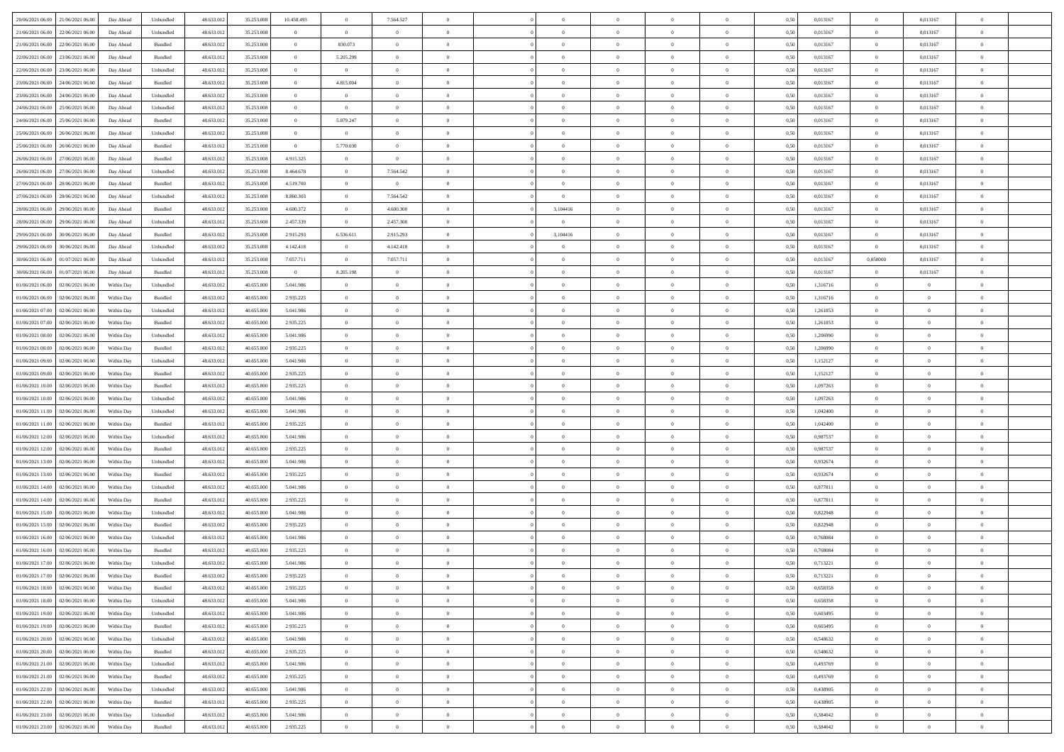| | | | | | | | | | | | | | | | | | | | | | |
|---|---|---|---|---|---|---|---|---|---|---|---|---|---|---|---|---|---|---|---|---|---|
| 20/06/2021 06:00 | 21/06/2021 06:00 | Day Ahead | Unbundled | 48.633.012 | 35.253.008 | 10.458.493 | 0 | 7.564.527 | 0 | | | 0 | 0 | 0 | 0 | 0,50 | 0,013167 | 0 | 0,013167 | 0 | |
| 21/06/2021 06:00 | 22/06/2021 06:00 | Day Ahead | Unbundled | 48.633.012 | 35.253.008 | 0 | 0 | 0 | 0 | | | 0 | 0 | 0 | 0 | 0,50 | 0,013167 | 0 | 0,013167 | 0 | |
| 21/06/2021 06:00 | 22/06/2021 06:00 | Day Ahead | Bundled | 48.633.012 | 35.253.008 | 0 | 830.073 | 0 | 0 | | | 0 | 0 | 0 | 0 | 0,50 | 0,013167 | 0 | 0,013167 | 0 | |
| 22/06/2021 06:00 | 23/06/2021 06:00 | Day Ahead | Bundled | 48.633.012 | 35.253.008 | 0 | 5.205.299 | 0 | 0 | | | 0 | 0 | 0 | 0 | 0,50 | 0,013167 | 0 | 0,013167 | 0 | |
| 22/06/2021 06:00 | 23/06/2021 06:00 | Day Ahead | Unbundled | 48.633.012 | 35.253.008 | 0 | 0 | 0 | 0 | | | 0 | 0 | 0 | 0 | 0,50 | 0,013167 | 0 | 0,013167 | 0 | |
| 23/06/2021 06:00 | 24/06/2021 06:00 | Day Ahead | Bundled | 48.633.012 | 35.253.008 | 0 | 4.815.004 | 0 | 0 | | | 0 | 0 | 0 | 0 | 0,50 | 0,013167 | 0 | 0,013167 | 0 | |
| 23/06/2021 06:00 | 24/06/2021 06:00 | Day Ahead | Unbundled | 48.633.012 | 35.253.008 | 0 | 0 | 0 | 0 | | | 0 | 0 | 0 | 0 | 0,50 | 0,013167 | 0 | 0,013167 | 0 | |
| 24/06/2021 06:00 | 25/06/2021 06:00 | Day Ahead | Unbundled | 48.633.012 | 35.253.008 | 0 | 0 | 0 | 0 | | | 0 | 0 | 0 | 0 | 0,50 | 0,013167 | 0 | 0,013167 | 0 | |
| 24/06/2021 06:00 | 25/06/2021 06:00 | Day Ahead | Bundled | 48.633.012 | 35.253.008 | 0 | 5.879.247 | 0 | 0 | | | 0 | 0 | 0 | 0 | 0,50 | 0,013167 | 0 | 0,013167 | 0 | |
| 25/06/2021 06:00 | 26/06/2021 06:00 | Day Ahead | Unbundled | 48.633.012 | 35.253.008 | 0 | 0 | 0 | 0 | | | 0 | 0 | 0 | 0 | 0,50 | 0,013167 | 0 | 0,013167 | 0 | |
| 25/06/2021 06:00 | 26/06/2021 06:00 | Day Ahead | Bundled | 48.633.012 | 35.253.008 | 0 | 5.770.030 | 0 | 0 | | | 0 | 0 | 0 | 0 | 0,50 | 0,013167 | 0 | 0,013167 | 0 | |
| 26/06/2021 06:00 | 27/06/2021 06:00 | Day Ahead | Bundled | 48.633.012 | 35.253.008 | 4.915.325 | 0 | 0 | 0 | | | 0 | 0 | 0 | 0 | 0,50 | 0,013167 | 0 | 0,013167 | 0 | |
| 26/06/2021 06:00 | 27/06/2021 06:00 | Day Ahead | Unbundled | 48.633.012 | 35.253.008 | 8.464.678 | 0 | 7.564.542 | 0 | | | 0 | 0 | 0 | 0 | 0,50 | 0,013167 | 0 | 0,013167 | 0 | |
| 27/06/2021 06:00 | 28/06/2021 06:00 | Day Ahead | Bundled | 48.633.012 | 35.253.008 | 4.519.700 | 0 | 0 | 0 | | | 0 | 0 | 0 | 0 | 0,50 | 0,013167 | 0 | 0,013167 | 0 | |
| 27/06/2021 06:00 | 28/06/2021 06:00 | Day Ahead | Unbundled | 48.633.012 | 35.253.008 | 8.860.303 | 0 | 7.564.542 | 0 | | | 0 | 0 | 0 | 0 | 0,50 | 0,013167 | 0 | 0,013167 | 0 | |
| 28/06/2021 06:00 | 29/06/2021 06:00 | Day Ahead | Bundled | 48.633.012 | 35.253.008 | 4.600.372 | 0 | 4.600.300 | 0 | | | 3,104416 | 0 | 0 | 0 | 0,50 | 0,013167 | 0 | 0,013167 | 0 | |
| 28/06/2021 06:00 | 29/06/2021 06:00 | Day Ahead | Unbundled | 48.633.012 | 35.253.008 | 2.457.339 | 0 | 2.457.300 | 0 | | | 0 | 0 | 0 | 0 | 0,50 | 0,013167 | 0 | 0,013167 | 0 | |
| 29/06/2021 06:00 | 30/06/2021 06:00 | Day Ahead | Bundled | 48.633.012 | 35.253.008 | 2.915.293 | 6.536.611 | 2.915.293 | 0 | | | 3,104416 | 0 | 0 | 0 | 0,50 | 0,013167 | 0 | 0,013167 | 0 | |
| 29/06/2021 06:00 | 30/06/2021 06:00 | Day Ahead | Unbundled | 48.633.012 | 35.253.008 | 4.142.418 | 0 | 4.142.418 | 0 | | | 0 | 0 | 0 | 0 | 0,50 | 0,013167 | 0 | 0,013167 | 0 | |
| 30/06/2021 06:00 | 01/07/2021 06:00 | Day Ahead | Unbundled | 48.633.012 | 35.253.008 | 7.057.711 | 0 | 7.057.711 | 0 | | | 0 | 0 | 0 | 0 | 0,50 | 0,013167 | 0,050000 | 0,013167 | 0 | |
| 30/06/2021 06:00 | 01/07/2021 06:00 | Day Ahead | Bundled | 48.633.012 | 35.253.008 | 0 | 8.205.198 | 0 | 0 | | | 0 | 0 | 0 | 0 | 0,50 | 0,013167 | 0 | 0,013167 | 0 | |
| 01/06/2021 06:00 | 02/06/2021 06:00 | Within Day | Unbundled | 48.633.012 | 40.655.800 | 5.041.986 | 0 | 0 | 0 | | | 0 | 0 | 0 | 0 | 0,50 | 1,316716 | 0 | 0 | 0 | |
| 01/06/2021 06:00 | 02/06/2021 06:00 | Within Day | Bundled | 48.633.012 | 40.655.800 | 2.935.225 | 0 | 0 | 0 | | | 0 | 0 | 0 | 0 | 0,50 | 1,316716 | 0 | 0 | 0 | |
| 01/06/2021 07:00 | 02/06/2021 06:00 | Within Day | Unbundled | 48.633.012 | 40.655.800 | 5.041.986 | 0 | 0 | 0 | | | 0 | 0 | 0 | 0 | 0,50 | 1,261853 | 0 | 0 | 0 | |
| 01/06/2021 07:00 | 02/06/2021 06:00 | Within Day | Bundled | 48.633.012 | 40.655.800 | 2.935.225 | 0 | 0 | 0 | | | 0 | 0 | 0 | 0 | 0,50 | 1,261853 | 0 | 0 | 0 | |
| 01/06/2021 08:00 | 02/06/2021 06:00 | Within Day | Unbundled | 48.633.012 | 40.655.800 | 5.041.986 | 0 | 0 | 0 | | | 0 | 0 | 0 | 0 | 0,50 | 1,206990 | 0 | 0 | 0 | |
| 01/06/2021 08:00 | 02/06/2021 06:00 | Within Day | Bundled | 48.633.012 | 40.655.800 | 2.935.225 | 0 | 0 | 0 | | | 0 | 0 | 0 | 0 | 0,50 | 1,206990 | 0 | 0 | 0 | |
| 01/06/2021 09:00 | 02/06/2021 06:00 | Within Day | Unbundled | 48.633.012 | 40.655.800 | 5.041.986 | 0 | 0 | 0 | | | 0 | 0 | 0 | 0 | 0,50 | 1,152127 | 0 | 0 | 0 | |
| 01/06/2021 09:00 | 02/06/2021 06:00 | Within Day | Bundled | 48.633.012 | 40.655.800 | 2.935.225 | 0 | 0 | 0 | | | 0 | 0 | 0 | 0 | 0,50 | 1,152127 | 0 | 0 | 0 | |
| 01/06/2021 10:00 | 02/06/2021 06:00 | Within Day | Bundled | 48.633.012 | 40.655.800 | 2.935.225 | 0 | 0 | 0 | | | 0 | 0 | 0 | 0 | 0,50 | 1,097263 | 0 | 0 | 0 | |
| 01/06/2021 10:00 | 02/06/2021 06:00 | Within Day | Unbundled | 48.633.012 | 40.655.800 | 5.041.986 | 0 | 0 | 0 | | | 0 | 0 | 0 | 0 | 0,50 | 1,097263 | 0 | 0 | 0 | |
| 01/06/2021 11:00 | 02/06/2021 06:00 | Within Day | Unbundled | 48.633.012 | 40.655.800 | 5.041.986 | 0 | 0 | 0 | | | 0 | 0 | 0 | 0 | 0,50 | 1,042400 | 0 | 0 | 0 | |
| 01/06/2021 11:00 | 02/06/2021 06:00 | Within Day | Bundled | 48.633.012 | 40.655.800 | 2.935.225 | 0 | 0 | 0 | | | 0 | 0 | 0 | 0 | 0,50 | 1,042400 | 0 | 0 | 0 | |
| 01/06/2021 12:00 | 02/06/2021 06:00 | Within Day | Unbundled | 48.633.012 | 40.655.800 | 5.041.986 | 0 | 0 | 0 | | | 0 | 0 | 0 | 0 | 0,50 | 0,987537 | 0 | 0 | 0 | |
| 01/06/2021 12:00 | 02/06/2021 06:00 | Within Day | Bundled | 48.633.012 | 40.655.800 | 2.935.225 | 0 | 0 | 0 | | | 0 | 0 | 0 | 0 | 0,50 | 0,987537 | 0 | 0 | 0 | |
| 01/06/2021 13:00 | 02/06/2021 06:00 | Within Day | Unbundled | 48.633.012 | 40.655.800 | 5.041.986 | 0 | 0 | 0 | | | 0 | 0 | 0 | 0 | 0,50 | 0,932674 | 0 | 0 | 0 | |
| 01/06/2021 13:00 | 02/06/2021 06:00 | Within Day | Bundled | 48.633.012 | 40.655.800 | 2.935.225 | 0 | 0 | 0 | | | 0 | 0 | 0 | 0 | 0,50 | 0,932674 | 0 | 0 | 0 | |
| 01/06/2021 14:00 | 02/06/2021 06:00 | Within Day | Unbundled | 48.633.012 | 40.655.800 | 5.041.986 | 0 | 0 | 0 | | | 0 | 0 | 0 | 0 | 0,50 | 0,877811 | 0 | 0 | 0 | |
| 01/06/2021 14:00 | 02/06/2021 06:00 | Within Day | Bundled | 48.633.012 | 40.655.800 | 2.935.225 | 0 | 0 | 0 | | | 0 | 0 | 0 | 0 | 0,50 | 0,877811 | 0 | 0 | 0 | |
| 01/06/2021 15:00 | 02/06/2021 06:00 | Within Day | Unbundled | 48.633.012 | 40.655.800 | 5.041.986 | 0 | 0 | 0 | | | 0 | 0 | 0 | 0 | 0,50 | 0,822948 | 0 | 0 | 0 | |
| 01/06/2021 15:00 | 02/06/2021 06:00 | Within Day | Bundled | 48.633.012 | 40.655.800 | 2.935.225 | 0 | 0 | 0 | | | 0 | 0 | 0 | 0 | 0,50 | 0,822948 | 0 | 0 | 0 | |
| 01/06/2021 16:00 | 02/06/2021 06:00 | Within Day | Unbundled | 48.633.012 | 40.655.800 | 5.041.986 | 0 | 0 | 0 | | | 0 | 0 | 0 | 0 | 0,50 | 0,768084 | 0 | 0 | 0 | |
| 01/06/2021 16:00 | 02/06/2021 06:00 | Within Day | Bundled | 48.633.012 | 40.655.800 | 2.935.225 | 0 | 0 | 0 | | | 0 | 0 | 0 | 0 | 0,50 | 0,768084 | 0 | 0 | 0 | |
| 01/06/2021 17:00 | 02/06/2021 06:00 | Within Day | Unbundled | 48.633.012 | 40.655.800 | 5.041.986 | 0 | 0 | 0 | | | 0 | 0 | 0 | 0 | 0,50 | 0,713221 | 0 | 0 | 0 | |
| 01/06/2021 17:00 | 02/06/2021 06:00 | Within Day | Bundled | 48.633.012 | 40.655.800 | 2.935.225 | 0 | 0 | 0 | | | 0 | 0 | 0 | 0 | 0,50 | 0,713221 | 0 | 0 | 0 | |
| 01/06/2021 18:00 | 02/06/2021 06:00 | Within Day | Bundled | 48.633.012 | 40.655.800 | 2.935.225 | 0 | 0 | 0 | | | 0 | 0 | 0 | 0 | 0,50 | 0,658358 | 0 | 0 | 0 | |
| 01/06/2021 18:00 | 02/06/2021 06:00 | Within Day | Unbundled | 48.633.012 | 40.655.800 | 5.041.986 | 0 | 0 | 0 | | | 0 | 0 | 0 | 0 | 0,50 | 0,658358 | 0 | 0 | 0 | |
| 01/06/2021 19:00 | 02/06/2021 06:00 | Within Day | Unbundled | 48.633.012 | 40.655.800 | 5.041.986 | 0 | 0 | 0 | | | 0 | 0 | 0 | 0 | 0,50 | 0,603495 | 0 | 0 | 0 | |
| 01/06/2021 19:00 | 02/06/2021 06:00 | Within Day | Bundled | 48.633.012 | 40.655.800 | 2.935.225 | 0 | 0 | 0 | | | 0 | 0 | 0 | 0 | 0,50 | 0,603495 | 0 | 0 | 0 | |
| 01/06/2021 20:00 | 02/06/2021 06:00 | Within Day | Unbundled | 48.633.012 | 40.655.800 | 5.041.986 | 0 | 0 | 0 | | | 0 | 0 | 0 | 0 | 0,50 | 0,548632 | 0 | 0 | 0 | |
| 01/06/2021 20:00 | 02/06/2021 06:00 | Within Day | Bundled | 48.633.012 | 40.655.800 | 2.935.225 | 0 | 0 | 0 | | | 0 | 0 | 0 | 0 | 0,50 | 0,548632 | 0 | 0 | 0 | |
| 01/06/2021 21:00 | 02/06/2021 06:00 | Within Day | Unbundled | 48.633.012 | 40.655.800 | 5.041.986 | 0 | 0 | 0 | | | 0 | 0 | 0 | 0 | 0,50 | 0,493769 | 0 | 0 | 0 | |
| 01/06/2021 21:00 | 02/06/2021 06:00 | Within Day | Bundled | 48.633.012 | 40.655.800 | 2.935.225 | 0 | 0 | 0 | | | 0 | 0 | 0 | 0 | 0,50 | 0,493769 | 0 | 0 | 0 | |
| 01/06/2021 22:00 | 02/06/2021 06:00 | Within Day | Unbundled | 48.633.012 | 40.655.800 | 5.041.986 | 0 | 0 | 0 | | | 0 | 0 | 0 | 0 | 0,50 | 0,438905 | 0 | 0 | 0 | |
| 01/06/2021 22:00 | 02/06/2021 06:00 | Within Day | Bundled | 48.633.012 | 40.655.800 | 2.935.225 | 0 | 0 | 0 | | | 0 | 0 | 0 | 0 | 0,50 | 0,438905 | 0 | 0 | 0 | |
| 01/06/2021 23:00 | 02/06/2021 06:00 | Within Day | Unbundled | 48.633.012 | 40.655.800 | 5.041.986 | 0 | 0 | 0 | | | 0 | 0 | 0 | 0 | 0,50 | 0,384042 | 0 | 0 | 0 | |
| 01/06/2021 23:00 | 02/06/2021 06:00 | Within Day | Bundled | 48.633.012 | 40.655.800 | 2.935.225 | 0 | 0 | 0 | | | 0 | 0 | 0 | 0 | 0,50 | 0,384042 | 0 | 0 | 0 | |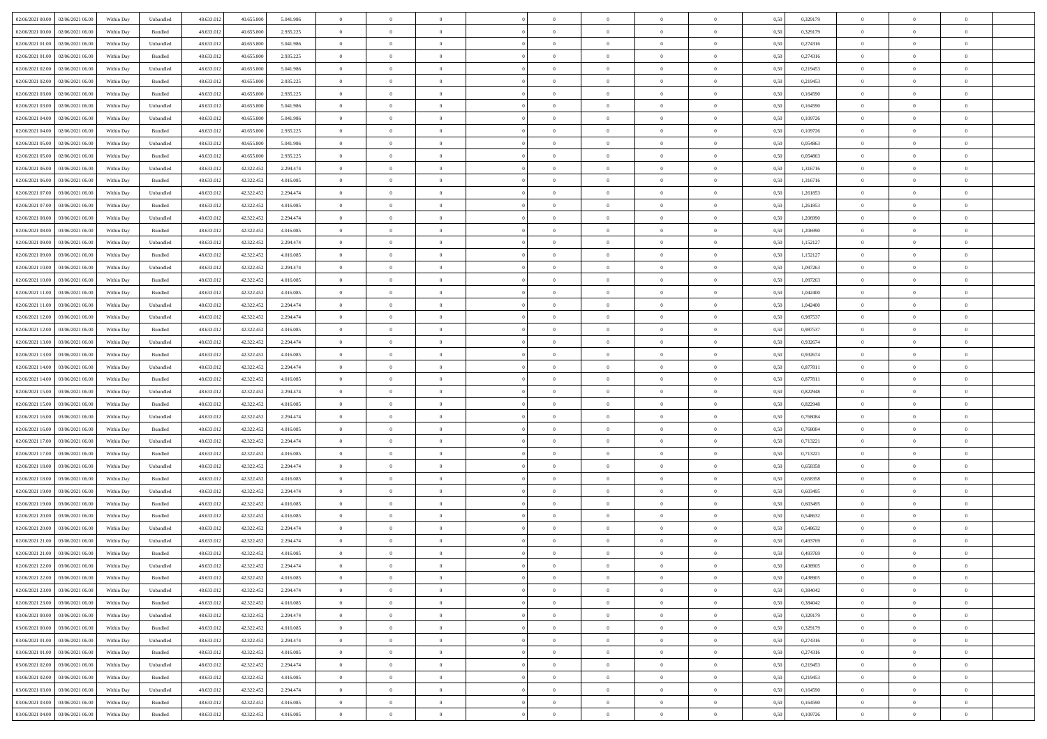| | | | | | | | | | | | | | | | | | | | | |
|---|---|---|---|---|---|---|---|---|---|---|---|---|---|---|---|---|---|---|---|---|
| 02/06/2021 00:00 | 02/06/2021 06:00 | Within Day | Unbundled | 48.633.012 | 40.655.800 | 5.041.986 | 0 | 0 | 0 | | 0 | 0 | 0 | 0 | 0,50 | 0,329179 | 0 | 0 | 0 | |
| 02/06/2021 00:00 | 02/06/2021 06:00 | Within Day | Bundled | 48.633.012 | 40.655.800 | 2.935.225 | 0 | 0 | 0 | | 0 | 0 | 0 | 0 | 0,50 | 0,329179 | 0 | 0 | 0 | |
| 02/06/2021 01:00 | 02/06/2021 06:00 | Within Day | Unbundled | 48.633.012 | 40.655.800 | 5.041.986 | 0 | 0 | 0 | | 0 | 0 | 0 | 0 | 0,50 | 0,274316 | 0 | 0 | 0 | |
| 02/06/2021 01:00 | 02/06/2021 06:00 | Within Day | Bundled | 48.633.012 | 40.655.800 | 2.935.225 | 0 | 0 | 0 | | 0 | 0 | 0 | 0 | 0,50 | 0,274316 | 0 | 0 | 0 | |
| 02/06/2021 02:00 | 02/06/2021 06:00 | Within Day | Unbundled | 48.633.012 | 40.655.800 | 5.041.986 | 0 | 0 | 0 | | 0 | 0 | 0 | 0 | 0,50 | 0,219453 | 0 | 0 | 0 | |
| 02/06/2021 02:00 | 02/06/2021 06:00 | Within Day | Bundled | 48.633.012 | 40.655.800 | 2.935.225 | 0 | 0 | 0 | | 0 | 0 | 0 | 0 | 0,50 | 0,219453 | 0 | 0 | 0 | |
| 02/06/2021 03:00 | 02/06/2021 06:00 | Within Day | Bundled | 48.633.012 | 40.655.800 | 2.935.225 | 0 | 0 | 0 | | 0 | 0 | 0 | 0 | 0,50 | 0,164590 | 0 | 0 | 0 | |
| 02/06/2021 03:00 | 02/06/2021 06:00 | Within Day | Unbundled | 48.633.012 | 40.655.800 | 5.041.986 | 0 | 0 | 0 | | 0 | 0 | 0 | 0 | 0,50 | 0,164590 | 0 | 0 | 0 | |
| 02/06/2021 04:00 | 02/06/2021 06:00 | Within Day | Unbundled | 48.633.012 | 40.655.800 | 5.041.986 | 0 | 0 | 0 | | 0 | 0 | 0 | 0 | 0,50 | 0,109726 | 0 | 0 | 0 | |
| 02/06/2021 04:00 | 02/06/2021 06:00 | Within Day | Bundled | 48.633.012 | 40.655.800 | 2.935.225 | 0 | 0 | 0 | | 0 | 0 | 0 | 0 | 0,50 | 0,109726 | 0 | 0 | 0 | |
| 02/06/2021 05:00 | 02/06/2021 06:00 | Within Day | Unbundled | 48.633.012 | 40.655.800 | 5.041.986 | 0 | 0 | 0 | | 0 | 0 | 0 | 0 | 0,50 | 0,054863 | 0 | 0 | 0 | |
| 02/06/2021 05:00 | 02/06/2021 06:00 | Within Day | Bundled | 48.633.012 | 40.655.800 | 2.935.225 | 0 | 0 | 0 | | 0 | 0 | 0 | 0 | 0,50 | 0,054863 | 0 | 0 | 0 | |
| 02/06/2021 06:00 | 03/06/2021 06:00 | Within Day | Unbundled | 48.633.012 | 42.322.452 | 2.294.474 | 0 | 0 | 0 | | 0 | 0 | 0 | 0 | 0,50 | 1,316716 | 0 | 0 | 0 | |
| 02/06/2021 06:00 | 03/06/2021 06:00 | Within Day | Bundled | 48.633.012 | 42.322.452 | 4.016.085 | 0 | 0 | 0 | | 0 | 0 | 0 | 0 | 0,50 | 1,316716 | 0 | 0 | 0 | |
| 02/06/2021 07:00 | 03/06/2021 06:00 | Within Day | Unbundled | 48.633.012 | 42.322.452 | 2.294.474 | 0 | 0 | 0 | | 0 | 0 | 0 | 0 | 0,50 | 1,261853 | 0 | 0 | 0 | |
| 02/06/2021 07:00 | 03/06/2021 06:00 | Within Day | Bundled | 48.633.012 | 42.322.452 | 4.016.085 | 0 | 0 | 0 | | 0 | 0 | 0 | 0 | 0,50 | 1,261853 | 0 | 0 | 0 | |
| 02/06/2021 08:00 | 03/06/2021 06:00 | Within Day | Unbundled | 48.633.012 | 42.322.452 | 2.294.474 | 0 | 0 | 0 | | 0 | 0 | 0 | 0 | 0,50 | 1,206990 | 0 | 0 | 0 | |
| 02/06/2021 08:00 | 03/06/2021 06:00 | Within Day | Bundled | 48.633.012 | 42.322.452 | 4.016.085 | 0 | 0 | 0 | | 0 | 0 | 0 | 0 | 0,50 | 1,206990 | 0 | 0 | 0 | |
| 02/06/2021 09:00 | 03/06/2021 06:00 | Within Day | Unbundled | 48.633.012 | 42.322.452 | 2.294.474 | 0 | 0 | 0 | | 0 | 0 | 0 | 0 | 0,50 | 1,152127 | 0 | 0 | 0 | |
| 02/06/2021 09:00 | 03/06/2021 06:00 | Within Day | Bundled | 48.633.012 | 42.322.452 | 4.016.085 | 0 | 0 | 0 | | 0 | 0 | 0 | 0 | 0,50 | 1,152127 | 0 | 0 | 0 | |
| 02/06/2021 10:00 | 03/06/2021 06:00 | Within Day | Unbundled | 48.633.012 | 42.322.452 | 2.294.474 | 0 | 0 | 0 | | 0 | 0 | 0 | 0 | 0,50 | 1,097263 | 0 | 0 | 0 | |
| 02/06/2021 10:00 | 03/06/2021 06:00 | Within Day | Bundled | 48.633.012 | 42.322.452 | 4.016.085 | 0 | 0 | 0 | | 0 | 0 | 0 | 0 | 0,50 | 1,097263 | 0 | 0 | 0 | |
| 02/06/2021 11:00 | 03/06/2021 06:00 | Within Day | Bundled | 48.633.012 | 42.322.452 | 4.016.085 | 0 | 0 | 0 | | 0 | 0 | 0 | 0 | 0,50 | 1,042400 | 0 | 0 | 0 | |
| 02/06/2021 11:00 | 03/06/2021 06:00 | Within Day | Unbundled | 48.633.012 | 42.322.452 | 2.294.474 | 0 | 0 | 0 | | 0 | 0 | 0 | 0 | 0,50 | 1,042400 | 0 | 0 | 0 | |
| 02/06/2021 12:00 | 03/06/2021 06:00 | Within Day | Unbundled | 48.633.012 | 42.322.452 | 2.294.474 | 0 | 0 | 0 | | 0 | 0 | 0 | 0 | 0,50 | 0,987537 | 0 | 0 | 0 | |
| 02/06/2021 12:00 | 03/06/2021 06:00 | Within Day | Bundled | 48.633.012 | 42.322.452 | 4.016.085 | 0 | 0 | 0 | | 0 | 0 | 0 | 0 | 0,50 | 0,987537 | 0 | 0 | 0 | |
| 02/06/2021 13:00 | 03/06/2021 06:00 | Within Day | Unbundled | 48.633.012 | 42.322.452 | 2.294.474 | 0 | 0 | 0 | | 0 | 0 | 0 | 0 | 0,50 | 0,932674 | 0 | 0 | 0 | |
| 02/06/2021 13:00 | 03/06/2021 06:00 | Within Day | Bundled | 48.633.012 | 42.322.452 | 4.016.085 | 0 | 0 | 0 | | 0 | 0 | 0 | 0 | 0,50 | 0,932674 | 0 | 0 | 0 | |
| 02/06/2021 14:00 | 03/06/2021 06:00 | Within Day | Unbundled | 48.633.012 | 42.322.452 | 2.294.474 | 0 | 0 | 0 | | 0 | 0 | 0 | 0 | 0,50 | 0,877811 | 0 | 0 | 0 | |
| 02/06/2021 14:00 | 03/06/2021 06:00 | Within Day | Bundled | 48.633.012 | 42.322.452 | 4.016.085 | 0 | 0 | 0 | | 0 | 0 | 0 | 0 | 0,50 | 0,877811 | 0 | 0 | 0 | |
| 02/06/2021 15:00 | 03/06/2021 06:00 | Within Day | Unbundled | 48.633.012 | 42.322.452 | 2.294.474 | 0 | 0 | 0 | | 0 | 0 | 0 | 0 | 0,50 | 0,822948 | 0 | 0 | 0 | |
| 02/06/2021 15:00 | 03/06/2021 06:00 | Within Day | Bundled | 48.633.012 | 42.322.452 | 4.016.085 | 0 | 0 | 0 | | 0 | 0 | 0 | 0 | 0,50 | 0,822948 | 0 | 0 | 0 | |
| 02/06/2021 16:00 | 03/06/2021 06:00 | Within Day | Unbundled | 48.633.012 | 42.322.452 | 2.294.474 | 0 | 0 | 0 | | 0 | 0 | 0 | 0 | 0,50 | 0,768084 | 0 | 0 | 0 | |
| 02/06/2021 16:00 | 03/06/2021 06:00 | Within Day | Bundled | 48.633.012 | 42.322.452 | 4.016.085 | 0 | 0 | 0 | | 0 | 0 | 0 | 0 | 0,50 | 0,768084 | 0 | 0 | 0 | |
| 02/06/2021 17:00 | 03/06/2021 06:00 | Within Day | Unbundled | 48.633.012 | 42.322.452 | 2.294.474 | 0 | 0 | 0 | | 0 | 0 | 0 | 0 | 0,50 | 0,713221 | 0 | 0 | 0 | |
| 02/06/2021 17:00 | 03/06/2021 06:00 | Within Day | Bundled | 48.633.012 | 42.322.452 | 4.016.085 | 0 | 0 | 0 | | 0 | 0 | 0 | 0 | 0,50 | 0,713221 | 0 | 0 | 0 | |
| 02/06/2021 18:00 | 03/06/2021 06:00 | Within Day | Unbundled | 48.633.012 | 42.322.452 | 2.294.474 | 0 | 0 | 0 | | 0 | 0 | 0 | 0 | 0,50 | 0,658358 | 0 | 0 | 0 | |
| 02/06/2021 18:00 | 03/06/2021 06:00 | Within Day | Bundled | 48.633.012 | 42.322.452 | 4.016.085 | 0 | 0 | 0 | | 0 | 0 | 0 | 0 | 0,50 | 0,658358 | 0 | 0 | 0 | |
| 02/06/2021 19:00 | 03/06/2021 06:00 | Within Day | Unbundled | 48.633.012 | 42.322.452 | 2.294.474 | 0 | 0 | 0 | | 0 | 0 | 0 | 0 | 0,50 | 0,603495 | 0 | 0 | 0 | |
| 02/06/2021 19:00 | 03/06/2021 06:00 | Within Day | Bundled | 48.633.012 | 42.322.452 | 4.016.085 | 0 | 0 | 0 | | 0 | 0 | 0 | 0 | 0,50 | 0,603495 | 0 | 0 | 0 | |
| 02/06/2021 20:00 | 03/06/2021 06:00 | Within Day | Bundled | 48.633.012 | 42.322.452 | 4.016.085 | 0 | 0 | 0 | | 0 | 0 | 0 | 0 | 0,50 | 0,548632 | 0 | 0 | 0 | |
| 02/06/2021 20:00 | 03/06/2021 06:00 | Within Day | Unbundled | 48.633.012 | 42.322.452 | 2.294.474 | 0 | 0 | 0 | | 0 | 0 | 0 | 0 | 0,50 | 0,548632 | 0 | 0 | 0 | |
| 02/06/2021 21:00 | 03/06/2021 06:00 | Within Day | Unbundled | 48.633.012 | 42.322.452 | 2.294.474 | 0 | 0 | 0 | | 0 | 0 | 0 | 0 | 0,50 | 0,493769 | 0 | 0 | 0 | |
| 02/06/2021 21:00 | 03/06/2021 06:00 | Within Day | Bundled | 48.633.012 | 42.322.452 | 4.016.085 | 0 | 0 | 0 | | 0 | 0 | 0 | 0 | 0,50 | 0,493769 | 0 | 0 | 0 | |
| 02/06/2021 22:00 | 03/06/2021 06:00 | Within Day | Unbundled | 48.633.012 | 42.322.452 | 2.294.474 | 0 | 0 | 0 | | 0 | 0 | 0 | 0 | 0,50 | 0,438905 | 0 | 0 | 0 | |
| 02/06/2021 22:00 | 03/06/2021 06:00 | Within Day | Bundled | 48.633.012 | 42.322.452 | 4.016.085 | 0 | 0 | 0 | | 0 | 0 | 0 | 0 | 0,50 | 0,438905 | 0 | 0 | 0 | |
| 02/06/2021 23:00 | 03/06/2021 06:00 | Within Day | Unbundled | 48.633.012 | 42.322.452 | 2.294.474 | 0 | 0 | 0 | | 0 | 0 | 0 | 0 | 0,50 | 0,384042 | 0 | 0 | 0 | |
| 02/06/2021 23:00 | 03/06/2021 06:00 | Within Day | Bundled | 48.633.012 | 42.322.452 | 4.016.085 | 0 | 0 | 0 | | 0 | 0 | 0 | 0 | 0,50 | 0,384042 | 0 | 0 | 0 | |
| 03/06/2021 00:00 | 03/06/2021 06:00 | Within Day | Unbundled | 48.633.012 | 42.322.452 | 2.294.474 | 0 | 0 | 0 | | 0 | 0 | 0 | 0 | 0,50 | 0,329179 | 0 | 0 | 0 | |
| 03/06/2021 00:00 | 03/06/2021 06:00 | Within Day | Bundled | 48.633.012 | 42.322.452 | 4.016.085 | 0 | 0 | 0 | | 0 | 0 | 0 | 0 | 0,50 | 0,329179 | 0 | 0 | 0 | |
| 03/06/2021 01:00 | 03/06/2021 06:00 | Within Day | Unbundled | 48.633.012 | 42.322.452 | 2.294.474 | 0 | 0 | 0 | | 0 | 0 | 0 | 0 | 0,50 | 0,274316 | 0 | 0 | 0 | |
| 03/06/2021 01:00 | 03/06/2021 06:00 | Within Day | Bundled | 48.633.012 | 42.322.452 | 4.016.085 | 0 | 0 | 0 | | 0 | 0 | 0 | 0 | 0,50 | 0,274316 | 0 | 0 | 0 | |
| 03/06/2021 02:00 | 03/06/2021 06:00 | Within Day | Unbundled | 48.633.012 | 42.322.452 | 2.294.474 | 0 | 0 | 0 | | 0 | 0 | 0 | 0 | 0,50 | 0,219453 | 0 | 0 | 0 | |
| 03/06/2021 02:00 | 03/06/2021 06:00 | Within Day | Bundled | 48.633.012 | 42.322.452 | 4.016.085 | 0 | 0 | 0 | | 0 | 0 | 0 | 0 | 0,50 | 0,219453 | 0 | 0 | 0 | |
| 03/06/2021 03:00 | 03/06/2021 06:00 | Within Day | Unbundled | 48.633.012 | 42.322.452 | 2.294.474 | 0 | 0 | 0 | | 0 | 0 | 0 | 0 | 0,50 | 0,164590 | 0 | 0 | 0 | |
| 03/06/2021 03:00 | 03/06/2021 06:00 | Within Day | Bundled | 48.633.012 | 42.322.452 | 4.016.085 | 0 | 0 | 0 | | 0 | 0 | 0 | 0 | 0,50 | 0,164590 | 0 | 0 | 0 | |
| 03/06/2021 04:00 | 03/06/2021 06:00 | Within Day | Bundled | 48.633.012 | 42.322.452 | 4.016.085 | 0 | 0 | 0 | | 0 | 0 | 0 | 0 | 0,50 | 0,109726 | 0 | 0 | 0 | |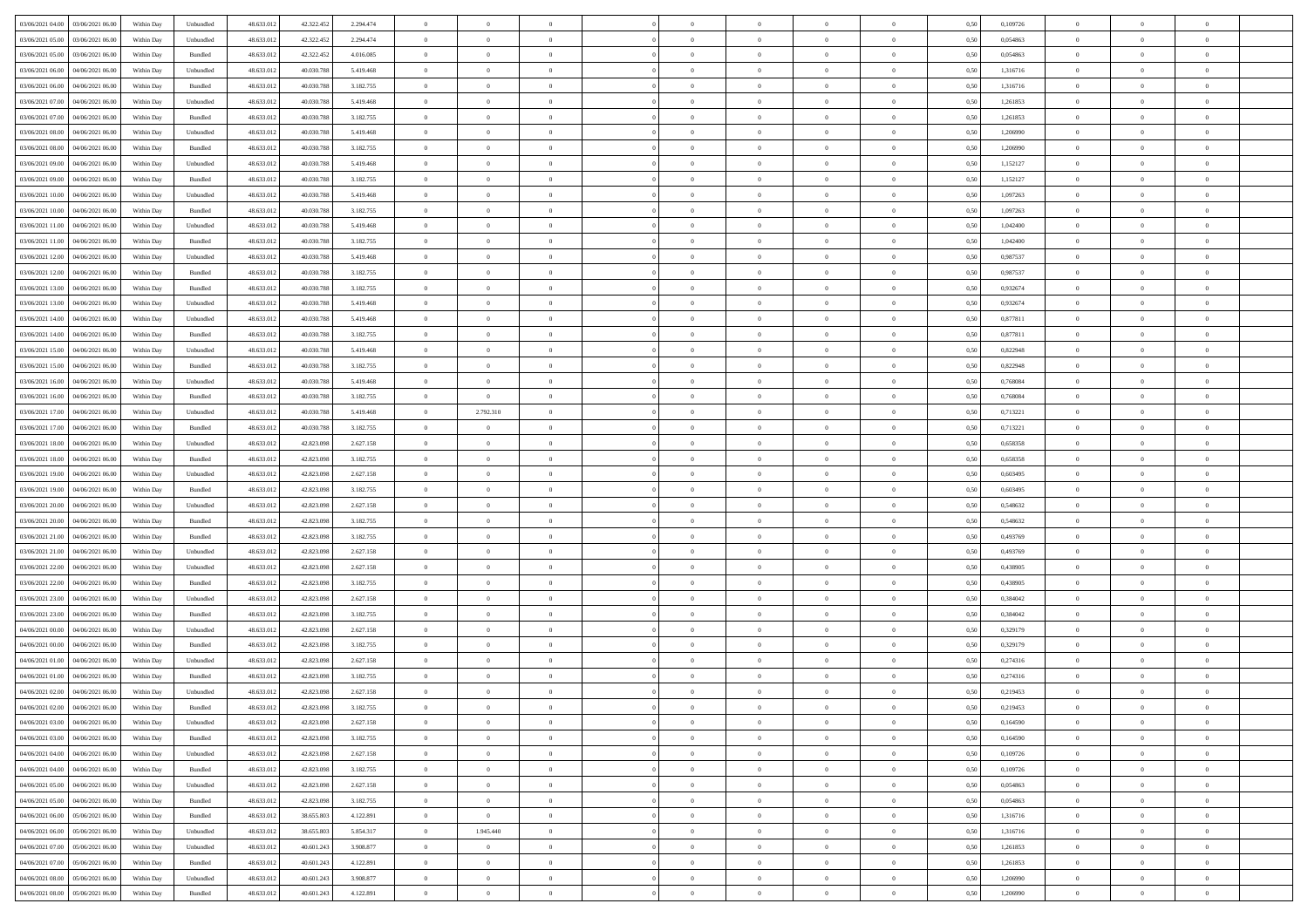| | | | | | | | | | | | | | | | | | | | | |
|---|---|---|---|---|---|---|---|---|---|---|---|---|---|---|---|---|---|---|---|---|
| 03/06/2021 04:00 | 03/06/2021 06:00 | Within Day | Unbundled | 48.633.012 | 42.322.452 | 2.294.474 | 0 | 0 | 0 | | 0 | 0 | 0 | 0 | 0,50 | 0,109726 | 0 | 0 | 0 | |
| 03/06/2021 05:00 | 03/06/2021 06:00 | Within Day | Unbundled | 48.633.012 | 42.322.452 | 2.294.474 | 0 | 0 | 0 | | 0 | 0 | 0 | 0 | 0,50 | 0,054863 | 0 | 0 | 0 | |
| 03/06/2021 05:00 | 03/06/2021 06:00 | Within Day | Bundled | 48.633.012 | 42.322.452 | 4.016.085 | 0 | 0 | 0 | | 0 | 0 | 0 | 0 | 0,50 | 0,054863 | 0 | 0 | 0 | |
| 03/06/2021 06:00 | 04/06/2021 06:00 | Within Day | Unbundled | 48.633.012 | 40.030.788 | 5.419.468 | 0 | 0 | 0 | | 0 | 0 | 0 | 0 | 0,50 | 1,316716 | 0 | 0 | 0 | |
| 03/06/2021 06:00 | 04/06/2021 06:00 | Within Day | Bundled | 48.633.012 | 40.030.788 | 3.182.755 | 0 | 0 | 0 | | 0 | 0 | 0 | 0 | 0,50 | 1,316716 | 0 | 0 | 0 | |
| 03/06/2021 07:00 | 04/06/2021 06:00 | Within Day | Unbundled | 48.633.012 | 40.030.788 | 5.419.468 | 0 | 0 | 0 | | 0 | 0 | 0 | 0 | 0,50 | 1,261853 | 0 | 0 | 0 | |
| 03/06/2021 07:00 | 04/06/2021 06:00 | Within Day | Bundled | 48.633.012 | 40.030.788 | 3.182.755 | 0 | 0 | 0 | | 0 | 0 | 0 | 0 | 0,50 | 1,261853 | 0 | 0 | 0 | |
| 03/06/2021 08:00 | 04/06/2021 06:00 | Within Day | Unbundled | 48.633.012 | 40.030.788 | 5.419.468 | 0 | 0 | 0 | | 0 | 0 | 0 | 0 | 0,50 | 1,206990 | 0 | 0 | 0 | |
| 03/06/2021 08:00 | 04/06/2021 06:00 | Within Day | Bundled | 48.633.012 | 40.030.788 | 3.182.755 | 0 | 0 | 0 | | 0 | 0 | 0 | 0 | 0,50 | 1,206990 | 0 | 0 | 0 | |
| 03/06/2021 09:00 | 04/06/2021 06:00 | Within Day | Unbundled | 48.633.012 | 40.030.788 | 5.419.468 | 0 | 0 | 0 | | 0 | 0 | 0 | 0 | 0,50 | 1,152127 | 0 | 0 | 0 | |
| 03/06/2021 09:00 | 04/06/2021 06:00 | Within Day | Bundled | 48.633.012 | 40.030.788 | 3.182.755 | 0 | 0 | 0 | | 0 | 0 | 0 | 0 | 0,50 | 1,152127 | 0 | 0 | 0 | |
| 03/06/2021 10:00 | 04/06/2021 06:00 | Within Day | Unbundled | 48.633.012 | 40.030.788 | 5.419.468 | 0 | 0 | 0 | | 0 | 0 | 0 | 0 | 0,50 | 1,097263 | 0 | 0 | 0 | |
| 03/06/2021 10:00 | 04/06/2021 06:00 | Within Day | Bundled | 48.633.012 | 40.030.788 | 3.182.755 | 0 | 0 | 0 | | 0 | 0 | 0 | 0 | 0,50 | 1,097263 | 0 | 0 | 0 | |
| 03/06/2021 11:00 | 04/06/2021 06:00 | Within Day | Unbundled | 48.633.012 | 40.030.788 | 5.419.468 | 0 | 0 | 0 | | 0 | 0 | 0 | 0 | 0,50 | 1,042400 | 0 | 0 | 0 | |
| 03/06/2021 11:00 | 04/06/2021 06:00 | Within Day | Bundled | 48.633.012 | 40.030.788 | 3.182.755 | 0 | 0 | 0 | | 0 | 0 | 0 | 0 | 0,50 | 1,042400 | 0 | 0 | 0 | |
| 03/06/2021 12:00 | 04/06/2021 06:00 | Within Day | Unbundled | 48.633.012 | 40.030.788 | 5.419.468 | 0 | 0 | 0 | | 0 | 0 | 0 | 0 | 0,50 | 0,987537 | 0 | 0 | 0 | |
| 03/06/2021 12:00 | 04/06/2021 06:00 | Within Day | Bundled | 48.633.012 | 40.030.788 | 3.182.755 | 0 | 0 | 0 | | 0 | 0 | 0 | 0 | 0,50 | 0,987537 | 0 | 0 | 0 | |
| 03/06/2021 13:00 | 04/06/2021 06:00 | Within Day | Bundled | 48.633.012 | 40.030.788 | 3.182.755 | 0 | 0 | 0 | | 0 | 0 | 0 | 0 | 0,50 | 0,932674 | 0 | 0 | 0 | |
| 03/06/2021 13:00 | 04/06/2021 06:00 | Within Day | Unbundled | 48.633.012 | 40.030.788 | 5.419.468 | 0 | 0 | 0 | | 0 | 0 | 0 | 0 | 0,50 | 0,932674 | 0 | 0 | 0 | |
| 03/06/2021 14:00 | 04/06/2021 06:00 | Within Day | Unbundled | 48.633.012 | 40.030.788 | 5.419.468 | 0 | 0 | 0 | | 0 | 0 | 0 | 0 | 0,50 | 0,877811 | 0 | 0 | 0 | |
| 03/06/2021 14:00 | 04/06/2021 06:00 | Within Day | Bundled | 48.633.012 | 40.030.788 | 3.182.755 | 0 | 0 | 0 | | 0 | 0 | 0 | 0 | 0,50 | 0,877811 | 0 | 0 | 0 | |
| 03/06/2021 15:00 | 04/06/2021 06:00 | Within Day | Unbundled | 48.633.012 | 40.030.788 | 5.419.468 | 0 | 0 | 0 | | 0 | 0 | 0 | 0 | 0,50 | 0,822948 | 0 | 0 | 0 | |
| 03/06/2021 15:00 | 04/06/2021 06:00 | Within Day | Bundled | 48.633.012 | 40.030.788 | 3.182.755 | 0 | 0 | 0 | | 0 | 0 | 0 | 0 | 0,50 | 0,822948 | 0 | 0 | 0 | |
| 03/06/2021 16:00 | 04/06/2021 06:00 | Within Day | Unbundled | 48.633.012 | 40.030.788 | 5.419.468 | 0 | 0 | 0 | | 0 | 0 | 0 | 0 | 0,50 | 0,768084 | 0 | 0 | 0 | |
| 03/06/2021 16:00 | 04/06/2021 06:00 | Within Day | Bundled | 48.633.012 | 40.030.788 | 3.182.755 | 0 | 0 | 0 | | 0 | 0 | 0 | 0 | 0,50 | 0,768084 | 0 | 0 | 0 | |
| 03/06/2021 17:00 | 04/06/2021 06:00 | Within Day | Unbundled | 48.633.012 | 40.030.788 | 5.419.468 | 0 | 2.792.310 | 0 | | 0 | 0 | 0 | 0 | 0,50 | 0,713221 | 0 | 0 | 0 | |
| 03/06/2021 17:00 | 04/06/2021 06:00 | Within Day | Bundled | 48.633.012 | 40.030.788 | 3.182.755 | 0 | 0 | 0 | | 0 | 0 | 0 | 0 | 0,50 | 0,713221 | 0 | 0 | 0 | |
| 03/06/2021 18:00 | 04/06/2021 06:00 | Within Day | Unbundled | 48.633.012 | 42.823.098 | 2.627.158 | 0 | 0 | 0 | | 0 | 0 | 0 | 0 | 0,50 | 0,658358 | 0 | 0 | 0 | |
| 03/06/2021 18:00 | 04/06/2021 06:00 | Within Day | Bundled | 48.633.012 | 42.823.098 | 3.182.755 | 0 | 0 | 0 | | 0 | 0 | 0 | 0 | 0,50 | 0,658358 | 0 | 0 | 0 | |
| 03/06/2021 19:00 | 04/06/2021 06:00 | Within Day | Unbundled | 48.633.012 | 42.823.098 | 2.627.158 | 0 | 0 | 0 | | 0 | 0 | 0 | 0 | 0,50 | 0,603495 | 0 | 0 | 0 | |
| 03/06/2021 19:00 | 04/06/2021 06:00 | Within Day | Bundled | 48.633.012 | 42.823.098 | 3.182.755 | 0 | 0 | 0 | | 0 | 0 | 0 | 0 | 0,50 | 0,603495 | 0 | 0 | 0 | |
| 03/06/2021 20:00 | 04/06/2021 06:00 | Within Day | Unbundled | 48.633.012 | 42.823.098 | 2.627.158 | 0 | 0 | 0 | | 0 | 0 | 0 | 0 | 0,50 | 0,548632 | 0 | 0 | 0 | |
| 03/06/2021 20:00 | 04/06/2021 06:00 | Within Day | Bundled | 48.633.012 | 42.823.098 | 3.182.755 | 0 | 0 | 0 | | 0 | 0 | 0 | 0 | 0,50 | 0,548632 | 0 | 0 | 0 | |
| 03/06/2021 21:00 | 04/06/2021 06:00 | Within Day | Bundled | 48.633.012 | 42.823.098 | 3.182.755 | 0 | 0 | 0 | | 0 | 0 | 0 | 0 | 0,50 | 0,493769 | 0 | 0 | 0 | |
| 03/06/2021 21:00 | 04/06/2021 06:00 | Within Day | Unbundled | 48.633.012 | 42.823.098 | 2.627.158 | 0 | 0 | 0 | | 0 | 0 | 0 | 0 | 0,50 | 0,493769 | 0 | 0 | 0 | |
| 03/06/2021 22:00 | 04/06/2021 06:00 | Within Day | Unbundled | 48.633.012 | 42.823.098 | 2.627.158 | 0 | 0 | 0 | | 0 | 0 | 0 | 0 | 0,50 | 0,438905 | 0 | 0 | 0 | |
| 03/06/2021 22:00 | 04/06/2021 06:00 | Within Day | Bundled | 48.633.012 | 42.823.098 | 3.182.755 | 0 | 0 | 0 | | 0 | 0 | 0 | 0 | 0,50 | 0,438905 | 0 | 0 | 0 | |
| 03/06/2021 23:00 | 04/06/2021 06:00 | Within Day | Unbundled | 48.633.012 | 42.823.098 | 2.627.158 | 0 | 0 | 0 | | 0 | 0 | 0 | 0 | 0,50 | 0,384042 | 0 | 0 | 0 | |
| 03/06/2021 23:00 | 04/06/2021 06:00 | Within Day | Bundled | 48.633.012 | 42.823.098 | 3.182.755 | 0 | 0 | 0 | | 0 | 0 | 0 | 0 | 0,50 | 0,384042 | 0 | 0 | 0 | |
| 04/06/2021 00:00 | 04/06/2021 06:00 | Within Day | Unbundled | 48.633.012 | 42.823.098 | 2.627.158 | 0 | 0 | 0 | | 0 | 0 | 0 | 0 | 0,50 | 0,329179 | 0 | 0 | 0 | |
| 04/06/2021 00:00 | 04/06/2021 06:00 | Within Day | Bundled | 48.633.012 | 42.823.098 | 3.182.755 | 0 | 0 | 0 | | 0 | 0 | 0 | 0 | 0,50 | 0,329179 | 0 | 0 | 0 | |
| 04/06/2021 01:00 | 04/06/2021 06:00 | Within Day | Unbundled | 48.633.012 | 42.823.098 | 2.627.158 | 0 | 0 | 0 | | 0 | 0 | 0 | 0 | 0,50 | 0,274316 | 0 | 0 | 0 | |
| 04/06/2021 01:00 | 04/06/2021 06:00 | Within Day | Bundled | 48.633.012 | 42.823.098 | 3.182.755 | 0 | 0 | 0 | | 0 | 0 | 0 | 0 | 0,50 | 0,274316 | 0 | 0 | 0 | |
| 04/06/2021 02:00 | 04/06/2021 06:00 | Within Day | Unbundled | 48.633.012 | 42.823.098 | 2.627.158 | 0 | 0 | 0 | | 0 | 0 | 0 | 0 | 0,50 | 0,219453 | 0 | 0 | 0 | |
| 04/06/2021 02:00 | 04/06/2021 06:00 | Within Day | Bundled | 48.633.012 | 42.823.098 | 3.182.755 | 0 | 0 | 0 | | 0 | 0 | 0 | 0 | 0,50 | 0,219453 | 0 | 0 | 0 | |
| 04/06/2021 03:00 | 04/06/2021 06:00 | Within Day | Unbundled | 48.633.012 | 42.823.098 | 2.627.158 | 0 | 0 | 0 | | 0 | 0 | 0 | 0 | 0,50 | 0,164590 | 0 | 0 | 0 | |
| 04/06/2021 03:00 | 04/06/2021 06:00 | Within Day | Bundled | 48.633.012 | 42.823.098 | 3.182.755 | 0 | 0 | 0 | | 0 | 0 | 0 | 0 | 0,50 | 0,164590 | 0 | 0 | 0 | |
| 04/06/2021 04:00 | 04/06/2021 06:00 | Within Day | Unbundled | 48.633.012 | 42.823.098 | 2.627.158 | 0 | 0 | 0 | | 0 | 0 | 0 | 0 | 0,50 | 0,109726 | 0 | 0 | 0 | |
| 04/06/2021 04:00 | 04/06/2021 06:00 | Within Day | Bundled | 48.633.012 | 42.823.098 | 3.182.755 | 0 | 0 | 0 | | 0 | 0 | 0 | 0 | 0,50 | 0,109726 | 0 | 0 | 0 | |
| 04/06/2021 05:00 | 04/06/2021 06:00 | Within Day | Unbundled | 48.633.012 | 42.823.098 | 2.627.158 | 0 | 0 | 0 | | 0 | 0 | 0 | 0 | 0,50 | 0,054863 | 0 | 0 | 0 | |
| 04/06/2021 05:00 | 04/06/2021 06:00 | Within Day | Bundled | 48.633.012 | 42.823.098 | 3.182.755 | 0 | 0 | 0 | | 0 | 0 | 0 | 0 | 0,50 | 0,054863 | 0 | 0 | 0 | |
| 04/06/2021 06:00 | 05/06/2021 06:00 | Within Day | Bundled | 48.633.012 | 38.655.803 | 4.122.891 | 0 | 0 | 0 | | 0 | 0 | 0 | 0 | 0,50 | 1,316716 | 0 | 0 | 0 | |
| 04/06/2021 06:00 | 05/06/2021 06:00 | Within Day | Unbundled | 48.633.012 | 38.655.803 | 5.854.317 | 0 | 1.945.440 | 0 | | 0 | 0 | 0 | 0 | 0,50 | 1,316716 | 0 | 0 | 0 | |
| 04/06/2021 07:00 | 05/06/2021 06:00 | Within Day | Unbundled | 48.633.012 | 40.601.243 | 3.908.877 | 0 | 0 | 0 | | 0 | 0 | 0 | 0 | 0,50 | 1,261853 | 0 | 0 | 0 | |
| 04/06/2021 07:00 | 05/06/2021 06:00 | Within Day | Bundled | 48.633.012 | 40.601.243 | 4.122.891 | 0 | 0 | 0 | | 0 | 0 | 0 | 0 | 0,50 | 1,261853 | 0 | 0 | 0 | |
| 04/06/2021 08:00 | 05/06/2021 06:00 | Within Day | Unbundled | 48.633.012 | 40.601.243 | 3.908.877 | 0 | 0 | 0 | | 0 | 0 | 0 | 0 | 0,50 | 1,206990 | 0 | 0 | 0 | |
| 04/06/2021 08:00 | 05/06/2021 06:00 | Within Day | Bundled | 48.633.012 | 40.601.243 | 4.122.891 | 0 | 0 | 0 | | 0 | 0 | 0 | 0 | 0,50 | 1,206990 | 0 | 0 | 0 | |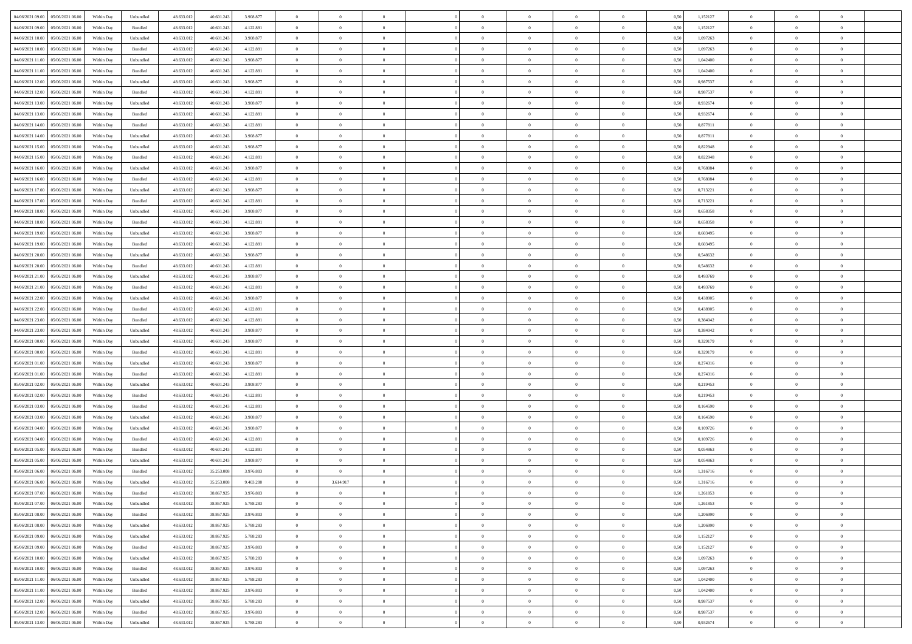| | | | | | | | | | | | | | | | | | | | | | |
|---|---|---|---|---|---|---|---|---|---|---|---|---|---|---|---|---|---|---|---|---|---|
| 04/06/2021 09:00 | 05/06/2021 06:00 | Within Day | Unbundled | 48.633.012 | 40.601.243 | 3.908.877 | 0 | 0 | 0 | | 0 | 0 | 0 | 0 | 0 | 0,50 | 1,152127 | 0 | 0 | 0 | |
| 04/06/2021 09:00 | 05/06/2021 06:00 | Within Day | Bundled | 48.633.012 | 40.601.243 | 4.122.891 | 0 | 0 | 0 | | 0 | 0 | 0 | 0 | 0 | 0,50 | 1,152127 | 0 | 0 | 0 | |
| 04/06/2021 10:00 | 05/06/2021 06:00 | Within Day | Unbundled | 48.633.012 | 40.601.243 | 3.908.877 | 0 | 0 | 0 | | 0 | 0 | 0 | 0 | 0 | 0,50 | 1,097263 | 0 | 0 | 0 | |
| 04/06/2021 10:00 | 05/06/2021 06:00 | Within Day | Bundled | 48.633.012 | 40.601.243 | 4.122.891 | 0 | 0 | 0 | | 0 | 0 | 0 | 0 | 0 | 0,50 | 1,097263 | 0 | 0 | 0 | |
| 04/06/2021 11:00 | 05/06/2021 06:00 | Within Day | Unbundled | 48.633.012 | 40.601.243 | 3.908.877 | 0 | 0 | 0 | | 0 | 0 | 0 | 0 | 0 | 0,50 | 1,042400 | 0 | 0 | 0 | |
| 04/06/2021 11:00 | 05/06/2021 06:00 | Within Day | Bundled | 48.633.012 | 40.601.243 | 4.122.891 | 0 | 0 | 0 | | 0 | 0 | 0 | 0 | 0 | 0,50 | 1,042400 | 0 | 0 | 0 | |
| 04/06/2021 12:00 | 05/06/2021 06:00 | Within Day | Unbundled | 48.633.012 | 40.601.243 | 3.908.877 | 0 | 0 | 0 | | 0 | 0 | 0 | 0 | 0 | 0,50 | 0,987537 | 0 | 0 | 0 | |
| 04/06/2021 12:00 | 05/06/2021 06:00 | Within Day | Bundled | 48.633.012 | 40.601.243 | 4.122.891 | 0 | 0 | 0 | | 0 | 0 | 0 | 0 | 0 | 0,50 | 0,987537 | 0 | 0 | 0 | |
| 04/06/2021 13:00 | 05/06/2021 06:00 | Within Day | Unbundled | 48.633.012 | 40.601.243 | 3.908.877 | 0 | 0 | 0 | | 0 | 0 | 0 | 0 | 0 | 0,50 | 0,932674 | 0 | 0 | 0 | |
| 04/06/2021 13:00 | 05/06/2021 06:00 | Within Day | Bundled | 48.633.012 | 40.601.243 | 4.122.891 | 0 | 0 | 0 | | 0 | 0 | 0 | 0 | 0 | 0,50 | 0,932674 | 0 | 0 | 0 | |
| 04/06/2021 14:00 | 05/06/2021 06:00 | Within Day | Bundled | 48.633.012 | 40.601.243 | 4.122.891 | 0 | 0 | 0 | | 0 | 0 | 0 | 0 | 0 | 0,50 | 0,877811 | 0 | 0 | 0 | |
| 04/06/2021 14:00 | 05/06/2021 06:00 | Within Day | Unbundled | 48.633.012 | 40.601.243 | 3.908.877 | 0 | 0 | 0 | | 0 | 0 | 0 | 0 | 0 | 0,50 | 0,877811 | 0 | 0 | 0 | |
| 04/06/2021 15:00 | 05/06/2021 06:00 | Within Day | Unbundled | 48.633.012 | 40.601.243 | 3.908.877 | 0 | 0 | 0 | | 0 | 0 | 0 | 0 | 0 | 0,50 | 0,822948 | 0 | 0 | 0 | |
| 04/06/2021 15:00 | 05/06/2021 06:00 | Within Day | Bundled | 48.633.012 | 40.601.243 | 4.122.891 | 0 | 0 | 0 | | 0 | 0 | 0 | 0 | 0 | 0,50 | 0,822948 | 0 | 0 | 0 | |
| 04/06/2021 16:00 | 05/06/2021 06:00 | Within Day | Unbundled | 48.633.012 | 40.601.243 | 3.908.877 | 0 | 0 | 0 | | 0 | 0 | 0 | 0 | 0 | 0,50 | 0,768084 | 0 | 0 | 0 | |
| 04/06/2021 16:00 | 05/06/2021 06:00 | Within Day | Bundled | 48.633.012 | 40.601.243 | 4.122.891 | 0 | 0 | 0 | | 0 | 0 | 0 | 0 | 0 | 0,50 | 0,768084 | 0 | 0 | 0 | |
| 04/06/2021 17:00 | 05/06/2021 06:00 | Within Day | Unbundled | 48.633.012 | 40.601.243 | 3.908.877 | 0 | 0 | 0 | | 0 | 0 | 0 | 0 | 0 | 0,50 | 0,713221 | 0 | 0 | 0 | |
| 04/06/2021 17:00 | 05/06/2021 06:00 | Within Day | Bundled | 48.633.012 | 40.601.243 | 4.122.891 | 0 | 0 | 0 | | 0 | 0 | 0 | 0 | 0 | 0,50 | 0,713221 | 0 | 0 | 0 | |
| 04/06/2021 18:00 | 05/06/2021 06:00 | Within Day | Unbundled | 48.633.012 | 40.601.243 | 3.908.877 | 0 | 0 | 0 | | 0 | 0 | 0 | 0 | 0 | 0,50 | 0,658358 | 0 | 0 | 0 | |
| 04/06/2021 18:00 | 05/06/2021 06:00 | Within Day | Bundled | 48.633.012 | 40.601.243 | 4.122.891 | 0 | 0 | 0 | | 0 | 0 | 0 | 0 | 0 | 0,50 | 0,658358 | 0 | 0 | 0 | |
| 04/06/2021 19:00 | 05/06/2021 06:00 | Within Day | Unbundled | 48.633.012 | 40.601.243 | 3.908.877 | 0 | 0 | 0 | | 0 | 0 | 0 | 0 | 0 | 0,50 | 0,603495 | 0 | 0 | 0 | |
| 04/06/2021 19:00 | 05/06/2021 06:00 | Within Day | Bundled | 48.633.012 | 40.601.243 | 4.122.891 | 0 | 0 | 0 | | 0 | 0 | 0 | 0 | 0 | 0,50 | 0,603495 | 0 | 0 | 0 | |
| 04/06/2021 20:00 | 05/06/2021 06:00 | Within Day | Unbundled | 48.633.012 | 40.601.243 | 3.908.877 | 0 | 0 | 0 | | 0 | 0 | 0 | 0 | 0 | 0,50 | 0,548632 | 0 | 0 | 0 | |
| 04/06/2021 20:00 | 05/06/2021 06:00 | Within Day | Bundled | 48.633.012 | 40.601.243 | 4.122.891 | 0 | 0 | 0 | | 0 | 0 | 0 | 0 | 0 | 0,50 | 0,548632 | 0 | 0 | 0 | |
| 04/06/2021 21:00 | 05/06/2021 06:00 | Within Day | Unbundled | 48.633.012 | 40.601.243 | 3.908.877 | 0 | 0 | 0 | | 0 | 0 | 0 | 0 | 0 | 0,50 | 0,493769 | 0 | 0 | 0 | |
| 04/06/2021 21:00 | 05/06/2021 06:00 | Within Day | Bundled | 48.633.012 | 40.601.243 | 4.122.891 | 0 | 0 | 0 | | 0 | 0 | 0 | 0 | 0 | 0,50 | 0,493769 | 0 | 0 | 0 | |
| 04/06/2021 22:00 | 05/06/2021 06:00 | Within Day | Unbundled | 48.633.012 | 40.601.243 | 3.908.877 | 0 | 0 | 0 | | 0 | 0 | 0 | 0 | 0 | 0,50 | 0,438905 | 0 | 0 | 0 | |
| 04/06/2021 22:00 | 05/06/2021 06:00 | Within Day | Bundled | 48.633.012 | 40.601.243 | 4.122.891 | 0 | 0 | 0 | | 0 | 0 | 0 | 0 | 0 | 0,50 | 0,438905 | 0 | 0 | 0 | |
| 04/06/2021 23:00 | 05/06/2021 06:00 | Within Day | Bundled | 48.633.012 | 40.601.243 | 4.122.891 | 0 | 0 | 0 | | 0 | 0 | 0 | 0 | 0 | 0,50 | 0,384042 | 0 | 0 | 0 | |
| 04/06/2021 23:00 | 05/06/2021 06:00 | Within Day | Unbundled | 48.633.012 | 40.601.243 | 3.908.877 | 0 | 0 | 0 | | 0 | 0 | 0 | 0 | 0 | 0,50 | 0,384042 | 0 | 0 | 0 | |
| 05/06/2021 00:00 | 05/06/2021 06:00 | Within Day | Unbundled | 48.633.012 | 40.601.243 | 3.908.877 | 0 | 0 | 0 | | 0 | 0 | 0 | 0 | 0 | 0,50 | 0,329179 | 0 | 0 | 0 | |
| 05/06/2021 00:00 | 05/06/2021 06:00 | Within Day | Bundled | 48.633.012 | 40.601.243 | 4.122.891 | 0 | 0 | 0 | | 0 | 0 | 0 | 0 | 0 | 0,50 | 0,329179 | 0 | 0 | 0 | |
| 05/06/2021 01:00 | 05/06/2021 06:00 | Within Day | Unbundled | 48.633.012 | 40.601.243 | 3.908.877 | 0 | 0 | 0 | | 0 | 0 | 0 | 0 | 0 | 0,50 | 0,274316 | 0 | 0 | 0 | |
| 05/06/2021 01:00 | 05/06/2021 06:00 | Within Day | Bundled | 48.633.012 | 40.601.243 | 4.122.891 | 0 | 0 | 0 | | 0 | 0 | 0 | 0 | 0 | 0,50 | 0,274316 | 0 | 0 | 0 | |
| 05/06/2021 02:00 | 05/06/2021 06:00 | Within Day | Unbundled | 48.633.012 | 40.601.243 | 3.908.877 | 0 | 0 | 0 | | 0 | 0 | 0 | 0 | 0 | 0,50 | 0,219453 | 0 | 0 | 0 | |
| 05/06/2021 02:00 | 05/06/2021 06:00 | Within Day | Bundled | 48.633.012 | 40.601.243 | 4.122.891 | 0 | 0 | 0 | | 0 | 0 | 0 | 0 | 0 | 0,50 | 0,219453 | 0 | 0 | 0 | |
| 05/06/2021 03:00 | 05/06/2021 06:00 | Within Day | Bundled | 48.633.012 | 40.601.243 | 4.122.891 | 0 | 0 | 0 | | 0 | 0 | 0 | 0 | 0 | 0,50 | 0,164590 | 0 | 0 | 0 | |
| 05/06/2021 03:00 | 05/06/2021 06:00 | Within Day | Unbundled | 48.633.012 | 40.601.243 | 3.908.877 | 0 | 0 | 0 | | 0 | 0 | 0 | 0 | 0 | 0,50 | 0,164590 | 0 | 0 | 0 | |
| 05/06/2021 04:00 | 05/06/2021 06:00 | Within Day | Unbundled | 48.633.012 | 40.601.243 | 3.908.877 | 0 | 0 | 0 | | 0 | 0 | 0 | 0 | 0 | 0,50 | 0,109726 | 0 | 0 | 0 | |
| 05/06/2021 04:00 | 05/06/2021 06:00 | Within Day | Bundled | 48.633.012 | 40.601.243 | 4.122.891 | 0 | 0 | 0 | | 0 | 0 | 0 | 0 | 0 | 0,50 | 0,109726 | 0 | 0 | 0 | |
| 05/06/2021 05:00 | 05/06/2021 06:00 | Within Day | Bundled | 48.633.012 | 40.601.243 | 4.122.891 | 0 | 0 | 0 | | 0 | 0 | 0 | 0 | 0 | 0,50 | 0,054863 | 0 | 0 | 0 | |
| 05/06/2021 05:00 | 05/06/2021 06:00 | Within Day | Unbundled | 48.633.012 | 40.601.243 | 3.908.877 | 0 | 0 | 0 | | 0 | 0 | 0 | 0 | 0 | 0,50 | 0,054863 | 0 | 0 | 0 | |
| 05/06/2021 06:00 | 06/06/2021 06:00 | Within Day | Bundled | 48.633.012 | 35.253.008 | 3.976.803 | 0 | 0 | 0 | | 0 | 0 | 0 | 0 | 0 | 0,50 | 1,316716 | 0 | 0 | 0 | |
| 05/06/2021 06:00 | 06/06/2021 06:00 | Within Day | Unbundled | 48.633.012 | 35.253.008 | 9.403.200 | 0 | 3.614.917 | 0 | | 0 | 0 | 0 | 0 | 0 | 0,50 | 1,316716 | 0 | 0 | 0 | |
| 05/06/2021 07:00 | 06/06/2021 06:00 | Within Day | Bundled | 48.633.012 | 38.867.925 | 3.976.803 | 0 | 0 | 0 | | 0 | 0 | 0 | 0 | 0 | 0,50 | 1,261853 | 0 | 0 | 0 | |
| 05/06/2021 07:00 | 06/06/2021 06:00 | Within Day | Unbundled | 48.633.012 | 38.867.925 | 5.788.283 | 0 | 0 | 0 | | 0 | 0 | 0 | 0 | 0 | 0,50 | 1,261853 | 0 | 0 | 0 | |
| 05/06/2021 08:00 | 06/06/2021 06:00 | Within Day | Bundled | 48.633.012 | 38.867.925 | 3.976.803 | 0 | 0 | 0 | | 0 | 0 | 0 | 0 | 0 | 0,50 | 1,206990 | 0 | 0 | 0 | |
| 05/06/2021 08:00 | 06/06/2021 06:00 | Within Day | Unbundled | 48.633.012 | 38.867.925 | 5.788.283 | 0 | 0 | 0 | | 0 | 0 | 0 | 0 | 0 | 0,50 | 1,206990 | 0 | 0 | 0 | |
| 05/06/2021 09:00 | 06/06/2021 06:00 | Within Day | Unbundled | 48.633.012 | 38.867.925 | 5.788.283 | 0 | 0 | 0 | | 0 | 0 | 0 | 0 | 0 | 0,50 | 1,152127 | 0 | 0 | 0 | |
| 05/06/2021 09:00 | 06/06/2021 06:00 | Within Day | Bundled | 48.633.012 | 38.867.925 | 3.976.803 | 0 | 0 | 0 | | 0 | 0 | 0 | 0 | 0 | 0,50 | 1,152127 | 0 | 0 | 0 | |
| 05/06/2021 10:00 | 06/06/2021 06:00 | Within Day | Unbundled | 48.633.012 | 38.867.925 | 5.788.283 | 0 | 0 | 0 | | 0 | 0 | 0 | 0 | 0 | 0,50 | 1,097263 | 0 | 0 | 0 | |
| 05/06/2021 10:00 | 06/06/2021 06:00 | Within Day | Bundled | 48.633.012 | 38.867.925 | 3.976.803 | 0 | 0 | 0 | | 0 | 0 | 0 | 0 | 0 | 0,50 | 1,097263 | 0 | 0 | 0 | |
| 05/06/2021 11:00 | 06/06/2021 06:00 | Within Day | Unbundled | 48.633.012 | 38.867.925 | 5.788.283 | 0 | 0 | 0 | | 0 | 0 | 0 | 0 | 0 | 0,50 | 1,042400 | 0 | 0 | 0 | |
| 05/06/2021 11:00 | 06/06/2021 06:00 | Within Day | Bundled | 48.633.012 | 38.867.925 | 3.976.803 | 0 | 0 | 0 | | 0 | 0 | 0 | 0 | 0 | 0,50 | 1,042400 | 0 | 0 | 0 | |
| 05/06/2021 12:00 | 06/06/2021 06:00 | Within Day | Unbundled | 48.633.012 | 38.867.925 | 5.788.283 | 0 | 0 | 0 | | 0 | 0 | 0 | 0 | 0 | 0,50 | 0,987537 | 0 | 0 | 0 | |
| 05/06/2021 12:00 | 06/06/2021 06:00 | Within Day | Bundled | 48.633.012 | 38.867.925 | 3.976.803 | 0 | 0 | 0 | | 0 | 0 | 0 | 0 | 0 | 0,50 | 0,987537 | 0 | 0 | 0 | |
| 05/06/2021 13:00 | 06/06/2021 06:00 | Within Day | Unbundled | 48.633.012 | 38.867.925 | 5.788.283 | 0 | 0 | 0 | | 0 | 0 | 0 | 0 | 0 | 0,50 | 0,932674 | 0 | 0 | 0 | |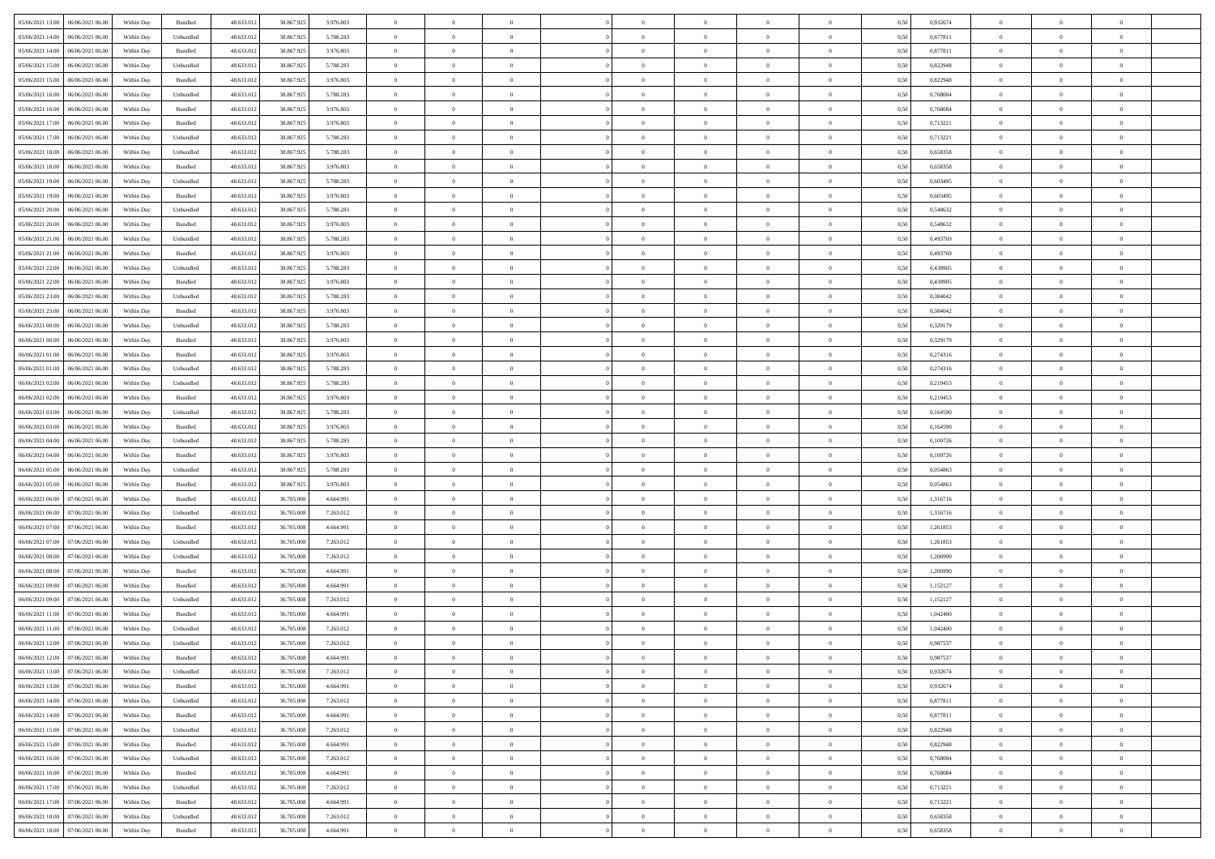| | | | | | | | | | | | | | | | | | | | | |
|---|---|---|---|---|---|---|---|---|---|---|---|---|---|---|---|---|---|---|---|---|
| 05/06/2021 13:00 | 06/06/2021 06:00 | Within Day | Bundled | 48.633.012 | 38.867.925 | 3.976.803 | 0 | 0 | 0 | | 0 | 0 | 0 | 0 | 0,50 | 0,932674 | 0 | 0 | 0 | |
| 05/06/2021 14:00 | 06/06/2021 06:00 | Within Day | Unbundled | 48.633.012 | 38.867.925 | 5.788.283 | 0 | 0 | 0 | | 0 | 0 | 0 | 0 | 0,50 | 0,877811 | 0 | 0 | 0 | |
| 05/06/2021 14:00 | 06/06/2021 06:00 | Within Day | Bundled | 48.633.012 | 38.867.925 | 3.976.803 | 0 | 0 | 0 | | 0 | 0 | 0 | 0 | 0,50 | 0,877811 | 0 | 0 | 0 | |
| 05/06/2021 15:00 | 06/06/2021 06:00 | Within Day | Unbundled | 48.633.012 | 38.867.925 | 5.788.283 | 0 | 0 | 0 | | 0 | 0 | 0 | 0 | 0,50 | 0,822948 | 0 | 0 | 0 | |
| 05/06/2021 15:00 | 06/06/2021 06:00 | Within Day | Bundled | 48.633.012 | 38.867.925 | 3.976.803 | 0 | 0 | 0 | | 0 | 0 | 0 | 0 | 0,50 | 0,822948 | 0 | 0 | 0 | |
| 05/06/2021 16:00 | 06/06/2021 06:00 | Within Day | Unbundled | 48.633.012 | 38.867.925 | 5.788.283 | 0 | 0 | 0 | | 0 | 0 | 0 | 0 | 0,50 | 0,768084 | 0 | 0 | 0 | |
| 05/06/2021 16:00 | 06/06/2021 06:00 | Within Day | Bundled | 48.633.012 | 38.867.925 | 3.976.803 | 0 | 0 | 0 | | 0 | 0 | 0 | 0 | 0,50 | 0,768084 | 0 | 0 | 0 | |
| 05/06/2021 17:00 | 06/06/2021 06:00 | Within Day | Bundled | 48.633.012 | 38.867.925 | 3.976.803 | 0 | 0 | 0 | | 0 | 0 | 0 | 0 | 0,50 | 0,713221 | 0 | 0 | 0 | |
| 05/06/2021 17:00 | 06/06/2021 06:00 | Within Day | Unbundled | 48.633.012 | 38.867.925 | 5.788.283 | 0 | 0 | 0 | | 0 | 0 | 0 | 0 | 0,50 | 0,713221 | 0 | 0 | 0 | |
| 05/06/2021 18:00 | 06/06/2021 06:00 | Within Day | Unbundled | 48.633.012 | 38.867.925 | 5.788.283 | 0 | 0 | 0 | | 0 | 0 | 0 | 0 | 0,50 | 0,658358 | 0 | 0 | 0 | |
| 05/06/2021 18:00 | 06/06/2021 06:00 | Within Day | Bundled | 48.633.012 | 38.867.925 | 3.976.803 | 0 | 0 | 0 | | 0 | 0 | 0 | 0 | 0,50 | 0,658358 | 0 | 0 | 0 | |
| 05/06/2021 19:00 | 06/06/2021 06:00 | Within Day | Unbundled | 48.633.012 | 38.867.925 | 5.788.283 | 0 | 0 | 0 | | 0 | 0 | 0 | 0 | 0,50 | 0,603495 | 0 | 0 | 0 | |
| 05/06/2021 19:00 | 06/06/2021 06:00 | Within Day | Bundled | 48.633.012 | 38.867.925 | 3.976.803 | 0 | 0 | 0 | | 0 | 0 | 0 | 0 | 0,50 | 0,603495 | 0 | 0 | 0 | |
| 05/06/2021 20:00 | 06/06/2021 06:00 | Within Day | Unbundled | 48.633.012 | 38.867.925 | 5.788.283 | 0 | 0 | 0 | | 0 | 0 | 0 | 0 | 0,50 | 0,548632 | 0 | 0 | 0 | |
| 05/06/2021 20:00 | 06/06/2021 06:00 | Within Day | Bundled | 48.633.012 | 38.867.925 | 3.976.803 | 0 | 0 | 0 | | 0 | 0 | 0 | 0 | 0,50 | 0,548632 | 0 | 0 | 0 | |
| 05/06/2021 21:00 | 06/06/2021 06:00 | Within Day | Unbundled | 48.633.012 | 38.867.925 | 5.788.283 | 0 | 0 | 0 | | 0 | 0 | 0 | 0 | 0,50 | 0,493769 | 0 | 0 | 0 | |
| 05/06/2021 21:00 | 06/06/2021 06:00 | Within Day | Bundled | 48.633.012 | 38.867.925 | 3.976.803 | 0 | 0 | 0 | | 0 | 0 | 0 | 0 | 0,50 | 0,493769 | 0 | 0 | 0 | |
| 05/06/2021 22:00 | 06/06/2021 06:00 | Within Day | Unbundled | 48.633.012 | 38.867.925 | 5.788.283 | 0 | 0 | 0 | | 0 | 0 | 0 | 0 | 0,50 | 0,438905 | 0 | 0 | 0 | |
| 05/06/2021 22:00 | 06/06/2021 06:00 | Within Day | Bundled | 48.633.012 | 38.867.925 | 3.976.803 | 0 | 0 | 0 | | 0 | 0 | 0 | 0 | 0,50 | 0,438905 | 0 | 0 | 0 | |
| 05/06/2021 23:00 | 06/06/2021 06:00 | Within Day | Unbundled | 48.633.012 | 38.867.925 | 5.788.283 | 0 | 0 | 0 | | 0 | 0 | 0 | 0 | 0,50 | 0,384042 | 0 | 0 | 0 | |
| 05/06/2021 23:00 | 06/06/2021 06:00 | Within Day | Bundled | 48.633.012 | 38.867.925 | 3.976.803 | 0 | 0 | 0 | | 0 | 0 | 0 | 0 | 0,50 | 0,384042 | 0 | 0 | 0 | |
| 06/06/2021 00:00 | 06/06/2021 06:00 | Within Day | Unbundled | 48.633.012 | 38.867.925 | 5.788.283 | 0 | 0 | 0 | | 0 | 0 | 0 | 0 | 0,50 | 0,329179 | 0 | 0 | 0 | |
| 06/06/2021 00:00 | 06/06/2021 06:00 | Within Day | Bundled | 48.633.012 | 38.867.925 | 3.976.803 | 0 | 0 | 0 | | 0 | 0 | 0 | 0 | 0,50 | 0,329179 | 0 | 0 | 0 | |
| 06/06/2021 01:00 | 06/06/2021 06:00 | Within Day | Bundled | 48.633.012 | 38.867.925 | 3.976.803 | 0 | 0 | 0 | | 0 | 0 | 0 | 0 | 0,50 | 0,274316 | 0 | 0 | 0 | |
| 06/06/2021 01:00 | 06/06/2021 06:00 | Within Day | Unbundled | 48.633.012 | 38.867.925 | 5.788.283 | 0 | 0 | 0 | | 0 | 0 | 0 | 0 | 0,50 | 0,274316 | 0 | 0 | 0 | |
| 06/06/2021 02:00 | 06/06/2021 06:00 | Within Day | Unbundled | 48.633.012 | 38.867.925 | 5.788.283 | 0 | 0 | 0 | | 0 | 0 | 0 | 0 | 0,50 | 0,219453 | 0 | 0 | 0 | |
| 06/06/2021 02:00 | 06/06/2021 06:00 | Within Day | Bundled | 48.633.012 | 38.867.925 | 3.976.803 | 0 | 0 | 0 | | 0 | 0 | 0 | 0 | 0,50 | 0,219453 | 0 | 0 | 0 | |
| 06/06/2021 03:00 | 06/06/2021 06:00 | Within Day | Unbundled | 48.633.012 | 38.867.925 | 5.788.283 | 0 | 0 | 0 | | 0 | 0 | 0 | 0 | 0,50 | 0,164590 | 0 | 0 | 0 | |
| 06/06/2021 03:00 | 06/06/2021 06:00 | Within Day | Bundled | 48.633.012 | 38.867.925 | 3.976.803 | 0 | 0 | 0 | | 0 | 0 | 0 | 0 | 0,50 | 0,164590 | 0 | 0 | 0 | |
| 06/06/2021 04:00 | 06/06/2021 06:00 | Within Day | Unbundled | 48.633.012 | 38.867.925 | 5.788.283 | 0 | 0 | 0 | | 0 | 0 | 0 | 0 | 0,50 | 0,109726 | 0 | 0 | 0 | |
| 06/06/2021 04:00 | 06/06/2021 06:00 | Within Day | Bundled | 48.633.012 | 38.867.925 | 3.976.803 | 0 | 0 | 0 | | 0 | 0 | 0 | 0 | 0,50 | 0,109726 | 0 | 0 | 0 | |
| 06/06/2021 05:00 | 06/06/2021 06:00 | Within Day | Unbundled | 48.633.012 | 38.867.925 | 5.788.283 | 0 | 0 | 0 | | 0 | 0 | 0 | 0 | 0,50 | 0,054863 | 0 | 0 | 0 | |
| 06/06/2021 05:00 | 06/06/2021 06:00 | Within Day | Bundled | 48.633.012 | 38.867.925 | 3.976.803 | 0 | 0 | 0 | | 0 | 0 | 0 | 0 | 0,50 | 0,054863 | 0 | 0 | 0 | |
| 06/06/2021 06:00 | 07/06/2021 06:00 | Within Day | Bundled | 48.633.012 | 36.705.008 | 4.664.991 | 0 | 0 | 0 | | 0 | 0 | 0 | 0 | 0,50 | 1,316716 | 0 | 0 | 0 | |
| 06/06/2021 06:00 | 07/06/2021 06:00 | Within Day | Unbundled | 48.633.012 | 36.705.008 | 7.263.012 | 0 | 0 | 0 | | 0 | 0 | 0 | 0 | 0,50 | 1,316716 | 0 | 0 | 0 | |
| 06/06/2021 07:00 | 07/06/2021 06:00 | Within Day | Bundled | 48.633.012 | 36.705.008 | 4.664.991 | 0 | 0 | 0 | | 0 | 0 | 0 | 0 | 0,50 | 1,261853 | 0 | 0 | 0 | |
| 06/06/2021 07:00 | 07/06/2021 06:00 | Within Day | Unbundled | 48.633.012 | 36.705.008 | 7.263.012 | 0 | 0 | 0 | | 0 | 0 | 0 | 0 | 0,50 | 1,261853 | 0 | 0 | 0 | |
| 06/06/2021 08:00 | 07/06/2021 06:00 | Within Day | Unbundled | 48.633.012 | 36.705.008 | 7.263.012 | 0 | 0 | 0 | | 0 | 0 | 0 | 0 | 0,50 | 1,206990 | 0 | 0 | 0 | |
| 06/06/2021 08:00 | 07/06/2021 06:00 | Within Day | Bundled | 48.633.012 | 36.705.008 | 4.664.991 | 0 | 0 | 0 | | 0 | 0 | 0 | 0 | 0,50 | 1,206990 | 0 | 0 | 0 | |
| 06/06/2021 09:00 | 07/06/2021 06:00 | Within Day | Bundled | 48.633.012 | 36.705.008 | 4.664.991 | 0 | 0 | 0 | | 0 | 0 | 0 | 0 | 0,50 | 1,152127 | 0 | 0 | 0 | |
| 06/06/2021 09:00 | 07/06/2021 06:00 | Within Day | Unbundled | 48.633.012 | 36.705.008 | 7.263.012 | 0 | 0 | 0 | | 0 | 0 | 0 | 0 | 0,50 | 1,152127 | 0 | 0 | 0 | |
| 06/06/2021 11:00 | 07/06/2021 06:00 | Within Day | Bundled | 48.633.012 | 36.705.008 | 4.664.991 | 0 | 0 | 0 | | 0 | 0 | 0 | 0 | 0,50 | 1,042400 | 0 | 0 | 0 | |
| 06/06/2021 11:00 | 07/06/2021 06:00 | Within Day | Unbundled | 48.633.012 | 36.705.008 | 7.263.012 | 0 | 0 | 0 | | 0 | 0 | 0 | 0 | 0,50 | 1,042400 | 0 | 0 | 0 | |
| 06/06/2021 12:00 | 07/06/2021 06:00 | Within Day | Unbundled | 48.633.012 | 36.705.008 | 7.263.012 | 0 | 0 | 0 | | 0 | 0 | 0 | 0 | 0,50 | 0,987537 | 0 | 0 | 0 | |
| 06/06/2021 12:00 | 07/06/2021 06:00 | Within Day | Bundled | 48.633.012 | 36.705.008 | 4.664.991 | 0 | 0 | 0 | | 0 | 0 | 0 | 0 | 0,50 | 0,987537 | 0 | 0 | 0 | |
| 06/06/2021 13:00 | 07/06/2021 06:00 | Within Day | Unbundled | 48.633.012 | 36.705.008 | 7.263.012 | 0 | 0 | 0 | | 0 | 0 | 0 | 0 | 0,50 | 0,932674 | 0 | 0 | 0 | |
| 06/06/2021 13:00 | 07/06/2021 06:00 | Within Day | Bundled | 48.633.012 | 36.705.008 | 4.664.991 | 0 | 0 | 0 | | 0 | 0 | 0 | 0 | 0,50 | 0,932674 | 0 | 0 | 0 | |
| 06/06/2021 14:00 | 07/06/2021 06:00 | Within Day | Unbundled | 48.633.012 | 36.705.008 | 7.263.012 | 0 | 0 | 0 | | 0 | 0 | 0 | 0 | 0,50 | 0,877811 | 0 | 0 | 0 | |
| 06/06/2021 14:00 | 07/06/2021 06:00 | Within Day | Bundled | 48.633.012 | 36.705.008 | 4.664.991 | 0 | 0 | 0 | | 0 | 0 | 0 | 0 | 0,50 | 0,877811 | 0 | 0 | 0 | |
| 06/06/2021 15:00 | 07/06/2021 06:00 | Within Day | Unbundled | 48.633.012 | 36.705.008 | 7.263.012 | 0 | 0 | 0 | | 0 | 0 | 0 | 0 | 0,50 | 0,822948 | 0 | 0 | 0 | |
| 06/06/2021 15:00 | 07/06/2021 06:00 | Within Day | Bundled | 48.633.012 | 36.705.008 | 4.664.991 | 0 | 0 | 0 | | 0 | 0 | 0 | 0 | 0,50 | 0,822948 | 0 | 0 | 0 | |
| 06/06/2021 16:00 | 07/06/2021 06:00 | Within Day | Unbundled | 48.633.012 | 36.705.008 | 7.263.012 | 0 | 0 | 0 | | 0 | 0 | 0 | 0 | 0,50 | 0,768084 | 0 | 0 | 0 | |
| 06/06/2021 16:00 | 07/06/2021 06:00 | Within Day | Bundled | 48.633.012 | 36.705.008 | 4.664.991 | 0 | 0 | 0 | | 0 | 0 | 0 | 0 | 0,50 | 0,768084 | 0 | 0 | 0 | |
| 06/06/2021 17:00 | 07/06/2021 06:00 | Within Day | Unbundled | 48.633.012 | 36.705.008 | 7.263.012 | 0 | 0 | 0 | | 0 | 0 | 0 | 0 | 0,50 | 0,713221 | 0 | 0 | 0 | |
| 06/06/2021 17:00 | 07/06/2021 06:00 | Within Day | Bundled | 48.633.012 | 36.705.008 | 4.664.991 | 0 | 0 | 0 | | 0 | 0 | 0 | 0 | 0,50 | 0,713221 | 0 | 0 | 0 | |
| 06/06/2021 18:00 | 07/06/2021 06:00 | Within Day | Unbundled | 48.633.012 | 36.705.008 | 7.263.012 | 0 | 0 | 0 | | 0 | 0 | 0 | 0 | 0,50 | 0,658358 | 0 | 0 | 0 | |
| 06/06/2021 18:00 | 07/06/2021 06:00 | Within Day | Bundled | 48.633.012 | 36.705.008 | 4.664.991 | 0 | 0 | 0 | | 0 | 0 | 0 | 0 | 0,50 | 0,658358 | 0 | 0 | 0 | |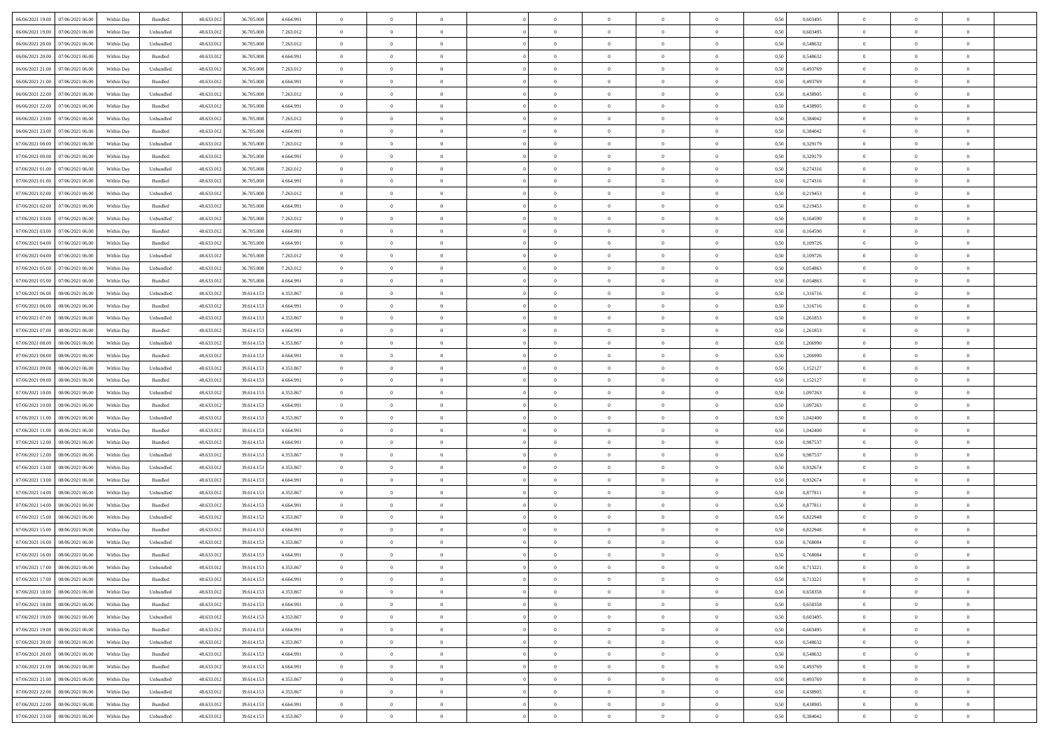| | | | | | | | | | | | | | | | | | | | | |
|---|---|---|---|---|---|---|---|---|---|---|---|---|---|---|---|---|---|---|---|---|
| 06/06/2021 19.00 | 07/06/2021 06.00 | Within Day | Bundled | 48.633.012 | 36.705.008 | 4.664.991 | 0 | 0 | 0 | | 0 | 0 | 0 | 0 | 0,50 | 0,603495 | 0 | 0 | 0 | |
| 06/06/2021 19.00 | 07/06/2021 06.00 | Within Day | Unbundled | 48.633.012 | 36.705.008 | 7.263.012 | 0 | 0 | 0 | | 0 | 0 | 0 | 0 | 0,50 | 0,603495 | 0 | 0 | 0 | |
| 06/06/2021 20.00 | 07/06/2021 06.00 | Within Day | Unbundled | 48.633.012 | 36.705.008 | 7.263.012 | 0 | 0 | 0 | | 0 | 0 | 0 | 0 | 0,50 | 0,548632 | 0 | 0 | 0 | |
| 06/06/2021 20.00 | 07/06/2021 06.00 | Within Day | Bundled | 48.633.012 | 36.705.008 | 4.664.991 | 0 | 0 | 0 | | 0 | 0 | 0 | 0 | 0,50 | 0,548632 | 0 | 0 | 0 | |
| 06/06/2021 21.00 | 07/06/2021 06.00 | Within Day | Unbundled | 48.633.012 | 36.705.008 | 7.263.012 | 0 | 0 | 0 | | 0 | 0 | 0 | 0 | 0,50 | 0,493769 | 0 | 0 | 0 | |
| 06/06/2021 21.00 | 07/06/2021 06.00 | Within Day | Bundled | 48.633.012 | 36.705.008 | 4.664.991 | 0 | 0 | 0 | | 0 | 0 | 0 | 0 | 0,50 | 0,493769 | 0 | 0 | 0 | |
| 06/06/2021 22.00 | 07/06/2021 06.00 | Within Day | Unbundled | 48.633.012 | 36.705.008 | 7.263.012 | 0 | 0 | 0 | | 0 | 0 | 0 | 0 | 0,50 | 0,438905 | 0 | 0 | 0 | |
| 06/06/2021 22.00 | 07/06/2021 06.00 | Within Day | Bundled | 48.633.012 | 36.705.008 | 4.664.991 | 0 | 0 | 0 | | 0 | 0 | 0 | 0 | 0,50 | 0,438905 | 0 | 0 | 0 | |
| 06/06/2021 23.00 | 07/06/2021 06.00 | Within Day | Unbundled | 48.633.012 | 36.705.008 | 7.263.012 | 0 | 0 | 0 | | 0 | 0 | 0 | 0 | 0,50 | 0,384042 | 0 | 0 | 0 | |
| 06/06/2021 23.00 | 07/06/2021 06.00 | Within Day | Bundled | 48.633.012 | 36.705.008 | 4.664.991 | 0 | 0 | 0 | | 0 | 0 | 0 | 0 | 0,50 | 0,384042 | 0 | 0 | 0 | |
| 07/06/2021 00.00 | 07/06/2021 06.00 | Within Day | Unbundled | 48.633.012 | 36.705.008 | 7.263.012 | 0 | 0 | 0 | | 0 | 0 | 0 | 0 | 0,50 | 0,329179 | 0 | 0 | 0 | |
| 07/06/2021 00.00 | 07/06/2021 06.00 | Within Day | Bundled | 48.633.012 | 36.705.008 | 4.664.991 | 0 | 0 | 0 | | 0 | 0 | 0 | 0 | 0,50 | 0,329179 | 0 | 0 | 0 | |
| 07/06/2021 01.00 | 07/06/2021 06.00 | Within Day | Unbundled | 48.633.012 | 36.705.008 | 7.263.012 | 0 | 0 | 0 | | 0 | 0 | 0 | 0 | 0,50 | 0,274316 | 0 | 0 | 0 | |
| 07/06/2021 01.00 | 07/06/2021 06.00 | Within Day | Bundled | 48.633.012 | 36.705.008 | 4.664.991 | 0 | 0 | 0 | | 0 | 0 | 0 | 0 | 0,50 | 0,274316 | 0 | 0 | 0 | |
| 07/06/2021 02.00 | 07/06/2021 06.00 | Within Day | Unbundled | 48.633.012 | 36.705.008 | 7.263.012 | 0 | 0 | 0 | | 0 | 0 | 0 | 0 | 0,50 | 0,219453 | 0 | 0 | 0 | |
| 07/06/2021 02.00 | 07/06/2021 06.00 | Within Day | Bundled | 48.633.012 | 36.705.008 | 4.664.991 | 0 | 0 | 0 | | 0 | 0 | 0 | 0 | 0,50 | 0,219453 | 0 | 0 | 0 | |
| 07/06/2021 03.00 | 07/06/2021 06.00 | Within Day | Unbundled | 48.633.012 | 36.705.008 | 7.263.012 | 0 | 0 | 0 | | 0 | 0 | 0 | 0 | 0,50 | 0,164590 | 0 | 0 | 0 | |
| 07/06/2021 03.00 | 07/06/2021 06.00 | Within Day | Bundled | 48.633.012 | 36.705.008 | 4.664.991 | 0 | 0 | 0 | | 0 | 0 | 0 | 0 | 0,50 | 0,164590 | 0 | 0 | 0 | |
| 07/06/2021 04.00 | 07/06/2021 06.00 | Within Day | Bundled | 48.633.012 | 36.705.008 | 4.664.991 | 0 | 0 | 0 | | 0 | 0 | 0 | 0 | 0,50 | 0,109726 | 0 | 0 | 0 | |
| 07/06/2021 04.00 | 07/06/2021 06.00 | Within Day | Unbundled | 48.633.012 | 36.705.008 | 7.263.012 | 0 | 0 | 0 | | 0 | 0 | 0 | 0 | 0,50 | 0,109726 | 0 | 0 | 0 | |
| 07/06/2021 05.00 | 07/06/2021 06.00 | Within Day | Unbundled | 48.633.012 | 36.705.008 | 7.263.012 | 0 | 0 | 0 | | 0 | 0 | 0 | 0 | 0,50 | 0,054863 | 0 | 0 | 0 | |
| 07/06/2021 05.00 | 07/06/2021 06.00 | Within Day | Bundled | 48.633.012 | 36.705.008 | 4.664.991 | 0 | 0 | 0 | | 0 | 0 | 0 | 0 | 0,50 | 0,054863 | 0 | 0 | 0 | |
| 07/06/2021 06.00 | 08/06/2021 06.00 | Within Day | Unbundled | 48.633.012 | 39.614.153 | 4.353.867 | 0 | 0 | 0 | | 0 | 0 | 0 | 0 | 0,50 | 1,316716 | 0 | 0 | 0 | |
| 07/06/2021 06.00 | 08/06/2021 06.00 | Within Day | Bundled | 48.633.012 | 39.614.153 | 4.664.991 | 0 | 0 | 0 | | 0 | 0 | 0 | 0 | 0,50 | 1,316716 | 0 | 0 | 0 | |
| 07/06/2021 07.00 | 08/06/2021 06.00 | Within Day | Unbundled | 48.633.012 | 39.614.153 | 4.353.867 | 0 | 0 | 0 | | 0 | 0 | 0 | 0 | 0,50 | 1,261853 | 0 | 0 | 0 | |
| 07/06/2021 07.00 | 08/06/2021 06.00 | Within Day | Bundled | 48.633.012 | 39.614.153 | 4.664.991 | 0 | 0 | 0 | | 0 | 0 | 0 | 0 | 0,50 | 1,261853 | 0 | 0 | 0 | |
| 07/06/2021 08.00 | 08/06/2021 06.00 | Within Day | Unbundled | 48.633.012 | 39.614.153 | 4.353.867 | 0 | 0 | 0 | | 0 | 0 | 0 | 0 | 0,50 | 1,206990 | 0 | 0 | 0 | |
| 07/06/2021 08.00 | 08/06/2021 06.00 | Within Day | Bundled | 48.633.012 | 39.614.153 | 4.664.991 | 0 | 0 | 0 | | 0 | 0 | 0 | 0 | 0,50 | 1,206990 | 0 | 0 | 0 | |
| 07/06/2021 09.00 | 08/06/2021 06.00 | Within Day | Unbundled | 48.633.012 | 39.614.153 | 4.353.867 | 0 | 0 | 0 | | 0 | 0 | 0 | 0 | 0,50 | 1,152127 | 0 | 0 | 0 | |
| 07/06/2021 09.00 | 08/06/2021 06.00 | Within Day | Bundled | 48.633.012 | 39.614.153 | 4.664.991 | 0 | 0 | 0 | | 0 | 0 | 0 | 0 | 0,50 | 1,152127 | 0 | 0 | 0 | |
| 07/06/2021 10.00 | 08/06/2021 06.00 | Within Day | Unbundled | 48.633.012 | 39.614.153 | 4.353.867 | 0 | 0 | 0 | | 0 | 0 | 0 | 0 | 0,50 | 1,097263 | 0 | 0 | 0 | |
| 07/06/2021 10.00 | 08/06/2021 06.00 | Within Day | Bundled | 48.633.012 | 39.614.153 | 4.664.991 | 0 | 0 | 0 | | 0 | 0 | 0 | 0 | 0,50 | 1,097263 | 0 | 0 | 0 | |
| 07/06/2021 11.00 | 08/06/2021 06.00 | Within Day | Unbundled | 48.633.012 | 39.614.153 | 4.353.867 | 0 | 0 | 0 | | 0 | 0 | 0 | 0 | 0,50 | 1,042400 | 0 | 0 | 0 | |
| 07/06/2021 11.00 | 08/06/2021 06.00 | Within Day | Bundled | 48.633.012 | 39.614.153 | 4.664.991 | 0 | 0 | 0 | | 0 | 0 | 0 | 0 | 0,50 | 1,042400 | 0 | 0 | 0 | |
| 07/06/2021 12.00 | 08/06/2021 06.00 | Within Day | Bundled | 48.633.012 | 39.614.153 | 4.664.991 | 0 | 0 | 0 | | 0 | 0 | 0 | 0 | 0,50 | 0,987537 | 0 | 0 | 0 | |
| 07/06/2021 12.00 | 08/06/2021 06.00 | Within Day | Unbundled | 48.633.012 | 39.614.153 | 4.353.867 | 0 | 0 | 0 | | 0 | 0 | 0 | 0 | 0,50 | 0,987537 | 0 | 0 | 0 | |
| 07/06/2021 13.00 | 08/06/2021 06.00 | Within Day | Unbundled | 48.633.012 | 39.614.153 | 4.353.867 | 0 | 0 | 0 | | 0 | 0 | 0 | 0 | 0,50 | 0,932674 | 0 | 0 | 0 | |
| 07/06/2021 13.00 | 08/06/2021 06.00 | Within Day | Bundled | 48.633.012 | 39.614.153 | 4.664.991 | 0 | 0 | 0 | | 0 | 0 | 0 | 0 | 0,50 | 0,932674 | 0 | 0 | 0 | |
| 07/06/2021 14.00 | 08/06/2021 06.00 | Within Day | Unbundled | 48.633.012 | 39.614.153 | 4.353.867 | 0 | 0 | 0 | | 0 | 0 | 0 | 0 | 0,50 | 0,877811 | 0 | 0 | 0 | |
| 07/06/2021 14.00 | 08/06/2021 06.00 | Within Day | Bundled | 48.633.012 | 39.614.153 | 4.664.991 | 0 | 0 | 0 | | 0 | 0 | 0 | 0 | 0,50 | 0,877811 | 0 | 0 | 0 | |
| 07/06/2021 15.00 | 08/06/2021 06.00 | Within Day | Unbundled | 48.633.012 | 39.614.153 | 4.353.867 | 0 | 0 | 0 | | 0 | 0 | 0 | 0 | 0,50 | 0,822948 | 0 | 0 | 0 | |
| 07/06/2021 15.00 | 08/06/2021 06.00 | Within Day | Bundled | 48.633.012 | 39.614.153 | 4.664.991 | 0 | 0 | 0 | | 0 | 0 | 0 | 0 | 0,50 | 0,822948 | 0 | 0 | 0 | |
| 07/06/2021 16.00 | 08/06/2021 06.00 | Within Day | Unbundled | 48.633.012 | 39.614.153 | 4.353.867 | 0 | 0 | 0 | | 0 | 0 | 0 | 0 | 0,50 | 0,768084 | 0 | 0 | 0 | |
| 07/06/2021 16.00 | 08/06/2021 06.00 | Within Day | Bundled | 48.633.012 | 39.614.153 | 4.664.991 | 0 | 0 | 0 | | 0 | 0 | 0 | 0 | 0,50 | 0,768084 | 0 | 0 | 0 | |
| 07/06/2021 17.00 | 08/06/2021 06.00 | Within Day | Unbundled | 48.633.012 | 39.614.153 | 4.353.867 | 0 | 0 | 0 | | 0 | 0 | 0 | 0 | 0,50 | 0,713221 | 0 | 0 | 0 | |
| 07/06/2021 17.00 | 08/06/2021 06.00 | Within Day | Bundled | 48.633.012 | 39.614.153 | 4.664.991 | 0 | 0 | 0 | | 0 | 0 | 0 | 0 | 0,50 | 0,713221 | 0 | 0 | 0 | |
| 07/06/2021 18.00 | 08/06/2021 06.00 | Within Day | Unbundled | 48.633.012 | 39.614.153 | 4.353.867 | 0 | 0 | 0 | | 0 | 0 | 0 | 0 | 0,50 | 0,658358 | 0 | 0 | 0 | |
| 07/06/2021 18.00 | 08/06/2021 06.00 | Within Day | Bundled | 48.633.012 | 39.614.153 | 4.664.991 | 0 | 0 | 0 | | 0 | 0 | 0 | 0 | 0,50 | 0,658358 | 0 | 0 | 0 | |
| 07/06/2021 19.00 | 08/06/2021 06.00 | Within Day | Unbundled | 48.633.012 | 39.614.153 | 4.353.867 | 0 | 0 | 0 | | 0 | 0 | 0 | 0 | 0,50 | 0,603495 | 0 | 0 | 0 | |
| 07/06/2021 19.00 | 08/06/2021 06.00 | Within Day | Bundled | 48.633.012 | 39.614.153 | 4.664.991 | 0 | 0 | 0 | | 0 | 0 | 0 | 0 | 0,50 | 0,603495 | 0 | 0 | 0 | |
| 07/06/2021 20.00 | 08/06/2021 06.00 | Within Day | Unbundled | 48.633.012 | 39.614.153 | 4.353.867 | 0 | 0 | 0 | | 0 | 0 | 0 | 0 | 0,50 | 0,548632 | 0 | 0 | 0 | |
| 07/06/2021 20.00 | 08/06/2021 06.00 | Within Day | Bundled | 48.633.012 | 39.614.153 | 4.664.991 | 0 | 0 | 0 | | 0 | 0 | 0 | 0 | 0,50 | 0,548632 | 0 | 0 | 0 | |
| 07/06/2021 21.00 | 08/06/2021 06.00 | Within Day | Bundled | 48.633.012 | 39.614.153 | 4.664.991 | 0 | 0 | 0 | | 0 | 0 | 0 | 0 | 0,50 | 0,493769 | 0 | 0 | 0 | |
| 07/06/2021 21.00 | 08/06/2021 06.00 | Within Day | Unbundled | 48.633.012 | 39.614.153 | 4.353.867 | 0 | 0 | 0 | | 0 | 0 | 0 | 0 | 0,50 | 0,493769 | 0 | 0 | 0 | |
| 07/06/2021 22.00 | 08/06/2021 06.00 | Within Day | Unbundled | 48.633.012 | 39.614.153 | 4.353.867 | 0 | 0 | 0 | | 0 | 0 | 0 | 0 | 0,50 | 0,438905 | 0 | 0 | 0 | |
| 07/06/2021 22.00 | 08/06/2021 06.00 | Within Day | Bundled | 48.633.012 | 39.614.153 | 4.664.991 | 0 | 0 | 0 | | 0 | 0 | 0 | 0 | 0,50 | 0,438905 | 0 | 0 | 0 | |
| 07/06/2021 23.00 | 08/06/2021 06.00 | Within Day | Unbundled | 48.633.012 | 39.614.153 | 4.353.867 | 0 | 0 | 0 | | 0 | 0 | 0 | 0 | 0,50 | 0,384042 | 0 | 0 | 0 | |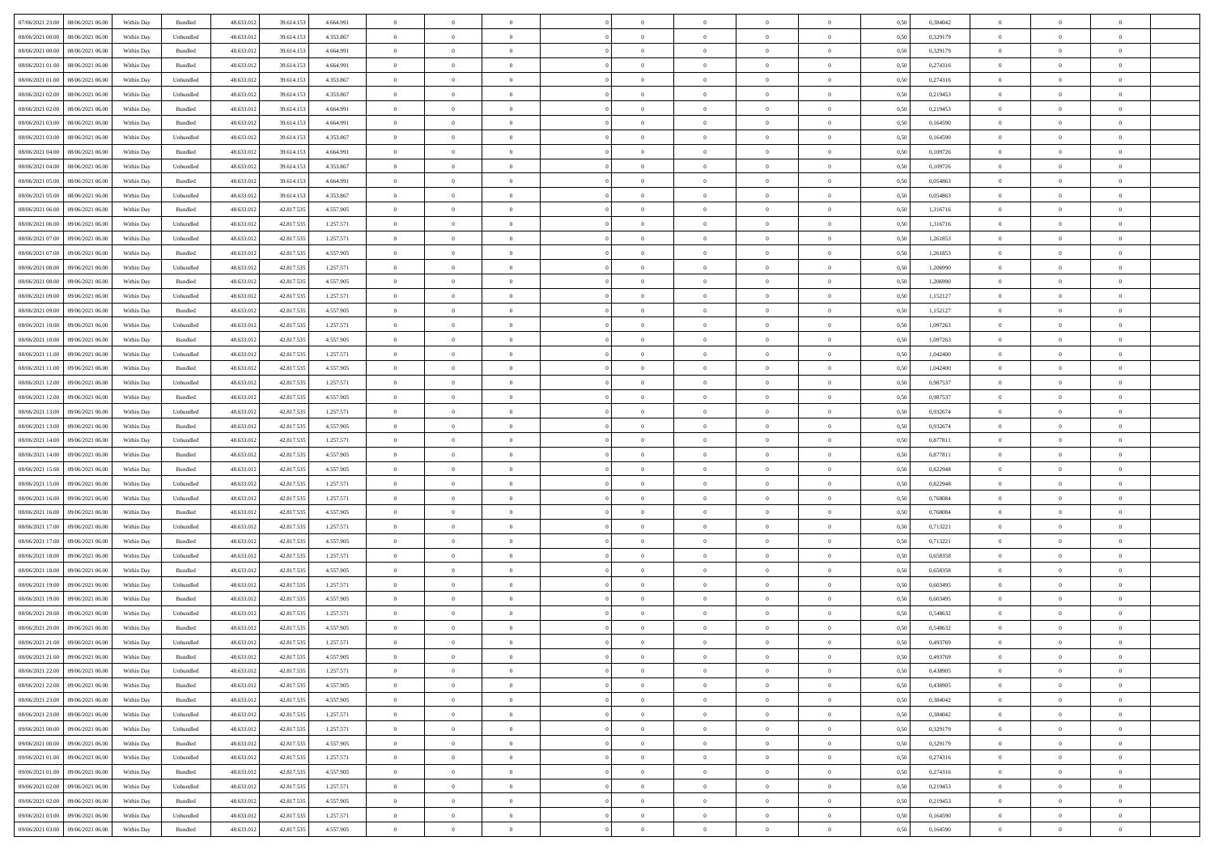| 07/06/2021 23:00 | 08/06/2021 06:00 | Within Day | Bundled | 48.633.012 | 39.614.153 | 4.664.991 | 0 | 0 | 0 | | 0 | 0 | 0 | 0 | 0,50 | 0,384042 | 0 | 0 | 0 | |
|---|---|---|---|---|---|---|---|---|---|---|---|---|---|---|---|---|---|---|---|---|
| 08/06/2021 00:00 | 08/06/2021 06:00 | Within Day | Unbundled | 48.633.012 | 39.614.153 | 4.353.867 | 0 | 0 | 0 | | 0 | 0 | 0 | 0 | 0,50 | 0,329179 | 0 | 0 | 0 | |
| 08/06/2021 00:00 | 08/06/2021 06:00 | Within Day | Bundled | 48.633.012 | 39.614.153 | 4.664.991 | 0 | 0 | 0 | | 0 | 0 | 0 | 0 | 0,50 | 0,329179 | 0 | 0 | 0 | |
| 08/06/2021 01:00 | 08/06/2021 06:00 | Within Day | Bundled | 48.633.012 | 39.614.153 | 4.664.991 | 0 | 0 | 0 | | 0 | 0 | 0 | 0 | 0,50 | 0,274316 | 0 | 0 | 0 | |
| 08/06/2021 01:00 | 08/06/2021 06:00 | Within Day | Unbundled | 48.633.012 | 39.614.153 | 4.353.867 | 0 | 0 | 0 | | 0 | 0 | 0 | 0 | 0,50 | 0,274316 | 0 | 0 | 0 | |
| 08/06/2021 02:00 | 08/06/2021 06:00 | Within Day | Unbundled | 48.633.012 | 39.614.153 | 4.353.867 | 0 | 0 | 0 | | 0 | 0 | 0 | 0 | 0,50 | 0,219453 | 0 | 0 | 0 | |
| 08/06/2021 02:00 | 08/06/2021 06:00 | Within Day | Bundled | 48.633.012 | 39.614.153 | 4.664.991 | 0 | 0 | 0 | | 0 | 0 | 0 | 0 | 0,50 | 0,219453 | 0 | 0 | 0 | |
| 08/06/2021 03:00 | 08/06/2021 06:00 | Within Day | Bundled | 48.633.012 | 39.614.153 | 4.664.991 | 0 | 0 | 0 | | 0 | 0 | 0 | 0 | 0,50 | 0,164590 | 0 | 0 | 0 | |
| 08/06/2021 03:00 | 08/06/2021 06:00 | Within Day | Unbundled | 48.633.012 | 39.614.153 | 4.353.867 | 0 | 0 | 0 | | 0 | 0 | 0 | 0 | 0,50 | 0,164590 | 0 | 0 | 0 | |
| 08/06/2021 04:00 | 08/06/2021 06:00 | Within Day | Bundled | 48.633.012 | 39.614.153 | 4.664.991 | 0 | 0 | 0 | | 0 | 0 | 0 | 0 | 0,50 | 0,109726 | 0 | 0 | 0 | |
| 08/06/2021 04:00 | 08/06/2021 06:00 | Within Day | Unbundled | 48.633.012 | 39.614.153 | 4.353.867 | 0 | 0 | 0 | | 0 | 0 | 0 | 0 | 0,50 | 0,109726 | 0 | 0 | 0 | |
| 08/06/2021 05:00 | 08/06/2021 06:00 | Within Day | Bundled | 48.633.012 | 39.614.153 | 4.664.991 | 0 | 0 | 0 | | 0 | 0 | 0 | 0 | 0,50 | 0,054863 | 0 | 0 | 0 | |
| 08/06/2021 05:00 | 08/06/2021 06:00 | Within Day | Unbundled | 48.633.012 | 39.614.153 | 4.353.867 | 0 | 0 | 0 | | 0 | 0 | 0 | 0 | 0,50 | 0,054863 | 0 | 0 | 0 | |
| 08/06/2021 06:00 | 09/06/2021 06:00 | Within Day | Bundled | 48.633.012 | 42.817.535 | 4.557.905 | 0 | 0 | 0 | | 0 | 0 | 0 | 0 | 0,50 | 1,316716 | 0 | 0 | 0 | |
| 08/06/2021 06:00 | 09/06/2021 06:00 | Within Day | Unbundled | 48.633.012 | 42.817.535 | 1.257.571 | 0 | 0 | 0 | | 0 | 0 | 0 | 0 | 0,50 | 1,316716 | 0 | 0 | 0 | |
| 08/06/2021 07:00 | 09/06/2021 06:00 | Within Day | Unbundled | 48.633.012 | 42.817.535 | 1.257.571 | 0 | 0 | 0 | | 0 | 0 | 0 | 0 | 0,50 | 1,261853 | 0 | 0 | 0 | |
| 08/06/2021 07:00 | 09/06/2021 06:00 | Within Day | Bundled | 48.633.012 | 42.817.535 | 4.557.905 | 0 | 0 | 0 | | 0 | 0 | 0 | 0 | 0,50 | 1,261853 | 0 | 0 | 0 | |
| 08/06/2021 08:00 | 09/06/2021 06:00 | Within Day | Unbundled | 48.633.012 | 42.817.535 | 1.257.571 | 0 | 0 | 0 | | 0 | 0 | 0 | 0 | 0,50 | 1,206990 | 0 | 0 | 0 | |
| 08/06/2021 08:00 | 09/06/2021 06:00 | Within Day | Bundled | 48.633.012 | 42.817.535 | 4.557.905 | 0 | 0 | 0 | | 0 | 0 | 0 | 0 | 0,50 | 1,206990 | 0 | 0 | 0 | |
| 08/06/2021 09:00 | 09/06/2021 06:00 | Within Day | Unbundled | 48.633.012 | 42.817.535 | 1.257.571 | 0 | 0 | 0 | | 0 | 0 | 0 | 0 | 0,50 | 1,152127 | 0 | 0 | 0 | |
| 08/06/2021 09:00 | 09/06/2021 06:00 | Within Day | Bundled | 48.633.012 | 42.817.535 | 4.557.905 | 0 | 0 | 0 | | 0 | 0 | 0 | 0 | 0,50 | 1,152127 | 0 | 0 | 0 | |
| 08/06/2021 10:00 | 09/06/2021 06:00 | Within Day | Unbundled | 48.633.012 | 42.817.535 | 1.257.571 | 0 | 0 | 0 | | 0 | 0 | 0 | 0 | 0,50 | 1,097263 | 0 | 0 | 0 | |
| 08/06/2021 10:00 | 09/06/2021 06:00 | Within Day | Bundled | 48.633.012 | 42.817.535 | 4.557.905 | 0 | 0 | 0 | | 0 | 0 | 0 | 0 | 0,50 | 1,097263 | 0 | 0 | 0 | |
| 08/06/2021 11:00 | 09/06/2021 06:00 | Within Day | Unbundled | 48.633.012 | 42.817.535 | 1.257.571 | 0 | 0 | 0 | | 0 | 0 | 0 | 0 | 0,50 | 1,042400 | 0 | 0 | 0 | |
| 08/06/2021 11:00 | 09/06/2021 06:00 | Within Day | Bundled | 48.633.012 | 42.817.535 | 4.557.905 | 0 | 0 | 0 | | 0 | 0 | 0 | 0 | 0,50 | 1,042400 | 0 | 0 | 0 | |
| 08/06/2021 12:00 | 09/06/2021 06:00 | Within Day | Unbundled | 48.633.012 | 42.817.535 | 1.257.571 | 0 | 0 | 0 | | 0 | 0 | 0 | 0 | 0,50 | 0,987537 | 0 | 0 | 0 | |
| 08/06/2021 12:00 | 09/06/2021 06:00 | Within Day | Bundled | 48.633.012 | 42.817.535 | 4.557.905 | 0 | 0 | 0 | | 0 | 0 | 0 | 0 | 0,50 | 0,987537 | 0 | 0 | 0 | |
| 08/06/2021 13:00 | 09/06/2021 06:00 | Within Day | Unbundled | 48.633.012 | 42.817.535 | 1.257.571 | 0 | 0 | 0 | | 0 | 0 | 0 | 0 | 0,50 | 0,932674 | 0 | 0 | 0 | |
| 08/06/2021 13:00 | 09/06/2021 06:00 | Within Day | Bundled | 48.633.012 | 42.817.535 | 4.557.905 | 0 | 0 | 0 | | 0 | 0 | 0 | 0 | 0,50 | 0,932674 | 0 | 0 | 0 | |
| 08/06/2021 14:00 | 09/06/2021 06:00 | Within Day | Unbundled | 48.633.012 | 42.817.535 | 1.257.571 | 0 | 0 | 0 | | 0 | 0 | 0 | 0 | 0,50 | 0,877811 | 0 | 0 | 0 | |
| 08/06/2021 14:00 | 09/06/2021 06:00 | Within Day | Bundled | 48.633.012 | 42.817.535 | 4.557.905 | 0 | 0 | 0 | | 0 | 0 | 0 | 0 | 0,50 | 0,877811 | 0 | 0 | 0 | |
| 08/06/2021 15:00 | 09/06/2021 06:00 | Within Day | Bundled | 48.633.012 | 42.817.535 | 4.557.905 | 0 | 0 | 0 | | 0 | 0 | 0 | 0 | 0,50 | 0,822948 | 0 | 0 | 0 | |
| 08/06/2021 15:00 | 09/06/2021 06:00 | Within Day | Unbundled | 48.633.012 | 42.817.535 | 1.257.571 | 0 | 0 | 0 | | 0 | 0 | 0 | 0 | 0,50 | 0,822948 | 0 | 0 | 0 | |
| 08/06/2021 16:00 | 09/06/2021 06:00 | Within Day | Unbundled | 48.633.012 | 42.817.535 | 1.257.571 | 0 | 0 | 0 | | 0 | 0 | 0 | 0 | 0,50 | 0,768084 | 0 | 0 | 0 | |
| 08/06/2021 16:00 | 09/06/2021 06:00 | Within Day | Bundled | 48.633.012 | 42.817.535 | 4.557.905 | 0 | 0 | 0 | | 0 | 0 | 0 | 0 | 0,50 | 0,768084 | 0 | 0 | 0 | |
| 08/06/2021 17:00 | 09/06/2021 06:00 | Within Day | Unbundled | 48.633.012 | 42.817.535 | 1.257.571 | 0 | 0 | 0 | | 0 | 0 | 0 | 0 | 0,50 | 0,713221 | 0 | 0 | 0 | |
| 08/06/2021 17:00 | 09/06/2021 06:00 | Within Day | Bundled | 48.633.012 | 42.817.535 | 4.557.905 | 0 | 0 | 0 | | 0 | 0 | 0 | 0 | 0,50 | 0,713221 | 0 | 0 | 0 | |
| 08/06/2021 18:00 | 09/06/2021 06:00 | Within Day | Unbundled | 48.633.012 | 42.817.535 | 1.257.571 | 0 | 0 | 0 | | 0 | 0 | 0 | 0 | 0,50 | 0,658358 | 0 | 0 | 0 | |
| 08/06/2021 18:00 | 09/06/2021 06:00 | Within Day | Bundled | 48.633.012 | 42.817.535 | 4.557.905 | 0 | 0 | 0 | | 0 | 0 | 0 | 0 | 0,50 | 0,658358 | 0 | 0 | 0 | |
| 08/06/2021 19:00 | 09/06/2021 06:00 | Within Day | Unbundled | 48.633.012 | 42.817.535 | 1.257.571 | 0 | 0 | 0 | | 0 | 0 | 0 | 0 | 0,50 | 0,603495 | 0 | 0 | 0 | |
| 08/06/2021 19:00 | 09/06/2021 06:00 | Within Day | Bundled | 48.633.012 | 42.817.535 | 4.557.905 | 0 | 0 | 0 | | 0 | 0 | 0 | 0 | 0,50 | 0,603495 | 0 | 0 | 0 | |
| 08/06/2021 20:00 | 09/06/2021 06:00 | Within Day | Unbundled | 48.633.012 | 42.817.535 | 1.257.571 | 0 | 0 | 0 | | 0 | 0 | 0 | 0 | 0,50 | 0,548632 | 0 | 0 | 0 | |
| 08/06/2021 20:00 | 09/06/2021 06:00 | Within Day | Bundled | 48.633.012 | 42.817.535 | 4.557.905 | 0 | 0 | 0 | | 0 | 0 | 0 | 0 | 0,50 | 0,548632 | 0 | 0 | 0 | |
| 08/06/2021 21:00 | 09/06/2021 06:00 | Within Day | Unbundled | 48.633.012 | 42.817.535 | 1.257.571 | 0 | 0 | 0 | | 0 | 0 | 0 | 0 | 0,50 | 0,493769 | 0 | 0 | 0 | |
| 08/06/2021 21:00 | 09/06/2021 06:00 | Within Day | Bundled | 48.633.012 | 42.817.535 | 4.557.905 | 0 | 0 | 0 | | 0 | 0 | 0 | 0 | 0,50 | 0,493769 | 0 | 0 | 0 | |
| 08/06/2021 22:00 | 09/06/2021 06:00 | Within Day | Unbundled | 48.633.012 | 42.817.535 | 1.257.571 | 0 | 0 | 0 | | 0 | 0 | 0 | 0 | 0,50 | 0,438905 | 0 | 0 | 0 | |
| 08/06/2021 22:00 | 09/06/2021 06:00 | Within Day | Bundled | 48.633.012 | 42.817.535 | 4.557.905 | 0 | 0 | 0 | | 0 | 0 | 0 | 0 | 0,50 | 0,438905 | 0 | 0 | 0 | |
| 08/06/2021 23:00 | 09/06/2021 06:00 | Within Day | Bundled | 48.633.012 | 42.817.535 | 4.557.905 | 0 | 0 | 0 | | 0 | 0 | 0 | 0 | 0,50 | 0,384042 | 0 | 0 | 0 | |
| 08/06/2021 23:00 | 09/06/2021 06:00 | Within Day | Unbundled | 48.633.012 | 42.817.535 | 1.257.571 | 0 | 0 | 0 | | 0 | 0 | 0 | 0 | 0,50 | 0,384042 | 0 | 0 | 0 | |
| 09/06/2021 00:00 | 09/06/2021 06:00 | Within Day | Unbundled | 48.633.012 | 42.817.535 | 1.257.571 | 0 | 0 | 0 | | 0 | 0 | 0 | 0 | 0,50 | 0,329179 | 0 | 0 | 0 | |
| 09/06/2021 00:00 | 09/06/2021 06:00 | Within Day | Bundled | 48.633.012 | 42.817.535 | 4.557.905 | 0 | 0 | 0 | | 0 | 0 | 0 | 0 | 0,50 | 0,329179 | 0 | 0 | 0 | |
| 09/06/2021 01:00 | 09/06/2021 06:00 | Within Day | Unbundled | 48.633.012 | 42.817.535 | 1.257.571 | 0 | 0 | 0 | | 0 | 0 | 0 | 0 | 0,50 | 0,274316 | 0 | 0 | 0 | |
| 09/06/2021 01:00 | 09/06/2021 06:00 | Within Day | Bundled | 48.633.012 | 42.817.535 | 4.557.905 | 0 | 0 | 0 | | 0 | 0 | 0 | 0 | 0,50 | 0,274316 | 0 | 0 | 0 | |
| 09/06/2021 02:00 | 09/06/2021 06:00 | Within Day | Unbundled | 48.633.012 | 42.817.535 | 1.257.571 | 0 | 0 | 0 | | 0 | 0 | 0 | 0 | 0,50 | 0,219453 | 0 | 0 | 0 | |
| 09/06/2021 02:00 | 09/06/2021 06:00 | Within Day | Bundled | 48.633.012 | 42.817.535 | 4.557.905 | 0 | 0 | 0 | | 0 | 0 | 0 | 0 | 0,50 | 0,219453 | 0 | 0 | 0 | |
| 09/06/2021 03:00 | 09/06/2021 06:00 | Within Day | Unbundled | 48.633.012 | 42.817.535 | 1.257.571 | 0 | 0 | 0 | | 0 | 0 | 0 | 0 | 0,50 | 0,164590 | 0 | 0 | 0 | |
| 09/06/2021 03:00 | 09/06/2021 06:00 | Within Day | Bundled | 48.633.012 | 42.817.535 | 4.557.905 | 0 | 0 | 0 | | 0 | 0 | 0 | 0 | 0,50 | 0,164590 | 0 | 0 | 0 | |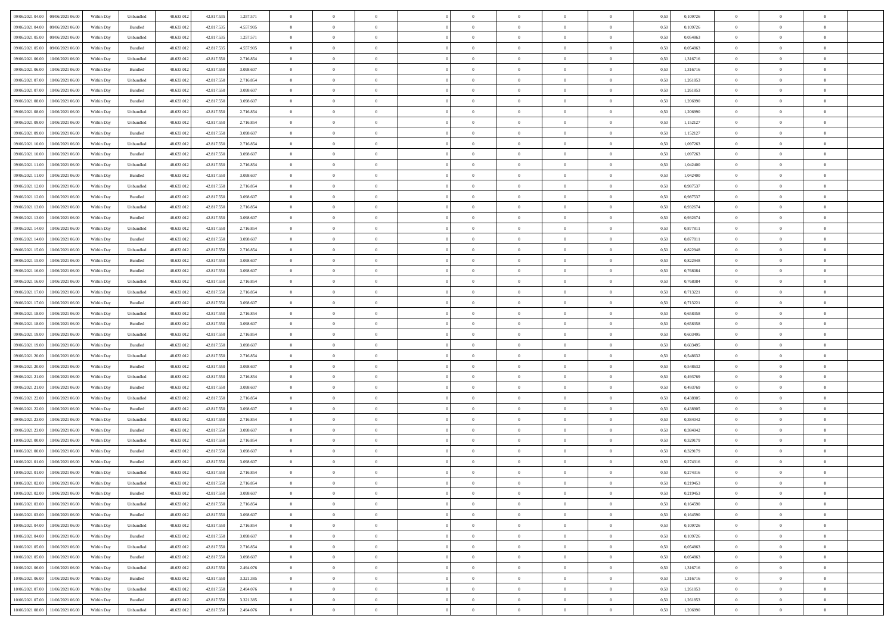| | | | | | | | | | | | | | | | | | | | | | |
|---|---|---|---|---|---|---|---|---|---|---|---|---|---|---|---|---|---|---|---|---|---|
| 09/06/2021 04:00 | 09/06/2021 06:00 | Within Day | Unbundled | 48.633.012 | 42.817.535 | 1.257.571 | 0 | 0 | 0 | | 0 | 0 | 0 | 0 | 0 | 0,50 | 0,109726 | 0 | 0 | 0 | |
| 09/06/2021 04:00 | 09/06/2021 06:00 | Within Day | Bundled | 48.633.012 | 42.817.535 | 4.557.905 | 0 | 0 | 0 | | 0 | 0 | 0 | 0 | 0 | 0,50 | 0,109726 | 0 | 0 | 0 | |
| 09/06/2021 05:00 | 09/06/2021 06:00 | Within Day | Unbundled | 48.633.012 | 42.817.535 | 1.257.571 | 0 | 0 | 0 | | 0 | 0 | 0 | 0 | 0 | 0,50 | 0,054863 | 0 | 0 | 0 | |
| 09/06/2021 05:00 | 09/06/2021 06:00 | Within Day | Bundled | 48.633.012 | 42.817.535 | 4.557.905 | 0 | 0 | 0 | | 0 | 0 | 0 | 0 | 0 | 0,50 | 0,054863 | 0 | 0 | 0 | |
| 09/06/2021 06:00 | 10/06/2021 06:00 | Within Day | Unbundled | 48.633.012 | 42.817.550 | 2.716.854 | 0 | 0 | 0 | | 0 | 0 | 0 | 0 | 0 | 0,50 | 1,316716 | 0 | 0 | 0 | |
| 09/06/2021 06:00 | 10/06/2021 06:00 | Within Day | Bundled | 48.633.012 | 42.817.550 | 3.098.607 | 0 | 0 | 0 | | 0 | 0 | 0 | 0 | 0 | 0,50 | 1,316716 | 0 | 0 | 0 | |
| 09/06/2021 07:00 | 10/06/2021 06:00 | Within Day | Unbundled | 48.633.012 | 42.817.550 | 2.716.854 | 0 | 0 | 0 | | 0 | 0 | 0 | 0 | 0 | 0,50 | 1,261853 | 0 | 0 | 0 | |
| 09/06/2021 07:00 | 10/06/2021 06:00 | Within Day | Bundled | 48.633.012 | 42.817.550 | 3.098.607 | 0 | 0 | 0 | | 0 | 0 | 0 | 0 | 0 | 0,50 | 1,261853 | 0 | 0 | 0 | |
| 09/06/2021 08:00 | 10/06/2021 06:00 | Within Day | Bundled | 48.633.012 | 42.817.550 | 3.098.607 | 0 | 0 | 0 | | 0 | 0 | 0 | 0 | 0 | 0,50 | 1,206990 | 0 | 0 | 0 | |
| 09/06/2021 08:00 | 10/06/2021 06:00 | Within Day | Unbundled | 48.633.012 | 42.817.550 | 2.716.854 | 0 | 0 | 0 | | 0 | 0 | 0 | 0 | 0 | 0,50 | 1,206990 | 0 | 0 | 0 | |
| 09/06/2021 09:00 | 10/06/2021 06:00 | Within Day | Unbundled | 48.633.012 | 42.817.550 | 2.716.854 | 0 | 0 | 0 | | 0 | 0 | 0 | 0 | 0 | 0,50 | 1,152127 | 0 | 0 | 0 | |
| 09/06/2021 09:00 | 10/06/2021 06:00 | Within Day | Bundled | 48.633.012 | 42.817.550 | 3.098.607 | 0 | 0 | 0 | | 0 | 0 | 0 | 0 | 0 | 0,50 | 1,152127 | 0 | 0 | 0 | |
| 09/06/2021 10:00 | 10/06/2021 06:00 | Within Day | Unbundled | 48.633.012 | 42.817.550 | 2.716.854 | 0 | 0 | 0 | | 0 | 0 | 0 | 0 | 0 | 0,50 | 1,097263 | 0 | 0 | 0 | |
| 09/06/2021 10:00 | 10/06/2021 06:00 | Within Day | Bundled | 48.633.012 | 42.817.550 | 3.098.607 | 0 | 0 | 0 | | 0 | 0 | 0 | 0 | 0 | 0,50 | 1,097263 | 0 | 0 | 0 | |
| 09/06/2021 11:00 | 10/06/2021 06:00 | Within Day | Unbundled | 48.633.012 | 42.817.550 | 2.716.854 | 0 | 0 | 0 | | 0 | 0 | 0 | 0 | 0 | 0,50 | 1,042400 | 0 | 0 | 0 | |
| 09/06/2021 11:00 | 10/06/2021 06:00 | Within Day | Bundled | 48.633.012 | 42.817.550 | 3.098.607 | 0 | 0 | 0 | | 0 | 0 | 0 | 0 | 0 | 0,50 | 1,042400 | 0 | 0 | 0 | |
| 09/06/2021 12:00 | 10/06/2021 06:00 | Within Day | Unbundled | 48.633.012 | 42.817.550 | 2.716.854 | 0 | 0 | 0 | | 0 | 0 | 0 | 0 | 0 | 0,50 | 0,987537 | 0 | 0 | 0 | |
| 09/06/2021 12:00 | 10/06/2021 06:00 | Within Day | Bundled | 48.633.012 | 42.817.550 | 3.098.607 | 0 | 0 | 0 | | 0 | 0 | 0 | 0 | 0 | 0,50 | 0,987537 | 0 | 0 | 0 | |
| 09/06/2021 13:00 | 10/06/2021 06:00 | Within Day | Unbundled | 48.633.012 | 42.817.550 | 2.716.854 | 0 | 0 | 0 | | 0 | 0 | 0 | 0 | 0 | 0,50 | 0,932674 | 0 | 0 | 0 | |
| 09/06/2021 13:00 | 10/06/2021 06:00 | Within Day | Bundled | 48.633.012 | 42.817.550 | 3.098.607 | 0 | 0 | 0 | | 0 | 0 | 0 | 0 | 0 | 0,50 | 0,932674 | 0 | 0 | 0 | |
| 09/06/2021 14:00 | 10/06/2021 06:00 | Within Day | Unbundled | 48.633.012 | 42.817.550 | 2.716.854 | 0 | 0 | 0 | | 0 | 0 | 0 | 0 | 0 | 0,50 | 0,877811 | 0 | 0 | 0 | |
| 09/06/2021 14:00 | 10/06/2021 06:00 | Within Day | Bundled | 48.633.012 | 42.817.550 | 3.098.607 | 0 | 0 | 0 | | 0 | 0 | 0 | 0 | 0 | 0,50 | 0,877811 | 0 | 0 | 0 | |
| 09/06/2021 15:00 | 10/06/2021 06:00 | Within Day | Unbundled | 48.633.012 | 42.817.550 | 2.716.854 | 0 | 0 | 0 | | 0 | 0 | 0 | 0 | 0 | 0,50 | 0,822948 | 0 | 0 | 0 | |
| 09/06/2021 15:00 | 10/06/2021 06:00 | Within Day | Bundled | 48.633.012 | 42.817.550 | 3.098.607 | 0 | 0 | 0 | | 0 | 0 | 0 | 0 | 0 | 0,50 | 0,822948 | 0 | 0 | 0 | |
| 09/06/2021 16:00 | 10/06/2021 06:00 | Within Day | Bundled | 48.633.012 | 42.817.550 | 3.098.607 | 0 | 0 | 0 | | 0 | 0 | 0 | 0 | 0 | 0,50 | 0,768084 | 0 | 0 | 0 | |
| 09/06/2021 16:00 | 10/06/2021 06:00 | Within Day | Unbundled | 48.633.012 | 42.817.550 | 2.716.854 | 0 | 0 | 0 | | 0 | 0 | 0 | 0 | 0 | 0,50 | 0,768084 | 0 | 0 | 0 | |
| 09/06/2021 17:00 | 10/06/2021 06:00 | Within Day | Unbundled | 48.633.012 | 42.817.550 | 2.716.854 | 0 | 0 | 0 | | 0 | 0 | 0 | 0 | 0 | 0,50 | 0,713221 | 0 | 0 | 0 | |
| 09/06/2021 17:00 | 10/06/2021 06:00 | Within Day | Bundled | 48.633.012 | 42.817.550 | 3.098.607 | 0 | 0 | 0 | | 0 | 0 | 0 | 0 | 0 | 0,50 | 0,713221 | 0 | 0 | 0 | |
| 09/06/2021 18:00 | 10/06/2021 06:00 | Within Day | Unbundled | 48.633.012 | 42.817.550 | 2.716.854 | 0 | 0 | 0 | | 0 | 0 | 0 | 0 | 0 | 0,50 | 0,658358 | 0 | 0 | 0 | |
| 09/06/2021 18:00 | 10/06/2021 06:00 | Within Day | Bundled | 48.633.012 | 42.817.550 | 3.098.607 | 0 | 0 | 0 | | 0 | 0 | 0 | 0 | 0 | 0,50 | 0,658358 | 0 | 0 | 0 | |
| 09/06/2021 19:00 | 10/06/2021 06:00 | Within Day | Unbundled | 48.633.012 | 42.817.550 | 2.716.854 | 0 | 0 | 0 | | 0 | 0 | 0 | 0 | 0 | 0,50 | 0,603495 | 0 | 0 | 0 | |
| 09/06/2021 19:00 | 10/06/2021 06:00 | Within Day | Bundled | 48.633.012 | 42.817.550 | 3.098.607 | 0 | 0 | 0 | | 0 | 0 | 0 | 0 | 0 | 0,50 | 0,603495 | 0 | 0 | 0 | |
| 09/06/2021 20:00 | 10/06/2021 06:00 | Within Day | Unbundled | 48.633.012 | 42.817.550 | 2.716.854 | 0 | 0 | 0 | | 0 | 0 | 0 | 0 | 0 | 0,50 | 0,548632 | 0 | 0 | 0 | |
| 09/06/2021 20:00 | 10/06/2021 06:00 | Within Day | Bundled | 48.633.012 | 42.817.550 | 3.098.607 | 0 | 0 | 0 | | 0 | 0 | 0 | 0 | 0 | 0,50 | 0,548632 | 0 | 0 | 0 | |
| 09/06/2021 21:00 | 10/06/2021 06:00 | Within Day | Unbundled | 48.633.012 | 42.817.550 | 2.716.854 | 0 | 0 | 0 | | 0 | 0 | 0 | 0 | 0 | 0,50 | 0,493769 | 0 | 0 | 0 | |
| 09/06/2021 21:00 | 10/06/2021 06:00 | Within Day | Bundled | 48.633.012 | 42.817.550 | 3.098.607 | 0 | 0 | 0 | | 0 | 0 | 0 | 0 | 0 | 0,50 | 0,493769 | 0 | 0 | 0 | |
| 09/06/2021 22:00 | 10/06/2021 06:00 | Within Day | Unbundled | 48.633.012 | 42.817.550 | 2.716.854 | 0 | 0 | 0 | | 0 | 0 | 0 | 0 | 0 | 0,50 | 0,438905 | 0 | 0 | 0 | |
| 09/06/2021 22:00 | 10/06/2021 06:00 | Within Day | Bundled | 48.633.012 | 42.817.550 | 3.098.607 | 0 | 0 | 0 | | 0 | 0 | 0 | 0 | 0 | 0,50 | 0,438905 | 0 | 0 | 0 | |
| 09/06/2021 23:00 | 10/06/2021 06:00 | Within Day | Unbundled | 48.633.012 | 42.817.550 | 2.716.854 | 0 | 0 | 0 | | 0 | 0 | 0 | 0 | 0 | 0,50 | 0,384042 | 0 | 0 | 0 | |
| 09/06/2021 23:00 | 10/06/2021 06:00 | Within Day | Bundled | 48.633.012 | 42.817.550 | 3.098.607 | 0 | 0 | 0 | | 0 | 0 | 0 | 0 | 0 | 0,50 | 0,384042 | 0 | 0 | 0 | |
| 10/06/2021 00:00 | 10/06/2021 06:00 | Within Day | Unbundled | 48.633.012 | 42.817.550 | 2.716.854 | 0 | 0 | 0 | | 0 | 0 | 0 | 0 | 0 | 0,50 | 0,329179 | 0 | 0 | 0 | |
| 10/06/2021 00:00 | 10/06/2021 06:00 | Within Day | Bundled | 48.633.012 | 42.817.550 | 3.098.607 | 0 | 0 | 0 | | 0 | 0 | 0 | 0 | 0 | 0,50 | 0,329179 | 0 | 0 | 0 | |
| 10/06/2021 01:00 | 10/06/2021 06:00 | Within Day | Bundled | 48.633.012 | 42.817.550 | 3.098.607 | 0 | 0 | 0 | | 0 | 0 | 0 | 0 | 0 | 0,50 | 0,274316 | 0 | 0 | 0 | |
| 10/06/2021 01:00 | 10/06/2021 06:00 | Within Day | Unbundled | 48.633.012 | 42.817.550 | 2.716.854 | 0 | 0 | 0 | | 0 | 0 | 0 | 0 | 0 | 0,50 | 0,274316 | 0 | 0 | 0 | |
| 10/06/2021 02:00 | 10/06/2021 06:00 | Within Day | Unbundled | 48.633.012 | 42.817.550 | 2.716.854 | 0 | 0 | 0 | | 0 | 0 | 0 | 0 | 0 | 0,50 | 0,219453 | 0 | 0 | 0 | |
| 10/06/2021 02:00 | 10/06/2021 06:00 | Within Day | Bundled | 48.633.012 | 42.817.550 | 3.098.607 | 0 | 0 | 0 | | 0 | 0 | 0 | 0 | 0 | 0,50 | 0,219453 | 0 | 0 | 0 | |
| 10/06/2021 03:00 | 10/06/2021 06:00 | Within Day | Unbundled | 48.633.012 | 42.817.550 | 2.716.854 | 0 | 0 | 0 | | 0 | 0 | 0 | 0 | 0 | 0,50 | 0,164590 | 0 | 0 | 0 | |
| 10/06/2021 03:00 | 10/06/2021 06:00 | Within Day | Bundled | 48.633.012 | 42.817.550 | 3.098.607 | 0 | 0 | 0 | | 0 | 0 | 0 | 0 | 0 | 0,50 | 0,164590 | 0 | 0 | 0 | |
| 10/06/2021 04:00 | 10/06/2021 06:00 | Within Day | Unbundled | 48.633.012 | 42.817.550 | 2.716.854 | 0 | 0 | 0 | | 0 | 0 | 0 | 0 | 0 | 0,50 | 0,109726 | 0 | 0 | 0 | |
| 10/06/2021 04:00 | 10/06/2021 06:00 | Within Day | Bundled | 48.633.012 | 42.817.550 | 3.098.607 | 0 | 0 | 0 | | 0 | 0 | 0 | 0 | 0 | 0,50 | 0,109726 | 0 | 0 | 0 | |
| 10/06/2021 05:00 | 10/06/2021 06:00 | Within Day | Unbundled | 48.633.012 | 42.817.550 | 2.716.854 | 0 | 0 | 0 | | 0 | 0 | 0 | 0 | 0 | 0,50 | 0,054863 | 0 | 0 | 0 | |
| 10/06/2021 05:00 | 10/06/2021 06:00 | Within Day | Bundled | 48.633.012 | 42.817.550 | 3.098.607 | 0 | 0 | 0 | | 0 | 0 | 0 | 0 | 0 | 0,50 | 0,054863 | 0 | 0 | 0 | |
| 10/06/2021 06:00 | 11/06/2021 06:00 | Within Day | Unbundled | 48.633.012 | 42.817.550 | 2.494.076 | 0 | 0 | 0 | | 0 | 0 | 0 | 0 | 0 | 0,50 | 1,316716 | 0 | 0 | 0 | |
| 10/06/2021 06:00 | 11/06/2021 06:00 | Within Day | Bundled | 48.633.012 | 42.817.550 | 3.321.385 | 0 | 0 | 0 | | 0 | 0 | 0 | 0 | 0 | 0,50 | 1,316716 | 0 | 0 | 0 | |
| 10/06/2021 07:00 | 11/06/2021 06:00 | Within Day | Unbundled | 48.633.012 | 42.817.550 | 2.494.076 | 0 | 0 | 0 | | 0 | 0 | 0 | 0 | 0 | 0,50 | 1,261853 | 0 | 0 | 0 | |
| 10/06/2021 07:00 | 11/06/2021 06:00 | Within Day | Bundled | 48.633.012 | 42.817.550 | 3.321.385 | 0 | 0 | 0 | | 0 | 0 | 0 | 0 | 0 | 0,50 | 1,261853 | 0 | 0 | 0 | |
| 10/06/2021 08:00 | 11/06/2021 06:00 | Within Day | Unbundled | 48.633.012 | 42.817.550 | 2.494.076 | 0 | 0 | 0 | | 0 | 0 | 0 | 0 | 0 | 0,50 | 1,206990 | 0 | 0 | 0 | |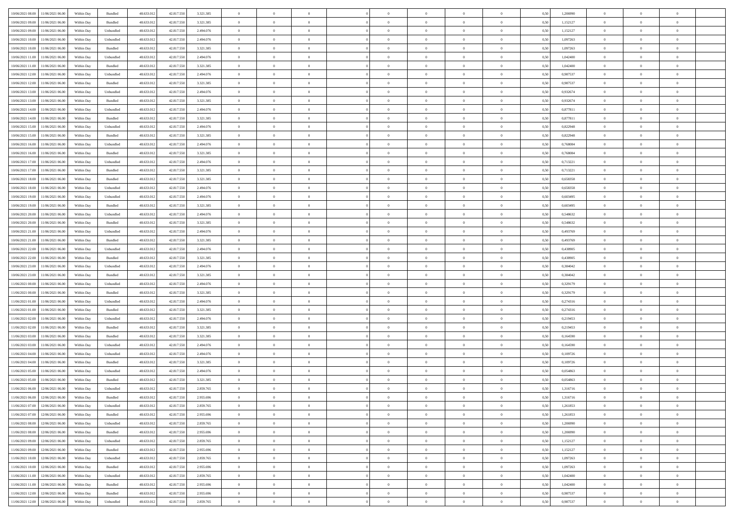| | | | | | | | | | | | | | | | | | | | | |
|---|---|---|---|---|---|---|---|---|---|---|---|---|---|---|---|---|---|---|---|---|
| 10/06/2021 08:00 | 11/06/2021 06:00 | Within Day | Bundled | 48.633.012 | 42.817.550 | 3.321.385 | 0 | 0 | 0 | | 0 | 0 | 0 | 0 | 0,50 | 1,206990 | 0 | 0 | 0 | |
| 10/06/2021 09:00 | 11/06/2021 06:00 | Within Day | Bundled | 48.633.012 | 42.817.550 | 3.321.385 | 0 | 0 | 0 | | 0 | 0 | 0 | 0 | 0,50 | 1,152127 | 0 | 0 | 0 | |
| 10/06/2021 09:00 | 11/06/2021 06:00 | Within Day | Unbundled | 48.633.012 | 42.817.550 | 2.494.076 | 0 | 0 | 0 | | 0 | 0 | 0 | 0 | 0,50 | 1,152127 | 0 | 0 | 0 | |
| 10/06/2021 10:00 | 11/06/2021 06:00 | Within Day | Unbundled | 48.633.012 | 42.817.550 | 2.494.076 | 0 | 0 | 0 | | 0 | 0 | 0 | 0 | 0,50 | 1,097263 | 0 | 0 | 0 | |
| 10/06/2021 10:00 | 11/06/2021 06:00 | Within Day | Bundled | 48.633.012 | 42.817.550 | 3.321.385 | 0 | 0 | 0 | | 0 | 0 | 0 | 0 | 0,50 | 1,097263 | 0 | 0 | 0 | |
| 10/06/2021 11:00 | 11/06/2021 06:00 | Within Day | Unbundled | 48.633.012 | 42.817.550 | 2.494.076 | 0 | 0 | 0 | | 0 | 0 | 0 | 0 | 0,50 | 1,042400 | 0 | 0 | 0 | |
| 10/06/2021 11:00 | 11/06/2021 06:00 | Within Day | Bundled | 48.633.012 | 42.817.550 | 3.321.385 | 0 | 0 | 0 | | 0 | 0 | 0 | 0 | 0,50 | 1,042400 | 0 | 0 | 0 | |
| 10/06/2021 12:00 | 11/06/2021 06:00 | Within Day | Unbundled | 48.633.012 | 42.817.550 | 2.494.076 | 0 | 0 | 0 | | 0 | 0 | 0 | 0 | 0,50 | 0,987537 | 0 | 0 | 0 | |
| 10/06/2021 12:00 | 11/06/2021 06:00 | Within Day | Bundled | 48.633.012 | 42.817.550 | 3.321.385 | 0 | 0 | 0 | | 0 | 0 | 0 | 0 | 0,50 | 0,987537 | 0 | 0 | 0 | |
| 10/06/2021 13:00 | 11/06/2021 06:00 | Within Day | Unbundled | 48.633.012 | 42.817.550 | 2.494.076 | 0 | 0 | 0 | | 0 | 0 | 0 | 0 | 0,50 | 0,932674 | 0 | 0 | 0 | |
| 10/06/2021 13:00 | 11/06/2021 06:00 | Within Day | Bundled | 48.633.012 | 42.817.550 | 3.321.385 | 0 | 0 | 0 | | 0 | 0 | 0 | 0 | 0,50 | 0,932674 | 0 | 0 | 0 | |
| 10/06/2021 14:00 | 11/06/2021 06:00 | Within Day | Unbundled | 48.633.012 | 42.817.550 | 2.494.076 | 0 | 0 | 0 | | 0 | 0 | 0 | 0 | 0,50 | 0,877811 | 0 | 0 | 0 | |
| 10/06/2021 14:00 | 11/06/2021 06:00 | Within Day | Bundled | 48.633.012 | 42.817.550 | 3.321.385 | 0 | 0 | 0 | | 0 | 0 | 0 | 0 | 0,50 | 0,877811 | 0 | 0 | 0 | |
| 10/06/2021 15:00 | 11/06/2021 06:00 | Within Day | Unbundled | 48.633.012 | 42.817.550 | 2.494.076 | 0 | 0 | 0 | | 0 | 0 | 0 | 0 | 0,50 | 0,822948 | 0 | 0 | 0 | |
| 10/06/2021 15:00 | 11/06/2021 06:00 | Within Day | Bundled | 48.633.012 | 42.817.550 | 3.321.385 | 0 | 0 | 0 | | 0 | 0 | 0 | 0 | 0,50 | 0,822948 | 0 | 0 | 0 | |
| 10/06/2021 16:00 | 11/06/2021 06:00 | Within Day | Unbundled | 48.633.012 | 42.817.550 | 2.494.076 | 0 | 0 | 0 | | 0 | 0 | 0 | 0 | 0,50 | 0,768084 | 0 | 0 | 0 | |
| 10/06/2021 16:00 | 11/06/2021 06:00 | Within Day | Bundled | 48.633.012 | 42.817.550 | 3.321.385 | 0 | 0 | 0 | | 0 | 0 | 0 | 0 | 0,50 | 0,768084 | 0 | 0 | 0 | |
| 10/06/2021 17:00 | 11/06/2021 06:00 | Within Day | Unbundled | 48.633.012 | 42.817.550 | 2.494.076 | 0 | 0 | 0 | | 0 | 0 | 0 | 0 | 0,50 | 0,713221 | 0 | 0 | 0 | |
| 10/06/2021 17:00 | 11/06/2021 06:00 | Within Day | Bundled | 48.633.012 | 42.817.550 | 3.321.385 | 0 | 0 | 0 | | 0 | 0 | 0 | 0 | 0,50 | 0,713221 | 0 | 0 | 0 | |
| 10/06/2021 18:00 | 11/06/2021 06:00 | Within Day | Bundled | 48.633.012 | 42.817.550 | 3.321.385 | 0 | 0 | 0 | | 0 | 0 | 0 | 0 | 0,50 | 0,658358 | 0 | 0 | 0 | |
| 10/06/2021 18:00 | 11/06/2021 06:00 | Within Day | Unbundled | 48.633.012 | 42.817.550 | 2.494.076 | 0 | 0 | 0 | | 0 | 0 | 0 | 0 | 0,50 | 0,658358 | 0 | 0 | 0 | |
| 10/06/2021 19:00 | 11/06/2021 06:00 | Within Day | Unbundled | 48.633.012 | 42.817.550 | 2.494.076 | 0 | 0 | 0 | | 0 | 0 | 0 | 0 | 0,50 | 0,603495 | 0 | 0 | 0 | |
| 10/06/2021 19:00 | 11/06/2021 06:00 | Within Day | Bundled | 48.633.012 | 42.817.550 | 3.321.385 | 0 | 0 | 0 | | 0 | 0 | 0 | 0 | 0,50 | 0,603495 | 0 | 0 | 0 | |
| 10/06/2021 20:00 | 11/06/2021 06:00 | Within Day | Unbundled | 48.633.012 | 42.817.550 | 2.494.076 | 0 | 0 | 0 | | 0 | 0 | 0 | 0 | 0,50 | 0,548632 | 0 | 0 | 0 | |
| 10/06/2021 20:00 | 11/06/2021 06:00 | Within Day | Bundled | 48.633.012 | 42.817.550 | 3.321.385 | 0 | 0 | 0 | | 0 | 0 | 0 | 0 | 0,50 | 0,548632 | 0 | 0 | 0 | |
| 10/06/2021 21:00 | 11/06/2021 06:00 | Within Day | Unbundled | 48.633.012 | 42.817.550 | 2.494.076 | 0 | 0 | 0 | | 0 | 0 | 0 | 0 | 0,50 | 0,493769 | 0 | 0 | 0 | |
| 10/06/2021 21:00 | 11/06/2021 06:00 | Within Day | Bundled | 48.633.012 | 42.817.550 | 3.321.385 | 0 | 0 | 0 | | 0 | 0 | 0 | 0 | 0,50 | 0,493769 | 0 | 0 | 0 | |
| 10/06/2021 22:00 | 11/06/2021 06:00 | Within Day | Unbundled | 48.633.012 | 42.817.550 | 2.494.076 | 0 | 0 | 0 | | 0 | 0 | 0 | 0 | 0,50 | 0,438905 | 0 | 0 | 0 | |
| 10/06/2021 22:00 | 11/06/2021 06:00 | Within Day | Bundled | 48.633.012 | 42.817.550 | 3.321.385 | 0 | 0 | 0 | | 0 | 0 | 0 | 0 | 0,50 | 0,438905 | 0 | 0 | 0 | |
| 10/06/2021 23:00 | 11/06/2021 06:00 | Within Day | Unbundled | 48.633.012 | 42.817.550 | 2.494.076 | 0 | 0 | 0 | | 0 | 0 | 0 | 0 | 0,50 | 0,384042 | 0 | 0 | 0 | |
| 10/06/2021 23:00 | 11/06/2021 06:00 | Within Day | Bundled | 48.633.012 | 42.817.550 | 3.321.385 | 0 | 0 | 0 | | 0 | 0 | 0 | 0 | 0,50 | 0,384042 | 0 | 0 | 0 | |
| 11/06/2021 00:00 | 11/06/2021 06:00 | Within Day | Unbundled | 48.633.012 | 42.817.550 | 2.494.076 | 0 | 0 | 0 | | 0 | 0 | 0 | 0 | 0,50 | 0,329179 | 0 | 0 | 0 | |
| 11/06/2021 00:00 | 11/06/2021 06:00 | Within Day | Bundled | 48.633.012 | 42.817.550 | 3.321.385 | 0 | 0 | 0 | | 0 | 0 | 0 | 0 | 0,50 | 0,329179 | 0 | 0 | 0 | |
| 11/06/2021 01:00 | 11/06/2021 06:00 | Within Day | Unbundled | 48.633.012 | 42.817.550 | 2.494.076 | 0 | 0 | 0 | | 0 | 0 | 0 | 0 | 0,50 | 0,274316 | 0 | 0 | 0 | |
| 11/06/2021 01:00 | 11/06/2021 06:00 | Within Day | Bundled | 48.633.012 | 42.817.550 | 3.321.385 | 0 | 0 | 0 | | 0 | 0 | 0 | 0 | 0,50 | 0,274316 | 0 | 0 | 0 | |
| 11/06/2021 02:00 | 11/06/2021 06:00 | Within Day | Unbundled | 48.633.012 | 42.817.550 | 2.494.076 | 0 | 0 | 0 | | 0 | 0 | 0 | 0 | 0,50 | 0,219453 | 0 | 0 | 0 | |
| 11/06/2021 02:00 | 11/06/2021 06:00 | Within Day | Bundled | 48.633.012 | 42.817.550 | 3.321.385 | 0 | 0 | 0 | | 0 | 0 | 0 | 0 | 0,50 | 0,219453 | 0 | 0 | 0 | |
| 11/06/2021 03:00 | 11/06/2021 06:00 | Within Day | Bundled | 48.633.012 | 42.817.550 | 3.321.385 | 0 | 0 | 0 | | 0 | 0 | 0 | 0 | 0,50 | 0,164590 | 0 | 0 | 0 | |
| 11/06/2021 03:00 | 11/06/2021 06:00 | Within Day | Unbundled | 48.633.012 | 42.817.550 | 2.494.076 | 0 | 0 | 0 | | 0 | 0 | 0 | 0 | 0,50 | 0,164590 | 0 | 0 | 0 | |
| 11/06/2021 04:00 | 11/06/2021 06:00 | Within Day | Unbundled | 48.633.012 | 42.817.550 | 2.494.076 | 0 | 0 | 0 | | 0 | 0 | 0 | 0 | 0,50 | 0,109726 | 0 | 0 | 0 | |
| 11/06/2021 04:00 | 11/06/2021 06:00 | Within Day | Bundled | 48.633.012 | 42.817.550 | 3.321.385 | 0 | 0 | 0 | | 0 | 0 | 0 | 0 | 0,50 | 0,109726 | 0 | 0 | 0 | |
| 11/06/2021 05:00 | 11/06/2021 06:00 | Within Day | Unbundled | 48.633.012 | 42.817.550 | 2.494.076 | 0 | 0 | 0 | | 0 | 0 | 0 | 0 | 0,50 | 0,054863 | 0 | 0 | 0 | |
| 11/06/2021 05:00 | 11/06/2021 06:00 | Within Day | Bundled | 48.633.012 | 42.817.550 | 3.321.385 | 0 | 0 | 0 | | 0 | 0 | 0 | 0 | 0,50 | 0,054863 | 0 | 0 | 0 | |
| 11/06/2021 06:00 | 12/06/2021 06:00 | Within Day | Unbundled | 48.633.012 | 42.817.550 | 2.859.765 | 0 | 0 | 0 | | 0 | 0 | 0 | 0 | 0,50 | 1,316716 | 0 | 0 | 0 | |
| 11/06/2021 06:00 | 12/06/2021 06:00 | Within Day | Bundled | 48.633.012 | 42.817.550 | 2.955.696 | 0 | 0 | 0 | | 0 | 0 | 0 | 0 | 0,50 | 1,316716 | 0 | 0 | 0 | |
| 11/06/2021 07:00 | 12/06/2021 06:00 | Within Day | Unbundled | 48.633.012 | 42.817.550 | 2.859.765 | 0 | 0 | 0 | | 0 | 0 | 0 | 0 | 0,50 | 1,261853 | 0 | 0 | 0 | |
| 11/06/2021 07:00 | 12/06/2021 06:00 | Within Day | Bundled | 48.633.012 | 42.817.550 | 2.955.696 | 0 | 0 | 0 | | 0 | 0 | 0 | 0 | 0,50 | 1,261853 | 0 | 0 | 0 | |
| 11/06/2021 08:00 | 12/06/2021 06:00 | Within Day | Unbundled | 48.633.012 | 42.817.550 | 2.859.765 | 0 | 0 | 0 | | 0 | 0 | 0 | 0 | 0,50 | 1,206990 | 0 | 0 | 0 | |
| 11/06/2021 08:00 | 12/06/2021 06:00 | Within Day | Bundled | 48.633.012 | 42.817.550 | 2.955.696 | 0 | 0 | 0 | | 0 | 0 | 0 | 0 | 0,50 | 1,206990 | 0 | 0 | 0 | |
| 11/06/2021 09:00 | 12/06/2021 06:00 | Within Day | Unbundled | 48.633.012 | 42.817.550 | 2.859.765 | 0 | 0 | 0 | | 0 | 0 | 0 | 0 | 0,50 | 1,152127 | 0 | 0 | 0 | |
| 11/06/2021 09:00 | 12/06/2021 06:00 | Within Day | Bundled | 48.633.012 | 42.817.550 | 2.955.696 | 0 | 0 | 0 | | 0 | 0 | 0 | 0 | 0,50 | 1,152127 | 0 | 0 | 0 | |
| 11/06/2021 10:00 | 12/06/2021 06:00 | Within Day | Unbundled | 48.633.012 | 42.817.550 | 2.859.765 | 0 | 0 | 0 | | 0 | 0 | 0 | 0 | 0,50 | 1,097263 | 0 | 0 | 0 | |
| 11/06/2021 10:00 | 12/06/2021 06:00 | Within Day | Bundled | 48.633.012 | 42.817.550 | 2.955.696 | 0 | 0 | 0 | | 0 | 0 | 0 | 0 | 0,50 | 1,097263 | 0 | 0 | 0 | |
| 11/06/2021 11:00 | 12/06/2021 06:00 | Within Day | Unbundled | 48.633.012 | 42.817.550 | 2.859.765 | 0 | 0 | 0 | | 0 | 0 | 0 | 0 | 0,50 | 1,042400 | 0 | 0 | 0 | |
| 11/06/2021 11:00 | 12/06/2021 06:00 | Within Day | Bundled | 48.633.012 | 42.817.550 | 2.955.696 | 0 | 0 | 0 | | 0 | 0 | 0 | 0 | 0,50 | 1,042400 | 0 | 0 | 0 | |
| 11/06/2021 12:00 | 12/06/2021 06:00 | Within Day | Bundled | 48.633.012 | 42.817.550 | 2.955.696 | 0 | 0 | 0 | | 0 | 0 | 0 | 0 | 0,50 | 0,987537 | 0 | 0 | 0 | |
| 11/06/2021 12:00 | 12/06/2021 06:00 | Within Day | Unbundled | 48.633.012 | 42.817.550 | 2.859.765 | 0 | 0 | 0 | | 0 | 0 | 0 | 0 | 0,50 | 0,987537 | 0 | 0 | 0 | |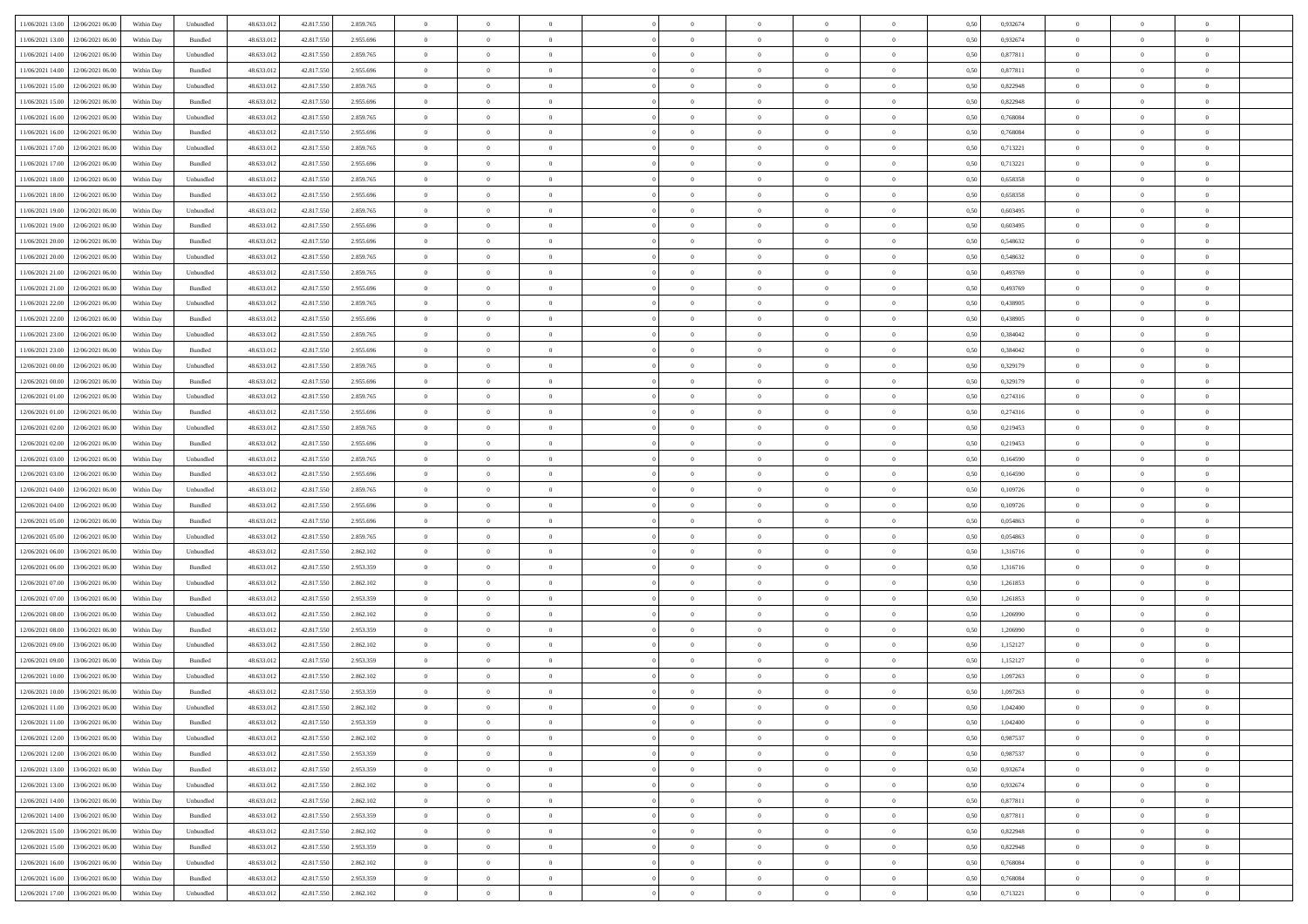| | | | | | | | | | | | | | | | | | | | | |
|---|---|---|---|---|---|---|---|---|---|---|---|---|---|---|---|---|---|---|---|---|
| 11/06/2021 13:00 | 12/06/2021 06:00 | Within Day | Unbundled | 48.633.012 | 42.817.550 | 2.859.765 | 0 | 0 | 0 | | 0 | 0 | 0 | 0 | 0,50 | 0,932674 | 0 | 0 | 0 | |
| 11/06/2021 13:00 | 12/06/2021 06:00 | Within Day | Bundled | 48.633.012 | 42.817.550 | 2.955.696 | 0 | 0 | 0 | | 0 | 0 | 0 | 0 | 0,50 | 0,932674 | 0 | 0 | 0 | |
| 11/06/2021 14:00 | 12/06/2021 06:00 | Within Day | Unbundled | 48.633.012 | 42.817.550 | 2.859.765 | 0 | 0 | 0 | | 0 | 0 | 0 | 0 | 0,50 | 0,877811 | 0 | 0 | 0 | |
| 11/06/2021 14:00 | 12/06/2021 06:00 | Within Day | Bundled | 48.633.012 | 42.817.550 | 2.955.696 | 0 | 0 | 0 | | 0 | 0 | 0 | 0 | 0,50 | 0,877811 | 0 | 0 | 0 | |
| 11/06/2021 15:00 | 12/06/2021 06:00 | Within Day | Unbundled | 48.633.012 | 42.817.550 | 2.859.765 | 0 | 0 | 0 | | 0 | 0 | 0 | 0 | 0,50 | 0,822948 | 0 | 0 | 0 | |
| 11/06/2021 15:00 | 12/06/2021 06:00 | Within Day | Bundled | 48.633.012 | 42.817.550 | 2.955.696 | 0 | 0 | 0 | | 0 | 0 | 0 | 0 | 0,50 | 0,822948 | 0 | 0 | 0 | |
| 11/06/2021 16:00 | 12/06/2021 06:00 | Within Day | Unbundled | 48.633.012 | 42.817.550 | 2.859.765 | 0 | 0 | 0 | | 0 | 0 | 0 | 0 | 0,50 | 0,768084 | 0 | 0 | 0 | |
| 11/06/2021 16:00 | 12/06/2021 06:00 | Within Day | Bundled | 48.633.012 | 42.817.550 | 2.955.696 | 0 | 0 | 0 | | 0 | 0 | 0 | 0 | 0,50 | 0,768084 | 0 | 0 | 0 | |
| 11/06/2021 17:00 | 12/06/2021 06:00 | Within Day | Unbundled | 48.633.012 | 42.817.550 | 2.859.765 | 0 | 0 | 0 | | 0 | 0 | 0 | 0 | 0,50 | 0,713221 | 0 | 0 | 0 | |
| 11/06/2021 17:00 | 12/06/2021 06:00 | Within Day | Bundled | 48.633.012 | 42.817.550 | 2.955.696 | 0 | 0 | 0 | | 0 | 0 | 0 | 0 | 0,50 | 0,713221 | 0 | 0 | 0 | |
| 11/06/2021 18:00 | 12/06/2021 06:00 | Within Day | Unbundled | 48.633.012 | 42.817.550 | 2.859.765 | 0 | 0 | 0 | | 0 | 0 | 0 | 0 | 0,50 | 0,658358 | 0 | 0 | 0 | |
| 11/06/2021 18:00 | 12/06/2021 06:00 | Within Day | Bundled | 48.633.012 | 42.817.550 | 2.955.696 | 0 | 0 | 0 | | 0 | 0 | 0 | 0 | 0,50 | 0,658358 | 0 | 0 | 0 | |
| 11/06/2021 19:00 | 12/06/2021 06:00 | Within Day | Unbundled | 48.633.012 | 42.817.550 | 2.859.765 | 0 | 0 | 0 | | 0 | 0 | 0 | 0 | 0,50 | 0,603495 | 0 | 0 | 0 | |
| 11/06/2021 19:00 | 12/06/2021 06:00 | Within Day | Bundled | 48.633.012 | 42.817.550 | 2.955.696 | 0 | 0 | 0 | | 0 | 0 | 0 | 0 | 0,50 | 0,603495 | 0 | 0 | 0 | |
| 11/06/2021 20:00 | 12/06/2021 06:00 | Within Day | Bundled | 48.633.012 | 42.817.550 | 2.955.696 | 0 | 0 | 0 | | 0 | 0 | 0 | 0 | 0,50 | 0,548632 | 0 | 0 | 0 | |
| 11/06/2021 20:00 | 12/06/2021 06:00 | Within Day | Unbundled | 48.633.012 | 42.817.550 | 2.859.765 | 0 | 0 | 0 | | 0 | 0 | 0 | 0 | 0,50 | 0,548632 | 0 | 0 | 0 | |
| 11/06/2021 21:00 | 12/06/2021 06:00 | Within Day | Unbundled | 48.633.012 | 42.817.550 | 2.859.765 | 0 | 0 | 0 | | 0 | 0 | 0 | 0 | 0,50 | 0,493769 | 0 | 0 | 0 | |
| 11/06/2021 21:00 | 12/06/2021 06:00 | Within Day | Bundled | 48.633.012 | 42.817.550 | 2.955.696 | 0 | 0 | 0 | | 0 | 0 | 0 | 0 | 0,50 | 0,493769 | 0 | 0 | 0 | |
| 11/06/2021 22:00 | 12/06/2021 06:00 | Within Day | Unbundled | 48.633.012 | 42.817.550 | 2.859.765 | 0 | 0 | 0 | | 0 | 0 | 0 | 0 | 0,50 | 0,438905 | 0 | 0 | 0 | |
| 11/06/2021 22:00 | 12/06/2021 06:00 | Within Day | Bundled | 48.633.012 | 42.817.550 | 2.955.696 | 0 | 0 | 0 | | 0 | 0 | 0 | 0 | 0,50 | 0,438905 | 0 | 0 | 0 | |
| 11/06/2021 23:00 | 12/06/2021 06:00 | Within Day | Unbundled | 48.633.012 | 42.817.550 | 2.859.765 | 0 | 0 | 0 | | 0 | 0 | 0 | 0 | 0,50 | 0,384042 | 0 | 0 | 0 | |
| 11/06/2021 23:00 | 12/06/2021 06:00 | Within Day | Bundled | 48.633.012 | 42.817.550 | 2.955.696 | 0 | 0 | 0 | | 0 | 0 | 0 | 0 | 0,50 | 0,384042 | 0 | 0 | 0 | |
| 12/06/2021 00:00 | 12/06/2021 06:00 | Within Day | Unbundled | 48.633.012 | 42.817.550 | 2.859.765 | 0 | 0 | 0 | | 0 | 0 | 0 | 0 | 0,50 | 0,329179 | 0 | 0 | 0 | |
| 12/06/2021 00:00 | 12/06/2021 06:00 | Within Day | Bundled | 48.633.012 | 42.817.550 | 2.955.696 | 0 | 0 | 0 | | 0 | 0 | 0 | 0 | 0,50 | 0,329179 | 0 | 0 | 0 | |
| 12/06/2021 01:00 | 12/06/2021 06:00 | Within Day | Unbundled | 48.633.012 | 42.817.550 | 2.859.765 | 0 | 0 | 0 | | 0 | 0 | 0 | 0 | 0,50 | 0,274316 | 0 | 0 | 0 | |
| 12/06/2021 01:00 | 12/06/2021 06:00 | Within Day | Bundled | 48.633.012 | 42.817.550 | 2.955.696 | 0 | 0 | 0 | | 0 | 0 | 0 | 0 | 0,50 | 0,274316 | 0 | 0 | 0 | |
| 12/06/2021 02:00 | 12/06/2021 06:00 | Within Day | Unbundled | 48.633.012 | 42.817.550 | 2.859.765 | 0 | 0 | 0 | | 0 | 0 | 0 | 0 | 0,50 | 0,219453 | 0 | 0 | 0 | |
| 12/06/2021 02:00 | 12/06/2021 06:00 | Within Day | Bundled | 48.633.012 | 42.817.550 | 2.955.696 | 0 | 0 | 0 | | 0 | 0 | 0 | 0 | 0,50 | 0,219453 | 0 | 0 | 0 | |
| 12/06/2021 03:00 | 12/06/2021 06:00 | Within Day | Unbundled | 48.633.012 | 42.817.550 | 2.859.765 | 0 | 0 | 0 | | 0 | 0 | 0 | 0 | 0,50 | 0,164590 | 0 | 0 | 0 | |
| 12/06/2021 03:00 | 12/06/2021 06:00 | Within Day | Bundled | 48.633.012 | 42.817.550 | 2.955.696 | 0 | 0 | 0 | | 0 | 0 | 0 | 0 | 0,50 | 0,164590 | 0 | 0 | 0 | |
| 12/06/2021 04:00 | 12/06/2021 06:00 | Within Day | Unbundled | 48.633.012 | 42.817.550 | 2.859.765 | 0 | 0 | 0 | | 0 | 0 | 0 | 0 | 0,50 | 0,109726 | 0 | 0 | 0 | |
| 12/06/2021 04:00 | 12/06/2021 06:00 | Within Day | Bundled | 48.633.012 | 42.817.550 | 2.955.696 | 0 | 0 | 0 | | 0 | 0 | 0 | 0 | 0,50 | 0,109726 | 0 | 0 | 0 | |
| 12/06/2021 05:00 | 12/06/2021 06:00 | Within Day | Bundled | 48.633.012 | 42.817.550 | 2.955.696 | 0 | 0 | 0 | | 0 | 0 | 0 | 0 | 0,50 | 0,054863 | 0 | 0 | 0 | |
| 12/06/2021 05:00 | 12/06/2021 06:00 | Within Day | Unbundled | 48.633.012 | 42.817.550 | 2.859.765 | 0 | 0 | 0 | | 0 | 0 | 0 | 0 | 0,50 | 0,054863 | 0 | 0 | 0 | |
| 12/06/2021 06:00 | 13/06/2021 06:00 | Within Day | Unbundled | 48.633.012 | 42.817.550 | 2.862.102 | 0 | 0 | 0 | | 0 | 0 | 0 | 0 | 0,50 | 1,316716 | 0 | 0 | 0 | |
| 12/06/2021 06:00 | 13/06/2021 06:00 | Within Day | Bundled | 48.633.012 | 42.817.550 | 2.953.359 | 0 | 0 | 0 | | 0 | 0 | 0 | 0 | 0,50 | 1,316716 | 0 | 0 | 0 | |
| 12/06/2021 07:00 | 13/06/2021 06:00 | Within Day | Unbundled | 48.633.012 | 42.817.550 | 2.862.102 | 0 | 0 | 0 | | 0 | 0 | 0 | 0 | 0,50 | 1,261853 | 0 | 0 | 0 | |
| 12/06/2021 07:00 | 13/06/2021 06:00 | Within Day | Bundled | 48.633.012 | 42.817.550 | 2.953.359 | 0 | 0 | 0 | | 0 | 0 | 0 | 0 | 0,50 | 1,261853 | 0 | 0 | 0 | |
| 12/06/2021 08:00 | 13/06/2021 06:00 | Within Day | Unbundled | 48.633.012 | 42.817.550 | 2.862.102 | 0 | 0 | 0 | | 0 | 0 | 0 | 0 | 0,50 | 1,206990 | 0 | 0 | 0 | |
| 12/06/2021 08:00 | 13/06/2021 06:00 | Within Day | Bundled | 48.633.012 | 42.817.550 | 2.953.359 | 0 | 0 | 0 | | 0 | 0 | 0 | 0 | 0,50 | 1,206990 | 0 | 0 | 0 | |
| 12/06/2021 09:00 | 13/06/2021 06:00 | Within Day | Unbundled | 48.633.012 | 42.817.550 | 2.862.102 | 0 | 0 | 0 | | 0 | 0 | 0 | 0 | 0,50 | 1,152127 | 0 | 0 | 0 | |
| 12/06/2021 09:00 | 13/06/2021 06:00 | Within Day | Bundled | 48.633.012 | 42.817.550 | 2.953.359 | 0 | 0 | 0 | | 0 | 0 | 0 | 0 | 0,50 | 1,152127 | 0 | 0 | 0 | |
| 12/06/2021 10:00 | 13/06/2021 06:00 | Within Day | Unbundled | 48.633.012 | 42.817.550 | 2.862.102 | 0 | 0 | 0 | | 0 | 0 | 0 | 0 | 0,50 | 1,097263 | 0 | 0 | 0 | |
| 12/06/2021 10:00 | 13/06/2021 06:00 | Within Day | Bundled | 48.633.012 | 42.817.550 | 2.953.359 | 0 | 0 | 0 | | 0 | 0 | 0 | 0 | 0,50 | 1,097263 | 0 | 0 | 0 | |
| 12/06/2021 11:00 | 13/06/2021 06:00 | Within Day | Unbundled | 48.633.012 | 42.817.550 | 2.862.102 | 0 | 0 | 0 | | 0 | 0 | 0 | 0 | 0,50 | 1,042400 | 0 | 0 | 0 | |
| 12/06/2021 11:00 | 13/06/2021 06:00 | Within Day | Bundled | 48.633.012 | 42.817.550 | 2.953.359 | 0 | 0 | 0 | | 0 | 0 | 0 | 0 | 0,50 | 1,042400 | 0 | 0 | 0 | |
| 12/06/2021 12:00 | 13/06/2021 06:00 | Within Day | Unbundled | 48.633.012 | 42.817.550 | 2.862.102 | 0 | 0 | 0 | | 0 | 0 | 0 | 0 | 0,50 | 0,987537 | 0 | 0 | 0 | |
| 12/06/2021 12:00 | 13/06/2021 06:00 | Within Day | Bundled | 48.633.012 | 42.817.550 | 2.953.359 | 0 | 0 | 0 | | 0 | 0 | 0 | 0 | 0,50 | 0,987537 | 0 | 0 | 0 | |
| 12/06/2021 13:00 | 13/06/2021 06:00 | Within Day | Bundled | 48.633.012 | 42.817.550 | 2.953.359 | 0 | 0 | 0 | | 0 | 0 | 0 | 0 | 0,50 | 0,932674 | 0 | 0 | 0 | |
| 12/06/2021 13:00 | 13/06/2021 06:00 | Within Day | Unbundled | 48.633.012 | 42.817.550 | 2.862.102 | 0 | 0 | 0 | | 0 | 0 | 0 | 0 | 0,50 | 0,932674 | 0 | 0 | 0 | |
| 12/06/2021 14:00 | 13/06/2021 06:00 | Within Day | Unbundled | 48.633.012 | 42.817.550 | 2.862.102 | 0 | 0 | 0 | | 0 | 0 | 0 | 0 | 0,50 | 0,877811 | 0 | 0 | 0 | |
| 12/06/2021 14:00 | 13/06/2021 06:00 | Within Day | Bundled | 48.633.012 | 42.817.550 | 2.953.359 | 0 | 0 | 0 | | 0 | 0 | 0 | 0 | 0,50 | 0,877811 | 0 | 0 | 0 | |
| 12/06/2021 15:00 | 13/06/2021 06:00 | Within Day | Unbundled | 48.633.012 | 42.817.550 | 2.862.102 | 0 | 0 | 0 | | 0 | 0 | 0 | 0 | 0,50 | 0,822948 | 0 | 0 | 0 | |
| 12/06/2021 15:00 | 13/06/2021 06:00 | Within Day | Bundled | 48.633.012 | 42.817.550 | 2.953.359 | 0 | 0 | 0 | | 0 | 0 | 0 | 0 | 0,50 | 0,822948 | 0 | 0 | 0 | |
| 12/06/2021 16:00 | 13/06/2021 06:00 | Within Day | Unbundled | 48.633.012 | 42.817.550 | 2.862.102 | 0 | 0 | 0 | | 0 | 0 | 0 | 0 | 0,50 | 0,768084 | 0 | 0 | 0 | |
| 12/06/2021 16:00 | 13/06/2021 06:00 | Within Day | Bundled | 48.633.012 | 42.817.550 | 2.953.359 | 0 | 0 | 0 | | 0 | 0 | 0 | 0 | 0,50 | 0,768084 | 0 | 0 | 0 | |
| 12/06/2021 17:00 | 13/06/2021 06:00 | Within Day | Unbundled | 48.633.012 | 42.817.550 | 2.862.102 | 0 | 0 | 0 | | 0 | 0 | 0 | 0 | 0,50 | 0,713221 | 0 | 0 | 0 | |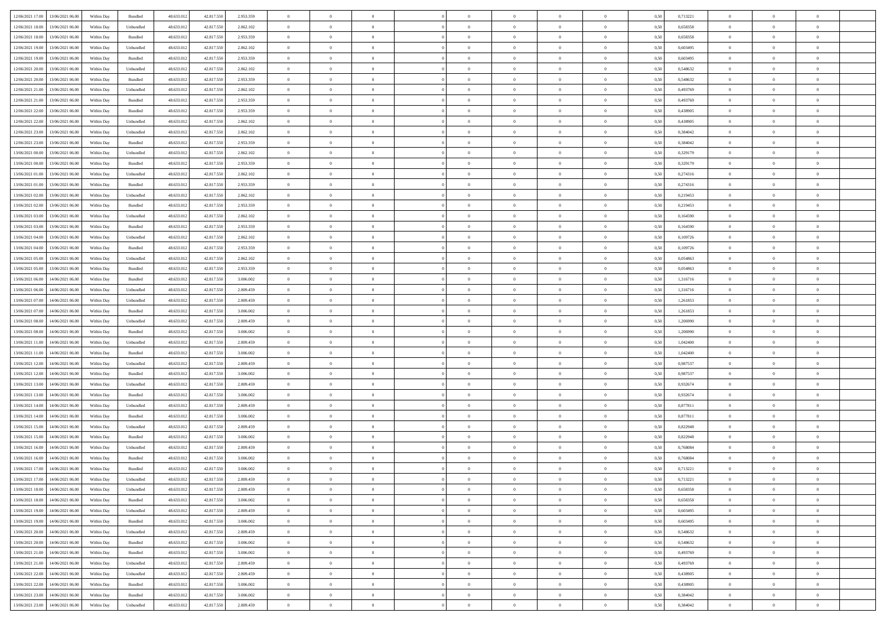| | | | | | | | | | | | | | | | | | | | | | |
|---|---|---|---|---|---|---|---|---|---|---|---|---|---|---|---|---|---|---|---|---|---|
| 12/06/2021 17:00 | 13/06/2021 06:00 | Within Day | Bundled | 48.633.012 | 42.817.550 | 2.953.359 | 0 | 0 | 0 | | 0 | 0 | 0 | 0 | 0 | 0,50 | 0,713221 | 0 | 0 | 0 | |
| 12/06/2021 18:00 | 13/06/2021 06:00 | Within Day | Unbundled | 48.633.012 | 42.817.550 | 2.862.102 | 0 | 0 | 0 | | 0 | 0 | 0 | 0 | 0 | 0,50 | 0,658358 | 0 | 0 | 0 | |
| 12/06/2021 18:00 | 13/06/2021 06:00 | Within Day | Bundled | 48.633.012 | 42.817.550 | 2.953.359 | 0 | 0 | 0 | | 0 | 0 | 0 | 0 | 0 | 0,50 | 0,658358 | 0 | 0 | 0 | |
| 12/06/2021 19:00 | 13/06/2021 06:00 | Within Day | Unbundled | 48.633.012 | 42.817.550 | 2.862.102 | 0 | 0 | 0 | | 0 | 0 | 0 | 0 | 0 | 0,50 | 0,603495 | 0 | 0 | 0 | |
| 12/06/2021 19:00 | 13/06/2021 06:00 | Within Day | Bundled | 48.633.012 | 42.817.550 | 2.953.359 | 0 | 0 | 0 | | 0 | 0 | 0 | 0 | 0 | 0,50 | 0,603495 | 0 | 0 | 0 | |
| 12/06/2021 20:00 | 13/06/2021 06:00 | Within Day | Unbundled | 48.633.012 | 42.817.550 | 2.862.102 | 0 | 0 | 0 | | 0 | 0 | 0 | 0 | 0 | 0,50 | 0,548632 | 0 | 0 | 0 | |
| 12/06/2021 20:00 | 13/06/2021 06:00 | Within Day | Bundled | 48.633.012 | 42.817.550 | 2.953.359 | 0 | 0 | 0 | | 0 | 0 | 0 | 0 | 0 | 0,50 | 0,548632 | 0 | 0 | 0 | |
| 12/06/2021 21:00 | 13/06/2021 06:00 | Within Day | Unbundled | 48.633.012 | 42.817.550 | 2.862.102 | 0 | 0 | 0 | | 0 | 0 | 0 | 0 | 0 | 0,50 | 0,493769 | 0 | 0 | 0 | |
| 12/06/2021 21:00 | 13/06/2021 06:00 | Within Day | Bundled | 48.633.012 | 42.817.550 | 2.953.359 | 0 | 0 | 0 | | 0 | 0 | 0 | 0 | 0 | 0,50 | 0,493769 | 0 | 0 | 0 | |
| 12/06/2021 22:00 | 13/06/2021 06:00 | Within Day | Bundled | 48.633.012 | 42.817.550 | 2.953.359 | 0 | 0 | 0 | | 0 | 0 | 0 | 0 | 0 | 0,50 | 0,438905 | 0 | 0 | 0 | |
| 12/06/2021 22:00 | 13/06/2021 06:00 | Within Day | Unbundled | 48.633.012 | 42.817.550 | 2.862.102 | 0 | 0 | 0 | | 0 | 0 | 0 | 0 | 0 | 0,50 | 0,438905 | 0 | 0 | 0 | |
| 12/06/2021 23:00 | 13/06/2021 06:00 | Within Day | Unbundled | 48.633.012 | 42.817.550 | 2.862.102 | 0 | 0 | 0 | | 0 | 0 | 0 | 0 | 0 | 0,50 | 0,384042 | 0 | 0 | 0 | |
| 12/06/2021 23:00 | 13/06/2021 06:00 | Within Day | Bundled | 48.633.012 | 42.817.550 | 2.953.359 | 0 | 0 | 0 | | 0 | 0 | 0 | 0 | 0 | 0,50 | 0,384042 | 0 | 0 | 0 | |
| 13/06/2021 00:00 | 13/06/2021 06:00 | Within Day | Unbundled | 48.633.012 | 42.817.550 | 2.862.102 | 0 | 0 | 0 | | 0 | 0 | 0 | 0 | 0 | 0,50 | 0,329179 | 0 | 0 | 0 | |
| 13/06/2021 00:00 | 13/06/2021 06:00 | Within Day | Bundled | 48.633.012 | 42.817.550 | 2.953.359 | 0 | 0 | 0 | | 0 | 0 | 0 | 0 | 0 | 0,50 | 0,329179 | 0 | 0 | 0 | |
| 13/06/2021 01:00 | 13/06/2021 06:00 | Within Day | Unbundled | 48.633.012 | 42.817.550 | 2.862.102 | 0 | 0 | 0 | | 0 | 0 | 0 | 0 | 0 | 0,50 | 0,274316 | 0 | 0 | 0 | |
| 13/06/2021 01:00 | 13/06/2021 06:00 | Within Day | Bundled | 48.633.012 | 42.817.550 | 2.953.359 | 0 | 0 | 0 | | 0 | 0 | 0 | 0 | 0 | 0,50 | 0,274316 | 0 | 0 | 0 | |
| 13/06/2021 02:00 | 13/06/2021 06:00 | Within Day | Unbundled | 48.633.012 | 42.817.550 | 2.862.102 | 0 | 0 | 0 | | 0 | 0 | 0 | 0 | 0 | 0,50 | 0,219453 | 0 | 0 | 0 | |
| 13/06/2021 02:00 | 13/06/2021 06:00 | Within Day | Bundled | 48.633.012 | 42.817.550 | 2.953.359 | 0 | 0 | 0 | | 0 | 0 | 0 | 0 | 0 | 0,50 | 0,219453 | 0 | 0 | 0 | |
| 13/06/2021 03:00 | 13/06/2021 06:00 | Within Day | Unbundled | 48.633.012 | 42.817.550 | 2.862.102 | 0 | 0 | 0 | | 0 | 0 | 0 | 0 | 0 | 0,50 | 0,164590 | 0 | 0 | 0 | |
| 13/06/2021 03:00 | 13/06/2021 06:00 | Within Day | Bundled | 48.633.012 | 42.817.550 | 2.953.359 | 0 | 0 | 0 | | 0 | 0 | 0 | 0 | 0 | 0,50 | 0,164590 | 0 | 0 | 0 | |
| 13/06/2021 04:00 | 13/06/2021 06:00 | Within Day | Unbundled | 48.633.012 | 42.817.550 | 2.862.102 | 0 | 0 | 0 | | 0 | 0 | 0 | 0 | 0 | 0,50 | 0,109726 | 0 | 0 | 0 | |
| 13/06/2021 04:00 | 13/06/2021 06:00 | Within Day | Bundled | 48.633.012 | 42.817.550 | 2.953.359 | 0 | 0 | 0 | | 0 | 0 | 0 | 0 | 0 | 0,50 | 0,109726 | 0 | 0 | 0 | |
| 13/06/2021 05:00 | 13/06/2021 06:00 | Within Day | Unbundled | 48.633.012 | 42.817.550 | 2.862.102 | 0 | 0 | 0 | | 0 | 0 | 0 | 0 | 0 | 0,50 | 0,054863 | 0 | 0 | 0 | |
| 13/06/2021 05:00 | 13/06/2021 06:00 | Within Day | Bundled | 48.633.012 | 42.817.550 | 2.953.359 | 0 | 0 | 0 | | 0 | 0 | 0 | 0 | 0 | 0,50 | 0,054863 | 0 | 0 | 0 | |
| 13/06/2021 06:00 | 14/06/2021 06:00 | Within Day | Bundled | 48.633.012 | 42.817.550 | 3.006.002 | 0 | 0 | 0 | | 0 | 0 | 0 | 0 | 0 | 0,50 | 1,316716 | 0 | 0 | 0 | |
| 13/06/2021 06:00 | 14/06/2021 06:00 | Within Day | Unbundled | 48.633.012 | 42.817.550 | 2.809.459 | 0 | 0 | 0 | | 0 | 0 | 0 | 0 | 0 | 0,50 | 1,316716 | 0 | 0 | 0 | |
| 13/06/2021 07:00 | 14/06/2021 06:00 | Within Day | Unbundled | 48.633.012 | 42.817.550 | 2.809.459 | 0 | 0 | 0 | | 0 | 0 | 0 | 0 | 0 | 0,50 | 1,261853 | 0 | 0 | 0 | |
| 13/06/2021 07:00 | 14/06/2021 06:00 | Within Day | Bundled | 48.633.012 | 42.817.550 | 3.006.002 | 0 | 0 | 0 | | 0 | 0 | 0 | 0 | 0 | 0,50 | 1,261853 | 0 | 0 | 0 | |
| 13/06/2021 08:00 | 14/06/2021 06:00 | Within Day | Unbundled | 48.633.012 | 42.817.550 | 2.809.459 | 0 | 0 | 0 | | 0 | 0 | 0 | 0 | 0 | 0,50 | 1,206990 | 0 | 0 | 0 | |
| 13/06/2021 08:00 | 14/06/2021 06:00 | Within Day | Bundled | 48.633.012 | 42.817.550 | 3.006.002 | 0 | 0 | 0 | | 0 | 0 | 0 | 0 | 0 | 0,50 | 1,206990 | 0 | 0 | 0 | |
| 13/06/2021 11:00 | 14/06/2021 06:00 | Within Day | Unbundled | 48.633.012 | 42.817.550 | 2.809.459 | 0 | 0 | 0 | | 0 | 0 | 0 | 0 | 0 | 0,50 | 1,042400 | 0 | 0 | 0 | |
| 13/06/2021 11:00 | 14/06/2021 06:00 | Within Day | Bundled | 48.633.012 | 42.817.550 | 3.006.002 | 0 | 0 | 0 | | 0 | 0 | 0 | 0 | 0 | 0,50 | 1,042400 | 0 | 0 | 0 | |
| 13/06/2021 12:00 | 14/06/2021 06:00 | Within Day | Unbundled | 48.633.012 | 42.817.550 | 2.809.459 | 0 | 0 | 0 | | 0 | 0 | 0 | 0 | 0 | 0,50 | 0,987537 | 0 | 0 | 0 | |
| 13/06/2021 12:00 | 14/06/2021 06:00 | Within Day | Bundled | 48.633.012 | 42.817.550 | 3.006.002 | 0 | 0 | 0 | | 0 | 0 | 0 | 0 | 0 | 0,50 | 0,987537 | 0 | 0 | 0 | |
| 13/06/2021 13:00 | 14/06/2021 06:00 | Within Day | Unbundled | 48.633.012 | 42.817.550 | 2.809.459 | 0 | 0 | 0 | | 0 | 0 | 0 | 0 | 0 | 0,50 | 0,932674 | 0 | 0 | 0 | |
| 13/06/2021 13:00 | 14/06/2021 06:00 | Within Day | Bundled | 48.633.012 | 42.817.550 | 3.006.002 | 0 | 0 | 0 | | 0 | 0 | 0 | 0 | 0 | 0,50 | 0,932674 | 0 | 0 | 0 | |
| 13/06/2021 14:00 | 14/06/2021 06:00 | Within Day | Unbundled | 48.633.012 | 42.817.550 | 2.809.459 | 0 | 0 | 0 | | 0 | 0 | 0 | 0 | 0 | 0,50 | 0,877811 | 0 | 0 | 0 | |
| 13/06/2021 14:00 | 14/06/2021 06:00 | Within Day | Bundled | 48.633.012 | 42.817.550 | 3.006.002 | 0 | 0 | 0 | | 0 | 0 | 0 | 0 | 0 | 0,50 | 0,877811 | 0 | 0 | 0 | |
| 13/06/2021 15:00 | 14/06/2021 06:00 | Within Day | Unbundled | 48.633.012 | 42.817.550 | 2.809.459 | 0 | 0 | 0 | | 0 | 0 | 0 | 0 | 0 | 0,50 | 0,822948 | 0 | 0 | 0 | |
| 13/06/2021 15:00 | 14/06/2021 06:00 | Within Day | Bundled | 48.633.012 | 42.817.550 | 3.006.002 | 0 | 0 | 0 | | 0 | 0 | 0 | 0 | 0 | 0,50 | 0,822948 | 0 | 0 | 0 | |
| 13/06/2021 16:00 | 14/06/2021 06:00 | Within Day | Unbundled | 48.633.012 | 42.817.550 | 2.809.459 | 0 | 0 | 0 | | 0 | 0 | 0 | 0 | 0 | 0,50 | 0,768084 | 0 | 0 | 0 | |
| 13/06/2021 16:00 | 14/06/2021 06:00 | Within Day | Bundled | 48.633.012 | 42.817.550 | 3.006.002 | 0 | 0 | 0 | | 0 | 0 | 0 | 0 | 0 | 0,50 | 0,768084 | 0 | 0 | 0 | |
| 13/06/2021 17:00 | 14/06/2021 06:00 | Within Day | Bundled | 48.633.012 | 42.817.550 | 3.006.002 | 0 | 0 | 0 | | 0 | 0 | 0 | 0 | 0 | 0,50 | 0,713221 | 0 | 0 | 0 | |
| 13/06/2021 17:00 | 14/06/2021 06:00 | Within Day | Unbundled | 48.633.012 | 42.817.550 | 2.809.459 | 0 | 0 | 0 | | 0 | 0 | 0 | 0 | 0 | 0,50 | 0,713221 | 0 | 0 | 0 | |
| 13/06/2021 18:00 | 14/06/2021 06:00 | Within Day | Unbundled | 48.633.012 | 42.817.550 | 2.809.459 | 0 | 0 | 0 | | 0 | 0 | 0 | 0 | 0 | 0,50 | 0,658358 | 0 | 0 | 0 | |
| 13/06/2021 18:00 | 14/06/2021 06:00 | Within Day | Bundled | 48.633.012 | 42.817.550 | 3.006.002 | 0 | 0 | 0 | | 0 | 0 | 0 | 0 | 0 | 0,50 | 0,658358 | 0 | 0 | 0 | |
| 13/06/2021 19:00 | 14/06/2021 06:00 | Within Day | Unbundled | 48.633.012 | 42.817.550 | 2.809.459 | 0 | 0 | 0 | | 0 | 0 | 0 | 0 | 0 | 0,50 | 0,603495 | 0 | 0 | 0 | |
| 13/06/2021 19:00 | 14/06/2021 06:00 | Within Day | Bundled | 48.633.012 | 42.817.550 | 3.006.002 | 0 | 0 | 0 | | 0 | 0 | 0 | 0 | 0 | 0,50 | 0,603495 | 0 | 0 | 0 | |
| 13/06/2021 20:00 | 14/06/2021 06:00 | Within Day | Unbundled | 48.633.012 | 42.817.550 | 2.809.459 | 0 | 0 | 0 | | 0 | 0 | 0 | 0 | 0 | 0,50 | 0,548632 | 0 | 0 | 0 | |
| 13/06/2021 20:00 | 14/06/2021 06:00 | Within Day | Bundled | 48.633.012 | 42.817.550 | 3.006.002 | 0 | 0 | 0 | | 0 | 0 | 0 | 0 | 0 | 0,50 | 0,548632 | 0 | 0 | 0 | |
| 13/06/2021 21:00 | 14/06/2021 06:00 | Within Day | Bundled | 48.633.012 | 42.817.550 | 3.006.002 | 0 | 0 | 0 | | 0 | 0 | 0 | 0 | 0 | 0,50 | 0,493769 | 0 | 0 | 0 | |
| 13/06/2021 21:00 | 14/06/2021 06:00 | Within Day | Unbundled | 48.633.012 | 42.817.550 | 2.809.459 | 0 | 0 | 0 | | 0 | 0 | 0 | 0 | 0 | 0,50 | 0,493769 | 0 | 0 | 0 | |
| 13/06/2021 22:00 | 14/06/2021 06:00 | Within Day | Unbundled | 48.633.012 | 42.817.550 | 2.809.459 | 0 | 0 | 0 | | 0 | 0 | 0 | 0 | 0 | 0,50 | 0,438905 | 0 | 0 | 0 | |
| 13/06/2021 22:00 | 14/06/2021 06:00 | Within Day | Bundled | 48.633.012 | 42.817.550 | 3.006.002 | 0 | 0 | 0 | | 0 | 0 | 0 | 0 | 0 | 0,50 | 0,438905 | 0 | 0 | 0 | |
| 13/06/2021 23:00 | 14/06/2021 06:00 | Within Day | Bundled | 48.633.012 | 42.817.550 | 3.006.002 | 0 | 0 | 0 | | 0 | 0 | 0 | 0 | 0 | 0,50 | 0,384042 | 0 | 0 | 0 | |
| 13/06/2021 23:00 | 14/06/2021 06:00 | Within Day | Unbundled | 48.633.012 | 42.817.550 | 2.809.459 | 0 | 0 | 0 | | 0 | 0 | 0 | 0 | 0 | 0,50 | 0,384042 | 0 | 0 | 0 | |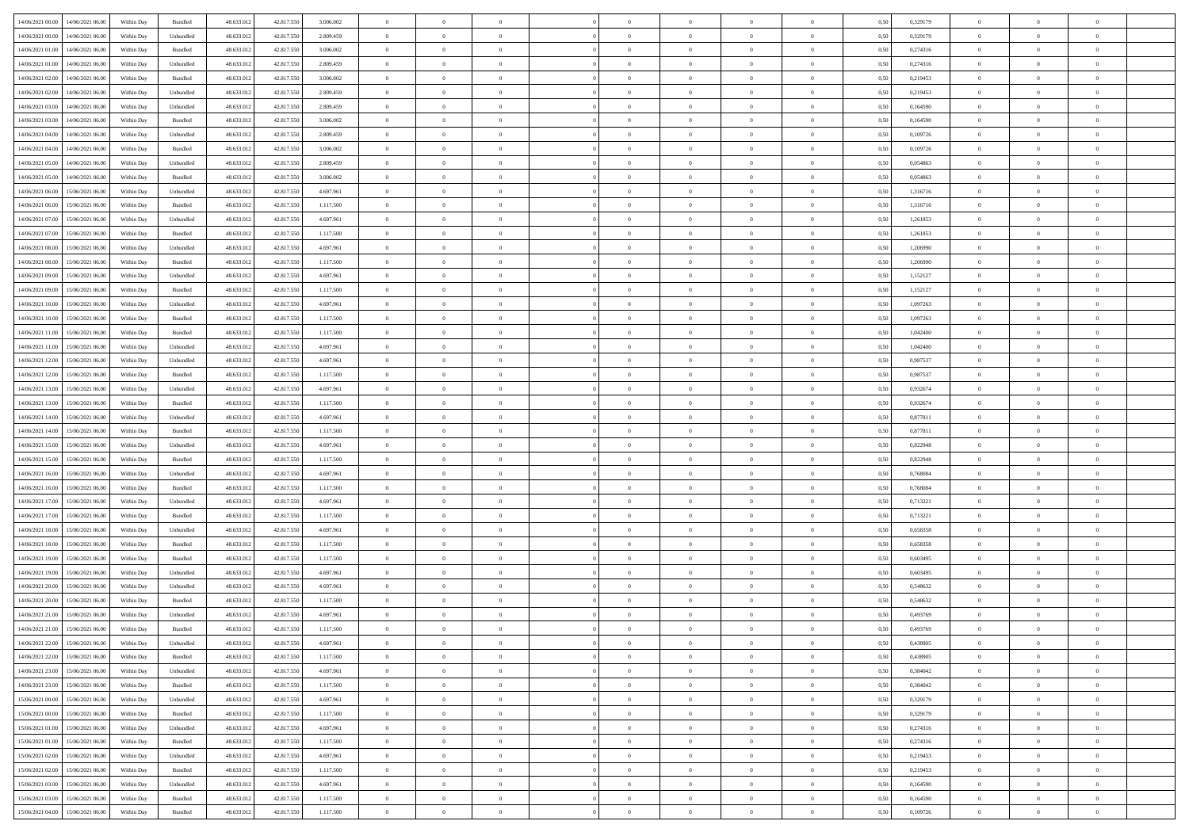| | | | | | | | | | | | | | | | | | | | | |
|---|---|---|---|---|---|---|---|---|---|---|---|---|---|---|---|---|---|---|---|---|
| 14/06/2021 00:00 | 14/06/2021 06:00 | Within Day | Bundled | 48.633.012 | 42.817.550 | 3.006.002 | 0 | 0 | 0 | | 0 | 0 | 0 | 0 | 0,50 | 0,329179 | 0 | 0 | 0 | |
| 14/06/2021 00:00 | 14/06/2021 06:00 | Within Day | Unbundled | 48.633.012 | 42.817.550 | 2.809.459 | 0 | 0 | 0 | | 0 | 0 | 0 | 0 | 0,50 | 0,329179 | 0 | 0 | 0 | |
| 14/06/2021 01:00 | 14/06/2021 06:00 | Within Day | Bundled | 48.633.012 | 42.817.550 | 3.006.002 | 0 | 0 | 0 | | 0 | 0 | 0 | 0 | 0,50 | 0,274316 | 0 | 0 | 0 | |
| 14/06/2021 01:00 | 14/06/2021 06:00 | Within Day | Unbundled | 48.633.012 | 42.817.550 | 2.809.459 | 0 | 0 | 0 | | 0 | 0 | 0 | 0 | 0,50 | 0,274316 | 0 | 0 | 0 | |
| 14/06/2021 02:00 | 14/06/2021 06:00 | Within Day | Bundled | 48.633.012 | 42.817.550 | 3.006.002 | 0 | 0 | 0 | | 0 | 0 | 0 | 0 | 0,50 | 0,219453 | 0 | 0 | 0 | |
| 14/06/2021 02:00 | 14/06/2021 06:00 | Within Day | Unbundled | 48.633.012 | 42.817.550 | 2.809.459 | 0 | 0 | 0 | | 0 | 0 | 0 | 0 | 0,50 | 0,219453 | 0 | 0 | 0 | |
| 14/06/2021 03:00 | 14/06/2021 06:00 | Within Day | Unbundled | 48.633.012 | 42.817.550 | 2.809.459 | 0 | 0 | 0 | | 0 | 0 | 0 | 0 | 0,50 | 0,164590 | 0 | 0 | 0 | |
| 14/06/2021 03:00 | 14/06/2021 06:00 | Within Day | Bundled | 48.633.012 | 42.817.550 | 3.006.002 | 0 | 0 | 0 | | 0 | 0 | 0 | 0 | 0,50 | 0,164590 | 0 | 0 | 0 | |
| 14/06/2021 04:00 | 14/06/2021 06:00 | Within Day | Unbundled | 48.633.012 | 42.817.550 | 2.809.459 | 0 | 0 | 0 | | 0 | 0 | 0 | 0 | 0,50 | 0,109726 | 0 | 0 | 0 | |
| 14/06/2021 04:00 | 14/06/2021 06:00 | Within Day | Bundled | 48.633.012 | 42.817.550 | 3.006.002 | 0 | 0 | 0 | | 0 | 0 | 0 | 0 | 0,50 | 0,109726 | 0 | 0 | 0 | |
| 14/06/2021 05:00 | 14/06/2021 06:00 | Within Day | Unbundled | 48.633.012 | 42.817.550 | 2.809.459 | 0 | 0 | 0 | | 0 | 0 | 0 | 0 | 0,50 | 0,054863 | 0 | 0 | 0 | |
| 14/06/2021 05:00 | 14/06/2021 06:00 | Within Day | Bundled | 48.633.012 | 42.817.550 | 3.006.002 | 0 | 0 | 0 | | 0 | 0 | 0 | 0 | 0,50 | 0,054863 | 0 | 0 | 0 | |
| 14/06/2021 06:00 | 15/06/2021 06:00 | Within Day | Unbundled | 48.633.012 | 42.817.550 | 4.697.961 | 0 | 0 | 0 | | 0 | 0 | 0 | 0 | 0,50 | 1,316716 | 0 | 0 | 0 | |
| 14/06/2021 06:00 | 15/06/2021 06:00 | Within Day | Bundled | 48.633.012 | 42.817.550 | 1.117.500 | 0 | 0 | 0 | | 0 | 0 | 0 | 0 | 0,50 | 1,316716 | 0 | 0 | 0 | |
| 14/06/2021 07:00 | 15/06/2021 06:00 | Within Day | Unbundled | 48.633.012 | 42.817.550 | 4.697.961 | 0 | 0 | 0 | | 0 | 0 | 0 | 0 | 0,50 | 1,261853 | 0 | 0 | 0 | |
| 14/06/2021 07:00 | 15/06/2021 06:00 | Within Day | Bundled | 48.633.012 | 42.817.550 | 1.117.500 | 0 | 0 | 0 | | 0 | 0 | 0 | 0 | 0,50 | 1,261853 | 0 | 0 | 0 | |
| 14/06/2021 08:00 | 15/06/2021 06:00 | Within Day | Unbundled | 48.633.012 | 42.817.550 | 4.697.961 | 0 | 0 | 0 | | 0 | 0 | 0 | 0 | 0,50 | 1,206990 | 0 | 0 | 0 | |
| 14/06/2021 08:00 | 15/06/2021 06:00 | Within Day | Bundled | 48.633.012 | 42.817.550 | 1.117.500 | 0 | 0 | 0 | | 0 | 0 | 0 | 0 | 0,50 | 1,206990 | 0 | 0 | 0 | |
| 14/06/2021 09:00 | 15/06/2021 06:00 | Within Day | Unbundled | 48.633.012 | 42.817.550 | 4.697.961 | 0 | 0 | 0 | | 0 | 0 | 0 | 0 | 0,50 | 1,152127 | 0 | 0 | 0 | |
| 14/06/2021 09:00 | 15/06/2021 06:00 | Within Day | Bundled | 48.633.012 | 42.817.550 | 1.117.500 | 0 | 0 | 0 | | 0 | 0 | 0 | 0 | 0,50 | 1,152127 | 0 | 0 | 0 | |
| 14/06/2021 10:00 | 15/06/2021 06:00 | Within Day | Unbundled | 48.633.012 | 42.817.550 | 4.697.961 | 0 | 0 | 0 | | 0 | 0 | 0 | 0 | 0,50 | 1,097263 | 0 | 0 | 0 | |
| 14/06/2021 10:00 | 15/06/2021 06:00 | Within Day | Bundled | 48.633.012 | 42.817.550 | 1.117.500 | 0 | 0 | 0 | | 0 | 0 | 0 | 0 | 0,50 | 1,097263 | 0 | 0 | 0 | |
| 14/06/2021 11:00 | 15/06/2021 06:00 | Within Day | Bundled | 48.633.012 | 42.817.550 | 1.117.500 | 0 | 0 | 0 | | 0 | 0 | 0 | 0 | 0,50 | 1,042400 | 0 | 0 | 0 | |
| 14/06/2021 11:00 | 15/06/2021 06:00 | Within Day | Unbundled | 48.633.012 | 42.817.550 | 4.697.961 | 0 | 0 | 0 | | 0 | 0 | 0 | 0 | 0,50 | 1,042400 | 0 | 0 | 0 | |
| 14/06/2021 12:00 | 15/06/2021 06:00 | Within Day | Unbundled | 48.633.012 | 42.817.550 | 4.697.961 | 0 | 0 | 0 | | 0 | 0 | 0 | 0 | 0,50 | 0,987537 | 0 | 0 | 0 | |
| 14/06/2021 12:00 | 15/06/2021 06:00 | Within Day | Bundled | 48.633.012 | 42.817.550 | 1.117.500 | 0 | 0 | 0 | | 0 | 0 | 0 | 0 | 0,50 | 0,987537 | 0 | 0 | 0 | |
| 14/06/2021 13:00 | 15/06/2021 06:00 | Within Day | Unbundled | 48.633.012 | 42.817.550 | 4.697.961 | 0 | 0 | 0 | | 0 | 0 | 0 | 0 | 0,50 | 0,932674 | 0 | 0 | 0 | |
| 14/06/2021 13:00 | 15/06/2021 06:00 | Within Day | Bundled | 48.633.012 | 42.817.550 | 1.117.500 | 0 | 0 | 0 | | 0 | 0 | 0 | 0 | 0,50 | 0,932674 | 0 | 0 | 0 | |
| 14/06/2021 14:00 | 15/06/2021 06:00 | Within Day | Unbundled | 48.633.012 | 42.817.550 | 4.697.961 | 0 | 0 | 0 | | 0 | 0 | 0 | 0 | 0,50 | 0,877811 | 0 | 0 | 0 | |
| 14/06/2021 14:00 | 15/06/2021 06:00 | Within Day | Bundled | 48.633.012 | 42.817.550 | 1.117.500 | 0 | 0 | 0 | | 0 | 0 | 0 | 0 | 0,50 | 0,877811 | 0 | 0 | 0 | |
| 14/06/2021 15:00 | 15/06/2021 06:00 | Within Day | Unbundled | 48.633.012 | 42.817.550 | 4.697.961 | 0 | 0 | 0 | | 0 | 0 | 0 | 0 | 0,50 | 0,822948 | 0 | 0 | 0 | |
| 14/06/2021 15:00 | 15/06/2021 06:00 | Within Day | Bundled | 48.633.012 | 42.817.550 | 1.117.500 | 0 | 0 | 0 | | 0 | 0 | 0 | 0 | 0,50 | 0,822948 | 0 | 0 | 0 | |
| 14/06/2021 16:00 | 15/06/2021 06:00 | Within Day | Unbundled | 48.633.012 | 42.817.550 | 4.697.961 | 0 | 0 | 0 | | 0 | 0 | 0 | 0 | 0,50 | 0,768084 | 0 | 0 | 0 | |
| 14/06/2021 16:00 | 15/06/2021 06:00 | Within Day | Bundled | 48.633.012 | 42.817.550 | 1.117.500 | 0 | 0 | 0 | | 0 | 0 | 0 | 0 | 0,50 | 0,768084 | 0 | 0 | 0 | |
| 14/06/2021 17:00 | 15/06/2021 06:00 | Within Day | Unbundled | 48.633.012 | 42.817.550 | 4.697.961 | 0 | 0 | 0 | | 0 | 0 | 0 | 0 | 0,50 | 0,713221 | 0 | 0 | 0 | |
| 14/06/2021 17:00 | 15/06/2021 06:00 | Within Day | Bundled | 48.633.012 | 42.817.550 | 1.117.500 | 0 | 0 | 0 | | 0 | 0 | 0 | 0 | 0,50 | 0,713221 | 0 | 0 | 0 | |
| 14/06/2021 18:00 | 15/06/2021 06:00 | Within Day | Unbundled | 48.633.012 | 42.817.550 | 4.697.961 | 0 | 0 | 0 | | 0 | 0 | 0 | 0 | 0,50 | 0,658358 | 0 | 0 | 0 | |
| 14/06/2021 18:00 | 15/06/2021 06:00 | Within Day | Bundled | 48.633.012 | 42.817.550 | 1.117.500 | 0 | 0 | 0 | | 0 | 0 | 0 | 0 | 0,50 | 0,658358 | 0 | 0 | 0 | |
| 14/06/2021 19:00 | 15/06/2021 06:00 | Within Day | Bundled | 48.633.012 | 42.817.550 | 1.117.500 | 0 | 0 | 0 | | 0 | 0 | 0 | 0 | 0,50 | 0,603495 | 0 | 0 | 0 | |
| 14/06/2021 19:00 | 15/06/2021 06:00 | Within Day | Unbundled | 48.633.012 | 42.817.550 | 4.697.961 | 0 | 0 | 0 | | 0 | 0 | 0 | 0 | 0,50 | 0,603495 | 0 | 0 | 0 | |
| 14/06/2021 20:00 | 15/06/2021 06:00 | Within Day | Unbundled | 48.633.012 | 42.817.550 | 4.697.961 | 0 | 0 | 0 | | 0 | 0 | 0 | 0 | 0,50 | 0,548632 | 0 | 0 | 0 | |
| 14/06/2021 20:00 | 15/06/2021 06:00 | Within Day | Bundled | 48.633.012 | 42.817.550 | 1.117.500 | 0 | 0 | 0 | | 0 | 0 | 0 | 0 | 0,50 | 0,548632 | 0 | 0 | 0 | |
| 14/06/2021 21:00 | 15/06/2021 06:00 | Within Day | Unbundled | 48.633.012 | 42.817.550 | 4.697.961 | 0 | 0 | 0 | | 0 | 0 | 0 | 0 | 0,50 | 0,493769 | 0 | 0 | 0 | |
| 14/06/2021 21:00 | 15/06/2021 06:00 | Within Day | Bundled | 48.633.012 | 42.817.550 | 1.117.500 | 0 | 0 | 0 | | 0 | 0 | 0 | 0 | 0,50 | 0,493769 | 0 | 0 | 0 | |
| 14/06/2021 22:00 | 15/06/2021 06:00 | Within Day | Unbundled | 48.633.012 | 42.817.550 | 4.697.961 | 0 | 0 | 0 | | 0 | 0 | 0 | 0 | 0,50 | 0,438905 | 0 | 0 | 0 | |
| 14/06/2021 22:00 | 15/06/2021 06:00 | Within Day | Bundled | 48.633.012 | 42.817.550 | 1.117.500 | 0 | 0 | 0 | | 0 | 0 | 0 | 0 | 0,50 | 0,438905 | 0 | 0 | 0 | |
| 14/06/2021 23:00 | 15/06/2021 06:00 | Within Day | Unbundled | 48.633.012 | 42.817.550 | 4.697.961 | 0 | 0 | 0 | | 0 | 0 | 0 | 0 | 0,50 | 0,384042 | 0 | 0 | 0 | |
| 14/06/2021 23:00 | 15/06/2021 06:00 | Within Day | Bundled | 48.633.012 | 42.817.550 | 1.117.500 | 0 | 0 | 0 | | 0 | 0 | 0 | 0 | 0,50 | 0,384042 | 0 | 0 | 0 | |
| 15/06/2021 00:00 | 15/06/2021 06:00 | Within Day | Unbundled | 48.633.012 | 42.817.550 | 4.697.961 | 0 | 0 | 0 | | 0 | 0 | 0 | 0 | 0,50 | 0,329179 | 0 | 0 | 0 | |
| 15/06/2021 00:00 | 15/06/2021 06:00 | Within Day | Bundled | 48.633.012 | 42.817.550 | 1.117.500 | 0 | 0 | 0 | | 0 | 0 | 0 | 0 | 0,50 | 0,329179 | 0 | 0 | 0 | |
| 15/06/2021 01:00 | 15/06/2021 06:00 | Within Day | Unbundled | 48.633.012 | 42.817.550 | 4.697.961 | 0 | 0 | 0 | | 0 | 0 | 0 | 0 | 0,50 | 0,274316 | 0 | 0 | 0 | |
| 15/06/2021 01:00 | 15/06/2021 06:00 | Within Day | Bundled | 48.633.012 | 42.817.550 | 1.117.500 | 0 | 0 | 0 | | 0 | 0 | 0 | 0 | 0,50 | 0,274316 | 0 | 0 | 0 | |
| 15/06/2021 02:00 | 15/06/2021 06:00 | Within Day | Unbundled | 48.633.012 | 42.817.550 | 4.697.961 | 0 | 0 | 0 | | 0 | 0 | 0 | 0 | 0,50 | 0,219453 | 0 | 0 | 0 | |
| 15/06/2021 02:00 | 15/06/2021 06:00 | Within Day | Bundled | 48.633.012 | 42.817.550 | 1.117.500 | 0 | 0 | 0 | | 0 | 0 | 0 | 0 | 0,50 | 0,219453 | 0 | 0 | 0 | |
| 15/06/2021 03:00 | 15/06/2021 06:00 | Within Day | Unbundled | 48.633.012 | 42.817.550 | 4.697.961 | 0 | 0 | 0 | | 0 | 0 | 0 | 0 | 0,50 | 0,164590 | 0 | 0 | 0 | |
| 15/06/2021 03:00 | 15/06/2021 06:00 | Within Day | Bundled | 48.633.012 | 42.817.550 | 1.117.500 | 0 | 0 | 0 | | 0 | 0 | 0 | 0 | 0,50 | 0,164590 | 0 | 0 | 0 | |
| 15/06/2021 04:00 | 15/06/2021 06:00 | Within Day | Bundled | 48.633.012 | 42.817.550 | 1.117.500 | 0 | 0 | 0 | | 0 | 0 | 0 | 0 | 0,50 | 0,109726 | 0 | 0 | 0 | |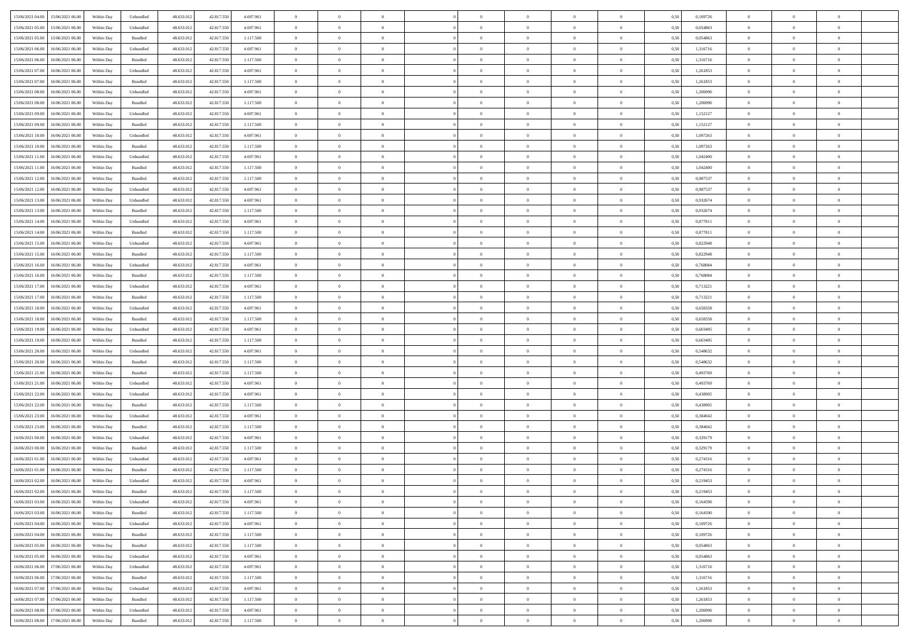| | | | | | | | | | | | | | | | | | | | | |
|---|---|---|---|---|---|---|---|---|---|---|---|---|---|---|---|---|---|---|---|---|
| 15/06/2021 04:00 | 15/06/2021 06:00 | Within Day | Unbundled | 48.633.012 | 42.817.550 | 4.697.961 | 0 | 0 | 0 | | 0 | 0 | 0 | 0 | 0,50 | 0,109726 | 0 | 0 | 0 | |
| 15/06/2021 05:00 | 15/06/2021 06:00 | Within Day | Unbundled | 48.633.012 | 42.817.550 | 4.697.961 | 0 | 0 | 0 | | 0 | 0 | 0 | 0 | 0,50 | 0,054863 | 0 | 0 | 0 | |
| 15/06/2021 05:00 | 15/06/2021 06:00 | Within Day | Bundled | 48.633.012 | 42.817.550 | 1.117.500 | 0 | 0 | 0 | | 0 | 0 | 0 | 0 | 0,50 | 0,054863 | 0 | 0 | 0 | |
| 15/06/2021 06:00 | 16/06/2021 06:00 | Within Day | Unbundled | 48.633.012 | 42.817.550 | 4.697.961 | 0 | 0 | 0 | | 0 | 0 | 0 | 0 | 0,50 | 1,316716 | 0 | 0 | 0 | |
| 15/06/2021 06:00 | 16/06/2021 06:00 | Within Day | Bundled | 48.633.012 | 42.817.550 | 1.117.500 | 0 | 0 | 0 | | 0 | 0 | 0 | 0 | 0,50 | 1,316716 | 0 | 0 | 0 | |
| 15/06/2021 07:00 | 16/06/2021 06:00 | Within Day | Unbundled | 48.633.012 | 42.817.550 | 4.697.961 | 0 | 0 | 0 | | 0 | 0 | 0 | 0 | 0,50 | 1,261853 | 0 | 0 | 0 | |
| 15/06/2021 07:00 | 16/06/2021 06:00 | Within Day | Bundled | 48.633.012 | 42.817.550 | 1.117.500 | 0 | 0 | 0 | | 0 | 0 | 0 | 0 | 0,50 | 1,261853 | 0 | 0 | 0 | |
| 15/06/2021 08:00 | 16/06/2021 06:00 | Within Day | Unbundled | 48.633.012 | 42.817.550 | 4.697.961 | 0 | 0 | 0 | | 0 | 0 | 0 | 0 | 0,50 | 1,206990 | 0 | 0 | 0 | |
| 15/06/2021 08:00 | 16/06/2021 06:00 | Within Day | Bundled | 48.633.012 | 42.817.550 | 1.117.500 | 0 | 0 | 0 | | 0 | 0 | 0 | 0 | 0,50 | 1,206990 | 0 | 0 | 0 | |
| 15/06/2021 09:00 | 16/06/2021 06:00 | Within Day | Unbundled | 48.633.012 | 42.817.550 | 4.697.961 | 0 | 0 | 0 | | 0 | 0 | 0 | 0 | 0,50 | 1,152127 | 0 | 0 | 0 | |
| 15/06/2021 09:00 | 16/06/2021 06:00 | Within Day | Bundled | 48.633.012 | 42.817.550 | 1.117.500 | 0 | 0 | 0 | | 0 | 0 | 0 | 0 | 0,50 | 1,152127 | 0 | 0 | 0 | |
| 15/06/2021 10:00 | 16/06/2021 06:00 | Within Day | Unbundled | 48.633.012 | 42.817.550 | 4.697.961 | 0 | 0 | 0 | | 0 | 0 | 0 | 0 | 0,50 | 1,097263 | 0 | 0 | 0 | |
| 15/06/2021 10:00 | 16/06/2021 06:00 | Within Day | Bundled | 48.633.012 | 42.817.550 | 1.117.500 | 0 | 0 | 0 | | 0 | 0 | 0 | 0 | 0,50 | 1,097263 | 0 | 0 | 0 | |
| 15/06/2021 11:00 | 16/06/2021 06:00 | Within Day | Unbundled | 48.633.012 | 42.817.550 | 4.697.961 | 0 | 0 | 0 | | 0 | 0 | 0 | 0 | 0,50 | 1,042400 | 0 | 0 | 0 | |
| 15/06/2021 11:00 | 16/06/2021 06:00 | Within Day | Bundled | 48.633.012 | 42.817.550 | 1.117.500 | 0 | 0 | 0 | | 0 | 0 | 0 | 0 | 0,50 | 1,042400 | 0 | 0 | 0 | |
| 15/06/2021 12:00 | 16/06/2021 06:00 | Within Day | Bundled | 48.633.012 | 42.817.550 | 1.117.500 | 0 | 0 | 0 | | 0 | 0 | 0 | 0 | 0,50 | 0,987537 | 0 | 0 | 0 | |
| 15/06/2021 12:00 | 16/06/2021 06:00 | Within Day | Unbundled | 48.633.012 | 42.817.550 | 4.697.961 | 0 | 0 | 0 | | 0 | 0 | 0 | 0 | 0,50 | 0,987537 | 0 | 0 | 0 | |
| 15/06/2021 13:00 | 16/06/2021 06:00 | Within Day | Unbundled | 48.633.012 | 42.817.550 | 4.697.961 | 0 | 0 | 0 | | 0 | 0 | 0 | 0 | 0,50 | 0,932674 | 0 | 0 | 0 | |
| 15/06/2021 13:00 | 16/06/2021 06:00 | Within Day | Bundled | 48.633.012 | 42.817.550 | 1.117.500 | 0 | 0 | 0 | | 0 | 0 | 0 | 0 | 0,50 | 0,932674 | 0 | 0 | 0 | |
| 15/06/2021 14:00 | 16/06/2021 06:00 | Within Day | Unbundled | 48.633.012 | 42.817.550 | 4.697.961 | 0 | 0 | 0 | | 0 | 0 | 0 | 0 | 0,50 | 0,877811 | 0 | 0 | 0 | |
| 15/06/2021 14:00 | 16/06/2021 06:00 | Within Day | Bundled | 48.633.012 | 42.817.550 | 1.117.500 | 0 | 0 | 0 | | 0 | 0 | 0 | 0 | 0,50 | 0,877811 | 0 | 0 | 0 | |
| 15/06/2021 15:00 | 16/06/2021 06:00 | Within Day | Unbundled | 48.633.012 | 42.817.550 | 4.697.961 | 0 | 0 | 0 | | 0 | 0 | 0 | 0 | 0,50 | 0,822948 | 0 | 0 | 0 | |
| 15/06/2021 15:00 | 16/06/2021 06:00 | Within Day | Bundled | 48.633.012 | 42.817.550 | 1.117.500 | 0 | 0 | 0 | | 0 | 0 | 0 | 0 | 0,50 | 0,822948 | 0 | 0 | 0 | |
| 15/06/2021 16:00 | 16/06/2021 06:00 | Within Day | Unbundled | 48.633.012 | 42.817.550 | 4.697.961 | 0 | 0 | 0 | | 0 | 0 | 0 | 0 | 0,50 | 0,768084 | 0 | 0 | 0 | |
| 15/06/2021 16:00 | 16/06/2021 06:00 | Within Day | Bundled | 48.633.012 | 42.817.550 | 1.117.500 | 0 | 0 | 0 | | 0 | 0 | 0 | 0 | 0,50 | 0,768084 | 0 | 0 | 0 | |
| 15/06/2021 17:00 | 16/06/2021 06:00 | Within Day | Unbundled | 48.633.012 | 42.817.550 | 4.697.961 | 0 | 0 | 0 | | 0 | 0 | 0 | 0 | 0,50 | 0,713221 | 0 | 0 | 0 | |
| 15/06/2021 17:00 | 16/06/2021 06:00 | Within Day | Bundled | 48.633.012 | 42.817.550 | 1.117.500 | 0 | 0 | 0 | | 0 | 0 | 0 | 0 | 0,50 | 0,713221 | 0 | 0 | 0 | |
| 15/06/2021 18:00 | 16/06/2021 06:00 | Within Day | Unbundled | 48.633.012 | 42.817.550 | 4.697.961 | 0 | 0 | 0 | | 0 | 0 | 0 | 0 | 0,50 | 0,658358 | 0 | 0 | 0 | |
| 15/06/2021 18:00 | 16/06/2021 06:00 | Within Day | Bundled | 48.633.012 | 42.817.550 | 1.117.500 | 0 | 0 | 0 | | 0 | 0 | 0 | 0 | 0,50 | 0,658358 | 0 | 0 | 0 | |
| 15/06/2021 19:00 | 16/06/2021 06:00 | Within Day | Unbundled | 48.633.012 | 42.817.550 | 4.697.961 | 0 | 0 | 0 | | 0 | 0 | 0 | 0 | 0,50 | 0,603495 | 0 | 0 | 0 | |
| 15/06/2021 19:00 | 16/06/2021 06:00 | Within Day | Bundled | 48.633.012 | 42.817.550 | 1.117.500 | 0 | 0 | 0 | | 0 | 0 | 0 | 0 | 0,50 | 0,603495 | 0 | 0 | 0 | |
| 15/06/2021 20:00 | 16/06/2021 06:00 | Within Day | Unbundled | 48.633.012 | 42.817.550 | 4.697.961 | 0 | 0 | 0 | | 0 | 0 | 0 | 0 | 0,50 | 0,548632 | 0 | 0 | 0 | |
| 15/06/2021 20:00 | 16/06/2021 06:00 | Within Day | Bundled | 48.633.012 | 42.817.550 | 1.117.500 | 0 | 0 | 0 | | 0 | 0 | 0 | 0 | 0,50 | 0,548632 | 0 | 0 | 0 | |
| 15/06/2021 21:00 | 16/06/2021 06:00 | Within Day | Bundled | 48.633.012 | 42.817.550 | 1.117.500 | 0 | 0 | 0 | | 0 | 0 | 0 | 0 | 0,50 | 0,493769 | 0 | 0 | 0 | |
| 15/06/2021 21:00 | 16/06/2021 06:00 | Within Day | Unbundled | 48.633.012 | 42.817.550 | 4.697.961 | 0 | 0 | 0 | | 0 | 0 | 0 | 0 | 0,50 | 0,493769 | 0 | 0 | 0 | |
| 15/06/2021 22:00 | 16/06/2021 06:00 | Within Day | Unbundled | 48.633.012 | 42.817.550 | 4.697.961 | 0 | 0 | 0 | | 0 | 0 | 0 | 0 | 0,50 | 0,438905 | 0 | 0 | 0 | |
| 15/06/2021 22:00 | 16/06/2021 06:00 | Within Day | Bundled | 48.633.012 | 42.817.550 | 1.117.500 | 0 | 0 | 0 | | 0 | 0 | 0 | 0 | 0,50 | 0,438905 | 0 | 0 | 0 | |
| 15/06/2021 23:00 | 16/06/2021 06:00 | Within Day | Unbundled | 48.633.012 | 42.817.550 | 4.697.961 | 0 | 0 | 0 | | 0 | 0 | 0 | 0 | 0,50 | 0,384042 | 0 | 0 | 0 | |
| 15/06/2021 23:00 | 16/06/2021 06:00 | Within Day | Bundled | 48.633.012 | 42.817.550 | 1.117.500 | 0 | 0 | 0 | | 0 | 0 | 0 | 0 | 0,50 | 0,384042 | 0 | 0 | 0 | |
| 16/06/2021 00:00 | 16/06/2021 06:00 | Within Day | Unbundled | 48.633.012 | 42.817.550 | 4.697.961 | 0 | 0 | 0 | | 0 | 0 | 0 | 0 | 0,50 | 0,329179 | 0 | 0 | 0 | |
| 16/06/2021 00:00 | 16/06/2021 06:00 | Within Day | Bundled | 48.633.012 | 42.817.550 | 1.117.500 | 0 | 0 | 0 | | 0 | 0 | 0 | 0 | 0,50 | 0,329179 | 0 | 0 | 0 | |
| 16/06/2021 01:00 | 16/06/2021 06:00 | Within Day | Unbundled | 48.633.012 | 42.817.550 | 4.697.961 | 0 | 0 | 0 | | 0 | 0 | 0 | 0 | 0,50 | 0,274316 | 0 | 0 | 0 | |
| 16/06/2021 01:00 | 16/06/2021 06:00 | Within Day | Bundled | 48.633.012 | 42.817.550 | 1.117.500 | 0 | 0 | 0 | | 0 | 0 | 0 | 0 | 0,50 | 0,274316 | 0 | 0 | 0 | |
| 16/06/2021 02:00 | 16/06/2021 06:00 | Within Day | Unbundled | 48.633.012 | 42.817.550 | 4.697.961 | 0 | 0 | 0 | | 0 | 0 | 0 | 0 | 0,50 | 0,219453 | 0 | 0 | 0 | |
| 16/06/2021 02:00 | 16/06/2021 06:00 | Within Day | Bundled | 48.633.012 | 42.817.550 | 1.117.500 | 0 | 0 | 0 | | 0 | 0 | 0 | 0 | 0,50 | 0,219453 | 0 | 0 | 0 | |
| 16/06/2021 03:00 | 16/06/2021 06:00 | Within Day | Unbundled | 48.633.012 | 42.817.550 | 4.697.961 | 0 | 0 | 0 | | 0 | 0 | 0 | 0 | 0,50 | 0,164590 | 0 | 0 | 0 | |
| 16/06/2021 03:00 | 16/06/2021 06:00 | Within Day | Bundled | 48.633.012 | 42.817.550 | 1.117.500 | 0 | 0 | 0 | | 0 | 0 | 0 | 0 | 0,50 | 0,164590 | 0 | 0 | 0 | |
| 16/06/2021 04:00 | 16/06/2021 06:00 | Within Day | Unbundled | 48.633.012 | 42.817.550 | 4.697.961 | 0 | 0 | 0 | | 0 | 0 | 0 | 0 | 0,50 | 0,109726 | 0 | 0 | 0 | |
| 16/06/2021 04:00 | 16/06/2021 06:00 | Within Day | Bundled | 48.633.012 | 42.817.550 | 1.117.500 | 0 | 0 | 0 | | 0 | 0 | 0 | 0 | 0,50 | 0,109726 | 0 | 0 | 0 | |
| 16/06/2021 05:00 | 16/06/2021 06:00 | Within Day | Bundled | 48.633.012 | 42.817.550 | 1.117.500 | 0 | 0 | 0 | | 0 | 0 | 0 | 0 | 0,50 | 0,054863 | 0 | 0 | 0 | |
| 16/06/2021 05:00 | 16/06/2021 06:00 | Within Day | Unbundled | 48.633.012 | 42.817.550 | 4.697.961 | 0 | 0 | 0 | | 0 | 0 | 0 | 0 | 0,50 | 0,054863 | 0 | 0 | 0 | |
| 16/06/2021 06:00 | 17/06/2021 06:00 | Within Day | Unbundled | 48.633.012 | 42.817.550 | 4.697.961 | 0 | 0 | 0 | | 0 | 0 | 0 | 0 | 0,50 | 1,316716 | 0 | 0 | 0 | |
| 16/06/2021 06:00 | 17/06/2021 06:00 | Within Day | Bundled | 48.633.012 | 42.817.550 | 1.117.500 | 0 | 0 | 0 | | 0 | 0 | 0 | 0 | 0,50 | 1,316716 | 0 | 0 | 0 | |
| 16/06/2021 07:00 | 17/06/2021 06:00 | Within Day | Unbundled | 48.633.012 | 42.817.550 | 4.697.961 | 0 | 0 | 0 | | 0 | 0 | 0 | 0 | 0,50 | 1,261853 | 0 | 0 | 0 | |
| 16/06/2021 07:00 | 17/06/2021 06:00 | Within Day | Bundled | 48.633.012 | 42.817.550 | 1.117.500 | 0 | 0 | 0 | | 0 | 0 | 0 | 0 | 0,50 | 1,261853 | 0 | 0 | 0 | |
| 16/06/2021 08:00 | 17/06/2021 06:00 | Within Day | Unbundled | 48.633.012 | 42.817.550 | 4.697.961 | 0 | 0 | 0 | | 0 | 0 | 0 | 0 | 0,50 | 1,206990 | 0 | 0 | 0 | |
| 16/06/2021 08:00 | 17/06/2021 06:00 | Within Day | Bundled | 48.633.012 | 42.817.550 | 1.117.500 | 0 | 0 | 0 | | 0 | 0 | 0 | 0 | 0,50 | 1,206990 | 0 | 0 | 0 | |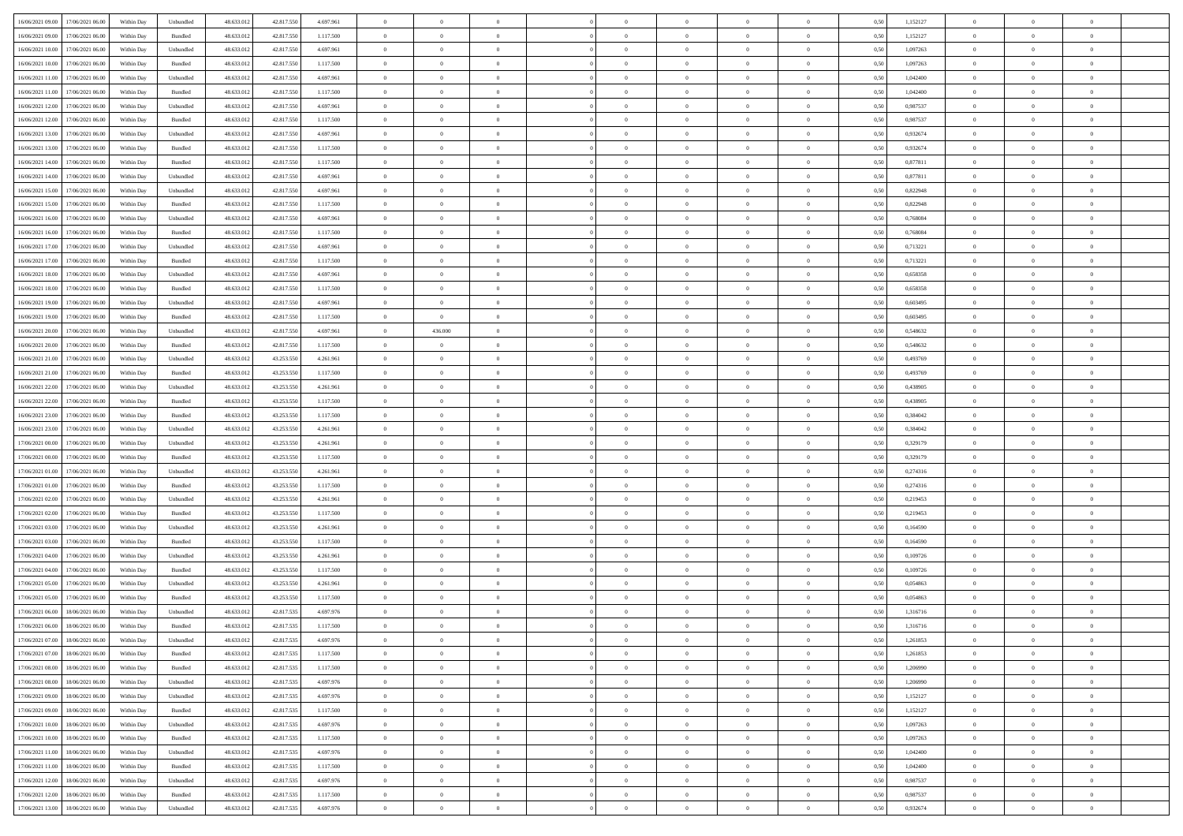| | | | | | | | | | | | | | | | | | | | | |
|---|---|---|---|---|---|---|---|---|---|---|---|---|---|---|---|---|---|---|---|---|
| 16/06/2021 09:00 | 17/06/2021 06:00 | Within Day | Unbundled | 48.633.012 | 42.817.550 | 4.697.961 | 0 | 0 | 0 | | 0 | 0 | 0 | 0 | 0,50 | 1,152127 | 0 | 0 | 0 | |
| 16/06/2021 09:00 | 17/06/2021 06:00 | Within Day | Bundled | 48.633.012 | 42.817.550 | 1.117.500 | 0 | 0 | 0 | | 0 | 0 | 0 | 0 | 0,50 | 1,152127 | 0 | 0 | 0 | |
| 16/06/2021 10:00 | 17/06/2021 06:00 | Within Day | Unbundled | 48.633.012 | 42.817.550 | 4.697.961 | 0 | 0 | 0 | | 0 | 0 | 0 | 0 | 0,50 | 1,097263 | 0 | 0 | 0 | |
| 16/06/2021 10:00 | 17/06/2021 06:00 | Within Day | Bundled | 48.633.012 | 42.817.550 | 1.117.500 | 0 | 0 | 0 | | 0 | 0 | 0 | 0 | 0,50 | 1,097263 | 0 | 0 | 0 | |
| 16/06/2021 11:00 | 17/06/2021 06:00 | Within Day | Unbundled | 48.633.012 | 42.817.550 | 4.697.961 | 0 | 0 | 0 | | 0 | 0 | 0 | 0 | 0,50 | 1,042400 | 0 | 0 | 0 | |
| 16/06/2021 11:00 | 17/06/2021 06:00 | Within Day | Bundled | 48.633.012 | 42.817.550 | 1.117.500 | 0 | 0 | 0 | | 0 | 0 | 0 | 0 | 0,50 | 1,042400 | 0 | 0 | 0 | |
| 16/06/2021 12:00 | 17/06/2021 06:00 | Within Day | Unbundled | 48.633.012 | 42.817.550 | 4.697.961 | 0 | 0 | 0 | | 0 | 0 | 0 | 0 | 0,50 | 0,987537 | 0 | 0 | 0 | |
| 16/06/2021 12:00 | 17/06/2021 06:00 | Within Day | Bundled | 48.633.012 | 42.817.550 | 1.117.500 | 0 | 0 | 0 | | 0 | 0 | 0 | 0 | 0,50 | 0,987537 | 0 | 0 | 0 | |
| 16/06/2021 13:00 | 17/06/2021 06:00 | Within Day | Unbundled | 48.633.012 | 42.817.550 | 4.697.961 | 0 | 0 | 0 | | 0 | 0 | 0 | 0 | 0,50 | 0,932674 | 0 | 0 | 0 | |
| 16/06/2021 13:00 | 17/06/2021 06:00 | Within Day | Bundled | 48.633.012 | 42.817.550 | 1.117.500 | 0 | 0 | 0 | | 0 | 0 | 0 | 0 | 0,50 | 0,932674 | 0 | 0 | 0 | |
| 16/06/2021 14:00 | 17/06/2021 06:00 | Within Day | Bundled | 48.633.012 | 42.817.550 | 1.117.500 | 0 | 0 | 0 | | 0 | 0 | 0 | 0 | 0,50 | 0,877811 | 0 | 0 | 0 | |
| 16/06/2021 14:00 | 17/06/2021 06:00 | Within Day | Unbundled | 48.633.012 | 42.817.550 | 4.697.961 | 0 | 0 | 0 | | 0 | 0 | 0 | 0 | 0,50 | 0,877811 | 0 | 0 | 0 | |
| 16/06/2021 15:00 | 17/06/2021 06:00 | Within Day | Unbundled | 48.633.012 | 42.817.550 | 4.697.961 | 0 | 0 | 0 | | 0 | 0 | 0 | 0 | 0,50 | 0,822948 | 0 | 0 | 0 | |
| 16/06/2021 15:00 | 17/06/2021 06:00 | Within Day | Bundled | 48.633.012 | 42.817.550 | 1.117.500 | 0 | 0 | 0 | | 0 | 0 | 0 | 0 | 0,50 | 0,822948 | 0 | 0 | 0 | |
| 16/06/2021 16:00 | 17/06/2021 06:00 | Within Day | Unbundled | 48.633.012 | 42.817.550 | 4.697.961 | 0 | 0 | 0 | | 0 | 0 | 0 | 0 | 0,50 | 0,768084 | 0 | 0 | 0 | |
| 16/06/2021 16:00 | 17/06/2021 06:00 | Within Day | Bundled | 48.633.012 | 42.817.550 | 1.117.500 | 0 | 0 | 0 | | 0 | 0 | 0 | 0 | 0,50 | 0,768084 | 0 | 0 | 0 | |
| 16/06/2021 17:00 | 17/06/2021 06:00 | Within Day | Unbundled | 48.633.012 | 42.817.550 | 4.697.961 | 0 | 0 | 0 | | 0 | 0 | 0 | 0 | 0,50 | 0,713221 | 0 | 0 | 0 | |
| 16/06/2021 17:00 | 17/06/2021 06:00 | Within Day | Bundled | 48.633.012 | 42.817.550 | 1.117.500 | 0 | 0 | 0 | | 0 | 0 | 0 | 0 | 0,50 | 0,713221 | 0 | 0 | 0 | |
| 16/06/2021 18:00 | 17/06/2021 06:00 | Within Day | Unbundled | 48.633.012 | 42.817.550 | 4.697.961 | 0 | 0 | 0 | | 0 | 0 | 0 | 0 | 0,50 | 0,658358 | 0 | 0 | 0 | |
| 16/06/2021 18:00 | 17/06/2021 06:00 | Within Day | Bundled | 48.633.012 | 42.817.550 | 1.117.500 | 0 | 0 | 0 | | 0 | 0 | 0 | 0 | 0,50 | 0,658358 | 0 | 0 | 0 | |
| 16/06/2021 19:00 | 17/06/2021 06:00 | Within Day | Unbundled | 48.633.012 | 42.817.550 | 4.697.961 | 0 | 0 | 0 | | 0 | 0 | 0 | 0 | 0,50 | 0,603495 | 0 | 0 | 0 | |
| 16/06/2021 19:00 | 17/06/2021 06:00 | Within Day | Bundled | 48.633.012 | 42.817.550 | 1.117.500 | 0 | 0 | 0 | | 0 | 0 | 0 | 0 | 0,50 | 0,603495 | 0 | 0 | 0 | |
| 16/06/2021 20:00 | 17/06/2021 06:00 | Within Day | Unbundled | 48.633.012 | 42.817.550 | 4.697.961 | 0 | 436.000 | 0 | | 0 | 0 | 0 | 0 | 0,50 | 0,548632 | 0 | 0 | 0 | |
| 16/06/2021 20:00 | 17/06/2021 06:00 | Within Day | Bundled | 48.633.012 | 42.817.550 | 1.117.500 | 0 | 0 | 0 | | 0 | 0 | 0 | 0 | 0,50 | 0,548632 | 0 | 0 | 0 | |
| 16/06/2021 21:00 | 17/06/2021 06:00 | Within Day | Unbundled | 48.633.012 | 43.253.550 | 4.261.961 | 0 | 0 | 0 | | 0 | 0 | 0 | 0 | 0,50 | 0,493769 | 0 | 0 | 0 | |
| 16/06/2021 21:00 | 17/06/2021 06:00 | Within Day | Bundled | 48.633.012 | 43.253.550 | 1.117.500 | 0 | 0 | 0 | | 0 | 0 | 0 | 0 | 0,50 | 0,493769 | 0 | 0 | 0 | |
| 16/06/2021 22:00 | 17/06/2021 06:00 | Within Day | Unbundled | 48.633.012 | 43.253.550 | 4.261.961 | 0 | 0 | 0 | | 0 | 0 | 0 | 0 | 0,50 | 0,438905 | 0 | 0 | 0 | |
| 16/06/2021 22:00 | 17/06/2021 06:00 | Within Day | Bundled | 48.633.012 | 43.253.550 | 1.117.500 | 0 | 0 | 0 | | 0 | 0 | 0 | 0 | 0,50 | 0,438905 | 0 | 0 | 0 | |
| 16/06/2021 23:00 | 17/06/2021 06:00 | Within Day | Bundled | 48.633.012 | 43.253.550 | 1.117.500 | 0 | 0 | 0 | | 0 | 0 | 0 | 0 | 0,50 | 0,384042 | 0 | 0 | 0 | |
| 16/06/2021 23:00 | 17/06/2021 06:00 | Within Day | Unbundled | 48.633.012 | 43.253.550 | 4.261.961 | 0 | 0 | 0 | | 0 | 0 | 0 | 0 | 0,50 | 0,384042 | 0 | 0 | 0 | |
| 17/06/2021 00:00 | 17/06/2021 06:00 | Within Day | Unbundled | 48.633.012 | 43.253.550 | 4.261.961 | 0 | 0 | 0 | | 0 | 0 | 0 | 0 | 0,50 | 0,329179 | 0 | 0 | 0 | |
| 17/06/2021 00:00 | 17/06/2021 06:00 | Within Day | Bundled | 48.633.012 | 43.253.550 | 1.117.500 | 0 | 0 | 0 | | 0 | 0 | 0 | 0 | 0,50 | 0,329179 | 0 | 0 | 0 | |
| 17/06/2021 01:00 | 17/06/2021 06:00 | Within Day | Unbundled | 48.633.012 | 43.253.550 | 4.261.961 | 0 | 0 | 0 | | 0 | 0 | 0 | 0 | 0,50 | 0,274316 | 0 | 0 | 0 | |
| 17/06/2021 01:00 | 17/06/2021 06:00 | Within Day | Bundled | 48.633.012 | 43.253.550 | 1.117.500 | 0 | 0 | 0 | | 0 | 0 | 0 | 0 | 0,50 | 0,274316 | 0 | 0 | 0 | |
| 17/06/2021 02:00 | 17/06/2021 06:00 | Within Day | Unbundled | 48.633.012 | 43.253.550 | 4.261.961 | 0 | 0 | 0 | | 0 | 0 | 0 | 0 | 0,50 | 0,219453 | 0 | 0 | 0 | |
| 17/06/2021 02:00 | 17/06/2021 06:00 | Within Day | Bundled | 48.633.012 | 43.253.550 | 1.117.500 | 0 | 0 | 0 | | 0 | 0 | 0 | 0 | 0,50 | 0,219453 | 0 | 0 | 0 | |
| 17/06/2021 03:00 | 17/06/2021 06:00 | Within Day | Unbundled | 48.633.012 | 43.253.550 | 4.261.961 | 0 | 0 | 0 | | 0 | 0 | 0 | 0 | 0,50 | 0,164590 | 0 | 0 | 0 | |
| 17/06/2021 03:00 | 17/06/2021 06:00 | Within Day | Bundled | 48.633.012 | 43.253.550 | 1.117.500 | 0 | 0 | 0 | | 0 | 0 | 0 | 0 | 0,50 | 0,164590 | 0 | 0 | 0 | |
| 17/06/2021 04:00 | 17/06/2021 06:00 | Within Day | Unbundled | 48.633.012 | 43.253.550 | 4.261.961 | 0 | 0 | 0 | | 0 | 0 | 0 | 0 | 0,50 | 0,109726 | 0 | 0 | 0 | |
| 17/06/2021 04:00 | 17/06/2021 06:00 | Within Day | Bundled | 48.633.012 | 43.253.550 | 1.117.500 | 0 | 0 | 0 | | 0 | 0 | 0 | 0 | 0,50 | 0,109726 | 0 | 0 | 0 | |
| 17/06/2021 05:00 | 17/06/2021 06:00 | Within Day | Unbundled | 48.633.012 | 43.253.550 | 4.261.961 | 0 | 0 | 0 | | 0 | 0 | 0 | 0 | 0,50 | 0,054863 | 0 | 0 | 0 | |
| 17/06/2021 05:00 | 17/06/2021 06:00 | Within Day | Bundled | 48.633.012 | 43.253.550 | 1.117.500 | 0 | 0 | 0 | | 0 | 0 | 0 | 0 | 0,50 | 0,054863 | 0 | 0 | 0 | |
| 17/06/2021 06:00 | 18/06/2021 06:00 | Within Day | Unbundled | 48.633.012 | 42.817.535 | 4.697.976 | 0 | 0 | 0 | | 0 | 0 | 0 | 0 | 0,50 | 1,316716 | 0 | 0 | 0 | |
| 17/06/2021 06:00 | 18/06/2021 06:00 | Within Day | Bundled | 48.633.012 | 42.817.535 | 1.117.500 | 0 | 0 | 0 | | 0 | 0 | 0 | 0 | 0,50 | 1,316716 | 0 | 0 | 0 | |
| 17/06/2021 07:00 | 18/06/2021 06:00 | Within Day | Unbundled | 48.633.012 | 42.817.535 | 4.697.976 | 0 | 0 | 0 | | 0 | 0 | 0 | 0 | 0,50 | 1,261853 | 0 | 0 | 0 | |
| 17/06/2021 07:00 | 18/06/2021 06:00 | Within Day | Bundled | 48.633.012 | 42.817.535 | 1.117.500 | 0 | 0 | 0 | | 0 | 0 | 0 | 0 | 0,50 | 1,261853 | 0 | 0 | 0 | |
| 17/06/2021 08:00 | 18/06/2021 06:00 | Within Day | Bundled | 48.633.012 | 42.817.535 | 1.117.500 | 0 | 0 | 0 | | 0 | 0 | 0 | 0 | 0,50 | 1,206990 | 0 | 0 | 0 | |
| 17/06/2021 08:00 | 18/06/2021 06:00 | Within Day | Unbundled | 48.633.012 | 42.817.535 | 4.697.976 | 0 | 0 | 0 | | 0 | 0 | 0 | 0 | 0,50 | 1,206990 | 0 | 0 | 0 | |
| 17/06/2021 09:00 | 18/06/2021 06:00 | Within Day | Unbundled | 48.633.012 | 42.817.535 | 4.697.976 | 0 | 0 | 0 | | 0 | 0 | 0 | 0 | 0,50 | 1,152127 | 0 | 0 | 0 | |
| 17/06/2021 09:00 | 18/06/2021 06:00 | Within Day | Bundled | 48.633.012 | 42.817.535 | 1.117.500 | 0 | 0 | 0 | | 0 | 0 | 0 | 0 | 0,50 | 1,152127 | 0 | 0 | 0 | |
| 17/06/2021 10:00 | 18/06/2021 06:00 | Within Day | Unbundled | 48.633.012 | 42.817.535 | 4.697.976 | 0 | 0 | 0 | | 0 | 0 | 0 | 0 | 0,50 | 1,097263 | 0 | 0 | 0 | |
| 17/06/2021 10:00 | 18/06/2021 06:00 | Within Day | Bundled | 48.633.012 | 42.817.535 | 1.117.500 | 0 | 0 | 0 | | 0 | 0 | 0 | 0 | 0,50 | 1,097263 | 0 | 0 | 0 | |
| 17/06/2021 11:00 | 18/06/2021 06:00 | Within Day | Unbundled | 48.633.012 | 42.817.535 | 4.697.976 | 0 | 0 | 0 | | 0 | 0 | 0 | 0 | 0,50 | 1,042400 | 0 | 0 | 0 | |
| 17/06/2021 11:00 | 18/06/2021 06:00 | Within Day | Bundled | 48.633.012 | 42.817.535 | 1.117.500 | 0 | 0 | 0 | | 0 | 0 | 0 | 0 | 0,50 | 1,042400 | 0 | 0 | 0 | |
| 17/06/2021 12:00 | 18/06/2021 06:00 | Within Day | Unbundled | 48.633.012 | 42.817.535 | 4.697.976 | 0 | 0 | 0 | | 0 | 0 | 0 | 0 | 0,50 | 0,987537 | 0 | 0 | 0 | |
| 17/06/2021 12:00 | 18/06/2021 06:00 | Within Day | Bundled | 48.633.012 | 42.817.535 | 1.117.500 | 0 | 0 | 0 | | 0 | 0 | 0 | 0 | 0,50 | 0,987537 | 0 | 0 | 0 | |
| 17/06/2021 13:00 | 18/06/2021 06:00 | Within Day | Unbundled | 48.633.012 | 42.817.535 | 4.697.976 | 0 | 0 | 0 | | 0 | 0 | 0 | 0 | 0,50 | 0,932674 | 0 | 0 | 0 | |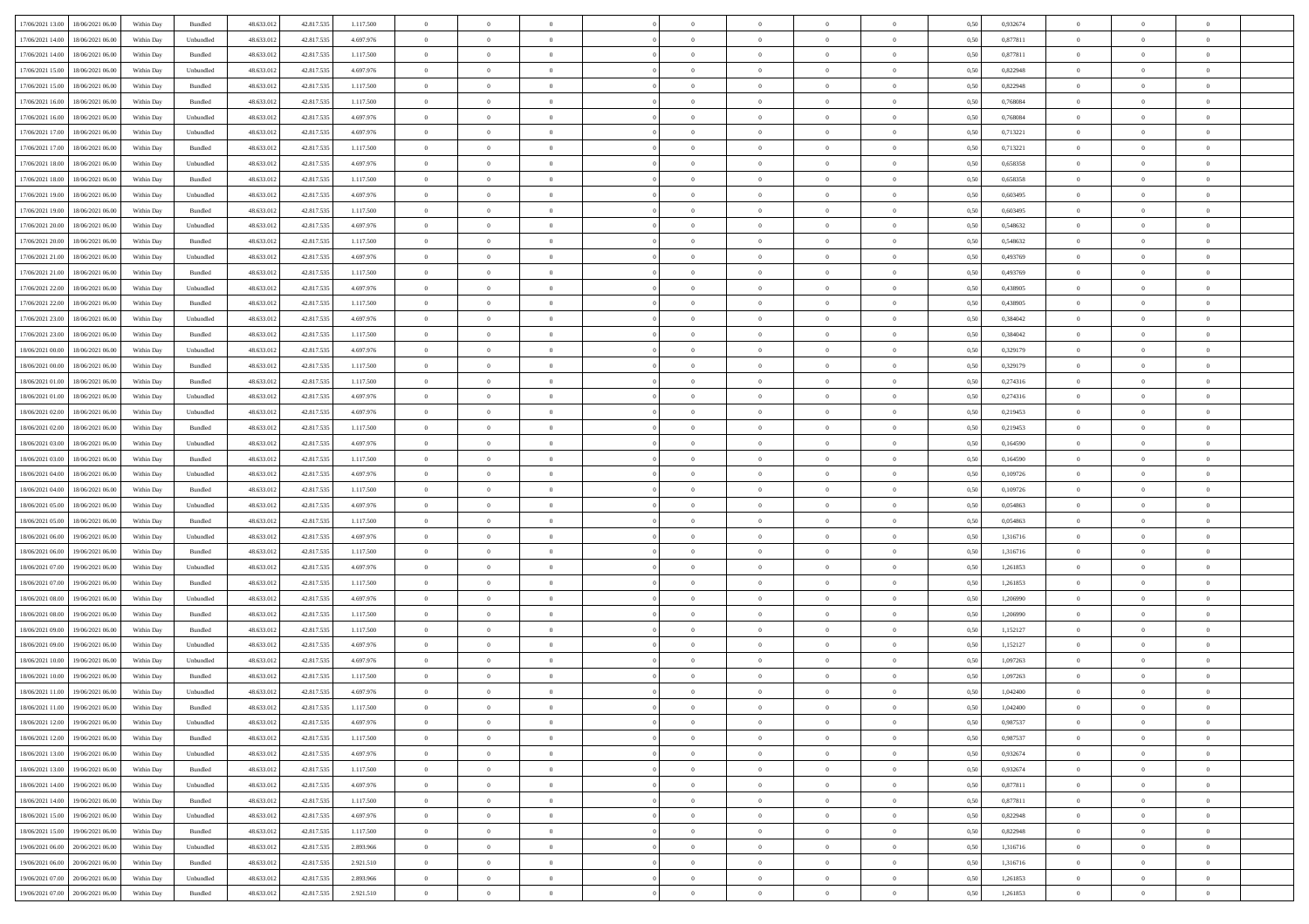| | | | | | | | | | | | | | | | | | | | | | |
|---|---|---|---|---|---|---|---|---|---|---|---|---|---|---|---|---|---|---|---|---|---|
| 17/06/2021 13:00 | 18/06/2021 06:00 | Within Day | Bundled | 48.633.012 | 42.817.535 | 1.117.500 | 0 | 0 | 0 | | 0 | 0 | 0 | 0 | 0,50 | 0,932674 | 0 | 0 | 0 | |
| 17/06/2021 14:00 | 18/06/2021 06:00 | Within Day | Unbundled | 48.633.012 | 42.817.535 | 4.697.976 | 0 | 0 | 0 | | 0 | 0 | 0 | 0 | 0,50 | 0,877811 | 0 | 0 | 0 | |
| 17/06/2021 14:00 | 18/06/2021 06:00 | Within Day | Bundled | 48.633.012 | 42.817.535 | 1.117.500 | 0 | 0 | 0 | | 0 | 0 | 0 | 0 | 0,50 | 0,877811 | 0 | 0 | 0 | |
| 17/06/2021 15:00 | 18/06/2021 06:00 | Within Day | Unbundled | 48.633.012 | 42.817.535 | 4.697.976 | 0 | 0 | 0 | | 0 | 0 | 0 | 0 | 0,50 | 0,822948 | 0 | 0 | 0 | |
| 17/06/2021 15:00 | 18/06/2021 06:00 | Within Day | Bundled | 48.633.012 | 42.817.535 | 1.117.500 | 0 | 0 | 0 | | 0 | 0 | 0 | 0 | 0,50 | 0,822948 | 0 | 0 | 0 | |
| 17/06/2021 16:00 | 18/06/2021 06:00 | Within Day | Bundled | 48.633.012 | 42.817.535 | 1.117.500 | 0 | 0 | 0 | | 0 | 0 | 0 | 0 | 0,50 | 0,768084 | 0 | 0 | 0 | |
| 17/06/2021 16:00 | 18/06/2021 06:00 | Within Day | Unbundled | 48.633.012 | 42.817.535 | 4.697.976 | 0 | 0 | 0 | | 0 | 0 | 0 | 0 | 0,50 | 0,768084 | 0 | 0 | 0 | |
| 17/06/2021 17:00 | 18/06/2021 06:00 | Within Day | Unbundled | 48.633.012 | 42.817.535 | 4.697.976 | 0 | 0 | 0 | | 0 | 0 | 0 | 0 | 0,50 | 0,713221 | 0 | 0 | 0 | |
| 17/06/2021 17:00 | 18/06/2021 06:00 | Within Day | Bundled | 48.633.012 | 42.817.535 | 1.117.500 | 0 | 0 | 0 | | 0 | 0 | 0 | 0 | 0,50 | 0,713221 | 0 | 0 | 0 | |
| 17/06/2021 18:00 | 18/06/2021 06:00 | Within Day | Unbundled | 48.633.012 | 42.817.535 | 4.697.976 | 0 | 0 | 0 | | 0 | 0 | 0 | 0 | 0,50 | 0,658358 | 0 | 0 | 0 | |
| 17/06/2021 18:00 | 18/06/2021 06:00 | Within Day | Bundled | 48.633.012 | 42.817.535 | 1.117.500 | 0 | 0 | 0 | | 0 | 0 | 0 | 0 | 0,50 | 0,658358 | 0 | 0 | 0 | |
| 17/06/2021 19:00 | 18/06/2021 06:00 | Within Day | Unbundled | 48.633.012 | 42.817.535 | 4.697.976 | 0 | 0 | 0 | | 0 | 0 | 0 | 0 | 0,50 | 0,603495 | 0 | 0 | 0 | |
| 17/06/2021 19:00 | 18/06/2021 06:00 | Within Day | Bundled | 48.633.012 | 42.817.535 | 1.117.500 | 0 | 0 | 0 | | 0 | 0 | 0 | 0 | 0,50 | 0,603495 | 0 | 0 | 0 | |
| 17/06/2021 20:00 | 18/06/2021 06:00 | Within Day | Unbundled | 48.633.012 | 42.817.535 | 4.697.976 | 0 | 0 | 0 | | 0 | 0 | 0 | 0 | 0,50 | 0,548632 | 0 | 0 | 0 | |
| 17/06/2021 20:00 | 18/06/2021 06:00 | Within Day | Bundled | 48.633.012 | 42.817.535 | 1.117.500 | 0 | 0 | 0 | | 0 | 0 | 0 | 0 | 0,50 | 0,548632 | 0 | 0 | 0 | |
| 17/06/2021 21:00 | 18/06/2021 06:00 | Within Day | Unbundled | 48.633.012 | 42.817.535 | 4.697.976 | 0 | 0 | 0 | | 0 | 0 | 0 | 0 | 0,50 | 0,493769 | 0 | 0 | 0 | |
| 17/06/2021 21:00 | 18/06/2021 06:00 | Within Day | Bundled | 48.633.012 | 42.817.535 | 1.117.500 | 0 | 0 | 0 | | 0 | 0 | 0 | 0 | 0,50 | 0,493769 | 0 | 0 | 0 | |
| 17/06/2021 22:00 | 18/06/2021 06:00 | Within Day | Unbundled | 48.633.012 | 42.817.535 | 4.697.976 | 0 | 0 | 0 | | 0 | 0 | 0 | 0 | 0,50 | 0,438905 | 0 | 0 | 0 | |
| 17/06/2021 22:00 | 18/06/2021 06:00 | Within Day | Bundled | 48.633.012 | 42.817.535 | 1.117.500 | 0 | 0 | 0 | | 0 | 0 | 0 | 0 | 0,50 | 0,438905 | 0 | 0 | 0 | |
| 17/06/2021 23:00 | 18/06/2021 06:00 | Within Day | Unbundled | 48.633.012 | 42.817.535 | 4.697.976 | 0 | 0 | 0 | | 0 | 0 | 0 | 0 | 0,50 | 0,384042 | 0 | 0 | 0 | |
| 17/06/2021 23:00 | 18/06/2021 06:00 | Within Day | Bundled | 48.633.012 | 42.817.535 | 1.117.500 | 0 | 0 | 0 | | 0 | 0 | 0 | 0 | 0,50 | 0,384042 | 0 | 0 | 0 | |
| 18/06/2021 00:00 | 18/06/2021 06:00 | Within Day | Unbundled | 48.633.012 | 42.817.535 | 4.697.976 | 0 | 0 | 0 | | 0 | 0 | 0 | 0 | 0,50 | 0,329179 | 0 | 0 | 0 | |
| 18/06/2021 00:00 | 18/06/2021 06:00 | Within Day | Bundled | 48.633.012 | 42.817.535 | 1.117.500 | 0 | 0 | 0 | | 0 | 0 | 0 | 0 | 0,50 | 0,329179 | 0 | 0 | 0 | |
| 18/06/2021 01:00 | 18/06/2021 06:00 | Within Day | Bundled | 48.633.012 | 42.817.535 | 1.117.500 | 0 | 0 | 0 | | 0 | 0 | 0 | 0 | 0,50 | 0,274316 | 0 | 0 | 0 | |
| 18/06/2021 01:00 | 18/06/2021 06:00 | Within Day | Unbundled | 48.633.012 | 42.817.535 | 4.697.976 | 0 | 0 | 0 | | 0 | 0 | 0 | 0 | 0,50 | 0,274316 | 0 | 0 | 0 | |
| 18/06/2021 02:00 | 18/06/2021 06:00 | Within Day | Unbundled | 48.633.012 | 42.817.535 | 4.697.976 | 0 | 0 | 0 | | 0 | 0 | 0 | 0 | 0,50 | 0,219453 | 0 | 0 | 0 | |
| 18/06/2021 02:00 | 18/06/2021 06:00 | Within Day | Bundled | 48.633.012 | 42.817.535 | 1.117.500 | 0 | 0 | 0 | | 0 | 0 | 0 | 0 | 0,50 | 0,219453 | 0 | 0 | 0 | |
| 18/06/2021 03:00 | 18/06/2021 06:00 | Within Day | Unbundled | 48.633.012 | 42.817.535 | 4.697.976 | 0 | 0 | 0 | | 0 | 0 | 0 | 0 | 0,50 | 0,164590 | 0 | 0 | 0 | |
| 18/06/2021 03:00 | 18/06/2021 06:00 | Within Day | Bundled | 48.633.012 | 42.817.535 | 1.117.500 | 0 | 0 | 0 | | 0 | 0 | 0 | 0 | 0,50 | 0,164590 | 0 | 0 | 0 | |
| 18/06/2021 04:00 | 18/06/2021 06:00 | Within Day | Unbundled | 48.633.012 | 42.817.535 | 4.697.976 | 0 | 0 | 0 | | 0 | 0 | 0 | 0 | 0,50 | 0,109726 | 0 | 0 | 0 | |
| 18/06/2021 04:00 | 18/06/2021 06:00 | Within Day | Bundled | 48.633.012 | 42.817.535 | 1.117.500 | 0 | 0 | 0 | | 0 | 0 | 0 | 0 | 0,50 | 0,109726 | 0 | 0 | 0 | |
| 18/06/2021 05:00 | 18/06/2021 06:00 | Within Day | Unbundled | 48.633.012 | 42.817.535 | 4.697.976 | 0 | 0 | 0 | | 0 | 0 | 0 | 0 | 0,50 | 0,054863 | 0 | 0 | 0 | |
| 18/06/2021 05:00 | 18/06/2021 06:00 | Within Day | Bundled | 48.633.012 | 42.817.535 | 1.117.500 | 0 | 0 | 0 | | 0 | 0 | 0 | 0 | 0,50 | 0,054863 | 0 | 0 | 0 | |
| 18/06/2021 06:00 | 19/06/2021 06:00 | Within Day | Unbundled | 48.633.012 | 42.817.535 | 4.697.976 | 0 | 0 | 0 | | 0 | 0 | 0 | 0 | 0,50 | 1,316716 | 0 | 0 | 0 | |
| 18/06/2021 06:00 | 19/06/2021 06:00 | Within Day | Bundled | 48.633.012 | 42.817.535 | 1.117.500 | 0 | 0 | 0 | | 0 | 0 | 0 | 0 | 0,50 | 1,316716 | 0 | 0 | 0 | |
| 18/06/2021 07:00 | 19/06/2021 06:00 | Within Day | Unbundled | 48.633.012 | 42.817.535 | 4.697.976 | 0 | 0 | 0 | | 0 | 0 | 0 | 0 | 0,50 | 1,261853 | 0 | 0 | 0 | |
| 18/06/2021 07:00 | 19/06/2021 06:00 | Within Day | Bundled | 48.633.012 | 42.817.535 | 1.117.500 | 0 | 0 | 0 | | 0 | 0 | 0 | 0 | 0,50 | 1,261853 | 0 | 0 | 0 | |
| 18/06/2021 08:00 | 19/06/2021 06:00 | Within Day | Unbundled | 48.633.012 | 42.817.535 | 4.697.976 | 0 | 0 | 0 | | 0 | 0 | 0 | 0 | 0,50 | 1,206990 | 0 | 0 | 0 | |
| 18/06/2021 08:00 | 19/06/2021 06:00 | Within Day | Bundled | 48.633.012 | 42.817.535 | 1.117.500 | 0 | 0 | 0 | | 0 | 0 | 0 | 0 | 0,50 | 1,206990 | 0 | 0 | 0 | |
| 18/06/2021 09:00 | 19/06/2021 06:00 | Within Day | Bundled | 48.633.012 | 42.817.535 | 1.117.500 | 0 | 0 | 0 | | 0 | 0 | 0 | 0 | 0,50 | 1,152127 | 0 | 0 | 0 | |
| 18/06/2021 09:00 | 19/06/2021 06:00 | Within Day | Unbundled | 48.633.012 | 42.817.535 | 4.697.976 | 0 | 0 | 0 | | 0 | 0 | 0 | 0 | 0,50 | 1,152127 | 0 | 0 | 0 | |
| 18/06/2021 10:00 | 19/06/2021 06:00 | Within Day | Unbundled | 48.633.012 | 42.817.535 | 4.697.976 | 0 | 0 | 0 | | 0 | 0 | 0 | 0 | 0,50 | 1,097263 | 0 | 0 | 0 | |
| 18/06/2021 10:00 | 19/06/2021 06:00 | Within Day | Bundled | 48.633.012 | 42.817.535 | 1.117.500 | 0 | 0 | 0 | | 0 | 0 | 0 | 0 | 0,50 | 1,097263 | 0 | 0 | 0 | |
| 18/06/2021 11:00 | 19/06/2021 06:00 | Within Day | Unbundled | 48.633.012 | 42.817.535 | 4.697.976 | 0 | 0 | 0 | | 0 | 0 | 0 | 0 | 0,50 | 1,042400 | 0 | 0 | 0 | |
| 18/06/2021 11:00 | 19/06/2021 06:00 | Within Day | Bundled | 48.633.012 | 42.817.535 | 1.117.500 | 0 | 0 | 0 | | 0 | 0 | 0 | 0 | 0,50 | 1,042400 | 0 | 0 | 0 | |
| 18/06/2021 12:00 | 19/06/2021 06:00 | Within Day | Unbundled | 48.633.012 | 42.817.535 | 4.697.976 | 0 | 0 | 0 | | 0 | 0 | 0 | 0 | 0,50 | 0,987537 | 0 | 0 | 0 | |
| 18/06/2021 12:00 | 19/06/2021 06:00 | Within Day | Bundled | 48.633.012 | 42.817.535 | 1.117.500 | 0 | 0 | 0 | | 0 | 0 | 0 | 0 | 0,50 | 0,987537 | 0 | 0 | 0 | |
| 18/06/2021 13:00 | 19/06/2021 06:00 | Within Day | Unbundled | 48.633.012 | 42.817.535 | 4.697.976 | 0 | 0 | 0 | | 0 | 0 | 0 | 0 | 0,50 | 0,932674 | 0 | 0 | 0 | |
| 18/06/2021 13:00 | 19/06/2021 06:00 | Within Day | Bundled | 48.633.012 | 42.817.535 | 1.117.500 | 0 | 0 | 0 | | 0 | 0 | 0 | 0 | 0,50 | 0,932674 | 0 | 0 | 0 | |
| 18/06/2021 14:00 | 19/06/2021 06:00 | Within Day | Unbundled | 48.633.012 | 42.817.535 | 4.697.976 | 0 | 0 | 0 | | 0 | 0 | 0 | 0 | 0,50 | 0,877811 | 0 | 0 | 0 | |
| 18/06/2021 14:00 | 19/06/2021 06:00 | Within Day | Bundled | 48.633.012 | 42.817.535 | 1.117.500 | 0 | 0 | 0 | | 0 | 0 | 0 | 0 | 0,50 | 0,877811 | 0 | 0 | 0 | |
| 18/06/2021 15:00 | 19/06/2021 06:00 | Within Day | Unbundled | 48.633.012 | 42.817.535 | 4.697.976 | 0 | 0 | 0 | | 0 | 0 | 0 | 0 | 0,50 | 0,822948 | 0 | 0 | 0 | |
| 18/06/2021 15:00 | 19/06/2021 06:00 | Within Day | Bundled | 48.633.012 | 42.817.535 | 1.117.500 | 0 | 0 | 0 | | 0 | 0 | 0 | 0 | 0,50 | 0,822948 | 0 | 0 | 0 | |
| 19/06/2021 06:00 | 20/06/2021 06:00 | Within Day | Unbundled | 48.633.012 | 42.817.535 | 2.893.966 | 0 | 0 | 0 | | 0 | 0 | 0 | 0 | 0,50 | 1,316716 | 0 | 0 | 0 | |
| 19/06/2021 06:00 | 20/06/2021 06:00 | Within Day | Bundled | 48.633.012 | 42.817.535 | 2.921.510 | 0 | 0 | 0 | | 0 | 0 | 0 | 0 | 0,50 | 1,316716 | 0 | 0 | 0 | |
| 19/06/2021 07:00 | 20/06/2021 06:00 | Within Day | Unbundled | 48.633.012 | 42.817.535 | 2.893.966 | 0 | 0 | 0 | | 0 | 0 | 0 | 0 | 0,50 | 1,261853 | 0 | 0 | 0 | |
| 19/06/2021 07:00 | 20/06/2021 06:00 | Within Day | Bundled | 48.633.012 | 42.817.535 | 2.921.510 | 0 | 0 | 0 | | 0 | 0 | 0 | 0 | 0,50 | 1,261853 | 0 | 0 | 0 | |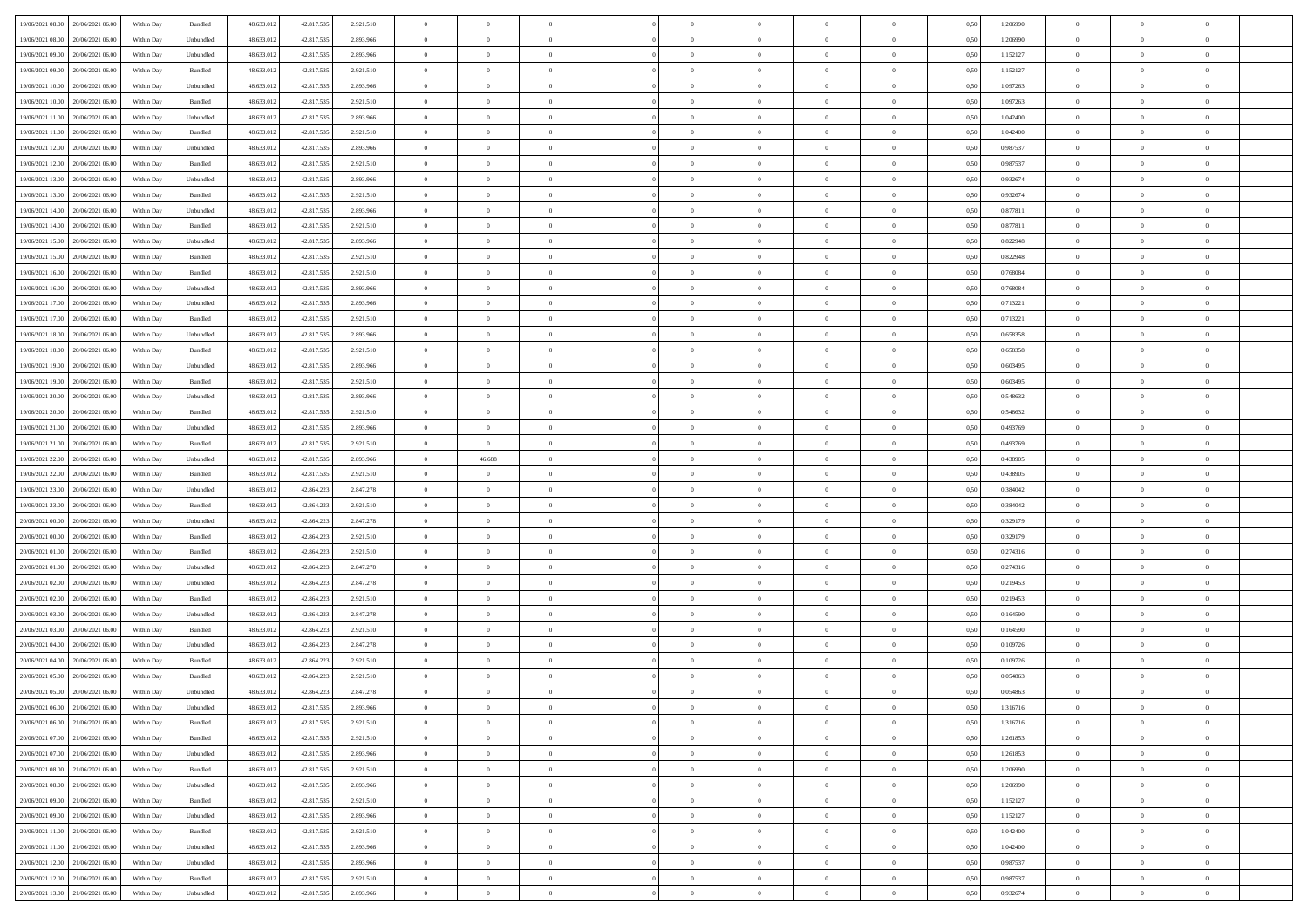| 19/06/2021 08:00 | 20/06/2021 06:00 | Within Day | Bundled | 48.633.012 | 42.817.535 | 2.921.510 | 0 | 0 | 0 | | 0 | 0 | 0 | 0 | 0,50 | 1,206990 | 0 | 0 | 0 | |
|---|---|---|---|---|---|---|---|---|---|---|---|---|---|---|---|---|---|---|---|---|
| 19/06/2021 08:00 | 20/06/2021 06:00 | Within Day | Unbundled | 48.633.012 | 42.817.535 | 2.893.966 | 0 | 0 | 0 | | 0 | 0 | 0 | 0 | 0,50 | 1,206990 | 0 | 0 | 0 | |
| 19/06/2021 09:00 | 20/06/2021 06:00 | Within Day | Unbundled | 48.633.012 | 42.817.535 | 2.893.966 | 0 | 0 | 0 | | 0 | 0 | 0 | 0 | 0,50 | 1,152127 | 0 | 0 | 0 | |
| 19/06/2021 09:00 | 20/06/2021 06:00 | Within Day | Bundled | 48.633.012 | 42.817.535 | 2.921.510 | 0 | 0 | 0 | | 0 | 0 | 0 | 0 | 0,50 | 1,152127 | 0 | 0 | 0 | |
| 19/06/2021 10:00 | 20/06/2021 06:00 | Within Day | Unbundled | 48.633.012 | 42.817.535 | 2.893.966 | 0 | 0 | 0 | | 0 | 0 | 0 | 0 | 0,50 | 1,097263 | 0 | 0 | 0 | |
| 19/06/2021 10:00 | 20/06/2021 06:00 | Within Day | Bundled | 48.633.012 | 42.817.535 | 2.921.510 | 0 | 0 | 0 | | 0 | 0 | 0 | 0 | 0,50 | 1,097263 | 0 | 0 | 0 | |
| 19/06/2021 11:00 | 20/06/2021 06:00 | Within Day | Unbundled | 48.633.012 | 42.817.535 | 2.893.966 | 0 | 0 | 0 | | 0 | 0 | 0 | 0 | 0,50 | 1,042400 | 0 | 0 | 0 | |
| 19/06/2021 11:00 | 20/06/2021 06:00 | Within Day | Bundled | 48.633.012 | 42.817.535 | 2.921.510 | 0 | 0 | 0 | | 0 | 0 | 0 | 0 | 0,50 | 1,042400 | 0 | 0 | 0 | |
| 19/06/2021 12:00 | 20/06/2021 06:00 | Within Day | Unbundled | 48.633.012 | 42.817.535 | 2.893.966 | 0 | 0 | 0 | | 0 | 0 | 0 | 0 | 0,50 | 0,987537 | 0 | 0 | 0 | |
| 19/06/2021 12:00 | 20/06/2021 06:00 | Within Day | Bundled | 48.633.012 | 42.817.535 | 2.921.510 | 0 | 0 | 0 | | 0 | 0 | 0 | 0 | 0,50 | 0,987537 | 0 | 0 | 0 | |
| 19/06/2021 13:00 | 20/06/2021 06:00 | Within Day | Unbundled | 48.633.012 | 42.817.535 | 2.893.966 | 0 | 0 | 0 | | 0 | 0 | 0 | 0 | 0,50 | 0,932674 | 0 | 0 | 0 | |
| 19/06/2021 13:00 | 20/06/2021 06:00 | Within Day | Bundled | 48.633.012 | 42.817.535 | 2.921.510 | 0 | 0 | 0 | | 0 | 0 | 0 | 0 | 0,50 | 0,932674 | 0 | 0 | 0 | |
| 19/06/2021 14:00 | 20/06/2021 06:00 | Within Day | Unbundled | 48.633.012 | 42.817.535 | 2.893.966 | 0 | 0 | 0 | | 0 | 0 | 0 | 0 | 0,50 | 0,877811 | 0 | 0 | 0 | |
| 19/06/2021 14:00 | 20/06/2021 06:00 | Within Day | Bundled | 48.633.012 | 42.817.535 | 2.921.510 | 0 | 0 | 0 | | 0 | 0 | 0 | 0 | 0,50 | 0,877811 | 0 | 0 | 0 | |
| 19/06/2021 15:00 | 20/06/2021 06:00 | Within Day | Unbundled | 48.633.012 | 42.817.535 | 2.893.966 | 0 | 0 | 0 | | 0 | 0 | 0 | 0 | 0,50 | 0,822948 | 0 | 0 | 0 | |
| 19/06/2021 15:00 | 20/06/2021 06:00 | Within Day | Bundled | 48.633.012 | 42.817.535 | 2.921.510 | 0 | 0 | 0 | | 0 | 0 | 0 | 0 | 0,50 | 0,822948 | 0 | 0 | 0 | |
| 19/06/2021 16:00 | 20/06/2021 06:00 | Within Day | Bundled | 48.633.012 | 42.817.535 | 2.921.510 | 0 | 0 | 0 | | 0 | 0 | 0 | 0 | 0,50 | 0,768084 | 0 | 0 | 0 | |
| 19/06/2021 16:00 | 20/06/2021 06:00 | Within Day | Unbundled | 48.633.012 | 42.817.535 | 2.893.966 | 0 | 0 | 0 | | 0 | 0 | 0 | 0 | 0,50 | 0,768084 | 0 | 0 | 0 | |
| 19/06/2021 17:00 | 20/06/2021 06:00 | Within Day | Unbundled | 48.633.012 | 42.817.535 | 2.893.966 | 0 | 0 | 0 | | 0 | 0 | 0 | 0 | 0,50 | 0,713221 | 0 | 0 | 0 | |
| 19/06/2021 17:00 | 20/06/2021 06:00 | Within Day | Bundled | 48.633.012 | 42.817.535 | 2.921.510 | 0 | 0 | 0 | | 0 | 0 | 0 | 0 | 0,50 | 0,713221 | 0 | 0 | 0 | |
| 19/06/2021 18:00 | 20/06/2021 06:00 | Within Day | Unbundled | 48.633.012 | 42.817.535 | 2.893.966 | 0 | 0 | 0 | | 0 | 0 | 0 | 0 | 0,50 | 0,658358 | 0 | 0 | 0 | |
| 19/06/2021 18:00 | 20/06/2021 06:00 | Within Day | Bundled | 48.633.012 | 42.817.535 | 2.921.510 | 0 | 0 | 0 | | 0 | 0 | 0 | 0 | 0,50 | 0,658358 | 0 | 0 | 0 | |
| 19/06/2021 19:00 | 20/06/2021 06:00 | Within Day | Unbundled | 48.633.012 | 42.817.535 | 2.893.966 | 0 | 0 | 0 | | 0 | 0 | 0 | 0 | 0,50 | 0,603495 | 0 | 0 | 0 | |
| 19/06/2021 19:00 | 20/06/2021 06:00 | Within Day | Bundled | 48.633.012 | 42.817.535 | 2.921.510 | 0 | 0 | 0 | | 0 | 0 | 0 | 0 | 0,50 | 0,603495 | 0 | 0 | 0 | |
| 19/06/2021 20:00 | 20/06/2021 06:00 | Within Day | Unbundled | 48.633.012 | 42.817.535 | 2.893.966 | 0 | 0 | 0 | | 0 | 0 | 0 | 0 | 0,50 | 0,548632 | 0 | 0 | 0 | |
| 19/06/2021 20:00 | 20/06/2021 06:00 | Within Day | Bundled | 48.633.012 | 42.817.535 | 2.921.510 | 0 | 0 | 0 | | 0 | 0 | 0 | 0 | 0,50 | 0,548632 | 0 | 0 | 0 | |
| 19/06/2021 21:00 | 20/06/2021 06:00 | Within Day | Unbundled | 48.633.012 | 42.817.535 | 2.893.966 | 0 | 0 | 0 | | 0 | 0 | 0 | 0 | 0,50 | 0,493769 | 0 | 0 | 0 | |
| 19/06/2021 21:00 | 20/06/2021 06:00 | Within Day | Bundled | 48.633.012 | 42.817.535 | 2.921.510 | 0 | 0 | 0 | | 0 | 0 | 0 | 0 | 0,50 | 0,493769 | 0 | 0 | 0 | |
| 19/06/2021 22:00 | 20/06/2021 06:00 | Within Day | Unbundled | 48.633.012 | 42.817.535 | 2.893.966 | 0 | 46.688 | 0 | | 0 | 0 | 0 | 0 | 0,50 | 0,438905 | 0 | 0 | 0 | |
| 19/06/2021 22:00 | 20/06/2021 06:00 | Within Day | Bundled | 48.633.012 | 42.817.535 | 2.921.510 | 0 | 0 | 0 | | 0 | 0 | 0 | 0 | 0,50 | 0,438905 | 0 | 0 | 0 | |
| 19/06/2021 23:00 | 20/06/2021 06:00 | Within Day | Unbundled | 48.633.012 | 42.864.223 | 2.847.278 | 0 | 0 | 0 | | 0 | 0 | 0 | 0 | 0,50 | 0,384042 | 0 | 0 | 0 | |
| 19/06/2021 23:00 | 20/06/2021 06:00 | Within Day | Bundled | 48.633.012 | 42.864.223 | 2.921.510 | 0 | 0 | 0 | | 0 | 0 | 0 | 0 | 0,50 | 0,384042 | 0 | 0 | 0 | |
| 20/06/2021 00:00 | 20/06/2021 06:00 | Within Day | Unbundled | 48.633.012 | 42.864.223 | 2.847.278 | 0 | 0 | 0 | | 0 | 0 | 0 | 0 | 0,50 | 0,329179 | 0 | 0 | 0 | |
| 20/06/2021 00:00 | 20/06/2021 06:00 | Within Day | Bundled | 48.633.012 | 42.864.223 | 2.921.510 | 0 | 0 | 0 | | 0 | 0 | 0 | 0 | 0,50 | 0,329179 | 0 | 0 | 0 | |
| 20/06/2021 01:00 | 20/06/2021 06:00 | Within Day | Bundled | 48.633.012 | 42.864.223 | 2.921.510 | 0 | 0 | 0 | | 0 | 0 | 0 | 0 | 0,50 | 0,274316 | 0 | 0 | 0 | |
| 20/06/2021 01:00 | 20/06/2021 06:00 | Within Day | Unbundled | 48.633.012 | 42.864.223 | 2.847.278 | 0 | 0 | 0 | | 0 | 0 | 0 | 0 | 0,50 | 0,274316 | 0 | 0 | 0 | |
| 20/06/2021 02:00 | 20/06/2021 06:00 | Within Day | Unbundled | 48.633.012 | 42.864.223 | 2.847.278 | 0 | 0 | 0 | | 0 | 0 | 0 | 0 | 0,50 | 0,219453 | 0 | 0 | 0 | |
| 20/06/2021 02:00 | 20/06/2021 06:00 | Within Day | Bundled | 48.633.012 | 42.864.223 | 2.921.510 | 0 | 0 | 0 | | 0 | 0 | 0 | 0 | 0,50 | 0,219453 | 0 | 0 | 0 | |
| 20/06/2021 03:00 | 20/06/2021 06:00 | Within Day | Unbundled | 48.633.012 | 42.864.223 | 2.847.278 | 0 | 0 | 0 | | 0 | 0 | 0 | 0 | 0,50 | 0,164590 | 0 | 0 | 0 | |
| 20/06/2021 03:00 | 20/06/2021 06:00 | Within Day | Bundled | 48.633.012 | 42.864.223 | 2.921.510 | 0 | 0 | 0 | | 0 | 0 | 0 | 0 | 0,50 | 0,164590 | 0 | 0 | 0 | |
| 20/06/2021 04:00 | 20/06/2021 06:00 | Within Day | Unbundled | 48.633.012 | 42.864.223 | 2.847.278 | 0 | 0 | 0 | | 0 | 0 | 0 | 0 | 0,50 | 0,109726 | 0 | 0 | 0 | |
| 20/06/2021 04:00 | 20/06/2021 06:00 | Within Day | Bundled | 48.633.012 | 42.864.223 | 2.921.510 | 0 | 0 | 0 | | 0 | 0 | 0 | 0 | 0,50 | 0,109726 | 0 | 0 | 0 | |
| 20/06/2021 05:00 | 20/06/2021 06:00 | Within Day | Bundled | 48.633.012 | 42.864.223 | 2.921.510 | 0 | 0 | 0 | | 0 | 0 | 0 | 0 | 0,50 | 0,054863 | 0 | 0 | 0 | |
| 20/06/2021 05:00 | 20/06/2021 06:00 | Within Day | Unbundled | 48.633.012 | 42.864.223 | 2.847.278 | 0 | 0 | 0 | | 0 | 0 | 0 | 0 | 0,50 | 0,054863 | 0 | 0 | 0 | |
| 20/06/2021 06:00 | 21/06/2021 06:00 | Within Day | Unbundled | 48.633.012 | 42.817.535 | 2.893.966 | 0 | 0 | 0 | | 0 | 0 | 0 | 0 | 0,50 | 1,316716 | 0 | 0 | 0 | |
| 20/06/2021 06:00 | 21/06/2021 06:00 | Within Day | Bundled | 48.633.012 | 42.817.535 | 2.921.510 | 0 | 0 | 0 | | 0 | 0 | 0 | 0 | 0,50 | 1,316716 | 0 | 0 | 0 | |
| 20/06/2021 07:00 | 21/06/2021 06:00 | Within Day | Bundled | 48.633.012 | 42.817.535 | 2.921.510 | 0 | 0 | 0 | | 0 | 0 | 0 | 0 | 0,50 | 1,261853 | 0 | 0 | 0 | |
| 20/06/2021 07:00 | 21/06/2021 06:00 | Within Day | Unbundled | 48.633.012 | 42.817.535 | 2.893.966 | 0 | 0 | 0 | | 0 | 0 | 0 | 0 | 0,50 | 1,261853 | 0 | 0 | 0 | |
| 20/06/2021 08:00 | 21/06/2021 06:00 | Within Day | Bundled | 48.633.012 | 42.817.535 | 2.921.510 | 0 | 0 | 0 | | 0 | 0 | 0 | 0 | 0,50 | 1,206990 | 0 | 0 | 0 | |
| 20/06/2021 08:00 | 21/06/2021 06:00 | Within Day | Unbundled | 48.633.012 | 42.817.535 | 2.893.966 | 0 | 0 | 0 | | 0 | 0 | 0 | 0 | 0,50 | 1,206990 | 0 | 0 | 0 | |
| 20/06/2021 09:00 | 21/06/2021 06:00 | Within Day | Bundled | 48.633.012 | 42.817.535 | 2.921.510 | 0 | 0 | 0 | | 0 | 0 | 0 | 0 | 0,50 | 1,152127 | 0 | 0 | 0 | |
| 20/06/2021 09:00 | 21/06/2021 06:00 | Within Day | Unbundled | 48.633.012 | 42.817.535 | 2.893.966 | 0 | 0 | 0 | | 0 | 0 | 0 | 0 | 0,50 | 1,152127 | 0 | 0 | 0 | |
| 20/06/2021 11:00 | 21/06/2021 06:00 | Within Day | Bundled | 48.633.012 | 42.817.535 | 2.921.510 | 0 | 0 | 0 | | 0 | 0 | 0 | 0 | 0,50 | 1,042400 | 0 | 0 | 0 | |
| 20/06/2021 11:00 | 21/06/2021 06:00 | Within Day | Unbundled | 48.633.012 | 42.817.535 | 2.893.966 | 0 | 0 | 0 | | 0 | 0 | 0 | 0 | 0,50 | 1,042400 | 0 | 0 | 0 | |
| 20/06/2021 12:00 | 21/06/2021 06:00 | Within Day | Unbundled | 48.633.012 | 42.817.535 | 2.893.966 | 0 | 0 | 0 | | 0 | 0 | 0 | 0 | 0,50 | 0,987537 | 0 | 0 | 0 | |
| 20/06/2021 12:00 | 21/06/2021 06:00 | Within Day | Bundled | 48.633.012 | 42.817.535 | 2.921.510 | 0 | 0 | 0 | | 0 | 0 | 0 | 0 | 0,50 | 0,987537 | 0 | 0 | 0 | |
| 20/06/2021 13:00 | 21/06/2021 06:00 | Within Day | Unbundled | 48.633.012 | 42.817.535 | 2.893.966 | 0 | 0 | 0 | | 0 | 0 | 0 | 0 | 0,50 | 0,932674 | 0 | 0 | 0 | |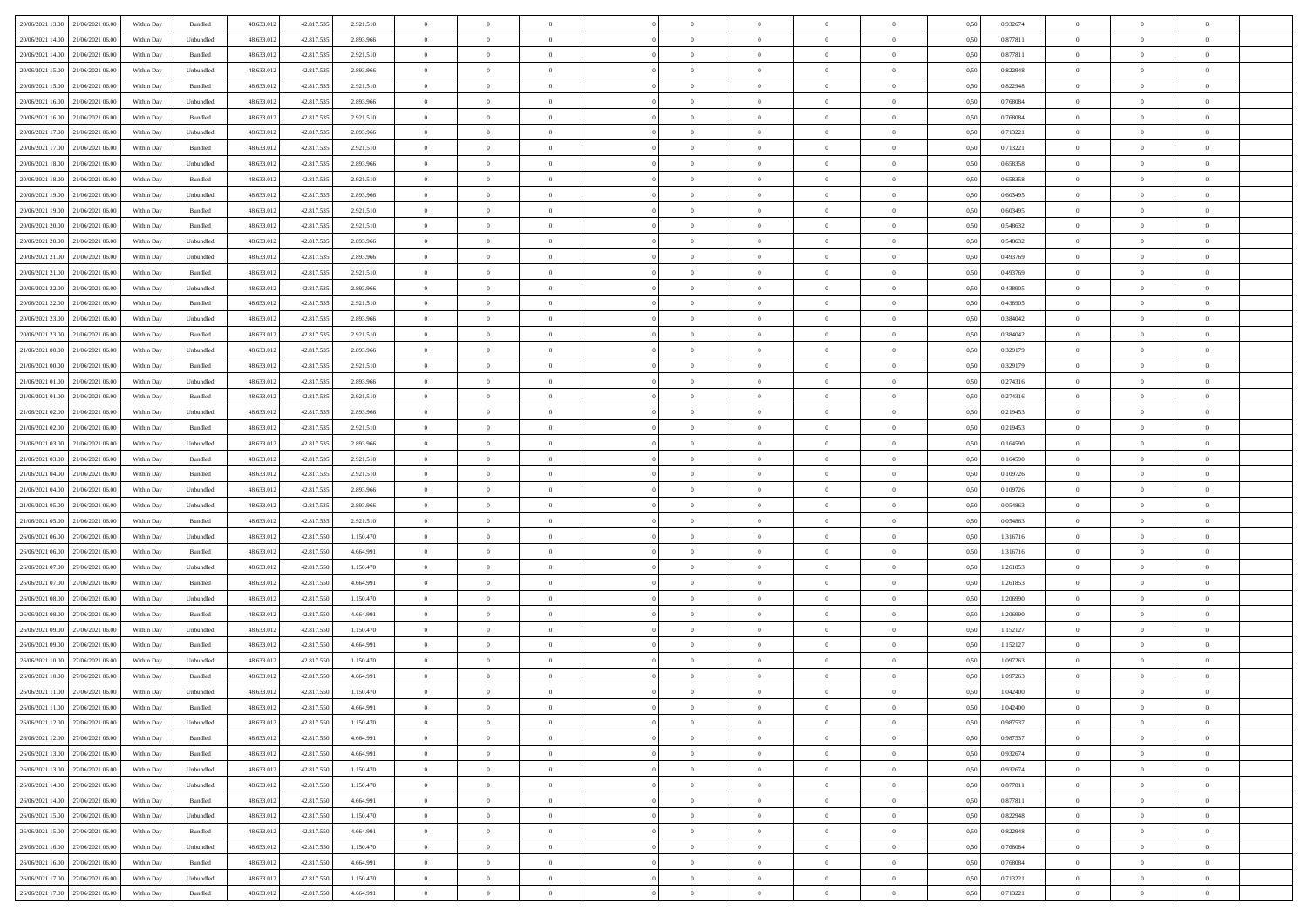| | | | | | | | | | | | | | | | | | | | | | |
|---|---|---|---|---|---|---|---|---|---|---|---|---|---|---|---|---|---|---|---|---|---|
| 20/06/2021 13:00 | 21/06/2021 06:00 | Within Day | Bundled | 48.633.012 | 42.817.535 | 2.921.510 | 0 | 0 | 0 | | 0 | 0 | 0 | 0 | 0,50 | 0,932674 | 0 | 0 | 0 | |
| 20/06/2021 14:00 | 21/06/2021 06:00 | Within Day | Unbundled | 48.633.012 | 42.817.535 | 2.893.966 | 0 | 0 | 0 | | 0 | 0 | 0 | 0 | 0,50 | 0,877811 | 0 | 0 | 0 | |
| 20/06/2021 14:00 | 21/06/2021 06:00 | Within Day | Bundled | 48.633.012 | 42.817.535 | 2.921.510 | 0 | 0 | 0 | | 0 | 0 | 0 | 0 | 0,50 | 0,877811 | 0 | 0 | 0 | |
| 20/06/2021 15:00 | 21/06/2021 06:00 | Within Day | Unbundled | 48.633.012 | 42.817.535 | 2.893.966 | 0 | 0 | 0 | | 0 | 0 | 0 | 0 | 0,50 | 0,822948 | 0 | 0 | 0 | |
| 20/06/2021 15:00 | 21/06/2021 06:00 | Within Day | Bundled | 48.633.012 | 42.817.535 | 2.921.510 | 0 | 0 | 0 | | 0 | 0 | 0 | 0 | 0,50 | 0,822948 | 0 | 0 | 0 | |
| 20/06/2021 16:00 | 21/06/2021 06:00 | Within Day | Unbundled | 48.633.012 | 42.817.535 | 2.893.966 | 0 | 0 | 0 | | 0 | 0 | 0 | 0 | 0,50 | 0,768084 | 0 | 0 | 0 | |
| 20/06/2021 16:00 | 21/06/2021 06:00 | Within Day | Bundled | 48.633.012 | 42.817.535 | 2.921.510 | 0 | 0 | 0 | | 0 | 0 | 0 | 0 | 0,50 | 0,768084 | 0 | 0 | 0 | |
| 20/06/2021 17:00 | 21/06/2021 06:00 | Within Day | Unbundled | 48.633.012 | 42.817.535 | 2.893.966 | 0 | 0 | 0 | | 0 | 0 | 0 | 0 | 0,50 | 0,713221 | 0 | 0 | 0 | |
| 20/06/2021 17:00 | 21/06/2021 06:00 | Within Day | Bundled | 48.633.012 | 42.817.535 | 2.921.510 | 0 | 0 | 0 | | 0 | 0 | 0 | 0 | 0,50 | 0,713221 | 0 | 0 | 0 | |
| 20/06/2021 18:00 | 21/06/2021 06:00 | Within Day | Unbundled | 48.633.012 | 42.817.535 | 2.893.966 | 0 | 0 | 0 | | 0 | 0 | 0 | 0 | 0,50 | 0,658358 | 0 | 0 | 0 | |
| 20/06/2021 18:00 | 21/06/2021 06:00 | Within Day | Bundled | 48.633.012 | 42.817.535 | 2.921.510 | 0 | 0 | 0 | | 0 | 0 | 0 | 0 | 0,50 | 0,658358 | 0 | 0 | 0 | |
| 20/06/2021 19:00 | 21/06/2021 06:00 | Within Day | Unbundled | 48.633.012 | 42.817.535 | 2.893.966 | 0 | 0 | 0 | | 0 | 0 | 0 | 0 | 0,50 | 0,603495 | 0 | 0 | 0 | |
| 20/06/2021 19:00 | 21/06/2021 06:00 | Within Day | Bundled | 48.633.012 | 42.817.535 | 2.921.510 | 0 | 0 | 0 | | 0 | 0 | 0 | 0 | 0,50 | 0,603495 | 0 | 0 | 0 | |
| 20/06/2021 20:00 | 21/06/2021 06:00 | Within Day | Bundled | 48.633.012 | 42.817.535 | 2.921.510 | 0 | 0 | 0 | | 0 | 0 | 0 | 0 | 0,50 | 0,548632 | 0 | 0 | 0 | |
| 20/06/2021 20:00 | 21/06/2021 06:00 | Within Day | Unbundled | 48.633.012 | 42.817.535 | 2.893.966 | 0 | 0 | 0 | | 0 | 0 | 0 | 0 | 0,50 | 0,548632 | 0 | 0 | 0 | |
| 20/06/2021 21:00 | 21/06/2021 06:00 | Within Day | Unbundled | 48.633.012 | 42.817.535 | 2.893.966 | 0 | 0 | 0 | | 0 | 0 | 0 | 0 | 0,50 | 0,493769 | 0 | 0 | 0 | |
| 20/06/2021 21:00 | 21/06/2021 06:00 | Within Day | Bundled | 48.633.012 | 42.817.535 | 2.921.510 | 0 | 0 | 0 | | 0 | 0 | 0 | 0 | 0,50 | 0,493769 | 0 | 0 | 0 | |
| 20/06/2021 22:00 | 21/06/2021 06:00 | Within Day | Unbundled | 48.633.012 | 42.817.535 | 2.893.966 | 0 | 0 | 0 | | 0 | 0 | 0 | 0 | 0,50 | 0,438905 | 0 | 0 | 0 | |
| 20/06/2021 22:00 | 21/06/2021 06:00 | Within Day | Bundled | 48.633.012 | 42.817.535 | 2.921.510 | 0 | 0 | 0 | | 0 | 0 | 0 | 0 | 0,50 | 0,438905 | 0 | 0 | 0 | |
| 20/06/2021 23:00 | 21/06/2021 06:00 | Within Day | Unbundled | 48.633.012 | 42.817.535 | 2.893.966 | 0 | 0 | 0 | | 0 | 0 | 0 | 0 | 0,50 | 0,384042 | 0 | 0 | 0 | |
| 20/06/2021 23:00 | 21/06/2021 06:00 | Within Day | Bundled | 48.633.012 | 42.817.535 | 2.921.510 | 0 | 0 | 0 | | 0 | 0 | 0 | 0 | 0,50 | 0,384042 | 0 | 0 | 0 | |
| 21/06/2021 00:00 | 21/06/2021 06:00 | Within Day | Unbundled | 48.633.012 | 42.817.535 | 2.893.966 | 0 | 0 | 0 | | 0 | 0 | 0 | 0 | 0,50 | 0,329179 | 0 | 0 | 0 | |
| 21/06/2021 00:00 | 21/06/2021 06:00 | Within Day | Bundled | 48.633.012 | 42.817.535 | 2.921.510 | 0 | 0 | 0 | | 0 | 0 | 0 | 0 | 0,50 | 0,329179 | 0 | 0 | 0 | |
| 21/06/2021 01:00 | 21/06/2021 06:00 | Within Day | Unbundled | 48.633.012 | 42.817.535 | 2.893.966 | 0 | 0 | 0 | | 0 | 0 | 0 | 0 | 0,50 | 0,274316 | 0 | 0 | 0 | |
| 21/06/2021 01:00 | 21/06/2021 06:00 | Within Day | Bundled | 48.633.012 | 42.817.535 | 2.921.510 | 0 | 0 | 0 | | 0 | 0 | 0 | 0 | 0,50 | 0,274316 | 0 | 0 | 0 | |
| 21/06/2021 02:00 | 21/06/2021 06:00 | Within Day | Unbundled | 48.633.012 | 42.817.535 | 2.893.966 | 0 | 0 | 0 | | 0 | 0 | 0 | 0 | 0,50 | 0,219453 | 0 | 0 | 0 | |
| 21/06/2021 02:00 | 21/06/2021 06:00 | Within Day | Bundled | 48.633.012 | 42.817.535 | 2.921.510 | 0 | 0 | 0 | | 0 | 0 | 0 | 0 | 0,50 | 0,219453 | 0 | 0 | 0 | |
| 21/06/2021 03:00 | 21/06/2021 06:00 | Within Day | Unbundled | 48.633.012 | 42.817.535 | 2.893.966 | 0 | 0 | 0 | | 0 | 0 | 0 | 0 | 0,50 | 0,164590 | 0 | 0 | 0 | |
| 21/06/2021 03:00 | 21/06/2021 06:00 | Within Day | Bundled | 48.633.012 | 42.817.535 | 2.921.510 | 0 | 0 | 0 | | 0 | 0 | 0 | 0 | 0,50 | 0,164590 | 0 | 0 | 0 | |
| 21/06/2021 04:00 | 21/06/2021 06:00 | Within Day | Bundled | 48.633.012 | 42.817.535 | 2.921.510 | 0 | 0 | 0 | | 0 | 0 | 0 | 0 | 0,50 | 0,109726 | 0 | 0 | 0 | |
| 21/06/2021 04:00 | 21/06/2021 06:00 | Within Day | Unbundled | 48.633.012 | 42.817.535 | 2.893.966 | 0 | 0 | 0 | | 0 | 0 | 0 | 0 | 0,50 | 0,109726 | 0 | 0 | 0 | |
| 21/06/2021 05:00 | 21/06/2021 06:00 | Within Day | Unbundled | 48.633.012 | 42.817.535 | 2.893.966 | 0 | 0 | 0 | | 0 | 0 | 0 | 0 | 0,50 | 0,054863 | 0 | 0 | 0 | |
| 21/06/2021 05:00 | 21/06/2021 06:00 | Within Day | Bundled | 48.633.012 | 42.817.535 | 2.921.510 | 0 | 0 | 0 | | 0 | 0 | 0 | 0 | 0,50 | 0,054863 | 0 | 0 | 0 | |
| 26/06/2021 06:00 | 27/06/2021 06:00 | Within Day | Unbundled | 48.633.012 | 42.817.550 | 1.150.470 | 0 | 0 | 0 | | 0 | 0 | 0 | 0 | 0,50 | 1,316716 | 0 | 0 | 0 | |
| 26/06/2021 06:00 | 27/06/2021 06:00 | Within Day | Bundled | 48.633.012 | 42.817.550 | 4.664.991 | 0 | 0 | 0 | | 0 | 0 | 0 | 0 | 0,50 | 1,316716 | 0 | 0 | 0 | |
| 26/06/2021 07:00 | 27/06/2021 06:00 | Within Day | Unbundled | 48.633.012 | 42.817.550 | 1.150.470 | 0 | 0 | 0 | | 0 | 0 | 0 | 0 | 0,50 | 1,261853 | 0 | 0 | 0 | |
| 26/06/2021 07:00 | 27/06/2021 06:00 | Within Day | Bundled | 48.633.012 | 42.817.550 | 4.664.991 | 0 | 0 | 0 | | 0 | 0 | 0 | 0 | 0,50 | 1,261853 | 0 | 0 | 0 | |
| 26/06/2021 08:00 | 27/06/2021 06:00 | Within Day | Unbundled | 48.633.012 | 42.817.550 | 1.150.470 | 0 | 0 | 0 | | 0 | 0 | 0 | 0 | 0,50 | 1,206990 | 0 | 0 | 0 | |
| 26/06/2021 08:00 | 27/06/2021 06:00 | Within Day | Bundled | 48.633.012 | 42.817.550 | 4.664.991 | 0 | 0 | 0 | | 0 | 0 | 0 | 0 | 0,50 | 1,206990 | 0 | 0 | 0 | |
| 26/06/2021 09:00 | 27/06/2021 06:00 | Within Day | Unbundled | 48.633.012 | 42.817.550 | 1.150.470 | 0 | 0 | 0 | | 0 | 0 | 0 | 0 | 0,50 | 1,152127 | 0 | 0 | 0 | |
| 26/06/2021 09:00 | 27/06/2021 06:00 | Within Day | Bundled | 48.633.012 | 42.817.550 | 4.664.991 | 0 | 0 | 0 | | 0 | 0 | 0 | 0 | 0,50 | 1,152127 | 0 | 0 | 0 | |
| 26/06/2021 10:00 | 27/06/2021 06:00 | Within Day | Unbundled | 48.633.012 | 42.817.550 | 1.150.470 | 0 | 0 | 0 | | 0 | 0 | 0 | 0 | 0,50 | 1,097263 | 0 | 0 | 0 | |
| 26/06/2021 10:00 | 27/06/2021 06:00 | Within Day | Bundled | 48.633.012 | 42.817.550 | 4.664.991 | 0 | 0 | 0 | | 0 | 0 | 0 | 0 | 0,50 | 1,097263 | 0 | 0 | 0 | |
| 26/06/2021 11:00 | 27/06/2021 06:00 | Within Day | Unbundled | 48.633.012 | 42.817.550 | 1.150.470 | 0 | 0 | 0 | | 0 | 0 | 0 | 0 | 0,50 | 1,042400 | 0 | 0 | 0 | |
| 26/06/2021 11:00 | 27/06/2021 06:00 | Within Day | Bundled | 48.633.012 | 42.817.550 | 4.664.991 | 0 | 0 | 0 | | 0 | 0 | 0 | 0 | 0,50 | 1,042400 | 0 | 0 | 0 | |
| 26/06/2021 12:00 | 27/06/2021 06:00 | Within Day | Unbundled | 48.633.012 | 42.817.550 | 1.150.470 | 0 | 0 | 0 | | 0 | 0 | 0 | 0 | 0,50 | 0,987537 | 0 | 0 | 0 | |
| 26/06/2021 12:00 | 27/06/2021 06:00 | Within Day | Bundled | 48.633.012 | 42.817.550 | 4.664.991 | 0 | 0 | 0 | | 0 | 0 | 0 | 0 | 0,50 | 0,987537 | 0 | 0 | 0 | |
| 26/06/2021 13:00 | 27/06/2021 06:00 | Within Day | Bundled | 48.633.012 | 42.817.550 | 4.664.991 | 0 | 0 | 0 | | 0 | 0 | 0 | 0 | 0,50 | 0,932674 | 0 | 0 | 0 | |
| 26/06/2021 13:00 | 27/06/2021 06:00 | Within Day | Unbundled | 48.633.012 | 42.817.550 | 1.150.470 | 0 | 0 | 0 | | 0 | 0 | 0 | 0 | 0,50 | 0,932674 | 0 | 0 | 0 | |
| 26/06/2021 14:00 | 27/06/2021 06:00 | Within Day | Unbundled | 48.633.012 | 42.817.550 | 1.150.470 | 0 | 0 | 0 | | 0 | 0 | 0 | 0 | 0,50 | 0,877811 | 0 | 0 | 0 | |
| 26/06/2021 14:00 | 27/06/2021 06:00 | Within Day | Bundled | 48.633.012 | 42.817.550 | 4.664.991 | 0 | 0 | 0 | | 0 | 0 | 0 | 0 | 0,50 | 0,877811 | 0 | 0 | 0 | |
| 26/06/2021 15:00 | 27/06/2021 06:00 | Within Day | Unbundled | 48.633.012 | 42.817.550 | 1.150.470 | 0 | 0 | 0 | | 0 | 0 | 0 | 0 | 0,50 | 0,822948 | 0 | 0 | 0 | |
| 26/06/2021 15:00 | 27/06/2021 06:00 | Within Day | Bundled | 48.633.012 | 42.817.550 | 4.664.991 | 0 | 0 | 0 | | 0 | 0 | 0 | 0 | 0,50 | 0,822948 | 0 | 0 | 0 | |
| 26/06/2021 16:00 | 27/06/2021 06:00 | Within Day | Unbundled | 48.633.012 | 42.817.550 | 1.150.470 | 0 | 0 | 0 | | 0 | 0 | 0 | 0 | 0,50 | 0,768084 | 0 | 0 | 0 | |
| 26/06/2021 16:00 | 27/06/2021 06:00 | Within Day | Bundled | 48.633.012 | 42.817.550 | 4.664.991 | 0 | 0 | 0 | | 0 | 0 | 0 | 0 | 0,50 | 0,768084 | 0 | 0 | 0 | |
| 26/06/2021 17:00 | 27/06/2021 06:00 | Within Day | Unbundled | 48.633.012 | 42.817.550 | 1.150.470 | 0 | 0 | 0 | | 0 | 0 | 0 | 0 | 0,50 | 0,713221 | 0 | 0 | 0 | |
| 26/06/2021 17:00 | 27/06/2021 06:00 | Within Day | Bundled | 48.633.012 | 42.817.550 | 4.664.991 | 0 | 0 | 0 | | 0 | 0 | 0 | 0 | 0,50 | 0,713221 | 0 | 0 | 0 | |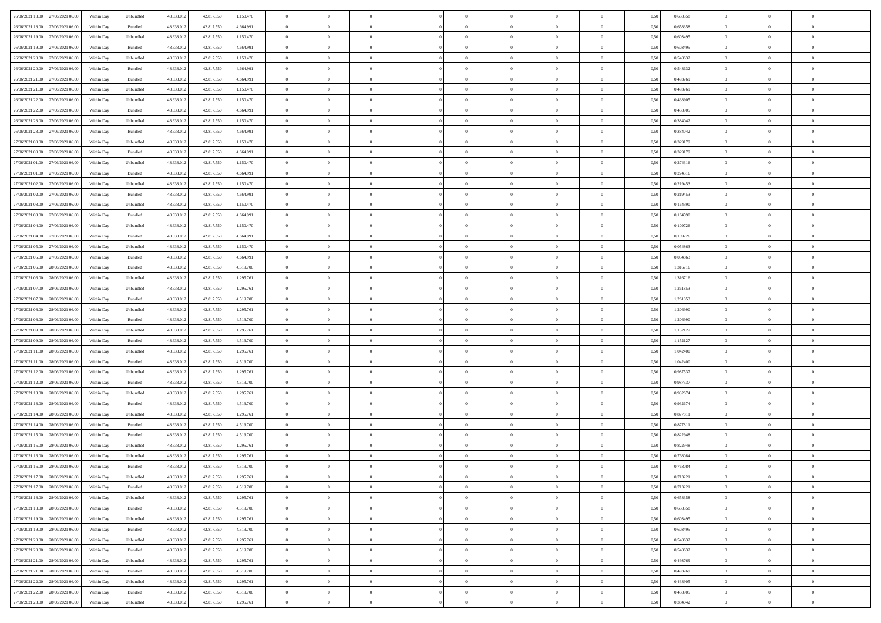| | | | | | | | | | | | | | | | | | | | | |
|---|---|---|---|---|---|---|---|---|---|---|---|---|---|---|---|---|---|---|---|---|
| 26/06/2021 18:00 | 27/06/2021 06:00 | Within Day | Unbundled | 48.633.012 | 42.817.550 | 1.150.470 | 0 | 0 | 0 | | 0 | 0 | 0 | 0 | 0,50 | 0,658358 | 0 | 0 | 0 | |
| 26/06/2021 18:00 | 27/06/2021 06:00 | Within Day | Bundled | 48.633.012 | 42.817.550 | 4.664.991 | 0 | 0 | 0 | | 0 | 0 | 0 | 0 | 0,50 | 0,658358 | 0 | 0 | 0 | |
| 26/06/2021 19:00 | 27/06/2021 06:00 | Within Day | Unbundled | 48.633.012 | 42.817.550 | 1.150.470 | 0 | 0 | 0 | | 0 | 0 | 0 | 0 | 0,50 | 0,603495 | 0 | 0 | 0 | |
| 26/06/2021 19:00 | 27/06/2021 06:00 | Within Day | Bundled | 48.633.012 | 42.817.550 | 4.664.991 | 0 | 0 | 0 | | 0 | 0 | 0 | 0 | 0,50 | 0,603495 | 0 | 0 | 0 | |
| 26/06/2021 20:00 | 27/06/2021 06:00 | Within Day | Unbundled | 48.633.012 | 42.817.550 | 1.150.470 | 0 | 0 | 0 | | 0 | 0 | 0 | 0 | 0,50 | 0,548632 | 0 | 0 | 0 | |
| 26/06/2021 20:00 | 27/06/2021 06:00 | Within Day | Bundled | 48.633.012 | 42.817.550 | 4.664.991 | 0 | 0 | 0 | | 0 | 0 | 0 | 0 | 0,50 | 0,548632 | 0 | 0 | 0 | |
| 26/06/2021 21:00 | 27/06/2021 06:00 | Within Day | Bundled | 48.633.012 | 42.817.550 | 4.664.991 | 0 | 0 | 0 | | 0 | 0 | 0 | 0 | 0,50 | 0,493769 | 0 | 0 | 0 | |
| 26/06/2021 21:00 | 27/06/2021 06:00 | Within Day | Unbundled | 48.633.012 | 42.817.550 | 1.150.470 | 0 | 0 | 0 | | 0 | 0 | 0 | 0 | 0,50 | 0,493769 | 0 | 0 | 0 | |
| 26/06/2021 22:00 | 27/06/2021 06:00 | Within Day | Unbundled | 48.633.012 | 42.817.550 | 1.150.470 | 0 | 0 | 0 | | 0 | 0 | 0 | 0 | 0,50 | 0,438905 | 0 | 0 | 0 | |
| 26/06/2021 22:00 | 27/06/2021 06:00 | Within Day | Bundled | 48.633.012 | 42.817.550 | 4.664.991 | 0 | 0 | 0 | | 0 | 0 | 0 | 0 | 0,50 | 0,438905 | 0 | 0 | 0 | |
| 26/06/2021 23:00 | 27/06/2021 06:00 | Within Day | Unbundled | 48.633.012 | 42.817.550 | 1.150.470 | 0 | 0 | 0 | | 0 | 0 | 0 | 0 | 0,50 | 0,384042 | 0 | 0 | 0 | |
| 26/06/2021 23:00 | 27/06/2021 06:00 | Within Day | Bundled | 48.633.012 | 42.817.550 | 4.664.991 | 0 | 0 | 0 | | 0 | 0 | 0 | 0 | 0,50 | 0,384042 | 0 | 0 | 0 | |
| 27/06/2021 00:00 | 27/06/2021 06:00 | Within Day | Unbundled | 48.633.012 | 42.817.550 | 1.150.470 | 0 | 0 | 0 | | 0 | 0 | 0 | 0 | 0,50 | 0,329179 | 0 | 0 | 0 | |
| 27/06/2021 00:00 | 27/06/2021 06:00 | Within Day | Bundled | 48.633.012 | 42.817.550 | 4.664.991 | 0 | 0 | 0 | | 0 | 0 | 0 | 0 | 0,50 | 0,329179 | 0 | 0 | 0 | |
| 27/06/2021 01:00 | 27/06/2021 06:00 | Within Day | Unbundled | 48.633.012 | 42.817.550 | 1.150.470 | 0 | 0 | 0 | | 0 | 0 | 0 | 0 | 0,50 | 0,274316 | 0 | 0 | 0 | |
| 27/06/2021 01:00 | 27/06/2021 06:00 | Within Day | Bundled | 48.633.012 | 42.817.550 | 4.664.991 | 0 | 0 | 0 | | 0 | 0 | 0 | 0 | 0,50 | 0,274316 | 0 | 0 | 0 | |
| 27/06/2021 02:00 | 27/06/2021 06:00 | Within Day | Unbundled | 48.633.012 | 42.817.550 | 1.150.470 | 0 | 0 | 0 | | 0 | 0 | 0 | 0 | 0,50 | 0,219453 | 0 | 0 | 0 | |
| 27/06/2021 02:00 | 27/06/2021 06:00 | Within Day | Bundled | 48.633.012 | 42.817.550 | 4.664.991 | 0 | 0 | 0 | | 0 | 0 | 0 | 0 | 0,50 | 0,219453 | 0 | 0 | 0 | |
| 27/06/2021 03:00 | 27/06/2021 06:00 | Within Day | Unbundled | 48.633.012 | 42.817.550 | 1.150.470 | 0 | 0 | 0 | | 0 | 0 | 0 | 0 | 0,50 | 0,164590 | 0 | 0 | 0 | |
| 27/06/2021 03:00 | 27/06/2021 06:00 | Within Day | Bundled | 48.633.012 | 42.817.550 | 4.664.991 | 0 | 0 | 0 | | 0 | 0 | 0 | 0 | 0,50 | 0,164590 | 0 | 0 | 0 | |
| 27/06/2021 04:00 | 27/06/2021 06:00 | Within Day | Unbundled | 48.633.012 | 42.817.550 | 1.150.470 | 0 | 0 | 0 | | 0 | 0 | 0 | 0 | 0,50 | 0,109726 | 0 | 0 | 0 | |
| 27/06/2021 04:00 | 27/06/2021 06:00 | Within Day | Bundled | 48.633.012 | 42.817.550 | 4.664.991 | 0 | 0 | 0 | | 0 | 0 | 0 | 0 | 0,50 | 0,109726 | 0 | 0 | 0 | |
| 27/06/2021 05:00 | 27/06/2021 06:00 | Within Day | Unbundled | 48.633.012 | 42.817.550 | 1.150.470 | 0 | 0 | 0 | | 0 | 0 | 0 | 0 | 0,50 | 0,054863 | 0 | 0 | 0 | |
| 27/06/2021 05:00 | 27/06/2021 06:00 | Within Day | Bundled | 48.633.012 | 42.817.550 | 4.664.991 | 0 | 0 | 0 | | 0 | 0 | 0 | 0 | 0,50 | 0,054863 | 0 | 0 | 0 | |
| 27/06/2021 06:00 | 28/06/2021 06:00 | Within Day | Bundled | 48.633.012 | 42.817.550 | 4.519.700 | 0 | 0 | 0 | | 0 | 0 | 0 | 0 | 0,50 | 1,316716 | 0 | 0 | 0 | |
| 27/06/2021 06:00 | 28/06/2021 06:00 | Within Day | Unbundled | 48.633.012 | 42.817.550 | 1.295.761 | 0 | 0 | 0 | | 0 | 0 | 0 | 0 | 0,50 | 1,316716 | 0 | 0 | 0 | |
| 27/06/2021 07:00 | 28/06/2021 06:00 | Within Day | Unbundled | 48.633.012 | 42.817.550 | 1.295.761 | 0 | 0 | 0 | | 0 | 0 | 0 | 0 | 0,50 | 1,261853 | 0 | 0 | 0 | |
| 27/06/2021 07:00 | 28/06/2021 06:00 | Within Day | Bundled | 48.633.012 | 42.817.550 | 4.519.700 | 0 | 0 | 0 | | 0 | 0 | 0 | 0 | 0,50 | 1,261853 | 0 | 0 | 0 | |
| 27/06/2021 08:00 | 28/06/2021 06:00 | Within Day | Unbundled | 48.633.012 | 42.817.550 | 1.295.761 | 0 | 0 | 0 | | 0 | 0 | 0 | 0 | 0,50 | 1,206990 | 0 | 0 | 0 | |
| 27/06/2021 08:00 | 28/06/2021 06:00 | Within Day | Bundled | 48.633.012 | 42.817.550 | 4.519.700 | 0 | 0 | 0 | | 0 | 0 | 0 | 0 | 0,50 | 1,206990 | 0 | 0 | 0 | |
| 27/06/2021 09:00 | 28/06/2021 06:00 | Within Day | Unbundled | 48.633.012 | 42.817.550 | 1.295.761 | 0 | 0 | 0 | | 0 | 0 | 0 | 0 | 0,50 | 1,152127 | 0 | 0 | 0 | |
| 27/06/2021 09:00 | 28/06/2021 06:00 | Within Day | Bundled | 48.633.012 | 42.817.550 | 4.519.700 | 0 | 0 | 0 | | 0 | 0 | 0 | 0 | 0,50 | 1,152127 | 0 | 0 | 0 | |
| 27/06/2021 11:00 | 28/06/2021 06:00 | Within Day | Unbundled | 48.633.012 | 42.817.550 | 1.295.761 | 0 | 0 | 0 | | 0 | 0 | 0 | 0 | 0,50 | 1,042400 | 0 | 0 | 0 | |
| 27/06/2021 11:00 | 28/06/2021 06:00 | Within Day | Bundled | 48.633.012 | 42.817.550 | 4.519.700 | 0 | 0 | 0 | | 0 | 0 | 0 | 0 | 0,50 | 1,042400 | 0 | 0 | 0 | |
| 27/06/2021 12:00 | 28/06/2021 06:00 | Within Day | Unbundled | 48.633.012 | 42.817.550 | 1.295.761 | 0 | 0 | 0 | | 0 | 0 | 0 | 0 | 0,50 | 0,987537 | 0 | 0 | 0 | |
| 27/06/2021 12:00 | 28/06/2021 06:00 | Within Day | Bundled | 48.633.012 | 42.817.550 | 4.519.700 | 0 | 0 | 0 | | 0 | 0 | 0 | 0 | 0,50 | 0,987537 | 0 | 0 | 0 | |
| 27/06/2021 13:00 | 28/06/2021 06:00 | Within Day | Unbundled | 48.633.012 | 42.817.550 | 1.295.761 | 0 | 0 | 0 | | 0 | 0 | 0 | 0 | 0,50 | 0,932674 | 0 | 0 | 0 | |
| 27/06/2021 13:00 | 28/06/2021 06:00 | Within Day | Bundled | 48.633.012 | 42.817.550 | 4.519.700 | 0 | 0 | 0 | | 0 | 0 | 0 | 0 | 0,50 | 0,932674 | 0 | 0 | 0 | |
| 27/06/2021 14:00 | 28/06/2021 06:00 | Within Day | Unbundled | 48.633.012 | 42.817.550 | 1.295.761 | 0 | 0 | 0 | | 0 | 0 | 0 | 0 | 0,50 | 0,877811 | 0 | 0 | 0 | |
| 27/06/2021 14:00 | 28/06/2021 06:00 | Within Day | Bundled | 48.633.012 | 42.817.550 | 4.519.700 | 0 | 0 | 0 | | 0 | 0 | 0 | 0 | 0,50 | 0,877811 | 0 | 0 | 0 | |
| 27/06/2021 15:00 | 28/06/2021 06:00 | Within Day | Bundled | 48.633.012 | 42.817.550 | 4.519.700 | 0 | 0 | 0 | | 0 | 0 | 0 | 0 | 0,50 | 0,822948 | 0 | 0 | 0 | |
| 27/06/2021 15:00 | 28/06/2021 06:00 | Within Day | Unbundled | 48.633.012 | 42.817.550 | 1.295.761 | 0 | 0 | 0 | | 0 | 0 | 0 | 0 | 0,50 | 0,822948 | 0 | 0 | 0 | |
| 27/06/2021 16:00 | 28/06/2021 06:00 | Within Day | Unbundled | 48.633.012 | 42.817.550 | 1.295.761 | 0 | 0 | 0 | | 0 | 0 | 0 | 0 | 0,50 | 0,768084 | 0 | 0 | 0 | |
| 27/06/2021 16:00 | 28/06/2021 06:00 | Within Day | Bundled | 48.633.012 | 42.817.550 | 4.519.700 | 0 | 0 | 0 | | 0 | 0 | 0 | 0 | 0,50 | 0,768084 | 0 | 0 | 0 | |
| 27/06/2021 17:00 | 28/06/2021 06:00 | Within Day | Unbundled | 48.633.012 | 42.817.550 | 1.295.761 | 0 | 0 | 0 | | 0 | 0 | 0 | 0 | 0,50 | 0,713221 | 0 | 0 | 0 | |
| 27/06/2021 17:00 | 28/06/2021 06:00 | Within Day | Bundled | 48.633.012 | 42.817.550 | 4.519.700 | 0 | 0 | 0 | | 0 | 0 | 0 | 0 | 0,50 | 0,713221 | 0 | 0 | 0 | |
| 27/06/2021 18:00 | 28/06/2021 06:00 | Within Day | Unbundled | 48.633.012 | 42.817.550 | 1.295.761 | 0 | 0 | 0 | | 0 | 0 | 0 | 0 | 0,50 | 0,658358 | 0 | 0 | 0 | |
| 27/06/2021 18:00 | 28/06/2021 06:00 | Within Day | Bundled | 48.633.012 | 42.817.550 | 4.519.700 | 0 | 0 | 0 | | 0 | 0 | 0 | 0 | 0,50 | 0,658358 | 0 | 0 | 0 | |
| 27/06/2021 19:00 | 28/06/2021 06:00 | Within Day | Unbundled | 48.633.012 | 42.817.550 | 1.295.761 | 0 | 0 | 0 | | 0 | 0 | 0 | 0 | 0,50 | 0,603495 | 0 | 0 | 0 | |
| 27/06/2021 19:00 | 28/06/2021 06:00 | Within Day | Bundled | 48.633.012 | 42.817.550 | 4.519.700 | 0 | 0 | 0 | | 0 | 0 | 0 | 0 | 0,50 | 0,603495 | 0 | 0 | 0 | |
| 27/06/2021 20:00 | 28/06/2021 06:00 | Within Day | Unbundled | 48.633.012 | 42.817.550 | 1.295.761 | 0 | 0 | 0 | | 0 | 0 | 0 | 0 | 0,50 | 0,548632 | 0 | 0 | 0 | |
| 27/06/2021 20:00 | 28/06/2021 06:00 | Within Day | Bundled | 48.633.012 | 42.817.550 | 4.519.700 | 0 | 0 | 0 | | 0 | 0 | 0 | 0 | 0,50 | 0,548632 | 0 | 0 | 0 | |
| 27/06/2021 21:00 | 28/06/2021 06:00 | Within Day | Unbundled | 48.633.012 | 42.817.550 | 1.295.761 | 0 | 0 | 0 | | 0 | 0 | 0 | 0 | 0,50 | 0,493769 | 0 | 0 | 0 | |
| 27/06/2021 21:00 | 28/06/2021 06:00 | Within Day | Bundled | 48.633.012 | 42.817.550 | 4.519.700 | 0 | 0 | 0 | | 0 | 0 | 0 | 0 | 0,50 | 0,493769 | 0 | 0 | 0 | |
| 27/06/2021 22:00 | 28/06/2021 06:00 | Within Day | Unbundled | 48.633.012 | 42.817.550 | 1.295.761 | 0 | 0 | 0 | | 0 | 0 | 0 | 0 | 0,50 | 0,438905 | 0 | 0 | 0 | |
| 27/06/2021 22:00 | 28/06/2021 06:00 | Within Day | Bundled | 48.633.012 | 42.817.550 | 4.519.700 | 0 | 0 | 0 | | 0 | 0 | 0 | 0 | 0,50 | 0,438905 | 0 | 0 | 0 | |
| 27/06/2021 23:00 | 28/06/2021 06:00 | Within Day | Unbundled | 48.633.012 | 42.817.550 | 1.295.761 | 0 | 0 | 0 | | 0 | 0 | 0 | 0 | 0,50 | 0,384042 | 0 | 0 | 0 | |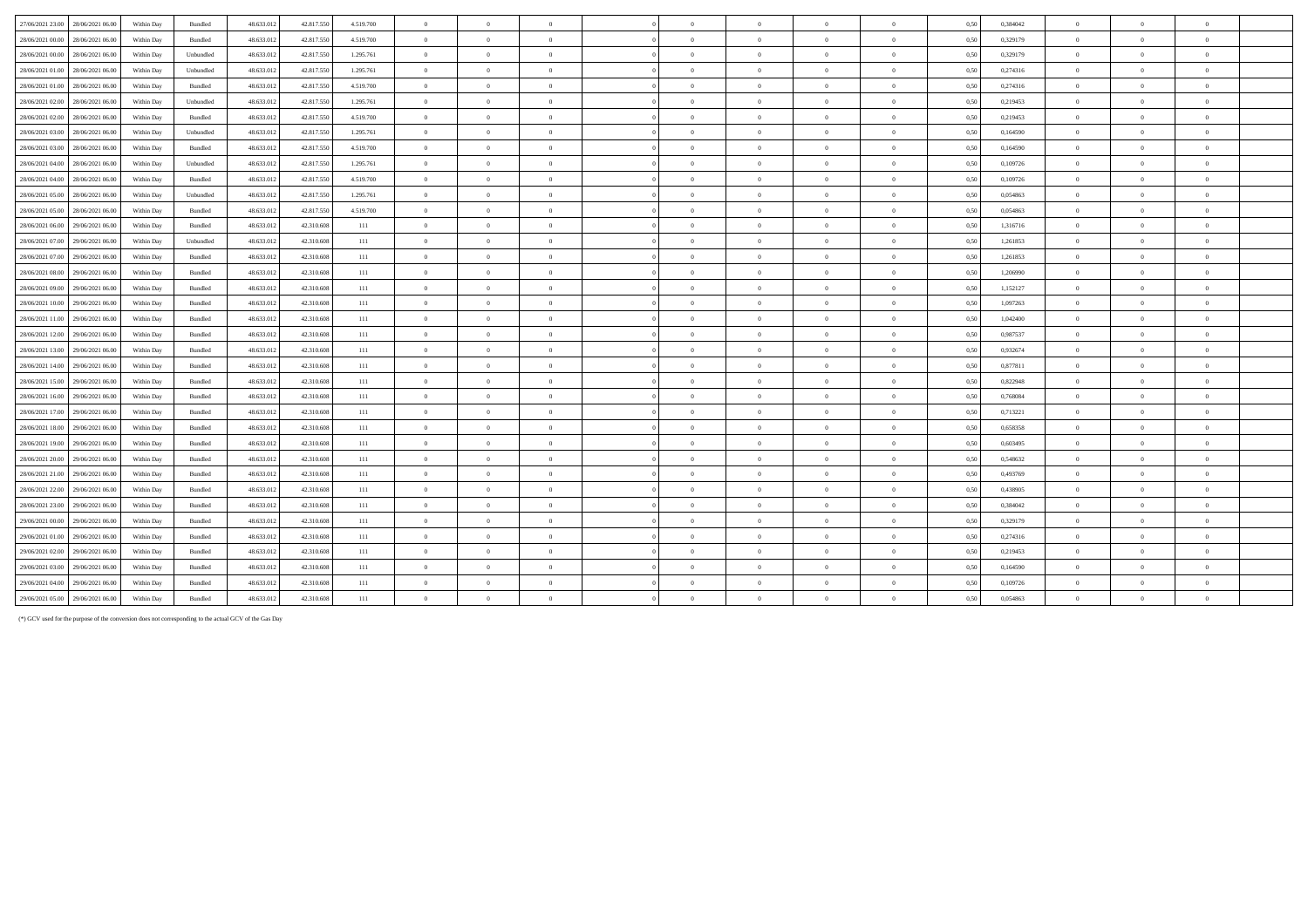| | | | | | | | | | | | | | | | | | | | | |
|---|---|---|---|---|---|---|---|---|---|---|---|---|---|---|---|---|---|---|---|---|
| 27/06/2021 23:00 | 28/06/2021 06:00 | Within Day | Bundled | 48.633.012 | 42.817.550 | 4.519.700 | 0 | 0 | 0 | 0 | 0 | 0 | 0 | 0 | 0,50 | 0,384042 | 0 | 0 | 0 | |
| 28/06/2021 00:00 | 28/06/2021 06:00 | Within Day | Bundled | 48.633.012 | 42.817.550 | 4.519.700 | 0 | 0 | 0 | 0 | 0 | 0 | 0 | 0 | 0,50 | 0,329179 | 0 | 0 | 0 | |
| 28/06/2021 00:00 | 28/06/2021 06:00 | Within Day | Unbundled | 48.633.012 | 42.817.550 | 1.295.761 | 0 | 0 | 0 | 0 | 0 | 0 | 0 | 0 | 0,50 | 0,329179 | 0 | 0 | 0 | |
| 28/06/2021 01:00 | 28/06/2021 06:00 | Within Day | Unbundled | 48.633.012 | 42.817.550 | 1.295.761 | 0 | 0 | 0 | 0 | 0 | 0 | 0 | 0 | 0,50 | 0,274316 | 0 | 0 | 0 | |
| 28/06/2021 01:00 | 28/06/2021 06:00 | Within Day | Bundled | 48.633.012 | 42.817.550 | 4.519.700 | 0 | 0 | 0 | 0 | 0 | 0 | 0 | 0 | 0,50 | 0,274316 | 0 | 0 | 0 | |
| 28/06/2021 02:00 | 28/06/2021 06:00 | Within Day | Unbundled | 48.633.012 | 42.817.550 | 1.295.761 | 0 | 0 | 0 | 0 | 0 | 0 | 0 | 0 | 0,50 | 0,219453 | 0 | 0 | 0 | |
| 28/06/2021 02:00 | 28/06/2021 06:00 | Within Day | Bundled | 48.633.012 | 42.817.550 | 4.519.700 | 0 | 0 | 0 | 0 | 0 | 0 | 0 | 0 | 0,50 | 0,219453 | 0 | 0 | 0 | |
| 28/06/2021 03:00 | 28/06/2021 06:00 | Within Day | Unbundled | 48.633.012 | 42.817.550 | 1.295.761 | 0 | 0 | 0 | 0 | 0 | 0 | 0 | 0 | 0,50 | 0,164590 | 0 | 0 | 0 | |
| 28/06/2021 03:00 | 28/06/2021 06:00 | Within Day | Bundled | 48.633.012 | 42.817.550 | 4.519.700 | 0 | 0 | 0 | 0 | 0 | 0 | 0 | 0 | 0,50 | 0,164590 | 0 | 0 | 0 | |
| 28/06/2021 04:00 | 28/06/2021 06:00 | Within Day | Unbundled | 48.633.012 | 42.817.550 | 1.295.761 | 0 | 0 | 0 | 0 | 0 | 0 | 0 | 0 | 0,50 | 0,109726 | 0 | 0 | 0 | |
| 28/06/2021 04:00 | 28/06/2021 06:00 | Within Day | Bundled | 48.633.012 | 42.817.550 | 4.519.700 | 0 | 0 | 0 | 0 | 0 | 0 | 0 | 0 | 0,50 | 0,109726 | 0 | 0 | 0 | |
| 28/06/2021 05:00 | 28/06/2021 06:00 | Within Day | Unbundled | 48.633.012 | 42.817.550 | 1.295.761 | 0 | 0 | 0 | 0 | 0 | 0 | 0 | 0 | 0,50 | 0,054863 | 0 | 0 | 0 | |
| 28/06/2021 05:00 | 28/06/2021 06:00 | Within Day | Bundled | 48.633.012 | 42.817.550 | 4.519.700 | 0 | 0 | 0 | 0 | 0 | 0 | 0 | 0 | 0,50 | 0,054863 | 0 | 0 | 0 | |
| 28/06/2021 06:00 | 29/06/2021 06:00 | Within Day | Bundled | 48.633.012 | 42.310.608 | 111 | 0 | 0 | 0 | 0 | 0 | 0 | 0 | 0 | 0,50 | 1,316716 | 0 | 0 | 0 | |
| 28/06/2021 07:00 | 29/06/2021 06:00 | Within Day | Unbundled | 48.633.012 | 42.310.608 | 111 | 0 | 0 | 0 | 0 | 0 | 0 | 0 | 0 | 0,50 | 1,261853 | 0 | 0 | 0 | |
| 28/06/2021 07:00 | 29/06/2021 06:00 | Within Day | Bundled | 48.633.012 | 42.310.608 | 111 | 0 | 0 | 0 | 0 | 0 | 0 | 0 | 0 | 0,50 | 1,261853 | 0 | 0 | 0 | |
| 28/06/2021 08:00 | 29/06/2021 06:00 | Within Day | Bundled | 48.633.012 | 42.310.608 | 111 | 0 | 0 | 0 | 0 | 0 | 0 | 0 | 0 | 0,50 | 1,206990 | 0 | 0 | 0 | |
| 28/06/2021 09:00 | 29/06/2021 06:00 | Within Day | Bundled | 48.633.012 | 42.310.608 | 111 | 0 | 0 | 0 | 0 | 0 | 0 | 0 | 0 | 0,50 | 1,152127 | 0 | 0 | 0 | |
| 28/06/2021 10:00 | 29/06/2021 06:00 | Within Day | Bundled | 48.633.012 | 42.310.608 | 111 | 0 | 0 | 0 | 0 | 0 | 0 | 0 | 0 | 0,50 | 1,097263 | 0 | 0 | 0 | |
| 28/06/2021 11:00 | 29/06/2021 06:00 | Within Day | Bundled | 48.633.012 | 42.310.608 | 111 | 0 | 0 | 0 | 0 | 0 | 0 | 0 | 0 | 0,50 | 1,042400 | 0 | 0 | 0 | |
| 28/06/2021 12:00 | 29/06/2021 06:00 | Within Day | Bundled | 48.633.012 | 42.310.608 | 111 | 0 | 0 | 0 | 0 | 0 | 0 | 0 | 0 | 0,50 | 0,987537 | 0 | 0 | 0 | |
| 28/06/2021 13:00 | 29/06/2021 06:00 | Within Day | Bundled | 48.633.012 | 42.310.608 | 111 | 0 | 0 | 0 | 0 | 0 | 0 | 0 | 0 | 0,50 | 0,932674 | 0 | 0 | 0 | |
| 28/06/2021 14:00 | 29/06/2021 06:00 | Within Day | Bundled | 48.633.012 | 42.310.608 | 111 | 0 | 0 | 0 | 0 | 0 | 0 | 0 | 0 | 0,50 | 0,877811 | 0 | 0 | 0 | |
| 28/06/2021 15:00 | 29/06/2021 06:00 | Within Day | Bundled | 48.633.012 | 42.310.608 | 111 | 0 | 0 | 0 | 0 | 0 | 0 | 0 | 0 | 0,50 | 0,822948 | 0 | 0 | 0 | |
| 28/06/2021 16:00 | 29/06/2021 06:00 | Within Day | Bundled | 48.633.012 | 42.310.608 | 111 | 0 | 0 | 0 | 0 | 0 | 0 | 0 | 0 | 0,50 | 0,768084 | 0 | 0 | 0 | |
| 28/06/2021 17:00 | 29/06/2021 06:00 | Within Day | Bundled | 48.633.012 | 42.310.608 | 111 | 0 | 0 | 0 | 0 | 0 | 0 | 0 | 0 | 0,50 | 0,713221 | 0 | 0 | 0 | |
| 28/06/2021 18:00 | 29/06/2021 06:00 | Within Day | Bundled | 48.633.012 | 42.310.608 | 111 | 0 | 0 | 0 | 0 | 0 | 0 | 0 | 0 | 0,50 | 0,658358 | 0 | 0 | 0 | |
| 28/06/2021 19:00 | 29/06/2021 06:00 | Within Day | Bundled | 48.633.012 | 42.310.608 | 111 | 0 | 0 | 0 | 0 | 0 | 0 | 0 | 0 | 0,50 | 0,603495 | 0 | 0 | 0 | |
| 28/06/2021 20:00 | 29/06/2021 06:00 | Within Day | Bundled | 48.633.012 | 42.310.608 | 111 | 0 | 0 | 0 | 0 | 0 | 0 | 0 | 0 | 0,50 | 0,548632 | 0 | 0 | 0 | |
| 28/06/2021 21:00 | 29/06/2021 06:00 | Within Day | Bundled | 48.633.012 | 42.310.608 | 111 | 0 | 0 | 0 | 0 | 0 | 0 | 0 | 0 | 0,50 | 0,493769 | 0 | 0 | 0 | |
| 28/06/2021 22:00 | 29/06/2021 06:00 | Within Day | Bundled | 48.633.012 | 42.310.608 | 111 | 0 | 0 | 0 | 0 | 0 | 0 | 0 | 0 | 0,50 | 0,438905 | 0 | 0 | 0 | |
| 28/06/2021 23:00 | 29/06/2021 06:00 | Within Day | Bundled | 48.633.012 | 42.310.608 | 111 | 0 | 0 | 0 | 0 | 0 | 0 | 0 | 0 | 0,50 | 0,384042 | 0 | 0 | 0 | |
| 29/06/2021 00:00 | 29/06/2021 06:00 | Within Day | Bundled | 48.633.012 | 42.310.608 | 111 | 0 | 0 | 0 | 0 | 0 | 0 | 0 | 0 | 0,50 | 0,329179 | 0 | 0 | 0 | |
| 29/06/2021 01:00 | 29/06/2021 06:00 | Within Day | Bundled | 48.633.012 | 42.310.608 | 111 | 0 | 0 | 0 | 0 | 0 | 0 | 0 | 0 | 0,50 | 0,274316 | 0 | 0 | 0 | |
| 29/06/2021 02:00 | 29/06/2021 06:00 | Within Day | Bundled | 48.633.012 | 42.310.608 | 111 | 0 | 0 | 0 | 0 | 0 | 0 | 0 | 0 | 0,50 | 0,219453 | 0 | 0 | 0 | |
| 29/06/2021 03:00 | 29/06/2021 06:00 | Within Day | Bundled | 48.633.012 | 42.310.608 | 111 | 0 | 0 | 0 | 0 | 0 | 0 | 0 | 0 | 0,50 | 0,164590 | 0 | 0 | 0 | |
| 29/06/2021 04:00 | 29/06/2021 06:00 | Within Day | Bundled | 48.633.012 | 42.310.608 | 111 | 0 | 0 | 0 | 0 | 0 | 0 | 0 | 0 | 0,50 | 0,109726 | 0 | 0 | 0 | |
| 29/06/2021 05:00 | 29/06/2021 06:00 | Within Day | Bundled | 48.633.012 | 42.310.608 | 111 | 0 | 0 | 0 | 0 | 0 | 0 | 0 | 0 | 0,50 | 0,054863 | 0 | 0 | 0 | |

(*) GCV used for the purpose of the conversion does not corresponding to the actual GCV of the Gas Day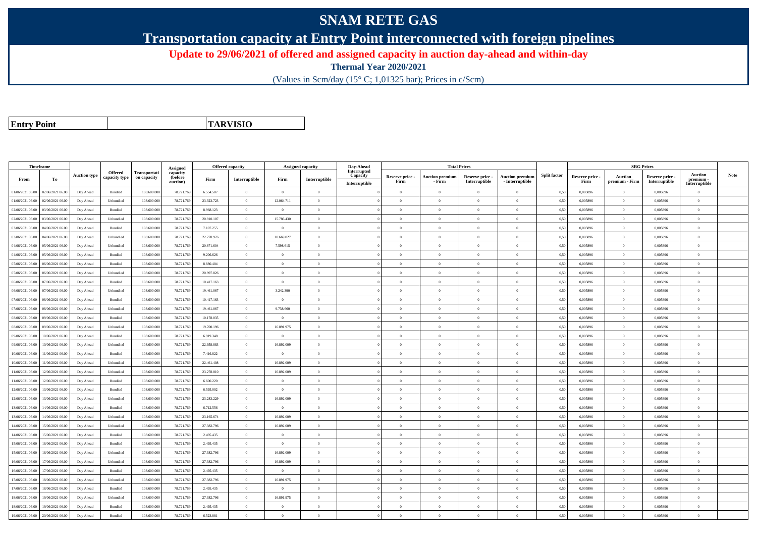# SNAM RETE GAS

## Transportation capacity at Entry Point interconnected with foreign pipelines

**Update to 29/06/2021 of offered and assigned capacity in auction day-ahead and within-day**

**Thermal Year 2020/2021**

(Values in Scm/day (15° C; 1,01325 bar); Prices in c/Scm)

| **Entry Point** | | **TARVISIO** |
|---|---|---|

| Timeframe | | Auction type | Offered capacity type | Transportation capacity | Assigned capacity (before auction) | Offered capacity | | Assigned capacity | | Day-Ahead Interrupted Capacity | Total Prices | | | | Split factor | SRG Prices | | | | Note |
|---|---|---|---|---|---|---|---|---|---|---|---|---|---|---|---|---|---|---|---|---|
| From | To | | | | | Firm | Interruptible | Firm | Interruptible | Interruptible | Reserve price - Firm | Auction premium - Firm | Reserve price - Interruptible | Auction premium - Interruptible | | Reserve price - Firm | Auction premium - Firm | Reserve price - Interruptible | Auction premium - Interruptible | |
| 01/06/2021 06.00 | 02/06/2021 06.00 | Day Ahead | Bundled | 108.600.000 | 78.721.769 | 6.554.507 | 0 | 0 | 0 | 0 | 0 | 0 | 0 | 0 | 0,50 | 0,005896 | 0 | 0,005896 | 0 | |
| 01/06/2021 06.00 | 02/06/2021 06.00 | Day Ahead | Unbundled | 108.600.000 | 78.721.769 | 23.323.723 | 0 | 12.064.711 | 0 | 0 | 0 | 0 | 0 | 0 | 0,50 | 0,005896 | 0 | 0,005896 | 0 | |
| 02/06/2021 06.00 | 03/06/2021 06.00 | Day Ahead | Bundled | 108.600.000 | 78.721.769 | 8.968.123 | 0 | 0 | 0 | 0 | 0 | 0 | 0 | 0 | 0,50 | 0,005896 | 0 | 0,005896 | 0 | |
| 02/06/2021 06.00 | 03/06/2021 06.00 | Day Ahead | Unbundled | 108.600.000 | 78.721.769 | 20.910.107 | 0 | 15.786.430 | 0 | 0 | 0 | 0 | 0 | 0 | 0,50 | 0,005896 | 0 | 0,005896 | 0 | |
| 03/06/2021 06.00 | 04/06/2021 06.00 | Day Ahead | Bundled | 108.600.000 | 78.721.769 | 7.107.255 | 0 | 0 | 0 | 0 | 0 | 0 | 0 | 0 | 0,50 | 0,005896 | 0 | 0,005896 | 0 | |
| 03/06/2021 06.00 | 04/06/2021 06.00 | Day Ahead | Unbundled | 108.600.000 | 78.721.769 | 22.770.976 | 0 | 10.669.027 | 0 | 0 | 0 | 0 | 0 | 0 | 0,50 | 0,005896 | 0 | 0,005896 | 0 | |
| 04/06/2021 06.00 | 05/06/2021 06.00 | Day Ahead | Unbundled | 108.600.000 | 78.721.769 | 20.671.604 | 0 | 7.598.615 | 0 | 0 | 0 | 0 | 0 | 0 | 0,50 | 0,005896 | 0 | 0,005896 | 0 | |
| 04/06/2021 06.00 | 05/06/2021 06.00 | Day Ahead | Bundled | 108.600.000 | 78.721.769 | 9.206.626 | 0 | 0 | 0 | 0 | 0 | 0 | 0 | 0 | 0,50 | 0,005896 | 0 | 0,005896 | 0 | |
| 05/06/2021 06.00 | 06/06/2021 06.00 | Day Ahead | Bundled | 108.600.000 | 78.721.769 | 8.880.404 | 0 | 0 | 0 | 0 | 0 | 0 | 0 | 0 | 0,50 | 0,005896 | 0 | 0,005896 | 0 | |
| 05/06/2021 06.00 | 06/06/2021 06.00 | Day Ahead | Unbundled | 108.600.000 | 78.721.769 | 20.997.826 | 0 | 0 | 0 | 0 | 0 | 0 | 0 | 0 | 0,50 | 0,005896 | 0 | 0,005896 | 0 | |
| 06/06/2021 06.00 | 07/06/2021 06.00 | Day Ahead | Bundled | 108.600.000 | 78.721.769 | 10.417.163 | 0 | 0 | 0 | 0 | 0 | 0 | 0 | 0 | 0,50 | 0,005896 | 0 | 0,005896 | 0 | |
| 06/06/2021 06.00 | 07/06/2021 06.00 | Day Ahead | Unbundled | 108.600.000 | 78.721.769 | 19.461.067 | 0 | 3.242.390 | 0 | 0 | 0 | 0 | 0 | 0 | 0,50 | 0,005896 | 0 | 0,005896 | 0 | |
| 07/06/2021 06.00 | 08/06/2021 06.00 | Day Ahead | Bundled | 108.600.000 | 78.721.769 | 10.417.163 | 0 | 0 | 0 | 0 | 0 | 0 | 0 | 0 | 0,50 | 0,005896 | 0 | 0,005896 | 0 | |
| 07/06/2021 06.00 | 08/06/2021 06.00 | Day Ahead | Unbundled | 108.600.000 | 78.721.769 | 19.461.067 | 0 | 9.738.660 | 0 | 0 | 0 | 0 | 0 | 0 | 0,50 | 0,005896 | 0 | 0,005896 | 0 | |
| 08/06/2021 06.00 | 09/06/2021 06.00 | Day Ahead | Bundled | 108.600.000 | 78.721.769 | 10.178.035 | 0 | 0 | 0 | 0 | 0 | 0 | 0 | 0 | 0,50 | 0,005896 | 0 | 0,005896 | 0 | |
| 08/06/2021 06.00 | 09/06/2021 06.00 | Day Ahead | Unbundled | 108.600.000 | 78.721.769 | 19.700.196 | 0 | 16.891.975 | 0 | 0 | 0 | 0 | 0 | 0 | 0,50 | 0,005896 | 0 | 0,005896 | 0 | |
| 09/06/2021 06.00 | 10/06/2021 06.00 | Day Ahead | Bundled | 108.600.000 | 78.721.769 | 6.919.348 | 0 | 0 | 0 | 0 | 0 | 0 | 0 | 0 | 0,50 | 0,005896 | 0 | 0,005896 | 0 | |
| 09/06/2021 06.00 | 10/06/2021 06.00 | Day Ahead | Unbundled | 108.600.000 | 78.721.769 | 22.958.883 | 0 | 16.892.009 | 0 | 0 | 0 | 0 | 0 | 0 | 0,50 | 0,005896 | 0 | 0,005896 | 0 | |
| 10/06/2021 06.00 | 11/06/2021 06.00 | Day Ahead | Bundled | 108.600.000 | 78.721.769 | 7.416.822 | 0 | 0 | 0 | 0 | 0 | 0 | 0 | 0 | 0,50 | 0,005896 | 0 | 0,005896 | 0 | |
| 10/06/2021 06.00 | 11/06/2021 06.00 | Day Ahead | Unbundled | 108.600.000 | 78.721.769 | 22.461.408 | 0 | 16.892.009 | 0 | 0 | 0 | 0 | 0 | 0 | 0,50 | 0,005896 | 0 | 0,005896 | 0 | |
| 11/06/2021 06.00 | 12/06/2021 06.00 | Day Ahead | Unbundled | 108.600.000 | 78.721.769 | 23.278.010 | 0 | 16.892.009 | 0 | 0 | 0 | 0 | 0 | 0 | 0,50 | 0,005896 | 0 | 0,005896 | 0 | |
| 11/06/2021 06.00 | 12/06/2021 06.00 | Day Ahead | Bundled | 108.600.000 | 78.721.769 | 6.600.220 | 0 | 0 | 0 | 0 | 0 | 0 | 0 | 0 | 0,50 | 0,005896 | 0 | 0,005896 | 0 | |
| 12/06/2021 06.00 | 13/06/2021 06.00 | Day Ahead | Bundled | 108.600.000 | 78.721.769 | 6.595.002 | 0 | 0 | 0 | 0 | 0 | 0 | 0 | 0 | 0,50 | 0,005896 | 0 | 0,005896 | 0 | |
| 12/06/2021 06.00 | 13/06/2021 06.00 | Day Ahead | Unbundled | 108.600.000 | 78.721.769 | 23.283.229 | 0 | 16.892.009 | 0 | 0 | 0 | 0 | 0 | 0 | 0,50 | 0,005896 | 0 | 0,005896 | 0 | |
| 13/06/2021 06.00 | 14/06/2021 06.00 | Day Ahead | Bundled | 108.600.000 | 78.721.769 | 6.712.556 | 0 | 0 | 0 | 0 | 0 | 0 | 0 | 0 | 0,50 | 0,005896 | 0 | 0,005896 | 0 | |
| 13/06/2021 06.00 | 14/06/2021 06.00 | Day Ahead | Unbundled | 108.600.000 | 78.721.769 | 23.165.674 | 0 | 16.892.009 | 0 | 0 | 0 | 0 | 0 | 0 | 0,50 | 0,005896 | 0 | 0,005896 | 0 | |
| 14/06/2021 06.00 | 15/06/2021 06.00 | Day Ahead | Unbundled | 108.600.000 | 78.721.769 | 27.382.796 | 0 | 16.892.009 | 0 | 0 | 0 | 0 | 0 | 0 | 0,50 | 0,005896 | 0 | 0,005896 | 0 | |
| 14/06/2021 06.00 | 15/06/2021 06.00 | Day Ahead | Bundled | 108.600.000 | 78.721.769 | 2.495.435 | 0 | 0 | 0 | 0 | 0 | 0 | 0 | 0 | 0,50 | 0,005896 | 0 | 0,005896 | 0 | |
| 15/06/2021 06.00 | 16/06/2021 06.00 | Day Ahead | Bundled | 108.600.000 | 78.721.769 | 2.495.435 | 0 | 0 | 0 | 0 | 0 | 0 | 0 | 0 | 0,50 | 0,005896 | 0 | 0,005896 | 0 | |
| 15/06/2021 06.00 | 16/06/2021 06.00 | Day Ahead | Unbundled | 108.600.000 | 78.721.769 | 27.382.796 | 0 | 16.892.009 | 0 | 0 | 0 | 0 | 0 | 0 | 0,50 | 0,005896 | 0 | 0,005896 | 0 | |
| 16/06/2021 06.00 | 17/06/2021 06.00 | Day Ahead | Unbundled | 108.600.000 | 78.721.769 | 27.382.796 | 0 | 16.892.009 | 0 | 0 | 0 | 0 | 0 | 0 | 0,50 | 0,005896 | 0 | 0,005896 | 0 | |
| 16/06/2021 06.00 | 17/06/2021 06.00 | Day Ahead | Bundled | 108.600.000 | 78.721.769 | 2.495.435 | 0 | 0 | 0 | 0 | 0 | 0 | 0 | 0 | 0,50 | 0,005896 | 0 | 0,005896 | 0 | |
| 17/06/2021 06.00 | 18/06/2021 06.00 | Day Ahead | Unbundled | 108.600.000 | 78.721.769 | 27.382.796 | 0 | 16.891.975 | 0 | 0 | 0 | 0 | 0 | 0 | 0,50 | 0,005896 | 0 | 0,005896 | 0 | |
| 17/06/2021 06.00 | 18/06/2021 06.00 | Day Ahead | Bundled | 108.600.000 | 78.721.769 | 2.495.435 | 0 | 0 | 0 | 0 | 0 | 0 | 0 | 0 | 0,50 | 0,005896 | 0 | 0,005896 | 0 | |
| 18/06/2021 06.00 | 19/06/2021 06.00 | Day Ahead | Unbundled | 108.600.000 | 78.721.769 | 27.382.796 | 0 | 16.891.975 | 0 | 0 | 0 | 0 | 0 | 0 | 0,50 | 0,005896 | 0 | 0,005896 | 0 | |
| 18/06/2021 06.00 | 19/06/2021 06.00 | Day Ahead | Bundled | 108.600.000 | 78.721.769 | 2.495.435 | 0 | 0 | 0 | 0 | 0 | 0 | 0 | 0 | 0,50 | 0,005896 | 0 | 0,005896 | 0 | |
| 19/06/2021 06.00 | 20/06/2021 06.00 | Day Ahead | Bundled | 108.600.000 | 78.721.769 | 6.523.881 | 0 | 0 | 0 | 0 | 0 | 0 | 0 | 0 | 0,50 | 0,005896 | 0 | 0,005896 | 0 | |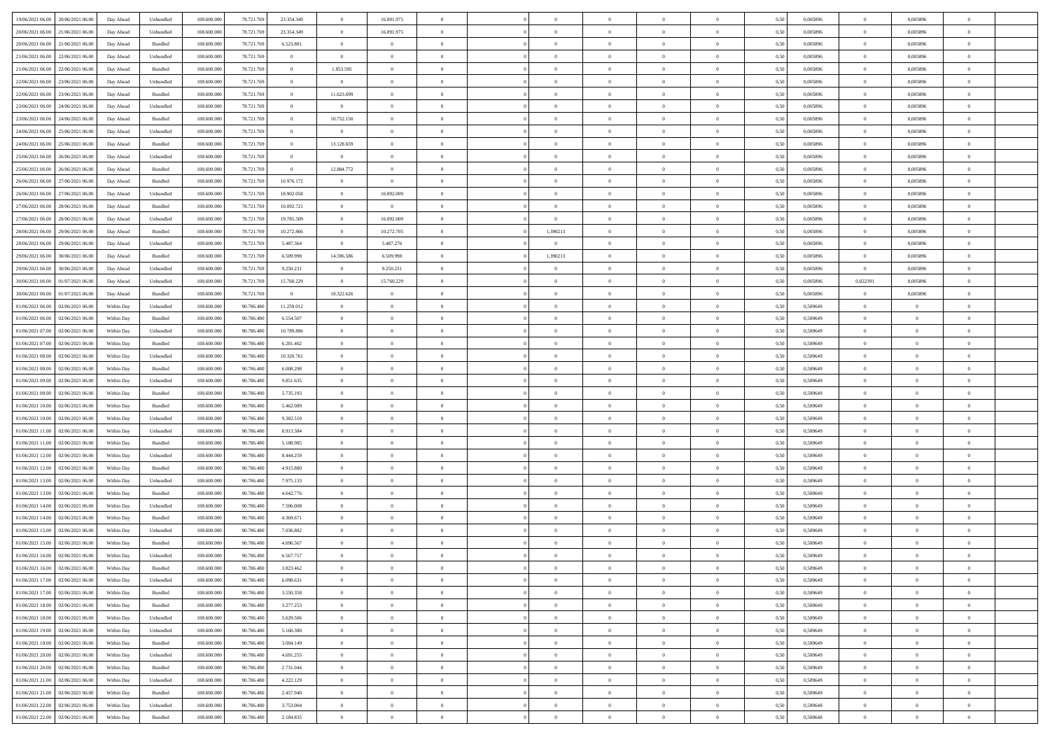| 19/06/2021 06:00 | 20/06/2021 06:00 | Day Ahead | Unbundled | 108.600.000 | 78.721.769 | 23.354.349 | 0 | 16.891.975 | 0 | | 0 | 0 | 0 | 0 | 0,50 | 0,005896 | 0 | 0,005896 | 0 | |
|---|---|---|---|---|---|---|---|---|---|---|---|---|---|---|---|---|---|---|---|---|
| 20/06/2021 06:00 | 21/06/2021 06:00 | Day Ahead | Unbundled | 108.600.000 | 78.721.769 | 23.354.349 | 0 | 16.891.975 | 0 | | 0 | 0 | 0 | 0 | 0,50 | 0,005896 | 0 | 0,005896 | 0 | |
| 20/06/2021 06:00 | 21/06/2021 06:00 | Day Ahead | Bundled | 108.600.000 | 78.721.769 | 6.523.881 | 0 | 0 | 0 | | 0 | 0 | 0 | 0 | 0,50 | 0,005896 | 0 | 0,005896 | 0 | |
| 21/06/2021 06:00 | 22/06/2021 06:00 | Day Ahead | Unbundled | 108.600.000 | 78.721.769 | 0 | 0 | 0 | 0 | | 0 | 0 | 0 | 0 | 0,50 | 0,005896 | 0 | 0,005896 | 0 | |
| 21/06/2021 06:00 | 22/06/2021 06:00 | Day Ahead | Bundled | 108.600.000 | 78.721.769 | 0 | 1.853.595 | 0 | 0 | | 0 | 0 | 0 | 0 | 0,50 | 0,005896 | 0 | 0,005896 | 0 | |
| 22/06/2021 06:00 | 23/06/2021 06:00 | Day Ahead | Unbundled | 108.600.000 | 78.721.769 | 0 | 0 | 0 | 0 | | 0 | 0 | 0 | 0 | 0,50 | 0,005896 | 0 | 0,005896 | 0 | |
| 22/06/2021 06:00 | 23/06/2021 06:00 | Day Ahead | Bundled | 108.600.000 | 78.721.769 | 0 | 11.623.699 | 0 | 0 | | 0 | 0 | 0 | 0 | 0,50 | 0,005896 | 0 | 0,005896 | 0 | |
| 23/06/2021 06:00 | 24/06/2021 06:00 | Day Ahead | Unbundled | 108.600.000 | 78.721.769 | 0 | 0 | 0 | 0 | | 0 | 0 | 0 | 0 | 0,50 | 0,005896 | 0 | 0,005896 | 0 | |
| 23/06/2021 06:00 | 24/06/2021 06:00 | Day Ahead | Bundled | 108.600.000 | 78.721.769 | 0 | 10.752.150 | 0 | 0 | | 0 | 0 | 0 | 0 | 0,50 | 0,005896 | 0 | 0,005896 | 0 | |
| 24/06/2021 06:00 | 25/06/2021 06:00 | Day Ahead | Unbundled | 108.600.000 | 78.721.769 | 0 | 0 | 0 | 0 | | 0 | 0 | 0 | 0 | 0,50 | 0,005896 | 0 | 0,005896 | 0 | |
| 24/06/2021 06:00 | 25/06/2021 06:00 | Day Ahead | Bundled | 108.600.000 | 78.721.769 | 0 | 13.128.659 | 0 | 0 | | 0 | 0 | 0 | 0 | 0,50 | 0,005896 | 0 | 0,005896 | 0 | |
| 25/06/2021 06:00 | 26/06/2021 06:00 | Day Ahead | Unbundled | 108.600.000 | 78.721.769 | 0 | 0 | 0 | 0 | | 0 | 0 | 0 | 0 | 0,50 | 0,005896 | 0 | 0,005896 | 0 | |
| 25/06/2021 06:00 | 26/06/2021 06:00 | Day Ahead | Bundled | 108.600.000 | 78.721.769 | 0 | 12.884.772 | 0 | 0 | | 0 | 0 | 0 | 0 | 0,50 | 0,005896 | 0 | 0,005896 | 0 | |
| 26/06/2021 06:00 | 27/06/2021 06:00 | Day Ahead | Bundled | 108.600.000 | 78.721.769 | 10.976.172 | 0 | 0 | 0 | | 0 | 0 | 0 | 0 | 0,50 | 0,005896 | 0 | 0,005896 | 0 | |
| 26/06/2021 06:00 | 27/06/2021 06:00 | Day Ahead | Unbundled | 108.600.000 | 78.721.769 | 18.902.058 | 0 | 16.892.009 | 0 | | 0 | 0 | 0 | 0 | 0,50 | 0,005896 | 0 | 0,005896 | 0 | |
| 27/06/2021 06:00 | 28/06/2021 06:00 | Day Ahead | Bundled | 108.600.000 | 78.721.769 | 10.092.721 | 0 | 0 | 0 | | 0 | 0 | 0 | 0 | 0,50 | 0,005896 | 0 | 0,005896 | 0 | |
| 27/06/2021 06:00 | 28/06/2021 06:00 | Day Ahead | Unbundled | 108.600.000 | 78.721.769 | 19.785.509 | 0 | 16.892.009 | 0 | | 0 | 0 | 0 | 0 | 0,50 | 0,005896 | 0 | 0,005896 | 0 | |
| 28/06/2021 06:00 | 29/06/2021 06:00 | Day Ahead | Bundled | 108.600.000 | 78.721.769 | 10.272.866 | 0 | 10.272.705 | 0 | | 1,390213 | 0 | 0 | 0 | 0,50 | 0,005896 | 0 | 0,005896 | 0 | |
| 28/06/2021 06:00 | 29/06/2021 06:00 | Day Ahead | Unbundled | 108.600.000 | 78.721.769 | 5.487.364 | 0 | 5.487.276 | 0 | | 0 | 0 | 0 | 0 | 0,50 | 0,005896 | 0 | 0,005896 | 0 | |
| 29/06/2021 06:00 | 30/06/2021 06:00 | Day Ahead | Bundled | 108.600.000 | 78.721.769 | 6.509.998 | 14.596.586 | 6.509.998 | 0 | | 1,390213 | 0 | 0 | 0 | 0,50 | 0,005896 | 0 | 0,005896 | 0 | |
| 29/06/2021 06:00 | 30/06/2021 06:00 | Day Ahead | Unbundled | 108.600.000 | 78.721.769 | 9.250.231 | 0 | 9.250.231 | 0 | | 0 | 0 | 0 | 0 | 0,50 | 0,005896 | 0 | 0,005896 | 0 | |
| 30/06/2021 06:00 | 01/07/2021 06:00 | Day Ahead | Unbundled | 108.600.000 | 78.721.769 | 15.760.229 | 0 | 15.760.229 | 0 | | 0 | 0 | 0 | 0 | 0,50 | 0,005896 | 0,022391 | 0,005896 | 0 | |
| 30/06/2021 06:00 | 01/07/2021 06:00 | Day Ahead | Bundled | 108.600.000 | 78.721.769 | 0 | 18.322.626 | 0 | 0 | | 0 | 0 | 0 | 0 | 0,50 | 0,005896 | 0 | 0,005896 | 0 | |
| 01/06/2021 06:00 | 02/06/2021 06:00 | Within Day | Unbundled | 108.600.000 | 90.786.480 | 11.259.012 | 0 | 0 | 0 | | 0 | 0 | 0 | 0 | 0,50 | 0,589649 | 0 | 0 | 0 | |
| 01/06/2021 06:00 | 02/06/2021 06:00 | Within Day | Bundled | 108.600.000 | 90.786.480 | 6.554.507 | 0 | 0 | 0 | | 0 | 0 | 0 | 0 | 0,50 | 0,589649 | 0 | 0 | 0 | |
| 01/06/2021 07:00 | 02/06/2021 06:00 | Within Day | Unbundled | 108.600.000 | 90.786.480 | 10.789.886 | 0 | 0 | 0 | | 0 | 0 | 0 | 0 | 0,50 | 0,589649 | 0 | 0 | 0 | |
| 01/06/2021 07:00 | 02/06/2021 06:00 | Within Day | Bundled | 108.600.000 | 90.786.480 | 6.281.402 | 0 | 0 | 0 | | 0 | 0 | 0 | 0 | 0,50 | 0,589649 | 0 | 0 | 0 | |
| 01/06/2021 08:00 | 02/06/2021 06:00 | Within Day | Unbundled | 108.600.000 | 90.786.480 | 10.320.761 | 0 | 0 | 0 | | 0 | 0 | 0 | 0 | 0,50 | 0,589649 | 0 | 0 | 0 | |
| 01/06/2021 08:00 | 02/06/2021 06:00 | Within Day | Bundled | 108.600.000 | 90.786.480 | 6.008.298 | 0 | 0 | 0 | | 0 | 0 | 0 | 0 | 0,50 | 0,589649 | 0 | 0 | 0 | |
| 01/06/2021 09:00 | 02/06/2021 06:00 | Within Day | Unbundled | 108.600.000 | 90.786.480 | 9.851.635 | 0 | 0 | 0 | | 0 | 0 | 0 | 0 | 0,50 | 0,589649 | 0 | 0 | 0 | |
| 01/06/2021 09:00 | 02/06/2021 06:00 | Within Day | Bundled | 108.600.000 | 90.786.480 | 5.735.193 | 0 | 0 | 0 | | 0 | 0 | 0 | 0 | 0,50 | 0,589649 | 0 | 0 | 0 | |
| 01/06/2021 10:00 | 02/06/2021 06:00 | Within Day | Bundled | 108.600.000 | 90.786.480 | 5.462.089 | 0 | 0 | 0 | | 0 | 0 | 0 | 0 | 0,50 | 0,589649 | 0 | 0 | 0 | |
| 01/06/2021 10:00 | 02/06/2021 06:00 | Within Day | Unbundled | 108.600.000 | 90.786.480 | 9.382.510 | 0 | 0 | 0 | | 0 | 0 | 0 | 0 | 0,50 | 0,589649 | 0 | 0 | 0 | |
| 01/06/2021 11:00 | 02/06/2021 06:00 | Within Day | Unbundled | 108.600.000 | 90.786.480 | 8.913.384 | 0 | 0 | 0 | | 0 | 0 | 0 | 0 | 0,50 | 0,589649 | 0 | 0 | 0 | |
| 01/06/2021 11:00 | 02/06/2021 06:00 | Within Day | Bundled | 108.600.000 | 90.786.480 | 5.188.985 | 0 | 0 | 0 | | 0 | 0 | 0 | 0 | 0,50 | 0,589649 | 0 | 0 | 0 | |
| 01/06/2021 12:00 | 02/06/2021 06:00 | Within Day | Unbundled | 108.600.000 | 90.786.480 | 8.444.259 | 0 | 0 | 0 | | 0 | 0 | 0 | 0 | 0,50 | 0,589649 | 0 | 0 | 0 | |
| 01/06/2021 12:00 | 02/06/2021 06:00 | Within Day | Bundled | 108.600.000 | 90.786.480 | 4.915.880 | 0 | 0 | 0 | | 0 | 0 | 0 | 0 | 0,50 | 0,589649 | 0 | 0 | 0 | |
| 01/06/2021 13:00 | 02/06/2021 06:00 | Within Day | Unbundled | 108.600.000 | 90.786.480 | 7.975.133 | 0 | 0 | 0 | | 0 | 0 | 0 | 0 | 0,50 | 0,589649 | 0 | 0 | 0 | |
| 01/06/2021 13:00 | 02/06/2021 06:00 | Within Day | Bundled | 108.600.000 | 90.786.480 | 4.642.776 | 0 | 0 | 0 | | 0 | 0 | 0 | 0 | 0,50 | 0,589649 | 0 | 0 | 0 | |
| 01/06/2021 14:00 | 02/06/2021 06:00 | Within Day | Unbundled | 108.600.000 | 90.786.480 | 7.506.008 | 0 | 0 | 0 | | 0 | 0 | 0 | 0 | 0,50 | 0,589649 | 0 | 0 | 0 | |
| 01/06/2021 14:00 | 02/06/2021 06:00 | Within Day | Bundled | 108.600.000 | 90.786.480 | 4.369.671 | 0 | 0 | 0 | | 0 | 0 | 0 | 0 | 0,50 | 0,589649 | 0 | 0 | 0 | |
| 01/06/2021 15:00 | 02/06/2021 06:00 | Within Day | Unbundled | 108.600.000 | 90.786.480 | 7.036.882 | 0 | 0 | 0 | | 0 | 0 | 0 | 0 | 0,50 | 0,589649 | 0 | 0 | 0 | |
| 01/06/2021 15:00 | 02/06/2021 06:00 | Within Day | Bundled | 108.600.000 | 90.786.480 | 4.096.567 | 0 | 0 | 0 | | 0 | 0 | 0 | 0 | 0,50 | 0,589649 | 0 | 0 | 0 | |
| 01/06/2021 16:00 | 02/06/2021 06:00 | Within Day | Unbundled | 108.600.000 | 90.786.480 | 6.567.757 | 0 | 0 | 0 | | 0 | 0 | 0 | 0 | 0,50 | 0,589649 | 0 | 0 | 0 | |
| 01/06/2021 16:00 | 02/06/2021 06:00 | Within Day | Bundled | 108.600.000 | 90.786.480 | 3.823.462 | 0 | 0 | 0 | | 0 | 0 | 0 | 0 | 0,50 | 0,589649 | 0 | 0 | 0 | |
| 01/06/2021 17:00 | 02/06/2021 06:00 | Within Day | Unbundled | 108.600.000 | 90.786.480 | 6.098.631 | 0 | 0 | 0 | | 0 | 0 | 0 | 0 | 0,50 | 0,589649 | 0 | 0 | 0 | |
| 01/06/2021 17:00 | 02/06/2021 06:00 | Within Day | Bundled | 108.600.000 | 90.786.480 | 3.550.358 | 0 | 0 | 0 | | 0 | 0 | 0 | 0 | 0,50 | 0,589649 | 0 | 0 | 0 | |
| 01/06/2021 18:00 | 02/06/2021 06:00 | Within Day | Bundled | 108.600.000 | 90.786.480 | 3.277.253 | 0 | 0 | 0 | | 0 | 0 | 0 | 0 | 0,50 | 0,589649 | 0 | 0 | 0 | |
| 01/06/2021 18:00 | 02/06/2021 06:00 | Within Day | Unbundled | 108.600.000 | 90.786.480 | 5.629.506 | 0 | 0 | 0 | | 0 | 0 | 0 | 0 | 0,50 | 0,589649 | 0 | 0 | 0 | |
| 01/06/2021 19:00 | 02/06/2021 06:00 | Within Day | Unbundled | 108.600.000 | 90.786.480 | 5.160.380 | 0 | 0 | 0 | | 0 | 0 | 0 | 0 | 0,50 | 0,589649 | 0 | 0 | 0 | |
| 01/06/2021 19:00 | 02/06/2021 06:00 | Within Day | Bundled | 108.600.000 | 90.786.480 | 3.004.149 | 0 | 0 | 0 | | 0 | 0 | 0 | 0 | 0,50 | 0,589649 | 0 | 0 | 0 | |
| 01/06/2021 20:00 | 02/06/2021 06:00 | Within Day | Unbundled | 108.600.000 | 90.786.480 | 4.691.255 | 0 | 0 | 0 | | 0 | 0 | 0 | 0 | 0,50 | 0,589649 | 0 | 0 | 0 | |
| 01/06/2021 20:00 | 02/06/2021 06:00 | Within Day | Bundled | 108.600.000 | 90.786.480 | 2.731.044 | 0 | 0 | 0 | | 0 | 0 | 0 | 0 | 0,50 | 0,589649 | 0 | 0 | 0 | |
| 01/06/2021 21:00 | 02/06/2021 06:00 | Within Day | Unbundled | 108.600.000 | 90.786.480 | 4.222.129 | 0 | 0 | 0 | | 0 | 0 | 0 | 0 | 0,50 | 0,589649 | 0 | 0 | 0 | |
| 01/06/2021 21:00 | 02/06/2021 06:00 | Within Day | Bundled | 108.600.000 | 90.786.480 | 2.457.940 | 0 | 0 | 0 | | 0 | 0 | 0 | 0 | 0,50 | 0,589649 | 0 | 0 | 0 | |
| 01/06/2021 22:00 | 02/06/2021 06:00 | Within Day | Unbundled | 108.600.000 | 90.786.480 | 3.753.004 | 0 | 0 | 0 | | 0 | 0 | 0 | 0 | 0,50 | 0,589648 | 0 | 0 | 0 | |
| 01/06/2021 22:00 | 02/06/2021 06:00 | Within Day | Bundled | 108.600.000 | 90.786.480 | 2.184.835 | 0 | 0 | 0 | | 0 | 0 | 0 | 0 | 0,50 | 0,589648 | 0 | 0 | 0 | |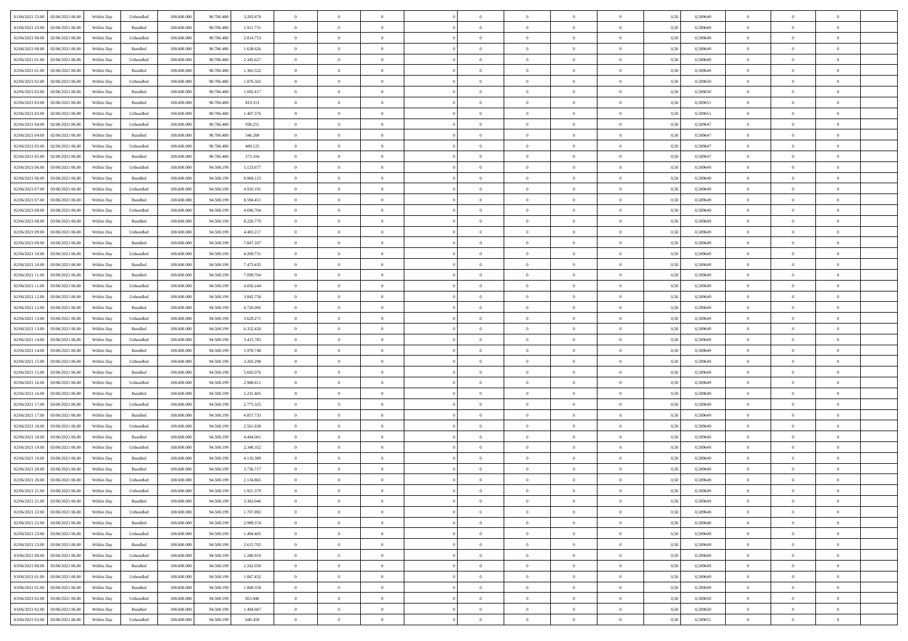| | | | | | | | | | | | | | | | | | | | | | |
|---|---|---|---|---|---|---|---|---|---|---|---|---|---|---|---|---|---|---|---|---|---|
| 01/06/2021 23.00 | 02/06/2021 06.00 | Within Day | Unbundled | 108.600.000 | 90.786.480 | 3.283.878 | 0 | 0 | 0 | | 0 | 0 | 0 | 0 | 0 | 0,50 | 0,589649 | 0 | 0 | 0 | |
| 01/06/2021 23.00 | 02/06/2021 06.00 | Within Day | Bundled | 108.600.000 | 90.786.480 | 1.911.731 | 0 | 0 | 0 | | 0 | 0 | 0 | 0 | 0 | 0,50 | 0,589649 | 0 | 0 | 0 | |
| 02/06/2021 00.00 | 02/06/2021 06.00 | Within Day | Unbundled | 108.600.000 | 90.786.480 | 2.814.753 | 0 | 0 | 0 | | 0 | 0 | 0 | 0 | 0 | 0,50 | 0,589649 | 0 | 0 | 0 | |
| 02/06/2021 00.00 | 02/06/2021 06.00 | Within Day | Bundled | 108.600.000 | 90.786.480 | 1.638.626 | 0 | 0 | 0 | | 0 | 0 | 0 | 0 | 0 | 0,50 | 0,589649 | 0 | 0 | 0 | |
| 02/06/2021 01.00 | 02/06/2021 06.00 | Within Day | Unbundled | 108.600.000 | 90.786.480 | 2.345.627 | 0 | 0 | 0 | | 0 | 0 | 0 | 0 | 0 | 0,50 | 0,589649 | 0 | 0 | 0 | |
| 02/06/2021 01.00 | 02/06/2021 06.00 | Within Day | Bundled | 108.600.000 | 90.786.480 | 1.365.522 | 0 | 0 | 0 | | 0 | 0 | 0 | 0 | 0 | 0,50 | 0,589649 | 0 | 0 | 0 | |
| 02/06/2021 02.00 | 02/06/2021 06.00 | Within Day | Unbundled | 108.600.000 | 90.786.480 | 1.876.502 | 0 | 0 | 0 | | 0 | 0 | 0 | 0 | 0 | 0,50 | 0,589650 | 0 | 0 | 0 | |
| 02/06/2021 02.00 | 02/06/2021 06.00 | Within Day | Bundled | 108.600.000 | 90.786.480 | 1.092.417 | 0 | 0 | 0 | | 0 | 0 | 0 | 0 | 0 | 0,50 | 0,589650 | 0 | 0 | 0 | |
| 02/06/2021 03.00 | 02/06/2021 06.00 | Within Day | Bundled | 108.600.000 | 90.786.480 | 819.313 | 0 | 0 | 0 | | 0 | 0 | 0 | 0 | 0 | 0,50 | 0,589651 | 0 | 0 | 0 | |
| 02/06/2021 03.00 | 02/06/2021 06.00 | Within Day | Unbundled | 108.600.000 | 90.786.480 | 1.407.376 | 0 | 0 | 0 | | 0 | 0 | 0 | 0 | 0 | 0,50 | 0,589651 | 0 | 0 | 0 | |
| 02/06/2021 04.00 | 02/06/2021 06.00 | Within Day | Unbundled | 108.600.000 | 90.786.480 | 938.251 | 0 | 0 | 0 | | 0 | 0 | 0 | 0 | 0 | 0,50 | 0,589647 | 0 | 0 | 0 | |
| 02/06/2021 04.00 | 02/06/2021 06.00 | Within Day | Bundled | 108.600.000 | 90.786.480 | 546.208 | 0 | 0 | 0 | | 0 | 0 | 0 | 0 | 0 | 0,50 | 0,589647 | 0 | 0 | 0 | |
| 02/06/2021 05.00 | 02/06/2021 06.00 | Within Day | Unbundled | 108.600.000 | 90.786.480 | 469.125 | 0 | 0 | 0 | | 0 | 0 | 0 | 0 | 0 | 0,50 | 0,589647 | 0 | 0 | 0 | |
| 02/06/2021 05.00 | 02/06/2021 06.00 | Within Day | Bundled | 108.600.000 | 90.786.480 | 273.104 | 0 | 0 | 0 | | 0 | 0 | 0 | 0 | 0 | 0,50 | 0,589647 | 0 | 0 | 0 | |
| 02/06/2021 06.00 | 03/06/2021 06.00 | Within Day | Unbundled | 108.600.000 | 94.508.199 | 5.123.677 | 0 | 0 | 0 | | 0 | 0 | 0 | 0 | 0 | 0,50 | 0,589649 | 0 | 0 | 0 | |
| 02/06/2021 06.00 | 03/06/2021 06.00 | Within Day | Bundled | 108.600.000 | 94.508.199 | 8.968.123 | 0 | 0 | 0 | | 0 | 0 | 0 | 0 | 0 | 0,50 | 0,589649 | 0 | 0 | 0 | |
| 02/06/2021 07.00 | 03/06/2021 06.00 | Within Day | Unbundled | 108.600.000 | 94.508.199 | 4.910.191 | 0 | 0 | 0 | | 0 | 0 | 0 | 0 | 0 | 0,50 | 0,589649 | 0 | 0 | 0 | |
| 02/06/2021 07.00 | 03/06/2021 06.00 | Within Day | Bundled | 108.600.000 | 94.508.199 | 8.594.451 | 0 | 0 | 0 | | 0 | 0 | 0 | 0 | 0 | 0,50 | 0,589649 | 0 | 0 | 0 | |
| 02/06/2021 08.00 | 03/06/2021 06.00 | Within Day | Unbundled | 108.600.000 | 94.508.199 | 4.696.704 | 0 | 0 | 0 | | 0 | 0 | 0 | 0 | 0 | 0,50 | 0,589649 | 0 | 0 | 0 | |
| 02/06/2021 08.00 | 03/06/2021 06.00 | Within Day | Bundled | 108.600.000 | 94.508.199 | 8.220.779 | 0 | 0 | 0 | | 0 | 0 | 0 | 0 | 0 | 0,50 | 0,589649 | 0 | 0 | 0 | |
| 02/06/2021 09.00 | 03/06/2021 06.00 | Within Day | Unbundled | 108.600.000 | 94.508.199 | 4.483.217 | 0 | 0 | 0 | | 0 | 0 | 0 | 0 | 0 | 0,50 | 0,589649 | 0 | 0 | 0 | |
| 02/06/2021 09.00 | 03/06/2021 06.00 | Within Day | Bundled | 108.600.000 | 94.508.199 | 7.847.107 | 0 | 0 | 0 | | 0 | 0 | 0 | 0 | 0 | 0,50 | 0,589649 | 0 | 0 | 0 | |
| 02/06/2021 10.00 | 03/06/2021 06.00 | Within Day | Unbundled | 108.600.000 | 94.508.199 | 4.269.731 | 0 | 0 | 0 | | 0 | 0 | 0 | 0 | 0 | 0,50 | 0,589649 | 0 | 0 | 0 | |
| 02/06/2021 10.00 | 03/06/2021 06.00 | Within Day | Bundled | 108.600.000 | 94.508.199 | 7.473.435 | 0 | 0 | 0 | | 0 | 0 | 0 | 0 | 0 | 0,50 | 0,589649 | 0 | 0 | 0 | |
| 02/06/2021 11.00 | 03/06/2021 06.00 | Within Day | Bundled | 108.600.000 | 94.508.199 | 7.099.764 | 0 | 0 | 0 | | 0 | 0 | 0 | 0 | 0 | 0,50 | 0,589649 | 0 | 0 | 0 | |
| 02/06/2021 11.00 | 03/06/2021 06.00 | Within Day | Unbundled | 108.600.000 | 94.508.199 | 4.056.244 | 0 | 0 | 0 | | 0 | 0 | 0 | 0 | 0 | 0,50 | 0,589649 | 0 | 0 | 0 | |
| 02/06/2021 12.00 | 03/06/2021 06.00 | Within Day | Unbundled | 108.600.000 | 94.508.199 | 3.842.758 | 0 | 0 | 0 | | 0 | 0 | 0 | 0 | 0 | 0,50 | 0,589649 | 0 | 0 | 0 | |
| 02/06/2021 12.00 | 03/06/2021 06.00 | Within Day | Bundled | 108.600.000 | 94.508.199 | 6.726.092 | 0 | 0 | 0 | | 0 | 0 | 0 | 0 | 0 | 0,50 | 0,589649 | 0 | 0 | 0 | |
| 02/06/2021 13.00 | 03/06/2021 06.00 | Within Day | Unbundled | 108.600.000 | 94.508.199 | 3.629.271 | 0 | 0 | 0 | | 0 | 0 | 0 | 0 | 0 | 0,50 | 0,589649 | 0 | 0 | 0 | |
| 02/06/2021 13.00 | 03/06/2021 06.00 | Within Day | Bundled | 108.600.000 | 94.508.199 | 6.352.420 | 0 | 0 | 0 | | 0 | 0 | 0 | 0 | 0 | 0,50 | 0,589649 | 0 | 0 | 0 | |
| 02/06/2021 14.00 | 03/06/2021 06.00 | Within Day | Unbundled | 108.600.000 | 94.508.199 | 3.415.785 | 0 | 0 | 0 | | 0 | 0 | 0 | 0 | 0 | 0,50 | 0,589649 | 0 | 0 | 0 | |
| 02/06/2021 14.00 | 03/06/2021 06.00 | Within Day | Bundled | 108.600.000 | 94.508.199 | 5.978.748 | 0 | 0 | 0 | | 0 | 0 | 0 | 0 | 0 | 0,50 | 0,589649 | 0 | 0 | 0 | |
| 02/06/2021 15.00 | 03/06/2021 06.00 | Within Day | Unbundled | 108.600.000 | 94.508.199 | 3.202.298 | 0 | 0 | 0 | | 0 | 0 | 0 | 0 | 0 | 0,50 | 0,589649 | 0 | 0 | 0 | |
| 02/06/2021 15.00 | 03/06/2021 06.00 | Within Day | Bundled | 108.600.000 | 94.508.199 | 5.605.076 | 0 | 0 | 0 | | 0 | 0 | 0 | 0 | 0 | 0,50 | 0,589649 | 0 | 0 | 0 | |
| 02/06/2021 16.00 | 03/06/2021 06.00 | Within Day | Unbundled | 108.600.000 | 94.508.199 | 2.988.811 | 0 | 0 | 0 | | 0 | 0 | 0 | 0 | 0 | 0,50 | 0,589649 | 0 | 0 | 0 | |
| 02/06/2021 16.00 | 03/06/2021 06.00 | Within Day | Bundled | 108.600.000 | 94.508.199 | 5.231.405 | 0 | 0 | 0 | | 0 | 0 | 0 | 0 | 0 | 0,50 | 0,589649 | 0 | 0 | 0 | |
| 02/06/2021 17.00 | 03/06/2021 06.00 | Within Day | Unbundled | 108.600.000 | 94.508.199 | 2.775.325 | 0 | 0 | 0 | | 0 | 0 | 0 | 0 | 0 | 0,50 | 0,589649 | 0 | 0 | 0 | |
| 02/06/2021 17.00 | 03/06/2021 06.00 | Within Day | Bundled | 108.600.000 | 94.508.199 | 4.857.733 | 0 | 0 | 0 | | 0 | 0 | 0 | 0 | 0 | 0,50 | 0,589649 | 0 | 0 | 0 | |
| 02/06/2021 18.00 | 03/06/2021 06.00 | Within Day | Unbundled | 108.600.000 | 94.508.199 | 2.561.838 | 0 | 0 | 0 | | 0 | 0 | 0 | 0 | 0 | 0,50 | 0,589649 | 0 | 0 | 0 | |
| 02/06/2021 18.00 | 03/06/2021 06.00 | Within Day | Bundled | 108.600.000 | 94.508.199 | 4.484.061 | 0 | 0 | 0 | | 0 | 0 | 0 | 0 | 0 | 0,50 | 0,589649 | 0 | 0 | 0 | |
| 02/06/2021 19.00 | 03/06/2021 06.00 | Within Day | Unbundled | 108.600.000 | 94.508.199 | 2.348.352 | 0 | 0 | 0 | | 0 | 0 | 0 | 0 | 0 | 0,50 | 0,589649 | 0 | 0 | 0 | |
| 02/06/2021 19.00 | 03/06/2021 06.00 | Within Day | Bundled | 108.600.000 | 94.508.199 | 4.110.389 | 0 | 0 | 0 | | 0 | 0 | 0 | 0 | 0 | 0,50 | 0,589649 | 0 | 0 | 0 | |
| 02/06/2021 20.00 | 03/06/2021 06.00 | Within Day | Bundled | 108.600.000 | 94.508.199 | 3.736.717 | 0 | 0 | 0 | | 0 | 0 | 0 | 0 | 0 | 0,50 | 0,589649 | 0 | 0 | 0 | |
| 02/06/2021 20.00 | 03/06/2021 06.00 | Within Day | Unbundled | 108.600.000 | 94.508.199 | 2.134.865 | 0 | 0 | 0 | | 0 | 0 | 0 | 0 | 0 | 0,50 | 0,589649 | 0 | 0 | 0 | |
| 02/06/2021 21.00 | 03/06/2021 06.00 | Within Day | Unbundled | 108.600.000 | 94.508.199 | 1.921.379 | 0 | 0 | 0 | | 0 | 0 | 0 | 0 | 0 | 0,50 | 0,589649 | 0 | 0 | 0 | |
| 02/06/2021 21.00 | 03/06/2021 06.00 | Within Day | Bundled | 108.600.000 | 94.508.199 | 3.363.046 | 0 | 0 | 0 | | 0 | 0 | 0 | 0 | 0 | 0,50 | 0,589649 | 0 | 0 | 0 | |
| 02/06/2021 22.00 | 03/06/2021 06.00 | Within Day | Unbundled | 108.600.000 | 94.508.199 | 1.707.892 | 0 | 0 | 0 | | 0 | 0 | 0 | 0 | 0 | 0,50 | 0,589648 | 0 | 0 | 0 | |
| 02/06/2021 22.00 | 03/06/2021 06.00 | Within Day | Bundled | 108.600.000 | 94.508.199 | 2.989.374 | 0 | 0 | 0 | | 0 | 0 | 0 | 0 | 0 | 0,50 | 0,589648 | 0 | 0 | 0 | |
| 02/06/2021 23.00 | 03/06/2021 06.00 | Within Day | Unbundled | 108.600.000 | 94.508.199 | 1.494.405 | 0 | 0 | 0 | | 0 | 0 | 0 | 0 | 0 | 0,50 | 0,589649 | 0 | 0 | 0 | |
| 02/06/2021 23.00 | 03/06/2021 06.00 | Within Day | Bundled | 108.600.000 | 94.508.199 | 2.615.702 | 0 | 0 | 0 | | 0 | 0 | 0 | 0 | 0 | 0,50 | 0,589649 | 0 | 0 | 0 | |
| 03/06/2021 00.00 | 03/06/2021 06.00 | Within Day | Unbundled | 108.600.000 | 94.508.199 | 1.280.919 | 0 | 0 | 0 | | 0 | 0 | 0 | 0 | 0 | 0,50 | 0,589649 | 0 | 0 | 0 | |
| 03/06/2021 00.00 | 03/06/2021 06.00 | Within Day | Bundled | 108.600.000 | 94.508.199 | 2.242.030 | 0 | 0 | 0 | | 0 | 0 | 0 | 0 | 0 | 0,50 | 0,589649 | 0 | 0 | 0 | |
| 03/06/2021 01.00 | 03/06/2021 06.00 | Within Day | Unbundled | 108.600.000 | 94.508.199 | 1.067.432 | 0 | 0 | 0 | | 0 | 0 | 0 | 0 | 0 | 0,50 | 0,589649 | 0 | 0 | 0 | |
| 03/06/2021 01.00 | 03/06/2021 06.00 | Within Day | Bundled | 108.600.000 | 94.508.199 | 1.868.358 | 0 | 0 | 0 | | 0 | 0 | 0 | 0 | 0 | 0,50 | 0,589649 | 0 | 0 | 0 | |
| 03/06/2021 02.00 | 03/06/2021 06.00 | Within Day | Unbundled | 108.600.000 | 94.508.199 | 853.946 | 0 | 0 | 0 | | 0 | 0 | 0 | 0 | 0 | 0,50 | 0,589650 | 0 | 0 | 0 | |
| 03/06/2021 02.00 | 03/06/2021 06.00 | Within Day | Bundled | 108.600.000 | 94.508.199 | 1.494.687 | 0 | 0 | 0 | | 0 | 0 | 0 | 0 | 0 | 0,50 | 0,589650 | 0 | 0 | 0 | |
| 03/06/2021 03.00 | 03/06/2021 06.00 | Within Day | Unbundled | 108.600.000 | 94.508.199 | 640.459 | 0 | 0 | 0 | | 0 | 0 | 0 | 0 | 0 | 0,50 | 0,589651 | 0 | 0 | 0 | |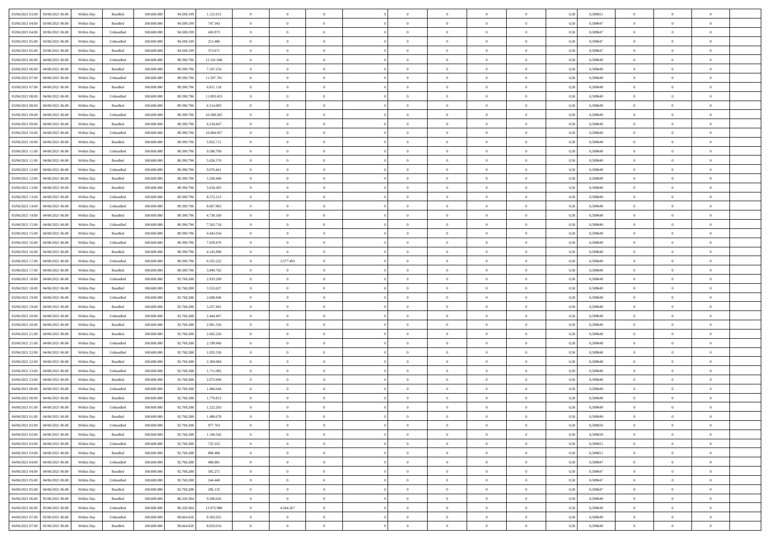| 03/06/2021 03:00 | 03/06/2021 06:00 | Within Day | Bundled | 108.600.000 | 94.508.199 | 1.121.015 | 0 | 0 | 0 | | 0 | 0 | 0 | 0 | 0,50 | 0,589651 | 0 | 0 | 0 | |
|---|---|---|---|---|---|---|---|---|---|---|---|---|---|---|---|---|---|---|---|---|
| 03/06/2021 04:00 | 03/06/2021 06:00 | Within Day | Bundled | 108.600.000 | 94.508.199 | 747.343 | 0 | 0 | 0 | | 0 | 0 | 0 | 0 | 0,50 | 0,589647 | 0 | 0 | 0 | |
| 03/06/2021 04:00 | 03/06/2021 06:00 | Within Day | Unbundled | 108.600.000 | 94.508.199 | 426.973 | 0 | 0 | 0 | | 0 | 0 | 0 | 0 | 0,50 | 0,589647 | 0 | 0 | 0 | |
| 03/06/2021 05:00 | 03/06/2021 06:00 | Within Day | Unbundled | 108.600.000 | 94.508.199 | 213.486 | 0 | 0 | 0 | | 0 | 0 | 0 | 0 | 0,50 | 0,589647 | 0 | 0 | 0 | |
| 03/06/2021 05:00 | 03/06/2021 06:00 | Within Day | Bundled | 108.600.000 | 94.508.199 | 373.671 | 0 | 0 | 0 | | 0 | 0 | 0 | 0 | 0,50 | 0,589647 | 0 | 0 | 0 | |
| 03/06/2021 06:00 | 04/06/2021 06:00 | Within Day | Unbundled | 108.600.000 | 89.390.796 | 12.101.948 | 0 | 0 | 0 | | 0 | 0 | 0 | 0 | 0,50 | 0,589649 | 0 | 0 | 0 | |
| 03/06/2021 06:00 | 04/06/2021 06:00 | Within Day | Bundled | 108.600.000 | 89.390.796 | 7.107.254 | 0 | 0 | 0 | | 0 | 0 | 0 | 0 | 0,50 | 0,589649 | 0 | 0 | 0 | |
| 03/06/2021 07:00 | 04/06/2021 06:00 | Within Day | Unbundled | 108.600.000 | 89.390.796 | 11.597.701 | 0 | 0 | 0 | | 0 | 0 | 0 | 0 | 0,50 | 0,589649 | 0 | 0 | 0 | |
| 03/06/2021 07:00 | 04/06/2021 06:00 | Within Day | Bundled | 108.600.000 | 89.390.796 | 6.811.118 | 0 | 0 | 0 | | 0 | 0 | 0 | 0 | 0,50 | 0,589649 | 0 | 0 | 0 | |
| 03/06/2021 08:00 | 04/06/2021 06:00 | Within Day | Unbundled | 108.600.000 | 89.390.796 | 11.093.453 | 0 | 0 | 0 | | 0 | 0 | 0 | 0 | 0,50 | 0,589649 | 0 | 0 | 0 | |
| 03/06/2021 08:00 | 04/06/2021 06:00 | Within Day | Bundled | 108.600.000 | 89.390.796 | 6.514.983 | 0 | 0 | 0 | | 0 | 0 | 0 | 0 | 0,50 | 0,589649 | 0 | 0 | 0 | |
| 03/06/2021 09:00 | 04/06/2021 06:00 | Within Day | Unbundled | 108.600.000 | 89.390.796 | 10.589.205 | 0 | 0 | 0 | | 0 | 0 | 0 | 0 | 0,50 | 0,589649 | 0 | 0 | 0 | |
| 03/06/2021 09:00 | 04/06/2021 06:00 | Within Day | Bundled | 108.600.000 | 89.390.796 | 6.218.847 | 0 | 0 | 0 | | 0 | 0 | 0 | 0 | 0,50 | 0,589649 | 0 | 0 | 0 | |
| 03/06/2021 10:00 | 04/06/2021 06:00 | Within Day | Unbundled | 108.600.000 | 89.390.796 | 10.084.957 | 0 | 0 | 0 | | 0 | 0 | 0 | 0 | 0,50 | 0,589649 | 0 | 0 | 0 | |
| 03/06/2021 10:00 | 04/06/2021 06:00 | Within Day | Bundled | 108.600.000 | 89.390.796 | 5.922.712 | 0 | 0 | 0 | | 0 | 0 | 0 | 0 | 0,50 | 0,589649 | 0 | 0 | 0 | |
| 03/06/2021 11:00 | 04/06/2021 06:00 | Within Day | Unbundled | 108.600.000 | 89.390.796 | 9.580.709 | 0 | 0 | 0 | | 0 | 0 | 0 | 0 | 0,50 | 0,589649 | 0 | 0 | 0 | |
| 03/06/2021 11:00 | 04/06/2021 06:00 | Within Day | Bundled | 108.600.000 | 89.390.796 | 5.626.576 | 0 | 0 | 0 | | 0 | 0 | 0 | 0 | 0,50 | 0,589649 | 0 | 0 | 0 | |
| 03/06/2021 12:00 | 04/06/2021 06:00 | Within Day | Unbundled | 108.600.000 | 89.390.796 | 9.076.461 | 0 | 0 | 0 | | 0 | 0 | 0 | 0 | 0,50 | 0,589649 | 0 | 0 | 0 | |
| 03/06/2021 12:00 | 04/06/2021 06:00 | Within Day | Bundled | 108.600.000 | 89.390.796 | 5.330.440 | 0 | 0 | 0 | | 0 | 0 | 0 | 0 | 0,50 | 0,589649 | 0 | 0 | 0 | |
| 03/06/2021 13:00 | 04/06/2021 06:00 | Within Day | Bundled | 108.600.000 | 89.390.796 | 5.034.305 | 0 | 0 | 0 | | 0 | 0 | 0 | 0 | 0,50 | 0,589649 | 0 | 0 | 0 | |
| 03/06/2021 13:00 | 04/06/2021 06:00 | Within Day | Unbundled | 108.600.000 | 89.390.796 | 8.572.213 | 0 | 0 | 0 | | 0 | 0 | 0 | 0 | 0,50 | 0,589649 | 0 | 0 | 0 | |
| 03/06/2021 14:00 | 04/06/2021 06:00 | Within Day | Unbundled | 108.600.000 | 89.390.796 | 8.067.965 | 0 | 0 | 0 | | 0 | 0 | 0 | 0 | 0,50 | 0,589649 | 0 | 0 | 0 | |
| 03/06/2021 14:00 | 04/06/2021 06:00 | Within Day | Bundled | 108.600.000 | 89.390.796 | 4.738.169 | 0 | 0 | 0 | | 0 | 0 | 0 | 0 | 0,50 | 0,589649 | 0 | 0 | 0 | |
| 03/06/2021 15:00 | 04/06/2021 06:00 | Within Day | Unbundled | 108.600.000 | 89.390.796 | 7.563.718 | 0 | 0 | 0 | | 0 | 0 | 0 | 0 | 0,50 | 0,589649 | 0 | 0 | 0 | |
| 03/06/2021 15:00 | 04/06/2021 06:00 | Within Day | Bundled | 108.600.000 | 89.390.796 | 4.442.034 | 0 | 0 | 0 | | 0 | 0 | 0 | 0 | 0,50 | 0,589649 | 0 | 0 | 0 | |
| 03/06/2021 16:00 | 04/06/2021 06:00 | Within Day | Unbundled | 108.600.000 | 89.390.796 | 7.059.470 | 0 | 0 | 0 | | 0 | 0 | 0 | 0 | 0,50 | 0,589649 | 0 | 0 | 0 | |
| 03/06/2021 16:00 | 04/06/2021 06:00 | Within Day | Bundled | 108.600.000 | 89.390.796 | 4.145.898 | 0 | 0 | 0 | | 0 | 0 | 0 | 0 | 0,50 | 0,589649 | 0 | 0 | 0 | |
| 03/06/2021 17:00 | 04/06/2021 06:00 | Within Day | Unbundled | 108.600.000 | 89.390.796 | 6.555.222 | 0 | 3.377.493 | 0 | | 0 | 0 | 0 | 0 | 0,50 | 0,589649 | 0 | 0 | 0 | |
| 03/06/2021 17:00 | 04/06/2021 06:00 | Within Day | Bundled | 108.600.000 | 89.390.796 | 3.849.762 | 0 | 0 | 0 | | 0 | 0 | 0 | 0 | 0,50 | 0,589649 | 0 | 0 | 0 | |
| 03/06/2021 18:00 | 04/06/2021 06:00 | Within Day | Unbundled | 108.600.000 | 92.768.288 | 2.933.289 | 0 | 0 | 0 | | 0 | 0 | 0 | 0 | 0,50 | 0,589649 | 0 | 0 | 0 | |
| 03/06/2021 18:00 | 04/06/2021 06:00 | Within Day | Bundled | 108.600.000 | 92.768.288 | 3.553.627 | 0 | 0 | 0 | | 0 | 0 | 0 | 0 | 0,50 | 0,589649 | 0 | 0 | 0 | |
| 03/06/2021 19:00 | 04/06/2021 06:00 | Within Day | Unbundled | 108.600.000 | 92.768.288 | 2.688.848 | 0 | 0 | 0 | | 0 | 0 | 0 | 0 | 0,50 | 0,589649 | 0 | 0 | 0 | |
| 03/06/2021 19:00 | 04/06/2021 06:00 | Within Day | Bundled | 108.600.000 | 92.768.288 | 3.257.491 | 0 | 0 | 0 | | 0 | 0 | 0 | 0 | 0,50 | 0,589649 | 0 | 0 | 0 | |
| 03/06/2021 20:00 | 04/06/2021 06:00 | Within Day | Unbundled | 108.600.000 | 92.768.288 | 2.444.407 | 0 | 0 | 0 | | 0 | 0 | 0 | 0 | 0,50 | 0,589649 | 0 | 0 | 0 | |
| 03/06/2021 20:00 | 04/06/2021 06:00 | Within Day | Bundled | 108.600.000 | 92.768.288 | 2.961.356 | 0 | 0 | 0 | | 0 | 0 | 0 | 0 | 0,50 | 0,589649 | 0 | 0 | 0 | |
| 03/06/2021 21:00 | 04/06/2021 06:00 | Within Day | Bundled | 108.600.000 | 92.768.288 | 2.665.220 | 0 | 0 | 0 | | 0 | 0 | 0 | 0 | 0,50 | 0,589649 | 0 | 0 | 0 | |
| 03/06/2021 21:00 | 04/06/2021 06:00 | Within Day | Unbundled | 108.600.000 | 92.768.288 | 2.199.966 | 0 | 0 | 0 | | 0 | 0 | 0 | 0 | 0,50 | 0,589649 | 0 | 0 | 0 | |
| 03/06/2021 22:00 | 04/06/2021 06:00 | Within Day | Unbundled | 108.600.000 | 92.768.288 | 1.955.526 | 0 | 0 | 0 | | 0 | 0 | 0 | 0 | 0,50 | 0,589648 | 0 | 0 | 0 | |
| 03/06/2021 22:00 | 04/06/2021 06:00 | Within Day | Bundled | 108.600.000 | 92.768.288 | 2.369.084 | 0 | 0 | 0 | | 0 | 0 | 0 | 0 | 0,50 | 0,589648 | 0 | 0 | 0 | |
| 03/06/2021 23:00 | 04/06/2021 06:00 | Within Day | Unbundled | 108.600.000 | 92.768.288 | 1.711.085 | 0 | 0 | 0 | | 0 | 0 | 0 | 0 | 0,50 | 0,589649 | 0 | 0 | 0 | |
| 03/06/2021 23:00 | 04/06/2021 06:00 | Within Day | Bundled | 108.600.000 | 92.768.288 | 2.072.949 | 0 | 0 | 0 | | 0 | 0 | 0 | 0 | 0,50 | 0,589649 | 0 | 0 | 0 | |
| 04/06/2021 00:00 | 04/06/2021 06:00 | Within Day | Unbundled | 108.600.000 | 92.768.288 | 1.466.644 | 0 | 0 | 0 | | 0 | 0 | 0 | 0 | 0,50 | 0,589649 | 0 | 0 | 0 | |
| 04/06/2021 00:00 | 04/06/2021 06:00 | Within Day | Bundled | 108.600.000 | 92.768.288 | 1.776.813 | 0 | 0 | 0 | | 0 | 0 | 0 | 0 | 0,50 | 0,589649 | 0 | 0 | 0 | |
| 04/06/2021 01:00 | 04/06/2021 06:00 | Within Day | Unbundled | 108.600.000 | 92.768.288 | 1.222.203 | 0 | 0 | 0 | | 0 | 0 | 0 | 0 | 0,50 | 0,589649 | 0 | 0 | 0 | |
| 04/06/2021 01:00 | 04/06/2021 06:00 | Within Day | Bundled | 108.600.000 | 92.768.288 | 1.480.678 | 0 | 0 | 0 | | 0 | 0 | 0 | 0 | 0,50 | 0,589649 | 0 | 0 | 0 | |
| 04/06/2021 02:00 | 04/06/2021 06:00 | Within Day | Unbundled | 108.600.000 | 92.768.288 | 977.763 | 0 | 0 | 0 | | 0 | 0 | 0 | 0 | 0,50 | 0,589650 | 0 | 0 | 0 | |
| 04/06/2021 02:00 | 04/06/2021 06:00 | Within Day | Bundled | 108.600.000 | 92.768.288 | 1.184.542 | 0 | 0 | 0 | | 0 | 0 | 0 | 0 | 0,50 | 0,589650 | 0 | 0 | 0 | |
| 04/06/2021 03:00 | 04/06/2021 06:00 | Within Day | Unbundled | 108.600.000 | 92.768.288 | 733.322 | 0 | 0 | 0 | | 0 | 0 | 0 | 0 | 0,50 | 0,589651 | 0 | 0 | 0 | |
| 04/06/2021 03:00 | 04/06/2021 06:00 | Within Day | Bundled | 108.600.000 | 92.768.288 | 888.406 | 0 | 0 | 0 | | 0 | 0 | 0 | 0 | 0,50 | 0,589651 | 0 | 0 | 0 | |
| 04/06/2021 04:00 | 04/06/2021 06:00 | Within Day | Unbundled | 108.600.000 | 92.768.288 | 488.881 | 0 | 0 | 0 | | 0 | 0 | 0 | 0 | 0,50 | 0,589647 | 0 | 0 | 0 | |
| 04/06/2021 04:00 | 04/06/2021 06:00 | Within Day | Bundled | 108.600.000 | 92.768.288 | 592.271 | 0 | 0 | 0 | | 0 | 0 | 0 | 0 | 0,50 | 0,589647 | 0 | 0 | 0 | |
| 04/06/2021 05:00 | 04/06/2021 06:00 | Within Day | Unbundled | 108.600.000 | 92.768.288 | 244.440 | 0 | 0 | 0 | | 0 | 0 | 0 | 0 | 0,50 | 0,589647 | 0 | 0 | 0 | |
| 04/06/2021 05:00 | 04/06/2021 06:00 | Within Day | Bundled | 108.600.000 | 92.768.288 | 296.135 | 0 | 0 | 0 | | 0 | 0 | 0 | 0 | 0,50 | 0,589647 | 0 | 0 | 0 | |
| 04/06/2021 06:00 | 05/06/2021 06:00 | Within Day | Bundled | 108.600.000 | 86.320.384 | 9.206.626 | 0 | 0 | 0 | | 0 | 0 | 0 | 0 | 0,50 | 0,589649 | 0 | 0 | 0 | |
| 04/06/2021 06:00 | 05/06/2021 06:00 | Within Day | Unbundled | 108.600.000 | 86.320.384 | 13.072.988 | 0 | 4.344.267 | 0 | | 0 | 0 | 0 | 0 | 0,50 | 0,589649 | 0 | 0 | 0 | |
| 04/06/2021 07:00 | 05/06/2021 06:00 | Within Day | Unbundled | 108.600.000 | 90.664.650 | 8.365.025 | 0 | 0 | 0 | | 0 | 0 | 0 | 0 | 0,50 | 0,589649 | 0 | 0 | 0 | |
| 04/06/2021 07:00 | 05/06/2021 06:00 | Within Day | Bundled | 108.600.000 | 90.664.650 | 8.823.016 | 0 | 0 | 0 | | 0 | 0 | 0 | 0 | 0,50 | 0,589649 | 0 | 0 | 0 | |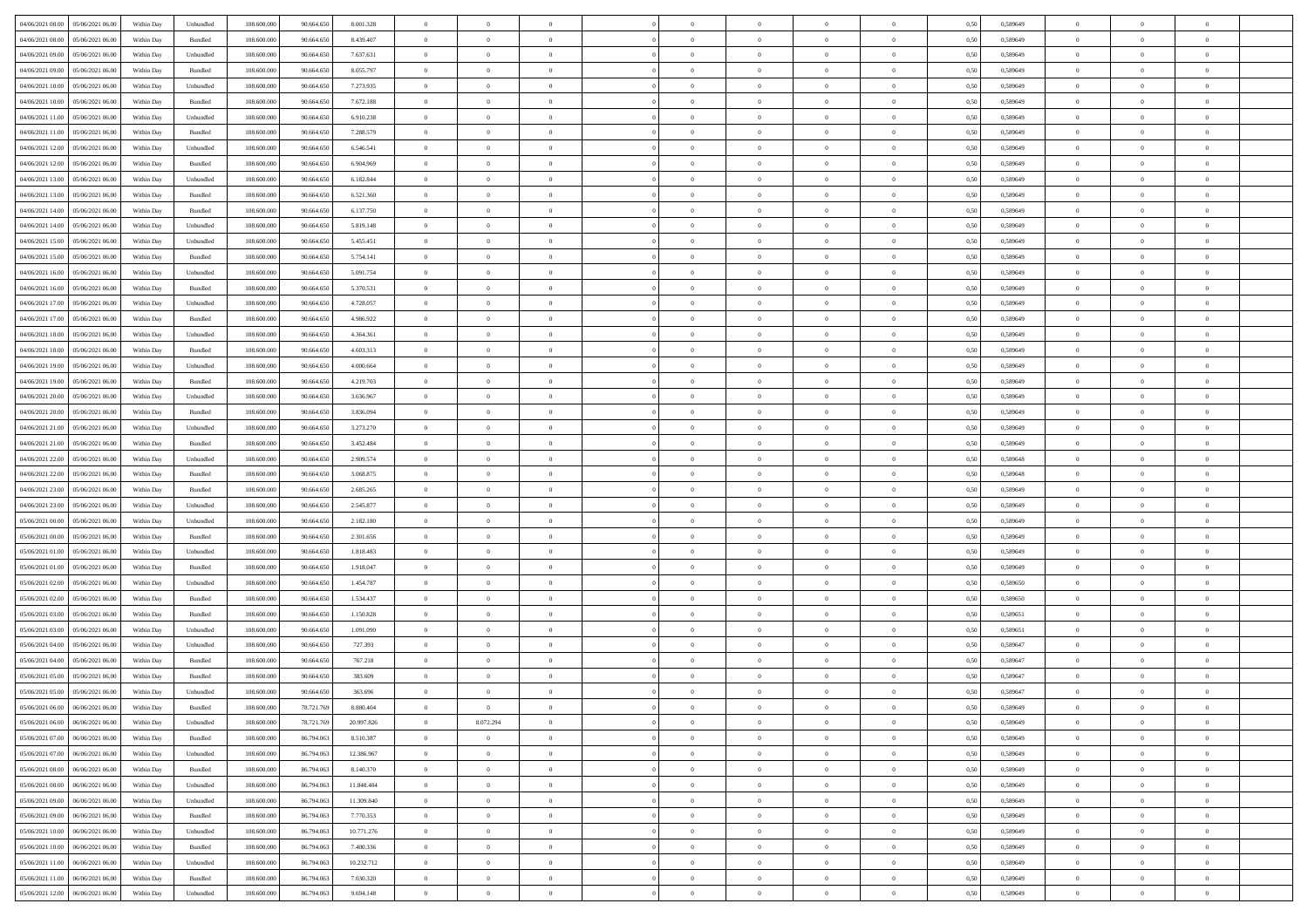| | | | | | | | | | | | | | | | | | | | | | |
|---|---|---|---|---|---|---|---|---|---|---|---|---|---|---|---|---|---|---|---|---|---|
| 04/06/2021 08:00 | 05/06/2021 06:00 | Within Day | Unbundled | 108.600.000 | 90.664.650 | 8.001.328 | 0 | 0 | 0 | | 0 | 0 | 0 | 0 | 0,50 | 0,589649 | 0 | 0 | 0 | |
| 04/06/2021 08:00 | 05/06/2021 06:00 | Within Day | Bundled | 108.600.000 | 90.664.650 | 8.439.407 | 0 | 0 | 0 | | 0 | 0 | 0 | 0 | 0,50 | 0,589649 | 0 | 0 | 0 | |
| 04/06/2021 09:00 | 05/06/2021 06:00 | Within Day | Unbundled | 108.600.000 | 90.664.650 | 7.637.631 | 0 | 0 | 0 | | 0 | 0 | 0 | 0 | 0,50 | 0,589649 | 0 | 0 | 0 | |
| 04/06/2021 09:00 | 05/06/2021 06:00 | Within Day | Bundled | 108.600.000 | 90.664.650 | 8.055.797 | 0 | 0 | 0 | | 0 | 0 | 0 | 0 | 0,50 | 0,589649 | 0 | 0 | 0 | |
| 04/06/2021 10:00 | 05/06/2021 06:00 | Within Day | Unbundled | 108.600.000 | 90.664.650 | 7.273.935 | 0 | 0 | 0 | | 0 | 0 | 0 | 0 | 0,50 | 0,589649 | 0 | 0 | 0 | |
| 04/06/2021 10:00 | 05/06/2021 06:00 | Within Day | Bundled | 108.600.000 | 90.664.650 | 7.672.188 | 0 | 0 | 0 | | 0 | 0 | 0 | 0 | 0,50 | 0,589649 | 0 | 0 | 0 | |
| 04/06/2021 11:00 | 05/06/2021 06:00 | Within Day | Unbundled | 108.600.000 | 90.664.650 | 6.910.238 | 0 | 0 | 0 | | 0 | 0 | 0 | 0 | 0,50 | 0,589649 | 0 | 0 | 0 | |
| 04/06/2021 11:00 | 05/06/2021 06:00 | Within Day | Bundled | 108.600.000 | 90.664.650 | 7.288.579 | 0 | 0 | 0 | | 0 | 0 | 0 | 0 | 0,50 | 0,589649 | 0 | 0 | 0 | |
| 04/06/2021 12:00 | 05/06/2021 06:00 | Within Day | Unbundled | 108.600.000 | 90.664.650 | 6.546.541 | 0 | 0 | 0 | | 0 | 0 | 0 | 0 | 0,50 | 0,589649 | 0 | 0 | 0 | |
| 04/06/2021 12:00 | 05/06/2021 06:00 | Within Day | Bundled | 108.600.000 | 90.664.650 | 6.904.969 | 0 | 0 | 0 | | 0 | 0 | 0 | 0 | 0,50 | 0,589649 | 0 | 0 | 0 | |
| 04/06/2021 13:00 | 05/06/2021 06:00 | Within Day | Unbundled | 108.600.000 | 90.664.650 | 6.182.844 | 0 | 0 | 0 | | 0 | 0 | 0 | 0 | 0,50 | 0,589649 | 0 | 0 | 0 | |
| 04/06/2021 13:00 | 05/06/2021 06:00 | Within Day | Bundled | 108.600.000 | 90.664.650 | 6.521.360 | 0 | 0 | 0 | | 0 | 0 | 0 | 0 | 0,50 | 0,589649 | 0 | 0 | 0 | |
| 04/06/2021 14:00 | 05/06/2021 06:00 | Within Day | Bundled | 108.600.000 | 90.664.650 | 6.137.750 | 0 | 0 | 0 | | 0 | 0 | 0 | 0 | 0,50 | 0,589649 | 0 | 0 | 0 | |
| 04/06/2021 14:00 | 05/06/2021 06:00 | Within Day | Unbundled | 108.600.000 | 90.664.650 | 5.819.148 | 0 | 0 | 0 | | 0 | 0 | 0 | 0 | 0,50 | 0,589649 | 0 | 0 | 0 | |
| 04/06/2021 15:00 | 05/06/2021 06:00 | Within Day | Unbundled | 108.600.000 | 90.664.650 | 5.455.451 | 0 | 0 | 0 | | 0 | 0 | 0 | 0 | 0,50 | 0,589649 | 0 | 0 | 0 | |
| 04/06/2021 15:00 | 05/06/2021 06:00 | Within Day | Bundled | 108.600.000 | 90.664.650 | 5.754.141 | 0 | 0 | 0 | | 0 | 0 | 0 | 0 | 0,50 | 0,589649 | 0 | 0 | 0 | |
| 04/06/2021 16:00 | 05/06/2021 06:00 | Within Day | Unbundled | 108.600.000 | 90.664.650 | 5.091.754 | 0 | 0 | 0 | | 0 | 0 | 0 | 0 | 0,50 | 0,589649 | 0 | 0 | 0 | |
| 04/06/2021 16:00 | 05/06/2021 06:00 | Within Day | Bundled | 108.600.000 | 90.664.650 | 5.370.531 | 0 | 0 | 0 | | 0 | 0 | 0 | 0 | 0,50 | 0,589649 | 0 | 0 | 0 | |
| 04/06/2021 17:00 | 05/06/2021 06:00 | Within Day | Unbundled | 108.600.000 | 90.664.650 | 4.728.057 | 0 | 0 | 0 | | 0 | 0 | 0 | 0 | 0,50 | 0,589649 | 0 | 0 | 0 | |
| 04/06/2021 17:00 | 05/06/2021 06:00 | Within Day | Bundled | 108.600.000 | 90.664.650 | 4.986.922 | 0 | 0 | 0 | | 0 | 0 | 0 | 0 | 0,50 | 0,589649 | 0 | 0 | 0 | |
| 04/06/2021 18:00 | 05/06/2021 06:00 | Within Day | Unbundled | 108.600.000 | 90.664.650 | 4.364.361 | 0 | 0 | 0 | | 0 | 0 | 0 | 0 | 0,50 | 0,589649 | 0 | 0 | 0 | |
| 04/06/2021 18:00 | 05/06/2021 06:00 | Within Day | Bundled | 108.600.000 | 90.664.650 | 4.603.313 | 0 | 0 | 0 | | 0 | 0 | 0 | 0 | 0,50 | 0,589649 | 0 | 0 | 0 | |
| 04/06/2021 19:00 | 05/06/2021 06:00 | Within Day | Unbundled | 108.600.000 | 90.664.650 | 4.000.664 | 0 | 0 | 0 | | 0 | 0 | 0 | 0 | 0,50 | 0,589649 | 0 | 0 | 0 | |
| 04/06/2021 19:00 | 05/06/2021 06:00 | Within Day | Bundled | 108.600.000 | 90.664.650 | 4.219.703 | 0 | 0 | 0 | | 0 | 0 | 0 | 0 | 0,50 | 0,589649 | 0 | 0 | 0 | |
| 04/06/2021 20:00 | 05/06/2021 06:00 | Within Day | Unbundled | 108.600.000 | 90.664.650 | 3.636.967 | 0 | 0 | 0 | | 0 | 0 | 0 | 0 | 0,50 | 0,589649 | 0 | 0 | 0 | |
| 04/06/2021 20:00 | 05/06/2021 06:00 | Within Day | Bundled | 108.600.000 | 90.664.650 | 3.836.094 | 0 | 0 | 0 | | 0 | 0 | 0 | 0 | 0,50 | 0,589649 | 0 | 0 | 0 | |
| 04/06/2021 21:00 | 05/06/2021 06:00 | Within Day | Unbundled | 108.600.000 | 90.664.650 | 3.273.270 | 0 | 0 | 0 | | 0 | 0 | 0 | 0 | 0,50 | 0,589649 | 0 | 0 | 0 | |
| 04/06/2021 21:00 | 05/06/2021 06:00 | Within Day | Bundled | 108.600.000 | 90.664.650 | 3.452.484 | 0 | 0 | 0 | | 0 | 0 | 0 | 0 | 0,50 | 0,589649 | 0 | 0 | 0 | |
| 04/06/2021 22:00 | 05/06/2021 06:00 | Within Day | Unbundled | 108.600.000 | 90.664.650 | 2.909.574 | 0 | 0 | 0 | | 0 | 0 | 0 | 0 | 0,50 | 0,589648 | 0 | 0 | 0 | |
| 04/06/2021 22:00 | 05/06/2021 06:00 | Within Day | Bundled | 108.600.000 | 90.664.650 | 3.068.875 | 0 | 0 | 0 | | 0 | 0 | 0 | 0 | 0,50 | 0,589648 | 0 | 0 | 0 | |
| 04/06/2021 23:00 | 05/06/2021 06:00 | Within Day | Bundled | 108.600.000 | 90.664.650 | 2.685.265 | 0 | 0 | 0 | | 0 | 0 | 0 | 0 | 0,50 | 0,589649 | 0 | 0 | 0 | |
| 04/06/2021 23:00 | 05/06/2021 06:00 | Within Day | Unbundled | 108.600.000 | 90.664.650 | 2.545.877 | 0 | 0 | 0 | | 0 | 0 | 0 | 0 | 0,50 | 0,589649 | 0 | 0 | 0 | |
| 05/06/2021 00:00 | 05/06/2021 06:00 | Within Day | Unbundled | 108.600.000 | 90.664.650 | 2.182.180 | 0 | 0 | 0 | | 0 | 0 | 0 | 0 | 0,50 | 0,589649 | 0 | 0 | 0 | |
| 05/06/2021 00:00 | 05/06/2021 06:00 | Within Day | Bundled | 108.600.000 | 90.664.650 | 2.301.656 | 0 | 0 | 0 | | 0 | 0 | 0 | 0 | 0,50 | 0,589649 | 0 | 0 | 0 | |
| 05/06/2021 01:00 | 05/06/2021 06:00 | Within Day | Unbundled | 108.600.000 | 90.664.650 | 1.818.483 | 0 | 0 | 0 | | 0 | 0 | 0 | 0 | 0,50 | 0,589649 | 0 | 0 | 0 | |
| 05/06/2021 01:00 | 05/06/2021 06:00 | Within Day | Bundled | 108.600.000 | 90.664.650 | 1.918.047 | 0 | 0 | 0 | | 0 | 0 | 0 | 0 | 0,50 | 0,589649 | 0 | 0 | 0 | |
| 05/06/2021 02:00 | 05/06/2021 06:00 | Within Day | Unbundled | 108.600.000 | 90.664.650 | 1.454.787 | 0 | 0 | 0 | | 0 | 0 | 0 | 0 | 0,50 | 0,589650 | 0 | 0 | 0 | |
| 05/06/2021 02:00 | 05/06/2021 06:00 | Within Day | Bundled | 108.600.000 | 90.664.650 | 1.534.437 | 0 | 0 | 0 | | 0 | 0 | 0 | 0 | 0,50 | 0,589650 | 0 | 0 | 0 | |
| 05/06/2021 03:00 | 05/06/2021 06:00 | Within Day | Bundled | 108.600.000 | 90.664.650 | 1.150.828 | 0 | 0 | 0 | | 0 | 0 | 0 | 0 | 0,50 | 0,589651 | 0 | 0 | 0 | |
| 05/06/2021 03:00 | 05/06/2021 06:00 | Within Day | Unbundled | 108.600.000 | 90.664.650 | 1.091.090 | 0 | 0 | 0 | | 0 | 0 | 0 | 0 | 0,50 | 0,589651 | 0 | 0 | 0 | |
| 05/06/2021 04:00 | 05/06/2021 06:00 | Within Day | Unbundled | 108.600.000 | 90.664.650 | 727.393 | 0 | 0 | 0 | | 0 | 0 | 0 | 0 | 0,50 | 0,589647 | 0 | 0 | 0 | |
| 05/06/2021 04:00 | 05/06/2021 06:00 | Within Day | Bundled | 108.600.000 | 90.664.650 | 767.218 | 0 | 0 | 0 | | 0 | 0 | 0 | 0 | 0,50 | 0,589647 | 0 | 0 | 0 | |
| 05/06/2021 05:00 | 05/06/2021 06:00 | Within Day | Bundled | 108.600.000 | 90.664.650 | 383.609 | 0 | 0 | 0 | | 0 | 0 | 0 | 0 | 0,50 | 0,589647 | 0 | 0 | 0 | |
| 05/06/2021 05:00 | 05/06/2021 06:00 | Within Day | Unbundled | 108.600.000 | 90.664.650 | 363.696 | 0 | 0 | 0 | | 0 | 0 | 0 | 0 | 0,50 | 0,589647 | 0 | 0 | 0 | |
| 05/06/2021 06:00 | 06/06/2021 06:00 | Within Day | Bundled | 108.600.000 | 78.721.769 | 8.880.404 | 0 | 0 | 0 | | 0 | 0 | 0 | 0 | 0,50 | 0,589649 | 0 | 0 | 0 | |
| 05/06/2021 06:00 | 06/06/2021 06:00 | Within Day | Unbundled | 108.600.000 | 78.721.769 | 20.997.826 | 0 | 8.072.294 | 0 | | 0 | 0 | 0 | 0 | 0,50 | 0,589649 | 0 | 0 | 0 | |
| 05/06/2021 07:00 | 06/06/2021 06:00 | Within Day | Bundled | 108.600.000 | 86.794.063 | 8.510.387 | 0 | 0 | 0 | | 0 | 0 | 0 | 0 | 0,50 | 0,589649 | 0 | 0 | 0 | |
| 05/06/2021 07:00 | 06/06/2021 06:00 | Within Day | Unbundled | 108.600.000 | 86.794.063 | 12.386.967 | 0 | 0 | 0 | | 0 | 0 | 0 | 0 | 0,50 | 0,589649 | 0 | 0 | 0 | |
| 05/06/2021 08:00 | 06/06/2021 06:00 | Within Day | Bundled | 108.600.000 | 86.794.063 | 8.140.370 | 0 | 0 | 0 | | 0 | 0 | 0 | 0 | 0,50 | 0,589649 | 0 | 0 | 0 | |
| 05/06/2021 08:00 | 06/06/2021 06:00 | Within Day | Unbundled | 108.600.000 | 86.794.063 | 11.848.404 | 0 | 0 | 0 | | 0 | 0 | 0 | 0 | 0,50 | 0,589649 | 0 | 0 | 0 | |
| 05/06/2021 09:00 | 06/06/2021 06:00 | Within Day | Unbundled | 108.600.000 | 86.794.063 | 11.309.840 | 0 | 0 | 0 | | 0 | 0 | 0 | 0 | 0,50 | 0,589649 | 0 | 0 | 0 | |
| 05/06/2021 09:00 | 06/06/2021 06:00 | Within Day | Bundled | 108.600.000 | 86.794.063 | 7.770.353 | 0 | 0 | 0 | | 0 | 0 | 0 | 0 | 0,50 | 0,589649 | 0 | 0 | 0 | |
| 05/06/2021 10:00 | 06/06/2021 06:00 | Within Day | Unbundled | 108.600.000 | 86.794.063 | 10.771.276 | 0 | 0 | 0 | | 0 | 0 | 0 | 0 | 0,50 | 0,589649 | 0 | 0 | 0 | |
| 05/06/2021 10:00 | 06/06/2021 06:00 | Within Day | Bundled | 108.600.000 | 86.794.063 | 7.400.336 | 0 | 0 | 0 | | 0 | 0 | 0 | 0 | 0,50 | 0,589649 | 0 | 0 | 0 | |
| 05/06/2021 11:00 | 06/06/2021 06:00 | Within Day | Unbundled | 108.600.000 | 86.794.063 | 10.232.712 | 0 | 0 | 0 | | 0 | 0 | 0 | 0 | 0,50 | 0,589649 | 0 | 0 | 0 | |
| 05/06/2021 11:00 | 06/06/2021 06:00 | Within Day | Bundled | 108.600.000 | 86.794.063 | 7.030.320 | 0 | 0 | 0 | | 0 | 0 | 0 | 0 | 0,50 | 0,589649 | 0 | 0 | 0 | |
| 05/06/2021 12:00 | 06/06/2021 06:00 | Within Day | Unbundled | 108.600.000 | 86.794.063 | 9.694.148 | 0 | 0 | 0 | | 0 | 0 | 0 | 0 | 0,50 | 0,589649 | 0 | 0 | 0 | |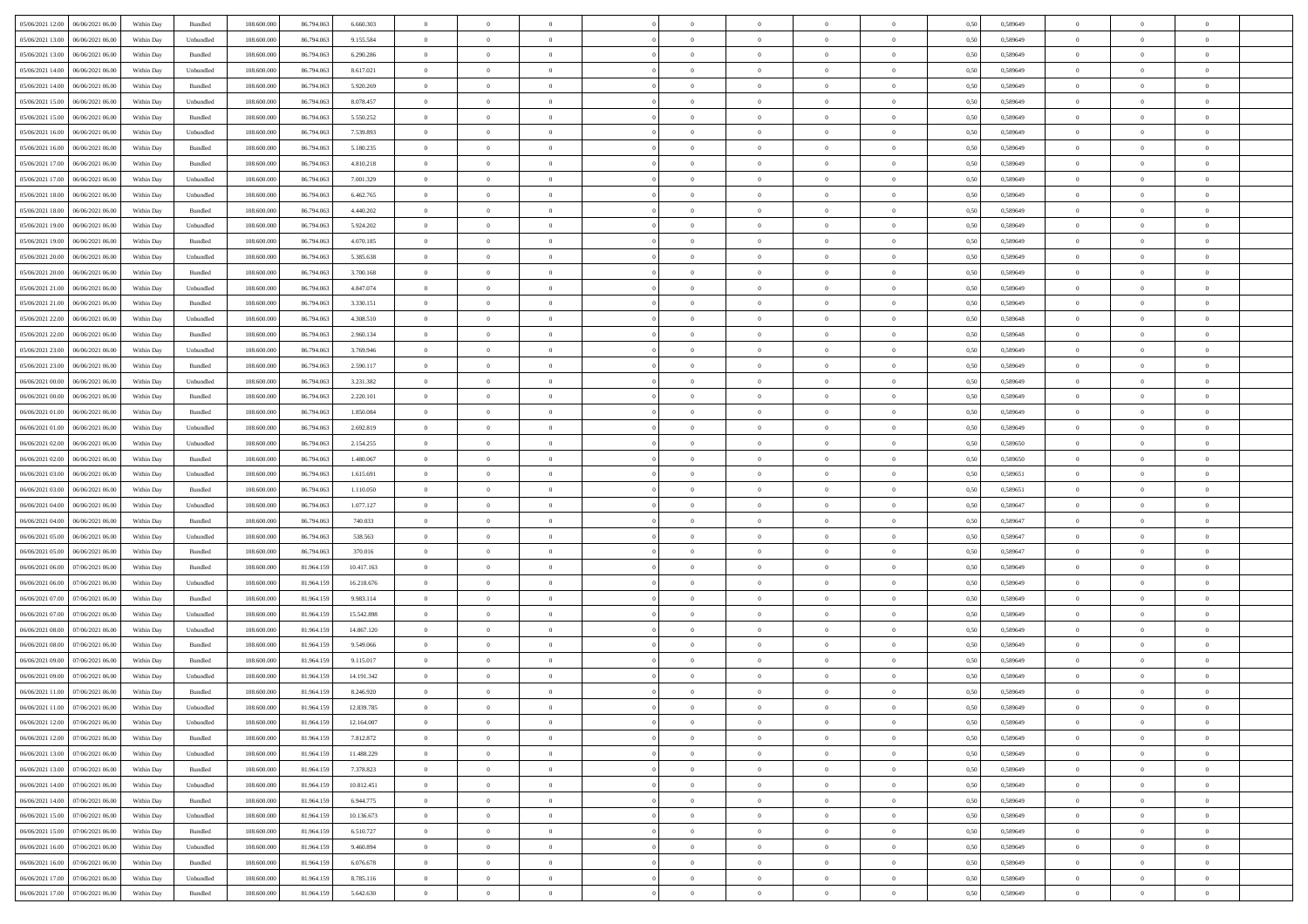| 05/06/2021 12:00 | 06/06/2021 06:00 | Within Day | Bundled | 108.600.000 | 86.794.063 | 6.660.303 | 0 | 0 | 0 | | 0 | 0 | 0 | 0 | 0,50 | 0,589649 | 0 | 0 | 0 | |
|---|---|---|---|---|---|---|---|---|---|---|---|---|---|---|---|---|---|---|---|---|
| 05/06/2021 13:00 | 06/06/2021 06:00 | Within Day | Unbundled | 108.600.000 | 86.794.063 | 9.155.584 | 0 | 0 | 0 | | 0 | 0 | 0 | 0 | 0,50 | 0,589649 | 0 | 0 | 0 | |
| 05/06/2021 13:00 | 06/06/2021 06:00 | Within Day | Bundled | 108.600.000 | 86.794.063 | 6.290.286 | 0 | 0 | 0 | | 0 | 0 | 0 | 0 | 0,50 | 0,589649 | 0 | 0 | 0 | |
| 05/06/2021 14:00 | 06/06/2021 06:00 | Within Day | Unbundled | 108.600.000 | 86.794.063 | 8.617.021 | 0 | 0 | 0 | | 0 | 0 | 0 | 0 | 0,50 | 0,589649 | 0 | 0 | 0 | |
| 05/06/2021 14:00 | 06/06/2021 06:00 | Within Day | Bundled | 108.600.000 | 86.794.063 | 5.920.269 | 0 | 0 | 0 | | 0 | 0 | 0 | 0 | 0,50 | 0,589649 | 0 | 0 | 0 | |
| 05/06/2021 15:00 | 06/06/2021 06:00 | Within Day | Unbundled | 108.600.000 | 86.794.063 | 8.078.457 | 0 | 0 | 0 | | 0 | 0 | 0 | 0 | 0,50 | 0,589649 | 0 | 0 | 0 | |
| 05/06/2021 15:00 | 06/06/2021 06:00 | Within Day | Bundled | 108.600.000 | 86.794.063 | 5.550.252 | 0 | 0 | 0 | | 0 | 0 | 0 | 0 | 0,50 | 0,589649 | 0 | 0 | 0 | |
| 05/06/2021 16:00 | 06/06/2021 06:00 | Within Day | Unbundled | 108.600.000 | 86.794.063 | 7.539.893 | 0 | 0 | 0 | | 0 | 0 | 0 | 0 | 0,50 | 0,589649 | 0 | 0 | 0 | |
| 05/06/2021 16:00 | 06/06/2021 06:00 | Within Day | Bundled | 108.600.000 | 86.794.063 | 5.180.235 | 0 | 0 | 0 | | 0 | 0 | 0 | 0 | 0,50 | 0,589649 | 0 | 0 | 0 | |
| 05/06/2021 17:00 | 06/06/2021 06:00 | Within Day | Bundled | 108.600.000 | 86.794.063 | 4.810.218 | 0 | 0 | 0 | | 0 | 0 | 0 | 0 | 0,50 | 0,589649 | 0 | 0 | 0 | |
| 05/06/2021 17:00 | 06/06/2021 06:00 | Within Day | Unbundled | 108.600.000 | 86.794.063 | 7.001.329 | 0 | 0 | 0 | | 0 | 0 | 0 | 0 | 0,50 | 0,589649 | 0 | 0 | 0 | |
| 05/06/2021 18:00 | 06/06/2021 06:00 | Within Day | Unbundled | 108.600.000 | 86.794.063 | 6.462.765 | 0 | 0 | 0 | | 0 | 0 | 0 | 0 | 0,50 | 0,589649 | 0 | 0 | 0 | |
| 05/06/2021 18:00 | 06/06/2021 06:00 | Within Day | Bundled | 108.600.000 | 86.794.063 | 4.440.202 | 0 | 0 | 0 | | 0 | 0 | 0 | 0 | 0,50 | 0,589649 | 0 | 0 | 0 | |
| 05/06/2021 19:00 | 06/06/2021 06:00 | Within Day | Unbundled | 108.600.000 | 86.794.063 | 5.924.202 | 0 | 0 | 0 | | 0 | 0 | 0 | 0 | 0,50 | 0,589649 | 0 | 0 | 0 | |
| 05/06/2021 19:00 | 06/06/2021 06:00 | Within Day | Bundled | 108.600.000 | 86.794.063 | 4.070.185 | 0 | 0 | 0 | | 0 | 0 | 0 | 0 | 0,50 | 0,589649 | 0 | 0 | 0 | |
| 05/06/2021 20:00 | 06/06/2021 06:00 | Within Day | Unbundled | 108.600.000 | 86.794.063 | 5.385.638 | 0 | 0 | 0 | | 0 | 0 | 0 | 0 | 0,50 | 0,589649 | 0 | 0 | 0 | |
| 05/06/2021 20:00 | 06/06/2021 06:00 | Within Day | Bundled | 108.600.000 | 86.794.063 | 3.700.168 | 0 | 0 | 0 | | 0 | 0 | 0 | 0 | 0,50 | 0,589649 | 0 | 0 | 0 | |
| 05/06/2021 21:00 | 06/06/2021 06:00 | Within Day | Unbundled | 108.600.000 | 86.794.063 | 4.847.074 | 0 | 0 | 0 | | 0 | 0 | 0 | 0 | 0,50 | 0,589649 | 0 | 0 | 0 | |
| 05/06/2021 21:00 | 06/06/2021 06:00 | Within Day | Bundled | 108.600.000 | 86.794.063 | 3.330.151 | 0 | 0 | 0 | | 0 | 0 | 0 | 0 | 0,50 | 0,589649 | 0 | 0 | 0 | |
| 05/06/2021 22:00 | 06/06/2021 06:00 | Within Day | Unbundled | 108.600.000 | 86.794.063 | 4.308.510 | 0 | 0 | 0 | | 0 | 0 | 0 | 0 | 0,50 | 0,589648 | 0 | 0 | 0 | |
| 05/06/2021 22:00 | 06/06/2021 06:00 | Within Day | Bundled | 108.600.000 | 86.794.063 | 2.960.134 | 0 | 0 | 0 | | 0 | 0 | 0 | 0 | 0,50 | 0,589648 | 0 | 0 | 0 | |
| 05/06/2021 23:00 | 06/06/2021 06:00 | Within Day | Unbundled | 108.600.000 | 86.794.063 | 3.769.946 | 0 | 0 | 0 | | 0 | 0 | 0 | 0 | 0,50 | 0,589649 | 0 | 0 | 0 | |
| 05/06/2021 23:00 | 06/06/2021 06:00 | Within Day | Bundled | 108.600.000 | 86.794.063 | 2.590.117 | 0 | 0 | 0 | | 0 | 0 | 0 | 0 | 0,50 | 0,589649 | 0 | 0 | 0 | |
| 06/06/2021 00:00 | 06/06/2021 06:00 | Within Day | Unbundled | 108.600.000 | 86.794.063 | 3.231.382 | 0 | 0 | 0 | | 0 | 0 | 0 | 0 | 0,50 | 0,589649 | 0 | 0 | 0 | |
| 06/06/2021 00:00 | 06/06/2021 06:00 | Within Day | Bundled | 108.600.000 | 86.794.063 | 2.220.101 | 0 | 0 | 0 | | 0 | 0 | 0 | 0 | 0,50 | 0,589649 | 0 | 0 | 0 | |
| 06/06/2021 01:00 | 06/06/2021 06:00 | Within Day | Bundled | 108.600.000 | 86.794.063 | 1.850.084 | 0 | 0 | 0 | | 0 | 0 | 0 | 0 | 0,50 | 0,589649 | 0 | 0 | 0 | |
| 06/06/2021 01:00 | 06/06/2021 06:00 | Within Day | Unbundled | 108.600.000 | 86.794.063 | 2.692.819 | 0 | 0 | 0 | | 0 | 0 | 0 | 0 | 0,50 | 0,589649 | 0 | 0 | 0 | |
| 06/06/2021 02:00 | 06/06/2021 06:00 | Within Day | Unbundled | 108.600.000 | 86.794.063 | 2.154.255 | 0 | 0 | 0 | | 0 | 0 | 0 | 0 | 0,50 | 0,589650 | 0 | 0 | 0 | |
| 06/06/2021 02:00 | 06/06/2021 06:00 | Within Day | Bundled | 108.600.000 | 86.794.063 | 1.480.067 | 0 | 0 | 0 | | 0 | 0 | 0 | 0 | 0,50 | 0,589650 | 0 | 0 | 0 | |
| 06/06/2021 03:00 | 06/06/2021 06:00 | Within Day | Unbundled | 108.600.000 | 86.794.063 | 1.615.691 | 0 | 0 | 0 | | 0 | 0 | 0 | 0 | 0,50 | 0,589651 | 0 | 0 | 0 | |
| 06/06/2021 03:00 | 06/06/2021 06:00 | Within Day | Bundled | 108.600.000 | 86.794.063 | 1.110.050 | 0 | 0 | 0 | | 0 | 0 | 0 | 0 | 0,50 | 0,589651 | 0 | 0 | 0 | |
| 06/06/2021 04:00 | 06/06/2021 06:00 | Within Day | Unbundled | 108.600.000 | 86.794.063 | 1.077.127 | 0 | 0 | 0 | | 0 | 0 | 0 | 0 | 0,50 | 0,589647 | 0 | 0 | 0 | |
| 06/06/2021 04:00 | 06/06/2021 06:00 | Within Day | Bundled | 108.600.000 | 86.794.063 | 740.033 | 0 | 0 | 0 | | 0 | 0 | 0 | 0 | 0,50 | 0,589647 | 0 | 0 | 0 | |
| 06/06/2021 05:00 | 06/06/2021 06:00 | Within Day | Unbundled | 108.600.000 | 86.794.063 | 538.563 | 0 | 0 | 0 | | 0 | 0 | 0 | 0 | 0,50 | 0,589647 | 0 | 0 | 0 | |
| 06/06/2021 05:00 | 06/06/2021 06:00 | Within Day | Bundled | 108.600.000 | 86.794.063 | 370.016 | 0 | 0 | 0 | | 0 | 0 | 0 | 0 | 0,50 | 0,589647 | 0 | 0 | 0 | |
| 06/06/2021 06:00 | 07/06/2021 06:00 | Within Day | Bundled | 108.600.000 | 81.964.159 | 10.417.163 | 0 | 0 | 0 | | 0 | 0 | 0 | 0 | 0,50 | 0,589649 | 0 | 0 | 0 | |
| 06/06/2021 06:00 | 07/06/2021 06:00 | Within Day | Unbundled | 108.600.000 | 81.964.159 | 16.218.676 | 0 | 0 | 0 | | 0 | 0 | 0 | 0 | 0,50 | 0,589649 | 0 | 0 | 0 | |
| 06/06/2021 07:00 | 07/06/2021 06:00 | Within Day | Bundled | 108.600.000 | 81.964.159 | 9.983.114 | 0 | 0 | 0 | | 0 | 0 | 0 | 0 | 0,50 | 0,589649 | 0 | 0 | 0 | |
| 06/06/2021 07:00 | 07/06/2021 06:00 | Within Day | Unbundled | 108.600.000 | 81.964.159 | 15.542.898 | 0 | 0 | 0 | | 0 | 0 | 0 | 0 | 0,50 | 0,589649 | 0 | 0 | 0 | |
| 06/06/2021 08:00 | 07/06/2021 06:00 | Within Day | Unbundled | 108.600.000 | 81.964.159 | 14.867.120 | 0 | 0 | 0 | | 0 | 0 | 0 | 0 | 0,50 | 0,589649 | 0 | 0 | 0 | |
| 06/06/2021 08:00 | 07/06/2021 06:00 | Within Day | Bundled | 108.600.000 | 81.964.159 | 9.549.066 | 0 | 0 | 0 | | 0 | 0 | 0 | 0 | 0,50 | 0,589649 | 0 | 0 | 0 | |
| 06/06/2021 09:00 | 07/06/2021 06:00 | Within Day | Bundled | 108.600.000 | 81.964.159 | 9.115.017 | 0 | 0 | 0 | | 0 | 0 | 0 | 0 | 0,50 | 0,589649 | 0 | 0 | 0 | |
| 06/06/2021 09:00 | 07/06/2021 06:00 | Within Day | Unbundled | 108.600.000 | 81.964.159 | 14.191.342 | 0 | 0 | 0 | | 0 | 0 | 0 | 0 | 0,50 | 0,589649 | 0 | 0 | 0 | |
| 06/06/2021 11:00 | 07/06/2021 06:00 | Within Day | Bundled | 108.600.000 | 81.964.159 | 8.246.920 | 0 | 0 | 0 | | 0 | 0 | 0 | 0 | 0,50 | 0,589649 | 0 | 0 | 0 | |
| 06/06/2021 11:00 | 07/06/2021 06:00 | Within Day | Unbundled | 108.600.000 | 81.964.159 | 12.839.785 | 0 | 0 | 0 | | 0 | 0 | 0 | 0 | 0,50 | 0,589649 | 0 | 0 | 0 | |
| 06/06/2021 12:00 | 07/06/2021 06:00 | Within Day | Unbundled | 108.600.000 | 81.964.159 | 12.164.007 | 0 | 0 | 0 | | 0 | 0 | 0 | 0 | 0,50 | 0,589649 | 0 | 0 | 0 | |
| 06/06/2021 12:00 | 07/06/2021 06:00 | Within Day | Bundled | 108.600.000 | 81.964.159 | 7.812.872 | 0 | 0 | 0 | | 0 | 0 | 0 | 0 | 0,50 | 0,589649 | 0 | 0 | 0 | |
| 06/06/2021 13:00 | 07/06/2021 06:00 | Within Day | Unbundled | 108.600.000 | 81.964.159 | 11.488.229 | 0 | 0 | 0 | | 0 | 0 | 0 | 0 | 0,50 | 0,589649 | 0 | 0 | 0 | |
| 06/06/2021 13:00 | 07/06/2021 06:00 | Within Day | Bundled | 108.600.000 | 81.964.159 | 7.378.823 | 0 | 0 | 0 | | 0 | 0 | 0 | 0 | 0,50 | 0,589649 | 0 | 0 | 0 | |
| 06/06/2021 14:00 | 07/06/2021 06:00 | Within Day | Unbundled | 108.600.000 | 81.964.159 | 10.812.451 | 0 | 0 | 0 | | 0 | 0 | 0 | 0 | 0,50 | 0,589649 | 0 | 0 | 0 | |
| 06/06/2021 14:00 | 07/06/2021 06:00 | Within Day | Bundled | 108.600.000 | 81.964.159 | 6.944.775 | 0 | 0 | 0 | | 0 | 0 | 0 | 0 | 0,50 | 0,589649 | 0 | 0 | 0 | |
| 06/06/2021 15:00 | 07/06/2021 06:00 | Within Day | Unbundled | 108.600.000 | 81.964.159 | 10.136.673 | 0 | 0 | 0 | | 0 | 0 | 0 | 0 | 0,50 | 0,589649 | 0 | 0 | 0 | |
| 06/06/2021 15:00 | 07/06/2021 06:00 | Within Day | Bundled | 108.600.000 | 81.964.159 | 6.510.727 | 0 | 0 | 0 | | 0 | 0 | 0 | 0 | 0,50 | 0,589649 | 0 | 0 | 0 | |
| 06/06/2021 16:00 | 07/06/2021 06:00 | Within Day | Unbundled | 108.600.000 | 81.964.159 | 9.460.894 | 0 | 0 | 0 | | 0 | 0 | 0 | 0 | 0,50 | 0,589649 | 0 | 0 | 0 | |
| 06/06/2021 16:00 | 07/06/2021 06:00 | Within Day | Bundled | 108.600.000 | 81.964.159 | 6.076.678 | 0 | 0 | 0 | | 0 | 0 | 0 | 0 | 0,50 | 0,589649 | 0 | 0 | 0 | |
| 06/06/2021 17:00 | 07/06/2021 06:00 | Within Day | Unbundled | 108.600.000 | 81.964.159 | 8.785.116 | 0 | 0 | 0 | | 0 | 0 | 0 | 0 | 0,50 | 0,589649 | 0 | 0 | 0 | |
| 06/06/2021 17:00 | 07/06/2021 06:00 | Within Day | Bundled | 108.600.000 | 81.964.159 | 5.642.630 | 0 | 0 | 0 | | 0 | 0 | 0 | 0 | 0,50 | 0,589649 | 0 | 0 | 0 | |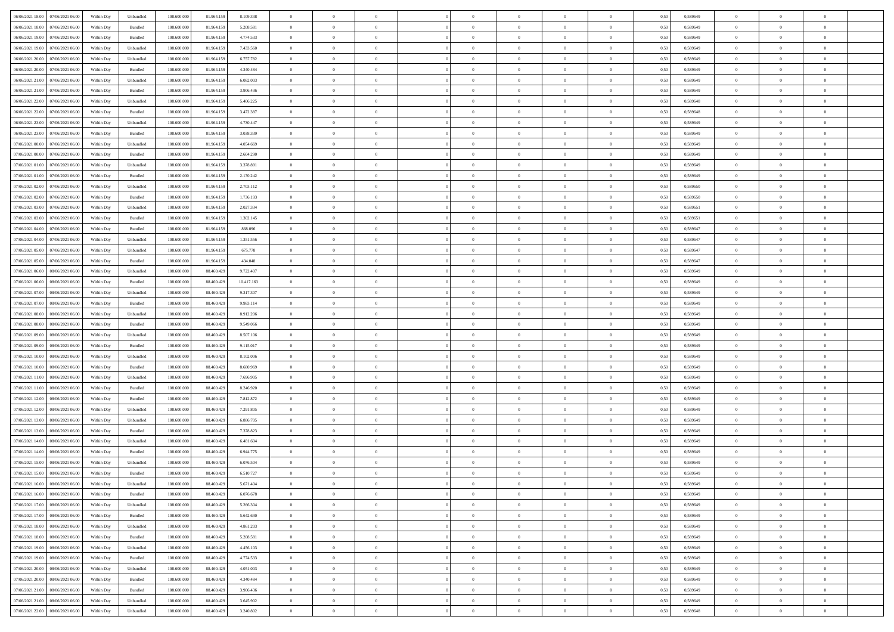| | | | | | | | | | | | | | | | | | | | | |
|---|---|---|---|---|---|---|---|---|---|---|---|---|---|---|---|---|---|---|---|---|
| 06/06/2021 18:00 | 07/06/2021 06:00 | Within Day | Unbundled | 108.600.000 | 81.964.159 | 8.109.338 | 0 | 0 | 0 | | 0 | 0 | 0 | 0 | 0,50 | 0,589649 | 0 | 0 | 0 | |
| 06/06/2021 18:00 | 07/06/2021 06:00 | Within Day | Bundled | 108.600.000 | 81.964.159 | 5.208.581 | 0 | 0 | 0 | | 0 | 0 | 0 | 0 | 0,50 | 0,589649 | 0 | 0 | 0 | |
| 06/06/2021 19:00 | 07/06/2021 06:00 | Within Day | Bundled | 108.600.000 | 81.964.159 | 4.774.533 | 0 | 0 | 0 | | 0 | 0 | 0 | 0 | 0,50 | 0,589649 | 0 | 0 | 0 | |
| 06/06/2021 19:00 | 07/06/2021 06:00 | Within Day | Unbundled | 108.600.000 | 81.964.159 | 7.433.560 | 0 | 0 | 0 | | 0 | 0 | 0 | 0 | 0,50 | 0,589649 | 0 | 0 | 0 | |
| 06/06/2021 20:00 | 07/06/2021 06:00 | Within Day | Unbundled | 108.600.000 | 81.964.159 | 6.757.782 | 0 | 0 | 0 | | 0 | 0 | 0 | 0 | 0,50 | 0,589649 | 0 | 0 | 0 | |
| 06/06/2021 20:00 | 07/06/2021 06:00 | Within Day | Bundled | 108.600.000 | 81.964.159 | 4.340.484 | 0 | 0 | 0 | | 0 | 0 | 0 | 0 | 0,50 | 0,589649 | 0 | 0 | 0 | |
| 06/06/2021 21:00 | 07/06/2021 06:00 | Within Day | Unbundled | 108.600.000 | 81.964.159 | 6.082.003 | 0 | 0 | 0 | | 0 | 0 | 0 | 0 | 0,50 | 0,589649 | 0 | 0 | 0 | |
| 06/06/2021 21:00 | 07/06/2021 06:00 | Within Day | Bundled | 108.600.000 | 81.964.159 | 3.906.436 | 0 | 0 | 0 | | 0 | 0 | 0 | 0 | 0,50 | 0,589649 | 0 | 0 | 0 | |
| 06/06/2021 22:00 | 07/06/2021 06:00 | Within Day | Unbundled | 108.600.000 | 81.964.159 | 5.406.225 | 0 | 0 | 0 | | 0 | 0 | 0 | 0 | 0,50 | 0,589648 | 0 | 0 | 0 | |
| 06/06/2021 22:00 | 07/06/2021 06:00 | Within Day | Bundled | 108.600.000 | 81.964.159 | 3.472.387 | 0 | 0 | 0 | | 0 | 0 | 0 | 0 | 0,50 | 0,589648 | 0 | 0 | 0 | |
| 06/06/2021 23:00 | 07/06/2021 06:00 | Within Day | Unbundled | 108.600.000 | 81.964.159 | 4.730.447 | 0 | 0 | 0 | | 0 | 0 | 0 | 0 | 0,50 | 0,589649 | 0 | 0 | 0 | |
| 06/06/2021 23:00 | 07/06/2021 06:00 | Within Day | Bundled | 108.600.000 | 81.964.159 | 3.038.339 | 0 | 0 | 0 | | 0 | 0 | 0 | 0 | 0,50 | 0,589649 | 0 | 0 | 0 | |
| 07/06/2021 00:00 | 07/06/2021 06:00 | Within Day | Unbundled | 108.600.000 | 81.964.159 | 4.054.669 | 0 | 0 | 0 | | 0 | 0 | 0 | 0 | 0,50 | 0,589649 | 0 | 0 | 0 | |
| 07/06/2021 00:00 | 07/06/2021 06:00 | Within Day | Bundled | 108.600.000 | 81.964.159 | 2.604.290 | 0 | 0 | 0 | | 0 | 0 | 0 | 0 | 0,50 | 0,589649 | 0 | 0 | 0 | |
| 07/06/2021 01:00 | 07/06/2021 06:00 | Within Day | Unbundled | 108.600.000 | 81.964.159 | 3.378.891 | 0 | 0 | 0 | | 0 | 0 | 0 | 0 | 0,50 | 0,589649 | 0 | 0 | 0 | |
| 07/06/2021 01:00 | 07/06/2021 06:00 | Within Day | Bundled | 108.600.000 | 81.964.159 | 2.170.242 | 0 | 0 | 0 | | 0 | 0 | 0 | 0 | 0,50 | 0,589649 | 0 | 0 | 0 | |
| 07/06/2021 02:00 | 07/06/2021 06:00 | Within Day | Unbundled | 108.600.000 | 81.964.159 | 2.703.112 | 0 | 0 | 0 | | 0 | 0 | 0 | 0 | 0,50 | 0,589650 | 0 | 0 | 0 | |
| 07/06/2021 02:00 | 07/06/2021 06:00 | Within Day | Bundled | 108.600.000 | 81.964.159 | 1.736.193 | 0 | 0 | 0 | | 0 | 0 | 0 | 0 | 0,50 | 0,589650 | 0 | 0 | 0 | |
| 07/06/2021 03:00 | 07/06/2021 06:00 | Within Day | Unbundled | 108.600.000 | 81.964.159 | 2.027.334 | 0 | 0 | 0 | | 0 | 0 | 0 | 0 | 0,50 | 0,589651 | 0 | 0 | 0 | |
| 07/06/2021 03:00 | 07/06/2021 06:00 | Within Day | Bundled | 108.600.000 | 81.964.159 | 1.302.145 | 0 | 0 | 0 | | 0 | 0 | 0 | 0 | 0,50 | 0,589651 | 0 | 0 | 0 | |
| 07/06/2021 04:00 | 07/06/2021 06:00 | Within Day | Bundled | 108.600.000 | 81.964.159 | 868.096 | 0 | 0 | 0 | | 0 | 0 | 0 | 0 | 0,50 | 0,589647 | 0 | 0 | 0 | |
| 07/06/2021 04:00 | 07/06/2021 06:00 | Within Day | Unbundled | 108.600.000 | 81.964.159 | 1.351.556 | 0 | 0 | 0 | | 0 | 0 | 0 | 0 | 0,50 | 0,589647 | 0 | 0 | 0 | |
| 07/06/2021 05:00 | 07/06/2021 06:00 | Within Day | Unbundled | 108.600.000 | 81.964.159 | 675.778 | 0 | 0 | 0 | | 0 | 0 | 0 | 0 | 0,50 | 0,589647 | 0 | 0 | 0 | |
| 07/06/2021 05:00 | 07/06/2021 06:00 | Within Day | Bundled | 108.600.000 | 81.964.159 | 434.048 | 0 | 0 | 0 | | 0 | 0 | 0 | 0 | 0,50 | 0,589647 | 0 | 0 | 0 | |
| 07/06/2021 06:00 | 08/06/2021 06:00 | Within Day | Unbundled | 108.600.000 | 88.460.429 | 9.722.407 | 0 | 0 | 0 | | 0 | 0 | 0 | 0 | 0,50 | 0,589649 | 0 | 0 | 0 | |
| 07/06/2021 06:00 | 08/06/2021 06:00 | Within Day | Bundled | 108.600.000 | 88.460.429 | 10.417.163 | 0 | 0 | 0 | | 0 | 0 | 0 | 0 | 0,50 | 0,589649 | 0 | 0 | 0 | |
| 07/06/2021 07:00 | 08/06/2021 06:00 | Within Day | Unbundled | 108.600.000 | 88.460.429 | 9.317.307 | 0 | 0 | 0 | | 0 | 0 | 0 | 0 | 0,50 | 0,589649 | 0 | 0 | 0 | |
| 07/06/2021 07:00 | 08/06/2021 06:00 | Within Day | Bundled | 108.600.000 | 88.460.429 | 9.983.114 | 0 | 0 | 0 | | 0 | 0 | 0 | 0 | 0,50 | 0,589649 | 0 | 0 | 0 | |
| 07/06/2021 08:00 | 08/06/2021 06:00 | Within Day | Unbundled | 108.600.000 | 88.460.429 | 8.912.206 | 0 | 0 | 0 | | 0 | 0 | 0 | 0 | 0,50 | 0,589649 | 0 | 0 | 0 | |
| 07/06/2021 08:00 | 08/06/2021 06:00 | Within Day | Bundled | 108.600.000 | 88.460.429 | 9.549.066 | 0 | 0 | 0 | | 0 | 0 | 0 | 0 | 0,50 | 0,589649 | 0 | 0 | 0 | |
| 07/06/2021 09:00 | 08/06/2021 06:00 | Within Day | Unbundled | 108.600.000 | 88.460.429 | 8.507.106 | 0 | 0 | 0 | | 0 | 0 | 0 | 0 | 0,50 | 0,589649 | 0 | 0 | 0 | |
| 07/06/2021 09:00 | 08/06/2021 06:00 | Within Day | Bundled | 108.600.000 | 88.460.429 | 9.115.017 | 0 | 0 | 0 | | 0 | 0 | 0 | 0 | 0,50 | 0,589649 | 0 | 0 | 0 | |
| 07/06/2021 10:00 | 08/06/2021 06:00 | Within Day | Unbundled | 108.600.000 | 88.460.429 | 8.102.006 | 0 | 0 | 0 | | 0 | 0 | 0 | 0 | 0,50 | 0,589649 | 0 | 0 | 0 | |
| 07/06/2021 10:00 | 08/06/2021 06:00 | Within Day | Bundled | 108.600.000 | 88.460.429 | 8.680.969 | 0 | 0 | 0 | | 0 | 0 | 0 | 0 | 0,50 | 0,589649 | 0 | 0 | 0 | |
| 07/06/2021 11:00 | 08/06/2021 06:00 | Within Day | Unbundled | 108.600.000 | 88.460.429 | 7.696.905 | 0 | 0 | 0 | | 0 | 0 | 0 | 0 | 0,50 | 0,589649 | 0 | 0 | 0 | |
| 07/06/2021 11:00 | 08/06/2021 06:00 | Within Day | Bundled | 108.600.000 | 88.460.429 | 8.246.920 | 0 | 0 | 0 | | 0 | 0 | 0 | 0 | 0,50 | 0,589649 | 0 | 0 | 0 | |
| 07/06/2021 12:00 | 08/06/2021 06:00 | Within Day | Bundled | 108.600.000 | 88.460.429 | 7.812.872 | 0 | 0 | 0 | | 0 | 0 | 0 | 0 | 0,50 | 0,589649 | 0 | 0 | 0 | |
| 07/06/2021 12:00 | 08/06/2021 06:00 | Within Day | Unbundled | 108.600.000 | 88.460.429 | 7.291.805 | 0 | 0 | 0 | | 0 | 0 | 0 | 0 | 0,50 | 0,589649 | 0 | 0 | 0 | |
| 07/06/2021 13:00 | 08/06/2021 06:00 | Within Day | Unbundled | 108.600.000 | 88.460.429 | 6.886.705 | 0 | 0 | 0 | | 0 | 0 | 0 | 0 | 0,50 | 0,589649 | 0 | 0 | 0 | |
| 07/06/2021 13:00 | 08/06/2021 06:00 | Within Day | Bundled | 108.600.000 | 88.460.429 | 7.378.823 | 0 | 0 | 0 | | 0 | 0 | 0 | 0 | 0,50 | 0,589649 | 0 | 0 | 0 | |
| 07/06/2021 14:00 | 08/06/2021 06:00 | Within Day | Unbundled | 108.600.000 | 88.460.429 | 6.481.604 | 0 | 0 | 0 | | 0 | 0 | 0 | 0 | 0,50 | 0,589649 | 0 | 0 | 0 | |
| 07/06/2021 14:00 | 08/06/2021 06:00 | Within Day | Bundled | 108.600.000 | 88.460.429 | 6.944.775 | 0 | 0 | 0 | | 0 | 0 | 0 | 0 | 0,50 | 0,589649 | 0 | 0 | 0 | |
| 07/06/2021 15:00 | 08/06/2021 06:00 | Within Day | Unbundled | 108.600.000 | 88.460.429 | 6.076.504 | 0 | 0 | 0 | | 0 | 0 | 0 | 0 | 0,50 | 0,589649 | 0 | 0 | 0 | |
| 07/06/2021 15:00 | 08/06/2021 06:00 | Within Day | Bundled | 108.600.000 | 88.460.429 | 6.510.727 | 0 | 0 | 0 | | 0 | 0 | 0 | 0 | 0,50 | 0,589649 | 0 | 0 | 0 | |
| 07/06/2021 16:00 | 08/06/2021 06:00 | Within Day | Unbundled | 108.600.000 | 88.460.429 | 5.671.404 | 0 | 0 | 0 | | 0 | 0 | 0 | 0 | 0,50 | 0,589649 | 0 | 0 | 0 | |
| 07/06/2021 16:00 | 08/06/2021 06:00 | Within Day | Bundled | 108.600.000 | 88.460.429 | 6.076.678 | 0 | 0 | 0 | | 0 | 0 | 0 | 0 | 0,50 | 0,589649 | 0 | 0 | 0 | |
| 07/06/2021 17:00 | 08/06/2021 06:00 | Within Day | Unbundled | 108.600.000 | 88.460.429 | 5.266.304 | 0 | 0 | 0 | | 0 | 0 | 0 | 0 | 0,50 | 0,589649 | 0 | 0 | 0 | |
| 07/06/2021 17:00 | 08/06/2021 06:00 | Within Day | Bundled | 108.600.000 | 88.460.429 | 5.642.630 | 0 | 0 | 0 | | 0 | 0 | 0 | 0 | 0,50 | 0,589649 | 0 | 0 | 0 | |
| 07/06/2021 18:00 | 08/06/2021 06:00 | Within Day | Unbundled | 108.600.000 | 88.460.429 | 4.861.203 | 0 | 0 | 0 | | 0 | 0 | 0 | 0 | 0,50 | 0,589649 | 0 | 0 | 0 | |
| 07/06/2021 18:00 | 08/06/2021 06:00 | Within Day | Bundled | 108.600.000 | 88.460.429 | 5.208.581 | 0 | 0 | 0 | | 0 | 0 | 0 | 0 | 0,50 | 0,589649 | 0 | 0 | 0 | |
| 07/06/2021 19:00 | 08/06/2021 06:00 | Within Day | Unbundled | 108.600.000 | 88.460.429 | 4.456.103 | 0 | 0 | 0 | | 0 | 0 | 0 | 0 | 0,50 | 0,589649 | 0 | 0 | 0 | |
| 07/06/2021 19:00 | 08/06/2021 06:00 | Within Day | Bundled | 108.600.000 | 88.460.429 | 4.774.533 | 0 | 0 | 0 | | 0 | 0 | 0 | 0 | 0,50 | 0,589649 | 0 | 0 | 0 | |
| 07/06/2021 20:00 | 08/06/2021 06:00 | Within Day | Unbundled | 108.600.000 | 88.460.429 | 4.051.003 | 0 | 0 | 0 | | 0 | 0 | 0 | 0 | 0,50 | 0,589649 | 0 | 0 | 0 | |
| 07/06/2021 20:00 | 08/06/2021 06:00 | Within Day | Bundled | 108.600.000 | 88.460.429 | 4.340.484 | 0 | 0 | 0 | | 0 | 0 | 0 | 0 | 0,50 | 0,589649 | 0 | 0 | 0 | |
| 07/06/2021 21:00 | 08/06/2021 06:00 | Within Day | Bundled | 108.600.000 | 88.460.429 | 3.906.436 | 0 | 0 | 0 | | 0 | 0 | 0 | 0 | 0,50 | 0,589649 | 0 | 0 | 0 | |
| 07/06/2021 21:00 | 08/06/2021 06:00 | Within Day | Unbundled | 108.600.000 | 88.460.429 | 3.645.902 | 0 | 0 | 0 | | 0 | 0 | 0 | 0 | 0,50 | 0,589649 | 0 | 0 | 0 | |
| 07/06/2021 22:00 | 08/06/2021 06:00 | Within Day | Unbundled | 108.600.000 | 88.460.429 | 3.240.802 | 0 | 0 | 0 | | 0 | 0 | 0 | 0 | 0,50 | 0,589648 | 0 | 0 | 0 | |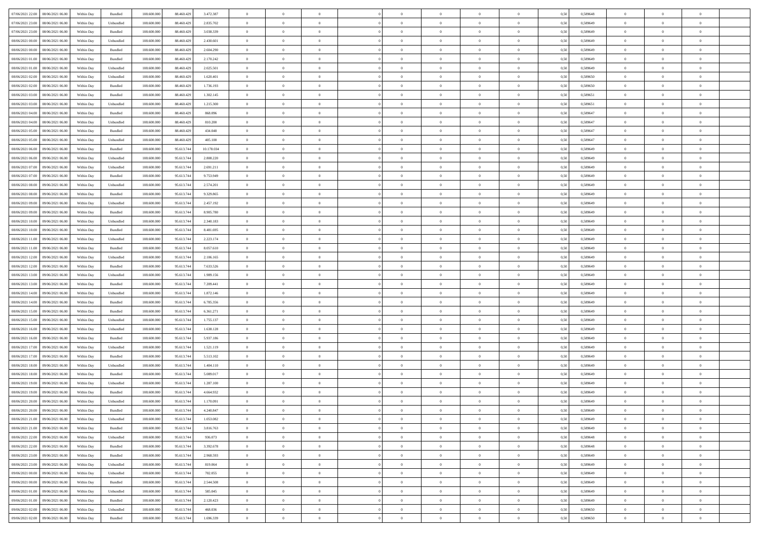| | | | | | | | | | | | | | | | | | | | | | |
|---|---|---|---|---|---|---|---|---|---|---|---|---|---|---|---|---|---|---|---|---|---|
| 07/06/2021 22:00 | 08/06/2021 06:00 | Within Day | Bundled | 108.600.000 | 88.460.429 | 3.472.387 | 0 | 0 | 0 | | 0 | 0 | 0 | 0 | 0 | 0,50 | 0,589648 | 0 | 0 | 0 | |
| 07/06/2021 23:00 | 08/06/2021 06:00 | Within Day | Unbundled | 108.600.000 | 88.460.429 | 2.835.702 | 0 | 0 | 0 | | 0 | 0 | 0 | 0 | 0 | 0,50 | 0,589649 | 0 | 0 | 0 | |
| 07/06/2021 23:00 | 08/06/2021 06:00 | Within Day | Bundled | 108.600.000 | 88.460.429 | 3.038.339 | 0 | 0 | 0 | | 0 | 0 | 0 | 0 | 0 | 0,50 | 0,589649 | 0 | 0 | 0 | |
| 08/06/2021 00:00 | 08/06/2021 06:00 | Within Day | Unbundled | 108.600.000 | 88.460.429 | 2.430.601 | 0 | 0 | 0 | | 0 | 0 | 0 | 0 | 0 | 0,50 | 0,589649 | 0 | 0 | 0 | |
| 08/06/2021 00:00 | 08/06/2021 06:00 | Within Day | Bundled | 108.600.000 | 88.460.429 | 2.604.290 | 0 | 0 | 0 | | 0 | 0 | 0 | 0 | 0 | 0,50 | 0,589649 | 0 | 0 | 0 | |
| 08/06/2021 01:00 | 08/06/2021 06:00 | Within Day | Bundled | 108.600.000 | 88.460.429 | 2.170.242 | 0 | 0 | 0 | | 0 | 0 | 0 | 0 | 0 | 0,50 | 0,589649 | 0 | 0 | 0 | |
| 08/06/2021 01:00 | 08/06/2021 06:00 | Within Day | Unbundled | 108.600.000 | 88.460.429 | 2.025.501 | 0 | 0 | 0 | | 0 | 0 | 0 | 0 | 0 | 0,50 | 0,589649 | 0 | 0 | 0 | |
| 08/06/2021 02:00 | 08/06/2021 06:00 | Within Day | Unbundled | 108.600.000 | 88.460.429 | 1.620.401 | 0 | 0 | 0 | | 0 | 0 | 0 | 0 | 0 | 0,50 | 0,589650 | 0 | 0 | 0 | |
| 08/06/2021 02:00 | 08/06/2021 06:00 | Within Day | Bundled | 108.600.000 | 88.460.429 | 1.736.193 | 0 | 0 | 0 | | 0 | 0 | 0 | 0 | 0 | 0,50 | 0,589650 | 0 | 0 | 0 | |
| 08/06/2021 03:00 | 08/06/2021 06:00 | Within Day | Bundled | 108.600.000 | 88.460.429 | 1.302.145 | 0 | 0 | 0 | | 0 | 0 | 0 | 0 | 0 | 0,50 | 0,589651 | 0 | 0 | 0 | |
| 08/06/2021 03:00 | 08/06/2021 06:00 | Within Day | Unbundled | 108.600.000 | 88.460.429 | 1.215.300 | 0 | 0 | 0 | | 0 | 0 | 0 | 0 | 0 | 0,50 | 0,589651 | 0 | 0 | 0 | |
| 08/06/2021 04:00 | 08/06/2021 06:00 | Within Day | Bundled | 108.600.000 | 88.460.429 | 868.096 | 0 | 0 | 0 | | 0 | 0 | 0 | 0 | 0 | 0,50 | 0,589647 | 0 | 0 | 0 | |
| 08/06/2021 04:00 | 08/06/2021 06:00 | Within Day | Unbundled | 108.600.000 | 88.460.429 | 810.200 | 0 | 0 | 0 | | 0 | 0 | 0 | 0 | 0 | 0,50 | 0,589647 | 0 | 0 | 0 | |
| 08/06/2021 05:00 | 08/06/2021 06:00 | Within Day | Bundled | 108.600.000 | 88.460.429 | 434.048 | 0 | 0 | 0 | | 0 | 0 | 0 | 0 | 0 | 0,50 | 0,589647 | 0 | 0 | 0 | |
| 08/06/2021 05:00 | 08/06/2021 06:00 | Within Day | Unbundled | 108.600.000 | 88.460.429 | 405.100 | 0 | 0 | 0 | | 0 | 0 | 0 | 0 | 0 | 0,50 | 0,589647 | 0 | 0 | 0 | |
| 08/06/2021 06:00 | 09/06/2021 06:00 | Within Day | Bundled | 108.600.000 | 95.613.744 | 10.178.034 | 0 | 0 | 0 | | 0 | 0 | 0 | 0 | 0 | 0,50 | 0,589649 | 0 | 0 | 0 | |
| 08/06/2021 06:00 | 09/06/2021 06:00 | Within Day | Unbundled | 108.600.000 | 95.613.744 | 2.808.220 | 0 | 0 | 0 | | 0 | 0 | 0 | 0 | 0 | 0,50 | 0,589649 | 0 | 0 | 0 | |
| 08/06/2021 07:00 | 09/06/2021 06:00 | Within Day | Unbundled | 108.600.000 | 95.613.744 | 2.691.211 | 0 | 0 | 0 | | 0 | 0 | 0 | 0 | 0 | 0,50 | 0,589649 | 0 | 0 | 0 | |
| 08/06/2021 07:00 | 09/06/2021 06:00 | Within Day | Bundled | 108.600.000 | 95.613.744 | 9.753.949 | 0 | 0 | 0 | | 0 | 0 | 0 | 0 | 0 | 0,50 | 0,589649 | 0 | 0 | 0 | |
| 08/06/2021 08:00 | 09/06/2021 06:00 | Within Day | Unbundled | 108.600.000 | 95.613.744 | 2.574.201 | 0 | 0 | 0 | | 0 | 0 | 0 | 0 | 0 | 0,50 | 0,589649 | 0 | 0 | 0 | |
| 08/06/2021 08:00 | 09/06/2021 06:00 | Within Day | Bundled | 108.600.000 | 95.613.744 | 9.329.865 | 0 | 0 | 0 | | 0 | 0 | 0 | 0 | 0 | 0,50 | 0,589649 | 0 | 0 | 0 | |
| 08/06/2021 09:00 | 09/06/2021 06:00 | Within Day | Unbundled | 108.600.000 | 95.613.744 | 2.457.192 | 0 | 0 | 0 | | 0 | 0 | 0 | 0 | 0 | 0,50 | 0,589649 | 0 | 0 | 0 | |
| 08/06/2021 09:00 | 09/06/2021 06:00 | Within Day | Bundled | 108.600.000 | 95.613.744 | 8.905.780 | 0 | 0 | 0 | | 0 | 0 | 0 | 0 | 0 | 0,50 | 0,589649 | 0 | 0 | 0 | |
| 08/06/2021 10:00 | 09/06/2021 06:00 | Within Day | Unbundled | 108.600.000 | 95.613.744 | 2.340.183 | 0 | 0 | 0 | | 0 | 0 | 0 | 0 | 0 | 0,50 | 0,589649 | 0 | 0 | 0 | |
| 08/06/2021 10:00 | 09/06/2021 06:00 | Within Day | Bundled | 108.600.000 | 95.613.744 | 8.481.695 | 0 | 0 | 0 | | 0 | 0 | 0 | 0 | 0 | 0,50 | 0,589649 | 0 | 0 | 0 | |
| 08/06/2021 11:00 | 09/06/2021 06:00 | Within Day | Unbundled | 108.600.000 | 95.613.744 | 2.223.174 | 0 | 0 | 0 | | 0 | 0 | 0 | 0 | 0 | 0,50 | 0,589649 | 0 | 0 | 0 | |
| 08/06/2021 11:00 | 09/06/2021 06:00 | Within Day | Bundled | 108.600.000 | 95.613.744 | 8.057.610 | 0 | 0 | 0 | | 0 | 0 | 0 | 0 | 0 | 0,50 | 0,589649 | 0 | 0 | 0 | |
| 08/06/2021 12:00 | 09/06/2021 06:00 | Within Day | Unbundled | 108.600.000 | 95.613.744 | 2.106.165 | 0 | 0 | 0 | | 0 | 0 | 0 | 0 | 0 | 0,50 | 0,589649 | 0 | 0 | 0 | |
| 08/06/2021 12:00 | 09/06/2021 06:00 | Within Day | Bundled | 108.600.000 | 95.613.744 | 7.633.526 | 0 | 0 | 0 | | 0 | 0 | 0 | 0 | 0 | 0,50 | 0,589649 | 0 | 0 | 0 | |
| 08/06/2021 13:00 | 09/06/2021 06:00 | Within Day | Unbundled | 108.600.000 | 95.613.744 | 1.989.156 | 0 | 0 | 0 | | 0 | 0 | 0 | 0 | 0 | 0,50 | 0,589649 | 0 | 0 | 0 | |
| 08/06/2021 13:00 | 09/06/2021 06:00 | Within Day | Bundled | 108.600.000 | 95.613.744 | 7.209.441 | 0 | 0 | 0 | | 0 | 0 | 0 | 0 | 0 | 0,50 | 0,589649 | 0 | 0 | 0 | |
| 08/06/2021 14:00 | 09/06/2021 06:00 | Within Day | Unbundled | 108.600.000 | 95.613.744 | 1.872.146 | 0 | 0 | 0 | | 0 | 0 | 0 | 0 | 0 | 0,50 | 0,589649 | 0 | 0 | 0 | |
| 08/06/2021 14:00 | 09/06/2021 06:00 | Within Day | Bundled | 108.600.000 | 95.613.744 | 6.785.356 | 0 | 0 | 0 | | 0 | 0 | 0 | 0 | 0 | 0,50 | 0,589649 | 0 | 0 | 0 | |
| 08/06/2021 15:00 | 09/06/2021 06:00 | Within Day | Bundled | 108.600.000 | 95.613.744 | 6.361.271 | 0 | 0 | 0 | | 0 | 0 | 0 | 0 | 0 | 0,50 | 0,589649 | 0 | 0 | 0 | |
| 08/06/2021 15:00 | 09/06/2021 06:00 | Within Day | Unbundled | 108.600.000 | 95.613.744 | 1.755.137 | 0 | 0 | 0 | | 0 | 0 | 0 | 0 | 0 | 0,50 | 0,589649 | 0 | 0 | 0 | |
| 08/06/2021 16:00 | 09/06/2021 06:00 | Within Day | Unbundled | 108.600.000 | 95.613.744 | 1.638.128 | 0 | 0 | 0 | | 0 | 0 | 0 | 0 | 0 | 0,50 | 0,589649 | 0 | 0 | 0 | |
| 08/06/2021 16:00 | 09/06/2021 06:00 | Within Day | Bundled | 108.600.000 | 95.613.744 | 5.937.186 | 0 | 0 | 0 | | 0 | 0 | 0 | 0 | 0 | 0,50 | 0,589649 | 0 | 0 | 0 | |
| 08/06/2021 17:00 | 09/06/2021 06:00 | Within Day | Unbundled | 108.600.000 | 95.613.744 | 1.521.119 | 0 | 0 | 0 | | 0 | 0 | 0 | 0 | 0 | 0,50 | 0,589649 | 0 | 0 | 0 | |
| 08/06/2021 17:00 | 09/06/2021 06:00 | Within Day | Bundled | 108.600.000 | 95.613.744 | 5.513.102 | 0 | 0 | 0 | | 0 | 0 | 0 | 0 | 0 | 0,50 | 0,589649 | 0 | 0 | 0 | |
| 08/06/2021 18:00 | 09/06/2021 06:00 | Within Day | Unbundled | 108.600.000 | 95.613.744 | 1.404.110 | 0 | 0 | 0 | | 0 | 0 | 0 | 0 | 0 | 0,50 | 0,589649 | 0 | 0 | 0 | |
| 08/06/2021 18:00 | 09/06/2021 06:00 | Within Day | Bundled | 108.600.000 | 95.613.744 | 5.089.017 | 0 | 0 | 0 | | 0 | 0 | 0 | 0 | 0 | 0,50 | 0,589649 | 0 | 0 | 0 | |
| 08/06/2021 19:00 | 09/06/2021 06:00 | Within Day | Unbundled | 108.600.000 | 95.613.744 | 1.287.100 | 0 | 0 | 0 | | 0 | 0 | 0 | 0 | 0 | 0,50 | 0,589649 | 0 | 0 | 0 | |
| 08/06/2021 19:00 | 09/06/2021 06:00 | Within Day | Bundled | 108.600.000 | 95.613.744 | 4.664.932 | 0 | 0 | 0 | | 0 | 0 | 0 | 0 | 0 | 0,50 | 0,589649 | 0 | 0 | 0 | |
| 08/06/2021 20:00 | 09/06/2021 06:00 | Within Day | Unbundled | 108.600.000 | 95.613.744 | 1.170.091 | 0 | 0 | 0 | | 0 | 0 | 0 | 0 | 0 | 0,50 | 0,589649 | 0 | 0 | 0 | |
| 08/06/2021 20:00 | 09/06/2021 06:00 | Within Day | Bundled | 108.600.000 | 95.613.744 | 4.240.847 | 0 | 0 | 0 | | 0 | 0 | 0 | 0 | 0 | 0,50 | 0,589649 | 0 | 0 | 0 | |
| 08/06/2021 21:00 | 09/06/2021 06:00 | Within Day | Unbundled | 108.600.000 | 95.613.744 | 1.053.082 | 0 | 0 | 0 | | 0 | 0 | 0 | 0 | 0 | 0,50 | 0,589649 | 0 | 0 | 0 | |
| 08/06/2021 21:00 | 09/06/2021 06:00 | Within Day | Bundled | 108.600.000 | 95.613.744 | 3.816.763 | 0 | 0 | 0 | | 0 | 0 | 0 | 0 | 0 | 0,50 | 0,589649 | 0 | 0 | 0 | |
| 08/06/2021 22:00 | 09/06/2021 06:00 | Within Day | Unbundled | 108.600.000 | 95.613.744 | 936.073 | 0 | 0 | 0 | | 0 | 0 | 0 | 0 | 0 | 0,50 | 0,589648 | 0 | 0 | 0 | |
| 08/06/2021 22:00 | 09/06/2021 06:00 | Within Day | Bundled | 108.600.000 | 95.613.744 | 3.392.678 | 0 | 0 | 0 | | 0 | 0 | 0 | 0 | 0 | 0,50 | 0,589648 | 0 | 0 | 0 | |
| 08/06/2021 23:00 | 09/06/2021 06:00 | Within Day | Bundled | 108.600.000 | 95.613.744 | 2.968.593 | 0 | 0 | 0 | | 0 | 0 | 0 | 0 | 0 | 0,50 | 0,589649 | 0 | 0 | 0 | |
| 08/06/2021 23:00 | 09/06/2021 06:00 | Within Day | Unbundled | 108.600.000 | 95.613.744 | 819.064 | 0 | 0 | 0 | | 0 | 0 | 0 | 0 | 0 | 0,50 | 0,589649 | 0 | 0 | 0 | |
| 09/06/2021 00:00 | 09/06/2021 06:00 | Within Day | Unbundled | 108.600.000 | 95.613.744 | 702.055 | 0 | 0 | 0 | | 0 | 0 | 0 | 0 | 0 | 0,50 | 0,589649 | 0 | 0 | 0 | |
| 09/06/2021 00:00 | 09/06/2021 06:00 | Within Day | Bundled | 108.600.000 | 95.613.744 | 2.544.508 | 0 | 0 | 0 | | 0 | 0 | 0 | 0 | 0 | 0,50 | 0,589649 | 0 | 0 | 0 | |
| 09/06/2021 01:00 | 09/06/2021 06:00 | Within Day | Unbundled | 108.600.000 | 95.613.744 | 585.045 | 0 | 0 | 0 | | 0 | 0 | 0 | 0 | 0 | 0,50 | 0,589649 | 0 | 0 | 0 | |
| 09/06/2021 01:00 | 09/06/2021 06:00 | Within Day | Bundled | 108.600.000 | 95.613.744 | 2.120.423 | 0 | 0 | 0 | | 0 | 0 | 0 | 0 | 0 | 0,50 | 0,589649 | 0 | 0 | 0 | |
| 09/06/2021 02:00 | 09/06/2021 06:00 | Within Day | Unbundled | 108.600.000 | 95.613.744 | 468.036 | 0 | 0 | 0 | | 0 | 0 | 0 | 0 | 0 | 0,50 | 0,589650 | 0 | 0 | 0 | |
| 09/06/2021 02:00 | 09/06/2021 06:00 | Within Day | Bundled | 108.600.000 | 95.613.744 | 1.696.339 | 0 | 0 | 0 | | 0 | 0 | 0 | 0 | 0 | 0,50 | 0,589650 | 0 | 0 | 0 | |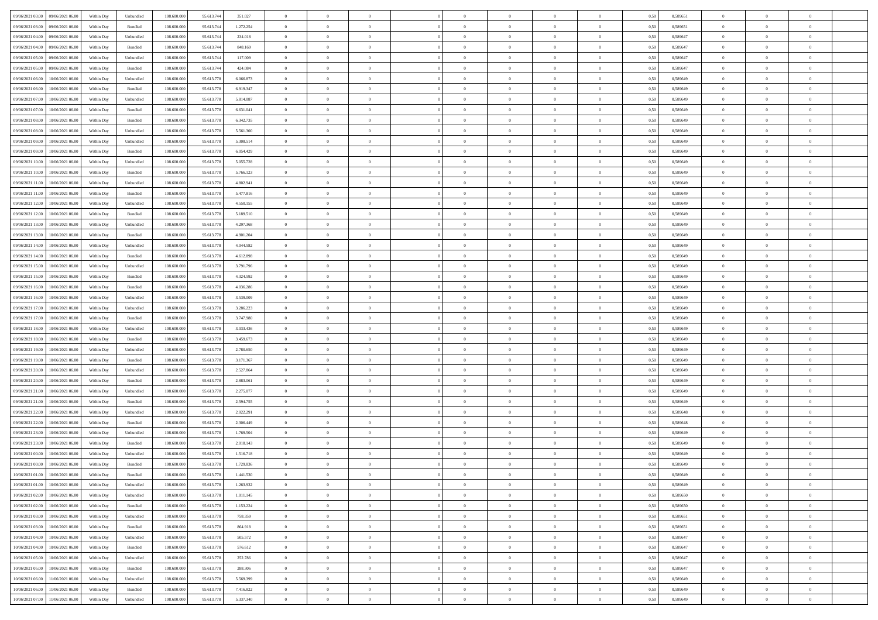| | | | | | | | | | | | | | | | | | | | | | |
|---|---|---|---|---|---|---|---|---|---|---|---|---|---|---|---|---|---|---|---|---|---|
| 09/06/2021 03.00 | 09/06/2021 06.00 | Within Day | Unbundled | 108.600.000 | 95.613.744 | 351.027 | 0 | 0 | 0 | | 0 | 0 | 0 | 0 | 0 | 0,50 | 0,589651 | 0 | 0 | 0 | |
| 09/06/2021 03.00 | 09/06/2021 06.00 | Within Day | Bundled | 108.600.000 | 95.613.744 | 1.272.254 | 0 | 0 | 0 | | 0 | 0 | 0 | 0 | 0 | 0,50 | 0,589651 | 0 | 0 | 0 | |
| 09/06/2021 04.00 | 09/06/2021 06.00 | Within Day | Unbundled | 108.600.000 | 95.613.744 | 234.018 | 0 | 0 | 0 | | 0 | 0 | 0 | 0 | 0 | 0,50 | 0,589647 | 0 | 0 | 0 | |
| 09/06/2021 04.00 | 09/06/2021 06.00 | Within Day | Bundled | 108.600.000 | 95.613.744 | 848.169 | 0 | 0 | 0 | | 0 | 0 | 0 | 0 | 0 | 0,50 | 0,589647 | 0 | 0 | 0 | |
| 09/06/2021 05.00 | 09/06/2021 06.00 | Within Day | Unbundled | 108.600.000 | 95.613.744 | 117.009 | 0 | 0 | 0 | | 0 | 0 | 0 | 0 | 0 | 0,50 | 0,589647 | 0 | 0 | 0 | |
| 09/06/2021 05.00 | 09/06/2021 06.00 | Within Day | Bundled | 108.600.000 | 95.613.744 | 424.084 | 0 | 0 | 0 | | 0 | 0 | 0 | 0 | 0 | 0,50 | 0,589647 | 0 | 0 | 0 | |
| 09/06/2021 06.00 | 10/06/2021 06.00 | Within Day | Unbundled | 108.600.000 | 95.613.778 | 6.066.873 | 0 | 0 | 0 | | 0 | 0 | 0 | 0 | 0 | 0,50 | 0,589649 | 0 | 0 | 0 | |
| 09/06/2021 06.00 | 10/06/2021 06.00 | Within Day | Bundled | 108.600.000 | 95.613.778 | 6.919.347 | 0 | 0 | 0 | | 0 | 0 | 0 | 0 | 0 | 0,50 | 0,589649 | 0 | 0 | 0 | |
| 09/06/2021 07.00 | 10/06/2021 06.00 | Within Day | Unbundled | 108.600.000 | 95.613.778 | 5.814.087 | 0 | 0 | 0 | | 0 | 0 | 0 | 0 | 0 | 0,50 | 0,589649 | 0 | 0 | 0 | |
| 09/06/2021 07.00 | 10/06/2021 06.00 | Within Day | Bundled | 108.600.000 | 95.613.778 | 6.631.041 | 0 | 0 | 0 | | 0 | 0 | 0 | 0 | 0 | 0,50 | 0,589649 | 0 | 0 | 0 | |
| 09/06/2021 08.00 | 10/06/2021 06.00 | Within Day | Bundled | 108.600.000 | 95.613.778 | 6.342.735 | 0 | 0 | 0 | | 0 | 0 | 0 | 0 | 0 | 0,50 | 0,589649 | 0 | 0 | 0 | |
| 09/06/2021 08.00 | 10/06/2021 06.00 | Within Day | Unbundled | 108.600.000 | 95.613.778 | 5.561.300 | 0 | 0 | 0 | | 0 | 0 | 0 | 0 | 0 | 0,50 | 0,589649 | 0 | 0 | 0 | |
| 09/06/2021 09.00 | 10/06/2021 06.00 | Within Day | Unbundled | 108.600.000 | 95.613.778 | 5.308.514 | 0 | 0 | 0 | | 0 | 0 | 0 | 0 | 0 | 0,50 | 0,589649 | 0 | 0 | 0 | |
| 09/06/2021 09.00 | 10/06/2021 06.00 | Within Day | Bundled | 108.600.000 | 95.613.778 | 6.054.429 | 0 | 0 | 0 | | 0 | 0 | 0 | 0 | 0 | 0,50 | 0,589649 | 0 | 0 | 0 | |
| 09/06/2021 10.00 | 10/06/2021 06.00 | Within Day | Unbundled | 108.600.000 | 95.613.778 | 5.055.728 | 0 | 0 | 0 | | 0 | 0 | 0 | 0 | 0 | 0,50 | 0,589649 | 0 | 0 | 0 | |
| 09/06/2021 10.00 | 10/06/2021 06.00 | Within Day | Bundled | 108.600.000 | 95.613.778 | 5.766.123 | 0 | 0 | 0 | | 0 | 0 | 0 | 0 | 0 | 0,50 | 0,589649 | 0 | 0 | 0 | |
| 09/06/2021 11.00 | 10/06/2021 06.00 | Within Day | Unbundled | 108.600.000 | 95.613.778 | 4.802.941 | 0 | 0 | 0 | | 0 | 0 | 0 | 0 | 0 | 0,50 | 0,589649 | 0 | 0 | 0 | |
| 09/06/2021 11.00 | 10/06/2021 06.00 | Within Day | Bundled | 108.600.000 | 95.613.778 | 5.477.816 | 0 | 0 | 0 | | 0 | 0 | 0 | 0 | 0 | 0,50 | 0,589649 | 0 | 0 | 0 | |
| 09/06/2021 12.00 | 10/06/2021 06.00 | Within Day | Unbundled | 108.600.000 | 95.613.778 | 4.550.155 | 0 | 0 | 0 | | 0 | 0 | 0 | 0 | 0 | 0,50 | 0,589649 | 0 | 0 | 0 | |
| 09/06/2021 12.00 | 10/06/2021 06.00 | Within Day | Bundled | 108.600.000 | 95.613.778 | 5.189.510 | 0 | 0 | 0 | | 0 | 0 | 0 | 0 | 0 | 0,50 | 0,589649 | 0 | 0 | 0 | |
| 09/06/2021 13.00 | 10/06/2021 06.00 | Within Day | Unbundled | 108.600.000 | 95.613.778 | 4.297.368 | 0 | 0 | 0 | | 0 | 0 | 0 | 0 | 0 | 0,50 | 0,589649 | 0 | 0 | 0 | |
| 09/06/2021 13.00 | 10/06/2021 06.00 | Within Day | Bundled | 108.600.000 | 95.613.778 | 4.901.204 | 0 | 0 | 0 | | 0 | 0 | 0 | 0 | 0 | 0,50 | 0,589649 | 0 | 0 | 0 | |
| 09/06/2021 14.00 | 10/06/2021 06.00 | Within Day | Unbundled | 108.600.000 | 95.613.778 | 4.044.582 | 0 | 0 | 0 | | 0 | 0 | 0 | 0 | 0 | 0,50 | 0,589649 | 0 | 0 | 0 | |
| 09/06/2021 14.00 | 10/06/2021 06.00 | Within Day | Bundled | 108.600.000 | 95.613.778 | 4.612.898 | 0 | 0 | 0 | | 0 | 0 | 0 | 0 | 0 | 0,50 | 0,589649 | 0 | 0 | 0 | |
| 09/06/2021 15.00 | 10/06/2021 06.00 | Within Day | Unbundled | 108.600.000 | 95.613.778 | 3.791.796 | 0 | 0 | 0 | | 0 | 0 | 0 | 0 | 0 | 0,50 | 0,589649 | 0 | 0 | 0 | |
| 09/06/2021 15.00 | 10/06/2021 06.00 | Within Day | Bundled | 108.600.000 | 95.613.778 | 4.324.592 | 0 | 0 | 0 | | 0 | 0 | 0 | 0 | 0 | 0,50 | 0,589649 | 0 | 0 | 0 | |
| 09/06/2021 16.00 | 10/06/2021 06.00 | Within Day | Bundled | 108.600.000 | 95.613.778 | 4.036.286 | 0 | 0 | 0 | | 0 | 0 | 0 | 0 | 0 | 0,50 | 0,589649 | 0 | 0 | 0 | |
| 09/06/2021 16.00 | 10/06/2021 06.00 | Within Day | Unbundled | 108.600.000 | 95.613.778 | 3.539.009 | 0 | 0 | 0 | | 0 | 0 | 0 | 0 | 0 | 0,50 | 0,589649 | 0 | 0 | 0 | |
| 09/06/2021 17.00 | 10/06/2021 06.00 | Within Day | Unbundled | 108.600.000 | 95.613.778 | 3.286.223 | 0 | 0 | 0 | | 0 | 0 | 0 | 0 | 0 | 0,50 | 0,589649 | 0 | 0 | 0 | |
| 09/06/2021 17.00 | 10/06/2021 06.00 | Within Day | Bundled | 108.600.000 | 95.613.778 | 3.747.980 | 0 | 0 | 0 | | 0 | 0 | 0 | 0 | 0 | 0,50 | 0,589649 | 0 | 0 | 0 | |
| 09/06/2021 18.00 | 10/06/2021 06.00 | Within Day | Unbundled | 108.600.000 | 95.613.778 | 3.033.436 | 0 | 0 | 0 | | 0 | 0 | 0 | 0 | 0 | 0,50 | 0,589649 | 0 | 0 | 0 | |
| 09/06/2021 18.00 | 10/06/2021 06.00 | Within Day | Bundled | 108.600.000 | 95.613.778 | 3.459.673 | 0 | 0 | 0 | | 0 | 0 | 0 | 0 | 0 | 0,50 | 0,589649 | 0 | 0 | 0 | |
| 09/06/2021 19.00 | 10/06/2021 06.00 | Within Day | Unbundled | 108.600.000 | 95.613.778 | 2.780.650 | 0 | 0 | 0 | | 0 | 0 | 0 | 0 | 0 | 0,50 | 0,589649 | 0 | 0 | 0 | |
| 09/06/2021 19.00 | 10/06/2021 06.00 | Within Day | Bundled | 108.600.000 | 95.613.778 | 3.171.367 | 0 | 0 | 0 | | 0 | 0 | 0 | 0 | 0 | 0,50 | 0,589649 | 0 | 0 | 0 | |
| 09/06/2021 20.00 | 10/06/2021 06.00 | Within Day | Unbundled | 108.600.000 | 95.613.778 | 2.527.864 | 0 | 0 | 0 | | 0 | 0 | 0 | 0 | 0 | 0,50 | 0,589649 | 0 | 0 | 0 | |
| 09/06/2021 20.00 | 10/06/2021 06.00 | Within Day | Bundled | 108.600.000 | 95.613.778 | 2.883.061 | 0 | 0 | 0 | | 0 | 0 | 0 | 0 | 0 | 0,50 | 0,589649 | 0 | 0 | 0 | |
| 09/06/2021 21.00 | 10/06/2021 06.00 | Within Day | Unbundled | 108.600.000 | 95.613.778 | 2.275.077 | 0 | 0 | 0 | | 0 | 0 | 0 | 0 | 0 | 0,50 | 0,589649 | 0 | 0 | 0 | |
| 09/06/2021 21.00 | 10/06/2021 06.00 | Within Day | Bundled | 108.600.000 | 95.613.778 | 2.594.755 | 0 | 0 | 0 | | 0 | 0 | 0 | 0 | 0 | 0,50 | 0,589649 | 0 | 0 | 0 | |
| 09/06/2021 22.00 | 10/06/2021 06.00 | Within Day | Unbundled | 108.600.000 | 95.613.778 | 2.022.291 | 0 | 0 | 0 | | 0 | 0 | 0 | 0 | 0 | 0,50 | 0,589648 | 0 | 0 | 0 | |
| 09/06/2021 22.00 | 10/06/2021 06.00 | Within Day | Bundled | 108.600.000 | 95.613.778 | 2.306.449 | 0 | 0 | 0 | | 0 | 0 | 0 | 0 | 0 | 0,50 | 0,589648 | 0 | 0 | 0 | |
| 09/06/2021 23.00 | 10/06/2021 06.00 | Within Day | Unbundled | 108.600.000 | 95.613.778 | 1.769.504 | 0 | 0 | 0 | | 0 | 0 | 0 | 0 | 0 | 0,50 | 0,589649 | 0 | 0 | 0 | |
| 09/06/2021 23.00 | 10/06/2021 06.00 | Within Day | Bundled | 108.600.000 | 95.613.778 | 2.018.143 | 0 | 0 | 0 | | 0 | 0 | 0 | 0 | 0 | 0,50 | 0,589649 | 0 | 0 | 0 | |
| 10/06/2021 00.00 | 10/06/2021 06.00 | Within Day | Unbundled | 108.600.000 | 95.613.778 | 1.516.718 | 0 | 0 | 0 | | 0 | 0 | 0 | 0 | 0 | 0,50 | 0,589649 | 0 | 0 | 0 | |
| 10/06/2021 00.00 | 10/06/2021 06.00 | Within Day | Bundled | 108.600.000 | 95.613.778 | 1.729.836 | 0 | 0 | 0 | | 0 | 0 | 0 | 0 | 0 | 0,50 | 0,589649 | 0 | 0 | 0 | |
| 10/06/2021 01.00 | 10/06/2021 06.00 | Within Day | Bundled | 108.600.000 | 95.613.778 | 1.441.530 | 0 | 0 | 0 | | 0 | 0 | 0 | 0 | 0 | 0,50 | 0,589649 | 0 | 0 | 0 | |
| 10/06/2021 01.00 | 10/06/2021 06.00 | Within Day | Unbundled | 108.600.000 | 95.613.778 | 1.263.932 | 0 | 0 | 0 | | 0 | 0 | 0 | 0 | 0 | 0,50 | 0,589649 | 0 | 0 | 0 | |
| 10/06/2021 02.00 | 10/06/2021 06.00 | Within Day | Unbundled | 108.600.000 | 95.613.778 | 1.011.145 | 0 | 0 | 0 | | 0 | 0 | 0 | 0 | 0 | 0,50 | 0,589650 | 0 | 0 | 0 | |
| 10/06/2021 02.00 | 10/06/2021 06.00 | Within Day | Bundled | 108.600.000 | 95.613.778 | 1.153.224 | 0 | 0 | 0 | | 0 | 0 | 0 | 0 | 0 | 0,50 | 0,589650 | 0 | 0 | 0 | |
| 10/06/2021 03.00 | 10/06/2021 06.00 | Within Day | Unbundled | 108.600.000 | 95.613.778 | 758.359 | 0 | 0 | 0 | | 0 | 0 | 0 | 0 | 0 | 0,50 | 0,589651 | 0 | 0 | 0 | |
| 10/06/2021 03.00 | 10/06/2021 06.00 | Within Day | Bundled | 108.600.000 | 95.613.778 | 864.918 | 0 | 0 | 0 | | 0 | 0 | 0 | 0 | 0 | 0,50 | 0,589651 | 0 | 0 | 0 | |
| 10/06/2021 04.00 | 10/06/2021 06.00 | Within Day | Unbundled | 108.600.000 | 95.613.778 | 505.572 | 0 | 0 | 0 | | 0 | 0 | 0 | 0 | 0 | 0,50 | 0,589647 | 0 | 0 | 0 | |
| 10/06/2021 04.00 | 10/06/2021 06.00 | Within Day | Bundled | 108.600.000 | 95.613.778 | 576.612 | 0 | 0 | 0 | | 0 | 0 | 0 | 0 | 0 | 0,50 | 0,589647 | 0 | 0 | 0 | |
| 10/06/2021 05.00 | 10/06/2021 06.00 | Within Day | Unbundled | 108.600.000 | 95.613.778 | 252.786 | 0 | 0 | 0 | | 0 | 0 | 0 | 0 | 0 | 0,50 | 0,589647 | 0 | 0 | 0 | |
| 10/06/2021 05.00 | 10/06/2021 06.00 | Within Day | Bundled | 108.600.000 | 95.613.778 | 288.306 | 0 | 0 | 0 | | 0 | 0 | 0 | 0 | 0 | 0,50 | 0,589647 | 0 | 0 | 0 | |
| 10/06/2021 06.00 | 11/06/2021 06.00 | Within Day | Unbundled | 108.600.000 | 95.613.778 | 5.569.399 | 0 | 0 | 0 | | 0 | 0 | 0 | 0 | 0 | 0,50 | 0,589649 | 0 | 0 | 0 | |
| 10/06/2021 06.00 | 11/06/2021 06.00 | Within Day | Bundled | 108.600.000 | 95.613.778 | 7.416.822 | 0 | 0 | 0 | | 0 | 0 | 0 | 0 | 0 | 0,50 | 0,589649 | 0 | 0 | 0 | |
| 10/06/2021 07.00 | 11/06/2021 06.00 | Within Day | Unbundled | 108.600.000 | 95.613.778 | 5.337.340 | 0 | 0 | 0 | | 0 | 0 | 0 | 0 | 0 | 0,50 | 0,589649 | 0 | 0 | 0 | |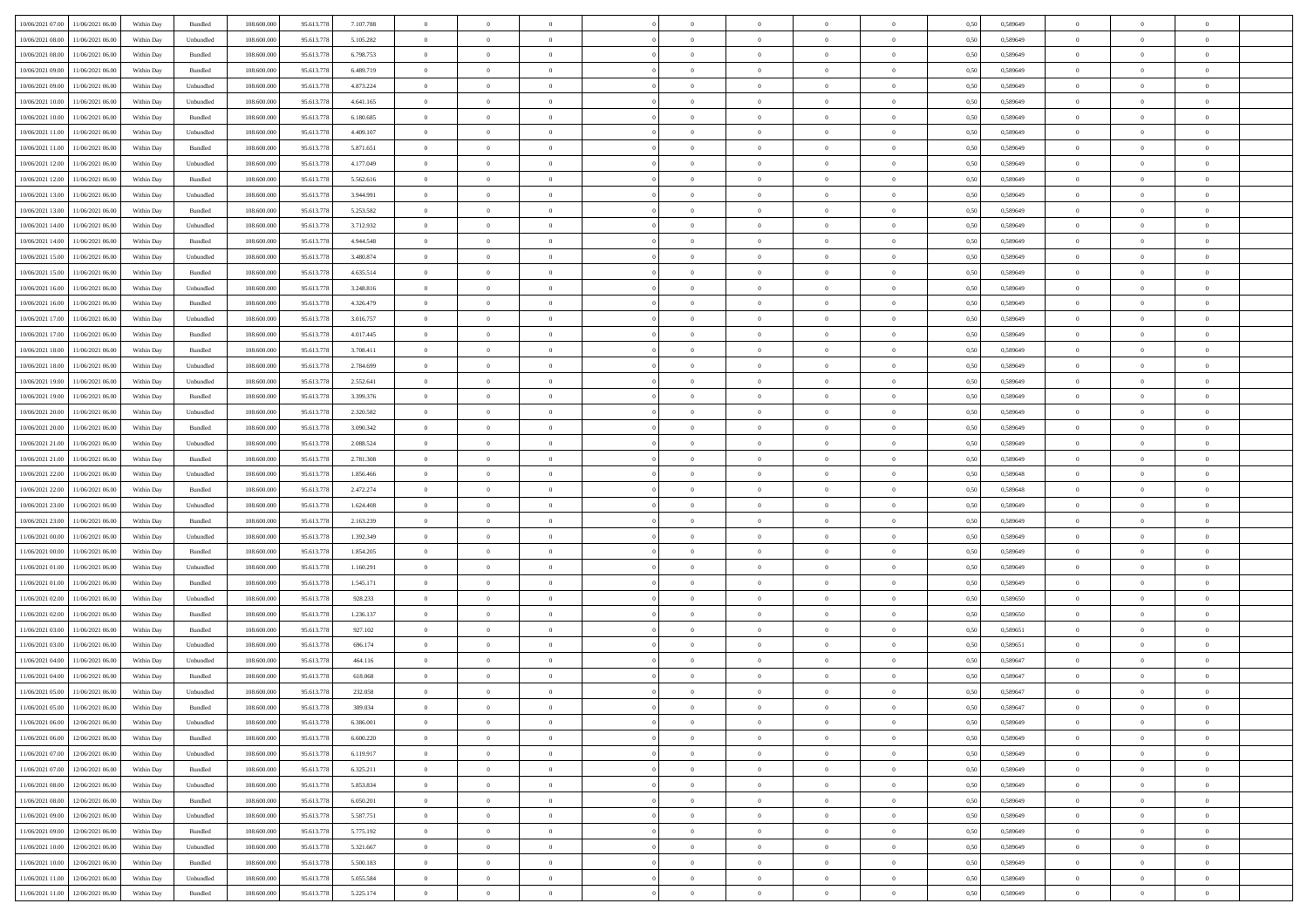| | | | | | | | | | | | | | | | | | | | | | |
|---|---|---|---|---|---|---|---|---|---|---|---|---|---|---|---|---|---|---|---|---|---|
| 10/06/2021 07:00 | 11/06/2021 06:00 | Within Day | Bundled | 108.600.000 | 95.613.778 | 7.107.788 | 0 | 0 | 0 | | 0 | 0 | 0 | 0 | 0,50 | 0,589649 | 0 | 0 | 0 | |
| 10/06/2021 08:00 | 11/06/2021 06:00 | Within Day | Unbundled | 108.600.000 | 95.613.778 | 5.105.282 | 0 | 0 | 0 | | 0 | 0 | 0 | 0 | 0,50 | 0,589649 | 0 | 0 | 0 | |
| 10/06/2021 08:00 | 11/06/2021 06:00 | Within Day | Bundled | 108.600.000 | 95.613.778 | 6.798.753 | 0 | 0 | 0 | | 0 | 0 | 0 | 0 | 0,50 | 0,589649 | 0 | 0 | 0 | |
| 10/06/2021 09:00 | 11/06/2021 06:00 | Within Day | Bundled | 108.600.000 | 95.613.778 | 6.489.719 | 0 | 0 | 0 | | 0 | 0 | 0 | 0 | 0,50 | 0,589649 | 0 | 0 | 0 | |
| 10/06/2021 09:00 | 11/06/2021 06:00 | Within Day | Unbundled | 108.600.000 | 95.613.778 | 4.873.224 | 0 | 0 | 0 | | 0 | 0 | 0 | 0 | 0,50 | 0,589649 | 0 | 0 | 0 | |
| 10/06/2021 10:00 | 11/06/2021 06:00 | Within Day | Unbundled | 108.600.000 | 95.613.778 | 4.641.165 | 0 | 0 | 0 | | 0 | 0 | 0 | 0 | 0,50 | 0,589649 | 0 | 0 | 0 | |
| 10/06/2021 10:00 | 11/06/2021 06:00 | Within Day | Bundled | 108.600.000 | 95.613.778 | 6.180.685 | 0 | 0 | 0 | | 0 | 0 | 0 | 0 | 0,50 | 0,589649 | 0 | 0 | 0 | |
| 10/06/2021 11:00 | 11/06/2021 06:00 | Within Day | Unbundled | 108.600.000 | 95.613.778 | 4.409.107 | 0 | 0 | 0 | | 0 | 0 | 0 | 0 | 0,50 | 0,589649 | 0 | 0 | 0 | |
| 10/06/2021 11:00 | 11/06/2021 06:00 | Within Day | Bundled | 108.600.000 | 95.613.778 | 5.871.651 | 0 | 0 | 0 | | 0 | 0 | 0 | 0 | 0,50 | 0,589649 | 0 | 0 | 0 | |
| 10/06/2021 12:00 | 11/06/2021 06:00 | Within Day | Unbundled | 108.600.000 | 95.613.778 | 4.177.049 | 0 | 0 | 0 | | 0 | 0 | 0 | 0 | 0,50 | 0,589649 | 0 | 0 | 0 | |
| 10/06/2021 12:00 | 11/06/2021 06:00 | Within Day | Bundled | 108.600.000 | 95.613.778 | 5.562.616 | 0 | 0 | 0 | | 0 | 0 | 0 | 0 | 0,50 | 0,589649 | 0 | 0 | 0 | |
| 10/06/2021 13:00 | 11/06/2021 06:00 | Within Day | Unbundled | 108.600.000 | 95.613.778 | 3.944.991 | 0 | 0 | 0 | | 0 | 0 | 0 | 0 | 0,50 | 0,589649 | 0 | 0 | 0 | |
| 10/06/2021 13:00 | 11/06/2021 06:00 | Within Day | Bundled | 108.600.000 | 95.613.778 | 5.253.582 | 0 | 0 | 0 | | 0 | 0 | 0 | 0 | 0,50 | 0,589649 | 0 | 0 | 0 | |
| 10/06/2021 14:00 | 11/06/2021 06:00 | Within Day | Unbundled | 108.600.000 | 95.613.778 | 3.712.932 | 0 | 0 | 0 | | 0 | 0 | 0 | 0 | 0,50 | 0,589649 | 0 | 0 | 0 | |
| 10/06/2021 14:00 | 11/06/2021 06:00 | Within Day | Bundled | 108.600.000 | 95.613.778 | 4.944.548 | 0 | 0 | 0 | | 0 | 0 | 0 | 0 | 0,50 | 0,589649 | 0 | 0 | 0 | |
| 10/06/2021 15:00 | 11/06/2021 06:00 | Within Day | Unbundled | 108.600.000 | 95.613.778 | 3.480.874 | 0 | 0 | 0 | | 0 | 0 | 0 | 0 | 0,50 | 0,589649 | 0 | 0 | 0 | |
| 10/06/2021 15:00 | 11/06/2021 06:00 | Within Day | Bundled | 108.600.000 | 95.613.778 | 4.635.514 | 0 | 0 | 0 | | 0 | 0 | 0 | 0 | 0,50 | 0,589649 | 0 | 0 | 0 | |
| 10/06/2021 16:00 | 11/06/2021 06:00 | Within Day | Unbundled | 108.600.000 | 95.613.778 | 3.248.816 | 0 | 0 | 0 | | 0 | 0 | 0 | 0 | 0,50 | 0,589649 | 0 | 0 | 0 | |
| 10/06/2021 16:00 | 11/06/2021 06:00 | Within Day | Bundled | 108.600.000 | 95.613.778 | 4.326.479 | 0 | 0 | 0 | | 0 | 0 | 0 | 0 | 0,50 | 0,589649 | 0 | 0 | 0 | |
| 10/06/2021 17:00 | 11/06/2021 06:00 | Within Day | Unbundled | 108.600.000 | 95.613.778 | 3.016.757 | 0 | 0 | 0 | | 0 | 0 | 0 | 0 | 0,50 | 0,589649 | 0 | 0 | 0 | |
| 10/06/2021 17:00 | 11/06/2021 06:00 | Within Day | Bundled | 108.600.000 | 95.613.778 | 4.017.445 | 0 | 0 | 0 | | 0 | 0 | 0 | 0 | 0,50 | 0,589649 | 0 | 0 | 0 | |
| 10/06/2021 18:00 | 11/06/2021 06:00 | Within Day | Bundled | 108.600.000 | 95.613.778 | 3.708.411 | 0 | 0 | 0 | | 0 | 0 | 0 | 0 | 0,50 | 0,589649 | 0 | 0 | 0 | |
| 10/06/2021 18:00 | 11/06/2021 06:00 | Within Day | Unbundled | 108.600.000 | 95.613.778 | 2.784.699 | 0 | 0 | 0 | | 0 | 0 | 0 | 0 | 0,50 | 0,589649 | 0 | 0 | 0 | |
| 10/06/2021 19:00 | 11/06/2021 06:00 | Within Day | Unbundled | 108.600.000 | 95.613.778 | 2.552.641 | 0 | 0 | 0 | | 0 | 0 | 0 | 0 | 0,50 | 0,589649 | 0 | 0 | 0 | |
| 10/06/2021 19:00 | 11/06/2021 06:00 | Within Day | Bundled | 108.600.000 | 95.613.778 | 3.399.376 | 0 | 0 | 0 | | 0 | 0 | 0 | 0 | 0,50 | 0,589649 | 0 | 0 | 0 | |
| 10/06/2021 20:00 | 11/06/2021 06:00 | Within Day | Unbundled | 108.600.000 | 95.613.778 | 2.320.582 | 0 | 0 | 0 | | 0 | 0 | 0 | 0 | 0,50 | 0,589649 | 0 | 0 | 0 | |
| 10/06/2021 20:00 | 11/06/2021 06:00 | Within Day | Bundled | 108.600.000 | 95.613.778 | 3.090.342 | 0 | 0 | 0 | | 0 | 0 | 0 | 0 | 0,50 | 0,589649 | 0 | 0 | 0 | |
| 10/06/2021 21:00 | 11/06/2021 06:00 | Within Day | Unbundled | 108.600.000 | 95.613.778 | 2.088.524 | 0 | 0 | 0 | | 0 | 0 | 0 | 0 | 0,50 | 0,589649 | 0 | 0 | 0 | |
| 10/06/2021 21:00 | 11/06/2021 06:00 | Within Day | Bundled | 108.600.000 | 95.613.778 | 2.781.308 | 0 | 0 | 0 | | 0 | 0 | 0 | 0 | 0,50 | 0,589649 | 0 | 0 | 0 | |
| 10/06/2021 22:00 | 11/06/2021 06:00 | Within Day | Unbundled | 108.600.000 | 95.613.778 | 1.856.466 | 0 | 0 | 0 | | 0 | 0 | 0 | 0 | 0,50 | 0,589648 | 0 | 0 | 0 | |
| 10/06/2021 22:00 | 11/06/2021 06:00 | Within Day | Bundled | 108.600.000 | 95.613.778 | 2.472.274 | 0 | 0 | 0 | | 0 | 0 | 0 | 0 | 0,50 | 0,589648 | 0 | 0 | 0 | |
| 10/06/2021 23:00 | 11/06/2021 06:00 | Within Day | Unbundled | 108.600.000 | 95.613.778 | 1.624.408 | 0 | 0 | 0 | | 0 | 0 | 0 | 0 | 0,50 | 0,589649 | 0 | 0 | 0 | |
| 10/06/2021 23:00 | 11/06/2021 06:00 | Within Day | Bundled | 108.600.000 | 95.613.778 | 2.163.239 | 0 | 0 | 0 | | 0 | 0 | 0 | 0 | 0,50 | 0,589649 | 0 | 0 | 0 | |
| 11/06/2021 00:00 | 11/06/2021 06:00 | Within Day | Unbundled | 108.600.000 | 95.613.778 | 1.392.349 | 0 | 0 | 0 | | 0 | 0 | 0 | 0 | 0,50 | 0,589649 | 0 | 0 | 0 | |
| 11/06/2021 00:00 | 11/06/2021 06:00 | Within Day | Bundled | 108.600.000 | 95.613.778 | 1.854.205 | 0 | 0 | 0 | | 0 | 0 | 0 | 0 | 0,50 | 0,589649 | 0 | 0 | 0 | |
| 11/06/2021 01:00 | 11/06/2021 06:00 | Within Day | Unbundled | 108.600.000 | 95.613.778 | 1.160.291 | 0 | 0 | 0 | | 0 | 0 | 0 | 0 | 0,50 | 0,589649 | 0 | 0 | 0 | |
| 11/06/2021 01:00 | 11/06/2021 06:00 | Within Day | Bundled | 108.600.000 | 95.613.778 | 1.545.171 | 0 | 0 | 0 | | 0 | 0 | 0 | 0 | 0,50 | 0,589649 | 0 | 0 | 0 | |
| 11/06/2021 02:00 | 11/06/2021 06:00 | Within Day | Unbundled | 108.600.000 | 95.613.778 | 928.233 | 0 | 0 | 0 | | 0 | 0 | 0 | 0 | 0,50 | 0,589650 | 0 | 0 | 0 | |
| 11/06/2021 02:00 | 11/06/2021 06:00 | Within Day | Bundled | 108.600.000 | 95.613.778 | 1.236.137 | 0 | 0 | 0 | | 0 | 0 | 0 | 0 | 0,50 | 0,589650 | 0 | 0 | 0 | |
| 11/06/2021 03:00 | 11/06/2021 06:00 | Within Day | Bundled | 108.600.000 | 95.613.778 | 927.102 | 0 | 0 | 0 | | 0 | 0 | 0 | 0 | 0,50 | 0,589651 | 0 | 0 | 0 | |
| 11/06/2021 03:00 | 11/06/2021 06:00 | Within Day | Unbundled | 108.600.000 | 95.613.778 | 696.174 | 0 | 0 | 0 | | 0 | 0 | 0 | 0 | 0,50 | 0,589651 | 0 | 0 | 0 | |
| 11/06/2021 04:00 | 11/06/2021 06:00 | Within Day | Unbundled | 108.600.000 | 95.613.778 | 464.116 | 0 | 0 | 0 | | 0 | 0 | 0 | 0 | 0,50 | 0,589647 | 0 | 0 | 0 | |
| 11/06/2021 04:00 | 11/06/2021 06:00 | Within Day | Bundled | 108.600.000 | 95.613.778 | 618.068 | 0 | 0 | 0 | | 0 | 0 | 0 | 0 | 0,50 | 0,589647 | 0 | 0 | 0 | |
| 11/06/2021 05:00 | 11/06/2021 06:00 | Within Day | Unbundled | 108.600.000 | 95.613.778 | 232.058 | 0 | 0 | 0 | | 0 | 0 | 0 | 0 | 0,50 | 0,589647 | 0 | 0 | 0 | |
| 11/06/2021 05:00 | 11/06/2021 06:00 | Within Day | Bundled | 108.600.000 | 95.613.778 | 309.034 | 0 | 0 | 0 | | 0 | 0 | 0 | 0 | 0,50 | 0,589647 | 0 | 0 | 0 | |
| 11/06/2021 06:00 | 12/06/2021 06:00 | Within Day | Unbundled | 108.600.000 | 95.613.778 | 6.386.001 | 0 | 0 | 0 | | 0 | 0 | 0 | 0 | 0,50 | 0,589649 | 0 | 0 | 0 | |
| 11/06/2021 06:00 | 12/06/2021 06:00 | Within Day | Bundled | 108.600.000 | 95.613.778 | 6.600.220 | 0 | 0 | 0 | | 0 | 0 | 0 | 0 | 0,50 | 0,589649 | 0 | 0 | 0 | |
| 11/06/2021 07:00 | 12/06/2021 06:00 | Within Day | Unbundled | 108.600.000 | 95.613.778 | 6.119.917 | 0 | 0 | 0 | | 0 | 0 | 0 | 0 | 0,50 | 0,589649 | 0 | 0 | 0 | |
| 11/06/2021 07:00 | 12/06/2021 06:00 | Within Day | Bundled | 108.600.000 | 95.613.778 | 6.325.211 | 0 | 0 | 0 | | 0 | 0 | 0 | 0 | 0,50 | 0,589649 | 0 | 0 | 0 | |
| 11/06/2021 08:00 | 12/06/2021 06:00 | Within Day | Unbundled | 108.600.000 | 95.613.778 | 5.853.834 | 0 | 0 | 0 | | 0 | 0 | 0 | 0 | 0,50 | 0,589649 | 0 | 0 | 0 | |
| 11/06/2021 08:00 | 12/06/2021 06:00 | Within Day | Bundled | 108.600.000 | 95.613.778 | 6.050.201 | 0 | 0 | 0 | | 0 | 0 | 0 | 0 | 0,50 | 0,589649 | 0 | 0 | 0 | |
| 11/06/2021 09:00 | 12/06/2021 06:00 | Within Day | Unbundled | 108.600.000 | 95.613.778 | 5.587.751 | 0 | 0 | 0 | | 0 | 0 | 0 | 0 | 0,50 | 0,589649 | 0 | 0 | 0 | |
| 11/06/2021 09:00 | 12/06/2021 06:00 | Within Day | Bundled | 108.600.000 | 95.613.778 | 5.775.192 | 0 | 0 | 0 | | 0 | 0 | 0 | 0 | 0,50 | 0,589649 | 0 | 0 | 0 | |
| 11/06/2021 10:00 | 12/06/2021 06:00 | Within Day | Unbundled | 108.600.000 | 95.613.778 | 5.321.667 | 0 | 0 | 0 | | 0 | 0 | 0 | 0 | 0,50 | 0,589649 | 0 | 0 | 0 | |
| 11/06/2021 10:00 | 12/06/2021 06:00 | Within Day | Bundled | 108.600.000 | 95.613.778 | 5.500.183 | 0 | 0 | 0 | | 0 | 0 | 0 | 0 | 0,50 | 0,589649 | 0 | 0 | 0 | |
| 11/06/2021 11:00 | 12/06/2021 06:00 | Within Day | Unbundled | 108.600.000 | 95.613.778 | 5.055.584 | 0 | 0 | 0 | | 0 | 0 | 0 | 0 | 0,50 | 0,589649 | 0 | 0 | 0 | |
| 11/06/2021 11:00 | 12/06/2021 06:00 | Within Day | Bundled | 108.600.000 | 95.613.778 | 5.225.174 | 0 | 0 | 0 | | 0 | 0 | 0 | 0 | 0,50 | 0,589649 | 0 | 0 | 0 | |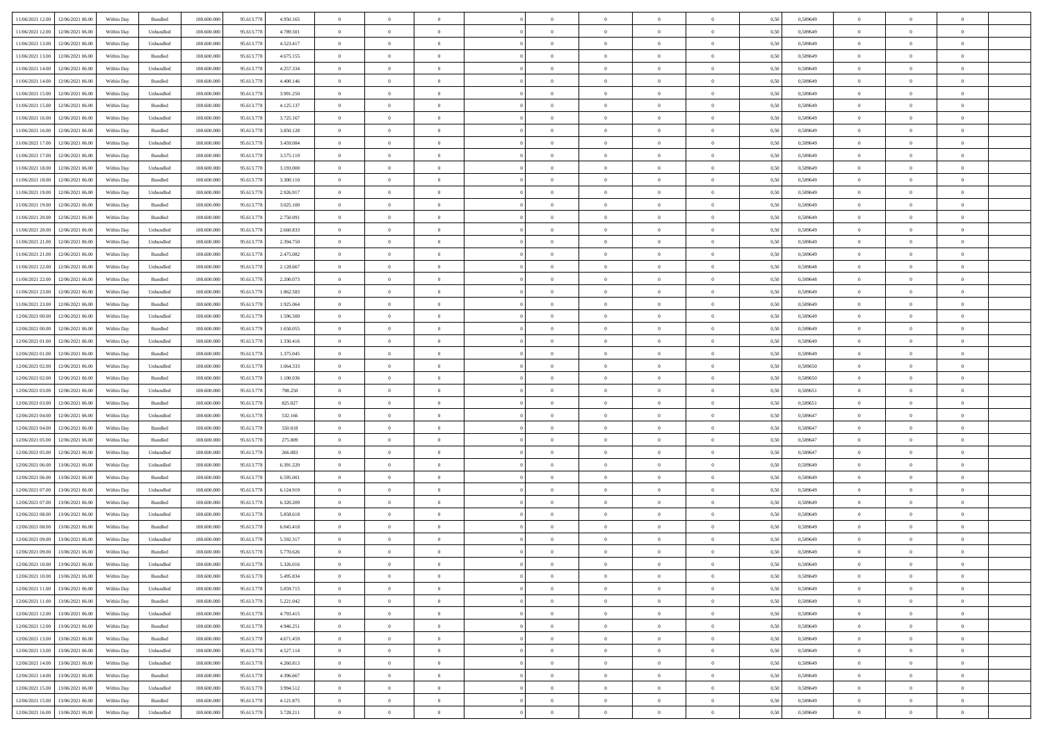| | | | | | | | | | | | | | | | | | | | | | |
|---|---|---|---|---|---|---|---|---|---|---|---|---|---|---|---|---|---|---|---|---|---|
| 11/06/2021 12.00 | 12/06/2021 06.00 | Within Day | Bundled | 108.600.000 | 95.613.778 | 4.950.165 | 0 | 0 | 0 | | 0 | 0 | 0 | 0 | 0,50 | 0,589649 | 0 | 0 | 0 | |
| 11/06/2021 12.00 | 12/06/2021 06.00 | Within Day | Unbundled | 108.600.000 | 95.613.778 | 4.789.501 | 0 | 0 | 0 | | 0 | 0 | 0 | 0 | 0,50 | 0,589649 | 0 | 0 | 0 | |
| 11/06/2021 13.00 | 12/06/2021 06.00 | Within Day | Unbundled | 108.600.000 | 95.613.778 | 4.523.417 | 0 | 0 | 0 | | 0 | 0 | 0 | 0 | 0,50 | 0,589649 | 0 | 0 | 0 | |
| 11/06/2021 13.00 | 12/06/2021 06.00 | Within Day | Bundled | 108.600.000 | 95.613.778 | 4.675.155 | 0 | 0 | 0 | | 0 | 0 | 0 | 0 | 0,50 | 0,589649 | 0 | 0 | 0 | |
| 11/06/2021 14.00 | 12/06/2021 06.00 | Within Day | Unbundled | 108.600.000 | 95.613.778 | 4.257.334 | 0 | 0 | 0 | | 0 | 0 | 0 | 0 | 0,50 | 0,589649 | 0 | 0 | 0 | |
| 11/06/2021 14.00 | 12/06/2021 06.00 | Within Day | Bundled | 108.600.000 | 95.613.778 | 4.400.146 | 0 | 0 | 0 | | 0 | 0 | 0 | 0 | 0,50 | 0,589649 | 0 | 0 | 0 | |
| 11/06/2021 15.00 | 12/06/2021 06.00 | Within Day | Unbundled | 108.600.000 | 95.613.778 | 3.991.250 | 0 | 0 | 0 | | 0 | 0 | 0 | 0 | 0,50 | 0,589649 | 0 | 0 | 0 | |
| 11/06/2021 15.00 | 12/06/2021 06.00 | Within Day | Bundled | 108.600.000 | 95.613.778 | 4.125.137 | 0 | 0 | 0 | | 0 | 0 | 0 | 0 | 0,50 | 0,589649 | 0 | 0 | 0 | |
| 11/06/2021 16.00 | 12/06/2021 06.00 | Within Day | Unbundled | 108.600.000 | 95.613.778 | 3.725.167 | 0 | 0 | 0 | | 0 | 0 | 0 | 0 | 0,50 | 0,589649 | 0 | 0 | 0 | |
| 11/06/2021 16.00 | 12/06/2021 06.00 | Within Day | Bundled | 108.600.000 | 95.613.778 | 3.850.128 | 0 | 0 | 0 | | 0 | 0 | 0 | 0 | 0,50 | 0,589649 | 0 | 0 | 0 | |
| 11/06/2021 17.00 | 12/06/2021 06.00 | Within Day | Unbundled | 108.600.000 | 95.613.778 | 3.459.084 | 0 | 0 | 0 | | 0 | 0 | 0 | 0 | 0,50 | 0,589649 | 0 | 0 | 0 | |
| 11/06/2021 17.00 | 12/06/2021 06.00 | Within Day | Bundled | 108.600.000 | 95.613.778 | 3.575.119 | 0 | 0 | 0 | | 0 | 0 | 0 | 0 | 0,50 | 0,589649 | 0 | 0 | 0 | |
| 11/06/2021 18.00 | 12/06/2021 06.00 | Within Day | Unbundled | 108.600.000 | 95.613.778 | 3.193.000 | 0 | 0 | 0 | | 0 | 0 | 0 | 0 | 0,50 | 0,589649 | 0 | 0 | 0 | |
| 11/06/2021 18.00 | 12/06/2021 06.00 | Within Day | Bundled | 108.600.000 | 95.613.778 | 3.300.110 | 0 | 0 | 0 | | 0 | 0 | 0 | 0 | 0,50 | 0,589649 | 0 | 0 | 0 | |
| 11/06/2021 19.00 | 12/06/2021 06.00 | Within Day | Unbundled | 108.600.000 | 95.613.778 | 2.926.917 | 0 | 0 | 0 | | 0 | 0 | 0 | 0 | 0,50 | 0,589649 | 0 | 0 | 0 | |
| 11/06/2021 19.00 | 12/06/2021 06.00 | Within Day | Bundled | 108.600.000 | 95.613.778 | 3.025.100 | 0 | 0 | 0 | | 0 | 0 | 0 | 0 | 0,50 | 0,589649 | 0 | 0 | 0 | |
| 11/06/2021 20.00 | 12/06/2021 06.00 | Within Day | Bundled | 108.600.000 | 95.613.778 | 2.750.091 | 0 | 0 | 0 | | 0 | 0 | 0 | 0 | 0,50 | 0,589649 | 0 | 0 | 0 | |
| 11/06/2021 20.00 | 12/06/2021 06.00 | Within Day | Unbundled | 108.600.000 | 95.613.778 | 2.660.833 | 0 | 0 | 0 | | 0 | 0 | 0 | 0 | 0,50 | 0,589649 | 0 | 0 | 0 | |
| 11/06/2021 21.00 | 12/06/2021 06.00 | Within Day | Unbundled | 108.600.000 | 95.613.778 | 2.394.750 | 0 | 0 | 0 | | 0 | 0 | 0 | 0 | 0,50 | 0,589649 | 0 | 0 | 0 | |
| 11/06/2021 21.00 | 12/06/2021 06.00 | Within Day | Bundled | 108.600.000 | 95.613.778 | 2.475.082 | 0 | 0 | 0 | | 0 | 0 | 0 | 0 | 0,50 | 0,589649 | 0 | 0 | 0 | |
| 11/06/2021 22.00 | 12/06/2021 06.00 | Within Day | Unbundled | 108.600.000 | 95.613.778 | 2.128.667 | 0 | 0 | 0 | | 0 | 0 | 0 | 0 | 0,50 | 0,589648 | 0 | 0 | 0 | |
| 11/06/2021 22.00 | 12/06/2021 06.00 | Within Day | Bundled | 108.600.000 | 95.613.778 | 2.200.073 | 0 | 0 | 0 | | 0 | 0 | 0 | 0 | 0,50 | 0,589648 | 0 | 0 | 0 | |
| 11/06/2021 23.00 | 12/06/2021 06.00 | Within Day | Unbundled | 108.600.000 | 95.613.778 | 1.862.583 | 0 | 0 | 0 | | 0 | 0 | 0 | 0 | 0,50 | 0,589649 | 0 | 0 | 0 | |
| 11/06/2021 23.00 | 12/06/2021 06.00 | Within Day | Bundled | 108.600.000 | 95.613.778 | 1.925.064 | 0 | 0 | 0 | | 0 | 0 | 0 | 0 | 0,50 | 0,589649 | 0 | 0 | 0 | |
| 12/06/2021 00.00 | 12/06/2021 06.00 | Within Day | Unbundled | 108.600.000 | 95.613.778 | 1.596.500 | 0 | 0 | 0 | | 0 | 0 | 0 | 0 | 0,50 | 0,589649 | 0 | 0 | 0 | |
| 12/06/2021 00.00 | 12/06/2021 06.00 | Within Day | Bundled | 108.600.000 | 95.613.778 | 1.650.055 | 0 | 0 | 0 | | 0 | 0 | 0 | 0 | 0,50 | 0,589649 | 0 | 0 | 0 | |
| 12/06/2021 01.00 | 12/06/2021 06.00 | Within Day | Unbundled | 108.600.000 | 95.613.778 | 1.330.416 | 0 | 0 | 0 | | 0 | 0 | 0 | 0 | 0,50 | 0,589649 | 0 | 0 | 0 | |
| 12/06/2021 01.00 | 12/06/2021 06.00 | Within Day | Bundled | 108.600.000 | 95.613.778 | 1.375.045 | 0 | 0 | 0 | | 0 | 0 | 0 | 0 | 0,50 | 0,589649 | 0 | 0 | 0 | |
| 12/06/2021 02.00 | 12/06/2021 06.00 | Within Day | Unbundled | 108.600.000 | 95.613.778 | 1.064.333 | 0 | 0 | 0 | | 0 | 0 | 0 | 0 | 0,50 | 0,589650 | 0 | 0 | 0 | |
| 12/06/2021 02.00 | 12/06/2021 06.00 | Within Day | Bundled | 108.600.000 | 95.613.778 | 1.100.036 | 0 | 0 | 0 | | 0 | 0 | 0 | 0 | 0,50 | 0,589650 | 0 | 0 | 0 | |
| 12/06/2021 03.00 | 12/06/2021 06.00 | Within Day | Unbundled | 108.600.000 | 95.613.778 | 798.250 | 0 | 0 | 0 | | 0 | 0 | 0 | 0 | 0,50 | 0,589651 | 0 | 0 | 0 | |
| 12/06/2021 03.00 | 12/06/2021 06.00 | Within Day | Bundled | 108.600.000 | 95.613.778 | 825.027 | 0 | 0 | 0 | | 0 | 0 | 0 | 0 | 0,50 | 0,589651 | 0 | 0 | 0 | |
| 12/06/2021 04.00 | 12/06/2021 06.00 | Within Day | Unbundled | 108.600.000 | 95.613.778 | 532.166 | 0 | 0 | 0 | | 0 | 0 | 0 | 0 | 0,50 | 0,589647 | 0 | 0 | 0 | |
| 12/06/2021 04.00 | 12/06/2021 06.00 | Within Day | Bundled | 108.600.000 | 95.613.778 | 550.018 | 0 | 0 | 0 | | 0 | 0 | 0 | 0 | 0,50 | 0,589647 | 0 | 0 | 0 | |
| 12/06/2021 05.00 | 12/06/2021 06.00 | Within Day | Bundled | 108.600.000 | 95.613.778 | 275.009 | 0 | 0 | 0 | | 0 | 0 | 0 | 0 | 0,50 | 0,589647 | 0 | 0 | 0 | |
| 12/06/2021 05.00 | 12/06/2021 06.00 | Within Day | Unbundled | 108.600.000 | 95.613.778 | 266.083 | 0 | 0 | 0 | | 0 | 0 | 0 | 0 | 0,50 | 0,589647 | 0 | 0 | 0 | |
| 12/06/2021 06.00 | 13/06/2021 06.00 | Within Day | Unbundled | 108.600.000 | 95.613.778 | 6.391.220 | 0 | 0 | 0 | | 0 | 0 | 0 | 0 | 0,50 | 0,589649 | 0 | 0 | 0 | |
| 12/06/2021 06.00 | 13/06/2021 06.00 | Within Day | Bundled | 108.600.000 | 95.613.778 | 6.595.001 | 0 | 0 | 0 | | 0 | 0 | 0 | 0 | 0,50 | 0,589649 | 0 | 0 | 0 | |
| 12/06/2021 07.00 | 13/06/2021 06.00 | Within Day | Unbundled | 108.600.000 | 95.613.778 | 6.124.919 | 0 | 0 | 0 | | 0 | 0 | 0 | 0 | 0,50 | 0,589649 | 0 | 0 | 0 | |
| 12/06/2021 07.00 | 13/06/2021 06.00 | Within Day | Bundled | 108.600.000 | 95.613.778 | 6.320.209 | 0 | 0 | 0 | | 0 | 0 | 0 | 0 | 0,50 | 0,589649 | 0 | 0 | 0 | |
| 12/06/2021 08.00 | 13/06/2021 06.00 | Within Day | Unbundled | 108.600.000 | 95.613.778 | 5.858.618 | 0 | 0 | 0 | | 0 | 0 | 0 | 0 | 0,50 | 0,589649 | 0 | 0 | 0 | |
| 12/06/2021 08.00 | 13/06/2021 06.00 | Within Day | Bundled | 108.600.000 | 95.613.778 | 6.045.418 | 0 | 0 | 0 | | 0 | 0 | 0 | 0 | 0,50 | 0,589649 | 0 | 0 | 0 | |
| 12/06/2021 09.00 | 13/06/2021 06.00 | Within Day | Unbundled | 108.600.000 | 95.613.778 | 5.592.317 | 0 | 0 | 0 | | 0 | 0 | 0 | 0 | 0,50 | 0,589649 | 0 | 0 | 0 | |
| 12/06/2021 09.00 | 13/06/2021 06.00 | Within Day | Bundled | 108.600.000 | 95.613.778 | 5.770.626 | 0 | 0 | 0 | | 0 | 0 | 0 | 0 | 0,50 | 0,589649 | 0 | 0 | 0 | |
| 12/06/2021 10.00 | 13/06/2021 06.00 | Within Day | Unbundled | 108.600.000 | 95.613.778 | 5.326.016 | 0 | 0 | 0 | | 0 | 0 | 0 | 0 | 0,50 | 0,589649 | 0 | 0 | 0 | |
| 12/06/2021 10.00 | 13/06/2021 06.00 | Within Day | Bundled | 108.600.000 | 95.613.778 | 5.495.834 | 0 | 0 | 0 | | 0 | 0 | 0 | 0 | 0,50 | 0,589649 | 0 | 0 | 0 | |
| 12/06/2021 11.00 | 13/06/2021 06.00 | Within Day | Unbundled | 108.600.000 | 95.613.778 | 5.059.715 | 0 | 0 | 0 | | 0 | 0 | 0 | 0 | 0,50 | 0,589649 | 0 | 0 | 0 | |
| 12/06/2021 11.00 | 13/06/2021 06.00 | Within Day | Bundled | 108.600.000 | 95.613.778 | 5.221.042 | 0 | 0 | 0 | | 0 | 0 | 0 | 0 | 0,50 | 0,589649 | 0 | 0 | 0 | |
| 12/06/2021 12.00 | 13/06/2021 06.00 | Within Day | Unbundled | 108.600.000 | 95.613.778 | 4.793.415 | 0 | 0 | 0 | | 0 | 0 | 0 | 0 | 0,50 | 0,589649 | 0 | 0 | 0 | |
| 12/06/2021 12.00 | 13/06/2021 06.00 | Within Day | Bundled | 108.600.000 | 95.613.778 | 4.946.251 | 0 | 0 | 0 | | 0 | 0 | 0 | 0 | 0,50 | 0,589649 | 0 | 0 | 0 | |
| 12/06/2021 13.00 | 13/06/2021 06.00 | Within Day | Bundled | 108.600.000 | 95.613.778 | 4.671.459 | 0 | 0 | 0 | | 0 | 0 | 0 | 0 | 0,50 | 0,589649 | 0 | 0 | 0 | |
| 12/06/2021 13.00 | 13/06/2021 06.00 | Within Day | Unbundled | 108.600.000 | 95.613.778 | 4.527.114 | 0 | 0 | 0 | | 0 | 0 | 0 | 0 | 0,50 | 0,589649 | 0 | 0 | 0 | |
| 12/06/2021 14.00 | 13/06/2021 06.00 | Within Day | Unbundled | 108.600.000 | 95.613.778 | 4.260.813 | 0 | 0 | 0 | | 0 | 0 | 0 | 0 | 0,50 | 0,589649 | 0 | 0 | 0 | |
| 12/06/2021 14.00 | 13/06/2021 06.00 | Within Day | Bundled | 108.600.000 | 95.613.778 | 4.396.667 | 0 | 0 | 0 | | 0 | 0 | 0 | 0 | 0,50 | 0,589649 | 0 | 0 | 0 | |
| 12/06/2021 15.00 | 13/06/2021 06.00 | Within Day | Unbundled | 108.600.000 | 95.613.778 | 3.994.512 | 0 | 0 | 0 | | 0 | 0 | 0 | 0 | 0,50 | 0,589649 | 0 | 0 | 0 | |
| 12/06/2021 15.00 | 13/06/2021 06.00 | Within Day | Bundled | 108.600.000 | 95.613.778 | 4.121.875 | 0 | 0 | 0 | | 0 | 0 | 0 | 0 | 0,50 | 0,589649 | 0 | 0 | 0 | |
| 12/06/2021 16.00 | 13/06/2021 06.00 | Within Day | Unbundled | 108.600.000 | 95.613.778 | 3.728.211 | 0 | 0 | 0 | | 0 | 0 | 0 | 0 | 0,50 | 0,589649 | 0 | 0 | 0 | |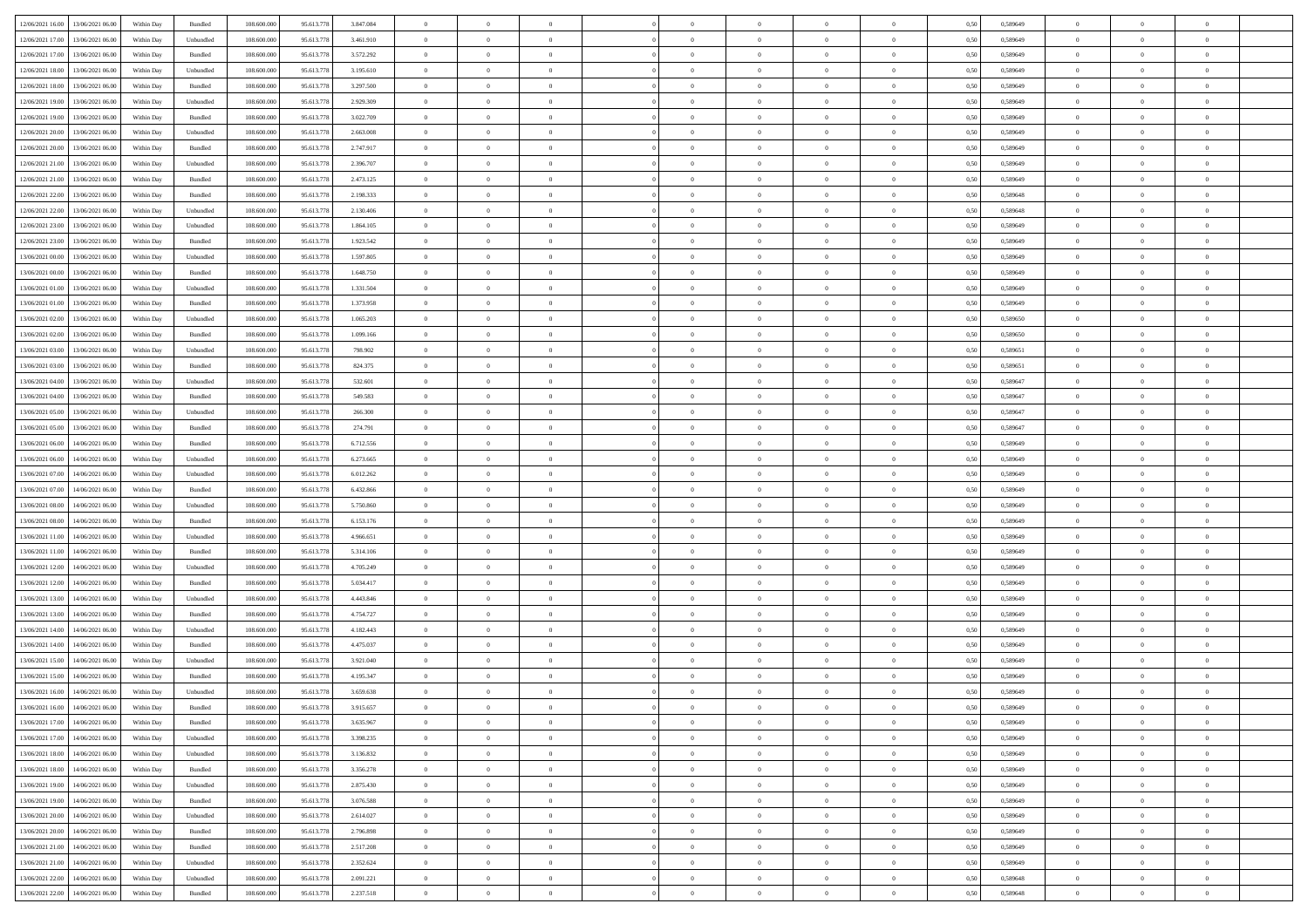| | | | | | | | | | | | | | | | | | | | | |
|---|---|---|---|---|---|---|---|---|---|---|---|---|---|---|---|---|---|---|---|---|
| 12/06/2021 16:00 | 13/06/2021 06:00 | Within Day | Bundled | 108.600.000 | 95.613.778 | 3.847.084 | 0 | 0 | 0 | | 0 | 0 | 0 | 0 | 0,50 | 0,589649 | 0 | 0 | 0 | |
| 12/06/2021 17:00 | 13/06/2021 06:00 | Within Day | Unbundled | 108.600.000 | 95.613.778 | 3.461.910 | 0 | 0 | 0 | | 0 | 0 | 0 | 0 | 0,50 | 0,589649 | 0 | 0 | 0 | |
| 12/06/2021 17:00 | 13/06/2021 06:00 | Within Day | Bundled | 108.600.000 | 95.613.778 | 3.572.292 | 0 | 0 | 0 | | 0 | 0 | 0 | 0 | 0,50 | 0,589649 | 0 | 0 | 0 | |
| 12/06/2021 18:00 | 13/06/2021 06:00 | Within Day | Unbundled | 108.600.000 | 95.613.778 | 3.195.610 | 0 | 0 | 0 | | 0 | 0 | 0 | 0 | 0,50 | 0,589649 | 0 | 0 | 0 | |
| 12/06/2021 18:00 | 13/06/2021 06:00 | Within Day | Bundled | 108.600.000 | 95.613.778 | 3.297.500 | 0 | 0 | 0 | | 0 | 0 | 0 | 0 | 0,50 | 0,589649 | 0 | 0 | 0 | |
| 12/06/2021 19:00 | 13/06/2021 06:00 | Within Day | Unbundled | 108.600.000 | 95.613.778 | 2.929.309 | 0 | 0 | 0 | | 0 | 0 | 0 | 0 | 0,50 | 0,589649 | 0 | 0 | 0 | |
| 12/06/2021 19:00 | 13/06/2021 06:00 | Within Day | Bundled | 108.600.000 | 95.613.778 | 3.022.709 | 0 | 0 | 0 | | 0 | 0 | 0 | 0 | 0,50 | 0,589649 | 0 | 0 | 0 | |
| 12/06/2021 20:00 | 13/06/2021 06:00 | Within Day | Unbundled | 108.600.000 | 95.613.778 | 2.663.008 | 0 | 0 | 0 | | 0 | 0 | 0 | 0 | 0,50 | 0,589649 | 0 | 0 | 0 | |
| 12/06/2021 20:00 | 13/06/2021 06:00 | Within Day | Bundled | 108.600.000 | 95.613.778 | 2.747.917 | 0 | 0 | 0 | | 0 | 0 | 0 | 0 | 0,50 | 0,589649 | 0 | 0 | 0 | |
| 12/06/2021 21:00 | 13/06/2021 06:00 | Within Day | Unbundled | 108.600.000 | 95.613.778 | 2.396.707 | 0 | 0 | 0 | | 0 | 0 | 0 | 0 | 0,50 | 0,589649 | 0 | 0 | 0 | |
| 12/06/2021 21:00 | 13/06/2021 06:00 | Within Day | Bundled | 108.600.000 | 95.613.778 | 2.473.125 | 0 | 0 | 0 | | 0 | 0 | 0 | 0 | 0,50 | 0,589649 | 0 | 0 | 0 | |
| 12/06/2021 22:00 | 13/06/2021 06:00 | Within Day | Bundled | 108.600.000 | 95.613.778 | 2.198.333 | 0 | 0 | 0 | | 0 | 0 | 0 | 0 | 0,50 | 0,589648 | 0 | 0 | 0 | |
| 12/06/2021 22:00 | 13/06/2021 06:00 | Within Day | Unbundled | 108.600.000 | 95.613.778 | 2.130.406 | 0 | 0 | 0 | | 0 | 0 | 0 | 0 | 0,50 | 0,589648 | 0 | 0 | 0 | |
| 12/06/2021 23:00 | 13/06/2021 06:00 | Within Day | Unbundled | 108.600.000 | 95.613.778 | 1.864.105 | 0 | 0 | 0 | | 0 | 0 | 0 | 0 | 0,50 | 0,589649 | 0 | 0 | 0 | |
| 12/06/2021 23:00 | 13/06/2021 06:00 | Within Day | Bundled | 108.600.000 | 95.613.778 | 1.923.542 | 0 | 0 | 0 | | 0 | 0 | 0 | 0 | 0,50 | 0,589649 | 0 | 0 | 0 | |
| 13/06/2021 00:00 | 13/06/2021 06:00 | Within Day | Unbundled | 108.600.000 | 95.613.778 | 1.597.805 | 0 | 0 | 0 | | 0 | 0 | 0 | 0 | 0,50 | 0,589649 | 0 | 0 | 0 | |
| 13/06/2021 00:00 | 13/06/2021 06:00 | Within Day | Bundled | 108.600.000 | 95.613.778 | 1.648.750 | 0 | 0 | 0 | | 0 | 0 | 0 | 0 | 0,50 | 0,589649 | 0 | 0 | 0 | |
| 13/06/2021 01:00 | 13/06/2021 06:00 | Within Day | Unbundled | 108.600.000 | 95.613.778 | 1.331.504 | 0 | 0 | 0 | | 0 | 0 | 0 | 0 | 0,50 | 0,589649 | 0 | 0 | 0 | |
| 13/06/2021 01:00 | 13/06/2021 06:00 | Within Day | Bundled | 108.600.000 | 95.613.778 | 1.373.958 | 0 | 0 | 0 | | 0 | 0 | 0 | 0 | 0,50 | 0,589649 | 0 | 0 | 0 | |
| 13/06/2021 02:00 | 13/06/2021 06:00 | Within Day | Unbundled | 108.600.000 | 95.613.778 | 1.065.203 | 0 | 0 | 0 | | 0 | 0 | 0 | 0 | 0,50 | 0,589650 | 0 | 0 | 0 | |
| 13/06/2021 02:00 | 13/06/2021 06:00 | Within Day | Bundled | 108.600.000 | 95.613.778 | 1.099.166 | 0 | 0 | 0 | | 0 | 0 | 0 | 0 | 0,50 | 0,589650 | 0 | 0 | 0 | |
| 13/06/2021 03:00 | 13/06/2021 06:00 | Within Day | Unbundled | 108.600.000 | 95.613.778 | 798.902 | 0 | 0 | 0 | | 0 | 0 | 0 | 0 | 0,50 | 0,589651 | 0 | 0 | 0 | |
| 13/06/2021 03:00 | 13/06/2021 06:00 | Within Day | Bundled | 108.600.000 | 95.613.778 | 824.375 | 0 | 0 | 0 | | 0 | 0 | 0 | 0 | 0,50 | 0,589651 | 0 | 0 | 0 | |
| 13/06/2021 04:00 | 13/06/2021 06:00 | Within Day | Unbundled | 108.600.000 | 95.613.778 | 532.601 | 0 | 0 | 0 | | 0 | 0 | 0 | 0 | 0,50 | 0,589647 | 0 | 0 | 0 | |
| 13/06/2021 04:00 | 13/06/2021 06:00 | Within Day | Bundled | 108.600.000 | 95.613.778 | 549.583 | 0 | 0 | 0 | | 0 | 0 | 0 | 0 | 0,50 | 0,589647 | 0 | 0 | 0 | |
| 13/06/2021 05:00 | 13/06/2021 06:00 | Within Day | Unbundled | 108.600.000 | 95.613.778 | 266.300 | 0 | 0 | 0 | | 0 | 0 | 0 | 0 | 0,50 | 0,589647 | 0 | 0 | 0 | |
| 13/06/2021 05:00 | 13/06/2021 06:00 | Within Day | Bundled | 108.600.000 | 95.613.778 | 274.791 | 0 | 0 | 0 | | 0 | 0 | 0 | 0 | 0,50 | 0,589647 | 0 | 0 | 0 | |
| 13/06/2021 06:00 | 14/06/2021 06:00 | Within Day | Bundled | 108.600.000 | 95.613.778 | 6.712.556 | 0 | 0 | 0 | | 0 | 0 | 0 | 0 | 0,50 | 0,589649 | 0 | 0 | 0 | |
| 13/06/2021 06:00 | 14/06/2021 06:00 | Within Day | Unbundled | 108.600.000 | 95.613.778 | 6.273.665 | 0 | 0 | 0 | | 0 | 0 | 0 | 0 | 0,50 | 0,589649 | 0 | 0 | 0 | |
| 13/06/2021 07:00 | 14/06/2021 06:00 | Within Day | Unbundled | 108.600.000 | 95.613.778 | 6.012.262 | 0 | 0 | 0 | | 0 | 0 | 0 | 0 | 0,50 | 0,589649 | 0 | 0 | 0 | |
| 13/06/2021 07:00 | 14/06/2021 06:00 | Within Day | Bundled | 108.600.000 | 95.613.778 | 6.432.866 | 0 | 0 | 0 | | 0 | 0 | 0 | 0 | 0,50 | 0,589649 | 0 | 0 | 0 | |
| 13/06/2021 08:00 | 14/06/2021 06:00 | Within Day | Unbundled | 108.600.000 | 95.613.778 | 5.750.860 | 0 | 0 | 0 | | 0 | 0 | 0 | 0 | 0,50 | 0,589649 | 0 | 0 | 0 | |
| 13/06/2021 08:00 | 14/06/2021 06:00 | Within Day | Bundled | 108.600.000 | 95.613.778 | 6.153.176 | 0 | 0 | 0 | | 0 | 0 | 0 | 0 | 0,50 | 0,589649 | 0 | 0 | 0 | |
| 13/06/2021 11:00 | 14/06/2021 06:00 | Within Day | Unbundled | 108.600.000 | 95.613.778 | 4.966.651 | 0 | 0 | 0 | | 0 | 0 | 0 | 0 | 0,50 | 0,589649 | 0 | 0 | 0 | |
| 13/06/2021 11:00 | 14/06/2021 06:00 | Within Day | Bundled | 108.600.000 | 95.613.778 | 5.314.106 | 0 | 0 | 0 | | 0 | 0 | 0 | 0 | 0,50 | 0,589649 | 0 | 0 | 0 | |
| 13/06/2021 12:00 | 14/06/2021 06:00 | Within Day | Unbundled | 108.600.000 | 95.613.778 | 4.705.249 | 0 | 0 | 0 | | 0 | 0 | 0 | 0 | 0,50 | 0,589649 | 0 | 0 | 0 | |
| 13/06/2021 12:00 | 14/06/2021 06:00 | Within Day | Bundled | 108.600.000 | 95.613.778 | 5.034.417 | 0 | 0 | 0 | | 0 | 0 | 0 | 0 | 0,50 | 0,589649 | 0 | 0 | 0 | |
| 13/06/2021 13:00 | 14/06/2021 06:00 | Within Day | Unbundled | 108.600.000 | 95.613.778 | 4.443.846 | 0 | 0 | 0 | | 0 | 0 | 0 | 0 | 0,50 | 0,589649 | 0 | 0 | 0 | |
| 13/06/2021 13:00 | 14/06/2021 06:00 | Within Day | Bundled | 108.600.000 | 95.613.778 | 4.754.727 | 0 | 0 | 0 | | 0 | 0 | 0 | 0 | 0,50 | 0,589649 | 0 | 0 | 0 | |
| 13/06/2021 14:00 | 14/06/2021 06:00 | Within Day | Unbundled | 108.600.000 | 95.613.778 | 4.182.443 | 0 | 0 | 0 | | 0 | 0 | 0 | 0 | 0,50 | 0,589649 | 0 | 0 | 0 | |
| 13/06/2021 14:00 | 14/06/2021 06:00 | Within Day | Bundled | 108.600.000 | 95.613.778 | 4.475.037 | 0 | 0 | 0 | | 0 | 0 | 0 | 0 | 0,50 | 0,589649 | 0 | 0 | 0 | |
| 13/06/2021 15:00 | 14/06/2021 06:00 | Within Day | Unbundled | 108.600.000 | 95.613.778 | 3.921.040 | 0 | 0 | 0 | | 0 | 0 | 0 | 0 | 0,50 | 0,589649 | 0 | 0 | 0 | |
| 13/06/2021 15:00 | 14/06/2021 06:00 | Within Day | Bundled | 108.600.000 | 95.613.778 | 4.195.347 | 0 | 0 | 0 | | 0 | 0 | 0 | 0 | 0,50 | 0,589649 | 0 | 0 | 0 | |
| 13/06/2021 16:00 | 14/06/2021 06:00 | Within Day | Unbundled | 108.600.000 | 95.613.778 | 3.659.638 | 0 | 0 | 0 | | 0 | 0 | 0 | 0 | 0,50 | 0,589649 | 0 | 0 | 0 | |
| 13/06/2021 16:00 | 14/06/2021 06:00 | Within Day | Bundled | 108.600.000 | 95.613.778 | 3.915.657 | 0 | 0 | 0 | | 0 | 0 | 0 | 0 | 0,50 | 0,589649 | 0 | 0 | 0 | |
| 13/06/2021 17:00 | 14/06/2021 06:00 | Within Day | Bundled | 108.600.000 | 95.613.778 | 3.635.967 | 0 | 0 | 0 | | 0 | 0 | 0 | 0 | 0,50 | 0,589649 | 0 | 0 | 0 | |
| 13/06/2021 17:00 | 14/06/2021 06:00 | Within Day | Unbundled | 108.600.000 | 95.613.778 | 3.398.235 | 0 | 0 | 0 | | 0 | 0 | 0 | 0 | 0,50 | 0,589649 | 0 | 0 | 0 | |
| 13/06/2021 18:00 | 14/06/2021 06:00 | Within Day | Unbundled | 108.600.000 | 95.613.778 | 3.136.832 | 0 | 0 | 0 | | 0 | 0 | 0 | 0 | 0,50 | 0,589649 | 0 | 0 | 0 | |
| 13/06/2021 18:00 | 14/06/2021 06:00 | Within Day | Bundled | 108.600.000 | 95.613.778 | 3.356.278 | 0 | 0 | 0 | | 0 | 0 | 0 | 0 | 0,50 | 0,589649 | 0 | 0 | 0 | |
| 13/06/2021 19:00 | 14/06/2021 06:00 | Within Day | Unbundled | 108.600.000 | 95.613.778 | 2.875.430 | 0 | 0 | 0 | | 0 | 0 | 0 | 0 | 0,50 | 0,589649 | 0 | 0 | 0 | |
| 13/06/2021 19:00 | 14/06/2021 06:00 | Within Day | Bundled | 108.600.000 | 95.613.778 | 3.076.588 | 0 | 0 | 0 | | 0 | 0 | 0 | 0 | 0,50 | 0,589649 | 0 | 0 | 0 | |
| 13/06/2021 20:00 | 14/06/2021 06:00 | Within Day | Unbundled | 108.600.000 | 95.613.778 | 2.614.027 | 0 | 0 | 0 | | 0 | 0 | 0 | 0 | 0,50 | 0,589649 | 0 | 0 | 0 | |
| 13/06/2021 20:00 | 14/06/2021 06:00 | Within Day | Bundled | 108.600.000 | 95.613.778 | 2.796.898 | 0 | 0 | 0 | | 0 | 0 | 0 | 0 | 0,50 | 0,589649 | 0 | 0 | 0 | |
| 13/06/2021 21:00 | 14/06/2021 06:00 | Within Day | Bundled | 108.600.000 | 95.613.778 | 2.517.208 | 0 | 0 | 0 | | 0 | 0 | 0 | 0 | 0,50 | 0,589649 | 0 | 0 | 0 | |
| 13/06/2021 21:00 | 14/06/2021 06:00 | Within Day | Unbundled | 108.600.000 | 95.613.778 | 2.352.624 | 0 | 0 | 0 | | 0 | 0 | 0 | 0 | 0,50 | 0,589649 | 0 | 0 | 0 | |
| 13/06/2021 22:00 | 14/06/2021 06:00 | Within Day | Unbundled | 108.600.000 | 95.613.778 | 2.091.221 | 0 | 0 | 0 | | 0 | 0 | 0 | 0 | 0,50 | 0,589648 | 0 | 0 | 0 | |
| 13/06/2021 22:00 | 14/06/2021 06:00 | Within Day | Bundled | 108.600.000 | 95.613.778 | 2.237.518 | 0 | 0 | 0 | | 0 | 0 | 0 | 0 | 0,50 | 0,589648 | 0 | 0 | 0 | |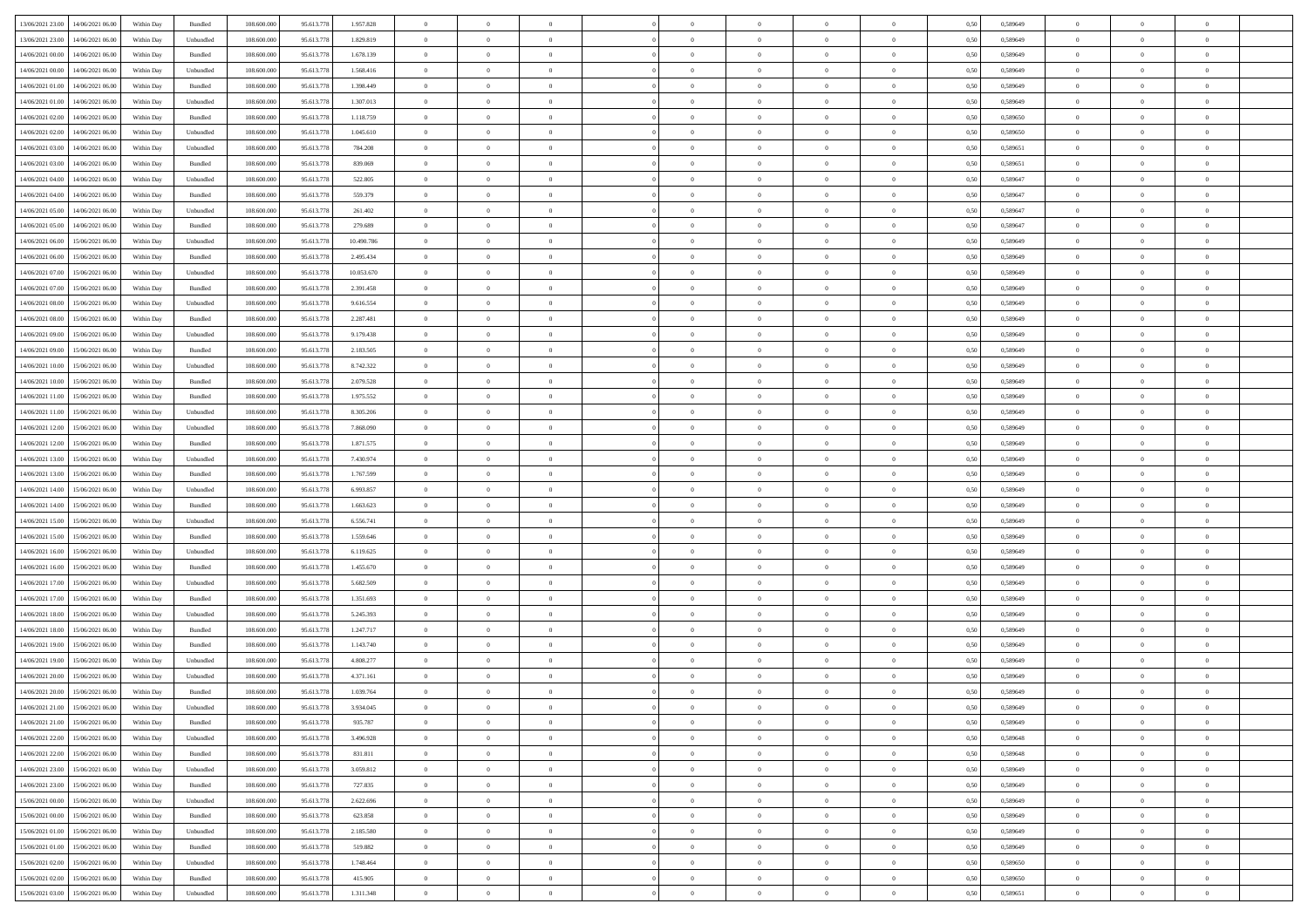| | | | | | | | | | | | | | | | | | | | | | |
|---|---|---|---|---|---|---|---|---|---|---|---|---|---|---|---|---|---|---|---|---|---|
| 13/06/2021 23:00 | 14/06/2021 06:00 | Within Day | Bundled | 108.600.000 | 95.613.778 | 1.957.828 | 0 | 0 | 0 | | 0 | 0 | 0 | 0 | 0,50 | 0,589649 | 0 | 0 | 0 | |
| 13/06/2021 23:00 | 14/06/2021 06:00 | Within Day | Unbundled | 108.600.000 | 95.613.778 | 1.829.819 | 0 | 0 | 0 | | 0 | 0 | 0 | 0 | 0,50 | 0,589649 | 0 | 0 | 0 | |
| 14/06/2021 00:00 | 14/06/2021 06:00 | Within Day | Bundled | 108.600.000 | 95.613.778 | 1.678.139 | 0 | 0 | 0 | | 0 | 0 | 0 | 0 | 0,50 | 0,589649 | 0 | 0 | 0 | |
| 14/06/2021 00:00 | 14/06/2021 06:00 | Within Day | Unbundled | 108.600.000 | 95.613.778 | 1.568.416 | 0 | 0 | 0 | | 0 | 0 | 0 | 0 | 0,50 | 0,589649 | 0 | 0 | 0 | |
| 14/06/2021 01:00 | 14/06/2021 06:00 | Within Day | Bundled | 108.600.000 | 95.613.778 | 1.398.449 | 0 | 0 | 0 | | 0 | 0 | 0 | 0 | 0,50 | 0,589649 | 0 | 0 | 0 | |
| 14/06/2021 01:00 | 14/06/2021 06:00 | Within Day | Unbundled | 108.600.000 | 95.613.778 | 1.307.013 | 0 | 0 | 0 | | 0 | 0 | 0 | 0 | 0,50 | 0,589649 | 0 | 0 | 0 | |
| 14/06/2021 02:00 | 14/06/2021 06:00 | Within Day | Bundled | 108.600.000 | 95.613.778 | 1.118.759 | 0 | 0 | 0 | | 0 | 0 | 0 | 0 | 0,50 | 0,589650 | 0 | 0 | 0 | |
| 14/06/2021 02:00 | 14/06/2021 06:00 | Within Day | Unbundled | 108.600.000 | 95.613.778 | 1.045.610 | 0 | 0 | 0 | | 0 | 0 | 0 | 0 | 0,50 | 0,589650 | 0 | 0 | 0 | |
| 14/06/2021 03:00 | 14/06/2021 06:00 | Within Day | Unbundled | 108.600.000 | 95.613.778 | 784.208 | 0 | 0 | 0 | | 0 | 0 | 0 | 0 | 0,50 | 0,589651 | 0 | 0 | 0 | |
| 14/06/2021 03:00 | 14/06/2021 06:00 | Within Day | Bundled | 108.600.000 | 95.613.778 | 839.069 | 0 | 0 | 0 | | 0 | 0 | 0 | 0 | 0,50 | 0,589651 | 0 | 0 | 0 | |
| 14/06/2021 04:00 | 14/06/2021 06:00 | Within Day | Unbundled | 108.600.000 | 95.613.778 | 522.805 | 0 | 0 | 0 | | 0 | 0 | 0 | 0 | 0,50 | 0,589647 | 0 | 0 | 0 | |
| 14/06/2021 04:00 | 14/06/2021 06:00 | Within Day | Bundled | 108.600.000 | 95.613.778 | 559.379 | 0 | 0 | 0 | | 0 | 0 | 0 | 0 | 0,50 | 0,589647 | 0 | 0 | 0 | |
| 14/06/2021 05:00 | 14/06/2021 06:00 | Within Day | Unbundled | 108.600.000 | 95.613.778 | 261.402 | 0 | 0 | 0 | | 0 | 0 | 0 | 0 | 0,50 | 0,589647 | 0 | 0 | 0 | |
| 14/06/2021 05:00 | 14/06/2021 06:00 | Within Day | Bundled | 108.600.000 | 95.613.778 | 279.689 | 0 | 0 | 0 | | 0 | 0 | 0 | 0 | 0,50 | 0,589647 | 0 | 0 | 0 | |
| 14/06/2021 06:00 | 15/06/2021 06:00 | Within Day | Unbundled | 108.600.000 | 95.613.778 | 10.490.786 | 0 | 0 | 0 | | 0 | 0 | 0 | 0 | 0,50 | 0,589649 | 0 | 0 | 0 | |
| 14/06/2021 06:00 | 15/06/2021 06:00 | Within Day | Bundled | 108.600.000 | 95.613.778 | 2.495.434 | 0 | 0 | 0 | | 0 | 0 | 0 | 0 | 0,50 | 0,589649 | 0 | 0 | 0 | |
| 14/06/2021 07:00 | 15/06/2021 06:00 | Within Day | Unbundled | 108.600.000 | 95.613.778 | 10.053.670 | 0 | 0 | 0 | | 0 | 0 | 0 | 0 | 0,50 | 0,589649 | 0 | 0 | 0 | |
| 14/06/2021 07:00 | 15/06/2021 06:00 | Within Day | Bundled | 108.600.000 | 95.613.778 | 2.391.458 | 0 | 0 | 0 | | 0 | 0 | 0 | 0 | 0,50 | 0,589649 | 0 | 0 | 0 | |
| 14/06/2021 08:00 | 15/06/2021 06:00 | Within Day | Unbundled | 108.600.000 | 95.613.778 | 9.616.554 | 0 | 0 | 0 | | 0 | 0 | 0 | 0 | 0,50 | 0,589649 | 0 | 0 | 0 | |
| 14/06/2021 08:00 | 15/06/2021 06:00 | Within Day | Bundled | 108.600.000 | 95.613.778 | 2.287.481 | 0 | 0 | 0 | | 0 | 0 | 0 | 0 | 0,50 | 0,589649 | 0 | 0 | 0 | |
| 14/06/2021 09:00 | 15/06/2021 06:00 | Within Day | Unbundled | 108.600.000 | 95.613.778 | 9.179.438 | 0 | 0 | 0 | | 0 | 0 | 0 | 0 | 0,50 | 0,589649 | 0 | 0 | 0 | |
| 14/06/2021 09:00 | 15/06/2021 06:00 | Within Day | Bundled | 108.600.000 | 95.613.778 | 2.183.505 | 0 | 0 | 0 | | 0 | 0 | 0 | 0 | 0,50 | 0,589649 | 0 | 0 | 0 | |
| 14/06/2021 10:00 | 15/06/2021 06:00 | Within Day | Unbundled | 108.600.000 | 95.613.778 | 8.742.322 | 0 | 0 | 0 | | 0 | 0 | 0 | 0 | 0,50 | 0,589649 | 0 | 0 | 0 | |
| 14/06/2021 10:00 | 15/06/2021 06:00 | Within Day | Bundled | 108.600.000 | 95.613.778 | 2.079.528 | 0 | 0 | 0 | | 0 | 0 | 0 | 0 | 0,50 | 0,589649 | 0 | 0 | 0 | |
| 14/06/2021 11:00 | 15/06/2021 06:00 | Within Day | Bundled | 108.600.000 | 95.613.778 | 1.975.552 | 0 | 0 | 0 | | 0 | 0 | 0 | 0 | 0,50 | 0,589649 | 0 | 0 | 0 | |
| 14/06/2021 11:00 | 15/06/2021 06:00 | Within Day | Unbundled | 108.600.000 | 95.613.778 | 8.305.206 | 0 | 0 | 0 | | 0 | 0 | 0 | 0 | 0,50 | 0,589649 | 0 | 0 | 0 | |
| 14/06/2021 12:00 | 15/06/2021 06:00 | Within Day | Unbundled | 108.600.000 | 95.613.778 | 7.868.090 | 0 | 0 | 0 | | 0 | 0 | 0 | 0 | 0,50 | 0,589649 | 0 | 0 | 0 | |
| 14/06/2021 12:00 | 15/06/2021 06:00 | Within Day | Bundled | 108.600.000 | 95.613.778 | 1.871.575 | 0 | 0 | 0 | | 0 | 0 | 0 | 0 | 0,50 | 0,589649 | 0 | 0 | 0 | |
| 14/06/2021 13:00 | 15/06/2021 06:00 | Within Day | Unbundled | 108.600.000 | 95.613.778 | 7.430.974 | 0 | 0 | 0 | | 0 | 0 | 0 | 0 | 0,50 | 0,589649 | 0 | 0 | 0 | |
| 14/06/2021 13:00 | 15/06/2021 06:00 | Within Day | Bundled | 108.600.000 | 95.613.778 | 1.767.599 | 0 | 0 | 0 | | 0 | 0 | 0 | 0 | 0,50 | 0,589649 | 0 | 0 | 0 | |
| 14/06/2021 14:00 | 15/06/2021 06:00 | Within Day | Unbundled | 108.600.000 | 95.613.778 | 6.993.857 | 0 | 0 | 0 | | 0 | 0 | 0 | 0 | 0,50 | 0,589649 | 0 | 0 | 0 | |
| 14/06/2021 14:00 | 15/06/2021 06:00 | Within Day | Bundled | 108.600.000 | 95.613.778 | 1.663.623 | 0 | 0 | 0 | | 0 | 0 | 0 | 0 | 0,50 | 0,589649 | 0 | 0 | 0 | |
| 14/06/2021 15:00 | 15/06/2021 06:00 | Within Day | Unbundled | 108.600.000 | 95.613.778 | 6.556.741 | 0 | 0 | 0 | | 0 | 0 | 0 | 0 | 0,50 | 0,589649 | 0 | 0 | 0 | |
| 14/06/2021 15:00 | 15/06/2021 06:00 | Within Day | Bundled | 108.600.000 | 95.613.778 | 1.559.646 | 0 | 0 | 0 | | 0 | 0 | 0 | 0 | 0,50 | 0,589649 | 0 | 0 | 0 | |
| 14/06/2021 16:00 | 15/06/2021 06:00 | Within Day | Unbundled | 108.600.000 | 95.613.778 | 6.119.625 | 0 | 0 | 0 | | 0 | 0 | 0 | 0 | 0,50 | 0,589649 | 0 | 0 | 0 | |
| 14/06/2021 16:00 | 15/06/2021 06:00 | Within Day | Bundled | 108.600.000 | 95.613.778 | 1.455.670 | 0 | 0 | 0 | | 0 | 0 | 0 | 0 | 0,50 | 0,589649 | 0 | 0 | 0 | |
| 14/06/2021 17:00 | 15/06/2021 06:00 | Within Day | Unbundled | 108.600.000 | 95.613.778 | 5.682.509 | 0 | 0 | 0 | | 0 | 0 | 0 | 0 | 0,50 | 0,589649 | 0 | 0 | 0 | |
| 14/06/2021 17:00 | 15/06/2021 06:00 | Within Day | Bundled | 108.600.000 | 95.613.778 | 1.351.693 | 0 | 0 | 0 | | 0 | 0 | 0 | 0 | 0,50 | 0,589649 | 0 | 0 | 0 | |
| 14/06/2021 18:00 | 15/06/2021 06:00 | Within Day | Unbundled | 108.600.000 | 95.613.778 | 5.245.393 | 0 | 0 | 0 | | 0 | 0 | 0 | 0 | 0,50 | 0,589649 | 0 | 0 | 0 | |
| 14/06/2021 18:00 | 15/06/2021 06:00 | Within Day | Bundled | 108.600.000 | 95.613.778 | 1.247.717 | 0 | 0 | 0 | | 0 | 0 | 0 | 0 | 0,50 | 0,589649 | 0 | 0 | 0 | |
| 14/06/2021 19:00 | 15/06/2021 06:00 | Within Day | Bundled | 108.600.000 | 95.613.778 | 1.143.740 | 0 | 0 | 0 | | 0 | 0 | 0 | 0 | 0,50 | 0,589649 | 0 | 0 | 0 | |
| 14/06/2021 19:00 | 15/06/2021 06:00 | Within Day | Unbundled | 108.600.000 | 95.613.778 | 4.808.277 | 0 | 0 | 0 | | 0 | 0 | 0 | 0 | 0,50 | 0,589649 | 0 | 0 | 0 | |
| 14/06/2021 20:00 | 15/06/2021 06:00 | Within Day | Unbundled | 108.600.000 | 95.613.778 | 4.371.161 | 0 | 0 | 0 | | 0 | 0 | 0 | 0 | 0,50 | 0,589649 | 0 | 0 | 0 | |
| 14/06/2021 20:00 | 15/06/2021 06:00 | Within Day | Bundled | 108.600.000 | 95.613.778 | 1.039.764 | 0 | 0 | 0 | | 0 | 0 | 0 | 0 | 0,50 | 0,589649 | 0 | 0 | 0 | |
| 14/06/2021 21:00 | 15/06/2021 06:00 | Within Day | Unbundled | 108.600.000 | 95.613.778 | 3.934.045 | 0 | 0 | 0 | | 0 | 0 | 0 | 0 | 0,50 | 0,589649 | 0 | 0 | 0 | |
| 14/06/2021 21:00 | 15/06/2021 06:00 | Within Day | Bundled | 108.600.000 | 95.613.778 | 935.787 | 0 | 0 | 0 | | 0 | 0 | 0 | 0 | 0,50 | 0,589649 | 0 | 0 | 0 | |
| 14/06/2021 22:00 | 15/06/2021 06:00 | Within Day | Unbundled | 108.600.000 | 95.613.778 | 3.496.928 | 0 | 0 | 0 | | 0 | 0 | 0 | 0 | 0,50 | 0,589648 | 0 | 0 | 0 | |
| 14/06/2021 22:00 | 15/06/2021 06:00 | Within Day | Bundled | 108.600.000 | 95.613.778 | 831.811 | 0 | 0 | 0 | | 0 | 0 | 0 | 0 | 0,50 | 0,589648 | 0 | 0 | 0 | |
| 14/06/2021 23:00 | 15/06/2021 06:00 | Within Day | Unbundled | 108.600.000 | 95.613.778 | 3.059.812 | 0 | 0 | 0 | | 0 | 0 | 0 | 0 | 0,50 | 0,589649 | 0 | 0 | 0 | |
| 14/06/2021 23:00 | 15/06/2021 06:00 | Within Day | Bundled | 108.600.000 | 95.613.778 | 727.835 | 0 | 0 | 0 | | 0 | 0 | 0 | 0 | 0,50 | 0,589649 | 0 | 0 | 0 | |
| 15/06/2021 00:00 | 15/06/2021 06:00 | Within Day | Unbundled | 108.600.000 | 95.613.778 | 2.622.696 | 0 | 0 | 0 | | 0 | 0 | 0 | 0 | 0,50 | 0,589649 | 0 | 0 | 0 | |
| 15/06/2021 00:00 | 15/06/2021 06:00 | Within Day | Bundled | 108.600.000 | 95.613.778 | 623.858 | 0 | 0 | 0 | | 0 | 0 | 0 | 0 | 0,50 | 0,589649 | 0 | 0 | 0 | |
| 15/06/2021 01:00 | 15/06/2021 06:00 | Within Day | Unbundled | 108.600.000 | 95.613.778 | 2.185.580 | 0 | 0 | 0 | | 0 | 0 | 0 | 0 | 0,50 | 0,589649 | 0 | 0 | 0 | |
| 15/06/2021 01:00 | 15/06/2021 06:00 | Within Day | Bundled | 108.600.000 | 95.613.778 | 519.882 | 0 | 0 | 0 | | 0 | 0 | 0 | 0 | 0,50 | 0,589649 | 0 | 0 | 0 | |
| 15/06/2021 02:00 | 15/06/2021 06:00 | Within Day | Unbundled | 108.600.000 | 95.613.778 | 1.748.464 | 0 | 0 | 0 | | 0 | 0 | 0 | 0 | 0,50 | 0,589650 | 0 | 0 | 0 | |
| 15/06/2021 02:00 | 15/06/2021 06:00 | Within Day | Bundled | 108.600.000 | 95.613.778 | 415.905 | 0 | 0 | 0 | | 0 | 0 | 0 | 0 | 0,50 | 0,589650 | 0 | 0 | 0 | |
| 15/06/2021 03:00 | 15/06/2021 06:00 | Within Day | Unbundled | 108.600.000 | 95.613.778 | 1.311.348 | 0 | 0 | 0 | | 0 | 0 | 0 | 0 | 0,50 | 0,589651 | 0 | 0 | 0 | |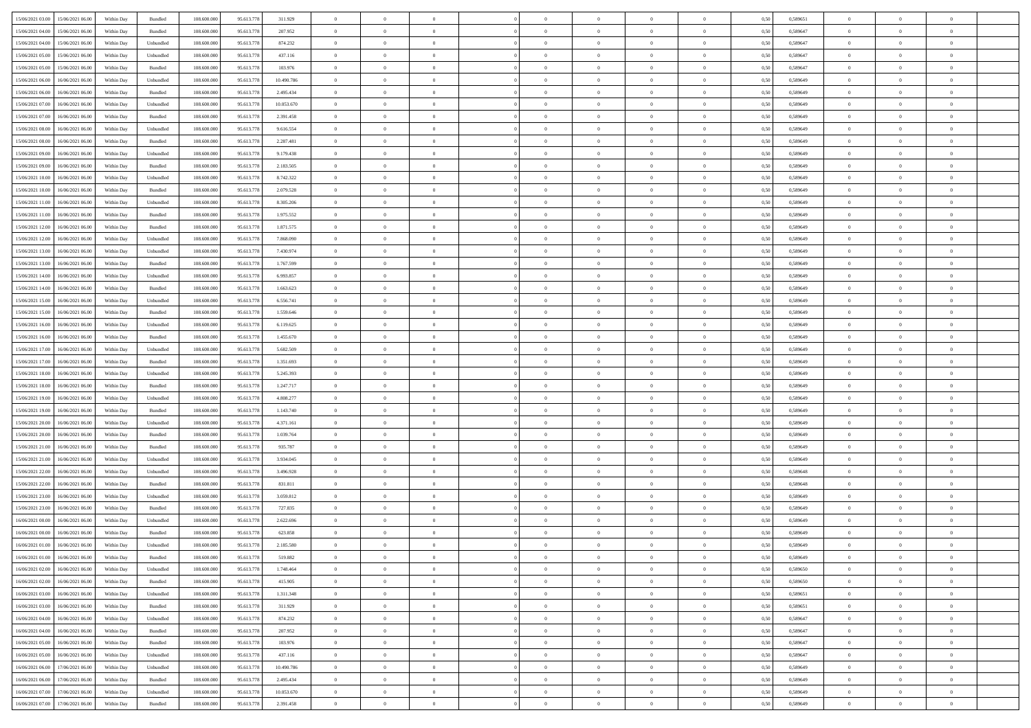| | | | | | | | | | | | | | | | | | | | | | |
|---|---|---|---|---|---|---|---|---|---|---|---|---|---|---|---|---|---|---|---|---|---|
| 15/06/2021 03:00 | 15/06/2021 06:00 | Within Day | Bundled | 108.600.000 | 95.613.778 | 311.929 | 0 | 0 | 0 | | 0 | 0 | 0 | 0 | 0 | 0,50 | 0,589651 | 0 | 0 | 0 | |
| 15/06/2021 04:00 | 15/06/2021 06:00 | Within Day | Bundled | 108.600.000 | 95.613.778 | 207.952 | 0 | 0 | 0 | | 0 | 0 | 0 | 0 | 0 | 0,50 | 0,589647 | 0 | 0 | 0 | |
| 15/06/2021 04:00 | 15/06/2021 06:00 | Within Day | Unbundled | 108.600.000 | 95.613.778 | 874.232 | 0 | 0 | 0 | | 0 | 0 | 0 | 0 | 0 | 0,50 | 0,589647 | 0 | 0 | 0 | |
| 15/06/2021 05:00 | 15/06/2021 06:00 | Within Day | Unbundled | 108.600.000 | 95.613.778 | 437.116 | 0 | 0 | 0 | | 0 | 0 | 0 | 0 | 0 | 0,50 | 0,589647 | 0 | 0 | 0 | |
| 15/06/2021 05:00 | 15/06/2021 06:00 | Within Day | Bundled | 108.600.000 | 95.613.778 | 103.976 | 0 | 0 | 0 | | 0 | 0 | 0 | 0 | 0 | 0,50 | 0,589647 | 0 | 0 | 0 | |
| 15/06/2021 06:00 | 16/06/2021 06:00 | Within Day | Unbundled | 108.600.000 | 95.613.778 | 10.490.786 | 0 | 0 | 0 | | 0 | 0 | 0 | 0 | 0 | 0,50 | 0,589649 | 0 | 0 | 0 | |
| 15/06/2021 06:00 | 16/06/2021 06:00 | Within Day | Bundled | 108.600.000 | 95.613.778 | 2.495.434 | 0 | 0 | 0 | | 0 | 0 | 0 | 0 | 0 | 0,50 | 0,589649 | 0 | 0 | 0 | |
| 15/06/2021 07:00 | 16/06/2021 06:00 | Within Day | Unbundled | 108.600.000 | 95.613.778 | 10.053.670 | 0 | 0 | 0 | | 0 | 0 | 0 | 0 | 0 | 0,50 | 0,589649 | 0 | 0 | 0 | |
| 15/06/2021 07:00 | 16/06/2021 06:00 | Within Day | Bundled | 108.600.000 | 95.613.778 | 2.391.458 | 0 | 0 | 0 | | 0 | 0 | 0 | 0 | 0 | 0,50 | 0,589649 | 0 | 0 | 0 | |
| 15/06/2021 08:00 | 16/06/2021 06:00 | Within Day | Unbundled | 108.600.000 | 95.613.778 | 9.616.554 | 0 | 0 | 0 | | 0 | 0 | 0 | 0 | 0 | 0,50 | 0,589649 | 0 | 0 | 0 | |
| 15/06/2021 08:00 | 16/06/2021 06:00 | Within Day | Bundled | 108.600.000 | 95.613.778 | 2.287.481 | 0 | 0 | 0 | | 0 | 0 | 0 | 0 | 0 | 0,50 | 0,589649 | 0 | 0 | 0 | |
| 15/06/2021 09:00 | 16/06/2021 06:00 | Within Day | Unbundled | 108.600.000 | 95.613.778 | 9.179.438 | 0 | 0 | 0 | | 0 | 0 | 0 | 0 | 0 | 0,50 | 0,589649 | 0 | 0 | 0 | |
| 15/06/2021 09:00 | 16/06/2021 06:00 | Within Day | Bundled | 108.600.000 | 95.613.778 | 2.183.505 | 0 | 0 | 0 | | 0 | 0 | 0 | 0 | 0 | 0,50 | 0,589649 | 0 | 0 | 0 | |
| 15/06/2021 10:00 | 16/06/2021 06:00 | Within Day | Unbundled | 108.600.000 | 95.613.778 | 8.742.322 | 0 | 0 | 0 | | 0 | 0 | 0 | 0 | 0 | 0,50 | 0,589649 | 0 | 0 | 0 | |
| 15/06/2021 10:00 | 16/06/2021 06:00 | Within Day | Bundled | 108.600.000 | 95.613.778 | 2.079.528 | 0 | 0 | 0 | | 0 | 0 | 0 | 0 | 0 | 0,50 | 0,589649 | 0 | 0 | 0 | |
| 15/06/2021 11:00 | 16/06/2021 06:00 | Within Day | Unbundled | 108.600.000 | 95.613.778 | 8.305.206 | 0 | 0 | 0 | | 0 | 0 | 0 | 0 | 0 | 0,50 | 0,589649 | 0 | 0 | 0 | |
| 15/06/2021 11:00 | 16/06/2021 06:00 | Within Day | Bundled | 108.600.000 | 95.613.778 | 1.975.552 | 0 | 0 | 0 | | 0 | 0 | 0 | 0 | 0 | 0,50 | 0,589649 | 0 | 0 | 0 | |
| 15/06/2021 12:00 | 16/06/2021 06:00 | Within Day | Bundled | 108.600.000 | 95.613.778 | 1.871.575 | 0 | 0 | 0 | | 0 | 0 | 0 | 0 | 0 | 0,50 | 0,589649 | 0 | 0 | 0 | |
| 15/06/2021 12:00 | 16/06/2021 06:00 | Within Day | Unbundled | 108.600.000 | 95.613.778 | 7.868.090 | 0 | 0 | 0 | | 0 | 0 | 0 | 0 | 0 | 0,50 | 0,589649 | 0 | 0 | 0 | |
| 15/06/2021 13:00 | 16/06/2021 06:00 | Within Day | Unbundled | 108.600.000 | 95.613.778 | 7.430.974 | 0 | 0 | 0 | | 0 | 0 | 0 | 0 | 0 | 0,50 | 0,589649 | 0 | 0 | 0 | |
| 15/06/2021 13:00 | 16/06/2021 06:00 | Within Day | Bundled | 108.600.000 | 95.613.778 | 1.767.599 | 0 | 0 | 0 | | 0 | 0 | 0 | 0 | 0 | 0,50 | 0,589649 | 0 | 0 | 0 | |
| 15/06/2021 14:00 | 16/06/2021 06:00 | Within Day | Unbundled | 108.600.000 | 95.613.778 | 6.993.857 | 0 | 0 | 0 | | 0 | 0 | 0 | 0 | 0 | 0,50 | 0,589649 | 0 | 0 | 0 | |
| 15/06/2021 14:00 | 16/06/2021 06:00 | Within Day | Bundled | 108.600.000 | 95.613.778 | 1.663.623 | 0 | 0 | 0 | | 0 | 0 | 0 | 0 | 0 | 0,50 | 0,589649 | 0 | 0 | 0 | |
| 15/06/2021 15:00 | 16/06/2021 06:00 | Within Day | Unbundled | 108.600.000 | 95.613.778 | 6.556.741 | 0 | 0 | 0 | | 0 | 0 | 0 | 0 | 0 | 0,50 | 0,589649 | 0 | 0 | 0 | |
| 15/06/2021 15:00 | 16/06/2021 06:00 | Within Day | Bundled | 108.600.000 | 95.613.778 | 1.559.646 | 0 | 0 | 0 | | 0 | 0 | 0 | 0 | 0 | 0,50 | 0,589649 | 0 | 0 | 0 | |
| 15/06/2021 16:00 | 16/06/2021 06:00 | Within Day | Unbundled | 108.600.000 | 95.613.778 | 6.119.625 | 0 | 0 | 0 | | 0 | 0 | 0 | 0 | 0 | 0,50 | 0,589649 | 0 | 0 | 0 | |
| 15/06/2021 16:00 | 16/06/2021 06:00 | Within Day | Bundled | 108.600.000 | 95.613.778 | 1.455.670 | 0 | 0 | 0 | | 0 | 0 | 0 | 0 | 0 | 0,50 | 0,589649 | 0 | 0 | 0 | |
| 15/06/2021 17:00 | 16/06/2021 06:00 | Within Day | Unbundled | 108.600.000 | 95.613.778 | 5.682.509 | 0 | 0 | 0 | | 0 | 0 | 0 | 0 | 0 | 0,50 | 0,589649 | 0 | 0 | 0 | |
| 15/06/2021 17:00 | 16/06/2021 06:00 | Within Day | Bundled | 108.600.000 | 95.613.778 | 1.351.693 | 0 | 0 | 0 | | 0 | 0 | 0 | 0 | 0 | 0,50 | 0,589649 | 0 | 0 | 0 | |
| 15/06/2021 18:00 | 16/06/2021 06:00 | Within Day | Unbundled | 108.600.000 | 95.613.778 | 5.245.393 | 0 | 0 | 0 | | 0 | 0 | 0 | 0 | 0 | 0,50 | 0,589649 | 0 | 0 | 0 | |
| 15/06/2021 18:00 | 16/06/2021 06:00 | Within Day | Bundled | 108.600.000 | 95.613.778 | 1.247.717 | 0 | 0 | 0 | | 0 | 0 | 0 | 0 | 0 | 0,50 | 0,589649 | 0 | 0 | 0 | |
| 15/06/2021 19:00 | 16/06/2021 06:00 | Within Day | Unbundled | 108.600.000 | 95.613.778 | 4.808.277 | 0 | 0 | 0 | | 0 | 0 | 0 | 0 | 0 | 0,50 | 0,589649 | 0 | 0 | 0 | |
| 15/06/2021 19:00 | 16/06/2021 06:00 | Within Day | Bundled | 108.600.000 | 95.613.778 | 1.143.740 | 0 | 0 | 0 | | 0 | 0 | 0 | 0 | 0 | 0,50 | 0,589649 | 0 | 0 | 0 | |
| 15/06/2021 20:00 | 16/06/2021 06:00 | Within Day | Unbundled | 108.600.000 | 95.613.778 | 4.371.161 | 0 | 0 | 0 | | 0 | 0 | 0 | 0 | 0 | 0,50 | 0,589649 | 0 | 0 | 0 | |
| 15/06/2021 20:00 | 16/06/2021 06:00 | Within Day | Bundled | 108.600.000 | 95.613.778 | 1.039.764 | 0 | 0 | 0 | | 0 | 0 | 0 | 0 | 0 | 0,50 | 0,589649 | 0 | 0 | 0 | |
| 15/06/2021 21:00 | 16/06/2021 06:00 | Within Day | Bundled | 108.600.000 | 95.613.778 | 935.787 | 0 | 0 | 0 | | 0 | 0 | 0 | 0 | 0 | 0,50 | 0,589649 | 0 | 0 | 0 | |
| 15/06/2021 21:00 | 16/06/2021 06:00 | Within Day | Unbundled | 108.600.000 | 95.613.778 | 3.934.045 | 0 | 0 | 0 | | 0 | 0 | 0 | 0 | 0 | 0,50 | 0,589649 | 0 | 0 | 0 | |
| 15/06/2021 22:00 | 16/06/2021 06:00 | Within Day | Unbundled | 108.600.000 | 95.613.778 | 3.496.928 | 0 | 0 | 0 | | 0 | 0 | 0 | 0 | 0 | 0,50 | 0,589648 | 0 | 0 | 0 | |
| 15/06/2021 22:00 | 16/06/2021 06:00 | Within Day | Bundled | 108.600.000 | 95.613.778 | 831.811 | 0 | 0 | 0 | | 0 | 0 | 0 | 0 | 0 | 0,50 | 0,589648 | 0 | 0 | 0 | |
| 15/06/2021 23:00 | 16/06/2021 06:00 | Within Day | Unbundled | 108.600.000 | 95.613.778 | 3.059.812 | 0 | 0 | 0 | | 0 | 0 | 0 | 0 | 0 | 0,50 | 0,589649 | 0 | 0 | 0 | |
| 15/06/2021 23:00 | 16/06/2021 06:00 | Within Day | Bundled | 108.600.000 | 95.613.778 | 727.835 | 0 | 0 | 0 | | 0 | 0 | 0 | 0 | 0 | 0,50 | 0,589649 | 0 | 0 | 0 | |
| 16/06/2021 00:00 | 16/06/2021 06:00 | Within Day | Unbundled | 108.600.000 | 95.613.778 | 2.622.696 | 0 | 0 | 0 | | 0 | 0 | 0 | 0 | 0 | 0,50 | 0,589649 | 0 | 0 | 0 | |
| 16/06/2021 00:00 | 16/06/2021 06:00 | Within Day | Bundled | 108.600.000 | 95.613.778 | 623.858 | 0 | 0 | 0 | | 0 | 0 | 0 | 0 | 0 | 0,50 | 0,589649 | 0 | 0 | 0 | |
| 16/06/2021 01:00 | 16/06/2021 06:00 | Within Day | Unbundled | 108.600.000 | 95.613.778 | 2.185.580 | 0 | 0 | 0 | | 0 | 0 | 0 | 0 | 0 | 0,50 | 0,589649 | 0 | 0 | 0 | |
| 16/06/2021 01:00 | 16/06/2021 06:00 | Within Day | Bundled | 108.600.000 | 95.613.778 | 519.882 | 0 | 0 | 0 | | 0 | 0 | 0 | 0 | 0 | 0,50 | 0,589649 | 0 | 0 | 0 | |
| 16/06/2021 02:00 | 16/06/2021 06:00 | Within Day | Unbundled | 108.600.000 | 95.613.778 | 1.748.464 | 0 | 0 | 0 | | 0 | 0 | 0 | 0 | 0 | 0,50 | 0,589650 | 0 | 0 | 0 | |
| 16/06/2021 02:00 | 16/06/2021 06:00 | Within Day | Bundled | 108.600.000 | 95.613.778 | 415.905 | 0 | 0 | 0 | | 0 | 0 | 0 | 0 | 0 | 0,50 | 0,589650 | 0 | 0 | 0 | |
| 16/06/2021 03:00 | 16/06/2021 06:00 | Within Day | Unbundled | 108.600.000 | 95.613.778 | 1.311.348 | 0 | 0 | 0 | | 0 | 0 | 0 | 0 | 0 | 0,50 | 0,589651 | 0 | 0 | 0 | |
| 16/06/2021 03:00 | 16/06/2021 06:00 | Within Day | Bundled | 108.600.000 | 95.613.778 | 311.929 | 0 | 0 | 0 | | 0 | 0 | 0 | 0 | 0 | 0,50 | 0,589651 | 0 | 0 | 0 | |
| 16/06/2021 04:00 | 16/06/2021 06:00 | Within Day | Unbundled | 108.600.000 | 95.613.778 | 874.232 | 0 | 0 | 0 | | 0 | 0 | 0 | 0 | 0 | 0,50 | 0,589647 | 0 | 0 | 0 | |
| 16/06/2021 04:00 | 16/06/2021 06:00 | Within Day | Bundled | 108.600.000 | 95.613.778 | 207.952 | 0 | 0 | 0 | | 0 | 0 | 0 | 0 | 0 | 0,50 | 0,589647 | 0 | 0 | 0 | |
| 16/06/2021 05:00 | 16/06/2021 06:00 | Within Day | Bundled | 108.600.000 | 95.613.778 | 103.976 | 0 | 0 | 0 | | 0 | 0 | 0 | 0 | 0 | 0,50 | 0,589647 | 0 | 0 | 0 | |
| 16/06/2021 05:00 | 16/06/2021 06:00 | Within Day | Unbundled | 108.600.000 | 95.613.778 | 437.116 | 0 | 0 | 0 | | 0 | 0 | 0 | 0 | 0 | 0,50 | 0,589647 | 0 | 0 | 0 | |
| 16/06/2021 06:00 | 17/06/2021 06:00 | Within Day | Unbundled | 108.600.000 | 95.613.778 | 10.490.786 | 0 | 0 | 0 | | 0 | 0 | 0 | 0 | 0 | 0,50 | 0,589649 | 0 | 0 | 0 | |
| 16/06/2021 06:00 | 17/06/2021 06:00 | Within Day | Bundled | 108.600.000 | 95.613.778 | 2.495.434 | 0 | 0 | 0 | | 0 | 0 | 0 | 0 | 0 | 0,50 | 0,589649 | 0 | 0 | 0 | |
| 16/06/2021 07:00 | 17/06/2021 06:00 | Within Day | Unbundled | 108.600.000 | 95.613.778 | 10.053.670 | 0 | 0 | 0 | | 0 | 0 | 0 | 0 | 0 | 0,50 | 0,589649 | 0 | 0 | 0 | |
| 16/06/2021 07:00 | 17/06/2021 06:00 | Within Day | Bundled | 108.600.000 | 95.613.778 | 2.391.458 | 0 | 0 | 0 | | 0 | 0 | 0 | 0 | 0 | 0,50 | 0,589649 | 0 | 0 | 0 | |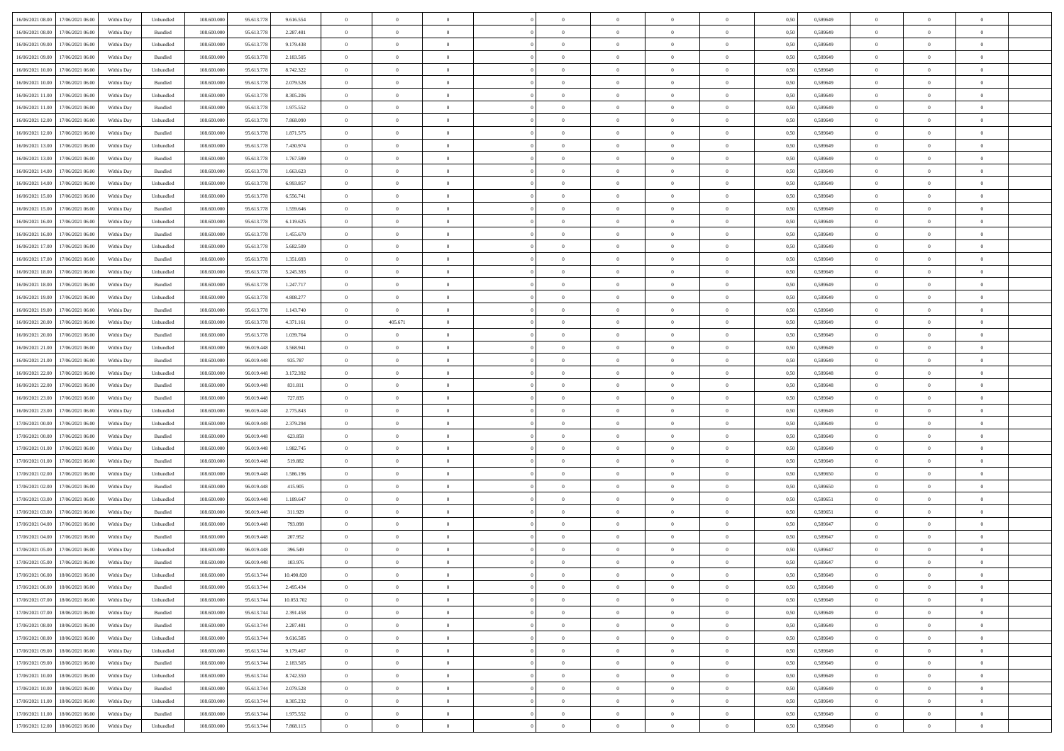| | | | | | | | | | | | | | | | | | | | | | |
|---|---|---|---|---|---|---|---|---|---|---|---|---|---|---|---|---|---|---|---|---|---|
| 16/06/2021 08:00 | 17/06/2021 06:00 | Within Day | Unbundled | 108.600.000 | 95.613.778 | 9.616.554 | 0 | 0 | 0 | | 0 | 0 | 0 | 0 | 0,50 | 0,589649 | 0 | 0 | 0 | |
| 16/06/2021 08:00 | 17/06/2021 06:00 | Within Day | Bundled | 108.600.000 | 95.613.778 | 2.287.481 | 0 | 0 | 0 | | 0 | 0 | 0 | 0 | 0,50 | 0,589649 | 0 | 0 | 0 | |
| 16/06/2021 09:00 | 17/06/2021 06:00 | Within Day | Unbundled | 108.600.000 | 95.613.778 | 9.179.438 | 0 | 0 | 0 | | 0 | 0 | 0 | 0 | 0,50 | 0,589649 | 0 | 0 | 0 | |
| 16/06/2021 09:00 | 17/06/2021 06:00 | Within Day | Bundled | 108.600.000 | 95.613.778 | 2.183.505 | 0 | 0 | 0 | | 0 | 0 | 0 | 0 | 0,50 | 0,589649 | 0 | 0 | 0 | |
| 16/06/2021 10:00 | 17/06/2021 06:00 | Within Day | Unbundled | 108.600.000 | 95.613.778 | 8.742.322 | 0 | 0 | 0 | | 0 | 0 | 0 | 0 | 0,50 | 0,589649 | 0 | 0 | 0 | |
| 16/06/2021 10:00 | 17/06/2021 06:00 | Within Day | Bundled | 108.600.000 | 95.613.778 | 2.079.528 | 0 | 0 | 0 | | 0 | 0 | 0 | 0 | 0,50 | 0,589649 | 0 | 0 | 0 | |
| 16/06/2021 11:00 | 17/06/2021 06:00 | Within Day | Unbundled | 108.600.000 | 95.613.778 | 8.305.206 | 0 | 0 | 0 | | 0 | 0 | 0 | 0 | 0,50 | 0,589649 | 0 | 0 | 0 | |
| 16/06/2021 11:00 | 17/06/2021 06:00 | Within Day | Bundled | 108.600.000 | 95.613.778 | 1.975.552 | 0 | 0 | 0 | | 0 | 0 | 0 | 0 | 0,50 | 0,589649 | 0 | 0 | 0 | |
| 16/06/2021 12:00 | 17/06/2021 06:00 | Within Day | Unbundled | 108.600.000 | 95.613.778 | 7.868.090 | 0 | 0 | 0 | | 0 | 0 | 0 | 0 | 0,50 | 0,589649 | 0 | 0 | 0 | |
| 16/06/2021 12:00 | 17/06/2021 06:00 | Within Day | Bundled | 108.600.000 | 95.613.778 | 1.871.575 | 0 | 0 | 0 | | 0 | 0 | 0 | 0 | 0,50 | 0,589649 | 0 | 0 | 0 | |
| 16/06/2021 13:00 | 17/06/2021 06:00 | Within Day | Unbundled | 108.600.000 | 95.613.778 | 7.430.974 | 0 | 0 | 0 | | 0 | 0 | 0 | 0 | 0,50 | 0,589649 | 0 | 0 | 0 | |
| 16/06/2021 13:00 | 17/06/2021 06:00 | Within Day | Bundled | 108.600.000 | 95.613.778 | 1.767.599 | 0 | 0 | 0 | | 0 | 0 | 0 | 0 | 0,50 | 0,589649 | 0 | 0 | 0 | |
| 16/06/2021 14:00 | 17/06/2021 06:00 | Within Day | Bundled | 108.600.000 | 95.613.778 | 1.663.623 | 0 | 0 | 0 | | 0 | 0 | 0 | 0 | 0,50 | 0,589649 | 0 | 0 | 0 | |
| 16/06/2021 14:00 | 17/06/2021 06:00 | Within Day | Unbundled | 108.600.000 | 95.613.778 | 6.993.857 | 0 | 0 | 0 | | 0 | 0 | 0 | 0 | 0,50 | 0,589649 | 0 | 0 | 0 | |
| 16/06/2021 15:00 | 17/06/2021 06:00 | Within Day | Unbundled | 108.600.000 | 95.613.778 | 6.556.741 | 0 | 0 | 0 | | 0 | 0 | 0 | 0 | 0,50 | 0,589649 | 0 | 0 | 0 | |
| 16/06/2021 15:00 | 17/06/2021 06:00 | Within Day | Bundled | 108.600.000 | 95.613.778 | 1.559.646 | 0 | 0 | 0 | | 0 | 0 | 0 | 0 | 0,50 | 0,589649 | 0 | 0 | 0 | |
| 16/06/2021 16:00 | 17/06/2021 06:00 | Within Day | Unbundled | 108.600.000 | 95.613.778 | 6.119.625 | 0 | 0 | 0 | | 0 | 0 | 0 | 0 | 0,50 | 0,589649 | 0 | 0 | 0 | |
| 16/06/2021 16:00 | 17/06/2021 06:00 | Within Day | Bundled | 108.600.000 | 95.613.778 | 1.455.670 | 0 | 0 | 0 | | 0 | 0 | 0 | 0 | 0,50 | 0,589649 | 0 | 0 | 0 | |
| 16/06/2021 17:00 | 17/06/2021 06:00 | Within Day | Unbundled | 108.600.000 | 95.613.778 | 5.682.509 | 0 | 0 | 0 | | 0 | 0 | 0 | 0 | 0,50 | 0,589649 | 0 | 0 | 0 | |
| 16/06/2021 17:00 | 17/06/2021 06:00 | Within Day | Bundled | 108.600.000 | 95.613.778 | 1.351.693 | 0 | 0 | 0 | | 0 | 0 | 0 | 0 | 0,50 | 0,589649 | 0 | 0 | 0 | |
| 16/06/2021 18:00 | 17/06/2021 06:00 | Within Day | Unbundled | 108.600.000 | 95.613.778 | 5.245.393 | 0 | 0 | 0 | | 0 | 0 | 0 | 0 | 0,50 | 0,589649 | 0 | 0 | 0 | |
| 16/06/2021 18:00 | 17/06/2021 06:00 | Within Day | Bundled | 108.600.000 | 95.613.778 | 1.247.717 | 0 | 0 | 0 | | 0 | 0 | 0 | 0 | 0,50 | 0,589649 | 0 | 0 | 0 | |
| 16/06/2021 19:00 | 17/06/2021 06:00 | Within Day | Unbundled | 108.600.000 | 95.613.778 | 4.808.277 | 0 | 0 | 0 | | 0 | 0 | 0 | 0 | 0,50 | 0,589649 | 0 | 0 | 0 | |
| 16/06/2021 19:00 | 17/06/2021 06:00 | Within Day | Bundled | 108.600.000 | 95.613.778 | 1.143.740 | 0 | 0 | 0 | | 0 | 0 | 0 | 0 | 0,50 | 0,589649 | 0 | 0 | 0 | |
| 16/06/2021 20:00 | 17/06/2021 06:00 | Within Day | Unbundled | 108.600.000 | 95.613.778 | 4.371.161 | 0 | 405.671 | 0 | | 0 | 0 | 0 | 0 | 0,50 | 0,589649 | 0 | 0 | 0 | |
| 16/06/2021 20:00 | 17/06/2021 06:00 | Within Day | Bundled | 108.600.000 | 95.613.778 | 1.039.764 | 0 | 0 | 0 | | 0 | 0 | 0 | 0 | 0,50 | 0,589649 | 0 | 0 | 0 | |
| 16/06/2021 21:00 | 17/06/2021 06:00 | Within Day | Unbundled | 108.600.000 | 96.019.448 | 3.568.941 | 0 | 0 | 0 | | 0 | 0 | 0 | 0 | 0,50 | 0,589649 | 0 | 0 | 0 | |
| 16/06/2021 21:00 | 17/06/2021 06:00 | Within Day | Bundled | 108.600.000 | 96.019.448 | 935.787 | 0 | 0 | 0 | | 0 | 0 | 0 | 0 | 0,50 | 0,589649 | 0 | 0 | 0 | |
| 16/06/2021 22:00 | 17/06/2021 06:00 | Within Day | Unbundled | 108.600.000 | 96.019.448 | 3.172.392 | 0 | 0 | 0 | | 0 | 0 | 0 | 0 | 0,50 | 0,589648 | 0 | 0 | 0 | |
| 16/06/2021 22:00 | 17/06/2021 06:00 | Within Day | Bundled | 108.600.000 | 96.019.448 | 831.811 | 0 | 0 | 0 | | 0 | 0 | 0 | 0 | 0,50 | 0,589648 | 0 | 0 | 0 | |
| 16/06/2021 23:00 | 17/06/2021 06:00 | Within Day | Bundled | 108.600.000 | 96.019.448 | 727.835 | 0 | 0 | 0 | | 0 | 0 | 0 | 0 | 0,50 | 0,589649 | 0 | 0 | 0 | |
| 16/06/2021 23:00 | 17/06/2021 06:00 | Within Day | Unbundled | 108.600.000 | 96.019.448 | 2.775.843 | 0 | 0 | 0 | | 0 | 0 | 0 | 0 | 0,50 | 0,589649 | 0 | 0 | 0 | |
| 17/06/2021 00:00 | 17/06/2021 06:00 | Within Day | Unbundled | 108.600.000 | 96.019.448 | 2.379.294 | 0 | 0 | 0 | | 0 | 0 | 0 | 0 | 0,50 | 0,589649 | 0 | 0 | 0 | |
| 17/06/2021 00:00 | 17/06/2021 06:00 | Within Day | Bundled | 108.600.000 | 96.019.448 | 623.858 | 0 | 0 | 0 | | 0 | 0 | 0 | 0 | 0,50 | 0,589649 | 0 | 0 | 0 | |
| 17/06/2021 01:00 | 17/06/2021 06:00 | Within Day | Unbundled | 108.600.000 | 96.019.448 | 1.982.745 | 0 | 0 | 0 | | 0 | 0 | 0 | 0 | 0,50 | 0,589649 | 0 | 0 | 0 | |
| 17/06/2021 01:00 | 17/06/2021 06:00 | Within Day | Bundled | 108.600.000 | 96.019.448 | 519.882 | 0 | 0 | 0 | | 0 | 0 | 0 | 0 | 0,50 | 0,589649 | 0 | 0 | 0 | |
| 17/06/2021 02:00 | 17/06/2021 06:00 | Within Day | Unbundled | 108.600.000 | 96.019.448 | 1.586.196 | 0 | 0 | 0 | | 0 | 0 | 0 | 0 | 0,50 | 0,589650 | 0 | 0 | 0 | |
| 17/06/2021 02:00 | 17/06/2021 06:00 | Within Day | Bundled | 108.600.000 | 96.019.448 | 415.905 | 0 | 0 | 0 | | 0 | 0 | 0 | 0 | 0,50 | 0,589650 | 0 | 0 | 0 | |
| 17/06/2021 03:00 | 17/06/2021 06:00 | Within Day | Unbundled | 108.600.000 | 96.019.448 | 1.189.647 | 0 | 0 | 0 | | 0 | 0 | 0 | 0 | 0,50 | 0,589651 | 0 | 0 | 0 | |
| 17/06/2021 03:00 | 17/06/2021 06:00 | Within Day | Bundled | 108.600.000 | 96.019.448 | 311.929 | 0 | 0 | 0 | | 0 | 0 | 0 | 0 | 0,50 | 0,589651 | 0 | 0 | 0 | |
| 17/06/2021 04:00 | 17/06/2021 06:00 | Within Day | Unbundled | 108.600.000 | 96.019.448 | 793.098 | 0 | 0 | 0 | | 0 | 0 | 0 | 0 | 0,50 | 0,589647 | 0 | 0 | 0 | |
| 17/06/2021 04:00 | 17/06/2021 06:00 | Within Day | Bundled | 108.600.000 | 96.019.448 | 207.952 | 0 | 0 | 0 | | 0 | 0 | 0 | 0 | 0,50 | 0,589647 | 0 | 0 | 0 | |
| 17/06/2021 05:00 | 17/06/2021 06:00 | Within Day | Unbundled | 108.600.000 | 96.019.448 | 396.549 | 0 | 0 | 0 | | 0 | 0 | 0 | 0 | 0,50 | 0,589647 | 0 | 0 | 0 | |
| 17/06/2021 05:00 | 17/06/2021 06:00 | Within Day | Bundled | 108.600.000 | 96.019.448 | 103.976 | 0 | 0 | 0 | | 0 | 0 | 0 | 0 | 0,50 | 0,589647 | 0 | 0 | 0 | |
| 17/06/2021 06:00 | 18/06/2021 06:00 | Within Day | Unbundled | 108.600.000 | 95.613.744 | 10.490.820 | 0 | 0 | 0 | | 0 | 0 | 0 | 0 | 0,50 | 0,589649 | 0 | 0 | 0 | |
| 17/06/2021 06:00 | 18/06/2021 06:00 | Within Day | Bundled | 108.600.000 | 95.613.744 | 2.495.434 | 0 | 0 | 0 | | 0 | 0 | 0 | 0 | 0,50 | 0,589649 | 0 | 0 | 0 | |
| 17/06/2021 07:00 | 18/06/2021 06:00 | Within Day | Unbundled | 108.600.000 | 95.613.744 | 10.053.702 | 0 | 0 | 0 | | 0 | 0 | 0 | 0 | 0,50 | 0,589649 | 0 | 0 | 0 | |
| 17/06/2021 07:00 | 18/06/2021 06:00 | Within Day | Bundled | 108.600.000 | 95.613.744 | 2.391.458 | 0 | 0 | 0 | | 0 | 0 | 0 | 0 | 0,50 | 0,589649 | 0 | 0 | 0 | |
| 17/06/2021 08:00 | 18/06/2021 06:00 | Within Day | Bundled | 108.600.000 | 95.613.744 | 2.287.481 | 0 | 0 | 0 | | 0 | 0 | 0 | 0 | 0,50 | 0,589649 | 0 | 0 | 0 | |
| 17/06/2021 08:00 | 18/06/2021 06:00 | Within Day | Unbundled | 108.600.000 | 95.613.744 | 9.616.585 | 0 | 0 | 0 | | 0 | 0 | 0 | 0 | 0,50 | 0,589649 | 0 | 0 | 0 | |
| 17/06/2021 09:00 | 18/06/2021 06:00 | Within Day | Unbundled | 108.600.000 | 95.613.744 | 9.179.467 | 0 | 0 | 0 | | 0 | 0 | 0 | 0 | 0,50 | 0,589649 | 0 | 0 | 0 | |
| 17/06/2021 09:00 | 18/06/2021 06:00 | Within Day | Bundled | 108.600.000 | 95.613.744 | 2.183.505 | 0 | 0 | 0 | | 0 | 0 | 0 | 0 | 0,50 | 0,589649 | 0 | 0 | 0 | |
| 17/06/2021 10:00 | 18/06/2021 06:00 | Within Day | Unbundled | 108.600.000 | 95.613.744 | 8.742.350 | 0 | 0 | 0 | | 0 | 0 | 0 | 0 | 0,50 | 0,589649 | 0 | 0 | 0 | |
| 17/06/2021 10:00 | 18/06/2021 06:00 | Within Day | Bundled | 108.600.000 | 95.613.744 | 2.079.528 | 0 | 0 | 0 | | 0 | 0 | 0 | 0 | 0,50 | 0,589649 | 0 | 0 | 0 | |
| 17/06/2021 11:00 | 18/06/2021 06:00 | Within Day | Unbundled | 108.600.000 | 95.613.744 | 8.305.232 | 0 | 0 | 0 | | 0 | 0 | 0 | 0 | 0,50 | 0,589649 | 0 | 0 | 0 | |
| 17/06/2021 11:00 | 18/06/2021 06:00 | Within Day | Bundled | 108.600.000 | 95.613.744 | 1.975.552 | 0 | 0 | 0 | | 0 | 0 | 0 | 0 | 0,50 | 0,589649 | 0 | 0 | 0 | |
| 17/06/2021 12:00 | 18/06/2021 06:00 | Within Day | Unbundled | 108.600.000 | 95.613.744 | 7.868.115 | 0 | 0 | 0 | | 0 | 0 | 0 | 0 | 0,50 | 0,589649 | 0 | 0 | 0 | |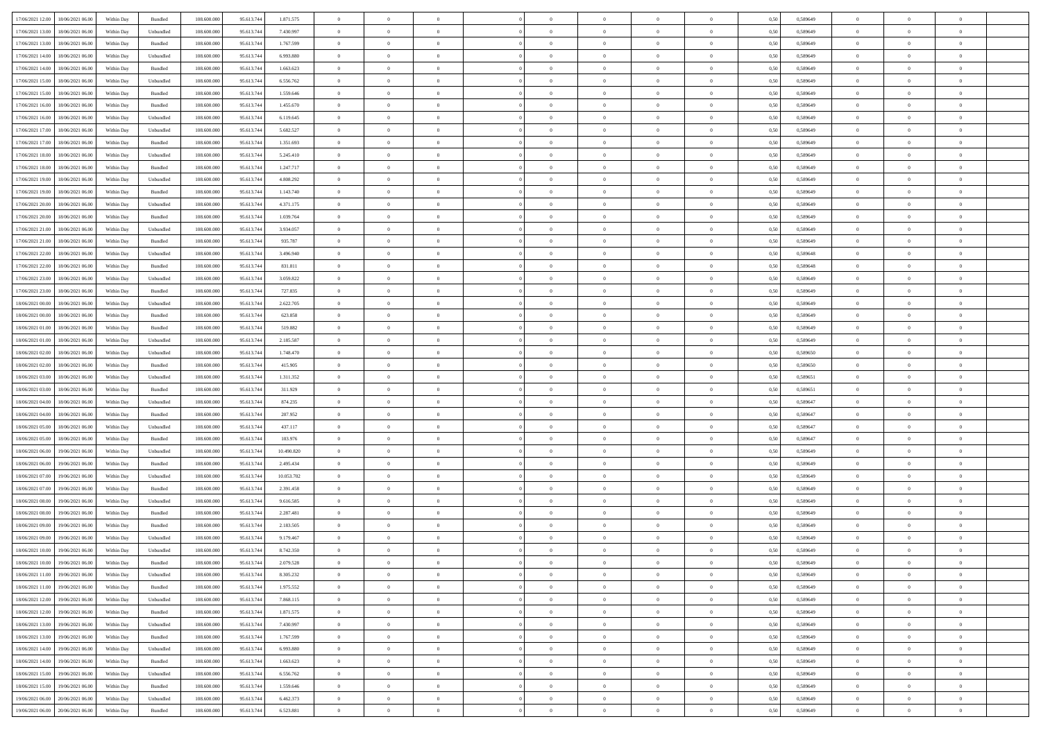| | | | | | | | | | | | | | | | | | | | | |
|---|---|---|---|---|---|---|---|---|---|---|---|---|---|---|---|---|---|---|---|---|
| 17/06/2021 12.00 | 18/06/2021 06.00 | Within Day | Bundled | 108.600.000 | 95.613.744 | 1.871.575 | 0 | 0 | 0 | | 0 | 0 | 0 | 0 | 0,50 | 0,589649 | 0 | 0 | 0 | |
| 17/06/2021 13.00 | 18/06/2021 06.00 | Within Day | Unbundled | 108.600.000 | 95.613.744 | 7.430.997 | 0 | 0 | 0 | | 0 | 0 | 0 | 0 | 0,50 | 0,589649 | 0 | 0 | 0 | |
| 17/06/2021 13.00 | 18/06/2021 06.00 | Within Day | Bundled | 108.600.000 | 95.613.744 | 1.767.599 | 0 | 0 | 0 | | 0 | 0 | 0 | 0 | 0,50 | 0,589649 | 0 | 0 | 0 | |
| 17/06/2021 14.00 | 18/06/2021 06.00 | Within Day | Unbundled | 108.600.000 | 95.613.744 | 6.993.880 | 0 | 0 | 0 | | 0 | 0 | 0 | 0 | 0,50 | 0,589649 | 0 | 0 | 0 | |
| 17/06/2021 14.00 | 18/06/2021 06.00 | Within Day | Bundled | 108.600.000 | 95.613.744 | 1.663.623 | 0 | 0 | 0 | | 0 | 0 | 0 | 0 | 0,50 | 0,589649 | 0 | 0 | 0 | |
| 17/06/2021 15.00 | 18/06/2021 06.00 | Within Day | Unbundled | 108.600.000 | 95.613.744 | 6.556.762 | 0 | 0 | 0 | | 0 | 0 | 0 | 0 | 0,50 | 0,589649 | 0 | 0 | 0 | |
| 17/06/2021 15.00 | 18/06/2021 06.00 | Within Day | Bundled | 108.600.000 | 95.613.744 | 1.559.646 | 0 | 0 | 0 | | 0 | 0 | 0 | 0 | 0,50 | 0,589649 | 0 | 0 | 0 | |
| 17/06/2021 16.00 | 18/06/2021 06.00 | Within Day | Bundled | 108.600.000 | 95.613.744 | 1.455.670 | 0 | 0 | 0 | | 0 | 0 | 0 | 0 | 0,50 | 0,589649 | 0 | 0 | 0 | |
| 17/06/2021 16.00 | 18/06/2021 06.00 | Within Day | Unbundled | 108.600.000 | 95.613.744 | 6.119.645 | 0 | 0 | 0 | | 0 | 0 | 0 | 0 | 0,50 | 0,589649 | 0 | 0 | 0 | |
| 17/06/2021 17.00 | 18/06/2021 06.00 | Within Day | Unbundled | 108.600.000 | 95.613.744 | 5.682.527 | 0 | 0 | 0 | | 0 | 0 | 0 | 0 | 0,50 | 0,589649 | 0 | 0 | 0 | |
| 17/06/2021 17.00 | 18/06/2021 06.00 | Within Day | Bundled | 108.600.000 | 95.613.744 | 1.351.693 | 0 | 0 | 0 | | 0 | 0 | 0 | 0 | 0,50 | 0,589649 | 0 | 0 | 0 | |
| 17/06/2021 18.00 | 18/06/2021 06.00 | Within Day | Unbundled | 108.600.000 | 95.613.744 | 5.245.410 | 0 | 0 | 0 | | 0 | 0 | 0 | 0 | 0,50 | 0,589649 | 0 | 0 | 0 | |
| 17/06/2021 18.00 | 18/06/2021 06.00 | Within Day | Bundled | 108.600.000 | 95.613.744 | 1.247.717 | 0 | 0 | 0 | | 0 | 0 | 0 | 0 | 0,50 | 0,589649 | 0 | 0 | 0 | |
| 17/06/2021 19.00 | 18/06/2021 06.00 | Within Day | Unbundled | 108.600.000 | 95.613.744 | 4.808.292 | 0 | 0 | 0 | | 0 | 0 | 0 | 0 | 0,50 | 0,589649 | 0 | 0 | 0 | |
| 17/06/2021 19.00 | 18/06/2021 06.00 | Within Day | Bundled | 108.600.000 | 95.613.744 | 1.143.740 | 0 | 0 | 0 | | 0 | 0 | 0 | 0 | 0,50 | 0,589649 | 0 | 0 | 0 | |
| 17/06/2021 20.00 | 18/06/2021 06.00 | Within Day | Unbundled | 108.600.000 | 95.613.744 | 4.371.175 | 0 | 0 | 0 | | 0 | 0 | 0 | 0 | 0,50 | 0,589649 | 0 | 0 | 0 | |
| 17/06/2021 20.00 | 18/06/2021 06.00 | Within Day | Bundled | 108.600.000 | 95.613.744 | 1.039.764 | 0 | 0 | 0 | | 0 | 0 | 0 | 0 | 0,50 | 0,589649 | 0 | 0 | 0 | |
| 17/06/2021 21.00 | 18/06/2021 06.00 | Within Day | Unbundled | 108.600.000 | 95.613.744 | 3.934.057 | 0 | 0 | 0 | | 0 | 0 | 0 | 0 | 0,50 | 0,589649 | 0 | 0 | 0 | |
| 17/06/2021 21.00 | 18/06/2021 06.00 | Within Day | Bundled | 108.600.000 | 95.613.744 | 935.787 | 0 | 0 | 0 | | 0 | 0 | 0 | 0 | 0,50 | 0,589649 | 0 | 0 | 0 | |
| 17/06/2021 22.00 | 18/06/2021 06.00 | Within Day | Unbundled | 108.600.000 | 95.613.744 | 3.496.940 | 0 | 0 | 0 | | 0 | 0 | 0 | 0 | 0,50 | 0,589648 | 0 | 0 | 0 | |
| 17/06/2021 22.00 | 18/06/2021 06.00 | Within Day | Bundled | 108.600.000 | 95.613.744 | 831.811 | 0 | 0 | 0 | | 0 | 0 | 0 | 0 | 0,50 | 0,589648 | 0 | 0 | 0 | |
| 17/06/2021 23.00 | 18/06/2021 06.00 | Within Day | Unbundled | 108.600.000 | 95.613.744 | 3.059.822 | 0 | 0 | 0 | | 0 | 0 | 0 | 0 | 0,50 | 0,589649 | 0 | 0 | 0 | |
| 17/06/2021 23.00 | 18/06/2021 06.00 | Within Day | Bundled | 108.600.000 | 95.613.744 | 727.835 | 0 | 0 | 0 | | 0 | 0 | 0 | 0 | 0,50 | 0,589649 | 0 | 0 | 0 | |
| 18/06/2021 00.00 | 18/06/2021 06.00 | Within Day | Unbundled | 108.600.000 | 95.613.744 | 2.622.705 | 0 | 0 | 0 | | 0 | 0 | 0 | 0 | 0,50 | 0,589649 | 0 | 0 | 0 | |
| 18/06/2021 00.00 | 18/06/2021 06.00 | Within Day | Bundled | 108.600.000 | 95.613.744 | 623.858 | 0 | 0 | 0 | | 0 | 0 | 0 | 0 | 0,50 | 0,589649 | 0 | 0 | 0 | |
| 18/06/2021 01.00 | 18/06/2021 06.00 | Within Day | Bundled | 108.600.000 | 95.613.744 | 519.882 | 0 | 0 | 0 | | 0 | 0 | 0 | 0 | 0,50 | 0,589649 | 0 | 0 | 0 | |
| 18/06/2021 01.00 | 18/06/2021 06.00 | Within Day | Unbundled | 108.600.000 | 95.613.744 | 2.185.587 | 0 | 0 | 0 | | 0 | 0 | 0 | 0 | 0,50 | 0,589649 | 0 | 0 | 0 | |
| 18/06/2021 02.00 | 18/06/2021 06.00 | Within Day | Unbundled | 108.600.000 | 95.613.744 | 1.748.470 | 0 | 0 | 0 | | 0 | 0 | 0 | 0 | 0,50 | 0,589650 | 0 | 0 | 0 | |
| 18/06/2021 02.00 | 18/06/2021 06.00 | Within Day | Bundled | 108.600.000 | 95.613.744 | 415.905 | 0 | 0 | 0 | | 0 | 0 | 0 | 0 | 0,50 | 0,589650 | 0 | 0 | 0 | |
| 18/06/2021 03.00 | 18/06/2021 06.00 | Within Day | Unbundled | 108.600.000 | 95.613.744 | 1.311.352 | 0 | 0 | 0 | | 0 | 0 | 0 | 0 | 0,50 | 0,589651 | 0 | 0 | 0 | |
| 18/06/2021 03.00 | 18/06/2021 06.00 | Within Day | Bundled | 108.600.000 | 95.613.744 | 311.929 | 0 | 0 | 0 | | 0 | 0 | 0 | 0 | 0,50 | 0,589651 | 0 | 0 | 0 | |
| 18/06/2021 04.00 | 18/06/2021 06.00 | Within Day | Unbundled | 108.600.000 | 95.613.744 | 874.235 | 0 | 0 | 0 | | 0 | 0 | 0 | 0 | 0,50 | 0,589647 | 0 | 0 | 0 | |
| 18/06/2021 04.00 | 18/06/2021 06.00 | Within Day | Bundled | 108.600.000 | 95.613.744 | 207.952 | 0 | 0 | 0 | | 0 | 0 | 0 | 0 | 0,50 | 0,589647 | 0 | 0 | 0 | |
| 18/06/2021 05.00 | 18/06/2021 06.00 | Within Day | Unbundled | 108.600.000 | 95.613.744 | 437.117 | 0 | 0 | 0 | | 0 | 0 | 0 | 0 | 0,50 | 0,589647 | 0 | 0 | 0 | |
| 18/06/2021 05.00 | 18/06/2021 06.00 | Within Day | Bundled | 108.600.000 | 95.613.744 | 103.976 | 0 | 0 | 0 | | 0 | 0 | 0 | 0 | 0,50 | 0,589647 | 0 | 0 | 0 | |
| 18/06/2021 06.00 | 19/06/2021 06.00 | Within Day | Unbundled | 108.600.000 | 95.613.744 | 10.490.820 | 0 | 0 | 0 | | 0 | 0 | 0 | 0 | 0,50 | 0,589649 | 0 | 0 | 0 | |
| 18/06/2021 06.00 | 19/06/2021 06.00 | Within Day | Bundled | 108.600.000 | 95.613.744 | 2.495.434 | 0 | 0 | 0 | | 0 | 0 | 0 | 0 | 0,50 | 0,589649 | 0 | 0 | 0 | |
| 18/06/2021 07.00 | 19/06/2021 06.00 | Within Day | Unbundled | 108.600.000 | 95.613.744 | 10.053.702 | 0 | 0 | 0 | | 0 | 0 | 0 | 0 | 0,50 | 0,589649 | 0 | 0 | 0 | |
| 18/06/2021 07.00 | 19/06/2021 06.00 | Within Day | Bundled | 108.600.000 | 95.613.744 | 2.391.458 | 0 | 0 | 0 | | 0 | 0 | 0 | 0 | 0,50 | 0,589649 | 0 | 0 | 0 | |
| 18/06/2021 08.00 | 19/06/2021 06.00 | Within Day | Unbundled | 108.600.000 | 95.613.744 | 9.616.585 | 0 | 0 | 0 | | 0 | 0 | 0 | 0 | 0,50 | 0,589649 | 0 | 0 | 0 | |
| 18/06/2021 08.00 | 19/06/2021 06.00 | Within Day | Bundled | 108.600.000 | 95.613.744 | 2.287.481 | 0 | 0 | 0 | | 0 | 0 | 0 | 0 | 0,50 | 0,589649 | 0 | 0 | 0 | |
| 18/06/2021 09.00 | 19/06/2021 06.00 | Within Day | Bundled | 108.600.000 | 95.613.744 | 2.183.505 | 0 | 0 | 0 | | 0 | 0 | 0 | 0 | 0,50 | 0,589649 | 0 | 0 | 0 | |
| 18/06/2021 09.00 | 19/06/2021 06.00 | Within Day | Unbundled | 108.600.000 | 95.613.744 | 9.179.467 | 0 | 0 | 0 | | 0 | 0 | 0 | 0 | 0,50 | 0,589649 | 0 | 0 | 0 | |
| 18/06/2021 10.00 | 19/06/2021 06.00 | Within Day | Unbundled | 108.600.000 | 95.613.744 | 8.742.350 | 0 | 0 | 0 | | 0 | 0 | 0 | 0 | 0,50 | 0,589649 | 0 | 0 | 0 | |
| 18/06/2021 10.00 | 19/06/2021 06.00 | Within Day | Bundled | 108.600.000 | 95.613.744 | 2.079.528 | 0 | 0 | 0 | | 0 | 0 | 0 | 0 | 0,50 | 0,589649 | 0 | 0 | 0 | |
| 18/06/2021 11.00 | 19/06/2021 06.00 | Within Day | Unbundled | 108.600.000 | 95.613.744 | 8.305.232 | 0 | 0 | 0 | | 0 | 0 | 0 | 0 | 0,50 | 0,589649 | 0 | 0 | 0 | |
| 18/06/2021 11.00 | 19/06/2021 06.00 | Within Day | Bundled | 108.600.000 | 95.613.744 | 1.975.552 | 0 | 0 | 0 | | 0 | 0 | 0 | 0 | 0,50 | 0,589649 | 0 | 0 | 0 | |
| 18/06/2021 12.00 | 19/06/2021 06.00 | Within Day | Unbundled | 108.600.000 | 95.613.744 | 7.868.115 | 0 | 0 | 0 | | 0 | 0 | 0 | 0 | 0,50 | 0,589649 | 0 | 0 | 0 | |
| 18/06/2021 12.00 | 19/06/2021 06.00 | Within Day | Bundled | 108.600.000 | 95.613.744 | 1.871.575 | 0 | 0 | 0 | | 0 | 0 | 0 | 0 | 0,50 | 0,589649 | 0 | 0 | 0 | |
| 18/06/2021 13.00 | 19/06/2021 06.00 | Within Day | Unbundled | 108.600.000 | 95.613.744 | 7.430.997 | 0 | 0 | 0 | | 0 | 0 | 0 | 0 | 0,50 | 0,589649 | 0 | 0 | 0 | |
| 18/06/2021 13.00 | 19/06/2021 06.00 | Within Day | Bundled | 108.600.000 | 95.613.744 | 1.767.599 | 0 | 0 | 0 | | 0 | 0 | 0 | 0 | 0,50 | 0,589649 | 0 | 0 | 0 | |
| 18/06/2021 14.00 | 19/06/2021 06.00 | Within Day | Unbundled | 108.600.000 | 95.613.744 | 6.993.880 | 0 | 0 | 0 | | 0 | 0 | 0 | 0 | 0,50 | 0,589649 | 0 | 0 | 0 | |
| 18/06/2021 14.00 | 19/06/2021 06.00 | Within Day | Bundled | 108.600.000 | 95.613.744 | 1.663.623 | 0 | 0 | 0 | | 0 | 0 | 0 | 0 | 0,50 | 0,589649 | 0 | 0 | 0 | |
| 18/06/2021 15.00 | 19/06/2021 06.00 | Within Day | Unbundled | 108.600.000 | 95.613.744 | 6.556.762 | 0 | 0 | 0 | | 0 | 0 | 0 | 0 | 0,50 | 0,589649 | 0 | 0 | 0 | |
| 18/06/2021 15.00 | 19/06/2021 06.00 | Within Day | Bundled | 108.600.000 | 95.613.744 | 1.559.646 | 0 | 0 | 0 | | 0 | 0 | 0 | 0 | 0,50 | 0,589649 | 0 | 0 | 0 | |
| 19/06/2021 06.00 | 20/06/2021 06.00 | Within Day | Unbundled | 108.600.000 | 95.613.744 | 6.462.373 | 0 | 0 | 0 | | 0 | 0 | 0 | 0 | 0,50 | 0,589649 | 0 | 0 | 0 | |
| 19/06/2021 06.00 | 20/06/2021 06.00 | Within Day | Bundled | 108.600.000 | 95.613.744 | 6.523.881 | 0 | 0 | 0 | | 0 | 0 | 0 | 0 | 0,50 | 0,589649 | 0 | 0 | 0 | |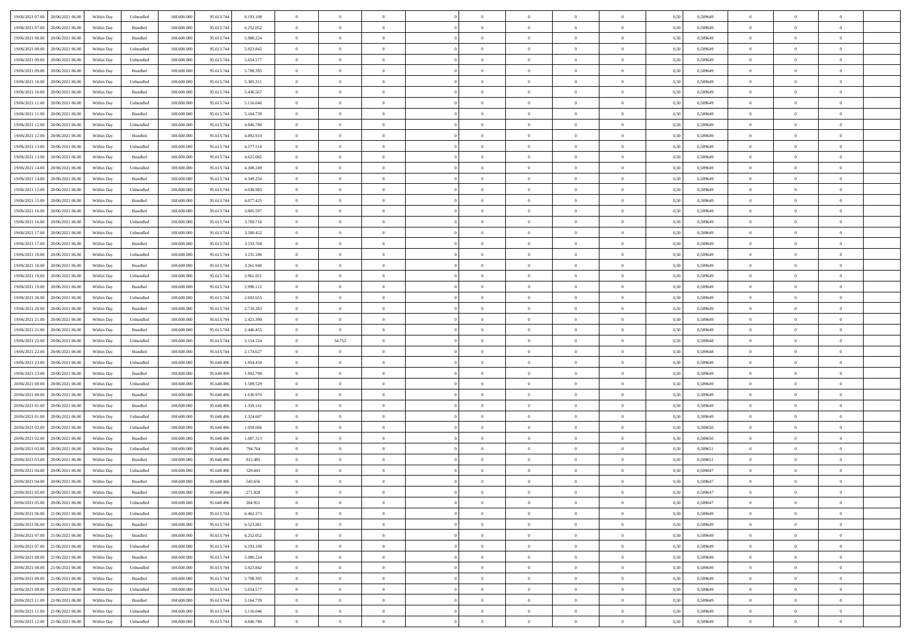| | | | | | | | | | | | | | | | | | | | | | |
|---|---|---|---|---|---|---|---|---|---|---|---|---|---|---|---|---|---|---|---|---|---|
| 19/06/2021 07:00 | 20/06/2021 06:00 | Within Day | Unbundled | 108.600.000 | 95.613.744 | 6.193.108 | 0 | 0 | 0 | | 0 | 0 | 0 | 0 | 0,50 | 0,589649 | 0 | 0 | 0 | |
| 19/06/2021 07:00 | 20/06/2021 06:00 | Within Day | Bundled | 108.600.000 | 95.613.744 | 6.252.052 | 0 | 0 | 0 | | 0 | 0 | 0 | 0 | 0,50 | 0,589649 | 0 | 0 | 0 | |
| 19/06/2021 08:00 | 20/06/2021 06:00 | Within Day | Bundled | 108.600.000 | 95.613.744 | 5.980.224 | 0 | 0 | 0 | | 0 | 0 | 0 | 0 | 0,50 | 0,589649 | 0 | 0 | 0 | |
| 19/06/2021 08:00 | 20/06/2021 06:00 | Within Day | Unbundled | 108.600.000 | 95.613.744 | 5.923.842 | 0 | 0 | 0 | | 0 | 0 | 0 | 0 | 0,50 | 0,589649 | 0 | 0 | 0 | |
| 19/06/2021 09:00 | 20/06/2021 06:00 | Within Day | Unbundled | 108.600.000 | 95.613.744 | 5.654.577 | 0 | 0 | 0 | | 0 | 0 | 0 | 0 | 0,50 | 0,589649 | 0 | 0 | 0 | |
| 19/06/2021 09:00 | 20/06/2021 06:00 | Within Day | Bundled | 108.600.000 | 95.613.744 | 5.708.395 | 0 | 0 | 0 | | 0 | 0 | 0 | 0 | 0,50 | 0,589649 | 0 | 0 | 0 | |
| 19/06/2021 10:00 | 20/06/2021 06:00 | Within Day | Unbundled | 108.600.000 | 95.613.744 | 5.385.311 | 0 | 0 | 0 | | 0 | 0 | 0 | 0 | 0,50 | 0,589649 | 0 | 0 | 0 | |
| 19/06/2021 10:00 | 20/06/2021 06:00 | Within Day | Bundled | 108.600.000 | 95.613.744 | 5.436.567 | 0 | 0 | 0 | | 0 | 0 | 0 | 0 | 0,50 | 0,589649 | 0 | 0 | 0 | |
| 19/06/2021 11:00 | 20/06/2021 06:00 | Within Day | Unbundled | 108.600.000 | 95.613.744 | 5.116.046 | 0 | 0 | 0 | | 0 | 0 | 0 | 0 | 0,50 | 0,589649 | 0 | 0 | 0 | |
| 19/06/2021 11:00 | 20/06/2021 06:00 | Within Day | Bundled | 108.600.000 | 95.613.744 | 5.164.739 | 0 | 0 | 0 | | 0 | 0 | 0 | 0 | 0,50 | 0,589649 | 0 | 0 | 0 | |
| 19/06/2021 12:00 | 20/06/2021 06:00 | Within Day | Unbundled | 108.600.000 | 95.613.744 | 4.846.780 | 0 | 0 | 0 | | 0 | 0 | 0 | 0 | 0,50 | 0,589649 | 0 | 0 | 0 | |
| 19/06/2021 12:00 | 20/06/2021 06:00 | Within Day | Bundled | 108.600.000 | 95.613.744 | 4.892.910 | 0 | 0 | 0 | | 0 | 0 | 0 | 0 | 0,50 | 0,589649 | 0 | 0 | 0 | |
| 19/06/2021 13:00 | 20/06/2021 06:00 | Within Day | Unbundled | 108.600.000 | 95.613.744 | 4.577.514 | 0 | 0 | 0 | | 0 | 0 | 0 | 0 | 0,50 | 0,589649 | 0 | 0 | 0 | |
| 19/06/2021 13:00 | 20/06/2021 06:00 | Within Day | Bundled | 108.600.000 | 95.613.744 | 4.621.082 | 0 | 0 | 0 | | 0 | 0 | 0 | 0 | 0,50 | 0,589649 | 0 | 0 | 0 | |
| 19/06/2021 14:00 | 20/06/2021 06:00 | Within Day | Unbundled | 108.600.000 | 95.613.744 | 4.308.249 | 0 | 0 | 0 | | 0 | 0 | 0 | 0 | 0,50 | 0,589649 | 0 | 0 | 0 | |
| 19/06/2021 14:00 | 20/06/2021 06:00 | Within Day | Bundled | 108.600.000 | 95.613.744 | 4.349.254 | 0 | 0 | 0 | | 0 | 0 | 0 | 0 | 0,50 | 0,589649 | 0 | 0 | 0 | |
| 19/06/2021 15:00 | 20/06/2021 06:00 | Within Day | Unbundled | 108.600.000 | 95.613.744 | 4.038.983 | 0 | 0 | 0 | | 0 | 0 | 0 | 0 | 0,50 | 0,589649 | 0 | 0 | 0 | |
| 19/06/2021 15:00 | 20/06/2021 06:00 | Within Day | Bundled | 108.600.000 | 95.613.744 | 4.077.425 | 0 | 0 | 0 | | 0 | 0 | 0 | 0 | 0,50 | 0,589649 | 0 | 0 | 0 | |
| 19/06/2021 16:00 | 20/06/2021 06:00 | Within Day | Bundled | 108.600.000 | 95.613.744 | 3.805.597 | 0 | 0 | 0 | | 0 | 0 | 0 | 0 | 0,50 | 0,589649 | 0 | 0 | 0 | |
| 19/06/2021 16:00 | 20/06/2021 06:00 | Within Day | Unbundled | 108.600.000 | 95.613.744 | 3.769.718 | 0 | 0 | 0 | | 0 | 0 | 0 | 0 | 0,50 | 0,589649 | 0 | 0 | 0 | |
| 19/06/2021 17:00 | 20/06/2021 06:00 | Within Day | Unbundled | 108.600.000 | 95.613.744 | 3.500.452 | 0 | 0 | 0 | | 0 | 0 | 0 | 0 | 0,50 | 0,589649 | 0 | 0 | 0 | |
| 19/06/2021 17:00 | 20/06/2021 06:00 | Within Day | Bundled | 108.600.000 | 95.613.744 | 3.533.768 | 0 | 0 | 0 | | 0 | 0 | 0 | 0 | 0,50 | 0,589649 | 0 | 0 | 0 | |
| 19/06/2021 18:00 | 20/06/2021 06:00 | Within Day | Unbundled | 108.600.000 | 95.613.744 | 3.231.186 | 0 | 0 | 0 | | 0 | 0 | 0 | 0 | 0,50 | 0,589649 | 0 | 0 | 0 | |
| 19/06/2021 18:00 | 20/06/2021 06:00 | Within Day | Bundled | 108.600.000 | 95.613.744 | 3.261.940 | 0 | 0 | 0 | | 0 | 0 | 0 | 0 | 0,50 | 0,589649 | 0 | 0 | 0 | |
| 19/06/2021 19:00 | 20/06/2021 06:00 | Within Day | Unbundled | 108.600.000 | 95.613.744 | 2.961.921 | 0 | 0 | 0 | | 0 | 0 | 0 | 0 | 0,50 | 0,589649 | 0 | 0 | 0 | |
| 19/06/2021 19:00 | 20/06/2021 06:00 | Within Day | Bundled | 108.600.000 | 95.613.744 | 2.990.112 | 0 | 0 | 0 | | 0 | 0 | 0 | 0 | 0,50 | 0,589649 | 0 | 0 | 0 | |
| 19/06/2021 20:00 | 20/06/2021 06:00 | Within Day | Unbundled | 108.600.000 | 95.613.744 | 2.692.655 | 0 | 0 | 0 | | 0 | 0 | 0 | 0 | 0,50 | 0,589649 | 0 | 0 | 0 | |
| 19/06/2021 20:00 | 20/06/2021 06:00 | Within Day | Bundled | 108.600.000 | 95.613.744 | 2.718.283 | 0 | 0 | 0 | | 0 | 0 | 0 | 0 | 0,50 | 0,589649 | 0 | 0 | 0 | |
| 19/06/2021 21:00 | 20/06/2021 06:00 | Within Day | Unbundled | 108.600.000 | 95.613.744 | 2.423.390 | 0 | 0 | 0 | | 0 | 0 | 0 | 0 | 0,50 | 0,589649 | 0 | 0 | 0 | |
| 19/06/2021 21:00 | 20/06/2021 06:00 | Within Day | Bundled | 108.600.000 | 95.613.744 | 2.446.455 | 0 | 0 | 0 | | 0 | 0 | 0 | 0 | 0,50 | 0,589649 | 0 | 0 | 0 | |
| 19/06/2021 22:00 | 20/06/2021 06:00 | Within Day | Unbundled | 108.600.000 | 95.613.744 | 2.154.124 | 0 | 34.752 | 0 | | 0 | 0 | 0 | 0 | 0,50 | 0,589648 | 0 | 0 | 0 | |
| 19/06/2021 22:00 | 20/06/2021 06:00 | Within Day | Bundled | 108.600.000 | 95.613.744 | 2.174.627 | 0 | 0 | 0 | | 0 | 0 | 0 | 0 | 0,50 | 0,589648 | 0 | 0 | 0 | |
| 19/06/2021 23:00 | 20/06/2021 06:00 | Within Day | Unbundled | 108.600.000 | 95.648.496 | 1.854.450 | 0 | 0 | 0 | | 0 | 0 | 0 | 0 | 0,50 | 0,589649 | 0 | 0 | 0 | |
| 19/06/2021 23:00 | 20/06/2021 06:00 | Within Day | Bundled | 108.600.000 | 95.648.496 | 1.902.798 | 0 | 0 | 0 | | 0 | 0 | 0 | 0 | 0,50 | 0,589649 | 0 | 0 | 0 | |
| 20/06/2021 00:00 | 20/06/2021 06:00 | Within Day | Unbundled | 108.600.000 | 95.648.496 | 1.589.529 | 0 | 0 | 0 | | 0 | 0 | 0 | 0 | 0,50 | 0,589649 | 0 | 0 | 0 | |
| 20/06/2021 00:00 | 20/06/2021 06:00 | Within Day | Bundled | 108.600.000 | 95.648.496 | 1.630.970 | 0 | 0 | 0 | | 0 | 0 | 0 | 0 | 0,50 | 0,589649 | 0 | 0 | 0 | |
| 20/06/2021 01:00 | 20/06/2021 06:00 | Within Day | Bundled | 108.600.000 | 95.648.496 | 1.359.141 | 0 | 0 | 0 | | 0 | 0 | 0 | 0 | 0,50 | 0,589649 | 0 | 0 | 0 | |
| 20/06/2021 01:00 | 20/06/2021 06:00 | Within Day | Unbundled | 108.600.000 | 95.648.496 | 1.324.607 | 0 | 0 | 0 | | 0 | 0 | 0 | 0 | 0,50 | 0,589649 | 0 | 0 | 0 | |
| 20/06/2021 02:00 | 20/06/2021 06:00 | Within Day | Unbundled | 108.600.000 | 95.648.496 | 1.059.686 | 0 | 0 | 0 | | 0 | 0 | 0 | 0 | 0,50 | 0,589650 | 0 | 0 | 0 | |
| 20/06/2021 02:00 | 20/06/2021 06:00 | Within Day | Bundled | 108.600.000 | 95.648.496 | 1.087.313 | 0 | 0 | 0 | | 0 | 0 | 0 | 0 | 0,50 | 0,589650 | 0 | 0 | 0 | |
| 20/06/2021 03:00 | 20/06/2021 06:00 | Within Day | Unbundled | 108.600.000 | 95.648.496 | 794.764 | 0 | 0 | 0 | | 0 | 0 | 0 | 0 | 0,50 | 0,589651 | 0 | 0 | 0 | |
| 20/06/2021 03:00 | 20/06/2021 06:00 | Within Day | Bundled | 108.600.000 | 95.648.496 | 815.485 | 0 | 0 | 0 | | 0 | 0 | 0 | 0 | 0,50 | 0,589651 | 0 | 0 | 0 | |
| 20/06/2021 04:00 | 20/06/2021 06:00 | Within Day | Unbundled | 108.600.000 | 95.648.496 | 529.843 | 0 | 0 | 0 | | 0 | 0 | 0 | 0 | 0,50 | 0,589647 | 0 | 0 | 0 | |
| 20/06/2021 04:00 | 20/06/2021 06:00 | Within Day | Bundled | 108.600.000 | 95.648.496 | 543.656 | 0 | 0 | 0 | | 0 | 0 | 0 | 0 | 0,50 | 0,589647 | 0 | 0 | 0 | |
| 20/06/2021 05:00 | 20/06/2021 06:00 | Within Day | Bundled | 108.600.000 | 95.648.496 | 271.828 | 0 | 0 | 0 | | 0 | 0 | 0 | 0 | 0,50 | 0,589647 | 0 | 0 | 0 | |
| 20/06/2021 05:00 | 20/06/2021 06:00 | Within Day | Unbundled | 108.600.000 | 95.648.496 | 264.921 | 0 | 0 | 0 | | 0 | 0 | 0 | 0 | 0,50 | 0,589647 | 0 | 0 | 0 | |
| 20/06/2021 06:00 | 21/06/2021 06:00 | Within Day | Unbundled | 108.600.000 | 95.613.744 | 6.462.373 | 0 | 0 | 0 | | 0 | 0 | 0 | 0 | 0,50 | 0,589649 | 0 | 0 | 0 | |
| 20/06/2021 06:00 | 21/06/2021 06:00 | Within Day | Bundled | 108.600.000 | 95.613.744 | 6.523.881 | 0 | 0 | 0 | | 0 | 0 | 0 | 0 | 0,50 | 0,589649 | 0 | 0 | 0 | |
| 20/06/2021 07:00 | 21/06/2021 06:00 | Within Day | Bundled | 108.600.000 | 95.613.744 | 6.252.052 | 0 | 0 | 0 | | 0 | 0 | 0 | 0 | 0,50 | 0,589649 | 0 | 0 | 0 | |
| 20/06/2021 07:00 | 21/06/2021 06:00 | Within Day | Unbundled | 108.600.000 | 95.613.744 | 6.193.108 | 0 | 0 | 0 | | 0 | 0 | 0 | 0 | 0,50 | 0,589649 | 0 | 0 | 0 | |
| 20/06/2021 08:00 | 21/06/2021 06:00 | Within Day | Bundled | 108.600.000 | 95.613.744 | 5.980.224 | 0 | 0 | 0 | | 0 | 0 | 0 | 0 | 0,50 | 0,589649 | 0 | 0 | 0 | |
| 20/06/2021 08:00 | 21/06/2021 06:00 | Within Day | Unbundled | 108.600.000 | 95.613.744 | 5.923.842 | 0 | 0 | 0 | | 0 | 0 | 0 | 0 | 0,50 | 0,589649 | 0 | 0 | 0 | |
| 20/06/2021 09:00 | 21/06/2021 06:00 | Within Day | Bundled | 108.600.000 | 95.613.744 | 5.708.395 | 0 | 0 | 0 | | 0 | 0 | 0 | 0 | 0,50 | 0,589649 | 0 | 0 | 0 | |
| 20/06/2021 09:00 | 21/06/2021 06:00 | Within Day | Unbundled | 108.600.000 | 95.613.744 | 5.654.577 | 0 | 0 | 0 | | 0 | 0 | 0 | 0 | 0,50 | 0,589649 | 0 | 0 | 0 | |
| 20/06/2021 11:00 | 21/06/2021 06:00 | Within Day | Bundled | 108.600.000 | 95.613.744 | 5.164.739 | 0 | 0 | 0 | | 0 | 0 | 0 | 0 | 0,50 | 0,589649 | 0 | 0 | 0 | |
| 20/06/2021 11:00 | 21/06/2021 06:00 | Within Day | Unbundled | 108.600.000 | 95.613.744 | 5.116.046 | 0 | 0 | 0 | | 0 | 0 | 0 | 0 | 0,50 | 0,589649 | 0 | 0 | 0 | |
| 20/06/2021 12:00 | 21/06/2021 06:00 | Within Day | Unbundled | 108.600.000 | 95.613.744 | 4.846.780 | 0 | 0 | 0 | | 0 | 0 | 0 | 0 | 0,50 | 0,589649 | 0 | 0 | 0 | |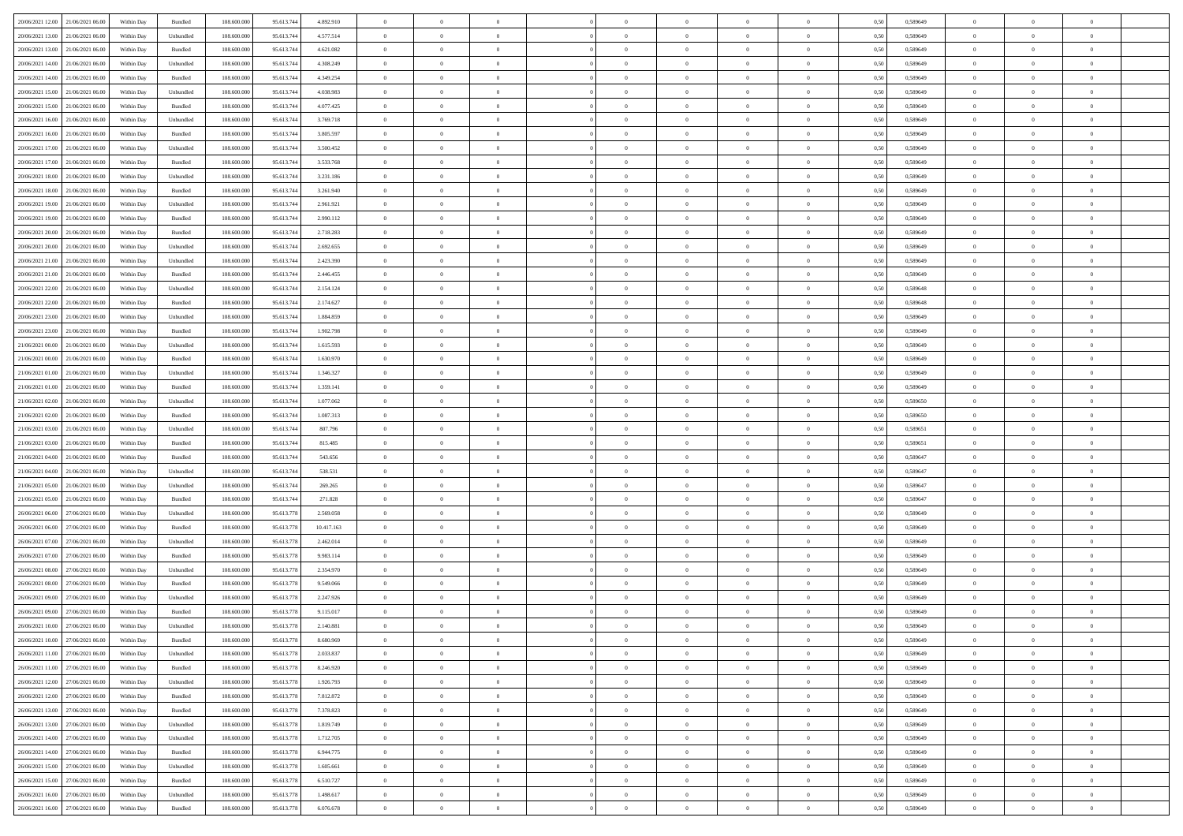| | | | | | | | | | | | | | | | | | | | | | |
|---|---|---|---|---|---|---|---|---|---|---|---|---|---|---|---|---|---|---|---|---|---|
| 20/06/2021 12:00 | 21/06/2021 06:00 | Within Day | Bundled | 108.600.000 | 95.613.744 | 4.892.910 | 0 | 0 | 0 | | 0 | 0 | 0 | 0 | 0,50 | 0,589649 | 0 | 0 | 0 | |
| 20/06/2021 13:00 | 21/06/2021 06:00 | Within Day | Unbundled | 108.600.000 | 95.613.744 | 4.577.514 | 0 | 0 | 0 | | 0 | 0 | 0 | 0 | 0,50 | 0,589649 | 0 | 0 | 0 | |
| 20/06/2021 13:00 | 21/06/2021 06:00 | Within Day | Bundled | 108.600.000 | 95.613.744 | 4.621.082 | 0 | 0 | 0 | | 0 | 0 | 0 | 0 | 0,50 | 0,589649 | 0 | 0 | 0 | |
| 20/06/2021 14:00 | 21/06/2021 06:00 | Within Day | Unbundled | 108.600.000 | 95.613.744 | 4.308.249 | 0 | 0 | 0 | | 0 | 0 | 0 | 0 | 0,50 | 0,589649 | 0 | 0 | 0 | |
| 20/06/2021 14:00 | 21/06/2021 06:00 | Within Day | Bundled | 108.600.000 | 95.613.744 | 4.349.254 | 0 | 0 | 0 | | 0 | 0 | 0 | 0 | 0,50 | 0,589649 | 0 | 0 | 0 | |
| 20/06/2021 15:00 | 21/06/2021 06:00 | Within Day | Unbundled | 108.600.000 | 95.613.744 | 4.038.983 | 0 | 0 | 0 | | 0 | 0 | 0 | 0 | 0,50 | 0,589649 | 0 | 0 | 0 | |
| 20/06/2021 15:00 | 21/06/2021 06:00 | Within Day | Bundled | 108.600.000 | 95.613.744 | 4.077.425 | 0 | 0 | 0 | | 0 | 0 | 0 | 0 | 0,50 | 0,589649 | 0 | 0 | 0 | |
| 20/06/2021 16:00 | 21/06/2021 06:00 | Within Day | Unbundled | 108.600.000 | 95.613.744 | 3.769.718 | 0 | 0 | 0 | | 0 | 0 | 0 | 0 | 0,50 | 0,589649 | 0 | 0 | 0 | |
| 20/06/2021 16:00 | 21/06/2021 06:00 | Within Day | Bundled | 108.600.000 | 95.613.744 | 3.805.597 | 0 | 0 | 0 | | 0 | 0 | 0 | 0 | 0,50 | 0,589649 | 0 | 0 | 0 | |
| 20/06/2021 17:00 | 21/06/2021 06:00 | Within Day | Unbundled | 108.600.000 | 95.613.744 | 3.500.452 | 0 | 0 | 0 | | 0 | 0 | 0 | 0 | 0,50 | 0,589649 | 0 | 0 | 0 | |
| 20/06/2021 17:00 | 21/06/2021 06:00 | Within Day | Bundled | 108.600.000 | 95.613.744 | 3.533.768 | 0 | 0 | 0 | | 0 | 0 | 0 | 0 | 0,50 | 0,589649 | 0 | 0 | 0 | |
| 20/06/2021 18:00 | 21/06/2021 06:00 | Within Day | Unbundled | 108.600.000 | 95.613.744 | 3.231.186 | 0 | 0 | 0 | | 0 | 0 | 0 | 0 | 0,50 | 0,589649 | 0 | 0 | 0 | |
| 20/06/2021 18:00 | 21/06/2021 06:00 | Within Day | Bundled | 108.600.000 | 95.613.744 | 3.261.940 | 0 | 0 | 0 | | 0 | 0 | 0 | 0 | 0,50 | 0,589649 | 0 | 0 | 0 | |
| 20/06/2021 19:00 | 21/06/2021 06:00 | Within Day | Unbundled | 108.600.000 | 95.613.744 | 2.961.921 | 0 | 0 | 0 | | 0 | 0 | 0 | 0 | 0,50 | 0,589649 | 0 | 0 | 0 | |
| 20/06/2021 19:00 | 21/06/2021 06:00 | Within Day | Bundled | 108.600.000 | 95.613.744 | 2.990.112 | 0 | 0 | 0 | | 0 | 0 | 0 | 0 | 0,50 | 0,589649 | 0 | 0 | 0 | |
| 20/06/2021 20:00 | 21/06/2021 06:00 | Within Day | Bundled | 108.600.000 | 95.613.744 | 2.718.283 | 0 | 0 | 0 | | 0 | 0 | 0 | 0 | 0,50 | 0,589649 | 0 | 0 | 0 | |
| 20/06/2021 20:00 | 21/06/2021 06:00 | Within Day | Unbundled | 108.600.000 | 95.613.744 | 2.692.655 | 0 | 0 | 0 | | 0 | 0 | 0 | 0 | 0,50 | 0,589649 | 0 | 0 | 0 | |
| 20/06/2021 21:00 | 21/06/2021 06:00 | Within Day | Unbundled | 108.600.000 | 95.613.744 | 2.423.390 | 0 | 0 | 0 | | 0 | 0 | 0 | 0 | 0,50 | 0,589649 | 0 | 0 | 0 | |
| 20/06/2021 21:00 | 21/06/2021 06:00 | Within Day | Bundled | 108.600.000 | 95.613.744 | 2.446.455 | 0 | 0 | 0 | | 0 | 0 | 0 | 0 | 0,50 | 0,589649 | 0 | 0 | 0 | |
| 20/06/2021 22:00 | 21/06/2021 06:00 | Within Day | Unbundled | 108.600.000 | 95.613.744 | 2.154.124 | 0 | 0 | 0 | | 0 | 0 | 0 | 0 | 0,50 | 0,589648 | 0 | 0 | 0 | |
| 20/06/2021 22:00 | 21/06/2021 06:00 | Within Day | Bundled | 108.600.000 | 95.613.744 | 2.174.627 | 0 | 0 | 0 | | 0 | 0 | 0 | 0 | 0,50 | 0,589648 | 0 | 0 | 0 | |
| 20/06/2021 23:00 | 21/06/2021 06:00 | Within Day | Unbundled | 108.600.000 | 95.613.744 | 1.884.859 | 0 | 0 | 0 | | 0 | 0 | 0 | 0 | 0,50 | 0,589649 | 0 | 0 | 0 | |
| 20/06/2021 23:00 | 21/06/2021 06:00 | Within Day | Bundled | 108.600.000 | 95.613.744 | 1.902.798 | 0 | 0 | 0 | | 0 | 0 | 0 | 0 | 0,50 | 0,589649 | 0 | 0 | 0 | |
| 21/06/2021 00:00 | 21/06/2021 06:00 | Within Day | Unbundled | 108.600.000 | 95.613.744 | 1.615.593 | 0 | 0 | 0 | | 0 | 0 | 0 | 0 | 0,50 | 0,589649 | 0 | 0 | 0 | |
| 21/06/2021 00:00 | 21/06/2021 06:00 | Within Day | Bundled | 108.600.000 | 95.613.744 | 1.630.970 | 0 | 0 | 0 | | 0 | 0 | 0 | 0 | 0,50 | 0,589649 | 0 | 0 | 0 | |
| 21/06/2021 01:00 | 21/06/2021 06:00 | Within Day | Unbundled | 108.600.000 | 95.613.744 | 1.346.327 | 0 | 0 | 0 | | 0 | 0 | 0 | 0 | 0,50 | 0,589649 | 0 | 0 | 0 | |
| 21/06/2021 01:00 | 21/06/2021 06:00 | Within Day | Bundled | 108.600.000 | 95.613.744 | 1.359.141 | 0 | 0 | 0 | | 0 | 0 | 0 | 0 | 0,50 | 0,589649 | 0 | 0 | 0 | |
| 21/06/2021 02:00 | 21/06/2021 06:00 | Within Day | Unbundled | 108.600.000 | 95.613.744 | 1.077.062 | 0 | 0 | 0 | | 0 | 0 | 0 | 0 | 0,50 | 0,589650 | 0 | 0 | 0 | |
| 21/06/2021 02:00 | 21/06/2021 06:00 | Within Day | Bundled | 108.600.000 | 95.613.744 | 1.087.313 | 0 | 0 | 0 | | 0 | 0 | 0 | 0 | 0,50 | 0,589650 | 0 | 0 | 0 | |
| 21/06/2021 03:00 | 21/06/2021 06:00 | Within Day | Unbundled | 108.600.000 | 95.613.744 | 807.796 | 0 | 0 | 0 | | 0 | 0 | 0 | 0 | 0,50 | 0,589651 | 0 | 0 | 0 | |
| 21/06/2021 03:00 | 21/06/2021 06:00 | Within Day | Bundled | 108.600.000 | 95.613.744 | 815.485 | 0 | 0 | 0 | | 0 | 0 | 0 | 0 | 0,50 | 0,589651 | 0 | 0 | 0 | |
| 21/06/2021 04:00 | 21/06/2021 06:00 | Within Day | Bundled | 108.600.000 | 95.613.744 | 543.656 | 0 | 0 | 0 | | 0 | 0 | 0 | 0 | 0,50 | 0,589647 | 0 | 0 | 0 | |
| 21/06/2021 04:00 | 21/06/2021 06:00 | Within Day | Unbundled | 108.600.000 | 95.613.744 | 538.531 | 0 | 0 | 0 | | 0 | 0 | 0 | 0 | 0,50 | 0,589647 | 0 | 0 | 0 | |
| 21/06/2021 05:00 | 21/06/2021 06:00 | Within Day | Unbundled | 108.600.000 | 95.613.744 | 269.265 | 0 | 0 | 0 | | 0 | 0 | 0 | 0 | 0,50 | 0,589647 | 0 | 0 | 0 | |
| 21/06/2021 05:00 | 21/06/2021 06:00 | Within Day | Bundled | 108.600.000 | 95.613.744 | 271.828 | 0 | 0 | 0 | | 0 | 0 | 0 | 0 | 0,50 | 0,589647 | 0 | 0 | 0 | |
| 26/06/2021 06:00 | 27/06/2021 06:00 | Within Day | Unbundled | 108.600.000 | 95.613.778 | 2.569.058 | 0 | 0 | 0 | | 0 | 0 | 0 | 0 | 0,50 | 0,589649 | 0 | 0 | 0 | |
| 26/06/2021 06:00 | 27/06/2021 06:00 | Within Day | Bundled | 108.600.000 | 95.613.778 | 10.417.163 | 0 | 0 | 0 | | 0 | 0 | 0 | 0 | 0,50 | 0,589649 | 0 | 0 | 0 | |
| 26/06/2021 07:00 | 27/06/2021 06:00 | Within Day | Unbundled | 108.600.000 | 95.613.778 | 2.462.014 | 0 | 0 | 0 | | 0 | 0 | 0 | 0 | 0,50 | 0,589649 | 0 | 0 | 0 | |
| 26/06/2021 07:00 | 27/06/2021 06:00 | Within Day | Bundled | 108.600.000 | 95.613.778 | 9.983.114 | 0 | 0 | 0 | | 0 | 0 | 0 | 0 | 0,50 | 0,589649 | 0 | 0 | 0 | |
| 26/06/2021 08:00 | 27/06/2021 06:00 | Within Day | Unbundled | 108.600.000 | 95.613.778 | 2.354.970 | 0 | 0 | 0 | | 0 | 0 | 0 | 0 | 0,50 | 0,589649 | 0 | 0 | 0 | |
| 26/06/2021 08:00 | 27/06/2021 06:00 | Within Day | Bundled | 108.600.000 | 95.613.778 | 9.549.066 | 0 | 0 | 0 | | 0 | 0 | 0 | 0 | 0,50 | 0,589649 | 0 | 0 | 0 | |
| 26/06/2021 09:00 | 27/06/2021 06:00 | Within Day | Unbundled | 108.600.000 | 95.613.778 | 2.247.926 | 0 | 0 | 0 | | 0 | 0 | 0 | 0 | 0,50 | 0,589649 | 0 | 0 | 0 | |
| 26/06/2021 09:00 | 27/06/2021 06:00 | Within Day | Bundled | 108.600.000 | 95.613.778 | 9.115.017 | 0 | 0 | 0 | | 0 | 0 | 0 | 0 | 0,50 | 0,589649 | 0 | 0 | 0 | |
| 26/06/2021 10:00 | 27/06/2021 06:00 | Within Day | Unbundled | 108.600.000 | 95.613.778 | 2.140.881 | 0 | 0 | 0 | | 0 | 0 | 0 | 0 | 0,50 | 0,589649 | 0 | 0 | 0 | |
| 26/06/2021 10:00 | 27/06/2021 06:00 | Within Day | Bundled | 108.600.000 | 95.613.778 | 8.680.969 | 0 | 0 | 0 | | 0 | 0 | 0 | 0 | 0,50 | 0,589649 | 0 | 0 | 0 | |
| 26/06/2021 11:00 | 27/06/2021 06:00 | Within Day | Unbundled | 108.600.000 | 95.613.778 | 2.033.837 | 0 | 0 | 0 | | 0 | 0 | 0 | 0 | 0,50 | 0,589649 | 0 | 0 | 0 | |
| 26/06/2021 11:00 | 27/06/2021 06:00 | Within Day | Bundled | 108.600.000 | 95.613.778 | 8.246.920 | 0 | 0 | 0 | | 0 | 0 | 0 | 0 | 0,50 | 0,589649 | 0 | 0 | 0 | |
| 26/06/2021 12:00 | 27/06/2021 06:00 | Within Day | Unbundled | 108.600.000 | 95.613.778 | 1.926.793 | 0 | 0 | 0 | | 0 | 0 | 0 | 0 | 0,50 | 0,589649 | 0 | 0 | 0 | |
| 26/06/2021 12:00 | 27/06/2021 06:00 | Within Day | Bundled | 108.600.000 | 95.613.778 | 7.812.872 | 0 | 0 | 0 | | 0 | 0 | 0 | 0 | 0,50 | 0,589649 | 0 | 0 | 0 | |
| 26/06/2021 13:00 | 27/06/2021 06:00 | Within Day | Bundled | 108.600.000 | 95.613.778 | 7.378.823 | 0 | 0 | 0 | | 0 | 0 | 0 | 0 | 0,50 | 0,589649 | 0 | 0 | 0 | |
| 26/06/2021 13:00 | 27/06/2021 06:00 | Within Day | Unbundled | 108.600.000 | 95.613.778 | 1.819.749 | 0 | 0 | 0 | | 0 | 0 | 0 | 0 | 0,50 | 0,589649 | 0 | 0 | 0 | |
| 26/06/2021 14:00 | 27/06/2021 06:00 | Within Day | Unbundled | 108.600.000 | 95.613.778 | 1.712.705 | 0 | 0 | 0 | | 0 | 0 | 0 | 0 | 0,50 | 0,589649 | 0 | 0 | 0 | |
| 26/06/2021 14:00 | 27/06/2021 06:00 | Within Day | Bundled | 108.600.000 | 95.613.778 | 6.944.775 | 0 | 0 | 0 | | 0 | 0 | 0 | 0 | 0,50 | 0,589649 | 0 | 0 | 0 | |
| 26/06/2021 15:00 | 27/06/2021 06:00 | Within Day | Unbundled | 108.600.000 | 95.613.778 | 1.605.661 | 0 | 0 | 0 | | 0 | 0 | 0 | 0 | 0,50 | 0,589649 | 0 | 0 | 0 | |
| 26/06/2021 15:00 | 27/06/2021 06:00 | Within Day | Bundled | 108.600.000 | 95.613.778 | 6.510.727 | 0 | 0 | 0 | | 0 | 0 | 0 | 0 | 0,50 | 0,589649 | 0 | 0 | 0 | |
| 26/06/2021 16:00 | 27/06/2021 06:00 | Within Day | Unbundled | 108.600.000 | 95.613.778 | 1.498.617 | 0 | 0 | 0 | | 0 | 0 | 0 | 0 | 0,50 | 0,589649 | 0 | 0 | 0 | |
| 26/06/2021 16:00 | 27/06/2021 06:00 | Within Day | Bundled | 108.600.000 | 95.613.778 | 6.076.678 | 0 | 0 | 0 | | 0 | 0 | 0 | 0 | 0,50 | 0,589649 | 0 | 0 | 0 | |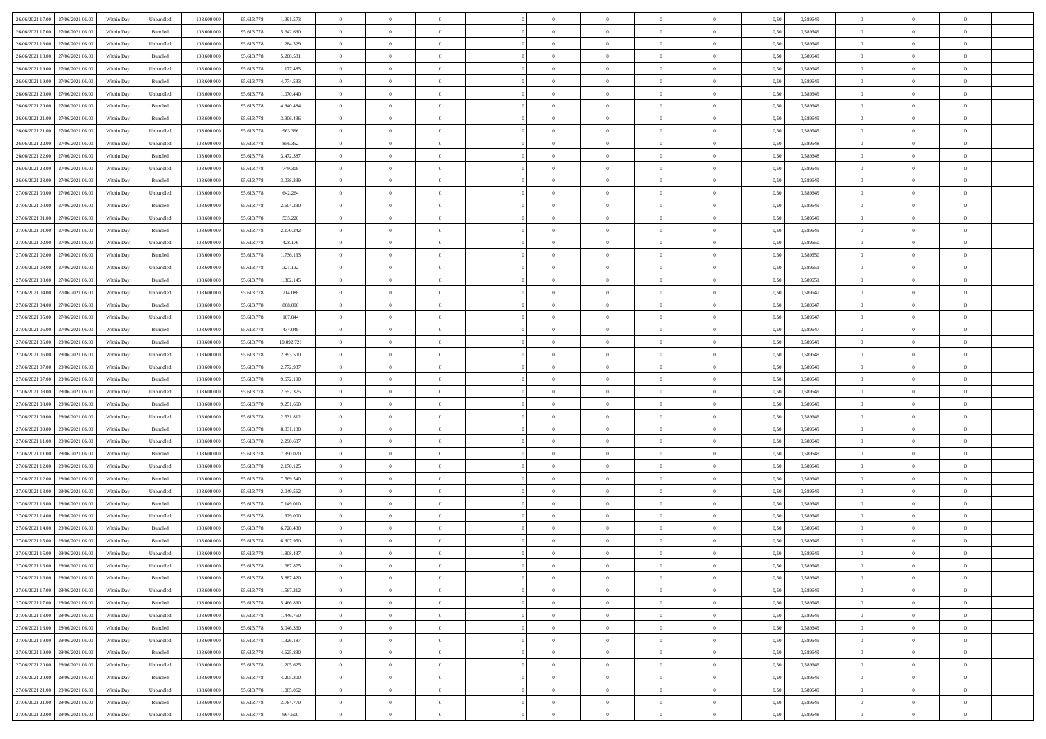| | | | | | | | | | | | | | | | | | | | | |
|---|---|---|---|---|---|---|---|---|---|---|---|---|---|---|---|---|---|---|---|---|
| 26/06/2021 17:00 | 27/06/2021 06:00 | Within Day | Unbundled | 108.600.000 | 95.613.778 | 1.391.573 | 0 | 0 | 0 | | 0 | 0 | 0 | 0 | 0,50 | 0,589649 | 0 | 0 | 0 | |
| 26/06/2021 17:00 | 27/06/2021 06:00 | Within Day | Bundled | 108.600.000 | 95.613.778 | 5.642.630 | 0 | 0 | 0 | | 0 | 0 | 0 | 0 | 0,50 | 0,589649 | 0 | 0 | 0 | |
| 26/06/2021 18:00 | 27/06/2021 06:00 | Within Day | Unbundled | 108.600.000 | 95.613.778 | 1.284.529 | 0 | 0 | 0 | | 0 | 0 | 0 | 0 | 0,50 | 0,589649 | 0 | 0 | 0 | |
| 26/06/2021 18:00 | 27/06/2021 06:00 | Within Day | Bundled | 108.600.000 | 95.613.778 | 5.208.581 | 0 | 0 | 0 | | 0 | 0 | 0 | 0 | 0,50 | 0,589649 | 0 | 0 | 0 | |
| 26/06/2021 19:00 | 27/06/2021 06:00 | Within Day | Unbundled | 108.600.000 | 95.613.778 | 1.177.485 | 0 | 0 | 0 | | 0 | 0 | 0 | 0 | 0,50 | 0,589649 | 0 | 0 | 0 | |
| 26/06/2021 19:00 | 27/06/2021 06:00 | Within Day | Bundled | 108.600.000 | 95.613.778 | 4.774.533 | 0 | 0 | 0 | | 0 | 0 | 0 | 0 | 0,50 | 0,589649 | 0 | 0 | 0 | |
| 26/06/2021 20:00 | 27/06/2021 06:00 | Within Day | Unbundled | 108.600.000 | 95.613.778 | 1.070.440 | 0 | 0 | 0 | | 0 | 0 | 0 | 0 | 0,50 | 0,589649 | 0 | 0 | 0 | |
| 26/06/2021 20:00 | 27/06/2021 06:00 | Within Day | Bundled | 108.600.000 | 95.613.778 | 4.340.484 | 0 | 0 | 0 | | 0 | 0 | 0 | 0 | 0,50 | 0,589649 | 0 | 0 | 0 | |
| 26/06/2021 21:00 | 27/06/2021 06:00 | Within Day | Bundled | 108.600.000 | 95.613.778 | 3.906.436 | 0 | 0 | 0 | | 0 | 0 | 0 | 0 | 0,50 | 0,589649 | 0 | 0 | 0 | |
| 26/06/2021 21:00 | 27/06/2021 06:00 | Within Day | Unbundled | 108.600.000 | 95.613.778 | 963.396 | 0 | 0 | 0 | | 0 | 0 | 0 | 0 | 0,50 | 0,589649 | 0 | 0 | 0 | |
| 26/06/2021 22:00 | 27/06/2021 06:00 | Within Day | Unbundled | 108.600.000 | 95.613.778 | 856.352 | 0 | 0 | 0 | | 0 | 0 | 0 | 0 | 0,50 | 0,589648 | 0 | 0 | 0 | |
| 26/06/2021 22:00 | 27/06/2021 06:00 | Within Day | Bundled | 108.600.000 | 95.613.778 | 3.472.387 | 0 | 0 | 0 | | 0 | 0 | 0 | 0 | 0,50 | 0,589648 | 0 | 0 | 0 | |
| 26/06/2021 23:00 | 27/06/2021 06:00 | Within Day | Unbundled | 108.600.000 | 95.613.778 | 749.308 | 0 | 0 | 0 | | 0 | 0 | 0 | 0 | 0,50 | 0,589649 | 0 | 0 | 0 | |
| 26/06/2021 23:00 | 27/06/2021 06:00 | Within Day | Bundled | 108.600.000 | 95.613.778 | 3.038.339 | 0 | 0 | 0 | | 0 | 0 | 0 | 0 | 0,50 | 0,589649 | 0 | 0 | 0 | |
| 27/06/2021 00:00 | 27/06/2021 06:00 | Within Day | Unbundled | 108.600.000 | 95.613.778 | 642.264 | 0 | 0 | 0 | | 0 | 0 | 0 | 0 | 0,50 | 0,589649 | 0 | 0 | 0 | |
| 27/06/2021 00:00 | 27/06/2021 06:00 | Within Day | Bundled | 108.600.000 | 95.613.778 | 2.604.290 | 0 | 0 | 0 | | 0 | 0 | 0 | 0 | 0,50 | 0,589649 | 0 | 0 | 0 | |
| 27/06/2021 01:00 | 27/06/2021 06:00 | Within Day | Unbundled | 108.600.000 | 95.613.778 | 535.220 | 0 | 0 | 0 | | 0 | 0 | 0 | 0 | 0,50 | 0,589649 | 0 | 0 | 0 | |
| 27/06/2021 01:00 | 27/06/2021 06:00 | Within Day | Bundled | 108.600.000 | 95.613.778 | 2.170.242 | 0 | 0 | 0 | | 0 | 0 | 0 | 0 | 0,50 | 0,589649 | 0 | 0 | 0 | |
| 27/06/2021 02:00 | 27/06/2021 06:00 | Within Day | Unbundled | 108.600.000 | 95.613.778 | 428.176 | 0 | 0 | 0 | | 0 | 0 | 0 | 0 | 0,50 | 0,589650 | 0 | 0 | 0 | |
| 27/06/2021 02:00 | 27/06/2021 06:00 | Within Day | Bundled | 108.600.000 | 95.613.778 | 1.736.193 | 0 | 0 | 0 | | 0 | 0 | 0 | 0 | 0,50 | 0,589650 | 0 | 0 | 0 | |
| 27/06/2021 03:00 | 27/06/2021 06:00 | Within Day | Unbundled | 108.600.000 | 95.613.778 | 321.132 | 0 | 0 | 0 | | 0 | 0 | 0 | 0 | 0,50 | 0,589651 | 0 | 0 | 0 | |
| 27/06/2021 03:00 | 27/06/2021 06:00 | Within Day | Bundled | 108.600.000 | 95.613.778 | 1.302.145 | 0 | 0 | 0 | | 0 | 0 | 0 | 0 | 0,50 | 0,589651 | 0 | 0 | 0 | |
| 27/06/2021 04:00 | 27/06/2021 06:00 | Within Day | Unbundled | 108.600.000 | 95.613.778 | 214.088 | 0 | 0 | 0 | | 0 | 0 | 0 | 0 | 0,50 | 0,589647 | 0 | 0 | 0 | |
| 27/06/2021 04:00 | 27/06/2021 06:00 | Within Day | Bundled | 108.600.000 | 95.613.778 | 868.096 | 0 | 0 | 0 | | 0 | 0 | 0 | 0 | 0,50 | 0,589647 | 0 | 0 | 0 | |
| 27/06/2021 05:00 | 27/06/2021 06:00 | Within Day | Unbundled | 108.600.000 | 95.613.778 | 107.044 | 0 | 0 | 0 | | 0 | 0 | 0 | 0 | 0,50 | 0,589647 | 0 | 0 | 0 | |
| 27/06/2021 05:00 | 27/06/2021 06:00 | Within Day | Bundled | 108.600.000 | 95.613.778 | 434.048 | 0 | 0 | 0 | | 0 | 0 | 0 | 0 | 0,50 | 0,589647 | 0 | 0 | 0 | |
| 27/06/2021 06:00 | 28/06/2021 06:00 | Within Day | Bundled | 108.600.000 | 95.613.778 | 10.092.721 | 0 | 0 | 0 | | 0 | 0 | 0 | 0 | 0,50 | 0,589649 | 0 | 0 | 0 | |
| 27/06/2021 06:00 | 28/06/2021 06:00 | Within Day | Unbundled | 108.600.000 | 95.613.778 | 2.893.500 | 0 | 0 | 0 | | 0 | 0 | 0 | 0 | 0,50 | 0,589649 | 0 | 0 | 0 | |
| 27/06/2021 07:00 | 28/06/2021 06:00 | Within Day | Unbundled | 108.600.000 | 95.613.778 | 2.772.937 | 0 | 0 | 0 | | 0 | 0 | 0 | 0 | 0,50 | 0,589649 | 0 | 0 | 0 | |
| 27/06/2021 07:00 | 28/06/2021 06:00 | Within Day | Bundled | 108.600.000 | 95.613.778 | 9.672.190 | 0 | 0 | 0 | | 0 | 0 | 0 | 0 | 0,50 | 0,589649 | 0 | 0 | 0 | |
| 27/06/2021 08:00 | 28/06/2021 06:00 | Within Day | Unbundled | 108.600.000 | 95.613.778 | 2.652.375 | 0 | 0 | 0 | | 0 | 0 | 0 | 0 | 0,50 | 0,589649 | 0 | 0 | 0 | |
| 27/06/2021 08:00 | 28/06/2021 06:00 | Within Day | Bundled | 108.600.000 | 95.613.778 | 9.251.660 | 0 | 0 | 0 | | 0 | 0 | 0 | 0 | 0,50 | 0,589649 | 0 | 0 | 0 | |
| 27/06/2021 09:00 | 28/06/2021 06:00 | Within Day | Unbundled | 108.600.000 | 95.613.778 | 2.531.812 | 0 | 0 | 0 | | 0 | 0 | 0 | 0 | 0,50 | 0,589649 | 0 | 0 | 0 | |
| 27/06/2021 09:00 | 28/06/2021 06:00 | Within Day | Bundled | 108.600.000 | 95.613.778 | 8.831.130 | 0 | 0 | 0 | | 0 | 0 | 0 | 0 | 0,50 | 0,589649 | 0 | 0 | 0 | |
| 27/06/2021 11:00 | 28/06/2021 06:00 | Within Day | Unbundled | 108.600.000 | 95.613.778 | 2.290.687 | 0 | 0 | 0 | | 0 | 0 | 0 | 0 | 0,50 | 0,589649 | 0 | 0 | 0 | |
| 27/06/2021 11:00 | 28/06/2021 06:00 | Within Day | Bundled | 108.600.000 | 95.613.778 | 7.990.070 | 0 | 0 | 0 | | 0 | 0 | 0 | 0 | 0,50 | 0,589649 | 0 | 0 | 0 | |
| 27/06/2021 12:00 | 28/06/2021 06:00 | Within Day | Unbundled | 108.600.000 | 95.613.778 | 2.170.125 | 0 | 0 | 0 | | 0 | 0 | 0 | 0 | 0,50 | 0,589649 | 0 | 0 | 0 | |
| 27/06/2021 12:00 | 28/06/2021 06:00 | Within Day | Bundled | 108.600.000 | 95.613.778 | 7.569.540 | 0 | 0 | 0 | | 0 | 0 | 0 | 0 | 0,50 | 0,589649 | 0 | 0 | 0 | |
| 27/06/2021 13:00 | 28/06/2021 06:00 | Within Day | Unbundled | 108.600.000 | 95.613.778 | 2.049.562 | 0 | 0 | 0 | | 0 | 0 | 0 | 0 | 0,50 | 0,589649 | 0 | 0 | 0 | |
| 27/06/2021 13:00 | 28/06/2021 06:00 | Within Day | Bundled | 108.600.000 | 95.613.778 | 7.149.010 | 0 | 0 | 0 | | 0 | 0 | 0 | 0 | 0,50 | 0,589649 | 0 | 0 | 0 | |
| 27/06/2021 14:00 | 28/06/2021 06:00 | Within Day | Unbundled | 108.600.000 | 95.613.778 | 1.929.000 | 0 | 0 | 0 | | 0 | 0 | 0 | 0 | 0,50 | 0,589649 | 0 | 0 | 0 | |
| 27/06/2021 14:00 | 28/06/2021 06:00 | Within Day | Bundled | 108.600.000 | 95.613.778 | 6.728.480 | 0 | 0 | 0 | | 0 | 0 | 0 | 0 | 0,50 | 0,589649 | 0 | 0 | 0 | |
| 27/06/2021 15:00 | 28/06/2021 06:00 | Within Day | Bundled | 108.600.000 | 95.613.778 | 6.307.950 | 0 | 0 | 0 | | 0 | 0 | 0 | 0 | 0,50 | 0,589649 | 0 | 0 | 0 | |
| 27/06/2021 15:00 | 28/06/2021 06:00 | Within Day | Unbundled | 108.600.000 | 95.613.778 | 1.808.437 | 0 | 0 | 0 | | 0 | 0 | 0 | 0 | 0,50 | 0,589649 | 0 | 0 | 0 | |
| 27/06/2021 16:00 | 28/06/2021 06:00 | Within Day | Unbundled | 108.600.000 | 95.613.778 | 1.687.875 | 0 | 0 | 0 | | 0 | 0 | 0 | 0 | 0,50 | 0,589649 | 0 | 0 | 0 | |
| 27/06/2021 16:00 | 28/06/2021 06:00 | Within Day | Bundled | 108.600.000 | 95.613.778 | 5.887.420 | 0 | 0 | 0 | | 0 | 0 | 0 | 0 | 0,50 | 0,589649 | 0 | 0 | 0 | |
| 27/06/2021 17:00 | 28/06/2021 06:00 | Within Day | Unbundled | 108.600.000 | 95.613.778 | 1.567.312 | 0 | 0 | 0 | | 0 | 0 | 0 | 0 | 0,50 | 0,589649 | 0 | 0 | 0 | |
| 27/06/2021 17:00 | 28/06/2021 06:00 | Within Day | Bundled | 108.600.000 | 95.613.778 | 5.466.890 | 0 | 0 | 0 | | 0 | 0 | 0 | 0 | 0,50 | 0,589649 | 0 | 0 | 0 | |
| 27/06/2021 18:00 | 28/06/2021 06:00 | Within Day | Unbundled | 108.600.000 | 95.613.778 | 1.446.750 | 0 | 0 | 0 | | 0 | 0 | 0 | 0 | 0,50 | 0,589649 | 0 | 0 | 0 | |
| 27/06/2021 18:00 | 28/06/2021 06:00 | Within Day | Bundled | 108.600.000 | 95.613.778 | 5.046.360 | 0 | 0 | 0 | | 0 | 0 | 0 | 0 | 0,50 | 0,589649 | 0 | 0 | 0 | |
| 27/06/2021 19:00 | 28/06/2021 06:00 | Within Day | Unbundled | 108.600.000 | 95.613.778 | 1.326.187 | 0 | 0 | 0 | | 0 | 0 | 0 | 0 | 0,50 | 0,589649 | 0 | 0 | 0 | |
| 27/06/2021 19:00 | 28/06/2021 06:00 | Within Day | Bundled | 108.600.000 | 95.613.778 | 4.625.830 | 0 | 0 | 0 | | 0 | 0 | 0 | 0 | 0,50 | 0,589649 | 0 | 0 | 0 | |
| 27/06/2021 20:00 | 28/06/2021 06:00 | Within Day | Unbundled | 108.600.000 | 95.613.778 | 1.205.625 | 0 | 0 | 0 | | 0 | 0 | 0 | 0 | 0,50 | 0,589649 | 0 | 0 | 0 | |
| 27/06/2021 20:00 | 28/06/2021 06:00 | Within Day | Bundled | 108.600.000 | 95.613.778 | 4.205.300 | 0 | 0 | 0 | | 0 | 0 | 0 | 0 | 0,50 | 0,589649 | 0 | 0 | 0 | |
| 27/06/2021 21:00 | 28/06/2021 06:00 | Within Day | Unbundled | 108.600.000 | 95.613.778 | 1.085.062 | 0 | 0 | 0 | | 0 | 0 | 0 | 0 | 0,50 | 0,589649 | 0 | 0 | 0 | |
| 27/06/2021 21:00 | 28/06/2021 06:00 | Within Day | Bundled | 108.600.000 | 95.613.778 | 3.784.770 | 0 | 0 | 0 | | 0 | 0 | 0 | 0 | 0,50 | 0,589649 | 0 | 0 | 0 | |
| 27/06/2021 22:00 | 28/06/2021 06:00 | Within Day | Unbundled | 108.600.000 | 95.613.778 | 964.500 | 0 | 0 | 0 | | 0 | 0 | 0 | 0 | 0,50 | 0,589648 | 0 | 0 | 0 | |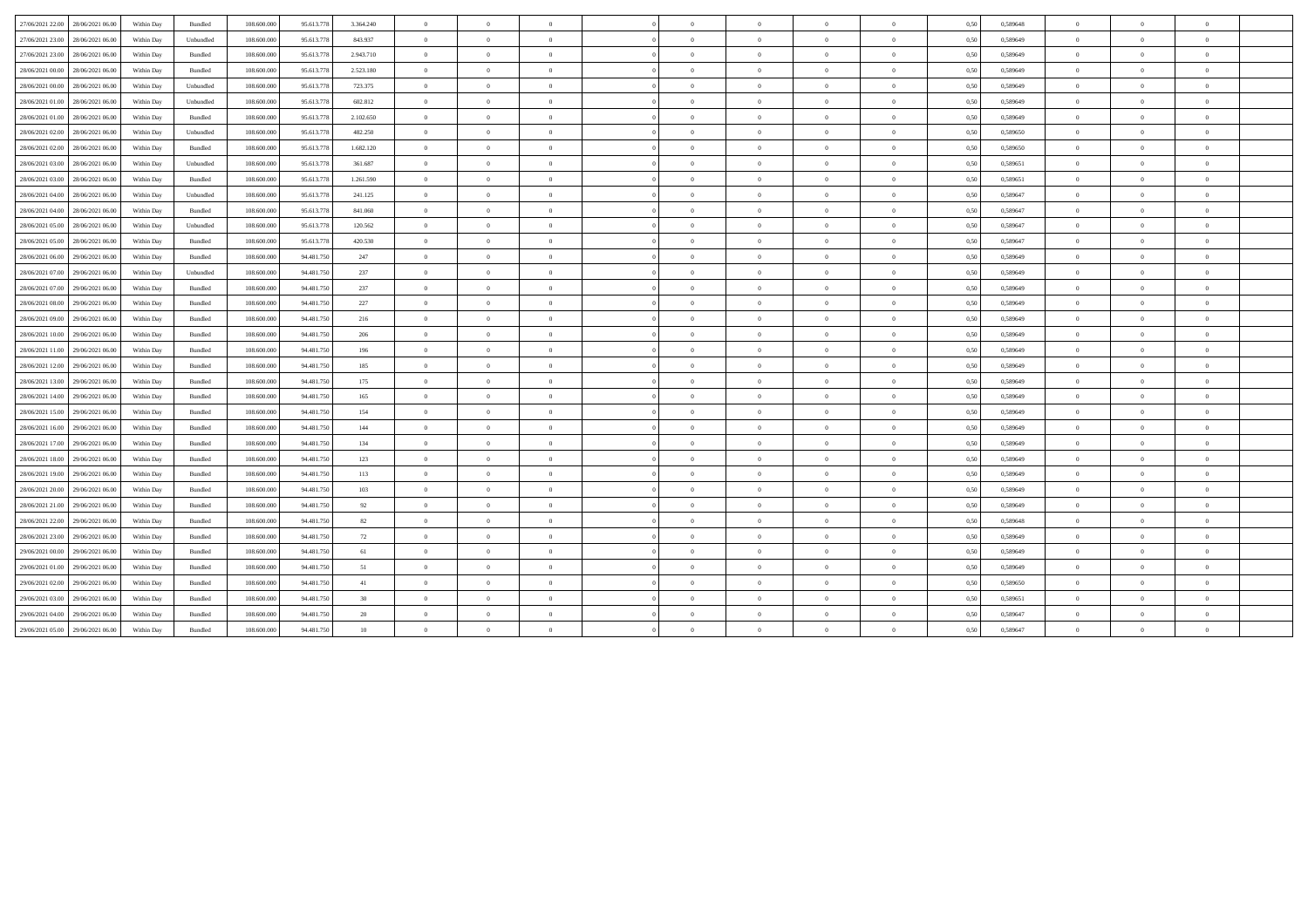| | | | | | | | | | | | | | | | | | | | | | |
|---|---|---|---|---|---|---|---|---|---|---|---|---|---|---|---|---|---|---|---|---|---|
| 27/06/2021 22.00 | 28/06/2021 06.00 | Within Day | Bundled | 108.600.000 | 95.613.778 | 3.364.240 | 0 | 0 | 0 | | 0 | 0 | 0 | 0 | 0 | 0,50 | 0,589648 | 0 | 0 | 0 | |
| 27/06/2021 23.00 | 28/06/2021 06.00 | Within Day | Unbundled | 108.600.000 | 95.613.778 | 843.937 | 0 | 0 | 0 | | 0 | 0 | 0 | 0 | 0 | 0,50 | 0,589649 | 0 | 0 | 0 | |
| 27/06/2021 23.00 | 28/06/2021 06.00 | Within Day | Bundled | 108.600.000 | 95.613.778 | 2.943.710 | 0 | 0 | 0 | | 0 | 0 | 0 | 0 | 0 | 0,50 | 0,589649 | 0 | 0 | 0 | |
| 28/06/2021 00.00 | 28/06/2021 06.00 | Within Day | Bundled | 108.600.000 | 95.613.778 | 2.523.180 | 0 | 0 | 0 | | 0 | 0 | 0 | 0 | 0 | 0,50 | 0,589649 | 0 | 0 | 0 | |
| 28/06/2021 00.00 | 28/06/2021 06.00 | Within Day | Unbundled | 108.600.000 | 95.613.778 | 723.375 | 0 | 0 | 0 | | 0 | 0 | 0 | 0 | 0 | 0,50 | 0,589649 | 0 | 0 | 0 | |
| 28/06/2021 01.00 | 28/06/2021 06.00 | Within Day | Unbundled | 108.600.000 | 95.613.778 | 602.812 | 0 | 0 | 0 | | 0 | 0 | 0 | 0 | 0 | 0,50 | 0,589649 | 0 | 0 | 0 | |
| 28/06/2021 01.00 | 28/06/2021 06.00 | Within Day | Bundled | 108.600.000 | 95.613.778 | 2.102.650 | 0 | 0 | 0 | | 0 | 0 | 0 | 0 | 0 | 0,50 | 0,589649 | 0 | 0 | 0 | |
| 28/06/2021 02.00 | 28/06/2021 06.00 | Within Day | Unbundled | 108.600.000 | 95.613.778 | 482.250 | 0 | 0 | 0 | | 0 | 0 | 0 | 0 | 0 | 0,50 | 0,589650 | 0 | 0 | 0 | |
| 28/06/2021 02.00 | 28/06/2021 06.00 | Within Day | Bundled | 108.600.000 | 95.613.778 | 1.682.120 | 0 | 0 | 0 | | 0 | 0 | 0 | 0 | 0 | 0,50 | 0,589650 | 0 | 0 | 0 | |
| 28/06/2021 03.00 | 28/06/2021 06.00 | Within Day | Unbundled | 108.600.000 | 95.613.778 | 361.687 | 0 | 0 | 0 | | 0 | 0 | 0 | 0 | 0 | 0,50 | 0,589651 | 0 | 0 | 0 | |
| 28/06/2021 03.00 | 28/06/2021 06.00 | Within Day | Bundled | 108.600.000 | 95.613.778 | 1.261.590 | 0 | 0 | 0 | | 0 | 0 | 0 | 0 | 0 | 0,50 | 0,589651 | 0 | 0 | 0 | |
| 28/06/2021 04.00 | 28/06/2021 06.00 | Within Day | Unbundled | 108.600.000 | 95.613.778 | 241.125 | 0 | 0 | 0 | | 0 | 0 | 0 | 0 | 0 | 0,50 | 0,589647 | 0 | 0 | 0 | |
| 28/06/2021 04.00 | 28/06/2021 06.00 | Within Day | Bundled | 108.600.000 | 95.613.778 | 841.060 | 0 | 0 | 0 | | 0 | 0 | 0 | 0 | 0 | 0,50 | 0,589647 | 0 | 0 | 0 | |
| 28/06/2021 05.00 | 28/06/2021 06.00 | Within Day | Unbundled | 108.600.000 | 95.613.778 | 120.562 | 0 | 0 | 0 | | 0 | 0 | 0 | 0 | 0 | 0,50 | 0,589647 | 0 | 0 | 0 | |
| 28/06/2021 05.00 | 28/06/2021 06.00 | Within Day | Bundled | 108.600.000 | 95.613.778 | 420.530 | 0 | 0 | 0 | | 0 | 0 | 0 | 0 | 0 | 0,50 | 0,589647 | 0 | 0 | 0 | |
| 28/06/2021 06.00 | 29/06/2021 06.00 | Within Day | Bundled | 108.600.000 | 94.481.750 | 247 | 0 | 0 | 0 | | 0 | 0 | 0 | 0 | 0 | 0,50 | 0,589649 | 0 | 0 | 0 | |
| 28/06/2021 07.00 | 29/06/2021 06.00 | Within Day | Unbundled | 108.600.000 | 94.481.750 | 237 | 0 | 0 | 0 | | 0 | 0 | 0 | 0 | 0 | 0,50 | 0,589649 | 0 | 0 | 0 | |
| 28/06/2021 07.00 | 29/06/2021 06.00 | Within Day | Bundled | 108.600.000 | 94.481.750 | 237 | 0 | 0 | 0 | | 0 | 0 | 0 | 0 | 0 | 0,50 | 0,589649 | 0 | 0 | 0 | |
| 28/06/2021 08.00 | 29/06/2021 06.00 | Within Day | Bundled | 108.600.000 | 94.481.750 | 227 | 0 | 0 | 0 | | 0 | 0 | 0 | 0 | 0 | 0,50 | 0,589649 | 0 | 0 | 0 | |
| 28/06/2021 09.00 | 29/06/2021 06.00 | Within Day | Bundled | 108.600.000 | 94.481.750 | 216 | 0 | 0 | 0 | | 0 | 0 | 0 | 0 | 0 | 0,50 | 0,589649 | 0 | 0 | 0 | |
| 28/06/2021 10.00 | 29/06/2021 06.00 | Within Day | Bundled | 108.600.000 | 94.481.750 | 206 | 0 | 0 | 0 | | 0 | 0 | 0 | 0 | 0 | 0,50 | 0,589649 | 0 | 0 | 0 | |
| 28/06/2021 11.00 | 29/06/2021 06.00 | Within Day | Bundled | 108.600.000 | 94.481.750 | 196 | 0 | 0 | 0 | | 0 | 0 | 0 | 0 | 0 | 0,50 | 0,589649 | 0 | 0 | 0 | |
| 28/06/2021 12.00 | 29/06/2021 06.00 | Within Day | Bundled | 108.600.000 | 94.481.750 | 185 | 0 | 0 | 0 | | 0 | 0 | 0 | 0 | 0 | 0,50 | 0,589649 | 0 | 0 | 0 | |
| 28/06/2021 13.00 | 29/06/2021 06.00 | Within Day | Bundled | 108.600.000 | 94.481.750 | 175 | 0 | 0 | 0 | | 0 | 0 | 0 | 0 | 0 | 0,50 | 0,589649 | 0 | 0 | 0 | |
| 28/06/2021 14.00 | 29/06/2021 06.00 | Within Day | Bundled | 108.600.000 | 94.481.750 | 165 | 0 | 0 | 0 | | 0 | 0 | 0 | 0 | 0 | 0,50 | 0,589649 | 0 | 0 | 0 | |
| 28/06/2021 15.00 | 29/06/2021 06.00 | Within Day | Bundled | 108.600.000 | 94.481.750 | 154 | 0 | 0 | 0 | | 0 | 0 | 0 | 0 | 0 | 0,50 | 0,589649 | 0 | 0 | 0 | |
| 28/06/2021 16.00 | 29/06/2021 06.00 | Within Day | Bundled | 108.600.000 | 94.481.750 | 144 | 0 | 0 | 0 | | 0 | 0 | 0 | 0 | 0 | 0,50 | 0,589649 | 0 | 0 | 0 | |
| 28/06/2021 17.00 | 29/06/2021 06.00 | Within Day | Bundled | 108.600.000 | 94.481.750 | 134 | 0 | 0 | 0 | | 0 | 0 | 0 | 0 | 0 | 0,50 | 0,589649 | 0 | 0 | 0 | |
| 28/06/2021 18.00 | 29/06/2021 06.00 | Within Day | Bundled | 108.600.000 | 94.481.750 | 123 | 0 | 0 | 0 | | 0 | 0 | 0 | 0 | 0 | 0,50 | 0,589649 | 0 | 0 | 0 | |
| 28/06/2021 19.00 | 29/06/2021 06.00 | Within Day | Bundled | 108.600.000 | 94.481.750 | 113 | 0 | 0 | 0 | | 0 | 0 | 0 | 0 | 0 | 0,50 | 0,589649 | 0 | 0 | 0 | |
| 28/06/2021 20.00 | 29/06/2021 06.00 | Within Day | Bundled | 108.600.000 | 94.481.750 | 103 | 0 | 0 | 0 | | 0 | 0 | 0 | 0 | 0 | 0,50 | 0,589649 | 0 | 0 | 0 | |
| 28/06/2021 21.00 | 29/06/2021 06.00 | Within Day | Bundled | 108.600.000 | 94.481.750 | 92 | 0 | 0 | 0 | | 0 | 0 | 0 | 0 | 0 | 0,50 | 0,589649 | 0 | 0 | 0 | |
| 28/06/2021 22.00 | 29/06/2021 06.00 | Within Day | Bundled | 108.600.000 | 94.481.750 | 82 | 0 | 0 | 0 | | 0 | 0 | 0 | 0 | 0 | 0,50 | 0,589648 | 0 | 0 | 0 | |
| 28/06/2021 23.00 | 29/06/2021 06.00 | Within Day | Bundled | 108.600.000 | 94.481.750 | 72 | 0 | 0 | 0 | | 0 | 0 | 0 | 0 | 0 | 0,50 | 0,589649 | 0 | 0 | 0 | |
| 29/06/2021 00.00 | 29/06/2021 06.00 | Within Day | Bundled | 108.600.000 | 94.481.750 | 61 | 0 | 0 | 0 | | 0 | 0 | 0 | 0 | 0 | 0,50 | 0,589649 | 0 | 0 | 0 | |
| 29/06/2021 01.00 | 29/06/2021 06.00 | Within Day | Bundled | 108.600.000 | 94.481.750 | 51 | 0 | 0 | 0 | | 0 | 0 | 0 | 0 | 0 | 0,50 | 0,589649 | 0 | 0 | 0 | |
| 29/06/2021 02.00 | 29/06/2021 06.00 | Within Day | Bundled | 108.600.000 | 94.481.750 | 41 | 0 | 0 | 0 | | 0 | 0 | 0 | 0 | 0 | 0,50 | 0,589650 | 0 | 0 | 0 | |
| 29/06/2021 03.00 | 29/06/2021 06.00 | Within Day | Bundled | 108.600.000 | 94.481.750 | 30 | 0 | 0 | 0 | | 0 | 0 | 0 | 0 | 0 | 0,50 | 0,589651 | 0 | 0 | 0 | |
| 29/06/2021 04.00 | 29/06/2021 06.00 | Within Day | Bundled | 108.600.000 | 94.481.750 | 20 | 0 | 0 | 0 | | 0 | 0 | 0 | 0 | 0 | 0,50 | 0,589647 | 0 | 0 | 0 | |
| 29/06/2021 05.00 | 29/06/2021 06.00 | Within Day | Bundled | 108.600.000 | 94.481.750 | 10 | 0 | 0 | 0 | | 0 | 0 | 0 | 0 | 0 | 0,50 | 0,589647 | 0 | 0 | 0 | |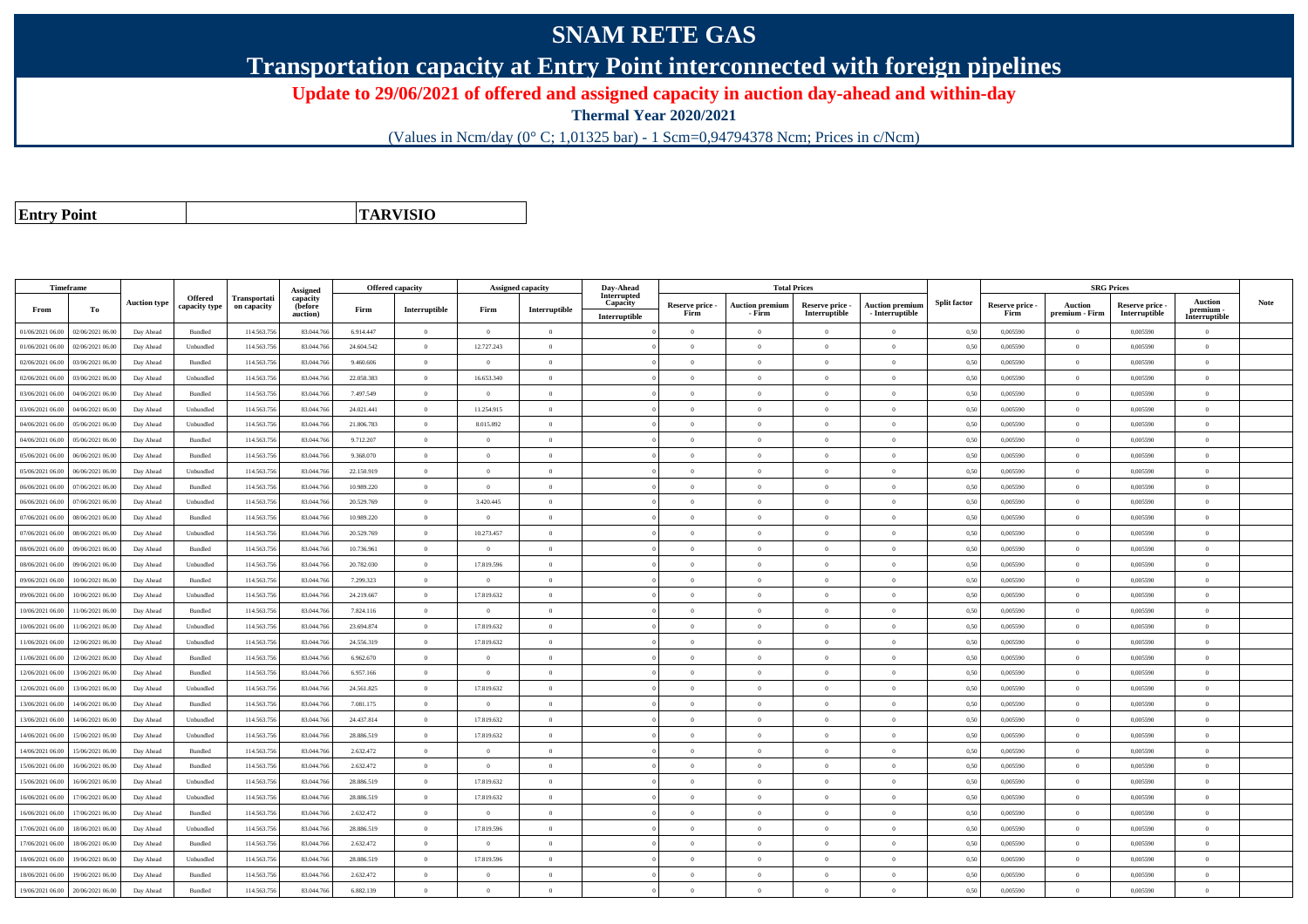# SNAM RETE GAS

## Transportation capacity at Entry Point interconnected with foreign pipelines

**Update to 29/06/2021 of offered and assigned capacity in auction day-ahead and within-day**

**Thermal Year 2020/2021**

(Values in Ncm/day (0° C; 1,01325 bar) - 1 Scm=0,94794378 Ncm; Prices in c/Ncm)

| **Entry Point** | | **TARVISIO** |
|---|---|---|

| Timeframe | | Auction type | Offered capacity type | Transportation capacity | Assigned capacity (before auction) | Offered capacity | | Assigned capacity | | Day-Ahead Interrupted Capacity | Total Prices | | | | Split factor | SRG Prices | | | | Note |
|---|---|---|---|---|---|---|---|---|---|---|---|---|---|---|---|---|---|---|---|---|
| From | To | | | | | Firm | Interruptible | Firm | Interruptible | Interruptible | Reserve price - Firm | Auction premium - Firm | Reserve price - Interruptible | Auction premium - Interruptible | | Reserve price - Firm | Auction premium - Firm | Reserve price - Interruptible | Auction premium - Interruptible | |
| 01/06/2021 06.00 | 02/06/2021 06.00 | Day Ahead | Bundled | 114.563.756 | 83.044.766 | 6.914.447 | 0 | 0 | 0 | 0 | 0 | 0 | 0 | 0 | 0,50 | 0,005590 | 0 | 0,005590 | 0 | |
| 01/06/2021 06.00 | 02/06/2021 06.00 | Day Ahead | Unbundled | 114.563.756 | 83.044.766 | 24.604.542 | 0 | 12.727.243 | 0 | 0 | 0 | 0 | 0 | 0 | 0,50 | 0,005590 | 0 | 0,005590 | 0 | |
| 02/06/2021 06.00 | 03/06/2021 06.00 | Day Ahead | Bundled | 114.563.756 | 83.044.766 | 9.460.606 | 0 | 0 | 0 | 0 | 0 | 0 | 0 | 0 | 0,50 | 0,005590 | 0 | 0,005590 | 0 | |
| 02/06/2021 06.00 | 03/06/2021 06.00 | Day Ahead | Unbundled | 114.563.756 | 83.044.766 | 22.058.383 | 0 | 16.653.340 | 0 | 0 | 0 | 0 | 0 | 0 | 0,50 | 0,005590 | 0 | 0,005590 | 0 | |
| 03/06/2021 06.00 | 04/06/2021 06.00 | Day Ahead | Bundled | 114.563.756 | 83.044.766 | 7.497.549 | 0 | 0 | 0 | 0 | 0 | 0 | 0 | 0 | 0,50 | 0,005590 | 0 | 0,005590 | 0 | |
| 03/06/2021 06.00 | 04/06/2021 06.00 | Day Ahead | Unbundled | 114.563.756 | 83.044.766 | 24.021.441 | 0 | 11.254.915 | 0 | 0 | 0 | 0 | 0 | 0 | 0,50 | 0,005590 | 0 | 0,005590 | 0 | |
| 04/06/2021 06.00 | 05/06/2021 06.00 | Day Ahead | Unbundled | 114.563.756 | 83.044.766 | 21.806.783 | 0 | 8.015.892 | 0 | 0 | 0 | 0 | 0 | 0 | 0,50 | 0,005590 | 0 | 0,005590 | 0 | |
| 04/06/2021 06.00 | 05/06/2021 06.00 | Day Ahead | Bundled | 114.563.756 | 83.044.766 | 9.712.207 | 0 | 0 | 0 | 0 | 0 | 0 | 0 | 0 | 0,50 | 0,005590 | 0 | 0,005590 | 0 | |
| 05/06/2021 06.00 | 06/06/2021 06.00 | Day Ahead | Bundled | 114.563.756 | 83.044.766 | 9.368.070 | 0 | 0 | 0 | 0 | 0 | 0 | 0 | 0 | 0,50 | 0,005590 | 0 | 0,005590 | 0 | |
| 05/06/2021 06.00 | 06/06/2021 06.00 | Day Ahead | Unbundled | 114.563.756 | 83.044.766 | 22.150.919 | 0 | 0 | 0 | 0 | 0 | 0 | 0 | 0 | 0,50 | 0,005590 | 0 | 0,005590 | 0 | |
| 06/06/2021 06.00 | 07/06/2021 06.00 | Day Ahead | Bundled | 114.563.756 | 83.044.766 | 10.989.220 | 0 | 0 | 0 | 0 | 0 | 0 | 0 | 0 | 0,50 | 0,005590 | 0 | 0,005590 | 0 | |
| 06/06/2021 06.00 | 07/06/2021 06.00 | Day Ahead | Unbundled | 114.563.756 | 83.044.766 | 20.529.769 | 0 | 3.420.445 | 0 | 0 | 0 | 0 | 0 | 0 | 0,50 | 0,005590 | 0 | 0,005590 | 0 | |
| 07/06/2021 06.00 | 08/06/2021 06.00 | Day Ahead | Bundled | 114.563.756 | 83.044.766 | 10.989.220 | 0 | 0 | 0 | 0 | 0 | 0 | 0 | 0 | 0,50 | 0,005590 | 0 | 0,005590 | 0 | |
| 07/06/2021 06.00 | 08/06/2021 06.00 | Day Ahead | Unbundled | 114.563.756 | 83.044.766 | 20.529.769 | 0 | 10.273.457 | 0 | 0 | 0 | 0 | 0 | 0 | 0,50 | 0,005590 | 0 | 0,005590 | 0 | |
| 08/06/2021 06.00 | 09/06/2021 06.00 | Day Ahead | Bundled | 114.563.756 | 83.044.766 | 10.736.961 | 0 | 0 | 0 | 0 | 0 | 0 | 0 | 0 | 0,50 | 0,005590 | 0 | 0,005590 | 0 | |
| 08/06/2021 06.00 | 09/06/2021 06.00 | Day Ahead | Unbundled | 114.563.756 | 83.044.766 | 20.782.030 | 0 | 17.819.596 | 0 | 0 | 0 | 0 | 0 | 0 | 0,50 | 0,005590 | 0 | 0,005590 | 0 | |
| 09/06/2021 06.00 | 10/06/2021 06.00 | Day Ahead | Bundled | 114.563.756 | 83.044.766 | 7.299.323 | 0 | 0 | 0 | 0 | 0 | 0 | 0 | 0 | 0,50 | 0,005590 | 0 | 0,005590 | 0 | |
| 09/06/2021 06.00 | 10/06/2021 06.00 | Day Ahead | Unbundled | 114.563.756 | 83.044.766 | 24.219.667 | 0 | 17.819.632 | 0 | 0 | 0 | 0 | 0 | 0 | 0,50 | 0,005590 | 0 | 0,005590 | 0 | |
| 10/06/2021 06.00 | 11/06/2021 06.00 | Day Ahead | Bundled | 114.563.756 | 83.044.766 | 7.824.116 | 0 | 0 | 0 | 0 | 0 | 0 | 0 | 0 | 0,50 | 0,005590 | 0 | 0,005590 | 0 | |
| 10/06/2021 06.00 | 11/06/2021 06.00 | Day Ahead | Unbundled | 114.563.756 | 83.044.766 | 23.694.874 | 0 | 17.819.632 | 0 | 0 | 0 | 0 | 0 | 0 | 0,50 | 0,005590 | 0 | 0,005590 | 0 | |
| 11/06/2021 06.00 | 12/06/2021 06.00 | Day Ahead | Unbundled | 114.563.756 | 83.044.766 | 24.556.319 | 0 | 17.819.632 | 0 | 0 | 0 | 0 | 0 | 0 | 0,50 | 0,005590 | 0 | 0,005590 | 0 | |
| 11/06/2021 06.00 | 12/06/2021 06.00 | Day Ahead | Bundled | 114.563.756 | 83.044.766 | 6.962.670 | 0 | 0 | 0 | 0 | 0 | 0 | 0 | 0 | 0,50 | 0,005590 | 0 | 0,005590 | 0 | |
| 12/06/2021 06.00 | 13/06/2021 06.00 | Day Ahead | Bundled | 114.563.756 | 83.044.766 | 6.957.166 | 0 | 0 | 0 | 0 | 0 | 0 | 0 | 0 | 0,50 | 0,005590 | 0 | 0,005590 | 0 | |
| 12/06/2021 06.00 | 13/06/2021 06.00 | Day Ahead | Unbundled | 114.563.756 | 83.044.766 | 24.561.825 | 0 | 17.819.632 | 0 | 0 | 0 | 0 | 0 | 0 | 0,50 | 0,005590 | 0 | 0,005590 | 0 | |
| 13/06/2021 06.00 | 14/06/2021 06.00 | Day Ahead | Bundled | 114.563.756 | 83.044.766 | 7.081.175 | 0 | 0 | 0 | 0 | 0 | 0 | 0 | 0 | 0,50 | 0,005590 | 0 | 0,005590 | 0 | |
| 13/06/2021 06.00 | 14/06/2021 06.00 | Day Ahead | Unbundled | 114.563.756 | 83.044.766 | 24.437.814 | 0 | 17.819.632 | 0 | 0 | 0 | 0 | 0 | 0 | 0,50 | 0,005590 | 0 | 0,005590 | 0 | |
| 14/06/2021 06.00 | 15/06/2021 06.00 | Day Ahead | Unbundled | 114.563.756 | 83.044.766 | 28.886.519 | 0 | 17.819.632 | 0 | 0 | 0 | 0 | 0 | 0 | 0,50 | 0,005590 | 0 | 0,005590 | 0 | |
| 14/06/2021 06.00 | 15/06/2021 06.00 | Day Ahead | Bundled | 114.563.756 | 83.044.766 | 2.632.472 | 0 | 0 | 0 | 0 | 0 | 0 | 0 | 0 | 0,50 | 0,005590 | 0 | 0,005590 | 0 | |
| 15/06/2021 06.00 | 16/06/2021 06.00 | Day Ahead | Bundled | 114.563.756 | 83.044.766 | 2.632.472 | 0 | 0 | 0 | 0 | 0 | 0 | 0 | 0 | 0,50 | 0,005590 | 0 | 0,005590 | 0 | |
| 15/06/2021 06.00 | 16/06/2021 06.00 | Day Ahead | Unbundled | 114.563.756 | 83.044.766 | 28.886.519 | 0 | 17.819.632 | 0 | 0 | 0 | 0 | 0 | 0 | 0,50 | 0,005590 | 0 | 0,005590 | 0 | |
| 16/06/2021 06.00 | 17/06/2021 06.00 | Day Ahead | Unbundled | 114.563.756 | 83.044.766 | 28.886.519 | 0 | 17.819.632 | 0 | 0 | 0 | 0 | 0 | 0 | 0,50 | 0,005590 | 0 | 0,005590 | 0 | |
| 16/06/2021 06.00 | 17/06/2021 06.00 | Day Ahead | Bundled | 114.563.756 | 83.044.766 | 2.632.472 | 0 | 0 | 0 | 0 | 0 | 0 | 0 | 0 | 0,50 | 0,005590 | 0 | 0,005590 | 0 | |
| 17/06/2021 06.00 | 18/06/2021 06.00 | Day Ahead | Unbundled | 114.563.756 | 83.044.766 | 28.886.519 | 0 | 17.819.596 | 0 | 0 | 0 | 0 | 0 | 0 | 0,50 | 0,005590 | 0 | 0,005590 | 0 | |
| 17/06/2021 06.00 | 18/06/2021 06.00 | Day Ahead | Bundled | 114.563.756 | 83.044.766 | 2.632.472 | 0 | 0 | 0 | 0 | 0 | 0 | 0 | 0 | 0,50 | 0,005590 | 0 | 0,005590 | 0 | |
| 18/06/2021 06.00 | 19/06/2021 06.00 | Day Ahead | Unbundled | 114.563.756 | 83.044.766 | 28.886.519 | 0 | 17.819.596 | 0 | 0 | 0 | 0 | 0 | 0 | 0,50 | 0,005590 | 0 | 0,005590 | 0 | |
| 18/06/2021 06.00 | 19/06/2021 06.00 | Day Ahead | Bundled | 114.563.756 | 83.044.766 | 2.632.472 | 0 | 0 | 0 | 0 | 0 | 0 | 0 | 0 | 0,50 | 0,005590 | 0 | 0,005590 | 0 | |
| 19/06/2021 06.00 | 20/06/2021 06.00 | Day Ahead | Bundled | 114.563.756 | 83.044.766 | 6.882.139 | 0 | 0 | 0 | 0 | 0 | 0 | 0 | 0 | 0,50 | 0,005590 | 0 | 0,005590 | 0 | |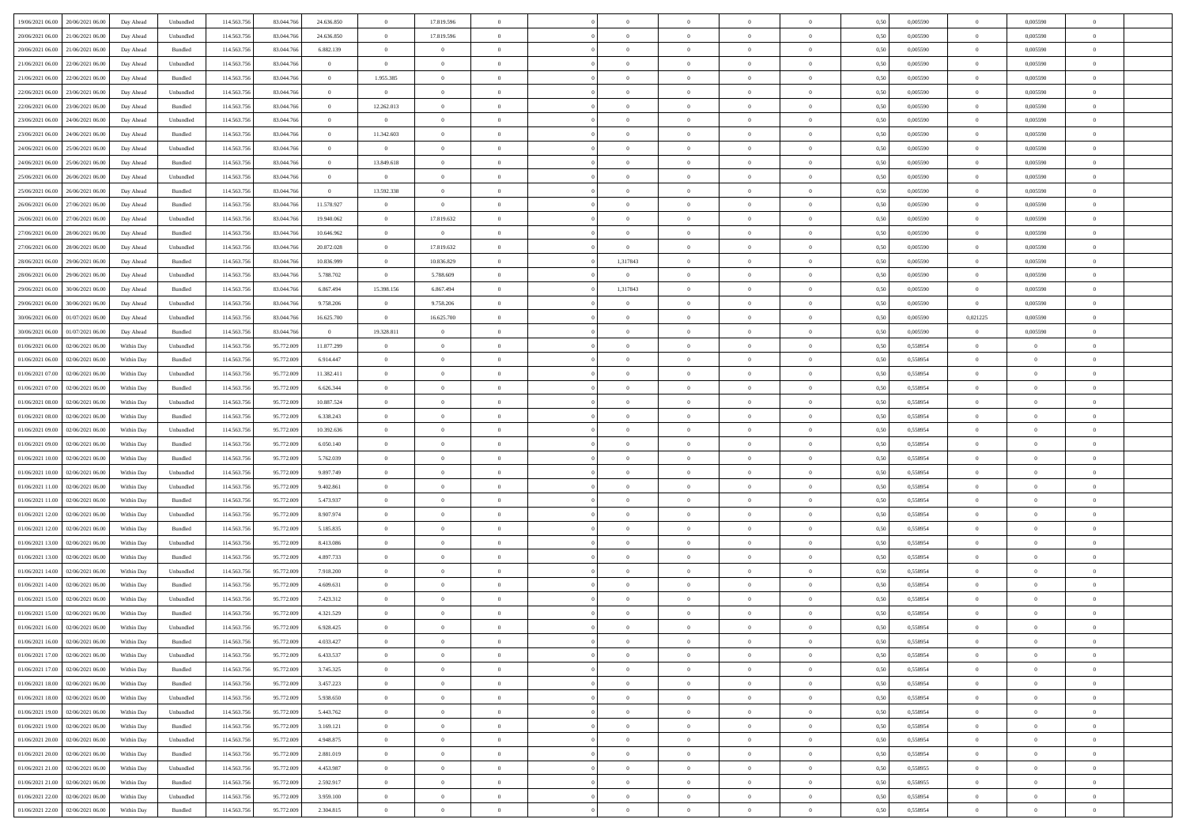| | | | | | | | | | | | | | | | | | | | | |
|---|---|---|---|---|---|---|---|---|---|---|---|---|---|---|---|---|---|---|---|---|
| 19/06/2021 06.00 | 20/06/2021 06.00 | Day Ahead | Unbundled | 114.563.756 | 83.044.766 | 24.636.850 | 0 | 17.819.596 | 0 | | 0 | 0 | 0 | 0 | 0,50 | 0,005590 | 0 | 0,005590 | 0 | |
| 20/06/2021 06.00 | 21/06/2021 06.00 | Day Ahead | Unbundled | 114.563.756 | 83.044.766 | 24.636.850 | 0 | 17.819.596 | 0 | | 0 | 0 | 0 | 0 | 0,50 | 0,005590 | 0 | 0,005590 | 0 | |
| 20/06/2021 06.00 | 21/06/2021 06.00 | Day Ahead | Bundled | 114.563.756 | 83.044.766 | 6.882.139 | 0 | 0 | 0 | | 0 | 0 | 0 | 0 | 0,50 | 0,005590 | 0 | 0,005590 | 0 | |
| 21/06/2021 06.00 | 22/06/2021 06.00 | Day Ahead | Unbundled | 114.563.756 | 83.044.766 | 0 | 0 | 0 | 0 | | 0 | 0 | 0 | 0 | 0,50 | 0,005590 | 0 | 0,005590 | 0 | |
| 21/06/2021 06.00 | 22/06/2021 06.00 | Day Ahead | Bundled | 114.563.756 | 83.044.766 | 0 | 1.955.385 | 0 | 0 | | 0 | 0 | 0 | 0 | 0,50 | 0,005590 | 0 | 0,005590 | 0 | |
| 22/06/2021 06.00 | 23/06/2021 06.00 | Day Ahead | Unbundled | 114.563.756 | 83.044.766 | 0 | 0 | 0 | 0 | | 0 | 0 | 0 | 0 | 0,50 | 0,005590 | 0 | 0,005590 | 0 | |
| 22/06/2021 06.00 | 23/06/2021 06.00 | Day Ahead | Bundled | 114.563.756 | 83.044.766 | 0 | 12.262.013 | 0 | 0 | | 0 | 0 | 0 | 0 | 0,50 | 0,005590 | 0 | 0,005590 | 0 | |
| 23/06/2021 06.00 | 24/06/2021 06.00 | Day Ahead | Unbundled | 114.563.756 | 83.044.766 | 0 | 0 | 0 | 0 | | 0 | 0 | 0 | 0 | 0,50 | 0,005590 | 0 | 0,005590 | 0 | |
| 23/06/2021 06.00 | 24/06/2021 06.00 | Day Ahead | Bundled | 114.563.756 | 83.044.766 | 0 | 11.342.603 | 0 | 0 | | 0 | 0 | 0 | 0 | 0,50 | 0,005590 | 0 | 0,005590 | 0 | |
| 24/06/2021 06.00 | 25/06/2021 06.00 | Day Ahead | Unbundled | 114.563.756 | 83.044.766 | 0 | 0 | 0 | 0 | | 0 | 0 | 0 | 0 | 0,50 | 0,005590 | 0 | 0,005590 | 0 | |
| 24/06/2021 06.00 | 25/06/2021 06.00 | Day Ahead | Bundled | 114.563.756 | 83.044.766 | 0 | 13.849.618 | 0 | 0 | | 0 | 0 | 0 | 0 | 0,50 | 0,005590 | 0 | 0,005590 | 0 | |
| 25/06/2021 06.00 | 26/06/2021 06.00 | Day Ahead | Unbundled | 114.563.756 | 83.044.766 | 0 | 0 | 0 | 0 | | 0 | 0 | 0 | 0 | 0,50 | 0,005590 | 0 | 0,005590 | 0 | |
| 25/06/2021 06.00 | 26/06/2021 06.00 | Day Ahead | Bundled | 114.563.756 | 83.044.766 | 0 | 13.592.338 | 0 | 0 | | 0 | 0 | 0 | 0 | 0,50 | 0,005590 | 0 | 0,005590 | 0 | |
| 26/06/2021 06.00 | 27/06/2021 06.00 | Day Ahead | Bundled | 114.563.756 | 83.044.766 | 11.578.927 | 0 | 0 | 0 | | 0 | 0 | 0 | 0 | 0,50 | 0,005590 | 0 | 0,005590 | 0 | |
| 26/06/2021 06.00 | 27/06/2021 06.00 | Day Ahead | Unbundled | 114.563.756 | 83.044.766 | 19.940.062 | 0 | 17.819.632 | 0 | | 0 | 0 | 0 | 0 | 0,50 | 0,005590 | 0 | 0,005590 | 0 | |
| 27/06/2021 06.00 | 28/06/2021 06.00 | Day Ahead | Bundled | 114.563.756 | 83.044.766 | 10.646.962 | 0 | 0 | 0 | | 0 | 0 | 0 | 0 | 0,50 | 0,005590 | 0 | 0,005590 | 0 | |
| 27/06/2021 06.00 | 28/06/2021 06.00 | Day Ahead | Unbundled | 114.563.756 | 83.044.766 | 20.872.028 | 0 | 17.819.632 | 0 | | 0 | 0 | 0 | 0 | 0,50 | 0,005590 | 0 | 0,005590 | 0 | |
| 28/06/2021 06.00 | 29/06/2021 06.00 | Day Ahead | Bundled | 114.563.756 | 83.044.766 | 10.836.999 | 0 | 10.836.829 | 0 | | 1,317843 | 0 | 0 | 0 | 0,50 | 0,005590 | 0 | 0,005590 | 0 | |
| 28/06/2021 06.00 | 29/06/2021 06.00 | Day Ahead | Unbundled | 114.563.756 | 83.044.766 | 5.788.702 | 0 | 5.788.609 | 0 | | 0 | 0 | 0 | 0 | 0,50 | 0,005590 | 0 | 0,005590 | 0 | |
| 29/06/2021 06.00 | 30/06/2021 06.00 | Day Ahead | Bundled | 114.563.756 | 83.044.766 | 6.867.494 | 15.398.156 | 6.867.494 | 0 | | 1,317843 | 0 | 0 | 0 | 0,50 | 0,005590 | 0 | 0,005590 | 0 | |
| 29/06/2021 06.00 | 30/06/2021 06.00 | Day Ahead | Unbundled | 114.563.756 | 83.044.766 | 9.758.206 | 0 | 9.758.206 | 0 | | 0 | 0 | 0 | 0 | 0,50 | 0,005590 | 0 | 0,005590 | 0 | |
| 30/06/2021 06.00 | 01/07/2021 06.00 | Day Ahead | Unbundled | 114.563.756 | 83.044.766 | 16.625.700 | 0 | 16.625.700 | 0 | | 0 | 0 | 0 | 0 | 0,50 | 0,005590 | 0,021225 | 0,005590 | 0 | |
| 30/06/2021 06.00 | 01/07/2021 06.00 | Day Ahead | Bundled | 114.563.756 | 83.044.766 | 0 | 19.328.811 | 0 | 0 | | 0 | 0 | 0 | 0 | 0,50 | 0,005590 | 0 | 0,005590 | 0 | |
| 01/06/2021 06.00 | 02/06/2021 06.00 | Within Day | Unbundled | 114.563.756 | 95.772.009 | 11.877.299 | 0 | 0 | 0 | | 0 | 0 | 0 | 0 | 0,50 | 0,558954 | 0 | 0 | 0 | |
| 01/06/2021 06.00 | 02/06/2021 06.00 | Within Day | Bundled | 114.563.756 | 95.772.009 | 6.914.447 | 0 | 0 | 0 | | 0 | 0 | 0 | 0 | 0,50 | 0,558954 | 0 | 0 | 0 | |
| 01/06/2021 07.00 | 02/06/2021 06.00 | Within Day | Unbundled | 114.563.756 | 95.772.009 | 11.382.411 | 0 | 0 | 0 | | 0 | 0 | 0 | 0 | 0,50 | 0,558954 | 0 | 0 | 0 | |
| 01/06/2021 07.00 | 02/06/2021 06.00 | Within Day | Bundled | 114.563.756 | 95.772.009 | 6.626.344 | 0 | 0 | 0 | | 0 | 0 | 0 | 0 | 0,50 | 0,558954 | 0 | 0 | 0 | |
| 01/06/2021 08.00 | 02/06/2021 06.00 | Within Day | Unbundled | 114.563.756 | 95.772.009 | 10.887.524 | 0 | 0 | 0 | | 0 | 0 | 0 | 0 | 0,50 | 0,558954 | 0 | 0 | 0 | |
| 01/06/2021 08.00 | 02/06/2021 06.00 | Within Day | Bundled | 114.563.756 | 95.772.009 | 6.338.243 | 0 | 0 | 0 | | 0 | 0 | 0 | 0 | 0,50 | 0,558954 | 0 | 0 | 0 | |
| 01/06/2021 09.00 | 02/06/2021 06.00 | Within Day | Unbundled | 114.563.756 | 95.772.009 | 10.392.636 | 0 | 0 | 0 | | 0 | 0 | 0 | 0 | 0,50 | 0,558954 | 0 | 0 | 0 | |
| 01/06/2021 09.00 | 02/06/2021 06.00 | Within Day | Bundled | 114.563.756 | 95.772.009 | 6.050.140 | 0 | 0 | 0 | | 0 | 0 | 0 | 0 | 0,50 | 0,558954 | 0 | 0 | 0 | |
| 01/06/2021 10.00 | 02/06/2021 06.00 | Within Day | Bundled | 114.563.756 | 95.772.009 | 5.762.039 | 0 | 0 | 0 | | 0 | 0 | 0 | 0 | 0,50 | 0,558954 | 0 | 0 | 0 | |
| 01/06/2021 10.00 | 02/06/2021 06.00 | Within Day | Unbundled | 114.563.756 | 95.772.009 | 9.897.749 | 0 | 0 | 0 | | 0 | 0 | 0 | 0 | 0,50 | 0,558954 | 0 | 0 | 0 | |
| 01/06/2021 11.00 | 02/06/2021 06.00 | Within Day | Unbundled | 114.563.756 | 95.772.009 | 9.402.861 | 0 | 0 | 0 | | 0 | 0 | 0 | 0 | 0,50 | 0,558954 | 0 | 0 | 0 | |
| 01/06/2021 11.00 | 02/06/2021 06.00 | Within Day | Bundled | 114.563.756 | 95.772.009 | 5.473.937 | 0 | 0 | 0 | | 0 | 0 | 0 | 0 | 0,50 | 0,558954 | 0 | 0 | 0 | |
| 01/06/2021 12.00 | 02/06/2021 06.00 | Within Day | Unbundled | 114.563.756 | 95.772.009 | 8.907.974 | 0 | 0 | 0 | | 0 | 0 | 0 | 0 | 0,50 | 0,558954 | 0 | 0 | 0 | |
| 01/06/2021 12.00 | 02/06/2021 06.00 | Within Day | Bundled | 114.563.756 | 95.772.009 | 5.185.835 | 0 | 0 | 0 | | 0 | 0 | 0 | 0 | 0,50 | 0,558954 | 0 | 0 | 0 | |
| 01/06/2021 13.00 | 02/06/2021 06.00 | Within Day | Unbundled | 114.563.756 | 95.772.009 | 8.413.086 | 0 | 0 | 0 | | 0 | 0 | 0 | 0 | 0,50 | 0,558954 | 0 | 0 | 0 | |
| 01/06/2021 13.00 | 02/06/2021 06.00 | Within Day | Bundled | 114.563.756 | 95.772.009 | 4.897.733 | 0 | 0 | 0 | | 0 | 0 | 0 | 0 | 0,50 | 0,558954 | 0 | 0 | 0 | |
| 01/06/2021 14.00 | 02/06/2021 06.00 | Within Day | Unbundled | 114.563.756 | 95.772.009 | 7.918.200 | 0 | 0 | 0 | | 0 | 0 | 0 | 0 | 0,50 | 0,558954 | 0 | 0 | 0 | |
| 01/06/2021 14.00 | 02/06/2021 06.00 | Within Day | Bundled | 114.563.756 | 95.772.009 | 4.609.631 | 0 | 0 | 0 | | 0 | 0 | 0 | 0 | 0,50 | 0,558954 | 0 | 0 | 0 | |
| 01/06/2021 15.00 | 02/06/2021 06.00 | Within Day | Unbundled | 114.563.756 | 95.772.009 | 7.423.312 | 0 | 0 | 0 | | 0 | 0 | 0 | 0 | 0,50 | 0,558954 | 0 | 0 | 0 | |
| 01/06/2021 15.00 | 02/06/2021 06.00 | Within Day | Bundled | 114.563.756 | 95.772.009 | 4.321.529 | 0 | 0 | 0 | | 0 | 0 | 0 | 0 | 0,50 | 0,558954 | 0 | 0 | 0 | |
| 01/06/2021 16.00 | 02/06/2021 06.00 | Within Day | Unbundled | 114.563.756 | 95.772.009 | 6.928.425 | 0 | 0 | 0 | | 0 | 0 | 0 | 0 | 0,50 | 0,558954 | 0 | 0 | 0 | |
| 01/06/2021 16.00 | 02/06/2021 06.00 | Within Day | Bundled | 114.563.756 | 95.772.009 | 4.033.427 | 0 | 0 | 0 | | 0 | 0 | 0 | 0 | 0,50 | 0,558954 | 0 | 0 | 0 | |
| 01/06/2021 17.00 | 02/06/2021 06.00 | Within Day | Unbundled | 114.563.756 | 95.772.009 | 6.433.537 | 0 | 0 | 0 | | 0 | 0 | 0 | 0 | 0,50 | 0,558954 | 0 | 0 | 0 | |
| 01/06/2021 17.00 | 02/06/2021 06.00 | Within Day | Bundled | 114.563.756 | 95.772.009 | 3.745.325 | 0 | 0 | 0 | | 0 | 0 | 0 | 0 | 0,50 | 0,558954 | 0 | 0 | 0 | |
| 01/06/2021 18.00 | 02/06/2021 06.00 | Within Day | Bundled | 114.563.756 | 95.772.009 | 3.457.223 | 0 | 0 | 0 | | 0 | 0 | 0 | 0 | 0,50 | 0,558954 | 0 | 0 | 0 | |
| 01/06/2021 18.00 | 02/06/2021 06.00 | Within Day | Unbundled | 114.563.756 | 95.772.009 | 5.938.650 | 0 | 0 | 0 | | 0 | 0 | 0 | 0 | 0,50 | 0,558954 | 0 | 0 | 0 | |
| 01/06/2021 19.00 | 02/06/2021 06.00 | Within Day | Unbundled | 114.563.756 | 95.772.009 | 5.443.762 | 0 | 0 | 0 | | 0 | 0 | 0 | 0 | 0,50 | 0,558954 | 0 | 0 | 0 | |
| 01/06/2021 19.00 | 02/06/2021 06.00 | Within Day | Bundled | 114.563.756 | 95.772.009 | 3.169.121 | 0 | 0 | 0 | | 0 | 0 | 0 | 0 | 0,50 | 0,558954 | 0 | 0 | 0 | |
| 01/06/2021 20.00 | 02/06/2021 06.00 | Within Day | Unbundled | 114.563.756 | 95.772.009 | 4.948.875 | 0 | 0 | 0 | | 0 | 0 | 0 | 0 | 0,50 | 0,558954 | 0 | 0 | 0 | |
| 01/06/2021 20.00 | 02/06/2021 06.00 | Within Day | Bundled | 114.563.756 | 95.772.009 | 2.881.019 | 0 | 0 | 0 | | 0 | 0 | 0 | 0 | 0,50 | 0,558954 | 0 | 0 | 0 | |
| 01/06/2021 21.00 | 02/06/2021 06.00 | Within Day | Unbundled | 114.563.756 | 95.772.009 | 4.453.987 | 0 | 0 | 0 | | 0 | 0 | 0 | 0 | 0,50 | 0,558955 | 0 | 0 | 0 | |
| 01/06/2021 21.00 | 02/06/2021 06.00 | Within Day | Bundled | 114.563.756 | 95.772.009 | 2.592.917 | 0 | 0 | 0 | | 0 | 0 | 0 | 0 | 0,50 | 0,558955 | 0 | 0 | 0 | |
| 01/06/2021 22.00 | 02/06/2021 06.00 | Within Day | Unbundled | 114.563.756 | 95.772.009 | 3.959.100 | 0 | 0 | 0 | | 0 | 0 | 0 | 0 | 0,50 | 0,558954 | 0 | 0 | 0 | |
| 01/06/2021 22.00 | 02/06/2021 06.00 | Within Day | Bundled | 114.563.756 | 95.772.009 | 2.304.815 | 0 | 0 | 0 | | 0 | 0 | 0 | 0 | 0,50 | 0,558954 | 0 | 0 | 0 | |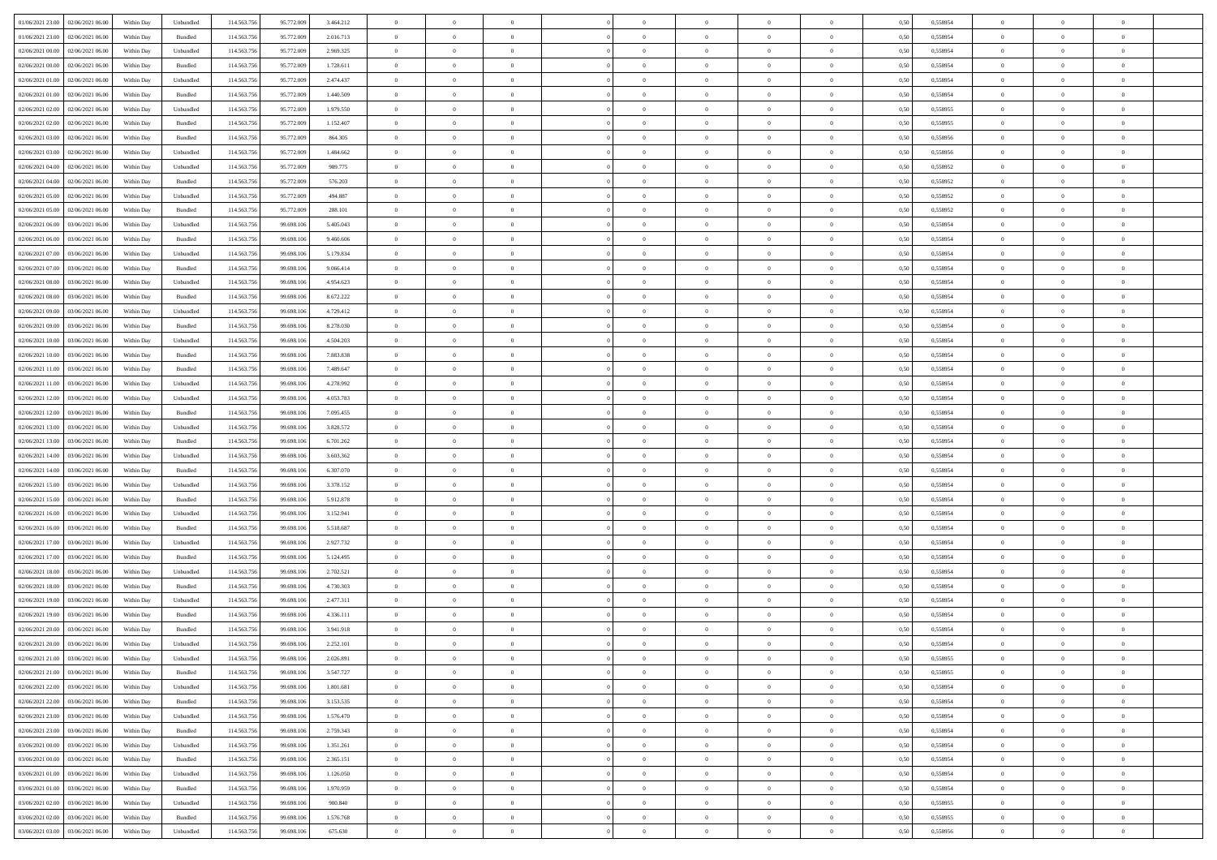| | | | | | | | | | | | | | | | | | | | | | | |
|---|---|---|---|---|---|---|---|---|---|---|---|---|---|---|---|---|---|---|---|---|---|---|
| 01/06/2021 23:00 | 02/06/2021 06:00 | Within Day | Unbundled | 114.563.756 | 95.772.009 | 3.464.212 | 0 | 0 | 0 | | 0 | 0 | 0 | 0 | 0 | 0,50 | 0,558954 | 0 | 0 | 0 | |
| 01/06/2021 23:00 | 02/06/2021 06:00 | Within Day | Bundled | 114.563.756 | 95.772.009 | 2.016.713 | 0 | 0 | 0 | | 0 | 0 | 0 | 0 | 0 | 0,50 | 0,558954 | 0 | 0 | 0 | |
| 02/06/2021 00:00 | 02/06/2021 06:00 | Within Day | Unbundled | 114.563.756 | 95.772.009 | 2.969.325 | 0 | 0 | 0 | | 0 | 0 | 0 | 0 | 0 | 0,50 | 0,558954 | 0 | 0 | 0 | |
| 02/06/2021 00:00 | 02/06/2021 06:00 | Within Day | Bundled | 114.563.756 | 95.772.009 | 1.728.611 | 0 | 0 | 0 | | 0 | 0 | 0 | 0 | 0 | 0,50 | 0,558954 | 0 | 0 | 0 | |
| 02/06/2021 01:00 | 02/06/2021 06:00 | Within Day | Unbundled | 114.563.756 | 95.772.009 | 2.474.437 | 0 | 0 | 0 | | 0 | 0 | 0 | 0 | 0 | 0,50 | 0,558954 | 0 | 0 | 0 | |
| 02/06/2021 01:00 | 02/06/2021 06:00 | Within Day | Bundled | 114.563.756 | 95.772.009 | 1.440.509 | 0 | 0 | 0 | | 0 | 0 | 0 | 0 | 0 | 0,50 | 0,558954 | 0 | 0 | 0 | |
| 02/06/2021 02:00 | 02/06/2021 06:00 | Within Day | Unbundled | 114.563.756 | 95.772.009 | 1.979.550 | 0 | 0 | 0 | | 0 | 0 | 0 | 0 | 0 | 0,50 | 0,558955 | 0 | 0 | 0 | |
| 02/06/2021 02:00 | 02/06/2021 06:00 | Within Day | Bundled | 114.563.756 | 95.772.009 | 1.152.407 | 0 | 0 | 0 | | 0 | 0 | 0 | 0 | 0 | 0,50 | 0,558955 | 0 | 0 | 0 | |
| 02/06/2021 03:00 | 02/06/2021 06:00 | Within Day | Bundled | 114.563.756 | 95.772.009 | 864.305 | 0 | 0 | 0 | | 0 | 0 | 0 | 0 | 0 | 0,50 | 0,558956 | 0 | 0 | 0 | |
| 02/06/2021 03:00 | 02/06/2021 06:00 | Within Day | Unbundled | 114.563.756 | 95.772.009 | 1.484.662 | 0 | 0 | 0 | | 0 | 0 | 0 | 0 | 0 | 0,50 | 0,558956 | 0 | 0 | 0 | |
| 02/06/2021 04:00 | 02/06/2021 06:00 | Within Day | Unbundled | 114.563.756 | 95.772.009 | 989.775 | 0 | 0 | 0 | | 0 | 0 | 0 | 0 | 0 | 0,50 | 0,558952 | 0 | 0 | 0 | |
| 02/06/2021 04:00 | 02/06/2021 06:00 | Within Day | Bundled | 114.563.756 | 95.772.009 | 576.203 | 0 | 0 | 0 | | 0 | 0 | 0 | 0 | 0 | 0,50 | 0,558952 | 0 | 0 | 0 | |
| 02/06/2021 05:00 | 02/06/2021 06:00 | Within Day | Unbundled | 114.563.756 | 95.772.009 | 494.887 | 0 | 0 | 0 | | 0 | 0 | 0 | 0 | 0 | 0,50 | 0,558952 | 0 | 0 | 0 | |
| 02/06/2021 05:00 | 02/06/2021 06:00 | Within Day | Bundled | 114.563.756 | 95.772.009 | 288.101 | 0 | 0 | 0 | | 0 | 0 | 0 | 0 | 0 | 0,50 | 0,558952 | 0 | 0 | 0 | |
| 02/06/2021 06:00 | 03/06/2021 06:00 | Within Day | Unbundled | 114.563.756 | 99.698.106 | 5.405.043 | 0 | 0 | 0 | | 0 | 0 | 0 | 0 | 0 | 0,50 | 0,558954 | 0 | 0 | 0 | |
| 02/06/2021 06:00 | 03/06/2021 06:00 | Within Day | Bundled | 114.563.756 | 99.698.106 | 9.460.606 | 0 | 0 | 0 | | 0 | 0 | 0 | 0 | 0 | 0,50 | 0,558954 | 0 | 0 | 0 | |
| 02/06/2021 07:00 | 03/06/2021 06:00 | Within Day | Unbundled | 114.563.756 | 99.698.106 | 5.179.834 | 0 | 0 | 0 | | 0 | 0 | 0 | 0 | 0 | 0,50 | 0,558954 | 0 | 0 | 0 | |
| 02/06/2021 07:00 | 03/06/2021 06:00 | Within Day | Bundled | 114.563.756 | 99.698.106 | 9.066.414 | 0 | 0 | 0 | | 0 | 0 | 0 | 0 | 0 | 0,50 | 0,558954 | 0 | 0 | 0 | |
| 02/06/2021 08:00 | 03/06/2021 06:00 | Within Day | Unbundled | 114.563.756 | 99.698.106 | 4.954.623 | 0 | 0 | 0 | | 0 | 0 | 0 | 0 | 0 | 0,50 | 0,558954 | 0 | 0 | 0 | |
| 02/06/2021 08:00 | 03/06/2021 06:00 | Within Day | Bundled | 114.563.756 | 99.698.106 | 8.672.222 | 0 | 0 | 0 | | 0 | 0 | 0 | 0 | 0 | 0,50 | 0,558954 | 0 | 0 | 0 | |
| 02/06/2021 09:00 | 03/06/2021 06:00 | Within Day | Unbundled | 114.563.756 | 99.698.106 | 4.729.412 | 0 | 0 | 0 | | 0 | 0 | 0 | 0 | 0 | 0,50 | 0,558954 | 0 | 0 | 0 | |
| 02/06/2021 09:00 | 03/06/2021 06:00 | Within Day | Bundled | 114.563.756 | 99.698.106 | 8.278.030 | 0 | 0 | 0 | | 0 | 0 | 0 | 0 | 0 | 0,50 | 0,558954 | 0 | 0 | 0 | |
| 02/06/2021 10:00 | 03/06/2021 06:00 | Within Day | Unbundled | 114.563.756 | 99.698.106 | 4.504.203 | 0 | 0 | 0 | | 0 | 0 | 0 | 0 | 0 | 0,50 | 0,558954 | 0 | 0 | 0 | |
| 02/06/2021 10:00 | 03/06/2021 06:00 | Within Day | Bundled | 114.563.756 | 99.698.106 | 7.883.838 | 0 | 0 | 0 | | 0 | 0 | 0 | 0 | 0 | 0,50 | 0,558954 | 0 | 0 | 0 | |
| 02/06/2021 11:00 | 03/06/2021 06:00 | Within Day | Bundled | 114.563.756 | 99.698.106 | 7.489.647 | 0 | 0 | 0 | | 0 | 0 | 0 | 0 | 0 | 0,50 | 0,558954 | 0 | 0 | 0 | |
| 02/06/2021 11:00 | 03/06/2021 06:00 | Within Day | Unbundled | 114.563.756 | 99.698.106 | 4.278.992 | 0 | 0 | 0 | | 0 | 0 | 0 | 0 | 0 | 0,50 | 0,558954 | 0 | 0 | 0 | |
| 02/06/2021 12:00 | 03/06/2021 06:00 | Within Day | Unbundled | 114.563.756 | 99.698.106 | 4.053.783 | 0 | 0 | 0 | | 0 | 0 | 0 | 0 | 0 | 0,50 | 0,558954 | 0 | 0 | 0 | |
| 02/06/2021 12:00 | 03/06/2021 06:00 | Within Day | Bundled | 114.563.756 | 99.698.106 | 7.095.455 | 0 | 0 | 0 | | 0 | 0 | 0 | 0 | 0 | 0,50 | 0,558954 | 0 | 0 | 0 | |
| 02/06/2021 13:00 | 03/06/2021 06:00 | Within Day | Unbundled | 114.563.756 | 99.698.106 | 3.828.572 | 0 | 0 | 0 | | 0 | 0 | 0 | 0 | 0 | 0,50 | 0,558954 | 0 | 0 | 0 | |
| 02/06/2021 13:00 | 03/06/2021 06:00 | Within Day | Bundled | 114.563.756 | 99.698.106 | 6.701.262 | 0 | 0 | 0 | | 0 | 0 | 0 | 0 | 0 | 0,50 | 0,558954 | 0 | 0 | 0 | |
| 02/06/2021 14:00 | 03/06/2021 06:00 | Within Day | Unbundled | 114.563.756 | 99.698.106 | 3.603.362 | 0 | 0 | 0 | | 0 | 0 | 0 | 0 | 0 | 0,50 | 0,558954 | 0 | 0 | 0 | |
| 02/06/2021 14:00 | 03/06/2021 06:00 | Within Day | Bundled | 114.563.756 | 99.698.106 | 6.307.070 | 0 | 0 | 0 | | 0 | 0 | 0 | 0 | 0 | 0,50 | 0,558954 | 0 | 0 | 0 | |
| 02/06/2021 15:00 | 03/06/2021 06:00 | Within Day | Unbundled | 114.563.756 | 99.698.106 | 3.378.152 | 0 | 0 | 0 | | 0 | 0 | 0 | 0 | 0 | 0,50 | 0,558954 | 0 | 0 | 0 | |
| 02/06/2021 15:00 | 03/06/2021 06:00 | Within Day | Bundled | 114.563.756 | 99.698.106 | 5.912.878 | 0 | 0 | 0 | | 0 | 0 | 0 | 0 | 0 | 0,50 | 0,558954 | 0 | 0 | 0 | |
| 02/06/2021 16:00 | 03/06/2021 06:00 | Within Day | Unbundled | 114.563.756 | 99.698.106 | 3.152.941 | 0 | 0 | 0 | | 0 | 0 | 0 | 0 | 0 | 0,50 | 0,558954 | 0 | 0 | 0 | |
| 02/06/2021 16:00 | 03/06/2021 06:00 | Within Day | Bundled | 114.563.756 | 99.698.106 | 5.518.687 | 0 | 0 | 0 | | 0 | 0 | 0 | 0 | 0 | 0,50 | 0,558954 | 0 | 0 | 0 | |
| 02/06/2021 17:00 | 03/06/2021 06:00 | Within Day | Unbundled | 114.563.756 | 99.698.106 | 2.927.732 | 0 | 0 | 0 | | 0 | 0 | 0 | 0 | 0 | 0,50 | 0,558954 | 0 | 0 | 0 | |
| 02/06/2021 17:00 | 03/06/2021 06:00 | Within Day | Bundled | 114.563.756 | 99.698.106 | 5.124.495 | 0 | 0 | 0 | | 0 | 0 | 0 | 0 | 0 | 0,50 | 0,558954 | 0 | 0 | 0 | |
| 02/06/2021 18:00 | 03/06/2021 06:00 | Within Day | Unbundled | 114.563.756 | 99.698.106 | 2.702.521 | 0 | 0 | 0 | | 0 | 0 | 0 | 0 | 0 | 0,50 | 0,558954 | 0 | 0 | 0 | |
| 02/06/2021 18:00 | 03/06/2021 06:00 | Within Day | Bundled | 114.563.756 | 99.698.106 | 4.730.303 | 0 | 0 | 0 | | 0 | 0 | 0 | 0 | 0 | 0,50 | 0,558954 | 0 | 0 | 0 | |
| 02/06/2021 19:00 | 03/06/2021 06:00 | Within Day | Unbundled | 114.563.756 | 99.698.106 | 2.477.311 | 0 | 0 | 0 | | 0 | 0 | 0 | 0 | 0 | 0,50 | 0,558954 | 0 | 0 | 0 | |
| 02/06/2021 19:00 | 03/06/2021 06:00 | Within Day | Bundled | 114.563.756 | 99.698.106 | 4.336.111 | 0 | 0 | 0 | | 0 | 0 | 0 | 0 | 0 | 0,50 | 0,558954 | 0 | 0 | 0 | |
| 02/06/2021 20:00 | 03/06/2021 06:00 | Within Day | Bundled | 114.563.756 | 99.698.106 | 3.941.918 | 0 | 0 | 0 | | 0 | 0 | 0 | 0 | 0 | 0,50 | 0,558954 | 0 | 0 | 0 | |
| 02/06/2021 20:00 | 03/06/2021 06:00 | Within Day | Unbundled | 114.563.756 | 99.698.106 | 2.252.101 | 0 | 0 | 0 | | 0 | 0 | 0 | 0 | 0 | 0,50 | 0,558954 | 0 | 0 | 0 | |
| 02/06/2021 21:00 | 03/06/2021 06:00 | Within Day | Unbundled | 114.563.756 | 99.698.106 | 2.026.891 | 0 | 0 | 0 | | 0 | 0 | 0 | 0 | 0 | 0,50 | 0,558955 | 0 | 0 | 0 | |
| 02/06/2021 21:00 | 03/06/2021 06:00 | Within Day | Bundled | 114.563.756 | 99.698.106 | 3.547.727 | 0 | 0 | 0 | | 0 | 0 | 0 | 0 | 0 | 0,50 | 0,558955 | 0 | 0 | 0 | |
| 02/06/2021 22:00 | 03/06/2021 06:00 | Within Day | Unbundled | 114.563.756 | 99.698.106 | 1.801.681 | 0 | 0 | 0 | | 0 | 0 | 0 | 0 | 0 | 0,50 | 0,558954 | 0 | 0 | 0 | |
| 02/06/2021 22:00 | 03/06/2021 06:00 | Within Day | Bundled | 114.563.756 | 99.698.106 | 3.153.535 | 0 | 0 | 0 | | 0 | 0 | 0 | 0 | 0 | 0,50 | 0,558954 | 0 | 0 | 0 | |
| 02/06/2021 23:00 | 03/06/2021 06:00 | Within Day | Unbundled | 114.563.756 | 99.698.106 | 1.576.470 | 0 | 0 | 0 | | 0 | 0 | 0 | 0 | 0 | 0,50 | 0,558954 | 0 | 0 | 0 | |
| 02/06/2021 23:00 | 03/06/2021 06:00 | Within Day | Bundled | 114.563.756 | 99.698.106 | 2.759.343 | 0 | 0 | 0 | | 0 | 0 | 0 | 0 | 0 | 0,50 | 0,558954 | 0 | 0 | 0 | |
| 03/06/2021 00:00 | 03/06/2021 06:00 | Within Day | Unbundled | 114.563.756 | 99.698.106 | 1.351.261 | 0 | 0 | 0 | | 0 | 0 | 0 | 0 | 0 | 0,50 | 0,558954 | 0 | 0 | 0 | |
| 03/06/2021 00:00 | 03/06/2021 06:00 | Within Day | Bundled | 114.563.756 | 99.698.106 | 2.365.151 | 0 | 0 | 0 | | 0 | 0 | 0 | 0 | 0 | 0,50 | 0,558954 | 0 | 0 | 0 | |
| 03/06/2021 01:00 | 03/06/2021 06:00 | Within Day | Unbundled | 114.563.756 | 99.698.106 | 1.126.050 | 0 | 0 | 0 | | 0 | 0 | 0 | 0 | 0 | 0,50 | 0,558954 | 0 | 0 | 0 | |
| 03/06/2021 01:00 | 03/06/2021 06:00 | Within Day | Bundled | 114.563.756 | 99.698.106 | 1.970.959 | 0 | 0 | 0 | | 0 | 0 | 0 | 0 | 0 | 0,50 | 0,558954 | 0 | 0 | 0 | |
| 03/06/2021 02:00 | 03/06/2021 06:00 | Within Day | Unbundled | 114.563.756 | 99.698.106 | 900.840 | 0 | 0 | 0 | | 0 | 0 | 0 | 0 | 0 | 0,50 | 0,558955 | 0 | 0 | 0 | |
| 03/06/2021 02:00 | 03/06/2021 06:00 | Within Day | Bundled | 114.563.756 | 99.698.106 | 1.576.768 | 0 | 0 | 0 | | 0 | 0 | 0 | 0 | 0 | 0,50 | 0,558955 | 0 | 0 | 0 | |
| 03/06/2021 03:00 | 03/06/2021 06:00 | Within Day | Unbundled | 114.563.756 | 99.698.106 | 675.630 | 0 | 0 | 0 | | 0 | 0 | 0 | 0 | 0 | 0,50 | 0,558956 | 0 | 0 | 0 | |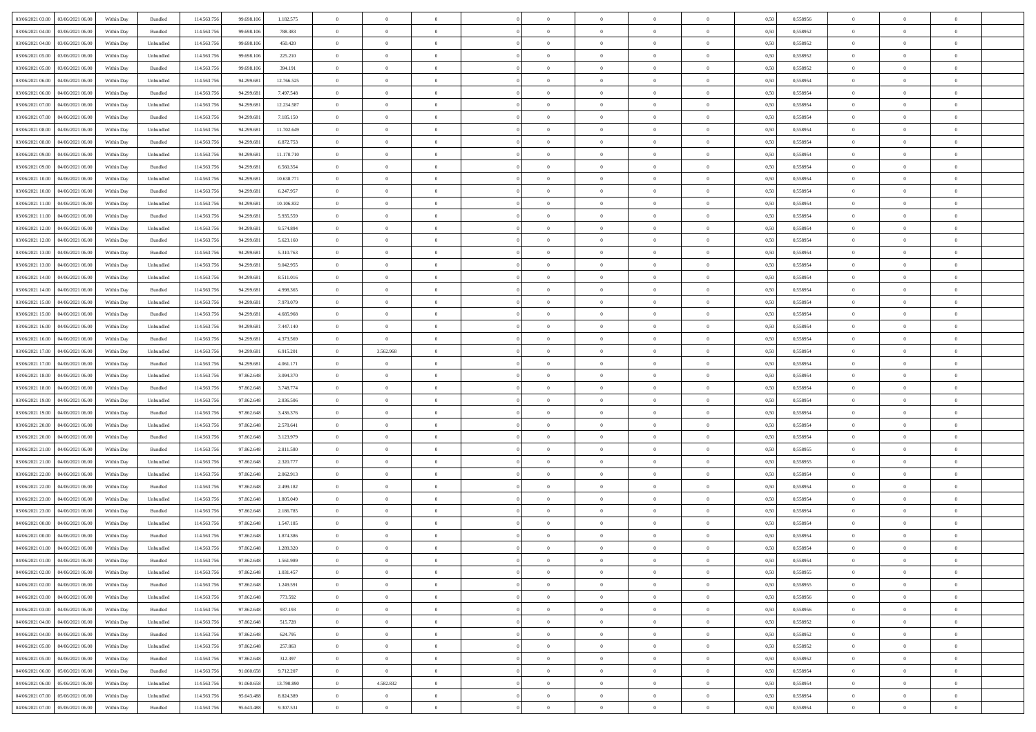| 03/06/2021 03:00 | 03/06/2021 06:00 | Within Day | Bundled | 114.563.756 | 99.698.106 | 1.182.575 | 0 | 0 | 0 | | 0 | 0 | 0 | 0 | 0,50 | 0,558956 | 0 | 0 | 0 | |
|---|---|---|---|---|---|---|---|---|---|---|---|---|---|---|---|---|---|---|---|---|
| 03/06/2021 04:00 | 03/06/2021 06:00 | Within Day | Bundled | 114.563.756 | 99.698.106 | 788.383 | 0 | 0 | 0 | | 0 | 0 | 0 | 0 | 0,50 | 0,558952 | 0 | 0 | 0 | |
| 03/06/2021 04:00 | 03/06/2021 06:00 | Within Day | Unbundled | 114.563.756 | 99.698.106 | 450.420 | 0 | 0 | 0 | | 0 | 0 | 0 | 0 | 0,50 | 0,558952 | 0 | 0 | 0 | |
| 03/06/2021 05:00 | 03/06/2021 06:00 | Within Day | Unbundled | 114.563.756 | 99.698.106 | 225.210 | 0 | 0 | 0 | | 0 | 0 | 0 | 0 | 0,50 | 0,558952 | 0 | 0 | 0 | |
| 03/06/2021 05:00 | 03/06/2021 06:00 | Within Day | Bundled | 114.563.756 | 99.698.106 | 394.191 | 0 | 0 | 0 | | 0 | 0 | 0 | 0 | 0,50 | 0,558952 | 0 | 0 | 0 | |
| 03/06/2021 06:00 | 04/06/2021 06:00 | Within Day | Unbundled | 114.563.756 | 94.299.681 | 12.766.525 | 0 | 0 | 0 | | 0 | 0 | 0 | 0 | 0,50 | 0,558954 | 0 | 0 | 0 | |
| 03/06/2021 06:00 | 04/06/2021 06:00 | Within Day | Bundled | 114.563.756 | 94.299.681 | 7.497.548 | 0 | 0 | 0 | | 0 | 0 | 0 | 0 | 0,50 | 0,558954 | 0 | 0 | 0 | |
| 03/06/2021 07:00 | 04/06/2021 06:00 | Within Day | Unbundled | 114.563.756 | 94.299.681 | 12.234.587 | 0 | 0 | 0 | | 0 | 0 | 0 | 0 | 0,50 | 0,558954 | 0 | 0 | 0 | |
| 03/06/2021 07:00 | 04/06/2021 06:00 | Within Day | Bundled | 114.563.756 | 94.299.681 | 7.185.150 | 0 | 0 | 0 | | 0 | 0 | 0 | 0 | 0,50 | 0,558954 | 0 | 0 | 0 | |
| 03/06/2021 08:00 | 04/06/2021 06:00 | Within Day | Unbundled | 114.563.756 | 94.299.681 | 11.702.649 | 0 | 0 | 0 | | 0 | 0 | 0 | 0 | 0,50 | 0,558954 | 0 | 0 | 0 | |
| 03/06/2021 08:00 | 04/06/2021 06:00 | Within Day | Bundled | 114.563.756 | 94.299.681 | 6.872.753 | 0 | 0 | 0 | | 0 | 0 | 0 | 0 | 0,50 | 0,558954 | 0 | 0 | 0 | |
| 03/06/2021 09:00 | 04/06/2021 06:00 | Within Day | Unbundled | 114.563.756 | 94.299.681 | 11.170.710 | 0 | 0 | 0 | | 0 | 0 | 0 | 0 | 0,50 | 0,558954 | 0 | 0 | 0 | |
| 03/06/2021 09:00 | 04/06/2021 06:00 | Within Day | Bundled | 114.563.756 | 94.299.681 | 6.560.354 | 0 | 0 | 0 | | 0 | 0 | 0 | 0 | 0,50 | 0,558954 | 0 | 0 | 0 | |
| 03/06/2021 10:00 | 04/06/2021 06:00 | Within Day | Unbundled | 114.563.756 | 94.299.681 | 10.638.771 | 0 | 0 | 0 | | 0 | 0 | 0 | 0 | 0,50 | 0,558954 | 0 | 0 | 0 | |
| 03/06/2021 10:00 | 04/06/2021 06:00 | Within Day | Bundled | 114.563.756 | 94.299.681 | 6.247.957 | 0 | 0 | 0 | | 0 | 0 | 0 | 0 | 0,50 | 0,558954 | 0 | 0 | 0 | |
| 03/06/2021 11:00 | 04/06/2021 06:00 | Within Day | Unbundled | 114.563.756 | 94.299.681 | 10.106.832 | 0 | 0 | 0 | | 0 | 0 | 0 | 0 | 0,50 | 0,558954 | 0 | 0 | 0 | |
| 03/06/2021 11:00 | 04/06/2021 06:00 | Within Day | Bundled | 114.563.756 | 94.299.681 | 5.935.559 | 0 | 0 | 0 | | 0 | 0 | 0 | 0 | 0,50 | 0,558954 | 0 | 0 | 0 | |
| 03/06/2021 12:00 | 04/06/2021 06:00 | Within Day | Unbundled | 114.563.756 | 94.299.681 | 9.574.894 | 0 | 0 | 0 | | 0 | 0 | 0 | 0 | 0,50 | 0,558954 | 0 | 0 | 0 | |
| 03/06/2021 12:00 | 04/06/2021 06:00 | Within Day | Bundled | 114.563.756 | 94.299.681 | 5.623.160 | 0 | 0 | 0 | | 0 | 0 | 0 | 0 | 0,50 | 0,558954 | 0 | 0 | 0 | |
| 03/06/2021 13:00 | 04/06/2021 06:00 | Within Day | Bundled | 114.563.756 | 94.299.681 | 5.310.763 | 0 | 0 | 0 | | 0 | 0 | 0 | 0 | 0,50 | 0,558954 | 0 | 0 | 0 | |
| 03/06/2021 13:00 | 04/06/2021 06:00 | Within Day | Unbundled | 114.563.756 | 94.299.681 | 9.042.955 | 0 | 0 | 0 | | 0 | 0 | 0 | 0 | 0,50 | 0,558954 | 0 | 0 | 0 | |
| 03/06/2021 14:00 | 04/06/2021 06:00 | Within Day | Unbundled | 114.563.756 | 94.299.681 | 8.511.016 | 0 | 0 | 0 | | 0 | 0 | 0 | 0 | 0,50 | 0,558954 | 0 | 0 | 0 | |
| 03/06/2021 14:00 | 04/06/2021 06:00 | Within Day | Bundled | 114.563.756 | 94.299.681 | 4.998.365 | 0 | 0 | 0 | | 0 | 0 | 0 | 0 | 0,50 | 0,558954 | 0 | 0 | 0 | |
| 03/06/2021 15:00 | 04/06/2021 06:00 | Within Day | Unbundled | 114.563.756 | 94.299.681 | 7.979.079 | 0 | 0 | 0 | | 0 | 0 | 0 | 0 | 0,50 | 0,558954 | 0 | 0 | 0 | |
| 03/06/2021 15:00 | 04/06/2021 06:00 | Within Day | Bundled | 114.563.756 | 94.299.681 | 4.685.968 | 0 | 0 | 0 | | 0 | 0 | 0 | 0 | 0,50 | 0,558954 | 0 | 0 | 0 | |
| 03/06/2021 16:00 | 04/06/2021 06:00 | Within Day | Unbundled | 114.563.756 | 94.299.681 | 7.447.140 | 0 | 0 | 0 | | 0 | 0 | 0 | 0 | 0,50 | 0,558954 | 0 | 0 | 0 | |
| 03/06/2021 16:00 | 04/06/2021 06:00 | Within Day | Bundled | 114.563.756 | 94.299.681 | 4.373.569 | 0 | 0 | 0 | | 0 | 0 | 0 | 0 | 0,50 | 0,558954 | 0 | 0 | 0 | |
| 03/06/2021 17:00 | 04/06/2021 06:00 | Within Day | Unbundled | 114.563.756 | 94.299.681 | 6.915.201 | 0 | 3.562.968 | 0 | | 0 | 0 | 0 | 0 | 0,50 | 0,558954 | 0 | 0 | 0 | |
| 03/06/2021 17:00 | 04/06/2021 06:00 | Within Day | Bundled | 114.563.756 | 94.299.681 | 4.061.171 | 0 | 0 | 0 | | 0 | 0 | 0 | 0 | 0,50 | 0,558954 | 0 | 0 | 0 | |
| 03/06/2021 18:00 | 04/06/2021 06:00 | Within Day | Unbundled | 114.563.756 | 97.862.648 | 3.094.370 | 0 | 0 | 0 | | 0 | 0 | 0 | 0 | 0,50 | 0,558954 | 0 | 0 | 0 | |
| 03/06/2021 18:00 | 04/06/2021 06:00 | Within Day | Bundled | 114.563.756 | 97.862.648 | 3.748.774 | 0 | 0 | 0 | | 0 | 0 | 0 | 0 | 0,50 | 0,558954 | 0 | 0 | 0 | |
| 03/06/2021 19:00 | 04/06/2021 06:00 | Within Day | Unbundled | 114.563.756 | 97.862.648 | 2.836.506 | 0 | 0 | 0 | | 0 | 0 | 0 | 0 | 0,50 | 0,558954 | 0 | 0 | 0 | |
| 03/06/2021 19:00 | 04/06/2021 06:00 | Within Day | Bundled | 114.563.756 | 97.862.648 | 3.436.376 | 0 | 0 | 0 | | 0 | 0 | 0 | 0 | 0,50 | 0,558954 | 0 | 0 | 0 | |
| 03/06/2021 20:00 | 04/06/2021 06:00 | Within Day | Unbundled | 114.563.756 | 97.862.648 | 2.578.641 | 0 | 0 | 0 | | 0 | 0 | 0 | 0 | 0,50 | 0,558954 | 0 | 0 | 0 | |
| 03/06/2021 20:00 | 04/06/2021 06:00 | Within Day | Bundled | 114.563.756 | 97.862.648 | 3.123.979 | 0 | 0 | 0 | | 0 | 0 | 0 | 0 | 0,50 | 0,558954 | 0 | 0 | 0 | |
| 03/06/2021 21:00 | 04/06/2021 06:00 | Within Day | Bundled | 114.563.756 | 97.862.648 | 2.811.580 | 0 | 0 | 0 | | 0 | 0 | 0 | 0 | 0,50 | 0,558955 | 0 | 0 | 0 | |
| 03/06/2021 21:00 | 04/06/2021 06:00 | Within Day | Unbundled | 114.563.756 | 97.862.648 | 2.320.777 | 0 | 0 | 0 | | 0 | 0 | 0 | 0 | 0,50 | 0,558955 | 0 | 0 | 0 | |
| 03/06/2021 22:00 | 04/06/2021 06:00 | Within Day | Unbundled | 114.563.756 | 97.862.648 | 2.062.913 | 0 | 0 | 0 | | 0 | 0 | 0 | 0 | 0,50 | 0,558954 | 0 | 0 | 0 | |
| 03/06/2021 22:00 | 04/06/2021 06:00 | Within Day | Bundled | 114.563.756 | 97.862.648 | 2.499.182 | 0 | 0 | 0 | | 0 | 0 | 0 | 0 | 0,50 | 0,558954 | 0 | 0 | 0 | |
| 03/06/2021 23:00 | 04/06/2021 06:00 | Within Day | Unbundled | 114.563.756 | 97.862.648 | 1.805.049 | 0 | 0 | 0 | | 0 | 0 | 0 | 0 | 0,50 | 0,558954 | 0 | 0 | 0 | |
| 03/06/2021 23:00 | 04/06/2021 06:00 | Within Day | Bundled | 114.563.756 | 97.862.648 | 2.186.785 | 0 | 0 | 0 | | 0 | 0 | 0 | 0 | 0,50 | 0,558954 | 0 | 0 | 0 | |
| 04/06/2021 00:00 | 04/06/2021 06:00 | Within Day | Unbundled | 114.563.756 | 97.862.648 | 1.547.185 | 0 | 0 | 0 | | 0 | 0 | 0 | 0 | 0,50 | 0,558954 | 0 | 0 | 0 | |
| 04/06/2021 00:00 | 04/06/2021 06:00 | Within Day | Bundled | 114.563.756 | 97.862.648 | 1.874.386 | 0 | 0 | 0 | | 0 | 0 | 0 | 0 | 0,50 | 0,558954 | 0 | 0 | 0 | |
| 04/06/2021 01:00 | 04/06/2021 06:00 | Within Day | Unbundled | 114.563.756 | 97.862.648 | 1.289.320 | 0 | 0 | 0 | | 0 | 0 | 0 | 0 | 0,50 | 0,558954 | 0 | 0 | 0 | |
| 04/06/2021 01:00 | 04/06/2021 06:00 | Within Day | Bundled | 114.563.756 | 97.862.648 | 1.561.989 | 0 | 0 | 0 | | 0 | 0 | 0 | 0 | 0,50 | 0,558954 | 0 | 0 | 0 | |
| 04/06/2021 02:00 | 04/06/2021 06:00 | Within Day | Unbundled | 114.563.756 | 97.862.648 | 1.031.457 | 0 | 0 | 0 | | 0 | 0 | 0 | 0 | 0,50 | 0,558955 | 0 | 0 | 0 | |
| 04/06/2021 02:00 | 04/06/2021 06:00 | Within Day | Bundled | 114.563.756 | 97.862.648 | 1.249.591 | 0 | 0 | 0 | | 0 | 0 | 0 | 0 | 0,50 | 0,558955 | 0 | 0 | 0 | |
| 04/06/2021 03:00 | 04/06/2021 06:00 | Within Day | Unbundled | 114.563.756 | 97.862.648 | 773.592 | 0 | 0 | 0 | | 0 | 0 | 0 | 0 | 0,50 | 0,558956 | 0 | 0 | 0 | |
| 04/06/2021 03:00 | 04/06/2021 06:00 | Within Day | Bundled | 114.563.756 | 97.862.648 | 937.193 | 0 | 0 | 0 | | 0 | 0 | 0 | 0 | 0,50 | 0,558956 | 0 | 0 | 0 | |
| 04/06/2021 04:00 | 04/06/2021 06:00 | Within Day | Unbundled | 114.563.756 | 97.862.648 | 515.728 | 0 | 0 | 0 | | 0 | 0 | 0 | 0 | 0,50 | 0,558952 | 0 | 0 | 0 | |
| 04/06/2021 04:00 | 04/06/2021 06:00 | Within Day | Bundled | 114.563.756 | 97.862.648 | 624.795 | 0 | 0 | 0 | | 0 | 0 | 0 | 0 | 0,50 | 0,558952 | 0 | 0 | 0 | |
| 04/06/2021 05:00 | 04/06/2021 06:00 | Within Day | Unbundled | 114.563.756 | 97.862.648 | 257.863 | 0 | 0 | 0 | | 0 | 0 | 0 | 0 | 0,50 | 0,558952 | 0 | 0 | 0 | |
| 04/06/2021 05:00 | 04/06/2021 06:00 | Within Day | Bundled | 114.563.756 | 97.862.648 | 312.397 | 0 | 0 | 0 | | 0 | 0 | 0 | 0 | 0,50 | 0,558952 | 0 | 0 | 0 | |
| 04/06/2021 06:00 | 05/06/2021 06:00 | Within Day | Bundled | 114.563.756 | 91.060.658 | 9.712.207 | 0 | 0 | 0 | | 0 | 0 | 0 | 0 | 0,50 | 0,558954 | 0 | 0 | 0 | |
| 04/06/2021 06:00 | 05/06/2021 06:00 | Within Day | Unbundled | 114.563.756 | 91.060.658 | 13.790.890 | 0 | 4.582.832 | 0 | | 0 | 0 | 0 | 0 | 0,50 | 0,558954 | 0 | 0 | 0 | |
| 04/06/2021 07:00 | 05/06/2021 06:00 | Within Day | Unbundled | 114.563.756 | 95.643.488 | 8.824.389 | 0 | 0 | 0 | | 0 | 0 | 0 | 0 | 0,50 | 0,558954 | 0 | 0 | 0 | |
| 04/06/2021 07:00 | 05/06/2021 06:00 | Within Day | Bundled | 114.563.756 | 95.643.488 | 9.307.531 | 0 | 0 | 0 | | 0 | 0 | 0 | 0 | 0,50 | 0,558954 | 0 | 0 | 0 | |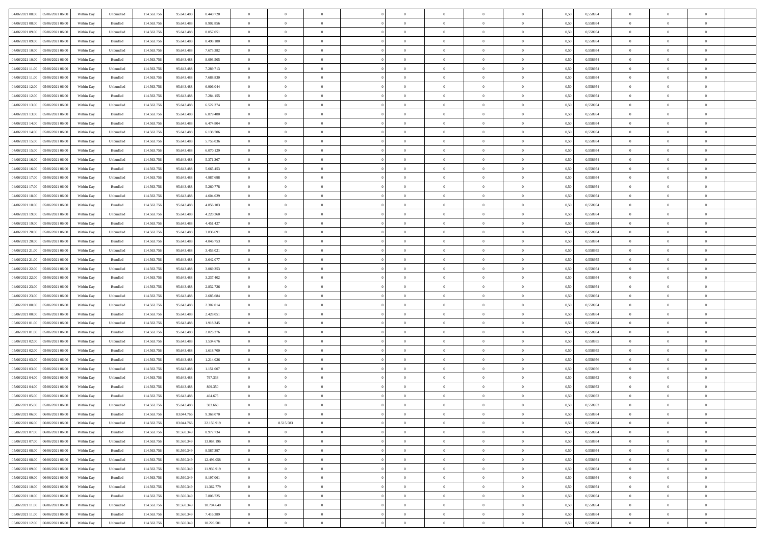| | | | | | | | | | | | | | | | | | | | | | |
|---|---|---|---|---|---|---|---|---|---|---|---|---|---|---|---|---|---|---|---|---|---|
| 04/06/2021 08:00 | 05/06/2021 06:00 | Within Day | Unbundled | 114.563.756 | 95.643.488 | 8.440.720 | 0 | 0 | 0 | | 0 | 0 | 0 | 0 | 0 | 0,50 | 0,558954 | 0 | 0 | 0 | |
| 04/06/2021 08:00 | 05/06/2021 06:00 | Within Day | Bundled | 114.563.756 | 95.643.488 | 8.902.856 | 0 | 0 | 0 | | 0 | 0 | 0 | 0 | 0 | 0,50 | 0,558954 | 0 | 0 | 0 | |
| 04/06/2021 09:00 | 05/06/2021 06:00 | Within Day | Unbundled | 114.563.756 | 95.643.488 | 8.057.051 | 0 | 0 | 0 | | 0 | 0 | 0 | 0 | 0 | 0,50 | 0,558954 | 0 | 0 | 0 | |
| 04/06/2021 09:00 | 05/06/2021 06:00 | Within Day | Bundled | 114.563.756 | 95.643.488 | 8.498.180 | 0 | 0 | 0 | | 0 | 0 | 0 | 0 | 0 | 0,50 | 0,558954 | 0 | 0 | 0 | |
| 04/06/2021 10:00 | 05/06/2021 06:00 | Within Day | Unbundled | 114.563.756 | 95.643.488 | 7.673.382 | 0 | 0 | 0 | | 0 | 0 | 0 | 0 | 0 | 0,50 | 0,558954 | 0 | 0 | 0 | |
| 04/06/2021 10:00 | 05/06/2021 06:00 | Within Day | Bundled | 114.563.756 | 95.643.488 | 8.093.505 | 0 | 0 | 0 | | 0 | 0 | 0 | 0 | 0 | 0,50 | 0,558954 | 0 | 0 | 0 | |
| 04/06/2021 11:00 | 05/06/2021 06:00 | Within Day | Unbundled | 114.563.756 | 95.643.488 | 7.289.713 | 0 | 0 | 0 | | 0 | 0 | 0 | 0 | 0 | 0,50 | 0,558954 | 0 | 0 | 0 | |
| 04/06/2021 11:00 | 05/06/2021 06:00 | Within Day | Bundled | 114.563.756 | 95.643.488 | 7.688.830 | 0 | 0 | 0 | | 0 | 0 | 0 | 0 | 0 | 0,50 | 0,558954 | 0 | 0 | 0 | |
| 04/06/2021 12:00 | 05/06/2021 06:00 | Within Day | Unbundled | 114.563.756 | 95.643.488 | 6.906.044 | 0 | 0 | 0 | | 0 | 0 | 0 | 0 | 0 | 0,50 | 0,558954 | 0 | 0 | 0 | |
| 04/06/2021 12:00 | 05/06/2021 06:00 | Within Day | Bundled | 114.563.756 | 95.643.488 | 7.284.155 | 0 | 0 | 0 | | 0 | 0 | 0 | 0 | 0 | 0,50 | 0,558954 | 0 | 0 | 0 | |
| 04/06/2021 13:00 | 05/06/2021 06:00 | Within Day | Unbundled | 114.563.756 | 95.643.488 | 6.522.374 | 0 | 0 | 0 | | 0 | 0 | 0 | 0 | 0 | 0,50 | 0,558954 | 0 | 0 | 0 | |
| 04/06/2021 13:00 | 05/06/2021 06:00 | Within Day | Bundled | 114.563.756 | 95.643.488 | 6.879.480 | 0 | 0 | 0 | | 0 | 0 | 0 | 0 | 0 | 0,50 | 0,558954 | 0 | 0 | 0 | |
| 04/06/2021 14:00 | 05/06/2021 06:00 | Within Day | Bundled | 114.563.756 | 95.643.488 | 6.474.804 | 0 | 0 | 0 | | 0 | 0 | 0 | 0 | 0 | 0,50 | 0,558954 | 0 | 0 | 0 | |
| 04/06/2021 14:00 | 05/06/2021 06:00 | Within Day | Unbundled | 114.563.756 | 95.643.488 | 6.138.706 | 0 | 0 | 0 | | 0 | 0 | 0 | 0 | 0 | 0,50 | 0,558954 | 0 | 0 | 0 | |
| 04/06/2021 15:00 | 05/06/2021 06:00 | Within Day | Unbundled | 114.563.756 | 95.643.488 | 5.755.036 | 0 | 0 | 0 | | 0 | 0 | 0 | 0 | 0 | 0,50 | 0,558954 | 0 | 0 | 0 | |
| 04/06/2021 15:00 | 05/06/2021 06:00 | Within Day | Bundled | 114.563.756 | 95.643.488 | 6.070.129 | 0 | 0 | 0 | | 0 | 0 | 0 | 0 | 0 | 0,50 | 0,558954 | 0 | 0 | 0 | |
| 04/06/2021 16:00 | 05/06/2021 06:00 | Within Day | Unbundled | 114.563.756 | 95.643.488 | 5.371.367 | 0 | 0 | 0 | | 0 | 0 | 0 | 0 | 0 | 0,50 | 0,558954 | 0 | 0 | 0 | |
| 04/06/2021 16:00 | 05/06/2021 06:00 | Within Day | Bundled | 114.563.756 | 95.643.488 | 5.665.453 | 0 | 0 | 0 | | 0 | 0 | 0 | 0 | 0 | 0,50 | 0,558954 | 0 | 0 | 0 | |
| 04/06/2021 17:00 | 05/06/2021 06:00 | Within Day | Unbundled | 114.563.756 | 95.643.488 | 4.987.698 | 0 | 0 | 0 | | 0 | 0 | 0 | 0 | 0 | 0,50 | 0,558954 | 0 | 0 | 0 | |
| 04/06/2021 17:00 | 05/06/2021 06:00 | Within Day | Bundled | 114.563.756 | 95.643.488 | 5.260.778 | 0 | 0 | 0 | | 0 | 0 | 0 | 0 | 0 | 0,50 | 0,558954 | 0 | 0 | 0 | |
| 04/06/2021 18:00 | 05/06/2021 06:00 | Within Day | Unbundled | 114.563.756 | 95.643.488 | 4.604.029 | 0 | 0 | 0 | | 0 | 0 | 0 | 0 | 0 | 0,50 | 0,558954 | 0 | 0 | 0 | |
| 04/06/2021 18:00 | 05/06/2021 06:00 | Within Day | Bundled | 114.563.756 | 95.643.488 | 4.856.103 | 0 | 0 | 0 | | 0 | 0 | 0 | 0 | 0 | 0,50 | 0,558954 | 0 | 0 | 0 | |
| 04/06/2021 19:00 | 05/06/2021 06:00 | Within Day | Unbundled | 114.563.756 | 95.643.488 | 4.220.360 | 0 | 0 | 0 | | 0 | 0 | 0 | 0 | 0 | 0,50 | 0,558954 | 0 | 0 | 0 | |
| 04/06/2021 19:00 | 05/06/2021 06:00 | Within Day | Bundled | 114.563.756 | 95.643.488 | 4.451.427 | 0 | 0 | 0 | | 0 | 0 | 0 | 0 | 0 | 0,50 | 0,558954 | 0 | 0 | 0 | |
| 04/06/2021 20:00 | 05/06/2021 06:00 | Within Day | Unbundled | 114.563.756 | 95.643.488 | 3.836.691 | 0 | 0 | 0 | | 0 | 0 | 0 | 0 | 0 | 0,50 | 0,558954 | 0 | 0 | 0 | |
| 04/06/2021 20:00 | 05/06/2021 06:00 | Within Day | Bundled | 114.563.756 | 95.643.488 | 4.046.753 | 0 | 0 | 0 | | 0 | 0 | 0 | 0 | 0 | 0,50 | 0,558954 | 0 | 0 | 0 | |
| 04/06/2021 21:00 | 05/06/2021 06:00 | Within Day | Unbundled | 114.563.756 | 95.643.488 | 3.453.021 | 0 | 0 | 0 | | 0 | 0 | 0 | 0 | 0 | 0,50 | 0,558955 | 0 | 0 | 0 | |
| 04/06/2021 21:00 | 05/06/2021 06:00 | Within Day | Bundled | 114.563.756 | 95.643.488 | 3.642.077 | 0 | 0 | 0 | | 0 | 0 | 0 | 0 | 0 | 0,50 | 0,558955 | 0 | 0 | 0 | |
| 04/06/2021 22:00 | 05/06/2021 06:00 | Within Day | Unbundled | 114.563.756 | 95.643.488 | 3.069.353 | 0 | 0 | 0 | | 0 | 0 | 0 | 0 | 0 | 0,50 | 0,558954 | 0 | 0 | 0 | |
| 04/06/2021 22:00 | 05/06/2021 06:00 | Within Day | Bundled | 114.563.756 | 95.643.488 | 3.237.402 | 0 | 0 | 0 | | 0 | 0 | 0 | 0 | 0 | 0,50 | 0,558954 | 0 | 0 | 0 | |
| 04/06/2021 23:00 | 05/06/2021 06:00 | Within Day | Bundled | 114.563.756 | 95.643.488 | 2.832.726 | 0 | 0 | 0 | | 0 | 0 | 0 | 0 | 0 | 0,50 | 0,558954 | 0 | 0 | 0 | |
| 04/06/2021 23:00 | 05/06/2021 06:00 | Within Day | Unbundled | 114.563.756 | 95.643.488 | 2.685.684 | 0 | 0 | 0 | | 0 | 0 | 0 | 0 | 0 | 0,50 | 0,558954 | 0 | 0 | 0 | |
| 05/06/2021 00:00 | 05/06/2021 06:00 | Within Day | Unbundled | 114.563.756 | 95.643.488 | 2.302.014 | 0 | 0 | 0 | | 0 | 0 | 0 | 0 | 0 | 0,50 | 0,558954 | 0 | 0 | 0 | |
| 05/06/2021 00:00 | 05/06/2021 06:00 | Within Day | Bundled | 114.563.756 | 95.643.488 | 2.428.051 | 0 | 0 | 0 | | 0 | 0 | 0 | 0 | 0 | 0,50 | 0,558954 | 0 | 0 | 0 | |
| 05/06/2021 01:00 | 05/06/2021 06:00 | Within Day | Unbundled | 114.563.756 | 95.643.488 | 1.918.345 | 0 | 0 | 0 | | 0 | 0 | 0 | 0 | 0 | 0,50 | 0,558954 | 0 | 0 | 0 | |
| 05/06/2021 01:00 | 05/06/2021 06:00 | Within Day | Bundled | 114.563.756 | 95.643.488 | 2.023.376 | 0 | 0 | 0 | | 0 | 0 | 0 | 0 | 0 | 0,50 | 0,558954 | 0 | 0 | 0 | |
| 05/06/2021 02:00 | 05/06/2021 06:00 | Within Day | Unbundled | 114.563.756 | 95.643.488 | 1.534.676 | 0 | 0 | 0 | | 0 | 0 | 0 | 0 | 0 | 0,50 | 0,558955 | 0 | 0 | 0 | |
| 05/06/2021 02:00 | 05/06/2021 06:00 | Within Day | Bundled | 114.563.756 | 95.643.488 | 1.618.700 | 0 | 0 | 0 | | 0 | 0 | 0 | 0 | 0 | 0,50 | 0,558955 | 0 | 0 | 0 | |
| 05/06/2021 03:00 | 05/06/2021 06:00 | Within Day | Bundled | 114.563.756 | 95.643.488 | 1.214.026 | 0 | 0 | 0 | | 0 | 0 | 0 | 0 | 0 | 0,50 | 0,558956 | 0 | 0 | 0 | |
| 05/06/2021 03:00 | 05/06/2021 06:00 | Within Day | Unbundled | 114.563.756 | 95.643.488 | 1.151.007 | 0 | 0 | 0 | | 0 | 0 | 0 | 0 | 0 | 0,50 | 0,558956 | 0 | 0 | 0 | |
| 05/06/2021 04:00 | 05/06/2021 06:00 | Within Day | Unbundled | 114.563.756 | 95.643.488 | 767.338 | 0 | 0 | 0 | | 0 | 0 | 0 | 0 | 0 | 0,50 | 0,558952 | 0 | 0 | 0 | |
| 05/06/2021 04:00 | 05/06/2021 06:00 | Within Day | Bundled | 114.563.756 | 95.643.488 | 809.350 | 0 | 0 | 0 | | 0 | 0 | 0 | 0 | 0 | 0,50 | 0,558952 | 0 | 0 | 0 | |
| 05/06/2021 05:00 | 05/06/2021 06:00 | Within Day | Bundled | 114.563.756 | 95.643.488 | 404.675 | 0 | 0 | 0 | | 0 | 0 | 0 | 0 | 0 | 0,50 | 0,558952 | 0 | 0 | 0 | |
| 05/06/2021 05:00 | 05/06/2021 06:00 | Within Day | Unbundled | 114.563.756 | 95.643.488 | 383.668 | 0 | 0 | 0 | | 0 | 0 | 0 | 0 | 0 | 0,50 | 0,558952 | 0 | 0 | 0 | |
| 05/06/2021 06:00 | 06/06/2021 06:00 | Within Day | Bundled | 114.563.756 | 83.044.766 | 9.368.070 | 0 | 0 | 0 | | 0 | 0 | 0 | 0 | 0 | 0,50 | 0,558954 | 0 | 0 | 0 | |
| 05/06/2021 06:00 | 06/06/2021 06:00 | Within Day | Unbundled | 114.563.756 | 83.044.766 | 22.150.919 | 0 | 8.515.583 | 0 | | 0 | 0 | 0 | 0 | 0 | 0,50 | 0,558954 | 0 | 0 | 0 | |
| 05/06/2021 07:00 | 06/06/2021 06:00 | Within Day | Bundled | 114.563.756 | 91.560.349 | 8.977.734 | 0 | 0 | 0 | | 0 | 0 | 0 | 0 | 0 | 0,50 | 0,558954 | 0 | 0 | 0 | |
| 05/06/2021 07:00 | 06/06/2021 06:00 | Within Day | Unbundled | 114.563.756 | 91.560.349 | 13.067.196 | 0 | 0 | 0 | | 0 | 0 | 0 | 0 | 0 | 0,50 | 0,558954 | 0 | 0 | 0 | |
| 05/06/2021 08:00 | 06/06/2021 06:00 | Within Day | Bundled | 114.563.756 | 91.560.349 | 8.587.397 | 0 | 0 | 0 | | 0 | 0 | 0 | 0 | 0 | 0,50 | 0,558954 | 0 | 0 | 0 | |
| 05/06/2021 08:00 | 06/06/2021 06:00 | Within Day | Unbundled | 114.563.756 | 91.560.349 | 12.499.058 | 0 | 0 | 0 | | 0 | 0 | 0 | 0 | 0 | 0,50 | 0,558954 | 0 | 0 | 0 | |
| 05/06/2021 09:00 | 06/06/2021 06:00 | Within Day | Unbundled | 114.563.756 | 91.560.349 | 11.930.919 | 0 | 0 | 0 | | 0 | 0 | 0 | 0 | 0 | 0,50 | 0,558954 | 0 | 0 | 0 | |
| 05/06/2021 09:00 | 06/06/2021 06:00 | Within Day | Bundled | 114.563.756 | 91.560.349 | 8.197.061 | 0 | 0 | 0 | | 0 | 0 | 0 | 0 | 0 | 0,50 | 0,558954 | 0 | 0 | 0 | |
| 05/06/2021 10:00 | 06/06/2021 06:00 | Within Day | Unbundled | 114.563.756 | 91.560.349 | 11.362.779 | 0 | 0 | 0 | | 0 | 0 | 0 | 0 | 0 | 0,50 | 0,558954 | 0 | 0 | 0 | |
| 05/06/2021 10:00 | 06/06/2021 06:00 | Within Day | Bundled | 114.563.756 | 91.560.349 | 7.806.725 | 0 | 0 | 0 | | 0 | 0 | 0 | 0 | 0 | 0,50 | 0,558954 | 0 | 0 | 0 | |
| 05/06/2021 11:00 | 06/06/2021 06:00 | Within Day | Unbundled | 114.563.756 | 91.560.349 | 10.794.640 | 0 | 0 | 0 | | 0 | 0 | 0 | 0 | 0 | 0,50 | 0,558954 | 0 | 0 | 0 | |
| 05/06/2021 11:00 | 06/06/2021 06:00 | Within Day | Bundled | 114.563.756 | 91.560.349 | 7.416.389 | 0 | 0 | 0 | | 0 | 0 | 0 | 0 | 0 | 0,50 | 0,558954 | 0 | 0 | 0 | |
| 05/06/2021 12:00 | 06/06/2021 06:00 | Within Day | Unbundled | 114.563.756 | 91.560.349 | 10.226.501 | 0 | 0 | 0 | | 0 | 0 | 0 | 0 | 0 | 0,50 | 0,558954 | 0 | 0 | 0 | |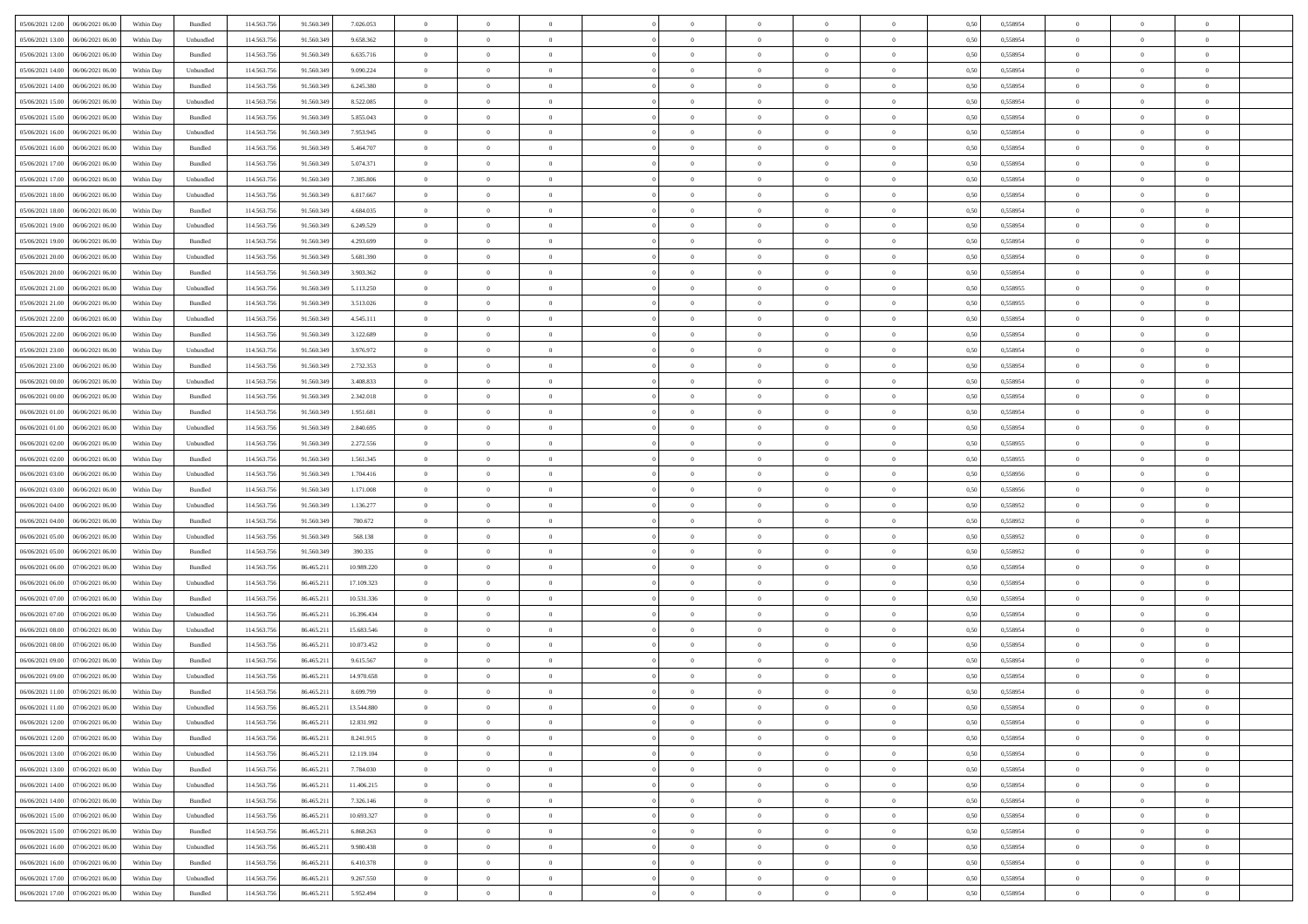| | | | | | | | | | | | | | | | | | | | | |
|---|---|---|---|---|---|---|---|---|---|---|---|---|---|---|---|---|---|---|---|---|
| 05/06/2021 12:00 | 06/06/2021 06:00 | Within Day | Bundled | 114.563.756 | 91.560.349 | 7.026.053 | 0 | 0 | 0 | | 0 | 0 | 0 | 0 | 0,50 | 0,558954 | 0 | 0 | 0 | |
| 05/06/2021 13:00 | 06/06/2021 06:00 | Within Day | Unbundled | 114.563.756 | 91.560.349 | 9.658.362 | 0 | 0 | 0 | | 0 | 0 | 0 | 0 | 0,50 | 0,558954 | 0 | 0 | 0 | |
| 05/06/2021 13:00 | 06/06/2021 06:00 | Within Day | Bundled | 114.563.756 | 91.560.349 | 6.635.716 | 0 | 0 | 0 | | 0 | 0 | 0 | 0 | 0,50 | 0,558954 | 0 | 0 | 0 | |
| 05/06/2021 14:00 | 06/06/2021 06:00 | Within Day | Unbundled | 114.563.756 | 91.560.349 | 9.090.224 | 0 | 0 | 0 | | 0 | 0 | 0 | 0 | 0,50 | 0,558954 | 0 | 0 | 0 | |
| 05/06/2021 14:00 | 06/06/2021 06:00 | Within Day | Bundled | 114.563.756 | 91.560.349 | 6.245.380 | 0 | 0 | 0 | | 0 | 0 | 0 | 0 | 0,50 | 0,558954 | 0 | 0 | 0 | |
| 05/06/2021 15:00 | 06/06/2021 06:00 | Within Day | Unbundled | 114.563.756 | 91.560.349 | 8.522.085 | 0 | 0 | 0 | | 0 | 0 | 0 | 0 | 0,50 | 0,558954 | 0 | 0 | 0 | |
| 05/06/2021 15:00 | 06/06/2021 06:00 | Within Day | Bundled | 114.563.756 | 91.560.349 | 5.855.043 | 0 | 0 | 0 | | 0 | 0 | 0 | 0 | 0,50 | 0,558954 | 0 | 0 | 0 | |
| 05/06/2021 16:00 | 06/06/2021 06:00 | Within Day | Unbundled | 114.563.756 | 91.560.349 | 7.953.945 | 0 | 0 | 0 | | 0 | 0 | 0 | 0 | 0,50 | 0,558954 | 0 | 0 | 0 | |
| 05/06/2021 16:00 | 06/06/2021 06:00 | Within Day | Bundled | 114.563.756 | 91.560.349 | 5.464.707 | 0 | 0 | 0 | | 0 | 0 | 0 | 0 | 0,50 | 0,558954 | 0 | 0 | 0 | |
| 05/06/2021 17:00 | 06/06/2021 06:00 | Within Day | Bundled | 114.563.756 | 91.560.349 | 5.074.371 | 0 | 0 | 0 | | 0 | 0 | 0 | 0 | 0,50 | 0,558954 | 0 | 0 | 0 | |
| 05/06/2021 17:00 | 06/06/2021 06:00 | Within Day | Unbundled | 114.563.756 | 91.560.349 | 7.385.806 | 0 | 0 | 0 | | 0 | 0 | 0 | 0 | 0,50 | 0,558954 | 0 | 0 | 0 | |
| 05/06/2021 18:00 | 06/06/2021 06:00 | Within Day | Unbundled | 114.563.756 | 91.560.349 | 6.817.667 | 0 | 0 | 0 | | 0 | 0 | 0 | 0 | 0,50 | 0,558954 | 0 | 0 | 0 | |
| 05/06/2021 18:00 | 06/06/2021 06:00 | Within Day | Bundled | 114.563.756 | 91.560.349 | 4.684.035 | 0 | 0 | 0 | | 0 | 0 | 0 | 0 | 0,50 | 0,558954 | 0 | 0 | 0 | |
| 05/06/2021 19:00 | 06/06/2021 06:00 | Within Day | Unbundled | 114.563.756 | 91.560.349 | 6.249.529 | 0 | 0 | 0 | | 0 | 0 | 0 | 0 | 0,50 | 0,558954 | 0 | 0 | 0 | |
| 05/06/2021 19:00 | 06/06/2021 06:00 | Within Day | Bundled | 114.563.756 | 91.560.349 | 4.293.699 | 0 | 0 | 0 | | 0 | 0 | 0 | 0 | 0,50 | 0,558954 | 0 | 0 | 0 | |
| 05/06/2021 20:00 | 06/06/2021 06:00 | Within Day | Unbundled | 114.563.756 | 91.560.349 | 5.681.390 | 0 | 0 | 0 | | 0 | 0 | 0 | 0 | 0,50 | 0,558954 | 0 | 0 | 0 | |
| 05/06/2021 20:00 | 06/06/2021 06:00 | Within Day | Bundled | 114.563.756 | 91.560.349 | 3.903.362 | 0 | 0 | 0 | | 0 | 0 | 0 | 0 | 0,50 | 0,558954 | 0 | 0 | 0 | |
| 05/06/2021 21:00 | 06/06/2021 06:00 | Within Day | Unbundled | 114.563.756 | 91.560.349 | 5.113.250 | 0 | 0 | 0 | | 0 | 0 | 0 | 0 | 0,50 | 0,558955 | 0 | 0 | 0 | |
| 05/06/2021 21:00 | 06/06/2021 06:00 | Within Day | Bundled | 114.563.756 | 91.560.349 | 3.513.026 | 0 | 0 | 0 | | 0 | 0 | 0 | 0 | 0,50 | 0,558955 | 0 | 0 | 0 | |
| 05/06/2021 22:00 | 06/06/2021 06:00 | Within Day | Unbundled | 114.563.756 | 91.560.349 | 4.545.111 | 0 | 0 | 0 | | 0 | 0 | 0 | 0 | 0,50 | 0,558954 | 0 | 0 | 0 | |
| 05/06/2021 22:00 | 06/06/2021 06:00 | Within Day | Bundled | 114.563.756 | 91.560.349 | 3.122.689 | 0 | 0 | 0 | | 0 | 0 | 0 | 0 | 0,50 | 0,558954 | 0 | 0 | 0 | |
| 05/06/2021 23:00 | 06/06/2021 06:00 | Within Day | Unbundled | 114.563.756 | 91.560.349 | 3.976.972 | 0 | 0 | 0 | | 0 | 0 | 0 | 0 | 0,50 | 0,558954 | 0 | 0 | 0 | |
| 05/06/2021 23:00 | 06/06/2021 06:00 | Within Day | Bundled | 114.563.756 | 91.560.349 | 2.732.353 | 0 | 0 | 0 | | 0 | 0 | 0 | 0 | 0,50 | 0,558954 | 0 | 0 | 0 | |
| 06/06/2021 00:00 | 06/06/2021 06:00 | Within Day | Unbundled | 114.563.756 | 91.560.349 | 3.408.833 | 0 | 0 | 0 | | 0 | 0 | 0 | 0 | 0,50 | 0,558954 | 0 | 0 | 0 | |
| 06/06/2021 00:00 | 06/06/2021 06:00 | Within Day | Bundled | 114.563.756 | 91.560.349 | 2.342.018 | 0 | 0 | 0 | | 0 | 0 | 0 | 0 | 0,50 | 0,558954 | 0 | 0 | 0 | |
| 06/06/2021 01:00 | 06/06/2021 06:00 | Within Day | Bundled | 114.563.756 | 91.560.349 | 1.951.681 | 0 | 0 | 0 | | 0 | 0 | 0 | 0 | 0,50 | 0,558954 | 0 | 0 | 0 | |
| 06/06/2021 01:00 | 06/06/2021 06:00 | Within Day | Unbundled | 114.563.756 | 91.560.349 | 2.840.695 | 0 | 0 | 0 | | 0 | 0 | 0 | 0 | 0,50 | 0,558954 | 0 | 0 | 0 | |
| 06/06/2021 02:00 | 06/06/2021 06:00 | Within Day | Unbundled | 114.563.756 | 91.560.349 | 2.272.556 | 0 | 0 | 0 | | 0 | 0 | 0 | 0 | 0,50 | 0,558955 | 0 | 0 | 0 | |
| 06/06/2021 02:00 | 06/06/2021 06:00 | Within Day | Bundled | 114.563.756 | 91.560.349 | 1.561.345 | 0 | 0 | 0 | | 0 | 0 | 0 | 0 | 0,50 | 0,558955 | 0 | 0 | 0 | |
| 06/06/2021 03:00 | 06/06/2021 06:00 | Within Day | Unbundled | 114.563.756 | 91.560.349 | 1.704.416 | 0 | 0 | 0 | | 0 | 0 | 0 | 0 | 0,50 | 0,558956 | 0 | 0 | 0 | |
| 06/06/2021 03:00 | 06/06/2021 06:00 | Within Day | Bundled | 114.563.756 | 91.560.349 | 1.171.008 | 0 | 0 | 0 | | 0 | 0 | 0 | 0 | 0,50 | 0,558956 | 0 | 0 | 0 | |
| 06/06/2021 04:00 | 06/06/2021 06:00 | Within Day | Unbundled | 114.563.756 | 91.560.349 | 1.136.277 | 0 | 0 | 0 | | 0 | 0 | 0 | 0 | 0,50 | 0,558952 | 0 | 0 | 0 | |
| 06/06/2021 04:00 | 06/06/2021 06:00 | Within Day | Bundled | 114.563.756 | 91.560.349 | 780.672 | 0 | 0 | 0 | | 0 | 0 | 0 | 0 | 0,50 | 0,558952 | 0 | 0 | 0 | |
| 06/06/2021 05:00 | 06/06/2021 06:00 | Within Day | Unbundled | 114.563.756 | 91.560.349 | 568.138 | 0 | 0 | 0 | | 0 | 0 | 0 | 0 | 0,50 | 0,558952 | 0 | 0 | 0 | |
| 06/06/2021 05:00 | 06/06/2021 06:00 | Within Day | Bundled | 114.563.756 | 91.560.349 | 390.335 | 0 | 0 | 0 | | 0 | 0 | 0 | 0 | 0,50 | 0,558952 | 0 | 0 | 0 | |
| 06/06/2021 06:00 | 07/06/2021 06:00 | Within Day | Bundled | 114.563.756 | 86.465.211 | 10.989.220 | 0 | 0 | 0 | | 0 | 0 | 0 | 0 | 0,50 | 0,558954 | 0 | 0 | 0 | |
| 06/06/2021 06:00 | 07/06/2021 06:00 | Within Day | Unbundled | 114.563.756 | 86.465.211 | 17.109.323 | 0 | 0 | 0 | | 0 | 0 | 0 | 0 | 0,50 | 0,558954 | 0 | 0 | 0 | |
| 06/06/2021 07:00 | 07/06/2021 06:00 | Within Day | Bundled | 114.563.756 | 86.465.211 | 10.531.336 | 0 | 0 | 0 | | 0 | 0 | 0 | 0 | 0,50 | 0,558954 | 0 | 0 | 0 | |
| 06/06/2021 07:00 | 07/06/2021 06:00 | Within Day | Unbundled | 114.563.756 | 86.465.211 | 16.396.434 | 0 | 0 | 0 | | 0 | 0 | 0 | 0 | 0,50 | 0,558954 | 0 | 0 | 0 | |
| 06/06/2021 08:00 | 07/06/2021 06:00 | Within Day | Unbundled | 114.563.756 | 86.465.211 | 15.683.546 | 0 | 0 | 0 | | 0 | 0 | 0 | 0 | 0,50 | 0,558954 | 0 | 0 | 0 | |
| 06/06/2021 08:00 | 07/06/2021 06:00 | Within Day | Bundled | 114.563.756 | 86.465.211 | 10.073.452 | 0 | 0 | 0 | | 0 | 0 | 0 | 0 | 0,50 | 0,558954 | 0 | 0 | 0 | |
| 06/06/2021 09:00 | 07/06/2021 06:00 | Within Day | Bundled | 114.563.756 | 86.465.211 | 9.615.567 | 0 | 0 | 0 | | 0 | 0 | 0 | 0 | 0,50 | 0,558954 | 0 | 0 | 0 | |
| 06/06/2021 09:00 | 07/06/2021 06:00 | Within Day | Unbundled | 114.563.756 | 86.465.211 | 14.970.658 | 0 | 0 | 0 | | 0 | 0 | 0 | 0 | 0,50 | 0,558954 | 0 | 0 | 0 | |
| 06/06/2021 11:00 | 07/06/2021 06:00 | Within Day | Bundled | 114.563.756 | 86.465.211 | 8.699.799 | 0 | 0 | 0 | | 0 | 0 | 0 | 0 | 0,50 | 0,558954 | 0 | 0 | 0 | |
| 06/06/2021 11:00 | 07/06/2021 06:00 | Within Day | Unbundled | 114.563.756 | 86.465.211 | 13.544.880 | 0 | 0 | 0 | | 0 | 0 | 0 | 0 | 0,50 | 0,558954 | 0 | 0 | 0 | |
| 06/06/2021 12:00 | 07/06/2021 06:00 | Within Day | Unbundled | 114.563.756 | 86.465.211 | 12.831.992 | 0 | 0 | 0 | | 0 | 0 | 0 | 0 | 0,50 | 0,558954 | 0 | 0 | 0 | |
| 06/06/2021 12:00 | 07/06/2021 06:00 | Within Day | Bundled | 114.563.756 | 86.465.211 | 8.241.915 | 0 | 0 | 0 | | 0 | 0 | 0 | 0 | 0,50 | 0,558954 | 0 | 0 | 0 | |
| 06/06/2021 13:00 | 07/06/2021 06:00 | Within Day | Unbundled | 114.563.756 | 86.465.211 | 12.119.104 | 0 | 0 | 0 | | 0 | 0 | 0 | 0 | 0,50 | 0,558954 | 0 | 0 | 0 | |
| 06/06/2021 13:00 | 07/06/2021 06:00 | Within Day | Bundled | 114.563.756 | 86.465.211 | 7.784.030 | 0 | 0 | 0 | | 0 | 0 | 0 | 0 | 0,50 | 0,558954 | 0 | 0 | 0 | |
| 06/06/2021 14:00 | 07/06/2021 06:00 | Within Day | Unbundled | 114.563.756 | 86.465.211 | 11.406.215 | 0 | 0 | 0 | | 0 | 0 | 0 | 0 | 0,50 | 0,558954 | 0 | 0 | 0 | |
| 06/06/2021 14:00 | 07/06/2021 06:00 | Within Day | Bundled | 114.563.756 | 86.465.211 | 7.326.146 | 0 | 0 | 0 | | 0 | 0 | 0 | 0 | 0,50 | 0,558954 | 0 | 0 | 0 | |
| 06/06/2021 15:00 | 07/06/2021 06:00 | Within Day | Unbundled | 114.563.756 | 86.465.211 | 10.693.327 | 0 | 0 | 0 | | 0 | 0 | 0 | 0 | 0,50 | 0,558954 | 0 | 0 | 0 | |
| 06/06/2021 15:00 | 07/06/2021 06:00 | Within Day | Bundled | 114.563.756 | 86.465.211 | 6.868.263 | 0 | 0 | 0 | | 0 | 0 | 0 | 0 | 0,50 | 0,558954 | 0 | 0 | 0 | |
| 06/06/2021 16:00 | 07/06/2021 06:00 | Within Day | Unbundled | 114.563.756 | 86.465.211 | 9.980.438 | 0 | 0 | 0 | | 0 | 0 | 0 | 0 | 0,50 | 0,558954 | 0 | 0 | 0 | |
| 06/06/2021 16:00 | 07/06/2021 06:00 | Within Day | Bundled | 114.563.756 | 86.465.211 | 6.410.378 | 0 | 0 | 0 | | 0 | 0 | 0 | 0 | 0,50 | 0,558954 | 0 | 0 | 0 | |
| 06/06/2021 17:00 | 07/06/2021 06:00 | Within Day | Unbundled | 114.563.756 | 86.465.211 | 9.267.550 | 0 | 0 | 0 | | 0 | 0 | 0 | 0 | 0,50 | 0,558954 | 0 | 0 | 0 | |
| 06/06/2021 17:00 | 07/06/2021 06:00 | Within Day | Bundled | 114.563.756 | 86.465.211 | 5.952.494 | 0 | 0 | 0 | | 0 | 0 | 0 | 0 | 0,50 | 0,558954 | 0 | 0 | 0 | |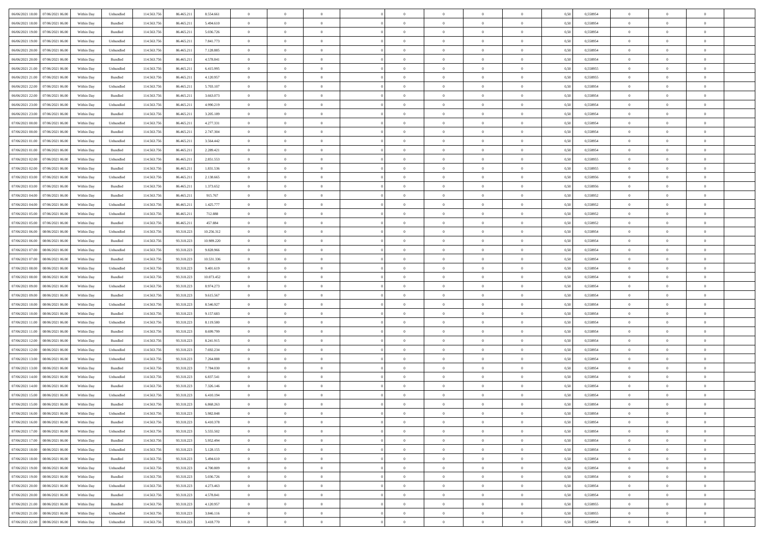| | | | | | | | | | | | | | | | | | | | | |
|---|---|---|---|---|---|---|---|---|---|---|---|---|---|---|---|---|---|---|---|---|
| 06/06/2021 18:00 | 07/06/2021 06:00 | Within Day | Unbundled | 114.563.756 | 86.465.211 | 8.554.661 | 0 | 0 | 0 | | 0 | 0 | 0 | 0 | 0,50 | 0,558954 | 0 | 0 | 0 | |
| 06/06/2021 18:00 | 07/06/2021 06:00 | Within Day | Bundled | 114.563.756 | 86.465.211 | 5.494.610 | 0 | 0 | 0 | | 0 | 0 | 0 | 0 | 0,50 | 0,558954 | 0 | 0 | 0 | |
| 06/06/2021 19:00 | 07/06/2021 06:00 | Within Day | Bundled | 114.563.756 | 86.465.211 | 5.036.726 | 0 | 0 | 0 | | 0 | 0 | 0 | 0 | 0,50 | 0,558954 | 0 | 0 | 0 | |
| 06/06/2021 19:00 | 07/06/2021 06:00 | Within Day | Unbundled | 114.563.756 | 86.465.211 | 7.841.773 | 0 | 0 | 0 | | 0 | 0 | 0 | 0 | 0,50 | 0,558954 | 0 | 0 | 0 | |
| 06/06/2021 20:00 | 07/06/2021 06:00 | Within Day | Unbundled | 114.563.756 | 86.465.211 | 7.128.885 | 0 | 0 | 0 | | 0 | 0 | 0 | 0 | 0,50 | 0,558954 | 0 | 0 | 0 | |
| 06/06/2021 20:00 | 07/06/2021 06:00 | Within Day | Bundled | 114.563.756 | 86.465.211 | 4.578.841 | 0 | 0 | 0 | | 0 | 0 | 0 | 0 | 0,50 | 0,558954 | 0 | 0 | 0 | |
| 06/06/2021 21:00 | 07/06/2021 06:00 | Within Day | Unbundled | 114.563.756 | 86.465.211 | 6.415.995 | 0 | 0 | 0 | | 0 | 0 | 0 | 0 | 0,50 | 0,558955 | 0 | 0 | 0 | |
| 06/06/2021 21:00 | 07/06/2021 06:00 | Within Day | Bundled | 114.563.756 | 86.465.211 | 4.120.957 | 0 | 0 | 0 | | 0 | 0 | 0 | 0 | 0,50 | 0,558955 | 0 | 0 | 0 | |
| 06/06/2021 22:00 | 07/06/2021 06:00 | Within Day | Unbundled | 114.563.756 | 86.465.211 | 5.703.107 | 0 | 0 | 0 | | 0 | 0 | 0 | 0 | 0,50 | 0,558954 | 0 | 0 | 0 | |
| 06/06/2021 22:00 | 07/06/2021 06:00 | Within Day | Bundled | 114.563.756 | 86.465.211 | 3.663.073 | 0 | 0 | 0 | | 0 | 0 | 0 | 0 | 0,50 | 0,558954 | 0 | 0 | 0 | |
| 06/06/2021 23:00 | 07/06/2021 06:00 | Within Day | Unbundled | 114.563.756 | 86.465.211 | 4.990.219 | 0 | 0 | 0 | | 0 | 0 | 0 | 0 | 0,50 | 0,558954 | 0 | 0 | 0 | |
| 06/06/2021 23:00 | 07/06/2021 06:00 | Within Day | Bundled | 114.563.756 | 86.465.211 | 3.205.189 | 0 | 0 | 0 | | 0 | 0 | 0 | 0 | 0,50 | 0,558954 | 0 | 0 | 0 | |
| 07/06/2021 00:00 | 07/06/2021 06:00 | Within Day | Unbundled | 114.563.756 | 86.465.211 | 4.277.331 | 0 | 0 | 0 | | 0 | 0 | 0 | 0 | 0,50 | 0,558954 | 0 | 0 | 0 | |
| 07/06/2021 00:00 | 07/06/2021 06:00 | Within Day | Bundled | 114.563.756 | 86.465.211 | 2.747.304 | 0 | 0 | 0 | | 0 | 0 | 0 | 0 | 0,50 | 0,558954 | 0 | 0 | 0 | |
| 07/06/2021 01:00 | 07/06/2021 06:00 | Within Day | Unbundled | 114.563.756 | 86.465.211 | 3.564.442 | 0 | 0 | 0 | | 0 | 0 | 0 | 0 | 0,50 | 0,558954 | 0 | 0 | 0 | |
| 07/06/2021 01:00 | 07/06/2021 06:00 | Within Day | Bundled | 114.563.756 | 86.465.211 | 2.289.421 | 0 | 0 | 0 | | 0 | 0 | 0 | 0 | 0,50 | 0,558954 | 0 | 0 | 0 | |
| 07/06/2021 02:00 | 07/06/2021 06:00 | Within Day | Unbundled | 114.563.756 | 86.465.211 | 2.851.553 | 0 | 0 | 0 | | 0 | 0 | 0 | 0 | 0,50 | 0,558955 | 0 | 0 | 0 | |
| 07/06/2021 02:00 | 07/06/2021 06:00 | Within Day | Bundled | 114.563.756 | 86.465.211 | 1.831.536 | 0 | 0 | 0 | | 0 | 0 | 0 | 0 | 0,50 | 0,558955 | 0 | 0 | 0 | |
| 07/06/2021 03:00 | 07/06/2021 06:00 | Within Day | Unbundled | 114.563.756 | 86.465.211 | 2.138.665 | 0 | 0 | 0 | | 0 | 0 | 0 | 0 | 0,50 | 0,558956 | 0 | 0 | 0 | |
| 07/06/2021 03:00 | 07/06/2021 06:00 | Within Day | Bundled | 114.563.756 | 86.465.211 | 1.373.652 | 0 | 0 | 0 | | 0 | 0 | 0 | 0 | 0,50 | 0,558956 | 0 | 0 | 0 | |
| 07/06/2021 04:00 | 07/06/2021 06:00 | Within Day | Bundled | 114.563.756 | 86.465.211 | 915.767 | 0 | 0 | 0 | | 0 | 0 | 0 | 0 | 0,50 | 0,558952 | 0 | 0 | 0 | |
| 07/06/2021 04:00 | 07/06/2021 06:00 | Within Day | Unbundled | 114.563.756 | 86.465.211 | 1.425.777 | 0 | 0 | 0 | | 0 | 0 | 0 | 0 | 0,50 | 0,558952 | 0 | 0 | 0 | |
| 07/06/2021 05:00 | 07/06/2021 06:00 | Within Day | Unbundled | 114.563.756 | 86.465.211 | 712.888 | 0 | 0 | 0 | | 0 | 0 | 0 | 0 | 0,50 | 0,558952 | 0 | 0 | 0 | |
| 07/06/2021 05:00 | 07/06/2021 06:00 | Within Day | Bundled | 114.563.756 | 86.465.211 | 457.884 | 0 | 0 | 0 | | 0 | 0 | 0 | 0 | 0,50 | 0,558952 | 0 | 0 | 0 | |
| 07/06/2021 06:00 | 08/06/2021 06:00 | Within Day | Unbundled | 114.563.756 | 93.318.223 | 10.256.312 | 0 | 0 | 0 | | 0 | 0 | 0 | 0 | 0,50 | 0,558954 | 0 | 0 | 0 | |
| 07/06/2021 06:00 | 08/06/2021 06:00 | Within Day | Bundled | 114.563.756 | 93.318.223 | 10.989.220 | 0 | 0 | 0 | | 0 | 0 | 0 | 0 | 0,50 | 0,558954 | 0 | 0 | 0 | |
| 07/06/2021 07:00 | 08/06/2021 06:00 | Within Day | Unbundled | 114.563.756 | 93.318.223 | 9.828.966 | 0 | 0 | 0 | | 0 | 0 | 0 | 0 | 0,50 | 0,558954 | 0 | 0 | 0 | |
| 07/06/2021 07:00 | 08/06/2021 06:00 | Within Day | Bundled | 114.563.756 | 93.318.223 | 10.531.336 | 0 | 0 | 0 | | 0 | 0 | 0 | 0 | 0,50 | 0,558954 | 0 | 0 | 0 | |
| 07/06/2021 08:00 | 08/06/2021 06:00 | Within Day | Unbundled | 114.563.756 | 93.318.223 | 9.401.619 | 0 | 0 | 0 | | 0 | 0 | 0 | 0 | 0,50 | 0,558954 | 0 | 0 | 0 | |
| 07/06/2021 08:00 | 08/06/2021 06:00 | Within Day | Bundled | 114.563.756 | 93.318.223 | 10.073.452 | 0 | 0 | 0 | | 0 | 0 | 0 | 0 | 0,50 | 0,558954 | 0 | 0 | 0 | |
| 07/06/2021 09:00 | 08/06/2021 06:00 | Within Day | Unbundled | 114.563.756 | 93.318.223 | 8.974.273 | 0 | 0 | 0 | | 0 | 0 | 0 | 0 | 0,50 | 0,558954 | 0 | 0 | 0 | |
| 07/06/2021 09:00 | 08/06/2021 06:00 | Within Day | Bundled | 114.563.756 | 93.318.223 | 9.615.567 | 0 | 0 | 0 | | 0 | 0 | 0 | 0 | 0,50 | 0,558954 | 0 | 0 | 0 | |
| 07/06/2021 10:00 | 08/06/2021 06:00 | Within Day | Unbundled | 114.563.756 | 93.318.223 | 8.546.927 | 0 | 0 | 0 | | 0 | 0 | 0 | 0 | 0,50 | 0,558954 | 0 | 0 | 0 | |
| 07/06/2021 10:00 | 08/06/2021 06:00 | Within Day | Bundled | 114.563.756 | 93.318.223 | 9.157.683 | 0 | 0 | 0 | | 0 | 0 | 0 | 0 | 0,50 | 0,558954 | 0 | 0 | 0 | |
| 07/06/2021 11:00 | 08/06/2021 06:00 | Within Day | Unbundled | 114.563.756 | 93.318.223 | 8.119.580 | 0 | 0 | 0 | | 0 | 0 | 0 | 0 | 0,50 | 0,558954 | 0 | 0 | 0 | |
| 07/06/2021 11:00 | 08/06/2021 06:00 | Within Day | Bundled | 114.563.756 | 93.318.223 | 8.699.799 | 0 | 0 | 0 | | 0 | 0 | 0 | 0 | 0,50 | 0,558954 | 0 | 0 | 0 | |
| 07/06/2021 12:00 | 08/06/2021 06:00 | Within Day | Bundled | 114.563.756 | 93.318.223 | 8.241.915 | 0 | 0 | 0 | | 0 | 0 | 0 | 0 | 0,50 | 0,558954 | 0 | 0 | 0 | |
| 07/06/2021 12:00 | 08/06/2021 06:00 | Within Day | Unbundled | 114.563.756 | 93.318.223 | 7.692.234 | 0 | 0 | 0 | | 0 | 0 | 0 | 0 | 0,50 | 0,558954 | 0 | 0 | 0 | |
| 07/06/2021 13:00 | 08/06/2021 06:00 | Within Day | Unbundled | 114.563.756 | 93.318.223 | 7.264.888 | 0 | 0 | 0 | | 0 | 0 | 0 | 0 | 0,50 | 0,558954 | 0 | 0 | 0 | |
| 07/06/2021 13:00 | 08/06/2021 06:00 | Within Day | Bundled | 114.563.756 | 93.318.223 | 7.784.030 | 0 | 0 | 0 | | 0 | 0 | 0 | 0 | 0,50 | 0,558954 | 0 | 0 | 0 | |
| 07/06/2021 14:00 | 08/06/2021 06:00 | Within Day | Unbundled | 114.563.756 | 93.318.223 | 6.837.541 | 0 | 0 | 0 | | 0 | 0 | 0 | 0 | 0,50 | 0,558954 | 0 | 0 | 0 | |
| 07/06/2021 14:00 | 08/06/2021 06:00 | Within Day | Bundled | 114.563.756 | 93.318.223 | 7.326.146 | 0 | 0 | 0 | | 0 | 0 | 0 | 0 | 0,50 | 0,558954 | 0 | 0 | 0 | |
| 07/06/2021 15:00 | 08/06/2021 06:00 | Within Day | Unbundled | 114.563.756 | 93.318.223 | 6.410.194 | 0 | 0 | 0 | | 0 | 0 | 0 | 0 | 0,50 | 0,558954 | 0 | 0 | 0 | |
| 07/06/2021 15:00 | 08/06/2021 06:00 | Within Day | Bundled | 114.563.756 | 93.318.223 | 6.868.263 | 0 | 0 | 0 | | 0 | 0 | 0 | 0 | 0,50 | 0,558954 | 0 | 0 | 0 | |
| 07/06/2021 16:00 | 08/06/2021 06:00 | Within Day | Unbundled | 114.563.756 | 93.318.223 | 5.982.848 | 0 | 0 | 0 | | 0 | 0 | 0 | 0 | 0,50 | 0,558954 | 0 | 0 | 0 | |
| 07/06/2021 16:00 | 08/06/2021 06:00 | Within Day | Bundled | 114.563.756 | 93.318.223 | 6.410.378 | 0 | 0 | 0 | | 0 | 0 | 0 | 0 | 0,50 | 0,558954 | 0 | 0 | 0 | |
| 07/06/2021 17:00 | 08/06/2021 06:00 | Within Day | Unbundled | 114.563.756 | 93.318.223 | 5.555.502 | 0 | 0 | 0 | | 0 | 0 | 0 | 0 | 0,50 | 0,558954 | 0 | 0 | 0 | |
| 07/06/2021 17:00 | 08/06/2021 06:00 | Within Day | Bundled | 114.563.756 | 93.318.223 | 5.952.494 | 0 | 0 | 0 | | 0 | 0 | 0 | 0 | 0,50 | 0,558954 | 0 | 0 | 0 | |
| 07/06/2021 18:00 | 08/06/2021 06:00 | Within Day | Unbundled | 114.563.756 | 93.318.223 | 5.128.155 | 0 | 0 | 0 | | 0 | 0 | 0 | 0 | 0,50 | 0,558954 | 0 | 0 | 0 | |
| 07/06/2021 18:00 | 08/06/2021 06:00 | Within Day | Bundled | 114.563.756 | 93.318.223 | 5.494.610 | 0 | 0 | 0 | | 0 | 0 | 0 | 0 | 0,50 | 0,558954 | 0 | 0 | 0 | |
| 07/06/2021 19:00 | 08/06/2021 06:00 | Within Day | Unbundled | 114.563.756 | 93.318.223 | 4.700.809 | 0 | 0 | 0 | | 0 | 0 | 0 | 0 | 0,50 | 0,558954 | 0 | 0 | 0 | |
| 07/06/2021 19:00 | 08/06/2021 06:00 | Within Day | Bundled | 114.563.756 | 93.318.223 | 5.036.726 | 0 | 0 | 0 | | 0 | 0 | 0 | 0 | 0,50 | 0,558954 | 0 | 0 | 0 | |
| 07/06/2021 20:00 | 08/06/2021 06:00 | Within Day | Unbundled | 114.563.756 | 93.318.223 | 4.273.463 | 0 | 0 | 0 | | 0 | 0 | 0 | 0 | 0,50 | 0,558954 | 0 | 0 | 0 | |
| 07/06/2021 20:00 | 08/06/2021 06:00 | Within Day | Bundled | 114.563.756 | 93.318.223 | 4.578.841 | 0 | 0 | 0 | | 0 | 0 | 0 | 0 | 0,50 | 0,558954 | 0 | 0 | 0 | |
| 07/06/2021 21:00 | 08/06/2021 06:00 | Within Day | Bundled | 114.563.756 | 93.318.223 | 4.120.957 | 0 | 0 | 0 | | 0 | 0 | 0 | 0 | 0,50 | 0,558955 | 0 | 0 | 0 | |
| 07/06/2021 21:00 | 08/06/2021 06:00 | Within Day | Unbundled | 114.563.756 | 93.318.223 | 3.846.116 | 0 | 0 | 0 | | 0 | 0 | 0 | 0 | 0,50 | 0,558955 | 0 | 0 | 0 | |
| 07/06/2021 22:00 | 08/06/2021 06:00 | Within Day | Unbundled | 114.563.756 | 93.318.223 | 3.418.770 | 0 | 0 | 0 | | 0 | 0 | 0 | 0 | 0,50 | 0,558954 | 0 | 0 | 0 | |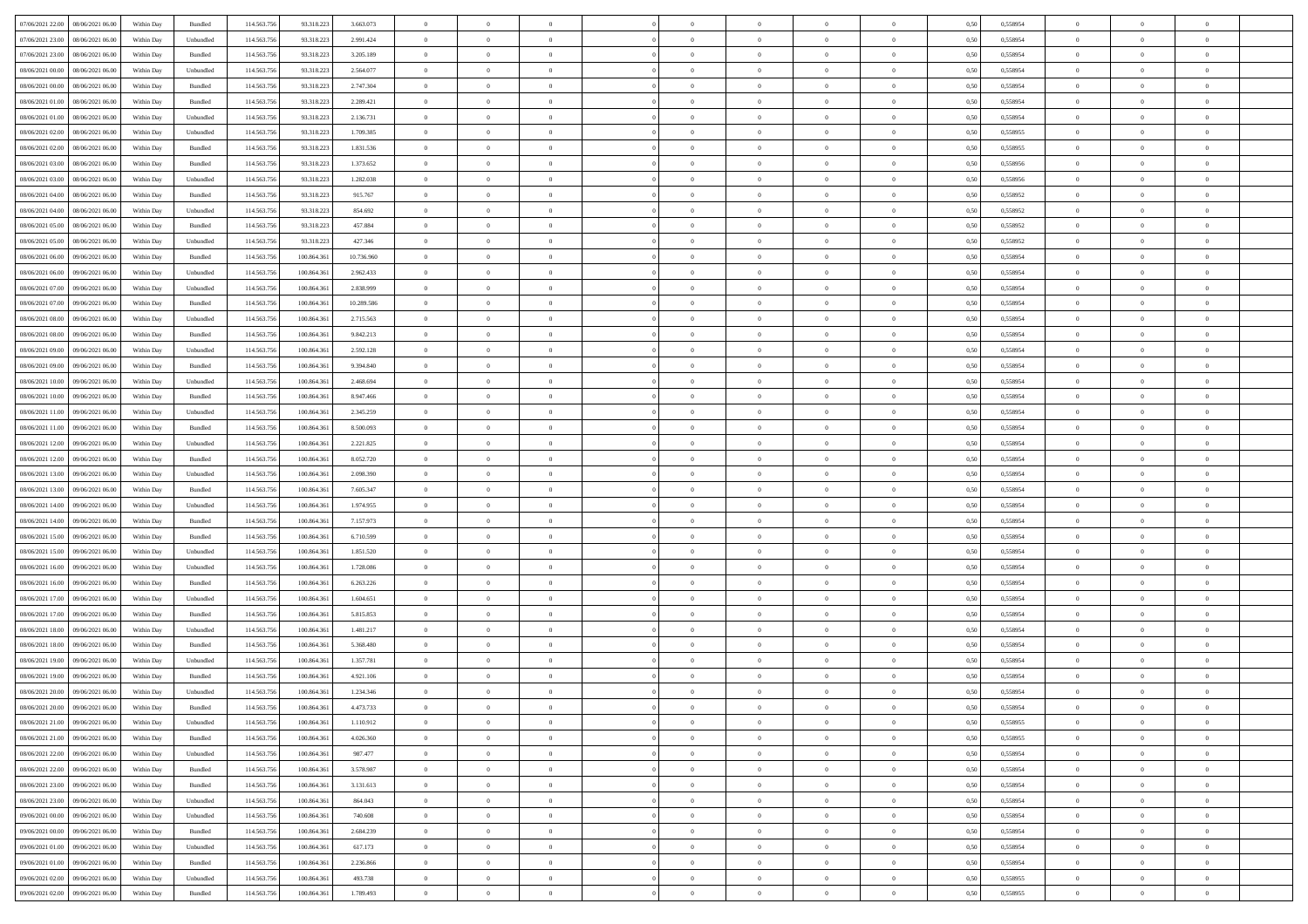| | | | | | | | | | | | | | | | | | | | | |
|---|---|---|---|---|---|---|---|---|---|---|---|---|---|---|---|---|---|---|---|---|
| 07/06/2021 22:00 | 08/06/2021 06:00 | Within Day | Bundled | 114.563.756 | 93.318.223 | 3.663.073 | 0 | 0 | 0 | | 0 | 0 | 0 | 0 | 0,50 | 0,558954 | 0 | 0 | 0 | |
| 07/06/2021 23:00 | 08/06/2021 06:00 | Within Day | Unbundled | 114.563.756 | 93.318.223 | 2.991.424 | 0 | 0 | 0 | | 0 | 0 | 0 | 0 | 0,50 | 0,558954 | 0 | 0 | 0 | |
| 07/06/2021 23:00 | 08/06/2021 06:00 | Within Day | Bundled | 114.563.756 | 93.318.223 | 3.205.189 | 0 | 0 | 0 | | 0 | 0 | 0 | 0 | 0,50 | 0,558954 | 0 | 0 | 0 | |
| 08/06/2021 00:00 | 08/06/2021 06:00 | Within Day | Unbundled | 114.563.756 | 93.318.223 | 2.564.077 | 0 | 0 | 0 | | 0 | 0 | 0 | 0 | 0,50 | 0,558954 | 0 | 0 | 0 | |
| 08/06/2021 00:00 | 08/06/2021 06:00 | Within Day | Bundled | 114.563.756 | 93.318.223 | 2.747.304 | 0 | 0 | 0 | | 0 | 0 | 0 | 0 | 0,50 | 0,558954 | 0 | 0 | 0 | |
| 08/06/2021 01:00 | 08/06/2021 06:00 | Within Day | Bundled | 114.563.756 | 93.318.223 | 2.289.421 | 0 | 0 | 0 | | 0 | 0 | 0 | 0 | 0,50 | 0,558954 | 0 | 0 | 0 | |
| 08/06/2021 01:00 | 08/06/2021 06:00 | Within Day | Unbundled | 114.563.756 | 93.318.223 | 2.136.731 | 0 | 0 | 0 | | 0 | 0 | 0 | 0 | 0,50 | 0,558954 | 0 | 0 | 0 | |
| 08/06/2021 02:00 | 08/06/2021 06:00 | Within Day | Unbundled | 114.563.756 | 93.318.223 | 1.709.385 | 0 | 0 | 0 | | 0 | 0 | 0 | 0 | 0,50 | 0,558955 | 0 | 0 | 0 | |
| 08/06/2021 02:00 | 08/06/2021 06:00 | Within Day | Bundled | 114.563.756 | 93.318.223 | 1.831.536 | 0 | 0 | 0 | | 0 | 0 | 0 | 0 | 0,50 | 0,558955 | 0 | 0 | 0 | |
| 08/06/2021 03:00 | 08/06/2021 06:00 | Within Day | Bundled | 114.563.756 | 93.318.223 | 1.373.652 | 0 | 0 | 0 | | 0 | 0 | 0 | 0 | 0,50 | 0,558956 | 0 | 0 | 0 | |
| 08/06/2021 03:00 | 08/06/2021 06:00 | Within Day | Unbundled | 114.563.756 | 93.318.223 | 1.282.038 | 0 | 0 | 0 | | 0 | 0 | 0 | 0 | 0,50 | 0,558956 | 0 | 0 | 0 | |
| 08/06/2021 04:00 | 08/06/2021 06:00 | Within Day | Bundled | 114.563.756 | 93.318.223 | 915.767 | 0 | 0 | 0 | | 0 | 0 | 0 | 0 | 0,50 | 0,558952 | 0 | 0 | 0 | |
| 08/06/2021 04:00 | 08/06/2021 06:00 | Within Day | Unbundled | 114.563.756 | 93.318.223 | 854.692 | 0 | 0 | 0 | | 0 | 0 | 0 | 0 | 0,50 | 0,558952 | 0 | 0 | 0 | |
| 08/06/2021 05:00 | 08/06/2021 06:00 | Within Day | Bundled | 114.563.756 | 93.318.223 | 457.884 | 0 | 0 | 0 | | 0 | 0 | 0 | 0 | 0,50 | 0,558952 | 0 | 0 | 0 | |
| 08/06/2021 05:00 | 08/06/2021 06:00 | Within Day | Unbundled | 114.563.756 | 93.318.223 | 427.346 | 0 | 0 | 0 | | 0 | 0 | 0 | 0 | 0,50 | 0,558952 | 0 | 0 | 0 | |
| 08/06/2021 06:00 | 09/06/2021 06:00 | Within Day | Bundled | 114.563.756 | 100.864.361 | 10.736.960 | 0 | 0 | 0 | | 0 | 0 | 0 | 0 | 0,50 | 0,558954 | 0 | 0 | 0 | |
| 08/06/2021 06:00 | 09/06/2021 06:00 | Within Day | Unbundled | 114.563.756 | 100.864.361 | 2.962.433 | 0 | 0 | 0 | | 0 | 0 | 0 | 0 | 0,50 | 0,558954 | 0 | 0 | 0 | |
| 08/06/2021 07:00 | 09/06/2021 06:00 | Within Day | Unbundled | 114.563.756 | 100.864.361 | 2.838.999 | 0 | 0 | 0 | | 0 | 0 | 0 | 0 | 0,50 | 0,558954 | 0 | 0 | 0 | |
| 08/06/2021 07:00 | 09/06/2021 06:00 | Within Day | Bundled | 114.563.756 | 100.864.361 | 10.289.586 | 0 | 0 | 0 | | 0 | 0 | 0 | 0 | 0,50 | 0,558954 | 0 | 0 | 0 | |
| 08/06/2021 08:00 | 09/06/2021 06:00 | Within Day | Unbundled | 114.563.756 | 100.864.361 | 2.715.563 | 0 | 0 | 0 | | 0 | 0 | 0 | 0 | 0,50 | 0,558954 | 0 | 0 | 0 | |
| 08/06/2021 08:00 | 09/06/2021 06:00 | Within Day | Bundled | 114.563.756 | 100.864.361 | 9.842.213 | 0 | 0 | 0 | | 0 | 0 | 0 | 0 | 0,50 | 0,558954 | 0 | 0 | 0 | |
| 08/06/2021 09:00 | 09/06/2021 06:00 | Within Day | Unbundled | 114.563.756 | 100.864.361 | 2.592.128 | 0 | 0 | 0 | | 0 | 0 | 0 | 0 | 0,50 | 0,558954 | 0 | 0 | 0 | |
| 08/06/2021 09:00 | 09/06/2021 06:00 | Within Day | Bundled | 114.563.756 | 100.864.361 | 9.394.840 | 0 | 0 | 0 | | 0 | 0 | 0 | 0 | 0,50 | 0,558954 | 0 | 0 | 0 | |
| 08/06/2021 10:00 | 09/06/2021 06:00 | Within Day | Unbundled | 114.563.756 | 100.864.361 | 2.468.694 | 0 | 0 | 0 | | 0 | 0 | 0 | 0 | 0,50 | 0,558954 | 0 | 0 | 0 | |
| 08/06/2021 10:00 | 09/06/2021 06:00 | Within Day | Bundled | 114.563.756 | 100.864.361 | 8.947.466 | 0 | 0 | 0 | | 0 | 0 | 0 | 0 | 0,50 | 0,558954 | 0 | 0 | 0 | |
| 08/06/2021 11:00 | 09/06/2021 06:00 | Within Day | Unbundled | 114.563.756 | 100.864.361 | 2.345.259 | 0 | 0 | 0 | | 0 | 0 | 0 | 0 | 0,50 | 0,558954 | 0 | 0 | 0 | |
| 08/06/2021 11:00 | 09/06/2021 06:00 | Within Day | Bundled | 114.563.756 | 100.864.361 | 8.500.093 | 0 | 0 | 0 | | 0 | 0 | 0 | 0 | 0,50 | 0,558954 | 0 | 0 | 0 | |
| 08/06/2021 12:00 | 09/06/2021 06:00 | Within Day | Unbundled | 114.563.756 | 100.864.361 | 2.221.825 | 0 | 0 | 0 | | 0 | 0 | 0 | 0 | 0,50 | 0,558954 | 0 | 0 | 0 | |
| 08/06/2021 12:00 | 09/06/2021 06:00 | Within Day | Bundled | 114.563.756 | 100.864.361 | 8.052.720 | 0 | 0 | 0 | | 0 | 0 | 0 | 0 | 0,50 | 0,558954 | 0 | 0 | 0 | |
| 08/06/2021 13:00 | 09/06/2021 06:00 | Within Day | Unbundled | 114.563.756 | 100.864.361 | 2.098.390 | 0 | 0 | 0 | | 0 | 0 | 0 | 0 | 0,50 | 0,558954 | 0 | 0 | 0 | |
| 08/06/2021 13:00 | 09/06/2021 06:00 | Within Day | Bundled | 114.563.756 | 100.864.361 | 7.605.347 | 0 | 0 | 0 | | 0 | 0 | 0 | 0 | 0,50 | 0,558954 | 0 | 0 | 0 | |
| 08/06/2021 14:00 | 09/06/2021 06:00 | Within Day | Unbundled | 114.563.756 | 100.864.361 | 1.974.955 | 0 | 0 | 0 | | 0 | 0 | 0 | 0 | 0,50 | 0,558954 | 0 | 0 | 0 | |
| 08/06/2021 14:00 | 09/06/2021 06:00 | Within Day | Bundled | 114.563.756 | 100.864.361 | 7.157.973 | 0 | 0 | 0 | | 0 | 0 | 0 | 0 | 0,50 | 0,558954 | 0 | 0 | 0 | |
| 08/06/2021 15:00 | 09/06/2021 06:00 | Within Day | Bundled | 114.563.756 | 100.864.361 | 6.710.599 | 0 | 0 | 0 | | 0 | 0 | 0 | 0 | 0,50 | 0,558954 | 0 | 0 | 0 | |
| 08/06/2021 15:00 | 09/06/2021 06:00 | Within Day | Unbundled | 114.563.756 | 100.864.361 | 1.851.520 | 0 | 0 | 0 | | 0 | 0 | 0 | 0 | 0,50 | 0,558954 | 0 | 0 | 0 | |
| 08/06/2021 16:00 | 09/06/2021 06:00 | Within Day | Unbundled | 114.563.756 | 100.864.361 | 1.728.086 | 0 | 0 | 0 | | 0 | 0 | 0 | 0 | 0,50 | 0,558954 | 0 | 0 | 0 | |
| 08/06/2021 16:00 | 09/06/2021 06:00 | Within Day | Bundled | 114.563.756 | 100.864.361 | 6.263.226 | 0 | 0 | 0 | | 0 | 0 | 0 | 0 | 0,50 | 0,558954 | 0 | 0 | 0 | |
| 08/06/2021 17:00 | 09/06/2021 06:00 | Within Day | Unbundled | 114.563.756 | 100.864.361 | 1.604.651 | 0 | 0 | 0 | | 0 | 0 | 0 | 0 | 0,50 | 0,558954 | 0 | 0 | 0 | |
| 08/06/2021 17:00 | 09/06/2021 06:00 | Within Day | Bundled | 114.563.756 | 100.864.361 | 5.815.853 | 0 | 0 | 0 | | 0 | 0 | 0 | 0 | 0,50 | 0,558954 | 0 | 0 | 0 | |
| 08/06/2021 18:00 | 09/06/2021 06:00 | Within Day | Unbundled | 114.563.756 | 100.864.361 | 1.481.217 | 0 | 0 | 0 | | 0 | 0 | 0 | 0 | 0,50 | 0,558954 | 0 | 0 | 0 | |
| 08/06/2021 18:00 | 09/06/2021 06:00 | Within Day | Bundled | 114.563.756 | 100.864.361 | 5.368.480 | 0 | 0 | 0 | | 0 | 0 | 0 | 0 | 0,50 | 0,558954 | 0 | 0 | 0 | |
| 08/06/2021 19:00 | 09/06/2021 06:00 | Within Day | Unbundled | 114.563.756 | 100.864.361 | 1.357.781 | 0 | 0 | 0 | | 0 | 0 | 0 | 0 | 0,50 | 0,558954 | 0 | 0 | 0 | |
| 08/06/2021 19:00 | 09/06/2021 06:00 | Within Day | Bundled | 114.563.756 | 100.864.361 | 4.921.106 | 0 | 0 | 0 | | 0 | 0 | 0 | 0 | 0,50 | 0,558954 | 0 | 0 | 0 | |
| 08/06/2021 20:00 | 09/06/2021 06:00 | Within Day | Unbundled | 114.563.756 | 100.864.361 | 1.234.346 | 0 | 0 | 0 | | 0 | 0 | 0 | 0 | 0,50 | 0,558954 | 0 | 0 | 0 | |
| 08/06/2021 20:00 | 09/06/2021 06:00 | Within Day | Bundled | 114.563.756 | 100.864.361 | 4.473.733 | 0 | 0 | 0 | | 0 | 0 | 0 | 0 | 0,50 | 0,558954 | 0 | 0 | 0 | |
| 08/06/2021 21:00 | 09/06/2021 06:00 | Within Day | Unbundled | 114.563.756 | 100.864.361 | 1.110.912 | 0 | 0 | 0 | | 0 | 0 | 0 | 0 | 0,50 | 0,558955 | 0 | 0 | 0 | |
| 08/06/2021 21:00 | 09/06/2021 06:00 | Within Day | Bundled | 114.563.756 | 100.864.361 | 4.026.360 | 0 | 0 | 0 | | 0 | 0 | 0 | 0 | 0,50 | 0,558955 | 0 | 0 | 0 | |
| 08/06/2021 22:00 | 09/06/2021 06:00 | Within Day | Unbundled | 114.563.756 | 100.864.361 | 987.477 | 0 | 0 | 0 | | 0 | 0 | 0 | 0 | 0,50 | 0,558954 | 0 | 0 | 0 | |
| 08/06/2021 22:00 | 09/06/2021 06:00 | Within Day | Bundled | 114.563.756 | 100.864.361 | 3.578.987 | 0 | 0 | 0 | | 0 | 0 | 0 | 0 | 0,50 | 0,558954 | 0 | 0 | 0 | |
| 08/06/2021 23:00 | 09/06/2021 06:00 | Within Day | Bundled | 114.563.756 | 100.864.361 | 3.131.613 | 0 | 0 | 0 | | 0 | 0 | 0 | 0 | 0,50 | 0,558954 | 0 | 0 | 0 | |
| 08/06/2021 23:00 | 09/06/2021 06:00 | Within Day | Unbundled | 114.563.756 | 100.864.361 | 864.043 | 0 | 0 | 0 | | 0 | 0 | 0 | 0 | 0,50 | 0,558954 | 0 | 0 | 0 | |
| 09/06/2021 00:00 | 09/06/2021 06:00 | Within Day | Unbundled | 114.563.756 | 100.864.361 | 740.608 | 0 | 0 | 0 | | 0 | 0 | 0 | 0 | 0,50 | 0,558954 | 0 | 0 | 0 | |
| 09/06/2021 00:00 | 09/06/2021 06:00 | Within Day | Bundled | 114.563.756 | 100.864.361 | 2.684.239 | 0 | 0 | 0 | | 0 | 0 | 0 | 0 | 0,50 | 0,558954 | 0 | 0 | 0 | |
| 09/06/2021 01:00 | 09/06/2021 06:00 | Within Day | Unbundled | 114.563.756 | 100.864.361 | 617.173 | 0 | 0 | 0 | | 0 | 0 | 0 | 0 | 0,50 | 0,558954 | 0 | 0 | 0 | |
| 09/06/2021 01:00 | 09/06/2021 06:00 | Within Day | Bundled | 114.563.756 | 100.864.361 | 2.236.866 | 0 | 0 | 0 | | 0 | 0 | 0 | 0 | 0,50 | 0,558954 | 0 | 0 | 0 | |
| 09/06/2021 02:00 | 09/06/2021 06:00 | Within Day | Unbundled | 114.563.756 | 100.864.361 | 493.738 | 0 | 0 | 0 | | 0 | 0 | 0 | 0 | 0,50 | 0,558955 | 0 | 0 | 0 | |
| 09/06/2021 02:00 | 09/06/2021 06:00 | Within Day | Bundled | 114.563.756 | 100.864.361 | 1.789.493 | 0 | 0 | 0 | | 0 | 0 | 0 | 0 | 0,50 | 0,558955 | 0 | 0 | 0 | |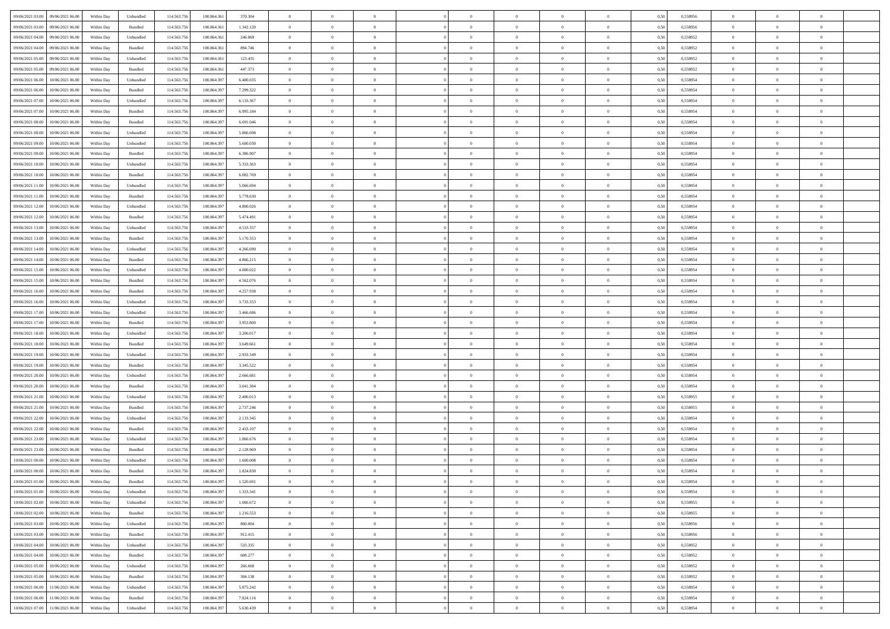| | | | | | | | | | | | | | | | | | | | | |
|---|---|---|---|---|---|---|---|---|---|---|---|---|---|---|---|---|---|---|---|---|
| 09/06/2021 03:00 | 09/06/2021 06:00 | Within Day | Unbundled | 114.563.756 | 100.864.361 | 370.304 | 0 | 0 | 0 | | 0 | 0 | 0 | 0 | 0,50 | 0,558956 | 0 | 0 | 0 | |
| 09/06/2021 03:00 | 09/06/2021 06:00 | Within Day | Bundled | 114.563.756 | 100.864.361 | 1.342.120 | 0 | 0 | 0 | | 0 | 0 | 0 | 0 | 0,50 | 0,558956 | 0 | 0 | 0 | |
| 09/06/2021 04:00 | 09/06/2021 06:00 | Within Day | Unbundled | 114.563.756 | 100.864.361 | 246.869 | 0 | 0 | 0 | | 0 | 0 | 0 | 0 | 0,50 | 0,558952 | 0 | 0 | 0 | |
| 09/06/2021 04:00 | 09/06/2021 06:00 | Within Day | Bundled | 114.563.756 | 100.864.361 | 894.746 | 0 | 0 | 0 | | 0 | 0 | 0 | 0 | 0,50 | 0,558952 | 0 | 0 | 0 | |
| 09/06/2021 05:00 | 09/06/2021 06:00 | Within Day | Unbundled | 114.563.756 | 100.864.361 | 123.435 | 0 | 0 | 0 | | 0 | 0 | 0 | 0 | 0,50 | 0,558952 | 0 | 0 | 0 | |
| 09/06/2021 05:00 | 09/06/2021 06:00 | Within Day | Bundled | 114.563.756 | 100.864.361 | 447.373 | 0 | 0 | 0 | | 0 | 0 | 0 | 0 | 0,50 | 0,558952 | 0 | 0 | 0 | |
| 09/06/2021 06:00 | 10/06/2021 06:00 | Within Day | Unbundled | 114.563.756 | 100.864.397 | 6.400.035 | 0 | 0 | 0 | | 0 | 0 | 0 | 0 | 0,50 | 0,558954 | 0 | 0 | 0 | |
| 09/06/2021 06:00 | 10/06/2021 06:00 | Within Day | Bundled | 114.563.756 | 100.864.397 | 7.299.322 | 0 | 0 | 0 | | 0 | 0 | 0 | 0 | 0,50 | 0,558954 | 0 | 0 | 0 | |
| 09/06/2021 07:00 | 10/06/2021 06:00 | Within Day | Unbundled | 114.563.756 | 100.864.397 | 6.133.367 | 0 | 0 | 0 | | 0 | 0 | 0 | 0 | 0,50 | 0,558954 | 0 | 0 | 0 | |
| 09/06/2021 07:00 | 10/06/2021 06:00 | Within Day | Bundled | 114.563.756 | 100.864.397 | 6.995.184 | 0 | 0 | 0 | | 0 | 0 | 0 | 0 | 0,50 | 0,558954 | 0 | 0 | 0 | |
| 09/06/2021 08:00 | 10/06/2021 06:00 | Within Day | Bundled | 114.563.756 | 100.864.397 | 6.691.046 | 0 | 0 | 0 | | 0 | 0 | 0 | 0 | 0,50 | 0,558954 | 0 | 0 | 0 | |
| 09/06/2021 08:00 | 10/06/2021 06:00 | Within Day | Unbundled | 114.563.756 | 100.864.397 | 5.866.698 | 0 | 0 | 0 | | 0 | 0 | 0 | 0 | 0,50 | 0,558954 | 0 | 0 | 0 | |
| 09/06/2021 09:00 | 10/06/2021 06:00 | Within Day | Unbundled | 114.563.756 | 100.864.397 | 5.600.030 | 0 | 0 | 0 | | 0 | 0 | 0 | 0 | 0,50 | 0,558954 | 0 | 0 | 0 | |
| 09/06/2021 09:00 | 10/06/2021 06:00 | Within Day | Bundled | 114.563.756 | 100.864.397 | 6.386.907 | 0 | 0 | 0 | | 0 | 0 | 0 | 0 | 0,50 | 0,558954 | 0 | 0 | 0 | |
| 09/06/2021 10:00 | 10/06/2021 06:00 | Within Day | Unbundled | 114.563.756 | 100.864.397 | 5.333.363 | 0 | 0 | 0 | | 0 | 0 | 0 | 0 | 0,50 | 0,558954 | 0 | 0 | 0 | |
| 09/06/2021 10:00 | 10/06/2021 06:00 | Within Day | Bundled | 114.563.756 | 100.864.397 | 6.082.769 | 0 | 0 | 0 | | 0 | 0 | 0 | 0 | 0,50 | 0,558954 | 0 | 0 | 0 | |
| 09/06/2021 11:00 | 10/06/2021 06:00 | Within Day | Unbundled | 114.563.756 | 100.864.397 | 5.066.694 | 0 | 0 | 0 | | 0 | 0 | 0 | 0 | 0,50 | 0,558954 | 0 | 0 | 0 | |
| 09/06/2021 11:00 | 10/06/2021 06:00 | Within Day | Bundled | 114.563.756 | 100.864.397 | 5.778.630 | 0 | 0 | 0 | | 0 | 0 | 0 | 0 | 0,50 | 0,558954 | 0 | 0 | 0 | |
| 09/06/2021 12:00 | 10/06/2021 06:00 | Within Day | Unbundled | 114.563.756 | 100.864.397 | 4.800.026 | 0 | 0 | 0 | | 0 | 0 | 0 | 0 | 0,50 | 0,558954 | 0 | 0 | 0 | |
| 09/06/2021 12:00 | 10/06/2021 06:00 | Within Day | Bundled | 114.563.756 | 100.864.397 | 5.474.491 | 0 | 0 | 0 | | 0 | 0 | 0 | 0 | 0,50 | 0,558954 | 0 | 0 | 0 | |
| 09/06/2021 13:00 | 10/06/2021 06:00 | Within Day | Unbundled | 114.563.756 | 100.864.397 | 4.533.357 | 0 | 0 | 0 | | 0 | 0 | 0 | 0 | 0,50 | 0,558954 | 0 | 0 | 0 | |
| 09/06/2021 13:00 | 10/06/2021 06:00 | Within Day | Bundled | 114.563.756 | 100.864.397 | 5.170.353 | 0 | 0 | 0 | | 0 | 0 | 0 | 0 | 0,50 | 0,558954 | 0 | 0 | 0 | |
| 09/06/2021 14:00 | 10/06/2021 06:00 | Within Day | Unbundled | 114.563.756 | 100.864.397 | 4.266.690 | 0 | 0 | 0 | | 0 | 0 | 0 | 0 | 0,50 | 0,558954 | 0 | 0 | 0 | |
| 09/06/2021 14:00 | 10/06/2021 06:00 | Within Day | Bundled | 114.563.756 | 100.864.397 | 4.866.215 | 0 | 0 | 0 | | 0 | 0 | 0 | 0 | 0,50 | 0,558954 | 0 | 0 | 0 | |
| 09/06/2021 15:00 | 10/06/2021 06:00 | Within Day | Unbundled | 114.563.756 | 100.864.397 | 4.000.022 | 0 | 0 | 0 | | 0 | 0 | 0 | 0 | 0,50 | 0,558954 | 0 | 0 | 0 | |
| 09/06/2021 15:00 | 10/06/2021 06:00 | Within Day | Bundled | 114.563.756 | 100.864.397 | 4.562.076 | 0 | 0 | 0 | | 0 | 0 | 0 | 0 | 0,50 | 0,558954 | 0 | 0 | 0 | |
| 09/06/2021 16:00 | 10/06/2021 06:00 | Within Day | Bundled | 114.563.756 | 100.864.397 | 4.257.938 | 0 | 0 | 0 | | 0 | 0 | 0 | 0 | 0,50 | 0,558954 | 0 | 0 | 0 | |
| 09/06/2021 16:00 | 10/06/2021 06:00 | Within Day | Unbundled | 114.563.756 | 100.864.397 | 3.733.353 | 0 | 0 | 0 | | 0 | 0 | 0 | 0 | 0,50 | 0,558954 | 0 | 0 | 0 | |
| 09/06/2021 17:00 | 10/06/2021 06:00 | Within Day | Unbundled | 114.563.756 | 100.864.397 | 3.466.686 | 0 | 0 | 0 | | 0 | 0 | 0 | 0 | 0,50 | 0,558954 | 0 | 0 | 0 | |
| 09/06/2021 17:00 | 10/06/2021 06:00 | Within Day | Bundled | 114.563.756 | 100.864.397 | 3.953.800 | 0 | 0 | 0 | | 0 | 0 | 0 | 0 | 0,50 | 0,558954 | 0 | 0 | 0 | |
| 09/06/2021 18:00 | 10/06/2021 06:00 | Within Day | Unbundled | 114.563.756 | 100.864.397 | 3.200.017 | 0 | 0 | 0 | | 0 | 0 | 0 | 0 | 0,50 | 0,558954 | 0 | 0 | 0 | |
| 09/06/2021 18:00 | 10/06/2021 06:00 | Within Day | Bundled | 114.563.756 | 100.864.397 | 3.649.661 | 0 | 0 | 0 | | 0 | 0 | 0 | 0 | 0,50 | 0,558954 | 0 | 0 | 0 | |
| 09/06/2021 19:00 | 10/06/2021 06:00 | Within Day | Unbundled | 114.563.756 | 100.864.397 | 2.933.349 | 0 | 0 | 0 | | 0 | 0 | 0 | 0 | 0,50 | 0,558954 | 0 | 0 | 0 | |
| 09/06/2021 19:00 | 10/06/2021 06:00 | Within Day | Bundled | 114.563.756 | 100.864.397 | 3.345.522 | 0 | 0 | 0 | | 0 | 0 | 0 | 0 | 0,50 | 0,558954 | 0 | 0 | 0 | |
| 09/06/2021 20:00 | 10/06/2021 06:00 | Within Day | Unbundled | 114.563.756 | 100.864.397 | 2.666.681 | 0 | 0 | 0 | | 0 | 0 | 0 | 0 | 0,50 | 0,558954 | 0 | 0 | 0 | |
| 09/06/2021 20:00 | 10/06/2021 06:00 | Within Day | Bundled | 114.563.756 | 100.864.397 | 3.041.384 | 0 | 0 | 0 | | 0 | 0 | 0 | 0 | 0,50 | 0,558954 | 0 | 0 | 0 | |
| 09/06/2021 21:00 | 10/06/2021 06:00 | Within Day | Unbundled | 114.563.756 | 100.864.397 | 2.400.013 | 0 | 0 | 0 | | 0 | 0 | 0 | 0 | 0,50 | 0,558955 | 0 | 0 | 0 | |
| 09/06/2021 21:00 | 10/06/2021 06:00 | Within Day | Bundled | 114.563.756 | 100.864.397 | 2.737.246 | 0 | 0 | 0 | | 0 | 0 | 0 | 0 | 0,50 | 0,558955 | 0 | 0 | 0 | |
| 09/06/2021 22:00 | 10/06/2021 06:00 | Within Day | Unbundled | 114.563.756 | 100.864.397 | 2.133.345 | 0 | 0 | 0 | | 0 | 0 | 0 | 0 | 0,50 | 0,558954 | 0 | 0 | 0 | |
| 09/06/2021 22:00 | 10/06/2021 06:00 | Within Day | Bundled | 114.563.756 | 100.864.397 | 2.433.107 | 0 | 0 | 0 | | 0 | 0 | 0 | 0 | 0,50 | 0,558954 | 0 | 0 | 0 | |
| 09/06/2021 23:00 | 10/06/2021 06:00 | Within Day | Unbundled | 114.563.756 | 100.864.397 | 1.866.676 | 0 | 0 | 0 | | 0 | 0 | 0 | 0 | 0,50 | 0,558954 | 0 | 0 | 0 | |
| 09/06/2021 23:00 | 10/06/2021 06:00 | Within Day | Bundled | 114.563.756 | 100.864.397 | 2.128.969 | 0 | 0 | 0 | | 0 | 0 | 0 | 0 | 0,50 | 0,558954 | 0 | 0 | 0 | |
| 10/06/2021 00:00 | 10/06/2021 06:00 | Within Day | Unbundled | 114.563.756 | 100.864.397 | 1.600.008 | 0 | 0 | 0 | | 0 | 0 | 0 | 0 | 0,50 | 0,558954 | 0 | 0 | 0 | |
| 10/06/2021 00:00 | 10/06/2021 06:00 | Within Day | Bundled | 114.563.756 | 100.864.397 | 1.824.830 | 0 | 0 | 0 | | 0 | 0 | 0 | 0 | 0,50 | 0,558954 | 0 | 0 | 0 | |
| 10/06/2021 01:00 | 10/06/2021 06:00 | Within Day | Bundled | 114.563.756 | 100.864.397 | 1.520.691 | 0 | 0 | 0 | | 0 | 0 | 0 | 0 | 0,50 | 0,558954 | 0 | 0 | 0 | |
| 10/06/2021 01:00 | 10/06/2021 06:00 | Within Day | Unbundled | 114.563.756 | 100.864.397 | 1.333.341 | 0 | 0 | 0 | | 0 | 0 | 0 | 0 | 0,50 | 0,558954 | 0 | 0 | 0 | |
| 10/06/2021 02:00 | 10/06/2021 06:00 | Within Day | Unbundled | 114.563.756 | 100.864.397 | 1.066.672 | 0 | 0 | 0 | | 0 | 0 | 0 | 0 | 0,50 | 0,558955 | 0 | 0 | 0 | |
| 10/06/2021 02:00 | 10/06/2021 06:00 | Within Day | Bundled | 114.563.756 | 100.864.397 | 1.216.553 | 0 | 0 | 0 | | 0 | 0 | 0 | 0 | 0,50 | 0,558955 | 0 | 0 | 0 | |
| 10/06/2021 03:00 | 10/06/2021 06:00 | Within Day | Unbundled | 114.563.756 | 100.864.397 | 800.004 | 0 | 0 | 0 | | 0 | 0 | 0 | 0 | 0,50 | 0,558956 | 0 | 0 | 0 | |
| 10/06/2021 03:00 | 10/06/2021 06:00 | Within Day | Bundled | 114.563.756 | 100.864.397 | 912.415 | 0 | 0 | 0 | | 0 | 0 | 0 | 0 | 0,50 | 0,558956 | 0 | 0 | 0 | |
| 10/06/2021 04:00 | 10/06/2021 06:00 | Within Day | Unbundled | 114.563.756 | 100.864.397 | 533.335 | 0 | 0 | 0 | | 0 | 0 | 0 | 0 | 0,50 | 0,558952 | 0 | 0 | 0 | |
| 10/06/2021 04:00 | 10/06/2021 06:00 | Within Day | Bundled | 114.563.756 | 100.864.397 | 608.277 | 0 | 0 | 0 | | 0 | 0 | 0 | 0 | 0,50 | 0,558952 | 0 | 0 | 0 | |
| 10/06/2021 05:00 | 10/06/2021 06:00 | Within Day | Unbundled | 114.563.756 | 100.864.397 | 266.668 | 0 | 0 | 0 | | 0 | 0 | 0 | 0 | 0,50 | 0,558952 | 0 | 0 | 0 | |
| 10/06/2021 05:00 | 10/06/2021 06:00 | Within Day | Bundled | 114.563.756 | 100.864.397 | 304.138 | 0 | 0 | 0 | | 0 | 0 | 0 | 0 | 0,50 | 0,558952 | 0 | 0 | 0 | |
| 10/06/2021 06:00 | 11/06/2021 06:00 | Within Day | Unbundled | 114.563.756 | 100.864.397 | 5.875.242 | 0 | 0 | 0 | | 0 | 0 | 0 | 0 | 0,50 | 0,558954 | 0 | 0 | 0 | |
| 10/06/2021 06:00 | 11/06/2021 06:00 | Within Day | Bundled | 114.563.756 | 100.864.397 | 7.824.116 | 0 | 0 | 0 | | 0 | 0 | 0 | 0 | 0,50 | 0,558954 | 0 | 0 | 0 | |
| 10/06/2021 07:00 | 11/06/2021 06:00 | Within Day | Unbundled | 114.563.756 | 100.864.397 | 5.630.439 | 0 | 0 | 0 | | 0 | 0 | 0 | 0 | 0,50 | 0,558954 | 0 | 0 | 0 | |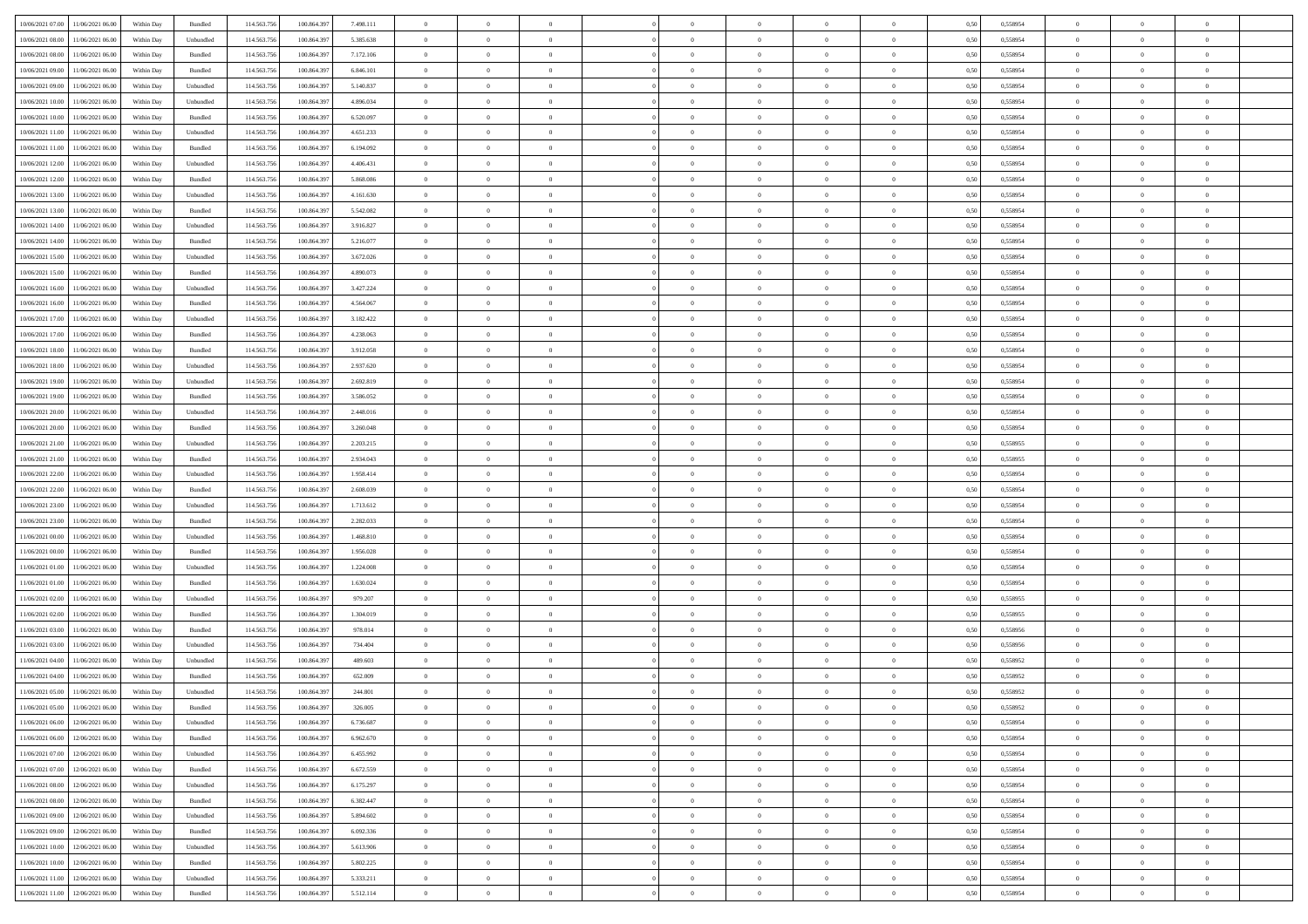| | | | | | | | | | | | | | | | | | | | | | |
|---|---|---|---|---|---|---|---|---|---|---|---|---|---|---|---|---|---|---|---|---|---|
| 10/06/2021 07:00 | 11/06/2021 06:00 | Within Day | Bundled | 114.563.756 | 100.864.397 | 7.498.111 | 0 | 0 | 0 | | 0 | 0 | 0 | 0 | 0,50 | 0,558954 | 0 | 0 | 0 | |
| 10/06/2021 08:00 | 11/06/2021 06:00 | Within Day | Unbundled | 114.563.756 | 100.864.397 | 5.385.638 | 0 | 0 | 0 | | 0 | 0 | 0 | 0 | 0,50 | 0,558954 | 0 | 0 | 0 | |
| 10/06/2021 08:00 | 11/06/2021 06:00 | Within Day | Bundled | 114.563.756 | 100.864.397 | 7.172.106 | 0 | 0 | 0 | | 0 | 0 | 0 | 0 | 0,50 | 0,558954 | 0 | 0 | 0 | |
| 10/06/2021 09:00 | 11/06/2021 06:00 | Within Day | Bundled | 114.563.756 | 100.864.397 | 6.846.101 | 0 | 0 | 0 | | 0 | 0 | 0 | 0 | 0,50 | 0,558954 | 0 | 0 | 0 | |
| 10/06/2021 09:00 | 11/06/2021 06:00 | Within Day | Unbundled | 114.563.756 | 100.864.397 | 5.140.837 | 0 | 0 | 0 | | 0 | 0 | 0 | 0 | 0,50 | 0,558954 | 0 | 0 | 0 | |
| 10/06/2021 10:00 | 11/06/2021 06:00 | Within Day | Unbundled | 114.563.756 | 100.864.397 | 4.896.034 | 0 | 0 | 0 | | 0 | 0 | 0 | 0 | 0,50 | 0,558954 | 0 | 0 | 0 | |
| 10/06/2021 10:00 | 11/06/2021 06:00 | Within Day | Bundled | 114.563.756 | 100.864.397 | 6.520.097 | 0 | 0 | 0 | | 0 | 0 | 0 | 0 | 0,50 | 0,558954 | 0 | 0 | 0 | |
| 10/06/2021 11:00 | 11/06/2021 06:00 | Within Day | Unbundled | 114.563.756 | 100.864.397 | 4.651.233 | 0 | 0 | 0 | | 0 | 0 | 0 | 0 | 0,50 | 0,558954 | 0 | 0 | 0 | |
| 10/06/2021 11:00 | 11/06/2021 06:00 | Within Day | Bundled | 114.563.756 | 100.864.397 | 6.194.092 | 0 | 0 | 0 | | 0 | 0 | 0 | 0 | 0,50 | 0,558954 | 0 | 0 | 0 | |
| 10/06/2021 12:00 | 11/06/2021 06:00 | Within Day | Unbundled | 114.563.756 | 100.864.397 | 4.406.431 | 0 | 0 | 0 | | 0 | 0 | 0 | 0 | 0,50 | 0,558954 | 0 | 0 | 0 | |
| 10/06/2021 12:00 | 11/06/2021 06:00 | Within Day | Bundled | 114.563.756 | 100.864.397 | 5.868.086 | 0 | 0 | 0 | | 0 | 0 | 0 | 0 | 0,50 | 0,558954 | 0 | 0 | 0 | |
| 10/06/2021 13:00 | 11/06/2021 06:00 | Within Day | Unbundled | 114.563.756 | 100.864.397 | 4.161.630 | 0 | 0 | 0 | | 0 | 0 | 0 | 0 | 0,50 | 0,558954 | 0 | 0 | 0 | |
| 10/06/2021 13:00 | 11/06/2021 06:00 | Within Day | Bundled | 114.563.756 | 100.864.397 | 5.542.082 | 0 | 0 | 0 | | 0 | 0 | 0 | 0 | 0,50 | 0,558954 | 0 | 0 | 0 | |
| 10/06/2021 14:00 | 11/06/2021 06:00 | Within Day | Unbundled | 114.563.756 | 100.864.397 | 3.916.827 | 0 | 0 | 0 | | 0 | 0 | 0 | 0 | 0,50 | 0,558954 | 0 | 0 | 0 | |
| 10/06/2021 14:00 | 11/06/2021 06:00 | Within Day | Bundled | 114.563.756 | 100.864.397 | 5.216.077 | 0 | 0 | 0 | | 0 | 0 | 0 | 0 | 0,50 | 0,558954 | 0 | 0 | 0 | |
| 10/06/2021 15:00 | 11/06/2021 06:00 | Within Day | Unbundled | 114.563.756 | 100.864.397 | 3.672.026 | 0 | 0 | 0 | | 0 | 0 | 0 | 0 | 0,50 | 0,558954 | 0 | 0 | 0 | |
| 10/06/2021 15:00 | 11/06/2021 06:00 | Within Day | Bundled | 114.563.756 | 100.864.397 | 4.890.073 | 0 | 0 | 0 | | 0 | 0 | 0 | 0 | 0,50 | 0,558954 | 0 | 0 | 0 | |
| 10/06/2021 16:00 | 11/06/2021 06:00 | Within Day | Unbundled | 114.563.756 | 100.864.397 | 3.427.224 | 0 | 0 | 0 | | 0 | 0 | 0 | 0 | 0,50 | 0,558954 | 0 | 0 | 0 | |
| 10/06/2021 16:00 | 11/06/2021 06:00 | Within Day | Bundled | 114.563.756 | 100.864.397 | 4.564.067 | 0 | 0 | 0 | | 0 | 0 | 0 | 0 | 0,50 | 0,558954 | 0 | 0 | 0 | |
| 10/06/2021 17:00 | 11/06/2021 06:00 | Within Day | Unbundled | 114.563.756 | 100.864.397 | 3.182.422 | 0 | 0 | 0 | | 0 | 0 | 0 | 0 | 0,50 | 0,558954 | 0 | 0 | 0 | |
| 10/06/2021 17:00 | 11/06/2021 06:00 | Within Day | Bundled | 114.563.756 | 100.864.397 | 4.238.063 | 0 | 0 | 0 | | 0 | 0 | 0 | 0 | 0,50 | 0,558954 | 0 | 0 | 0 | |
| 10/06/2021 18:00 | 11/06/2021 06:00 | Within Day | Bundled | 114.563.756 | 100.864.397 | 3.912.058 | 0 | 0 | 0 | | 0 | 0 | 0 | 0 | 0,50 | 0,558954 | 0 | 0 | 0 | |
| 10/06/2021 18:00 | 11/06/2021 06:00 | Within Day | Unbundled | 114.563.756 | 100.864.397 | 2.937.620 | 0 | 0 | 0 | | 0 | 0 | 0 | 0 | 0,50 | 0,558954 | 0 | 0 | 0 | |
| 10/06/2021 19:00 | 11/06/2021 06:00 | Within Day | Unbundled | 114.563.756 | 100.864.397 | 2.692.819 | 0 | 0 | 0 | | 0 | 0 | 0 | 0 | 0,50 | 0,558954 | 0 | 0 | 0 | |
| 10/06/2021 19:00 | 11/06/2021 06:00 | Within Day | Bundled | 114.563.756 | 100.864.397 | 3.586.052 | 0 | 0 | 0 | | 0 | 0 | 0 | 0 | 0,50 | 0,558954 | 0 | 0 | 0 | |
| 10/06/2021 20:00 | 11/06/2021 06:00 | Within Day | Unbundled | 114.563.756 | 100.864.397 | 2.448.016 | 0 | 0 | 0 | | 0 | 0 | 0 | 0 | 0,50 | 0,558954 | 0 | 0 | 0 | |
| 10/06/2021 20:00 | 11/06/2021 06:00 | Within Day | Bundled | 114.563.756 | 100.864.397 | 3.260.048 | 0 | 0 | 0 | | 0 | 0 | 0 | 0 | 0,50 | 0,558954 | 0 | 0 | 0 | |
| 10/06/2021 21:00 | 11/06/2021 06:00 | Within Day | Unbundled | 114.563.756 | 100.864.397 | 2.203.215 | 0 | 0 | 0 | | 0 | 0 | 0 | 0 | 0,50 | 0,558955 | 0 | 0 | 0 | |
| 10/06/2021 21:00 | 11/06/2021 06:00 | Within Day | Bundled | 114.563.756 | 100.864.397 | 2.934.043 | 0 | 0 | 0 | | 0 | 0 | 0 | 0 | 0,50 | 0,558955 | 0 | 0 | 0 | |
| 10/06/2021 22:00 | 11/06/2021 06:00 | Within Day | Unbundled | 114.563.756 | 100.864.397 | 1.958.414 | 0 | 0 | 0 | | 0 | 0 | 0 | 0 | 0,50 | 0,558954 | 0 | 0 | 0 | |
| 10/06/2021 22:00 | 11/06/2021 06:00 | Within Day | Bundled | 114.563.756 | 100.864.397 | 2.608.039 | 0 | 0 | 0 | | 0 | 0 | 0 | 0 | 0,50 | 0,558954 | 0 | 0 | 0 | |
| 10/06/2021 23:00 | 11/06/2021 06:00 | Within Day | Unbundled | 114.563.756 | 100.864.397 | 1.713.612 | 0 | 0 | 0 | | 0 | 0 | 0 | 0 | 0,50 | 0,558954 | 0 | 0 | 0 | |
| 10/06/2021 23:00 | 11/06/2021 06:00 | Within Day | Bundled | 114.563.756 | 100.864.397 | 2.282.033 | 0 | 0 | 0 | | 0 | 0 | 0 | 0 | 0,50 | 0,558954 | 0 | 0 | 0 | |
| 11/06/2021 00:00 | 11/06/2021 06:00 | Within Day | Unbundled | 114.563.756 | 100.864.397 | 1.468.810 | 0 | 0 | 0 | | 0 | 0 | 0 | 0 | 0,50 | 0,558954 | 0 | 0 | 0 | |
| 11/06/2021 00:00 | 11/06/2021 06:00 | Within Day | Bundled | 114.563.756 | 100.864.397 | 1.956.028 | 0 | 0 | 0 | | 0 | 0 | 0 | 0 | 0,50 | 0,558954 | 0 | 0 | 0 | |
| 11/06/2021 01:00 | 11/06/2021 06:00 | Within Day | Unbundled | 114.563.756 | 100.864.397 | 1.224.008 | 0 | 0 | 0 | | 0 | 0 | 0 | 0 | 0,50 | 0,558954 | 0 | 0 | 0 | |
| 11/06/2021 01:00 | 11/06/2021 06:00 | Within Day | Bundled | 114.563.756 | 100.864.397 | 1.630.024 | 0 | 0 | 0 | | 0 | 0 | 0 | 0 | 0,50 | 0,558954 | 0 | 0 | 0 | |
| 11/06/2021 02:00 | 11/06/2021 06:00 | Within Day | Unbundled | 114.563.756 | 100.864.397 | 979.207 | 0 | 0 | 0 | | 0 | 0 | 0 | 0 | 0,50 | 0,558955 | 0 | 0 | 0 | |
| 11/06/2021 02:00 | 11/06/2021 06:00 | Within Day | Bundled | 114.563.756 | 100.864.397 | 1.304.019 | 0 | 0 | 0 | | 0 | 0 | 0 | 0 | 0,50 | 0,558955 | 0 | 0 | 0 | |
| 11/06/2021 03:00 | 11/06/2021 06:00 | Within Day | Bundled | 114.563.756 | 100.864.397 | 978.014 | 0 | 0 | 0 | | 0 | 0 | 0 | 0 | 0,50 | 0,558956 | 0 | 0 | 0 | |
| 11/06/2021 03:00 | 11/06/2021 06:00 | Within Day | Unbundled | 114.563.756 | 100.864.397 | 734.404 | 0 | 0 | 0 | | 0 | 0 | 0 | 0 | 0,50 | 0,558956 | 0 | 0 | 0 | |
| 11/06/2021 04:00 | 11/06/2021 06:00 | Within Day | Unbundled | 114.563.756 | 100.864.397 | 489.603 | 0 | 0 | 0 | | 0 | 0 | 0 | 0 | 0,50 | 0,558952 | 0 | 0 | 0 | |
| 11/06/2021 04:00 | 11/06/2021 06:00 | Within Day | Bundled | 114.563.756 | 100.864.397 | 652.009 | 0 | 0 | 0 | | 0 | 0 | 0 | 0 | 0,50 | 0,558952 | 0 | 0 | 0 | |
| 11/06/2021 05:00 | 11/06/2021 06:00 | Within Day | Unbundled | 114.563.756 | 100.864.397 | 244.801 | 0 | 0 | 0 | | 0 | 0 | 0 | 0 | 0,50 | 0,558952 | 0 | 0 | 0 | |
| 11/06/2021 05:00 | 11/06/2021 06:00 | Within Day | Bundled | 114.563.756 | 100.864.397 | 326.005 | 0 | 0 | 0 | | 0 | 0 | 0 | 0 | 0,50 | 0,558952 | 0 | 0 | 0 | |
| 11/06/2021 06:00 | 12/06/2021 06:00 | Within Day | Unbundled | 114.563.756 | 100.864.397 | 6.736.687 | 0 | 0 | 0 | | 0 | 0 | 0 | 0 | 0,50 | 0,558954 | 0 | 0 | 0 | |
| 11/06/2021 06:00 | 12/06/2021 06:00 | Within Day | Bundled | 114.563.756 | 100.864.397 | 6.962.670 | 0 | 0 | 0 | | 0 | 0 | 0 | 0 | 0,50 | 0,558954 | 0 | 0 | 0 | |
| 11/06/2021 07:00 | 12/06/2021 06:00 | Within Day | Unbundled | 114.563.756 | 100.864.397 | 6.455.992 | 0 | 0 | 0 | | 0 | 0 | 0 | 0 | 0,50 | 0,558954 | 0 | 0 | 0 | |
| 11/06/2021 07:00 | 12/06/2021 06:00 | Within Day | Bundled | 114.563.756 | 100.864.397 | 6.672.559 | 0 | 0 | 0 | | 0 | 0 | 0 | 0 | 0,50 | 0,558954 | 0 | 0 | 0 | |
| 11/06/2021 08:00 | 12/06/2021 06:00 | Within Day | Unbundled | 114.563.756 | 100.864.397 | 6.175.297 | 0 | 0 | 0 | | 0 | 0 | 0 | 0 | 0,50 | 0,558954 | 0 | 0 | 0 | |
| 11/06/2021 08:00 | 12/06/2021 06:00 | Within Day | Bundled | 114.563.756 | 100.864.397 | 6.382.447 | 0 | 0 | 0 | | 0 | 0 | 0 | 0 | 0,50 | 0,558954 | 0 | 0 | 0 | |
| 11/06/2021 09:00 | 12/06/2021 06:00 | Within Day | Unbundled | 114.563.756 | 100.864.397 | 5.894.602 | 0 | 0 | 0 | | 0 | 0 | 0 | 0 | 0,50 | 0,558954 | 0 | 0 | 0 | |
| 11/06/2021 09:00 | 12/06/2021 06:00 | Within Day | Bundled | 114.563.756 | 100.864.397 | 6.092.336 | 0 | 0 | 0 | | 0 | 0 | 0 | 0 | 0,50 | 0,558954 | 0 | 0 | 0 | |
| 11/06/2021 10:00 | 12/06/2021 06:00 | Within Day | Unbundled | 114.563.756 | 100.864.397 | 5.613.906 | 0 | 0 | 0 | | 0 | 0 | 0 | 0 | 0,50 | 0,558954 | 0 | 0 | 0 | |
| 11/06/2021 10:00 | 12/06/2021 06:00 | Within Day | Bundled | 114.563.756 | 100.864.397 | 5.802.225 | 0 | 0 | 0 | | 0 | 0 | 0 | 0 | 0,50 | 0,558954 | 0 | 0 | 0 | |
| 11/06/2021 11:00 | 12/06/2021 06:00 | Within Day | Unbundled | 114.563.756 | 100.864.397 | 5.333.211 | 0 | 0 | 0 | | 0 | 0 | 0 | 0 | 0,50 | 0,558954 | 0 | 0 | 0 | |
| 11/06/2021 11:00 | 12/06/2021 06:00 | Within Day | Bundled | 114.563.756 | 100.864.397 | 5.512.114 | 0 | 0 | 0 | | 0 | 0 | 0 | 0 | 0,50 | 0,558954 | 0 | 0 | 0 | |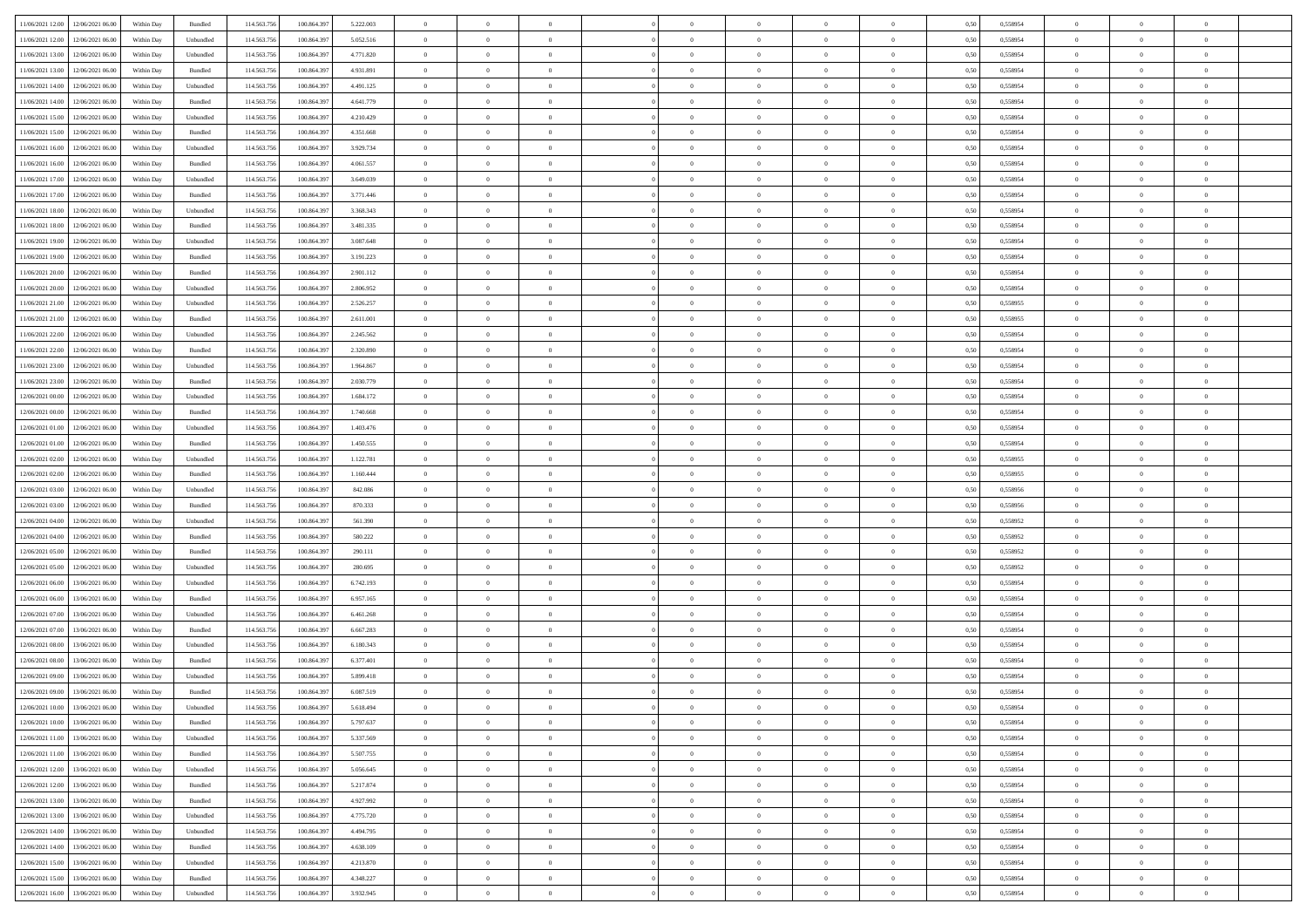| | | | | | | | | | | | | | | | | | | | | |
|---|---|---|---|---|---|---|---|---|---|---|---|---|---|---|---|---|---|---|---|---|
| 11/06/2021 12:00 | 12/06/2021 06:00 | Within Day | Bundled | 114.563.756 | 100.864.397 | 5.222.003 | 0 | 0 | 0 | | 0 | 0 | 0 | 0 | 0,50 | 0,558954 | 0 | 0 | 0 | |
| 11/06/2021 12:00 | 12/06/2021 06:00 | Within Day | Unbundled | 114.563.756 | 100.864.397 | 5.052.516 | 0 | 0 | 0 | | 0 | 0 | 0 | 0 | 0,50 | 0,558954 | 0 | 0 | 0 | |
| 11/06/2021 13:00 | 12/06/2021 06:00 | Within Day | Unbundled | 114.563.756 | 100.864.397 | 4.771.820 | 0 | 0 | 0 | | 0 | 0 | 0 | 0 | 0,50 | 0,558954 | 0 | 0 | 0 | |
| 11/06/2021 13:00 | 12/06/2021 06:00 | Within Day | Bundled | 114.563.756 | 100.864.397 | 4.931.891 | 0 | 0 | 0 | | 0 | 0 | 0 | 0 | 0,50 | 0,558954 | 0 | 0 | 0 | |
| 11/06/2021 14:00 | 12/06/2021 06:00 | Within Day | Unbundled | 114.563.756 | 100.864.397 | 4.491.125 | 0 | 0 | 0 | | 0 | 0 | 0 | 0 | 0,50 | 0,558954 | 0 | 0 | 0 | |
| 11/06/2021 14:00 | 12/06/2021 06:00 | Within Day | Bundled | 114.563.756 | 100.864.397 | 4.641.779 | 0 | 0 | 0 | | 0 | 0 | 0 | 0 | 0,50 | 0,558954 | 0 | 0 | 0 | |
| 11/06/2021 15:00 | 12/06/2021 06:00 | Within Day | Unbundled | 114.563.756 | 100.864.397 | 4.210.429 | 0 | 0 | 0 | | 0 | 0 | 0 | 0 | 0,50 | 0,558954 | 0 | 0 | 0 | |
| 11/06/2021 15:00 | 12/06/2021 06:00 | Within Day | Bundled | 114.563.756 | 100.864.397 | 4.351.668 | 0 | 0 | 0 | | 0 | 0 | 0 | 0 | 0,50 | 0,558954 | 0 | 0 | 0 | |
| 11/06/2021 16:00 | 12/06/2021 06:00 | Within Day | Unbundled | 114.563.756 | 100.864.397 | 3.929.734 | 0 | 0 | 0 | | 0 | 0 | 0 | 0 | 0,50 | 0,558954 | 0 | 0 | 0 | |
| 11/06/2021 16:00 | 12/06/2021 06:00 | Within Day | Bundled | 114.563.756 | 100.864.397 | 4.061.557 | 0 | 0 | 0 | | 0 | 0 | 0 | 0 | 0,50 | 0,558954 | 0 | 0 | 0 | |
| 11/06/2021 17:00 | 12/06/2021 06:00 | Within Day | Unbundled | 114.563.756 | 100.864.397 | 3.649.039 | 0 | 0 | 0 | | 0 | 0 | 0 | 0 | 0,50 | 0,558954 | 0 | 0 | 0 | |
| 11/06/2021 17:00 | 12/06/2021 06:00 | Within Day | Bundled | 114.563.756 | 100.864.397 | 3.771.446 | 0 | 0 | 0 | | 0 | 0 | 0 | 0 | 0,50 | 0,558954 | 0 | 0 | 0 | |
| 11/06/2021 18:00 | 12/06/2021 06:00 | Within Day | Unbundled | 114.563.756 | 100.864.397 | 3.368.343 | 0 | 0 | 0 | | 0 | 0 | 0 | 0 | 0,50 | 0,558954 | 0 | 0 | 0 | |
| 11/06/2021 18:00 | 12/06/2021 06:00 | Within Day | Bundled | 114.563.756 | 100.864.397 | 3.481.335 | 0 | 0 | 0 | | 0 | 0 | 0 | 0 | 0,50 | 0,558954 | 0 | 0 | 0 | |
| 11/06/2021 19:00 | 12/06/2021 06:00 | Within Day | Unbundled | 114.563.756 | 100.864.397 | 3.087.648 | 0 | 0 | 0 | | 0 | 0 | 0 | 0 | 0,50 | 0,558954 | 0 | 0 | 0 | |
| 11/06/2021 19:00 | 12/06/2021 06:00 | Within Day | Bundled | 114.563.756 | 100.864.397 | 3.191.223 | 0 | 0 | 0 | | 0 | 0 | 0 | 0 | 0,50 | 0,558954 | 0 | 0 | 0 | |
| 11/06/2021 20:00 | 12/06/2021 06:00 | Within Day | Bundled | 114.563.756 | 100.864.397 | 2.901.112 | 0 | 0 | 0 | | 0 | 0 | 0 | 0 | 0,50 | 0,558954 | 0 | 0 | 0 | |
| 11/06/2021 20:00 | 12/06/2021 06:00 | Within Day | Unbundled | 114.563.756 | 100.864.397 | 2.806.952 | 0 | 0 | 0 | | 0 | 0 | 0 | 0 | 0,50 | 0,558954 | 0 | 0 | 0 | |
| 11/06/2021 21:00 | 12/06/2021 06:00 | Within Day | Unbundled | 114.563.756 | 100.864.397 | 2.526.257 | 0 | 0 | 0 | | 0 | 0 | 0 | 0 | 0,50 | 0,558955 | 0 | 0 | 0 | |
| 11/06/2021 21:00 | 12/06/2021 06:00 | Within Day | Bundled | 114.563.756 | 100.864.397 | 2.611.001 | 0 | 0 | 0 | | 0 | 0 | 0 | 0 | 0,50 | 0,558955 | 0 | 0 | 0 | |
| 11/06/2021 22:00 | 12/06/2021 06:00 | Within Day | Unbundled | 114.563.756 | 100.864.397 | 2.245.562 | 0 | 0 | 0 | | 0 | 0 | 0 | 0 | 0,50 | 0,558954 | 0 | 0 | 0 | |
| 11/06/2021 22:00 | 12/06/2021 06:00 | Within Day | Bundled | 114.563.756 | 100.864.397 | 2.320.890 | 0 | 0 | 0 | | 0 | 0 | 0 | 0 | 0,50 | 0,558954 | 0 | 0 | 0 | |
| 11/06/2021 23:00 | 12/06/2021 06:00 | Within Day | Unbundled | 114.563.756 | 100.864.397 | 1.964.867 | 0 | 0 | 0 | | 0 | 0 | 0 | 0 | 0,50 | 0,558954 | 0 | 0 | 0 | |
| 11/06/2021 23:00 | 12/06/2021 06:00 | Within Day | Bundled | 114.563.756 | 100.864.397 | 2.030.779 | 0 | 0 | 0 | | 0 | 0 | 0 | 0 | 0,50 | 0,558954 | 0 | 0 | 0 | |
| 12/06/2021 00:00 | 12/06/2021 06:00 | Within Day | Unbundled | 114.563.756 | 100.864.397 | 1.684.172 | 0 | 0 | 0 | | 0 | 0 | 0 | 0 | 0,50 | 0,558954 | 0 | 0 | 0 | |
| 12/06/2021 00:00 | 12/06/2021 06:00 | Within Day | Bundled | 114.563.756 | 100.864.397 | 1.740.668 | 0 | 0 | 0 | | 0 | 0 | 0 | 0 | 0,50 | 0,558954 | 0 | 0 | 0 | |
| 12/06/2021 01:00 | 12/06/2021 06:00 | Within Day | Unbundled | 114.563.756 | 100.864.397 | 1.403.476 | 0 | 0 | 0 | | 0 | 0 | 0 | 0 | 0,50 | 0,558954 | 0 | 0 | 0 | |
| 12/06/2021 01:00 | 12/06/2021 06:00 | Within Day | Bundled | 114.563.756 | 100.864.397 | 1.450.555 | 0 | 0 | 0 | | 0 | 0 | 0 | 0 | 0,50 | 0,558954 | 0 | 0 | 0 | |
| 12/06/2021 02:00 | 12/06/2021 06:00 | Within Day | Unbundled | 114.563.756 | 100.864.397 | 1.122.781 | 0 | 0 | 0 | | 0 | 0 | 0 | 0 | 0,50 | 0,558955 | 0 | 0 | 0 | |
| 12/06/2021 02:00 | 12/06/2021 06:00 | Within Day | Bundled | 114.563.756 | 100.864.397 | 1.160.444 | 0 | 0 | 0 | | 0 | 0 | 0 | 0 | 0,50 | 0,558955 | 0 | 0 | 0 | |
| 12/06/2021 03:00 | 12/06/2021 06:00 | Within Day | Unbundled | 114.563.756 | 100.864.397 | 842.086 | 0 | 0 | 0 | | 0 | 0 | 0 | 0 | 0,50 | 0,558956 | 0 | 0 | 0 | |
| 12/06/2021 03:00 | 12/06/2021 06:00 | Within Day | Bundled | 114.563.756 | 100.864.397 | 870.333 | 0 | 0 | 0 | | 0 | 0 | 0 | 0 | 0,50 | 0,558956 | 0 | 0 | 0 | |
| 12/06/2021 04:00 | 12/06/2021 06:00 | Within Day | Unbundled | 114.563.756 | 100.864.397 | 561.390 | 0 | 0 | 0 | | 0 | 0 | 0 | 0 | 0,50 | 0,558952 | 0 | 0 | 0 | |
| 12/06/2021 04:00 | 12/06/2021 06:00 | Within Day | Bundled | 114.563.756 | 100.864.397 | 580.222 | 0 | 0 | 0 | | 0 | 0 | 0 | 0 | 0,50 | 0,558952 | 0 | 0 | 0 | |
| 12/06/2021 05:00 | 12/06/2021 06:00 | Within Day | Bundled | 114.563.756 | 100.864.397 | 290.111 | 0 | 0 | 0 | | 0 | 0 | 0 | 0 | 0,50 | 0,558952 | 0 | 0 | 0 | |
| 12/06/2021 05:00 | 12/06/2021 06:00 | Within Day | Unbundled | 114.563.756 | 100.864.397 | 280.695 | 0 | 0 | 0 | | 0 | 0 | 0 | 0 | 0,50 | 0,558952 | 0 | 0 | 0 | |
| 12/06/2021 06:00 | 13/06/2021 06:00 | Within Day | Unbundled | 114.563.756 | 100.864.397 | 6.742.193 | 0 | 0 | 0 | | 0 | 0 | 0 | 0 | 0,50 | 0,558954 | 0 | 0 | 0 | |
| 12/06/2021 06:00 | 13/06/2021 06:00 | Within Day | Bundled | 114.563.756 | 100.864.397 | 6.957.165 | 0 | 0 | 0 | | 0 | 0 | 0 | 0 | 0,50 | 0,558954 | 0 | 0 | 0 | |
| 12/06/2021 07:00 | 13/06/2021 06:00 | Within Day | Unbundled | 114.563.756 | 100.864.397 | 6.461.268 | 0 | 0 | 0 | | 0 | 0 | 0 | 0 | 0,50 | 0,558954 | 0 | 0 | 0 | |
| 12/06/2021 07:00 | 13/06/2021 06:00 | Within Day | Bundled | 114.563.756 | 100.864.397 | 6.667.283 | 0 | 0 | 0 | | 0 | 0 | 0 | 0 | 0,50 | 0,558954 | 0 | 0 | 0 | |
| 12/06/2021 08:00 | 13/06/2021 06:00 | Within Day | Unbundled | 114.563.756 | 100.864.397 | 6.180.343 | 0 | 0 | 0 | | 0 | 0 | 0 | 0 | 0,50 | 0,558954 | 0 | 0 | 0 | |
| 12/06/2021 08:00 | 13/06/2021 06:00 | Within Day | Bundled | 114.563.756 | 100.864.397 | 6.377.401 | 0 | 0 | 0 | | 0 | 0 | 0 | 0 | 0,50 | 0,558954 | 0 | 0 | 0 | |
| 12/06/2021 09:00 | 13/06/2021 06:00 | Within Day | Unbundled | 114.563.756 | 100.864.397 | 5.899.418 | 0 | 0 | 0 | | 0 | 0 | 0 | 0 | 0,50 | 0,558954 | 0 | 0 | 0 | |
| 12/06/2021 09:00 | 13/06/2021 06:00 | Within Day | Bundled | 114.563.756 | 100.864.397 | 6.087.519 | 0 | 0 | 0 | | 0 | 0 | 0 | 0 | 0,50 | 0,558954 | 0 | 0 | 0 | |
| 12/06/2021 10:00 | 13/06/2021 06:00 | Within Day | Unbundled | 114.563.756 | 100.864.397 | 5.618.494 | 0 | 0 | 0 | | 0 | 0 | 0 | 0 | 0,50 | 0,558954 | 0 | 0 | 0 | |
| 12/06/2021 10:00 | 13/06/2021 06:00 | Within Day | Bundled | 114.563.756 | 100.864.397 | 5.797.637 | 0 | 0 | 0 | | 0 | 0 | 0 | 0 | 0,50 | 0,558954 | 0 | 0 | 0 | |
| 12/06/2021 11:00 | 13/06/2021 06:00 | Within Day | Unbundled | 114.563.756 | 100.864.397 | 5.337.569 | 0 | 0 | 0 | | 0 | 0 | 0 | 0 | 0,50 | 0,558954 | 0 | 0 | 0 | |
| 12/06/2021 11:00 | 13/06/2021 06:00 | Within Day | Bundled | 114.563.756 | 100.864.397 | 5.507.755 | 0 | 0 | 0 | | 0 | 0 | 0 | 0 | 0,50 | 0,558954 | 0 | 0 | 0 | |
| 12/06/2021 12:00 | 13/06/2021 06:00 | Within Day | Unbundled | 114.563.756 | 100.864.397 | 5.056.645 | 0 | 0 | 0 | | 0 | 0 | 0 | 0 | 0,50 | 0,558954 | 0 | 0 | 0 | |
| 12/06/2021 12:00 | 13/06/2021 06:00 | Within Day | Bundled | 114.563.756 | 100.864.397 | 5.217.874 | 0 | 0 | 0 | | 0 | 0 | 0 | 0 | 0,50 | 0,558954 | 0 | 0 | 0 | |
| 12/06/2021 13:00 | 13/06/2021 06:00 | Within Day | Bundled | 114.563.756 | 100.864.397 | 4.927.992 | 0 | 0 | 0 | | 0 | 0 | 0 | 0 | 0,50 | 0,558954 | 0 | 0 | 0 | |
| 12/06/2021 13:00 | 13/06/2021 06:00 | Within Day | Unbundled | 114.563.756 | 100.864.397 | 4.775.720 | 0 | 0 | 0 | | 0 | 0 | 0 | 0 | 0,50 | 0,558954 | 0 | 0 | 0 | |
| 12/06/2021 14:00 | 13/06/2021 06:00 | Within Day | Unbundled | 114.563.756 | 100.864.397 | 4.494.795 | 0 | 0 | 0 | | 0 | 0 | 0 | 0 | 0,50 | 0,558954 | 0 | 0 | 0 | |
| 12/06/2021 14:00 | 13/06/2021 06:00 | Within Day | Bundled | 114.563.756 | 100.864.397 | 4.638.109 | 0 | 0 | 0 | | 0 | 0 | 0 | 0 | 0,50 | 0,558954 | 0 | 0 | 0 | |
| 12/06/2021 15:00 | 13/06/2021 06:00 | Within Day | Unbundled | 114.563.756 | 100.864.397 | 4.213.870 | 0 | 0 | 0 | | 0 | 0 | 0 | 0 | 0,50 | 0,558954 | 0 | 0 | 0 | |
| 12/06/2021 15:00 | 13/06/2021 06:00 | Within Day | Bundled | 114.563.756 | 100.864.397 | 4.348.227 | 0 | 0 | 0 | | 0 | 0 | 0 | 0 | 0,50 | 0,558954 | 0 | 0 | 0 | |
| 12/06/2021 16:00 | 13/06/2021 06:00 | Within Day | Unbundled | 114.563.756 | 100.864.397 | 3.932.945 | 0 | 0 | 0 | | 0 | 0 | 0 | 0 | 0,50 | 0,558954 | 0 | 0 | 0 | |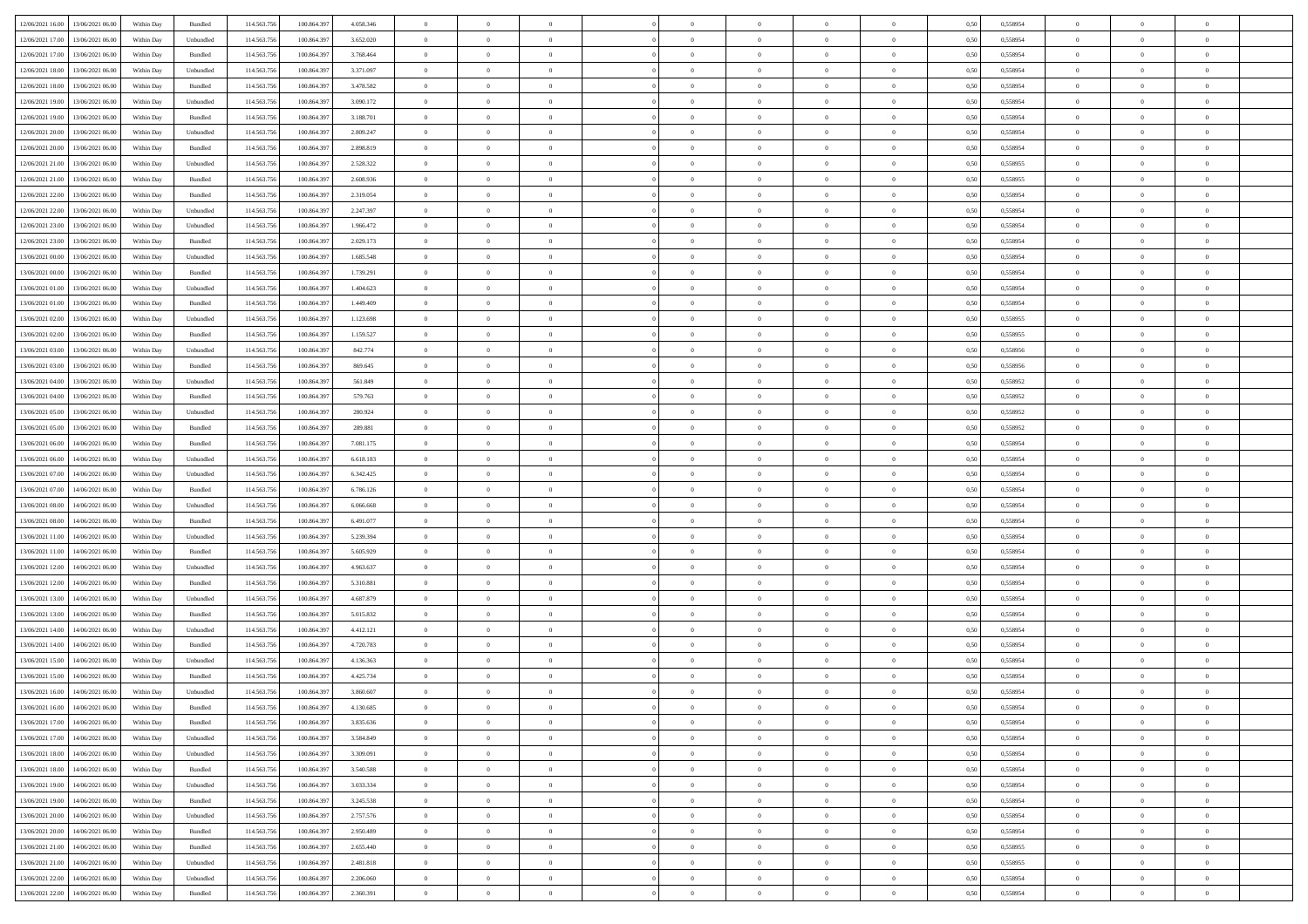| | | | | | | | | | | | | | | | | | | | | |
|---|---|---|---|---|---|---|---|---|---|---|---|---|---|---|---|---|---|---|---|---|
| 12/06/2021 16:00 | 13/06/2021 06:00 | Within Day | Bundled | 114.563.756 | 100.864.397 | 4.058.346 | 0 | 0 | 0 | | 0 | 0 | 0 | 0 | 0,50 | 0,558954 | 0 | 0 | 0 | |
| 12/06/2021 17:00 | 13/06/2021 06:00 | Within Day | Unbundled | 114.563.756 | 100.864.397 | 3.652.020 | 0 | 0 | 0 | | 0 | 0 | 0 | 0 | 0,50 | 0,558954 | 0 | 0 | 0 | |
| 12/06/2021 17:00 | 13/06/2021 06:00 | Within Day | Bundled | 114.563.756 | 100.864.397 | 3.768.464 | 0 | 0 | 0 | | 0 | 0 | 0 | 0 | 0,50 | 0,558954 | 0 | 0 | 0 | |
| 12/06/2021 18:00 | 13/06/2021 06:00 | Within Day | Unbundled | 114.563.756 | 100.864.397 | 3.371.097 | 0 | 0 | 0 | | 0 | 0 | 0 | 0 | 0,50 | 0,558954 | 0 | 0 | 0 | |
| 12/06/2021 18:00 | 13/06/2021 06:00 | Within Day | Bundled | 114.563.756 | 100.864.397 | 3.478.582 | 0 | 0 | 0 | | 0 | 0 | 0 | 0 | 0,50 | 0,558954 | 0 | 0 | 0 | |
| 12/06/2021 19:00 | 13/06/2021 06:00 | Within Day | Unbundled | 114.563.756 | 100.864.397 | 3.090.172 | 0 | 0 | 0 | | 0 | 0 | 0 | 0 | 0,50 | 0,558954 | 0 | 0 | 0 | |
| 12/06/2021 19:00 | 13/06/2021 06:00 | Within Day | Bundled | 114.563.756 | 100.864.397 | 3.188.701 | 0 | 0 | 0 | | 0 | 0 | 0 | 0 | 0,50 | 0,558954 | 0 | 0 | 0 | |
| 12/06/2021 20:00 | 13/06/2021 06:00 | Within Day | Unbundled | 114.563.756 | 100.864.397 | 2.809.247 | 0 | 0 | 0 | | 0 | 0 | 0 | 0 | 0,50 | 0,558954 | 0 | 0 | 0 | |
| 12/06/2021 20:00 | 13/06/2021 06:00 | Within Day | Bundled | 114.563.756 | 100.864.397 | 2.898.819 | 0 | 0 | 0 | | 0 | 0 | 0 | 0 | 0,50 | 0,558954 | 0 | 0 | 0 | |
| 12/06/2021 21:00 | 13/06/2021 06:00 | Within Day | Unbundled | 114.563.756 | 100.864.397 | 2.528.322 | 0 | 0 | 0 | | 0 | 0 | 0 | 0 | 0,50 | 0,558955 | 0 | 0 | 0 | |
| 12/06/2021 21:00 | 13/06/2021 06:00 | Within Day | Bundled | 114.563.756 | 100.864.397 | 2.608.936 | 0 | 0 | 0 | | 0 | 0 | 0 | 0 | 0,50 | 0,558955 | 0 | 0 | 0 | |
| 12/06/2021 22:00 | 13/06/2021 06:00 | Within Day | Bundled | 114.563.756 | 100.864.397 | 2.319.054 | 0 | 0 | 0 | | 0 | 0 | 0 | 0 | 0,50 | 0,558954 | 0 | 0 | 0 | |
| 12/06/2021 22:00 | 13/06/2021 06:00 | Within Day | Unbundled | 114.563.756 | 100.864.397 | 2.247.397 | 0 | 0 | 0 | | 0 | 0 | 0 | 0 | 0,50 | 0,558954 | 0 | 0 | 0 | |
| 12/06/2021 23:00 | 13/06/2021 06:00 | Within Day | Unbundled | 114.563.756 | 100.864.397 | 1.966.472 | 0 | 0 | 0 | | 0 | 0 | 0 | 0 | 0,50 | 0,558954 | 0 | 0 | 0 | |
| 12/06/2021 23:00 | 13/06/2021 06:00 | Within Day | Bundled | 114.563.756 | 100.864.397 | 2.029.173 | 0 | 0 | 0 | | 0 | 0 | 0 | 0 | 0,50 | 0,558954 | 0 | 0 | 0 | |
| 13/06/2021 00:00 | 13/06/2021 06:00 | Within Day | Unbundled | 114.563.756 | 100.864.397 | 1.685.548 | 0 | 0 | 0 | | 0 | 0 | 0 | 0 | 0,50 | 0,558954 | 0 | 0 | 0 | |
| 13/06/2021 00:00 | 13/06/2021 06:00 | Within Day | Bundled | 114.563.756 | 100.864.397 | 1.739.291 | 0 | 0 | 0 | | 0 | 0 | 0 | 0 | 0,50 | 0,558954 | 0 | 0 | 0 | |
| 13/06/2021 01:00 | 13/06/2021 06:00 | Within Day | Unbundled | 114.563.756 | 100.864.397 | 1.404.623 | 0 | 0 | 0 | | 0 | 0 | 0 | 0 | 0,50 | 0,558954 | 0 | 0 | 0 | |
| 13/06/2021 01:00 | 13/06/2021 06:00 | Within Day | Bundled | 114.563.756 | 100.864.397 | 1.449.409 | 0 | 0 | 0 | | 0 | 0 | 0 | 0 | 0,50 | 0,558954 | 0 | 0 | 0 | |
| 13/06/2021 02:00 | 13/06/2021 06:00 | Within Day | Unbundled | 114.563.756 | 100.864.397 | 1.123.698 | 0 | 0 | 0 | | 0 | 0 | 0 | 0 | 0,50 | 0,558955 | 0 | 0 | 0 | |
| 13/06/2021 02:00 | 13/06/2021 06:00 | Within Day | Bundled | 114.563.756 | 100.864.397 | 1.159.527 | 0 | 0 | 0 | | 0 | 0 | 0 | 0 | 0,50 | 0,558955 | 0 | 0 | 0 | |
| 13/06/2021 03:00 | 13/06/2021 06:00 | Within Day | Unbundled | 114.563.756 | 100.864.397 | 842.774 | 0 | 0 | 0 | | 0 | 0 | 0 | 0 | 0,50 | 0,558956 | 0 | 0 | 0 | |
| 13/06/2021 03:00 | 13/06/2021 06:00 | Within Day | Bundled | 114.563.756 | 100.864.397 | 869.645 | 0 | 0 | 0 | | 0 | 0 | 0 | 0 | 0,50 | 0,558956 | 0 | 0 | 0 | |
| 13/06/2021 04:00 | 13/06/2021 06:00 | Within Day | Unbundled | 114.563.756 | 100.864.397 | 561.849 | 0 | 0 | 0 | | 0 | 0 | 0 | 0 | 0,50 | 0,558952 | 0 | 0 | 0 | |
| 13/06/2021 04:00 | 13/06/2021 06:00 | Within Day | Bundled | 114.563.756 | 100.864.397 | 579.763 | 0 | 0 | 0 | | 0 | 0 | 0 | 0 | 0,50 | 0,558952 | 0 | 0 | 0 | |
| 13/06/2021 05:00 | 13/06/2021 06:00 | Within Day | Unbundled | 114.563.756 | 100.864.397 | 280.924 | 0 | 0 | 0 | | 0 | 0 | 0 | 0 | 0,50 | 0,558952 | 0 | 0 | 0 | |
| 13/06/2021 05:00 | 13/06/2021 06:00 | Within Day | Bundled | 114.563.756 | 100.864.397 | 289.881 | 0 | 0 | 0 | | 0 | 0 | 0 | 0 | 0,50 | 0,558952 | 0 | 0 | 0 | |
| 13/06/2021 06:00 | 14/06/2021 06:00 | Within Day | Bundled | 114.563.756 | 100.864.397 | 7.081.175 | 0 | 0 | 0 | | 0 | 0 | 0 | 0 | 0,50 | 0,558954 | 0 | 0 | 0 | |
| 13/06/2021 06:00 | 14/06/2021 06:00 | Within Day | Unbundled | 114.563.756 | 100.864.397 | 6.618.183 | 0 | 0 | 0 | | 0 | 0 | 0 | 0 | 0,50 | 0,558954 | 0 | 0 | 0 | |
| 13/06/2021 07:00 | 14/06/2021 06:00 | Within Day | Unbundled | 114.563.756 | 100.864.397 | 6.342.425 | 0 | 0 | 0 | | 0 | 0 | 0 | 0 | 0,50 | 0,558954 | 0 | 0 | 0 | |
| 13/06/2021 07:00 | 14/06/2021 06:00 | Within Day | Bundled | 114.563.756 | 100.864.397 | 6.786.126 | 0 | 0 | 0 | | 0 | 0 | 0 | 0 | 0,50 | 0,558954 | 0 | 0 | 0 | |
| 13/06/2021 08:00 | 14/06/2021 06:00 | Within Day | Unbundled | 114.563.756 | 100.864.397 | 6.066.668 | 0 | 0 | 0 | | 0 | 0 | 0 | 0 | 0,50 | 0,558954 | 0 | 0 | 0 | |
| 13/06/2021 08:00 | 14/06/2021 06:00 | Within Day | Bundled | 114.563.756 | 100.864.397 | 6.491.077 | 0 | 0 | 0 | | 0 | 0 | 0 | 0 | 0,50 | 0,558954 | 0 | 0 | 0 | |
| 13/06/2021 11:00 | 14/06/2021 06:00 | Within Day | Unbundled | 114.563.756 | 100.864.397 | 5.239.394 | 0 | 0 | 0 | | 0 | 0 | 0 | 0 | 0,50 | 0,558954 | 0 | 0 | 0 | |
| 13/06/2021 11:00 | 14/06/2021 06:00 | Within Day | Bundled | 114.563.756 | 100.864.397 | 5.605.929 | 0 | 0 | 0 | | 0 | 0 | 0 | 0 | 0,50 | 0,558954 | 0 | 0 | 0 | |
| 13/06/2021 12:00 | 14/06/2021 06:00 | Within Day | Unbundled | 114.563.756 | 100.864.397 | 4.963.637 | 0 | 0 | 0 | | 0 | 0 | 0 | 0 | 0,50 | 0,558954 | 0 | 0 | 0 | |
| 13/06/2021 12:00 | 14/06/2021 06:00 | Within Day | Bundled | 114.563.756 | 100.864.397 | 5.310.881 | 0 | 0 | 0 | | 0 | 0 | 0 | 0 | 0,50 | 0,558954 | 0 | 0 | 0 | |
| 13/06/2021 13:00 | 14/06/2021 06:00 | Within Day | Unbundled | 114.563.756 | 100.864.397 | 4.687.879 | 0 | 0 | 0 | | 0 | 0 | 0 | 0 | 0,50 | 0,558954 | 0 | 0 | 0 | |
| 13/06/2021 13:00 | 14/06/2021 06:00 | Within Day | Bundled | 114.563.756 | 100.864.397 | 5.015.832 | 0 | 0 | 0 | | 0 | 0 | 0 | 0 | 0,50 | 0,558954 | 0 | 0 | 0 | |
| 13/06/2021 14:00 | 14/06/2021 06:00 | Within Day | Unbundled | 114.563.756 | 100.864.397 | 4.412.121 | 0 | 0 | 0 | | 0 | 0 | 0 | 0 | 0,50 | 0,558954 | 0 | 0 | 0 | |
| 13/06/2021 14:00 | 14/06/2021 06:00 | Within Day | Bundled | 114.563.756 | 100.864.397 | 4.720.783 | 0 | 0 | 0 | | 0 | 0 | 0 | 0 | 0,50 | 0,558954 | 0 | 0 | 0 | |
| 13/06/2021 15:00 | 14/06/2021 06:00 | Within Day | Unbundled | 114.563.756 | 100.864.397 | 4.136.363 | 0 | 0 | 0 | | 0 | 0 | 0 | 0 | 0,50 | 0,558954 | 0 | 0 | 0 | |
| 13/06/2021 15:00 | 14/06/2021 06:00 | Within Day | Bundled | 114.563.756 | 100.864.397 | 4.425.734 | 0 | 0 | 0 | | 0 | 0 | 0 | 0 | 0,50 | 0,558954 | 0 | 0 | 0 | |
| 13/06/2021 16:00 | 14/06/2021 06:00 | Within Day | Unbundled | 114.563.756 | 100.864.397 | 3.860.607 | 0 | 0 | 0 | | 0 | 0 | 0 | 0 | 0,50 | 0,558954 | 0 | 0 | 0 | |
| 13/06/2021 16:00 | 14/06/2021 06:00 | Within Day | Bundled | 114.563.756 | 100.864.397 | 4.130.685 | 0 | 0 | 0 | | 0 | 0 | 0 | 0 | 0,50 | 0,558954 | 0 | 0 | 0 | |
| 13/06/2021 17:00 | 14/06/2021 06:00 | Within Day | Bundled | 114.563.756 | 100.864.397 | 3.835.636 | 0 | 0 | 0 | | 0 | 0 | 0 | 0 | 0,50 | 0,558954 | 0 | 0 | 0 | |
| 13/06/2021 17:00 | 14/06/2021 06:00 | Within Day | Unbundled | 114.563.756 | 100.864.397 | 3.584.849 | 0 | 0 | 0 | | 0 | 0 | 0 | 0 | 0,50 | 0,558954 | 0 | 0 | 0 | |
| 13/06/2021 18:00 | 14/06/2021 06:00 | Within Day | Unbundled | 114.563.756 | 100.864.397 | 3.309.091 | 0 | 0 | 0 | | 0 | 0 | 0 | 0 | 0,50 | 0,558954 | 0 | 0 | 0 | |
| 13/06/2021 18:00 | 14/06/2021 06:00 | Within Day | Bundled | 114.563.756 | 100.864.397 | 3.540.588 | 0 | 0 | 0 | | 0 | 0 | 0 | 0 | 0,50 | 0,558954 | 0 | 0 | 0 | |
| 13/06/2021 19:00 | 14/06/2021 06:00 | Within Day | Unbundled | 114.563.756 | 100.864.397 | 3.033.334 | 0 | 0 | 0 | | 0 | 0 | 0 | 0 | 0,50 | 0,558954 | 0 | 0 | 0 | |
| 13/06/2021 19:00 | 14/06/2021 06:00 | Within Day | Bundled | 114.563.756 | 100.864.397 | 3.245.538 | 0 | 0 | 0 | | 0 | 0 | 0 | 0 | 0,50 | 0,558954 | 0 | 0 | 0 | |
| 13/06/2021 20:00 | 14/06/2021 06:00 | Within Day | Unbundled | 114.563.756 | 100.864.397 | 2.757.576 | 0 | 0 | 0 | | 0 | 0 | 0 | 0 | 0,50 | 0,558954 | 0 | 0 | 0 | |
| 13/06/2021 20:00 | 14/06/2021 06:00 | Within Day | Bundled | 114.563.756 | 100.864.397 | 2.950.489 | 0 | 0 | 0 | | 0 | 0 | 0 | 0 | 0,50 | 0,558954 | 0 | 0 | 0 | |
| 13/06/2021 21:00 | 14/06/2021 06:00 | Within Day | Bundled | 114.563.756 | 100.864.397 | 2.655.440 | 0 | 0 | 0 | | 0 | 0 | 0 | 0 | 0,50 | 0,558955 | 0 | 0 | 0 | |
| 13/06/2021 21:00 | 14/06/2021 06:00 | Within Day | Unbundled | 114.563.756 | 100.864.397 | 2.481.818 | 0 | 0 | 0 | | 0 | 0 | 0 | 0 | 0,50 | 0,558955 | 0 | 0 | 0 | |
| 13/06/2021 22:00 | 14/06/2021 06:00 | Within Day | Unbundled | 114.563.756 | 100.864.397 | 2.206.060 | 0 | 0 | 0 | | 0 | 0 | 0 | 0 | 0,50 | 0,558954 | 0 | 0 | 0 | |
| 13/06/2021 22:00 | 14/06/2021 06:00 | Within Day | Bundled | 114.563.756 | 100.864.397 | 2.360.391 | 0 | 0 | 0 | | 0 | 0 | 0 | 0 | 0,50 | 0,558954 | 0 | 0 | 0 | |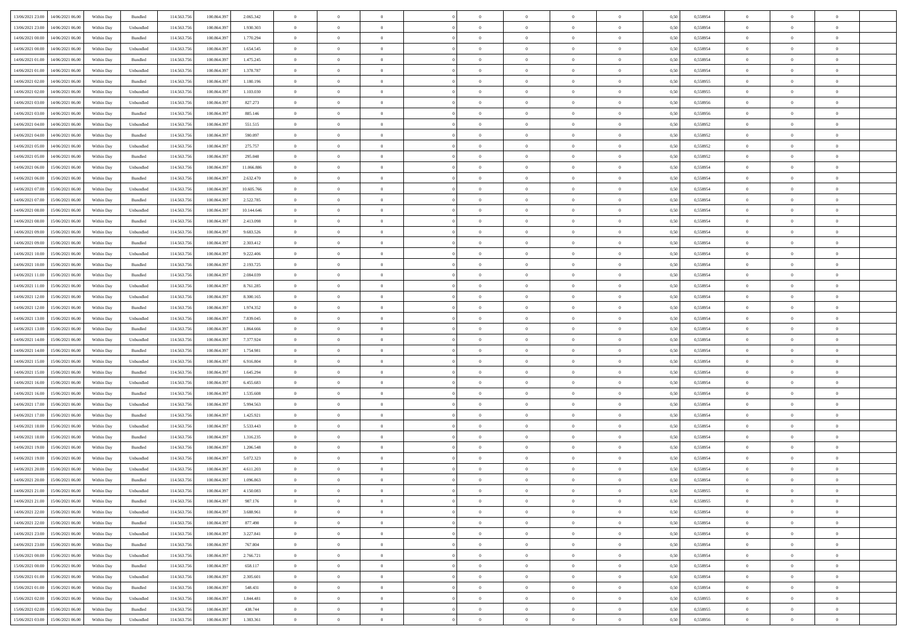| | | | | | | | | | | | | | | | | | | | | |
|---|---|---|---|---|---|---|---|---|---|---|---|---|---|---|---|---|---|---|---|---|
| 13/06/2021 23:00 | 14/06/2021 06:00 | Within Day | Bundled | 114.563.756 | 100.864.397 | 2.065.342 | 0 | 0 | 0 | | 0 | 0 | 0 | 0 | 0,50 | 0,558954 | 0 | 0 | 0 | |
| 13/06/2021 23:00 | 14/06/2021 06:00 | Within Day | Unbundled | 114.563.756 | 100.864.397 | 1.930.303 | 0 | 0 | 0 | | 0 | 0 | 0 | 0 | 0,50 | 0,558954 | 0 | 0 | 0 | |
| 14/06/2021 00:00 | 14/06/2021 06:00 | Within Day | Bundled | 114.563.756 | 100.864.397 | 1.770.294 | 0 | 0 | 0 | | 0 | 0 | 0 | 0 | 0,50 | 0,558954 | 0 | 0 | 0 | |
| 14/06/2021 00:00 | 14/06/2021 06:00 | Within Day | Unbundled | 114.563.756 | 100.864.397 | 1.654.545 | 0 | 0 | 0 | | 0 | 0 | 0 | 0 | 0,50 | 0,558954 | 0 | 0 | 0 | |
| 14/06/2021 01:00 | 14/06/2021 06:00 | Within Day | Bundled | 114.563.756 | 100.864.397 | 1.475.245 | 0 | 0 | 0 | | 0 | 0 | 0 | 0 | 0,50 | 0,558954 | 0 | 0 | 0 | |
| 14/06/2021 01:00 | 14/06/2021 06:00 | Within Day | Unbundled | 114.563.756 | 100.864.397 | 1.378.787 | 0 | 0 | 0 | | 0 | 0 | 0 | 0 | 0,50 | 0,558954 | 0 | 0 | 0 | |
| 14/06/2021 02:00 | 14/06/2021 06:00 | Within Day | Bundled | 114.563.756 | 100.864.397 | 1.180.196 | 0 | 0 | 0 | | 0 | 0 | 0 | 0 | 0,50 | 0,558955 | 0 | 0 | 0 | |
| 14/06/2021 02:00 | 14/06/2021 06:00 | Within Day | Unbundled | 114.563.756 | 100.864.397 | 1.103.030 | 0 | 0 | 0 | | 0 | 0 | 0 | 0 | 0,50 | 0,558955 | 0 | 0 | 0 | |
| 14/06/2021 03:00 | 14/06/2021 06:00 | Within Day | Unbundled | 114.563.756 | 100.864.397 | 827.273 | 0 | 0 | 0 | | 0 | 0 | 0 | 0 | 0,50 | 0,558956 | 0 | 0 | 0 | |
| 14/06/2021 03:00 | 14/06/2021 06:00 | Within Day | Bundled | 114.563.756 | 100.864.397 | 885.146 | 0 | 0 | 0 | | 0 | 0 | 0 | 0 | 0,50 | 0,558956 | 0 | 0 | 0 | |
| 14/06/2021 04:00 | 14/06/2021 06:00 | Within Day | Unbundled | 114.563.756 | 100.864.397 | 551.515 | 0 | 0 | 0 | | 0 | 0 | 0 | 0 | 0,50 | 0,558952 | 0 | 0 | 0 | |
| 14/06/2021 04:00 | 14/06/2021 06:00 | Within Day | Bundled | 114.563.756 | 100.864.397 | 590.097 | 0 | 0 | 0 | | 0 | 0 | 0 | 0 | 0,50 | 0,558952 | 0 | 0 | 0 | |
| 14/06/2021 05:00 | 14/06/2021 06:00 | Within Day | Unbundled | 114.563.756 | 100.864.397 | 275.757 | 0 | 0 | 0 | | 0 | 0 | 0 | 0 | 0,50 | 0,558952 | 0 | 0 | 0 | |
| 14/06/2021 05:00 | 14/06/2021 06:00 | Within Day | Bundled | 114.563.756 | 100.864.397 | 295.048 | 0 | 0 | 0 | | 0 | 0 | 0 | 0 | 0,50 | 0,558952 | 0 | 0 | 0 | |
| 14/06/2021 06:00 | 15/06/2021 06:00 | Within Day | Unbundled | 114.563.756 | 100.864.397 | 11.066.886 | 0 | 0 | 0 | | 0 | 0 | 0 | 0 | 0,50 | 0,558954 | 0 | 0 | 0 | |
| 14/06/2021 06:00 | 15/06/2021 06:00 | Within Day | Bundled | 114.563.756 | 100.864.397 | 2.632.470 | 0 | 0 | 0 | | 0 | 0 | 0 | 0 | 0,50 | 0,558954 | 0 | 0 | 0 | |
| 14/06/2021 07:00 | 15/06/2021 06:00 | Within Day | Unbundled | 114.563.756 | 100.864.397 | 10.605.766 | 0 | 0 | 0 | | 0 | 0 | 0 | 0 | 0,50 | 0,558954 | 0 | 0 | 0 | |
| 14/06/2021 07:00 | 15/06/2021 06:00 | Within Day | Bundled | 114.563.756 | 100.864.397 | 2.522.785 | 0 | 0 | 0 | | 0 | 0 | 0 | 0 | 0,50 | 0,558954 | 0 | 0 | 0 | |
| 14/06/2021 08:00 | 15/06/2021 06:00 | Within Day | Unbundled | 114.563.756 | 100.864.397 | 10.144.646 | 0 | 0 | 0 | | 0 | 0 | 0 | 0 | 0,50 | 0,558954 | 0 | 0 | 0 | |
| 14/06/2021 08:00 | 15/06/2021 06:00 | Within Day | Bundled | 114.563.756 | 100.864.397 | 2.413.098 | 0 | 0 | 0 | | 0 | 0 | 0 | 0 | 0,50 | 0,558954 | 0 | 0 | 0 | |
| 14/06/2021 09:00 | 15/06/2021 06:00 | Within Day | Unbundled | 114.563.756 | 100.864.397 | 9.683.526 | 0 | 0 | 0 | | 0 | 0 | 0 | 0 | 0,50 | 0,558954 | 0 | 0 | 0 | |
| 14/06/2021 09:00 | 15/06/2021 06:00 | Within Day | Bundled | 114.563.756 | 100.864.397 | 2.303.412 | 0 | 0 | 0 | | 0 | 0 | 0 | 0 | 0,50 | 0,558954 | 0 | 0 | 0 | |
| 14/06/2021 10:00 | 15/06/2021 06:00 | Within Day | Unbundled | 114.563.756 | 100.864.397 | 9.222.406 | 0 | 0 | 0 | | 0 | 0 | 0 | 0 | 0,50 | 0,558954 | 0 | 0 | 0 | |
| 14/06/2021 10:00 | 15/06/2021 06:00 | Within Day | Bundled | 114.563.756 | 100.864.397 | 2.193.725 | 0 | 0 | 0 | | 0 | 0 | 0 | 0 | 0,50 | 0,558954 | 0 | 0 | 0 | |
| 14/06/2021 11:00 | 15/06/2021 06:00 | Within Day | Bundled | 114.563.756 | 100.864.397 | 2.084.039 | 0 | 0 | 0 | | 0 | 0 | 0 | 0 | 0,50 | 0,558954 | 0 | 0 | 0 | |
| 14/06/2021 11:00 | 15/06/2021 06:00 | Within Day | Unbundled | 114.563.756 | 100.864.397 | 8.761.285 | 0 | 0 | 0 | | 0 | 0 | 0 | 0 | 0,50 | 0,558954 | 0 | 0 | 0 | |
| 14/06/2021 12:00 | 15/06/2021 06:00 | Within Day | Unbundled | 114.563.756 | 100.864.397 | 8.300.165 | 0 | 0 | 0 | | 0 | 0 | 0 | 0 | 0,50 | 0,558954 | 0 | 0 | 0 | |
| 14/06/2021 12:00 | 15/06/2021 06:00 | Within Day | Bundled | 114.563.756 | 100.864.397 | 1.974.352 | 0 | 0 | 0 | | 0 | 0 | 0 | 0 | 0,50 | 0,558954 | 0 | 0 | 0 | |
| 14/06/2021 13:00 | 15/06/2021 06:00 | Within Day | Unbundled | 114.563.756 | 100.864.397 | 7.839.045 | 0 | 0 | 0 | | 0 | 0 | 0 | 0 | 0,50 | 0,558954 | 0 | 0 | 0 | |
| 14/06/2021 13:00 | 15/06/2021 06:00 | Within Day | Bundled | 114.563.756 | 100.864.397 | 1.864.666 | 0 | 0 | 0 | | 0 | 0 | 0 | 0 | 0,50 | 0,558954 | 0 | 0 | 0 | |
| 14/06/2021 14:00 | 15/06/2021 06:00 | Within Day | Unbundled | 114.563.756 | 100.864.397 | 7.377.924 | 0 | 0 | 0 | | 0 | 0 | 0 | 0 | 0,50 | 0,558954 | 0 | 0 | 0 | |
| 14/06/2021 14:00 | 15/06/2021 06:00 | Within Day | Bundled | 114.563.756 | 100.864.397 | 1.754.981 | 0 | 0 | 0 | | 0 | 0 | 0 | 0 | 0,50 | 0,558954 | 0 | 0 | 0 | |
| 14/06/2021 15:00 | 15/06/2021 06:00 | Within Day | Unbundled | 114.563.756 | 100.864.397 | 6.916.804 | 0 | 0 | 0 | | 0 | 0 | 0 | 0 | 0,50 | 0,558954 | 0 | 0 | 0 | |
| 14/06/2021 15:00 | 15/06/2021 06:00 | Within Day | Bundled | 114.563.756 | 100.864.397 | 1.645.294 | 0 | 0 | 0 | | 0 | 0 | 0 | 0 | 0,50 | 0,558954 | 0 | 0 | 0 | |
| 14/06/2021 16:00 | 15/06/2021 06:00 | Within Day | Unbundled | 114.563.756 | 100.864.397 | 6.455.683 | 0 | 0 | 0 | | 0 | 0 | 0 | 0 | 0,50 | 0,558954 | 0 | 0 | 0 | |
| 14/06/2021 16:00 | 15/06/2021 06:00 | Within Day | Bundled | 114.563.756 | 100.864.397 | 1.535.608 | 0 | 0 | 0 | | 0 | 0 | 0 | 0 | 0,50 | 0,558954 | 0 | 0 | 0 | |
| 14/06/2021 17:00 | 15/06/2021 06:00 | Within Day | Unbundled | 114.563.756 | 100.864.397 | 5.994.563 | 0 | 0 | 0 | | 0 | 0 | 0 | 0 | 0,50 | 0,558954 | 0 | 0 | 0 | |
| 14/06/2021 17:00 | 15/06/2021 06:00 | Within Day | Bundled | 114.563.756 | 100.864.397 | 1.425.921 | 0 | 0 | 0 | | 0 | 0 | 0 | 0 | 0,50 | 0,558954 | 0 | 0 | 0 | |
| 14/06/2021 18:00 | 15/06/2021 06:00 | Within Day | Unbundled | 114.563.756 | 100.864.397 | 5.533.443 | 0 | 0 | 0 | | 0 | 0 | 0 | 0 | 0,50 | 0,558954 | 0 | 0 | 0 | |
| 14/06/2021 18:00 | 15/06/2021 06:00 | Within Day | Bundled | 114.563.756 | 100.864.397 | 1.316.235 | 0 | 0 | 0 | | 0 | 0 | 0 | 0 | 0,50 | 0,558954 | 0 | 0 | 0 | |
| 14/06/2021 19:00 | 15/06/2021 06:00 | Within Day | Bundled | 114.563.756 | 100.864.397 | 1.206.548 | 0 | 0 | 0 | | 0 | 0 | 0 | 0 | 0,50 | 0,558954 | 0 | 0 | 0 | |
| 14/06/2021 19:00 | 15/06/2021 06:00 | Within Day | Unbundled | 114.563.756 | 100.864.397 | 5.072.323 | 0 | 0 | 0 | | 0 | 0 | 0 | 0 | 0,50 | 0,558954 | 0 | 0 | 0 | |
| 14/06/2021 20:00 | 15/06/2021 06:00 | Within Day | Unbundled | 114.563.756 | 100.864.397 | 4.611.203 | 0 | 0 | 0 | | 0 | 0 | 0 | 0 | 0,50 | 0,558954 | 0 | 0 | 0 | |
| 14/06/2021 20:00 | 15/06/2021 06:00 | Within Day | Bundled | 114.563.756 | 100.864.397 | 1.096.863 | 0 | 0 | 0 | | 0 | 0 | 0 | 0 | 0,50 | 0,558954 | 0 | 0 | 0 | |
| 14/06/2021 21:00 | 15/06/2021 06:00 | Within Day | Unbundled | 114.563.756 | 100.864.397 | 4.150.083 | 0 | 0 | 0 | | 0 | 0 | 0 | 0 | 0,50 | 0,558955 | 0 | 0 | 0 | |
| 14/06/2021 21:00 | 15/06/2021 06:00 | Within Day | Bundled | 114.563.756 | 100.864.397 | 987.176 | 0 | 0 | 0 | | 0 | 0 | 0 | 0 | 0,50 | 0,558955 | 0 | 0 | 0 | |
| 14/06/2021 22:00 | 15/06/2021 06:00 | Within Day | Unbundled | 114.563.756 | 100.864.397 | 3.688.961 | 0 | 0 | 0 | | 0 | 0 | 0 | 0 | 0,50 | 0,558954 | 0 | 0 | 0 | |
| 14/06/2021 22:00 | 15/06/2021 06:00 | Within Day | Bundled | 114.563.756 | 100.864.397 | 877.490 | 0 | 0 | 0 | | 0 | 0 | 0 | 0 | 0,50 | 0,558954 | 0 | 0 | 0 | |
| 14/06/2021 23:00 | 15/06/2021 06:00 | Within Day | Unbundled | 114.563.756 | 100.864.397 | 3.227.841 | 0 | 0 | 0 | | 0 | 0 | 0 | 0 | 0,50 | 0,558954 | 0 | 0 | 0 | |
| 14/06/2021 23:00 | 15/06/2021 06:00 | Within Day | Bundled | 114.563.756 | 100.864.397 | 767.804 | 0 | 0 | 0 | | 0 | 0 | 0 | 0 | 0,50 | 0,558954 | 0 | 0 | 0 | |
| 15/06/2021 00:00 | 15/06/2021 06:00 | Within Day | Unbundled | 114.563.756 | 100.864.397 | 2.766.721 | 0 | 0 | 0 | | 0 | 0 | 0 | 0 | 0,50 | 0,558954 | 0 | 0 | 0 | |
| 15/06/2021 00:00 | 15/06/2021 06:00 | Within Day | Bundled | 114.563.756 | 100.864.397 | 658.117 | 0 | 0 | 0 | | 0 | 0 | 0 | 0 | 0,50 | 0,558954 | 0 | 0 | 0 | |
| 15/06/2021 01:00 | 15/06/2021 06:00 | Within Day | Unbundled | 114.563.756 | 100.864.397 | 2.305.601 | 0 | 0 | 0 | | 0 | 0 | 0 | 0 | 0,50 | 0,558954 | 0 | 0 | 0 | |
| 15/06/2021 01:00 | 15/06/2021 06:00 | Within Day | Bundled | 114.563.756 | 100.864.397 | 548.431 | 0 | 0 | 0 | | 0 | 0 | 0 | 0 | 0,50 | 0,558954 | 0 | 0 | 0 | |
| 15/06/2021 02:00 | 15/06/2021 06:00 | Within Day | Unbundled | 114.563.756 | 100.864.397 | 1.844.481 | 0 | 0 | 0 | | 0 | 0 | 0 | 0 | 0,50 | 0,558955 | 0 | 0 | 0 | |
| 15/06/2021 02:00 | 15/06/2021 06:00 | Within Day | Bundled | 114.563.756 | 100.864.397 | 438.744 | 0 | 0 | 0 | | 0 | 0 | 0 | 0 | 0,50 | 0,558955 | 0 | 0 | 0 | |
| 15/06/2021 03:00 | 15/06/2021 06:00 | Within Day | Unbundled | 114.563.756 | 100.864.397 | 1.383.361 | 0 | 0 | 0 | | 0 | 0 | 0 | 0 | 0,50 | 0,558956 | 0 | 0 | 0 | |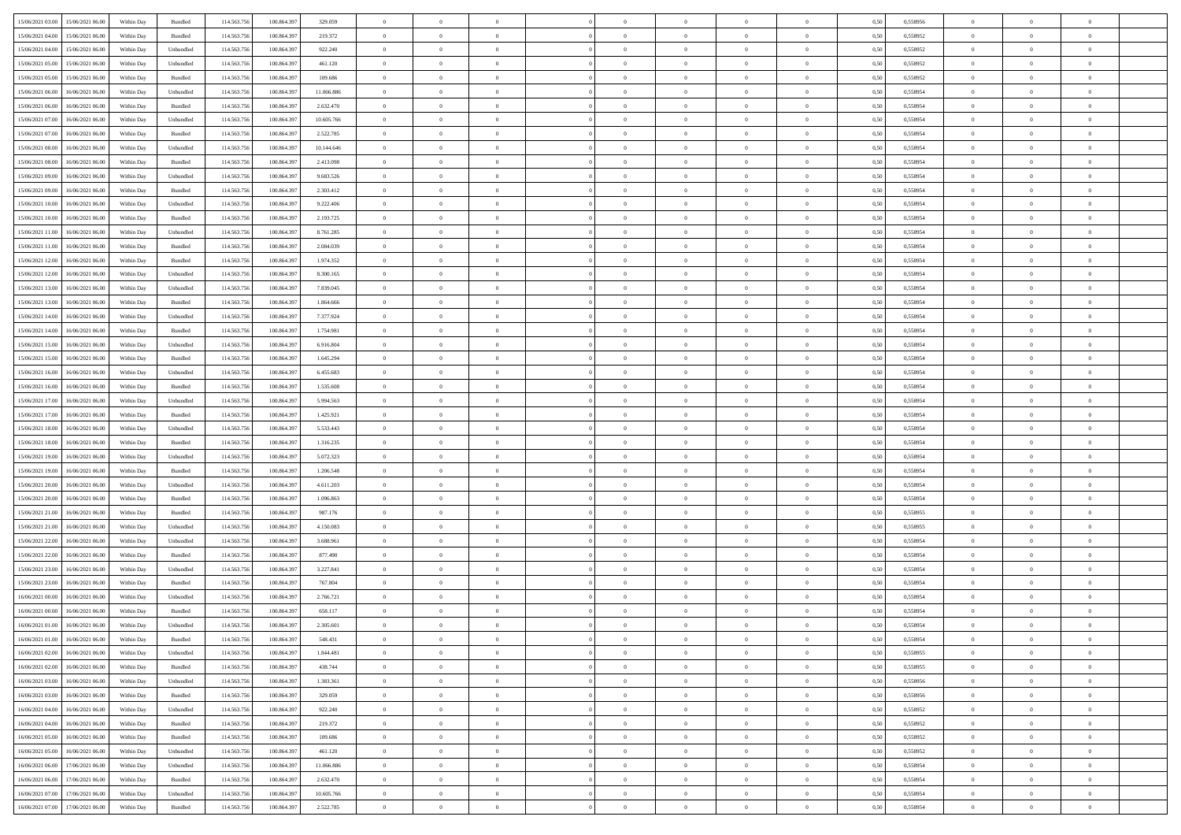| 15/06/2021 03:00 | 15/06/2021 06:00 | Within Day | Bundled | 114.563.756 | 100.864.397 | 329.059 | 0 | 0 | 0 | | 0 | 0 | 0 | 0 | 0,50 | 0,558956 | 0 | 0 | 0 | |
|---|---|---|---|---|---|---|---|---|---|---|---|---|---|---|---|---|---|---|---|---|
| 15/06/2021 04:00 | 15/06/2021 06:00 | Within Day | Bundled | 114.563.756 | 100.864.397 | 219.372 | 0 | 0 | 0 | | 0 | 0 | 0 | 0 | 0,50 | 0,558952 | 0 | 0 | 0 | |
| 15/06/2021 04:00 | 15/06/2021 06:00 | Within Day | Unbundled | 114.563.756 | 100.864.397 | 922.240 | 0 | 0 | 0 | | 0 | 0 | 0 | 0 | 0,50 | 0,558952 | 0 | 0 | 0 | |
| 15/06/2021 05:00 | 15/06/2021 06:00 | Within Day | Unbundled | 114.563.756 | 100.864.397 | 461.120 | 0 | 0 | 0 | | 0 | 0 | 0 | 0 | 0,50 | 0,558952 | 0 | 0 | 0 | |
| 15/06/2021 05:00 | 15/06/2021 06:00 | Within Day | Bundled | 114.563.756 | 100.864.397 | 109.686 | 0 | 0 | 0 | | 0 | 0 | 0 | 0 | 0,50 | 0,558952 | 0 | 0 | 0 | |
| 15/06/2021 06:00 | 16/06/2021 06:00 | Within Day | Unbundled | 114.563.756 | 100.864.397 | 11.066.886 | 0 | 0 | 0 | | 0 | 0 | 0 | 0 | 0,50 | 0,558954 | 0 | 0 | 0 | |
| 15/06/2021 06:00 | 16/06/2021 06:00 | Within Day | Bundled | 114.563.756 | 100.864.397 | 2.632.470 | 0 | 0 | 0 | | 0 | 0 | 0 | 0 | 0,50 | 0,558954 | 0 | 0 | 0 | |
| 15/06/2021 07:00 | 16/06/2021 06:00 | Within Day | Unbundled | 114.563.756 | 100.864.397 | 10.605.766 | 0 | 0 | 0 | | 0 | 0 | 0 | 0 | 0,50 | 0,558954 | 0 | 0 | 0 | |
| 15/06/2021 07:00 | 16/06/2021 06:00 | Within Day | Bundled | 114.563.756 | 100.864.397 | 2.522.785 | 0 | 0 | 0 | | 0 | 0 | 0 | 0 | 0,50 | 0,558954 | 0 | 0 | 0 | |
| 15/06/2021 08:00 | 16/06/2021 06:00 | Within Day | Unbundled | 114.563.756 | 100.864.397 | 10.144.646 | 0 | 0 | 0 | | 0 | 0 | 0 | 0 | 0,50 | 0,558954 | 0 | 0 | 0 | |
| 15/06/2021 08:00 | 16/06/2021 06:00 | Within Day | Bundled | 114.563.756 | 100.864.397 | 2.413.098 | 0 | 0 | 0 | | 0 | 0 | 0 | 0 | 0,50 | 0,558954 | 0 | 0 | 0 | |
| 15/06/2021 09:00 | 16/06/2021 06:00 | Within Day | Unbundled | 114.563.756 | 100.864.397 | 9.683.526 | 0 | 0 | 0 | | 0 | 0 | 0 | 0 | 0,50 | 0,558954 | 0 | 0 | 0 | |
| 15/06/2021 09:00 | 16/06/2021 06:00 | Within Day | Bundled | 114.563.756 | 100.864.397 | 2.303.412 | 0 | 0 | 0 | | 0 | 0 | 0 | 0 | 0,50 | 0,558954 | 0 | 0 | 0 | |
| 15/06/2021 10:00 | 16/06/2021 06:00 | Within Day | Unbundled | 114.563.756 | 100.864.397 | 9.222.406 | 0 | 0 | 0 | | 0 | 0 | 0 | 0 | 0,50 | 0,558954 | 0 | 0 | 0 | |
| 15/06/2021 10:00 | 16/06/2021 06:00 | Within Day | Bundled | 114.563.756 | 100.864.397 | 2.193.725 | 0 | 0 | 0 | | 0 | 0 | 0 | 0 | 0,50 | 0,558954 | 0 | 0 | 0 | |
| 15/06/2021 11:00 | 16/06/2021 06:00 | Within Day | Unbundled | 114.563.756 | 100.864.397 | 8.761.285 | 0 | 0 | 0 | | 0 | 0 | 0 | 0 | 0,50 | 0,558954 | 0 | 0 | 0 | |
| 15/06/2021 11:00 | 16/06/2021 06:00 | Within Day | Bundled | 114.563.756 | 100.864.397 | 2.084.039 | 0 | 0 | 0 | | 0 | 0 | 0 | 0 | 0,50 | 0,558954 | 0 | 0 | 0 | |
| 15/06/2021 12:00 | 16/06/2021 06:00 | Within Day | Bundled | 114.563.756 | 100.864.397 | 1.974.352 | 0 | 0 | 0 | | 0 | 0 | 0 | 0 | 0,50 | 0,558954 | 0 | 0 | 0 | |
| 15/06/2021 12:00 | 16/06/2021 06:00 | Within Day | Unbundled | 114.563.756 | 100.864.397 | 8.300.165 | 0 | 0 | 0 | | 0 | 0 | 0 | 0 | 0,50 | 0,558954 | 0 | 0 | 0 | |
| 15/06/2021 13:00 | 16/06/2021 06:00 | Within Day | Unbundled | 114.563.756 | 100.864.397 | 7.839.045 | 0 | 0 | 0 | | 0 | 0 | 0 | 0 | 0,50 | 0,558954 | 0 | 0 | 0 | |
| 15/06/2021 13:00 | 16/06/2021 06:00 | Within Day | Bundled | 114.563.756 | 100.864.397 | 1.864.666 | 0 | 0 | 0 | | 0 | 0 | 0 | 0 | 0,50 | 0,558954 | 0 | 0 | 0 | |
| 15/06/2021 14:00 | 16/06/2021 06:00 | Within Day | Unbundled | 114.563.756 | 100.864.397 | 7.377.924 | 0 | 0 | 0 | | 0 | 0 | 0 | 0 | 0,50 | 0,558954 | 0 | 0 | 0 | |
| 15/06/2021 14:00 | 16/06/2021 06:00 | Within Day | Bundled | 114.563.756 | 100.864.397 | 1.754.981 | 0 | 0 | 0 | | 0 | 0 | 0 | 0 | 0,50 | 0,558954 | 0 | 0 | 0 | |
| 15/06/2021 15:00 | 16/06/2021 06:00 | Within Day | Unbundled | 114.563.756 | 100.864.397 | 6.916.804 | 0 | 0 | 0 | | 0 | 0 | 0 | 0 | 0,50 | 0,558954 | 0 | 0 | 0 | |
| 15/06/2021 15:00 | 16/06/2021 06:00 | Within Day | Bundled | 114.563.756 | 100.864.397 | 1.645.294 | 0 | 0 | 0 | | 0 | 0 | 0 | 0 | 0,50 | 0,558954 | 0 | 0 | 0 | |
| 15/06/2021 16:00 | 16/06/2021 06:00 | Within Day | Unbundled | 114.563.756 | 100.864.397 | 6.455.683 | 0 | 0 | 0 | | 0 | 0 | 0 | 0 | 0,50 | 0,558954 | 0 | 0 | 0 | |
| 15/06/2021 16:00 | 16/06/2021 06:00 | Within Day | Bundled | 114.563.756 | 100.864.397 | 1.535.608 | 0 | 0 | 0 | | 0 | 0 | 0 | 0 | 0,50 | 0,558954 | 0 | 0 | 0 | |
| 15/06/2021 17:00 | 16/06/2021 06:00 | Within Day | Unbundled | 114.563.756 | 100.864.397 | 5.994.563 | 0 | 0 | 0 | | 0 | 0 | 0 | 0 | 0,50 | 0,558954 | 0 | 0 | 0 | |
| 15/06/2021 17:00 | 16/06/2021 06:00 | Within Day | Bundled | 114.563.756 | 100.864.397 | 1.425.921 | 0 | 0 | 0 | | 0 | 0 | 0 | 0 | 0,50 | 0,558954 | 0 | 0 | 0 | |
| 15/06/2021 18:00 | 16/06/2021 06:00 | Within Day | Unbundled | 114.563.756 | 100.864.397 | 5.533.443 | 0 | 0 | 0 | | 0 | 0 | 0 | 0 | 0,50 | 0,558954 | 0 | 0 | 0 | |
| 15/06/2021 18:00 | 16/06/2021 06:00 | Within Day | Bundled | 114.563.756 | 100.864.397 | 1.316.235 | 0 | 0 | 0 | | 0 | 0 | 0 | 0 | 0,50 | 0,558954 | 0 | 0 | 0 | |
| 15/06/2021 19:00 | 16/06/2021 06:00 | Within Day | Unbundled | 114.563.756 | 100.864.397 | 5.072.323 | 0 | 0 | 0 | | 0 | 0 | 0 | 0 | 0,50 | 0,558954 | 0 | 0 | 0 | |
| 15/06/2021 19:00 | 16/06/2021 06:00 | Within Day | Bundled | 114.563.756 | 100.864.397 | 1.206.548 | 0 | 0 | 0 | | 0 | 0 | 0 | 0 | 0,50 | 0,558954 | 0 | 0 | 0 | |
| 15/06/2021 20:00 | 16/06/2021 06:00 | Within Day | Unbundled | 114.563.756 | 100.864.397 | 4.611.203 | 0 | 0 | 0 | | 0 | 0 | 0 | 0 | 0,50 | 0,558954 | 0 | 0 | 0 | |
| 15/06/2021 20:00 | 16/06/2021 06:00 | Within Day | Bundled | 114.563.756 | 100.864.397 | 1.096.863 | 0 | 0 | 0 | | 0 | 0 | 0 | 0 | 0,50 | 0,558954 | 0 | 0 | 0 | |
| 15/06/2021 21:00 | 16/06/2021 06:00 | Within Day | Bundled | 114.563.756 | 100.864.397 | 987.176 | 0 | 0 | 0 | | 0 | 0 | 0 | 0 | 0,50 | 0,558955 | 0 | 0 | 0 | |
| 15/06/2021 21:00 | 16/06/2021 06:00 | Within Day | Unbundled | 114.563.756 | 100.864.397 | 4.150.083 | 0 | 0 | 0 | | 0 | 0 | 0 | 0 | 0,50 | 0,558955 | 0 | 0 | 0 | |
| 15/06/2021 22:00 | 16/06/2021 06:00 | Within Day | Unbundled | 114.563.756 | 100.864.397 | 3.688.961 | 0 | 0 | 0 | | 0 | 0 | 0 | 0 | 0,50 | 0,558954 | 0 | 0 | 0 | |
| 15/06/2021 22:00 | 16/06/2021 06:00 | Within Day | Bundled | 114.563.756 | 100.864.397 | 877.490 | 0 | 0 | 0 | | 0 | 0 | 0 | 0 | 0,50 | 0,558954 | 0 | 0 | 0 | |
| 15/06/2021 23:00 | 16/06/2021 06:00 | Within Day | Unbundled | 114.563.756 | 100.864.397 | 3.227.841 | 0 | 0 | 0 | | 0 | 0 | 0 | 0 | 0,50 | 0,558954 | 0 | 0 | 0 | |
| 15/06/2021 23:00 | 16/06/2021 06:00 | Within Day | Bundled | 114.563.756 | 100.864.397 | 767.804 | 0 | 0 | 0 | | 0 | 0 | 0 | 0 | 0,50 | 0,558954 | 0 | 0 | 0 | |
| 16/06/2021 00:00 | 16/06/2021 06:00 | Within Day | Unbundled | 114.563.756 | 100.864.397 | 2.766.721 | 0 | 0 | 0 | | 0 | 0 | 0 | 0 | 0,50 | 0,558954 | 0 | 0 | 0 | |
| 16/06/2021 00:00 | 16/06/2021 06:00 | Within Day | Bundled | 114.563.756 | 100.864.397 | 658.117 | 0 | 0 | 0 | | 0 | 0 | 0 | 0 | 0,50 | 0,558954 | 0 | 0 | 0 | |
| 16/06/2021 01:00 | 16/06/2021 06:00 | Within Day | Unbundled | 114.563.756 | 100.864.397 | 2.305.601 | 0 | 0 | 0 | | 0 | 0 | 0 | 0 | 0,50 | 0,558954 | 0 | 0 | 0 | |
| 16/06/2021 01:00 | 16/06/2021 06:00 | Within Day | Bundled | 114.563.756 | 100.864.397 | 548.431 | 0 | 0 | 0 | | 0 | 0 | 0 | 0 | 0,50 | 0,558954 | 0 | 0 | 0 | |
| 16/06/2021 02:00 | 16/06/2021 06:00 | Within Day | Unbundled | 114.563.756 | 100.864.397 | 1.844.481 | 0 | 0 | 0 | | 0 | 0 | 0 | 0 | 0,50 | 0,558955 | 0 | 0 | 0 | |
| 16/06/2021 02:00 | 16/06/2021 06:00 | Within Day | Bundled | 114.563.756 | 100.864.397 | 438.744 | 0 | 0 | 0 | | 0 | 0 | 0 | 0 | 0,50 | 0,558955 | 0 | 0 | 0 | |
| 16/06/2021 03:00 | 16/06/2021 06:00 | Within Day | Unbundled | 114.563.756 | 100.864.397 | 1.383.361 | 0 | 0 | 0 | | 0 | 0 | 0 | 0 | 0,50 | 0,558956 | 0 | 0 | 0 | |
| 16/06/2021 03:00 | 16/06/2021 06:00 | Within Day | Bundled | 114.563.756 | 100.864.397 | 329.059 | 0 | 0 | 0 | | 0 | 0 | 0 | 0 | 0,50 | 0,558956 | 0 | 0 | 0 | |
| 16/06/2021 04:00 | 16/06/2021 06:00 | Within Day | Unbundled | 114.563.756 | 100.864.397 | 922.240 | 0 | 0 | 0 | | 0 | 0 | 0 | 0 | 0,50 | 0,558952 | 0 | 0 | 0 | |
| 16/06/2021 04:00 | 16/06/2021 06:00 | Within Day | Bundled | 114.563.756 | 100.864.397 | 219.372 | 0 | 0 | 0 | | 0 | 0 | 0 | 0 | 0,50 | 0,558952 | 0 | 0 | 0 | |
| 16/06/2021 05:00 | 16/06/2021 06:00 | Within Day | Bundled | 114.563.756 | 100.864.397 | 109.686 | 0 | 0 | 0 | | 0 | 0 | 0 | 0 | 0,50 | 0,558952 | 0 | 0 | 0 | |
| 16/06/2021 05:00 | 16/06/2021 06:00 | Within Day | Unbundled | 114.563.756 | 100.864.397 | 461.120 | 0 | 0 | 0 | | 0 | 0 | 0 | 0 | 0,50 | 0,558952 | 0 | 0 | 0 | |
| 16/06/2021 06:00 | 17/06/2021 06:00 | Within Day | Unbundled | 114.563.756 | 100.864.397 | 11.066.886 | 0 | 0 | 0 | | 0 | 0 | 0 | 0 | 0,50 | 0,558954 | 0 | 0 | 0 | |
| 16/06/2021 06:00 | 17/06/2021 06:00 | Within Day | Bundled | 114.563.756 | 100.864.397 | 2.632.470 | 0 | 0 | 0 | | 0 | 0 | 0 | 0 | 0,50 | 0,558954 | 0 | 0 | 0 | |
| 16/06/2021 07:00 | 17/06/2021 06:00 | Within Day | Unbundled | 114.563.756 | 100.864.397 | 10.605.766 | 0 | 0 | 0 | | 0 | 0 | 0 | 0 | 0,50 | 0,558954 | 0 | 0 | 0 | |
| 16/06/2021 07:00 | 17/06/2021 06:00 | Within Day | Bundled | 114.563.756 | 100.864.397 | 2.522.785 | 0 | 0 | 0 | | 0 | 0 | 0 | 0 | 0,50 | 0,558954 | 0 | 0 | 0 | |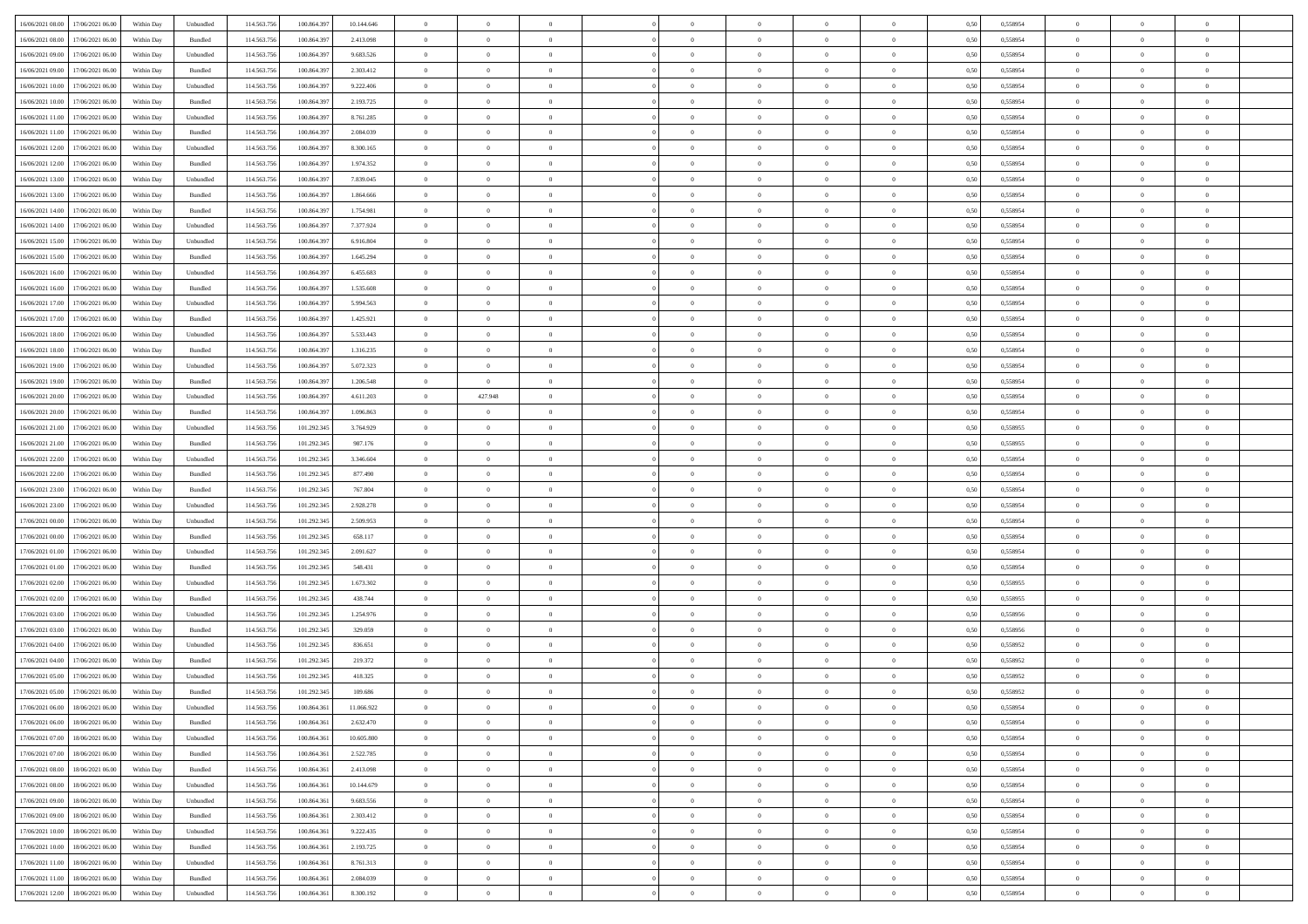| | | | | | | | | | | | | | | | | | | | | | |
|---|---|---|---|---|---|---|---|---|---|---|---|---|---|---|---|---|---|---|---|---|---|
| 16/06/2021 08:00 | 17/06/2021 06:00 | Within Day | Unbundled | 114.563.756 | 100.864.397 | 10.144.646 | 0 | 0 | 0 | | 0 | 0 | 0 | 0 | 0,50 | 0,558954 | 0 | 0 | 0 | |
| 16/06/2021 08:00 | 17/06/2021 06:00 | Within Day | Bundled | 114.563.756 | 100.864.397 | 2.413.098 | 0 | 0 | 0 | | 0 | 0 | 0 | 0 | 0,50 | 0,558954 | 0 | 0 | 0 | |
| 16/06/2021 09:00 | 17/06/2021 06:00 | Within Day | Unbundled | 114.563.756 | 100.864.397 | 9.683.526 | 0 | 0 | 0 | | 0 | 0 | 0 | 0 | 0,50 | 0,558954 | 0 | 0 | 0 | |
| 16/06/2021 09:00 | 17/06/2021 06:00 | Within Day | Bundled | 114.563.756 | 100.864.397 | 2.303.412 | 0 | 0 | 0 | | 0 | 0 | 0 | 0 | 0,50 | 0,558954 | 0 | 0 | 0 | |
| 16/06/2021 10:00 | 17/06/2021 06:00 | Within Day | Unbundled | 114.563.756 | 100.864.397 | 9.222.406 | 0 | 0 | 0 | | 0 | 0 | 0 | 0 | 0,50 | 0,558954 | 0 | 0 | 0 | |
| 16/06/2021 10:00 | 17/06/2021 06:00 | Within Day | Bundled | 114.563.756 | 100.864.397 | 2.193.725 | 0 | 0 | 0 | | 0 | 0 | 0 | 0 | 0,50 | 0,558954 | 0 | 0 | 0 | |
| 16/06/2021 11:00 | 17/06/2021 06:00 | Within Day | Unbundled | 114.563.756 | 100.864.397 | 8.761.285 | 0 | 0 | 0 | | 0 | 0 | 0 | 0 | 0,50 | 0,558954 | 0 | 0 | 0 | |
| 16/06/2021 11:00 | 17/06/2021 06:00 | Within Day | Bundled | 114.563.756 | 100.864.397 | 2.084.039 | 0 | 0 | 0 | | 0 | 0 | 0 | 0 | 0,50 | 0,558954 | 0 | 0 | 0 | |
| 16/06/2021 12:00 | 17/06/2021 06:00 | Within Day | Unbundled | 114.563.756 | 100.864.397 | 8.300.165 | 0 | 0 | 0 | | 0 | 0 | 0 | 0 | 0,50 | 0,558954 | 0 | 0 | 0 | |
| 16/06/2021 12:00 | 17/06/2021 06:00 | Within Day | Bundled | 114.563.756 | 100.864.397 | 1.974.352 | 0 | 0 | 0 | | 0 | 0 | 0 | 0 | 0,50 | 0,558954 | 0 | 0 | 0 | |
| 16/06/2021 13:00 | 17/06/2021 06:00 | Within Day | Unbundled | 114.563.756 | 100.864.397 | 7.839.045 | 0 | 0 | 0 | | 0 | 0 | 0 | 0 | 0,50 | 0,558954 | 0 | 0 | 0 | |
| 16/06/2021 13:00 | 17/06/2021 06:00 | Within Day | Bundled | 114.563.756 | 100.864.397 | 1.864.666 | 0 | 0 | 0 | | 0 | 0 | 0 | 0 | 0,50 | 0,558954 | 0 | 0 | 0 | |
| 16/06/2021 14:00 | 17/06/2021 06:00 | Within Day | Bundled | 114.563.756 | 100.864.397 | 1.754.981 | 0 | 0 | 0 | | 0 | 0 | 0 | 0 | 0,50 | 0,558954 | 0 | 0 | 0 | |
| 16/06/2021 14:00 | 17/06/2021 06:00 | Within Day | Unbundled | 114.563.756 | 100.864.397 | 7.377.924 | 0 | 0 | 0 | | 0 | 0 | 0 | 0 | 0,50 | 0,558954 | 0 | 0 | 0 | |
| 16/06/2021 15:00 | 17/06/2021 06:00 | Within Day | Unbundled | 114.563.756 | 100.864.397 | 6.916.804 | 0 | 0 | 0 | | 0 | 0 | 0 | 0 | 0,50 | 0,558954 | 0 | 0 | 0 | |
| 16/06/2021 15:00 | 17/06/2021 06:00 | Within Day | Bundled | 114.563.756 | 100.864.397 | 1.645.294 | 0 | 0 | 0 | | 0 | 0 | 0 | 0 | 0,50 | 0,558954 | 0 | 0 | 0 | |
| 16/06/2021 16:00 | 17/06/2021 06:00 | Within Day | Unbundled | 114.563.756 | 100.864.397 | 6.455.683 | 0 | 0 | 0 | | 0 | 0 | 0 | 0 | 0,50 | 0,558954 | 0 | 0 | 0 | |
| 16/06/2021 16:00 | 17/06/2021 06:00 | Within Day | Bundled | 114.563.756 | 100.864.397 | 1.535.608 | 0 | 0 | 0 | | 0 | 0 | 0 | 0 | 0,50 | 0,558954 | 0 | 0 | 0 | |
| 16/06/2021 17:00 | 17/06/2021 06:00 | Within Day | Unbundled | 114.563.756 | 100.864.397 | 5.994.563 | 0 | 0 | 0 | | 0 | 0 | 0 | 0 | 0,50 | 0,558954 | 0 | 0 | 0 | |
| 16/06/2021 17:00 | 17/06/2021 06:00 | Within Day | Bundled | 114.563.756 | 100.864.397 | 1.425.921 | 0 | 0 | 0 | | 0 | 0 | 0 | 0 | 0,50 | 0,558954 | 0 | 0 | 0 | |
| 16/06/2021 18:00 | 17/06/2021 06:00 | Within Day | Unbundled | 114.563.756 | 100.864.397 | 5.533.443 | 0 | 0 | 0 | | 0 | 0 | 0 | 0 | 0,50 | 0,558954 | 0 | 0 | 0 | |
| 16/06/2021 18:00 | 17/06/2021 06:00 | Within Day | Bundled | 114.563.756 | 100.864.397 | 1.316.235 | 0 | 0 | 0 | | 0 | 0 | 0 | 0 | 0,50 | 0,558954 | 0 | 0 | 0 | |
| 16/06/2021 19:00 | 17/06/2021 06:00 | Within Day | Unbundled | 114.563.756 | 100.864.397 | 5.072.323 | 0 | 0 | 0 | | 0 | 0 | 0 | 0 | 0,50 | 0,558954 | 0 | 0 | 0 | |
| 16/06/2021 19:00 | 17/06/2021 06:00 | Within Day | Bundled | 114.563.756 | 100.864.397 | 1.206.548 | 0 | 0 | 0 | | 0 | 0 | 0 | 0 | 0,50 | 0,558954 | 0 | 0 | 0 | |
| 16/06/2021 20:00 | 17/06/2021 06:00 | Within Day | Unbundled | 114.563.756 | 100.864.397 | 4.611.203 | 0 | 427.948 | 0 | | 0 | 0 | 0 | 0 | 0,50 | 0,558954 | 0 | 0 | 0 | |
| 16/06/2021 20:00 | 17/06/2021 06:00 | Within Day | Bundled | 114.563.756 | 100.864.397 | 1.096.863 | 0 | 0 | 0 | | 0 | 0 | 0 | 0 | 0,50 | 0,558954 | 0 | 0 | 0 | |
| 16/06/2021 21:00 | 17/06/2021 06:00 | Within Day | Unbundled | 114.563.756 | 101.292.345 | 3.764.929 | 0 | 0 | 0 | | 0 | 0 | 0 | 0 | 0,50 | 0,558955 | 0 | 0 | 0 | |
| 16/06/2021 21:00 | 17/06/2021 06:00 | Within Day | Bundled | 114.563.756 | 101.292.345 | 987.176 | 0 | 0 | 0 | | 0 | 0 | 0 | 0 | 0,50 | 0,558955 | 0 | 0 | 0 | |
| 16/06/2021 22:00 | 17/06/2021 06:00 | Within Day | Unbundled | 114.563.756 | 101.292.345 | 3.346.604 | 0 | 0 | 0 | | 0 | 0 | 0 | 0 | 0,50 | 0,558954 | 0 | 0 | 0 | |
| 16/06/2021 22:00 | 17/06/2021 06:00 | Within Day | Bundled | 114.563.756 | 101.292.345 | 877.490 | 0 | 0 | 0 | | 0 | 0 | 0 | 0 | 0,50 | 0,558954 | 0 | 0 | 0 | |
| 16/06/2021 23:00 | 17/06/2021 06:00 | Within Day | Bundled | 114.563.756 | 101.292.345 | 767.804 | 0 | 0 | 0 | | 0 | 0 | 0 | 0 | 0,50 | 0,558954 | 0 | 0 | 0 | |
| 16/06/2021 23:00 | 17/06/2021 06:00 | Within Day | Unbundled | 114.563.756 | 101.292.345 | 2.928.278 | 0 | 0 | 0 | | 0 | 0 | 0 | 0 | 0,50 | 0,558954 | 0 | 0 | 0 | |
| 17/06/2021 00:00 | 17/06/2021 06:00 | Within Day | Unbundled | 114.563.756 | 101.292.345 | 2.509.953 | 0 | 0 | 0 | | 0 | 0 | 0 | 0 | 0,50 | 0,558954 | 0 | 0 | 0 | |
| 17/06/2021 00:00 | 17/06/2021 06:00 | Within Day | Bundled | 114.563.756 | 101.292.345 | 658.117 | 0 | 0 | 0 | | 0 | 0 | 0 | 0 | 0,50 | 0,558954 | 0 | 0 | 0 | |
| 17/06/2021 01:00 | 17/06/2021 06:00 | Within Day | Unbundled | 114.563.756 | 101.292.345 | 2.091.627 | 0 | 0 | 0 | | 0 | 0 | 0 | 0 | 0,50 | 0,558954 | 0 | 0 | 0 | |
| 17/06/2021 01:00 | 17/06/2021 06:00 | Within Day | Bundled | 114.563.756 | 101.292.345 | 548.431 | 0 | 0 | 0 | | 0 | 0 | 0 | 0 | 0,50 | 0,558954 | 0 | 0 | 0 | |
| 17/06/2021 02:00 | 17/06/2021 06:00 | Within Day | Unbundled | 114.563.756 | 101.292.345 | 1.673.302 | 0 | 0 | 0 | | 0 | 0 | 0 | 0 | 0,50 | 0,558955 | 0 | 0 | 0 | |
| 17/06/2021 02:00 | 17/06/2021 06:00 | Within Day | Bundled | 114.563.756 | 101.292.345 | 438.744 | 0 | 0 | 0 | | 0 | 0 | 0 | 0 | 0,50 | 0,558955 | 0 | 0 | 0 | |
| 17/06/2021 03:00 | 17/06/2021 06:00 | Within Day | Unbundled | 114.563.756 | 101.292.345 | 1.254.976 | 0 | 0 | 0 | | 0 | 0 | 0 | 0 | 0,50 | 0,558956 | 0 | 0 | 0 | |
| 17/06/2021 03:00 | 17/06/2021 06:00 | Within Day | Bundled | 114.563.756 | 101.292.345 | 329.059 | 0 | 0 | 0 | | 0 | 0 | 0 | 0 | 0,50 | 0,558956 | 0 | 0 | 0 | |
| 17/06/2021 04:00 | 17/06/2021 06:00 | Within Day | Unbundled | 114.563.756 | 101.292.345 | 836.651 | 0 | 0 | 0 | | 0 | 0 | 0 | 0 | 0,50 | 0,558952 | 0 | 0 | 0 | |
| 17/06/2021 04:00 | 17/06/2021 06:00 | Within Day | Bundled | 114.563.756 | 101.292.345 | 219.372 | 0 | 0 | 0 | | 0 | 0 | 0 | 0 | 0,50 | 0,558952 | 0 | 0 | 0 | |
| 17/06/2021 05:00 | 17/06/2021 06:00 | Within Day | Unbundled | 114.563.756 | 101.292.345 | 418.325 | 0 | 0 | 0 | | 0 | 0 | 0 | 0 | 0,50 | 0,558952 | 0 | 0 | 0 | |
| 17/06/2021 05:00 | 17/06/2021 06:00 | Within Day | Bundled | 114.563.756 | 101.292.345 | 109.686 | 0 | 0 | 0 | | 0 | 0 | 0 | 0 | 0,50 | 0,558952 | 0 | 0 | 0 | |
| 17/06/2021 06:00 | 18/06/2021 06:00 | Within Day | Unbundled | 114.563.756 | 100.864.361 | 11.066.922 | 0 | 0 | 0 | | 0 | 0 | 0 | 0 | 0,50 | 0,558954 | 0 | 0 | 0 | |
| 17/06/2021 06:00 | 18/06/2021 06:00 | Within Day | Bundled | 114.563.756 | 100.864.361 | 2.632.470 | 0 | 0 | 0 | | 0 | 0 | 0 | 0 | 0,50 | 0,558954 | 0 | 0 | 0 | |
| 17/06/2021 07:00 | 18/06/2021 06:00 | Within Day | Unbundled | 114.563.756 | 100.864.361 | 10.605.800 | 0 | 0 | 0 | | 0 | 0 | 0 | 0 | 0,50 | 0,558954 | 0 | 0 | 0 | |
| 17/06/2021 07:00 | 18/06/2021 06:00 | Within Day | Bundled | 114.563.756 | 100.864.361 | 2.522.785 | 0 | 0 | 0 | | 0 | 0 | 0 | 0 | 0,50 | 0,558954 | 0 | 0 | 0 | |
| 17/06/2021 08:00 | 18/06/2021 06:00 | Within Day | Bundled | 114.563.756 | 100.864.361 | 2.413.098 | 0 | 0 | 0 | | 0 | 0 | 0 | 0 | 0,50 | 0,558954 | 0 | 0 | 0 | |
| 17/06/2021 08:00 | 18/06/2021 06:00 | Within Day | Unbundled | 114.563.756 | 100.864.361 | 10.144.679 | 0 | 0 | 0 | | 0 | 0 | 0 | 0 | 0,50 | 0,558954 | 0 | 0 | 0 | |
| 17/06/2021 09:00 | 18/06/2021 06:00 | Within Day | Unbundled | 114.563.756 | 100.864.361 | 9.683.556 | 0 | 0 | 0 | | 0 | 0 | 0 | 0 | 0,50 | 0,558954 | 0 | 0 | 0 | |
| 17/06/2021 09:00 | 18/06/2021 06:00 | Within Day | Bundled | 114.563.756 | 100.864.361 | 2.303.412 | 0 | 0 | 0 | | 0 | 0 | 0 | 0 | 0,50 | 0,558954 | 0 | 0 | 0 | |
| 17/06/2021 10:00 | 18/06/2021 06:00 | Within Day | Unbundled | 114.563.756 | 100.864.361 | 9.222.435 | 0 | 0 | 0 | | 0 | 0 | 0 | 0 | 0,50 | 0,558954 | 0 | 0 | 0 | |
| 17/06/2021 10:00 | 18/06/2021 06:00 | Within Day | Bundled | 114.563.756 | 100.864.361 | 2.193.725 | 0 | 0 | 0 | | 0 | 0 | 0 | 0 | 0,50 | 0,558954 | 0 | 0 | 0 | |
| 17/06/2021 11:00 | 18/06/2021 06:00 | Within Day | Unbundled | 114.563.756 | 100.864.361 | 8.761.313 | 0 | 0 | 0 | | 0 | 0 | 0 | 0 | 0,50 | 0,558954 | 0 | 0 | 0 | |
| 17/06/2021 11:00 | 18/06/2021 06:00 | Within Day | Bundled | 114.563.756 | 100.864.361 | 2.084.039 | 0 | 0 | 0 | | 0 | 0 | 0 | 0 | 0,50 | 0,558954 | 0 | 0 | 0 | |
| 17/06/2021 12:00 | 18/06/2021 06:00 | Within Day | Unbundled | 114.563.756 | 100.864.361 | 8.300.192 | 0 | 0 | 0 | | 0 | 0 | 0 | 0 | 0,50 | 0,558954 | 0 | 0 | 0 | |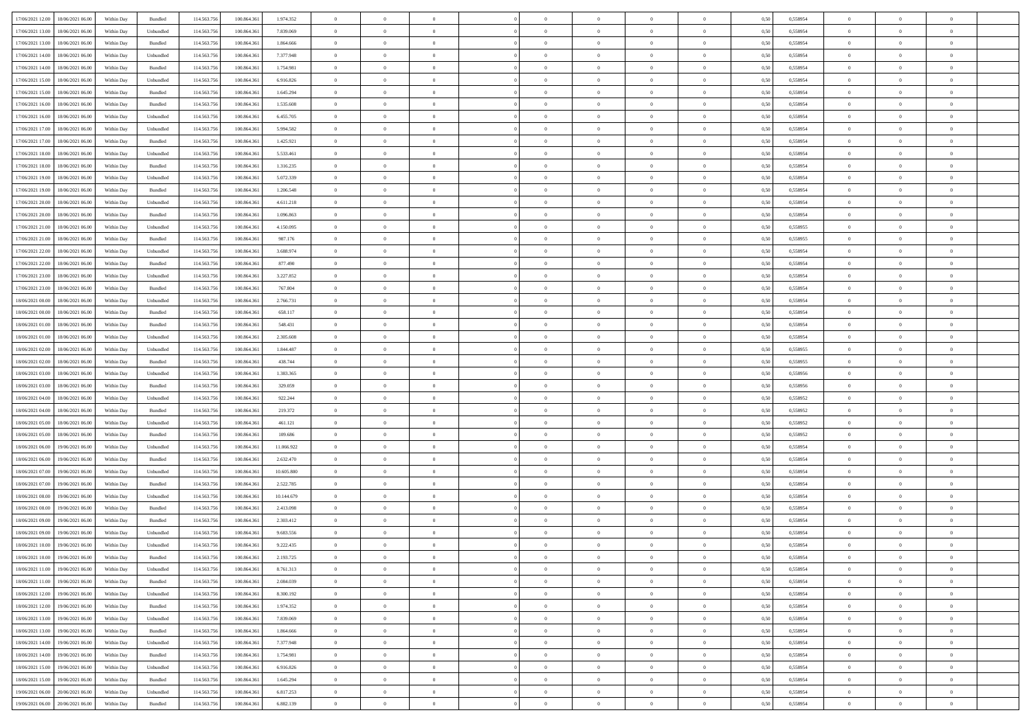| | | | | | | | | | | | | | | | | | | | | | |
|---|---|---|---|---|---|---|---|---|---|---|---|---|---|---|---|---|---|---|---|---|---|
| 17/06/2021 12:00 | 18/06/2021 06:00 | Within Day | Bundled | 114.563.756 | 100.864.361 | 1.974.352 | 0 | 0 | 0 | | 0 | 0 | 0 | 0 | 0,50 | 0,558954 | 0 | 0 | 0 | |
| 17/06/2021 13:00 | 18/06/2021 06:00 | Within Day | Unbundled | 114.563.756 | 100.864.361 | 7.839.069 | 0 | 0 | 0 | | 0 | 0 | 0 | 0 | 0,50 | 0,558954 | 0 | 0 | 0 | |
| 17/06/2021 13:00 | 18/06/2021 06:00 | Within Day | Bundled | 114.563.756 | 100.864.361 | 1.864.666 | 0 | 0 | 0 | | 0 | 0 | 0 | 0 | 0,50 | 0,558954 | 0 | 0 | 0 | |
| 17/06/2021 14:00 | 18/06/2021 06:00 | Within Day | Unbundled | 114.563.756 | 100.864.361 | 7.377.948 | 0 | 0 | 0 | | 0 | 0 | 0 | 0 | 0,50 | 0,558954 | 0 | 0 | 0 | |
| 17/06/2021 14:00 | 18/06/2021 06:00 | Within Day | Bundled | 114.563.756 | 100.864.361 | 1.754.981 | 0 | 0 | 0 | | 0 | 0 | 0 | 0 | 0,50 | 0,558954 | 0 | 0 | 0 | |
| 17/06/2021 15:00 | 18/06/2021 06:00 | Within Day | Unbundled | 114.563.756 | 100.864.361 | 6.916.826 | 0 | 0 | 0 | | 0 | 0 | 0 | 0 | 0,50 | 0,558954 | 0 | 0 | 0 | |
| 17/06/2021 15:00 | 18/06/2021 06:00 | Within Day | Bundled | 114.563.756 | 100.864.361 | 1.645.294 | 0 | 0 | 0 | | 0 | 0 | 0 | 0 | 0,50 | 0,558954 | 0 | 0 | 0 | |
| 17/06/2021 16:00 | 18/06/2021 06:00 | Within Day | Bundled | 114.563.756 | 100.864.361 | 1.535.608 | 0 | 0 | 0 | | 0 | 0 | 0 | 0 | 0,50 | 0,558954 | 0 | 0 | 0 | |
| 17/06/2021 16:00 | 18/06/2021 06:00 | Within Day | Unbundled | 114.563.756 | 100.864.361 | 6.455.705 | 0 | 0 | 0 | | 0 | 0 | 0 | 0 | 0,50 | 0,558954 | 0 | 0 | 0 | |
| 17/06/2021 17:00 | 18/06/2021 06:00 | Within Day | Unbundled | 114.563.756 | 100.864.361 | 5.994.582 | 0 | 0 | 0 | | 0 | 0 | 0 | 0 | 0,50 | 0,558954 | 0 | 0 | 0 | |
| 17/06/2021 17:00 | 18/06/2021 06:00 | Within Day | Bundled | 114.563.756 | 100.864.361 | 1.425.921 | 0 | 0 | 0 | | 0 | 0 | 0 | 0 | 0,50 | 0,558954 | 0 | 0 | 0 | |
| 17/06/2021 18:00 | 18/06/2021 06:00 | Within Day | Unbundled | 114.563.756 | 100.864.361 | 5.533.461 | 0 | 0 | 0 | | 0 | 0 | 0 | 0 | 0,50 | 0,558954 | 0 | 0 | 0 | |
| 17/06/2021 18:00 | 18/06/2021 06:00 | Within Day | Bundled | 114.563.756 | 100.864.361 | 1.316.235 | 0 | 0 | 0 | | 0 | 0 | 0 | 0 | 0,50 | 0,558954 | 0 | 0 | 0 | |
| 17/06/2021 19:00 | 18/06/2021 06:00 | Within Day | Unbundled | 114.563.756 | 100.864.361 | 5.072.339 | 0 | 0 | 0 | | 0 | 0 | 0 | 0 | 0,50 | 0,558954 | 0 | 0 | 0 | |
| 17/06/2021 19:00 | 18/06/2021 06:00 | Within Day | Bundled | 114.563.756 | 100.864.361 | 1.206.548 | 0 | 0 | 0 | | 0 | 0 | 0 | 0 | 0,50 | 0,558954 | 0 | 0 | 0 | |
| 17/06/2021 20:00 | 18/06/2021 06:00 | Within Day | Unbundled | 114.563.756 | 100.864.361 | 4.611.218 | 0 | 0 | 0 | | 0 | 0 | 0 | 0 | 0,50 | 0,558954 | 0 | 0 | 0 | |
| 17/06/2021 20:00 | 18/06/2021 06:00 | Within Day | Bundled | 114.563.756 | 100.864.361 | 1.096.863 | 0 | 0 | 0 | | 0 | 0 | 0 | 0 | 0,50 | 0,558954 | 0 | 0 | 0 | |
| 17/06/2021 21:00 | 18/06/2021 06:00 | Within Day | Unbundled | 114.563.756 | 100.864.361 | 4.150.095 | 0 | 0 | 0 | | 0 | 0 | 0 | 0 | 0,50 | 0,558955 | 0 | 0 | 0 | |
| 17/06/2021 21:00 | 18/06/2021 06:00 | Within Day | Bundled | 114.563.756 | 100.864.361 | 987.176 | 0 | 0 | 0 | | 0 | 0 | 0 | 0 | 0,50 | 0,558955 | 0 | 0 | 0 | |
| 17/06/2021 22:00 | 18/06/2021 06:00 | Within Day | Unbundled | 114.563.756 | 100.864.361 | 3.688.974 | 0 | 0 | 0 | | 0 | 0 | 0 | 0 | 0,50 | 0,558954 | 0 | 0 | 0 | |
| 17/06/2021 22:00 | 18/06/2021 06:00 | Within Day | Bundled | 114.563.756 | 100.864.361 | 877.490 | 0 | 0 | 0 | | 0 | 0 | 0 | 0 | 0,50 | 0,558954 | 0 | 0 | 0 | |
| 17/06/2021 23:00 | 18/06/2021 06:00 | Within Day | Unbundled | 114.563.756 | 100.864.361 | 3.227.852 | 0 | 0 | 0 | | 0 | 0 | 0 | 0 | 0,50 | 0,558954 | 0 | 0 | 0 | |
| 17/06/2021 23:00 | 18/06/2021 06:00 | Within Day | Bundled | 114.563.756 | 100.864.361 | 767.804 | 0 | 0 | 0 | | 0 | 0 | 0 | 0 | 0,50 | 0,558954 | 0 | 0 | 0 | |
| 18/06/2021 00:00 | 18/06/2021 06:00 | Within Day | Unbundled | 114.563.756 | 100.864.361 | 2.766.731 | 0 | 0 | 0 | | 0 | 0 | 0 | 0 | 0,50 | 0,558954 | 0 | 0 | 0 | |
| 18/06/2021 00:00 | 18/06/2021 06:00 | Within Day | Bundled | 114.563.756 | 100.864.361 | 658.117 | 0 | 0 | 0 | | 0 | 0 | 0 | 0 | 0,50 | 0,558954 | 0 | 0 | 0 | |
| 18/06/2021 01:00 | 18/06/2021 06:00 | Within Day | Bundled | 114.563.756 | 100.864.361 | 548.431 | 0 | 0 | 0 | | 0 | 0 | 0 | 0 | 0,50 | 0,558954 | 0 | 0 | 0 | |
| 18/06/2021 01:00 | 18/06/2021 06:00 | Within Day | Unbundled | 114.563.756 | 100.864.361 | 2.305.608 | 0 | 0 | 0 | | 0 | 0 | 0 | 0 | 0,50 | 0,558954 | 0 | 0 | 0 | |
| 18/06/2021 02:00 | 18/06/2021 06:00 | Within Day | Unbundled | 114.563.756 | 100.864.361 | 1.844.487 | 0 | 0 | 0 | | 0 | 0 | 0 | 0 | 0,50 | 0,558955 | 0 | 0 | 0 | |
| 18/06/2021 02:00 | 18/06/2021 06:00 | Within Day | Bundled | 114.563.756 | 100.864.361 | 438.744 | 0 | 0 | 0 | | 0 | 0 | 0 | 0 | 0,50 | 0,558955 | 0 | 0 | 0 | |
| 18/06/2021 03:00 | 18/06/2021 06:00 | Within Day | Unbundled | 114.563.756 | 100.864.361 | 1.383.365 | 0 | 0 | 0 | | 0 | 0 | 0 | 0 | 0,50 | 0,558956 | 0 | 0 | 0 | |
| 18/06/2021 03:00 | 18/06/2021 06:00 | Within Day | Bundled | 114.563.756 | 100.864.361 | 329.059 | 0 | 0 | 0 | | 0 | 0 | 0 | 0 | 0,50 | 0,558956 | 0 | 0 | 0 | |
| 18/06/2021 04:00 | 18/06/2021 06:00 | Within Day | Unbundled | 114.563.756 | 100.864.361 | 922.244 | 0 | 0 | 0 | | 0 | 0 | 0 | 0 | 0,50 | 0,558952 | 0 | 0 | 0 | |
| 18/06/2021 04:00 | 18/06/2021 06:00 | Within Day | Bundled | 114.563.756 | 100.864.361 | 219.372 | 0 | 0 | 0 | | 0 | 0 | 0 | 0 | 0,50 | 0,558952 | 0 | 0 | 0 | |
| 18/06/2021 05:00 | 18/06/2021 06:00 | Within Day | Unbundled | 114.563.756 | 100.864.361 | 461.121 | 0 | 0 | 0 | | 0 | 0 | 0 | 0 | 0,50 | 0,558952 | 0 | 0 | 0 | |
| 18/06/2021 05:00 | 18/06/2021 06:00 | Within Day | Bundled | 114.563.756 | 100.864.361 | 109.686 | 0 | 0 | 0 | | 0 | 0 | 0 | 0 | 0,50 | 0,558952 | 0 | 0 | 0 | |
| 18/06/2021 06:00 | 19/06/2021 06:00 | Within Day | Unbundled | 114.563.756 | 100.864.361 | 11.066.922 | 0 | 0 | 0 | | 0 | 0 | 0 | 0 | 0,50 | 0,558954 | 0 | 0 | 0 | |
| 18/06/2021 06:00 | 19/06/2021 06:00 | Within Day | Bundled | 114.563.756 | 100.864.361 | 2.632.470 | 0 | 0 | 0 | | 0 | 0 | 0 | 0 | 0,50 | 0,558954 | 0 | 0 | 0 | |
| 18/06/2021 07:00 | 19/06/2021 06:00 | Within Day | Unbundled | 114.563.756 | 100.864.361 | 10.605.800 | 0 | 0 | 0 | | 0 | 0 | 0 | 0 | 0,50 | 0,558954 | 0 | 0 | 0 | |
| 18/06/2021 07:00 | 19/06/2021 06:00 | Within Day | Bundled | 114.563.756 | 100.864.361 | 2.522.785 | 0 | 0 | 0 | | 0 | 0 | 0 | 0 | 0,50 | 0,558954 | 0 | 0 | 0 | |
| 18/06/2021 08:00 | 19/06/2021 06:00 | Within Day | Unbundled | 114.563.756 | 100.864.361 | 10.144.679 | 0 | 0 | 0 | | 0 | 0 | 0 | 0 | 0,50 | 0,558954 | 0 | 0 | 0 | |
| 18/06/2021 08:00 | 19/06/2021 06:00 | Within Day | Bundled | 114.563.756 | 100.864.361 | 2.413.098 | 0 | 0 | 0 | | 0 | 0 | 0 | 0 | 0,50 | 0,558954 | 0 | 0 | 0 | |
| 18/06/2021 09:00 | 19/06/2021 06:00 | Within Day | Bundled | 114.563.756 | 100.864.361 | 2.303.412 | 0 | 0 | 0 | | 0 | 0 | 0 | 0 | 0,50 | 0,558954 | 0 | 0 | 0 | |
| 18/06/2021 09:00 | 19/06/2021 06:00 | Within Day | Unbundled | 114.563.756 | 100.864.361 | 9.683.556 | 0 | 0 | 0 | | 0 | 0 | 0 | 0 | 0,50 | 0,558954 | 0 | 0 | 0 | |
| 18/06/2021 10:00 | 19/06/2021 06:00 | Within Day | Unbundled | 114.563.756 | 100.864.361 | 9.222.435 | 0 | 0 | 0 | | 0 | 0 | 0 | 0 | 0,50 | 0,558954 | 0 | 0 | 0 | |
| 18/06/2021 10:00 | 19/06/2021 06:00 | Within Day | Bundled | 114.563.756 | 100.864.361 | 2.193.725 | 0 | 0 | 0 | | 0 | 0 | 0 | 0 | 0,50 | 0,558954 | 0 | 0 | 0 | |
| 18/06/2021 11:00 | 19/06/2021 06:00 | Within Day | Unbundled | 114.563.756 | 100.864.361 | 8.761.313 | 0 | 0 | 0 | | 0 | 0 | 0 | 0 | 0,50 | 0,558954 | 0 | 0 | 0 | |
| 18/06/2021 11:00 | 19/06/2021 06:00 | Within Day | Bundled | 114.563.756 | 100.864.361 | 2.084.039 | 0 | 0 | 0 | | 0 | 0 | 0 | 0 | 0,50 | 0,558954 | 0 | 0 | 0 | |
| 18/06/2021 12:00 | 19/06/2021 06:00 | Within Day | Unbundled | 114.563.756 | 100.864.361 | 8.300.192 | 0 | 0 | 0 | | 0 | 0 | 0 | 0 | 0,50 | 0,558954 | 0 | 0 | 0 | |
| 18/06/2021 12:00 | 19/06/2021 06:00 | Within Day | Bundled | 114.563.756 | 100.864.361 | 1.974.352 | 0 | 0 | 0 | | 0 | 0 | 0 | 0 | 0,50 | 0,558954 | 0 | 0 | 0 | |
| 18/06/2021 13:00 | 19/06/2021 06:00 | Within Day | Unbundled | 114.563.756 | 100.864.361 | 7.839.069 | 0 | 0 | 0 | | 0 | 0 | 0 | 0 | 0,50 | 0,558954 | 0 | 0 | 0 | |
| 18/06/2021 13:00 | 19/06/2021 06:00 | Within Day | Bundled | 114.563.756 | 100.864.361 | 1.864.666 | 0 | 0 | 0 | | 0 | 0 | 0 | 0 | 0,50 | 0,558954 | 0 | 0 | 0 | |
| 18/06/2021 14:00 | 19/06/2021 06:00 | Within Day | Unbundled | 114.563.756 | 100.864.361 | 7.377.948 | 0 | 0 | 0 | | 0 | 0 | 0 | 0 | 0,50 | 0,558954 | 0 | 0 | 0 | |
| 18/06/2021 14:00 | 19/06/2021 06:00 | Within Day | Bundled | 114.563.756 | 100.864.361 | 1.754.981 | 0 | 0 | 0 | | 0 | 0 | 0 | 0 | 0,50 | 0,558954 | 0 | 0 | 0 | |
| 18/06/2021 15:00 | 19/06/2021 06:00 | Within Day | Unbundled | 114.563.756 | 100.864.361 | 6.916.826 | 0 | 0 | 0 | | 0 | 0 | 0 | 0 | 0,50 | 0,558954 | 0 | 0 | 0 | |
| 18/06/2021 15:00 | 19/06/2021 06:00 | Within Day | Bundled | 114.563.756 | 100.864.361 | 1.645.294 | 0 | 0 | 0 | | 0 | 0 | 0 | 0 | 0,50 | 0,558954 | 0 | 0 | 0 | |
| 19/06/2021 06:00 | 20/06/2021 06:00 | Within Day | Unbundled | 114.563.756 | 100.864.361 | 6.817.253 | 0 | 0 | 0 | | 0 | 0 | 0 | 0 | 0,50 | 0,558954 | 0 | 0 | 0 | |
| 19/06/2021 06:00 | 20/06/2021 06:00 | Within Day | Bundled | 114.563.756 | 100.864.361 | 6.882.139 | 0 | 0 | 0 | | 0 | 0 | 0 | 0 | 0,50 | 0,558954 | 0 | 0 | 0 | |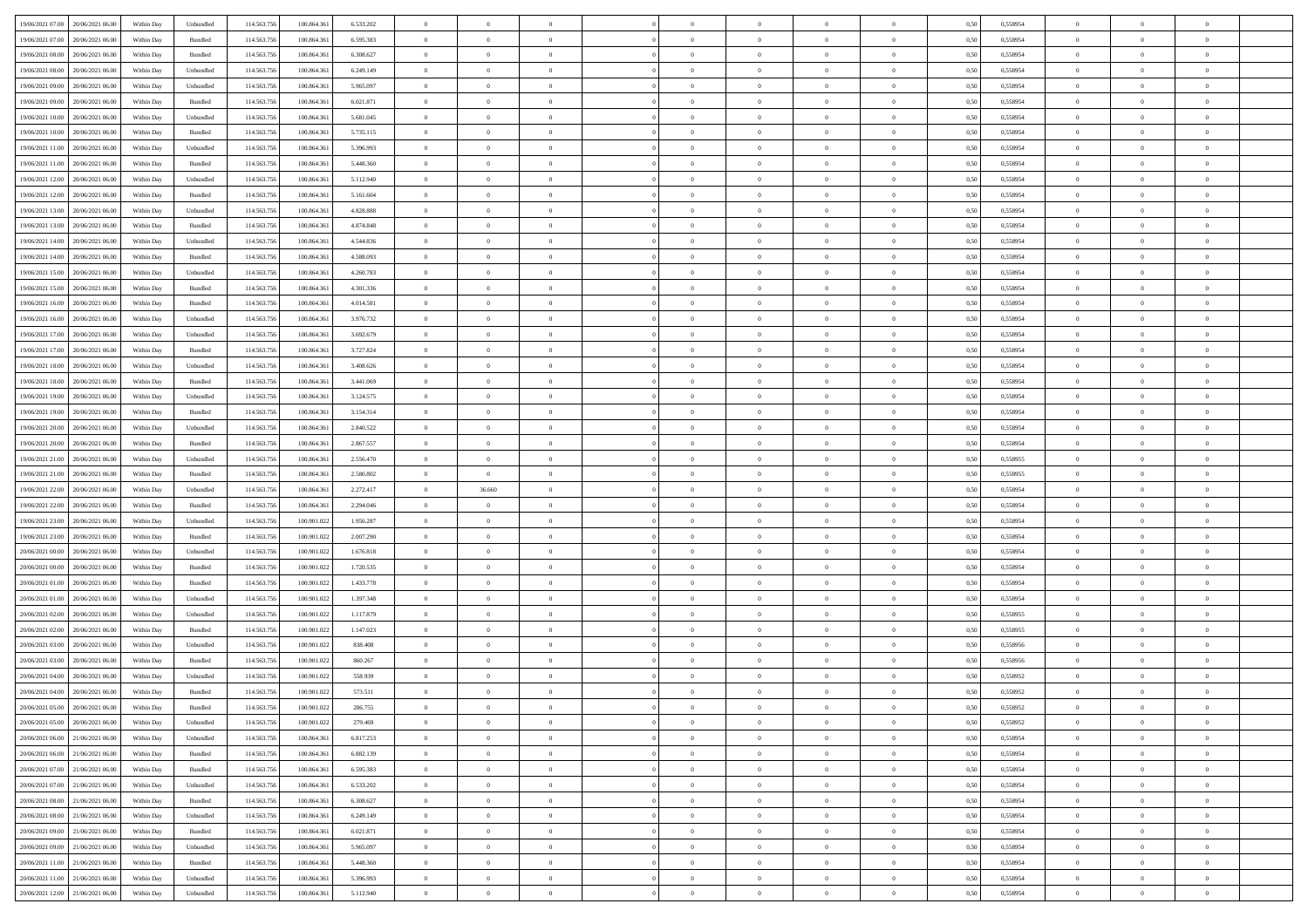| | | | | | | | | | | | | | | | | | | | | | |
|---|---|---|---|---|---|---|---|---|---|---|---|---|---|---|---|---|---|---|---|---|---|
| 19/06/2021 07:00 | 20/06/2021 06:00 | Within Day | Unbundled | 114.563.756 | 100.864.361 | 6.533.202 | 0 | 0 | 0 | | 0 | 0 | 0 | 0 | 0,50 | 0,558954 | 0 | 0 | 0 | |
| 19/06/2021 07:00 | 20/06/2021 06:00 | Within Day | Bundled | 114.563.756 | 100.864.361 | 6.595.383 | 0 | 0 | 0 | | 0 | 0 | 0 | 0 | 0,50 | 0,558954 | 0 | 0 | 0 | |
| 19/06/2021 08:00 | 20/06/2021 06:00 | Within Day | Bundled | 114.563.756 | 100.864.361 | 6.308.627 | 0 | 0 | 0 | | 0 | 0 | 0 | 0 | 0,50 | 0,558954 | 0 | 0 | 0 | |
| 19/06/2021 08:00 | 20/06/2021 06:00 | Within Day | Unbundled | 114.563.756 | 100.864.361 | 6.249.149 | 0 | 0 | 0 | | 0 | 0 | 0 | 0 | 0,50 | 0,558954 | 0 | 0 | 0 | |
| 19/06/2021 09:00 | 20/06/2021 06:00 | Within Day | Unbundled | 114.563.756 | 100.864.361 | 5.965.097 | 0 | 0 | 0 | | 0 | 0 | 0 | 0 | 0,50 | 0,558954 | 0 | 0 | 0 | |
| 19/06/2021 09:00 | 20/06/2021 06:00 | Within Day | Bundled | 114.563.756 | 100.864.361 | 6.021.871 | 0 | 0 | 0 | | 0 | 0 | 0 | 0 | 0,50 | 0,558954 | 0 | 0 | 0 | |
| 19/06/2021 10:00 | 20/06/2021 06:00 | Within Day | Unbundled | 114.563.756 | 100.864.361 | 5.681.045 | 0 | 0 | 0 | | 0 | 0 | 0 | 0 | 0,50 | 0,558954 | 0 | 0 | 0 | |
| 19/06/2021 10:00 | 20/06/2021 06:00 | Within Day | Bundled | 114.563.756 | 100.864.361 | 5.735.115 | 0 | 0 | 0 | | 0 | 0 | 0 | 0 | 0,50 | 0,558954 | 0 | 0 | 0 | |
| 19/06/2021 11:00 | 20/06/2021 06:00 | Within Day | Unbundled | 114.563.756 | 100.864.361 | 5.396.993 | 0 | 0 | 0 | | 0 | 0 | 0 | 0 | 0,50 | 0,558954 | 0 | 0 | 0 | |
| 19/06/2021 11:00 | 20/06/2021 06:00 | Within Day | Bundled | 114.563.756 | 100.864.361 | 5.448.360 | 0 | 0 | 0 | | 0 | 0 | 0 | 0 | 0,50 | 0,558954 | 0 | 0 | 0 | |
| 19/06/2021 12:00 | 20/06/2021 06:00 | Within Day | Unbundled | 114.563.756 | 100.864.361 | 5.112.940 | 0 | 0 | 0 | | 0 | 0 | 0 | 0 | 0,50 | 0,558954 | 0 | 0 | 0 | |
| 19/06/2021 12:00 | 20/06/2021 06:00 | Within Day | Bundled | 114.563.756 | 100.864.361 | 5.161.604 | 0 | 0 | 0 | | 0 | 0 | 0 | 0 | 0,50 | 0,558954 | 0 | 0 | 0 | |
| 19/06/2021 13:00 | 20/06/2021 06:00 | Within Day | Unbundled | 114.563.756 | 100.864.361 | 4.828.888 | 0 | 0 | 0 | | 0 | 0 | 0 | 0 | 0,50 | 0,558954 | 0 | 0 | 0 | |
| 19/06/2021 13:00 | 20/06/2021 06:00 | Within Day | Bundled | 114.563.756 | 100.864.361 | 4.874.848 | 0 | 0 | 0 | | 0 | 0 | 0 | 0 | 0,50 | 0,558954 | 0 | 0 | 0 | |
| 19/06/2021 14:00 | 20/06/2021 06:00 | Within Day | Unbundled | 114.563.756 | 100.864.361 | 4.544.836 | 0 | 0 | 0 | | 0 | 0 | 0 | 0 | 0,50 | 0,558954 | 0 | 0 | 0 | |
| 19/06/2021 14:00 | 20/06/2021 06:00 | Within Day | Bundled | 114.563.756 | 100.864.361 | 4.588.093 | 0 | 0 | 0 | | 0 | 0 | 0 | 0 | 0,50 | 0,558954 | 0 | 0 | 0 | |
| 19/06/2021 15:00 | 20/06/2021 06:00 | Within Day | Unbundled | 114.563.756 | 100.864.361 | 4.260.783 | 0 | 0 | 0 | | 0 | 0 | 0 | 0 | 0,50 | 0,558954 | 0 | 0 | 0 | |
| 19/06/2021 15:00 | 20/06/2021 06:00 | Within Day | Bundled | 114.563.756 | 100.864.361 | 4.301.336 | 0 | 0 | 0 | | 0 | 0 | 0 | 0 | 0,50 | 0,558954 | 0 | 0 | 0 | |
| 19/06/2021 16:00 | 20/06/2021 06:00 | Within Day | Bundled | 114.563.756 | 100.864.361 | 4.014.581 | 0 | 0 | 0 | | 0 | 0 | 0 | 0 | 0,50 | 0,558954 | 0 | 0 | 0 | |
| 19/06/2021 16:00 | 20/06/2021 06:00 | Within Day | Unbundled | 114.563.756 | 100.864.361 | 3.976.732 | 0 | 0 | 0 | | 0 | 0 | 0 | 0 | 0,50 | 0,558954 | 0 | 0 | 0 | |
| 19/06/2021 17:00 | 20/06/2021 06:00 | Within Day | Unbundled | 114.563.756 | 100.864.361 | 3.692.679 | 0 | 0 | 0 | | 0 | 0 | 0 | 0 | 0,50 | 0,558954 | 0 | 0 | 0 | |
| 19/06/2021 17:00 | 20/06/2021 06:00 | Within Day | Bundled | 114.563.756 | 100.864.361 | 3.727.824 | 0 | 0 | 0 | | 0 | 0 | 0 | 0 | 0,50 | 0,558954 | 0 | 0 | 0 | |
| 19/06/2021 18:00 | 20/06/2021 06:00 | Within Day | Unbundled | 114.563.756 | 100.864.361 | 3.408.626 | 0 | 0 | 0 | | 0 | 0 | 0 | 0 | 0,50 | 0,558954 | 0 | 0 | 0 | |
| 19/06/2021 18:00 | 20/06/2021 06:00 | Within Day | Bundled | 114.563.756 | 100.864.361 | 3.441.069 | 0 | 0 | 0 | | 0 | 0 | 0 | 0 | 0,50 | 0,558954 | 0 | 0 | 0 | |
| 19/06/2021 19:00 | 20/06/2021 06:00 | Within Day | Unbundled | 114.563.756 | 100.864.361 | 3.124.575 | 0 | 0 | 0 | | 0 | 0 | 0 | 0 | 0,50 | 0,558954 | 0 | 0 | 0 | |
| 19/06/2021 19:00 | 20/06/2021 06:00 | Within Day | Bundled | 114.563.756 | 100.864.361 | 3.154.314 | 0 | 0 | 0 | | 0 | 0 | 0 | 0 | 0,50 | 0,558954 | 0 | 0 | 0 | |
| 19/06/2021 20:00 | 20/06/2021 06:00 | Within Day | Unbundled | 114.563.756 | 100.864.361 | 2.840.522 | 0 | 0 | 0 | | 0 | 0 | 0 | 0 | 0,50 | 0,558954 | 0 | 0 | 0 | |
| 19/06/2021 20:00 | 20/06/2021 06:00 | Within Day | Bundled | 114.563.756 | 100.864.361 | 2.867.557 | 0 | 0 | 0 | | 0 | 0 | 0 | 0 | 0,50 | 0,558954 | 0 | 0 | 0 | |
| 19/06/2021 21:00 | 20/06/2021 06:00 | Within Day | Unbundled | 114.563.756 | 100.864.361 | 2.556.470 | 0 | 0 | 0 | | 0 | 0 | 0 | 0 | 0,50 | 0,558955 | 0 | 0 | 0 | |
| 19/06/2021 21:00 | 20/06/2021 06:00 | Within Day | Bundled | 114.563.756 | 100.864.361 | 2.580.802 | 0 | 0 | 0 | | 0 | 0 | 0 | 0 | 0,50 | 0,558955 | 0 | 0 | 0 | |
| 19/06/2021 22:00 | 20/06/2021 06:00 | Within Day | Unbundled | 114.563.756 | 100.864.361 | 2.272.417 | 0 | 36.660 | 0 | | 0 | 0 | 0 | 0 | 0,50 | 0,558954 | 0 | 0 | 0 | |
| 19/06/2021 22:00 | 20/06/2021 06:00 | Within Day | Bundled | 114.563.756 | 100.864.361 | 2.294.046 | 0 | 0 | 0 | | 0 | 0 | 0 | 0 | 0,50 | 0,558954 | 0 | 0 | 0 | |
| 19/06/2021 23:00 | 20/06/2021 06:00 | Within Day | Unbundled | 114.563.756 | 100.901.022 | 1.956.287 | 0 | 0 | 0 | | 0 | 0 | 0 | 0 | 0,50 | 0,558954 | 0 | 0 | 0 | |
| 19/06/2021 23:00 | 20/06/2021 06:00 | Within Day | Bundled | 114.563.756 | 100.901.022 | 2.007.290 | 0 | 0 | 0 | | 0 | 0 | 0 | 0 | 0,50 | 0,558954 | 0 | 0 | 0 | |
| 20/06/2021 00:00 | 20/06/2021 06:00 | Within Day | Unbundled | 114.563.756 | 100.901.022 | 1.676.818 | 0 | 0 | 0 | | 0 | 0 | 0 | 0 | 0,50 | 0,558954 | 0 | 0 | 0 | |
| 20/06/2021 00:00 | 20/06/2021 06:00 | Within Day | Bundled | 114.563.756 | 100.901.022 | 1.720.535 | 0 | 0 | 0 | | 0 | 0 | 0 | 0 | 0,50 | 0,558954 | 0 | 0 | 0 | |
| 20/06/2021 01:00 | 20/06/2021 06:00 | Within Day | Bundled | 114.563.756 | 100.901.022 | 1.433.778 | 0 | 0 | 0 | | 0 | 0 | 0 | 0 | 0,50 | 0,558954 | 0 | 0 | 0 | |
| 20/06/2021 01:00 | 20/06/2021 06:00 | Within Day | Unbundled | 114.563.756 | 100.901.022 | 1.397.348 | 0 | 0 | 0 | | 0 | 0 | 0 | 0 | 0,50 | 0,558954 | 0 | 0 | 0 | |
| 20/06/2021 02:00 | 20/06/2021 06:00 | Within Day | Unbundled | 114.563.756 | 100.901.022 | 1.117.879 | 0 | 0 | 0 | | 0 | 0 | 0 | 0 | 0,50 | 0,558955 | 0 | 0 | 0 | |
| 20/06/2021 02:00 | 20/06/2021 06:00 | Within Day | Bundled | 114.563.756 | 100.901.022 | 1.147.023 | 0 | 0 | 0 | | 0 | 0 | 0 | 0 | 0,50 | 0,558955 | 0 | 0 | 0 | |
| 20/06/2021 03:00 | 20/06/2021 06:00 | Within Day | Unbundled | 114.563.756 | 100.901.022 | 838.408 | 0 | 0 | 0 | | 0 | 0 | 0 | 0 | 0,50 | 0,558956 | 0 | 0 | 0 | |
| 20/06/2021 03:00 | 20/06/2021 06:00 | Within Day | Bundled | 114.563.756 | 100.901.022 | 860.267 | 0 | 0 | 0 | | 0 | 0 | 0 | 0 | 0,50 | 0,558956 | 0 | 0 | 0 | |
| 20/06/2021 04:00 | 20/06/2021 06:00 | Within Day | Unbundled | 114.563.756 | 100.901.022 | 558.939 | 0 | 0 | 0 | | 0 | 0 | 0 | 0 | 0,50 | 0,558952 | 0 | 0 | 0 | |
| 20/06/2021 04:00 | 20/06/2021 06:00 | Within Day | Bundled | 114.563.756 | 100.901.022 | 573.511 | 0 | 0 | 0 | | 0 | 0 | 0 | 0 | 0,50 | 0,558952 | 0 | 0 | 0 | |
| 20/06/2021 05:00 | 20/06/2021 06:00 | Within Day | Bundled | 114.563.756 | 100.901.022 | 286.755 | 0 | 0 | 0 | | 0 | 0 | 0 | 0 | 0,50 | 0,558952 | 0 | 0 | 0 | |
| 20/06/2021 05:00 | 20/06/2021 06:00 | Within Day | Unbundled | 114.563.756 | 100.901.022 | 279.469 | 0 | 0 | 0 | | 0 | 0 | 0 | 0 | 0,50 | 0,558952 | 0 | 0 | 0 | |
| 20/06/2021 06:00 | 21/06/2021 06:00 | Within Day | Unbundled | 114.563.756 | 100.864.361 | 6.817.253 | 0 | 0 | 0 | | 0 | 0 | 0 | 0 | 0,50 | 0,558954 | 0 | 0 | 0 | |
| 20/06/2021 06:00 | 21/06/2021 06:00 | Within Day | Bundled | 114.563.756 | 100.864.361 | 6.882.139 | 0 | 0 | 0 | | 0 | 0 | 0 | 0 | 0,50 | 0,558954 | 0 | 0 | 0 | |
| 20/06/2021 07:00 | 21/06/2021 06:00 | Within Day | Bundled | 114.563.756 | 100.864.361 | 6.595.383 | 0 | 0 | 0 | | 0 | 0 | 0 | 0 | 0,50 | 0,558954 | 0 | 0 | 0 | |
| 20/06/2021 07:00 | 21/06/2021 06:00 | Within Day | Unbundled | 114.563.756 | 100.864.361 | 6.533.202 | 0 | 0 | 0 | | 0 | 0 | 0 | 0 | 0,50 | 0,558954 | 0 | 0 | 0 | |
| 20/06/2021 08:00 | 21/06/2021 06:00 | Within Day | Bundled | 114.563.756 | 100.864.361 | 6.308.627 | 0 | 0 | 0 | | 0 | 0 | 0 | 0 | 0,50 | 0,558954 | 0 | 0 | 0 | |
| 20/06/2021 08:00 | 21/06/2021 06:00 | Within Day | Unbundled | 114.563.756 | 100.864.361 | 6.249.149 | 0 | 0 | 0 | | 0 | 0 | 0 | 0 | 0,50 | 0,558954 | 0 | 0 | 0 | |
| 20/06/2021 09:00 | 21/06/2021 06:00 | Within Day | Bundled | 114.563.756 | 100.864.361 | 6.021.871 | 0 | 0 | 0 | | 0 | 0 | 0 | 0 | 0,50 | 0,558954 | 0 | 0 | 0 | |
| 20/06/2021 09:00 | 21/06/2021 06:00 | Within Day | Unbundled | 114.563.756 | 100.864.361 | 5.965.097 | 0 | 0 | 0 | | 0 | 0 | 0 | 0 | 0,50 | 0,558954 | 0 | 0 | 0 | |
| 20/06/2021 11:00 | 21/06/2021 06:00 | Within Day | Bundled | 114.563.756 | 100.864.361 | 5.448.360 | 0 | 0 | 0 | | 0 | 0 | 0 | 0 | 0,50 | 0,558954 | 0 | 0 | 0 | |
| 20/06/2021 11:00 | 21/06/2021 06:00 | Within Day | Unbundled | 114.563.756 | 100.864.361 | 5.396.993 | 0 | 0 | 0 | | 0 | 0 | 0 | 0 | 0,50 | 0,558954 | 0 | 0 | 0 | |
| 20/06/2021 12:00 | 21/06/2021 06:00 | Within Day | Unbundled | 114.563.756 | 100.864.361 | 5.112.940 | 0 | 0 | 0 | | 0 | 0 | 0 | 0 | 0,50 | 0,558954 | 0 | 0 | 0 | |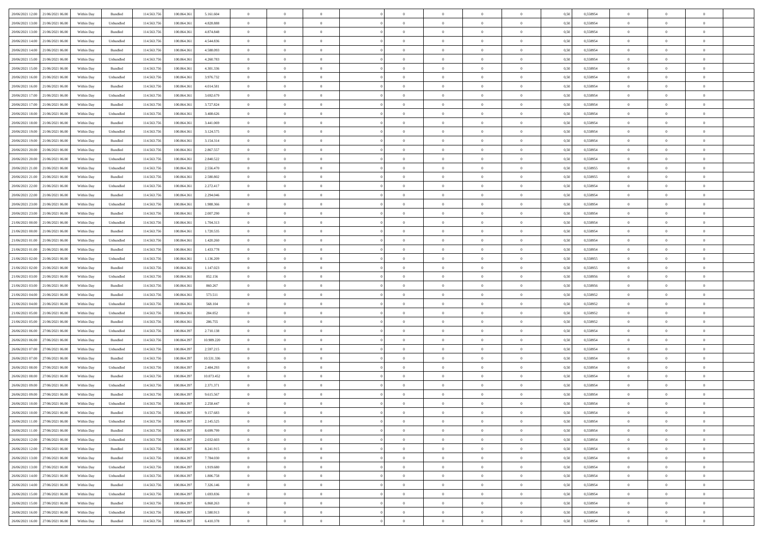| | | | | | | | | | | | | | | | | | | | | |
|---|---|---|---|---|---|---|---|---|---|---|---|---|---|---|---|---|---|---|---|---|
| 20/06/2021 12:00 | 21/06/2021 06:00 | Within Day | Bundled | 114.563.756 | 100.864.361 | 5.161.604 | 0 | 0 | 0 | | 0 | 0 | 0 | 0 | 0,50 | 0,558954 | 0 | 0 | 0 | |
| 20/06/2021 13:00 | 21/06/2021 06:00 | Within Day | Unbundled | 114.563.756 | 100.864.361 | 4.828.888 | 0 | 0 | 0 | | 0 | 0 | 0 | 0 | 0,50 | 0,558954 | 0 | 0 | 0 | |
| 20/06/2021 13:00 | 21/06/2021 06:00 | Within Day | Bundled | 114.563.756 | 100.864.361 | 4.874.848 | 0 | 0 | 0 | | 0 | 0 | 0 | 0 | 0,50 | 0,558954 | 0 | 0 | 0 | |
| 20/06/2021 14:00 | 21/06/2021 06:00 | Within Day | Unbundled | 114.563.756 | 100.864.361 | 4.544.836 | 0 | 0 | 0 | | 0 | 0 | 0 | 0 | 0,50 | 0,558954 | 0 | 0 | 0 | |
| 20/06/2021 14:00 | 21/06/2021 06:00 | Within Day | Bundled | 114.563.756 | 100.864.361 | 4.588.093 | 0 | 0 | 0 | | 0 | 0 | 0 | 0 | 0,50 | 0,558954 | 0 | 0 | 0 | |
| 20/06/2021 15:00 | 21/06/2021 06:00 | Within Day | Unbundled | 114.563.756 | 100.864.361 | 4.260.783 | 0 | 0 | 0 | | 0 | 0 | 0 | 0 | 0,50 | 0,558954 | 0 | 0 | 0 | |
| 20/06/2021 15:00 | 21/06/2021 06:00 | Within Day | Bundled | 114.563.756 | 100.864.361 | 4.301.336 | 0 | 0 | 0 | | 0 | 0 | 0 | 0 | 0,50 | 0,558954 | 0 | 0 | 0 | |
| 20/06/2021 16:00 | 21/06/2021 06:00 | Within Day | Unbundled | 114.563.756 | 100.864.361 | 3.976.732 | 0 | 0 | 0 | | 0 | 0 | 0 | 0 | 0,50 | 0,558954 | 0 | 0 | 0 | |
| 20/06/2021 16:00 | 21/06/2021 06:00 | Within Day | Bundled | 114.563.756 | 100.864.361 | 4.014.581 | 0 | 0 | 0 | | 0 | 0 | 0 | 0 | 0,50 | 0,558954 | 0 | 0 | 0 | |
| 20/06/2021 17:00 | 21/06/2021 06:00 | Within Day | Unbundled | 114.563.756 | 100.864.361 | 3.692.679 | 0 | 0 | 0 | | 0 | 0 | 0 | 0 | 0,50 | 0,558954 | 0 | 0 | 0 | |
| 20/06/2021 17:00 | 21/06/2021 06:00 | Within Day | Bundled | 114.563.756 | 100.864.361 | 3.727.824 | 0 | 0 | 0 | | 0 | 0 | 0 | 0 | 0,50 | 0,558954 | 0 | 0 | 0 | |
| 20/06/2021 18:00 | 21/06/2021 06:00 | Within Day | Unbundled | 114.563.756 | 100.864.361 | 3.408.626 | 0 | 0 | 0 | | 0 | 0 | 0 | 0 | 0,50 | 0,558954 | 0 | 0 | 0 | |
| 20/06/2021 18:00 | 21/06/2021 06:00 | Within Day | Bundled | 114.563.756 | 100.864.361 | 3.441.069 | 0 | 0 | 0 | | 0 | 0 | 0 | 0 | 0,50 | 0,558954 | 0 | 0 | 0 | |
| 20/06/2021 19:00 | 21/06/2021 06:00 | Within Day | Unbundled | 114.563.756 | 100.864.361 | 3.124.575 | 0 | 0 | 0 | | 0 | 0 | 0 | 0 | 0,50 | 0,558954 | 0 | 0 | 0 | |
| 20/06/2021 19:00 | 21/06/2021 06:00 | Within Day | Bundled | 114.563.756 | 100.864.361 | 3.154.314 | 0 | 0 | 0 | | 0 | 0 | 0 | 0 | 0,50 | 0,558954 | 0 | 0 | 0 | |
| 20/06/2021 20:00 | 21/06/2021 06:00 | Within Day | Bundled | 114.563.756 | 100.864.361 | 2.867.557 | 0 | 0 | 0 | | 0 | 0 | 0 | 0 | 0,50 | 0,558954 | 0 | 0 | 0 | |
| 20/06/2021 20:00 | 21/06/2021 06:00 | Within Day | Unbundled | 114.563.756 | 100.864.361 | 2.840.522 | 0 | 0 | 0 | | 0 | 0 | 0 | 0 | 0,50 | 0,558954 | 0 | 0 | 0 | |
| 20/06/2021 21:00 | 21/06/2021 06:00 | Within Day | Unbundled | 114.563.756 | 100.864.361 | 2.556.470 | 0 | 0 | 0 | | 0 | 0 | 0 | 0 | 0,50 | 0,558955 | 0 | 0 | 0 | |
| 20/06/2021 21:00 | 21/06/2021 06:00 | Within Day | Bundled | 114.563.756 | 100.864.361 | 2.580.802 | 0 | 0 | 0 | | 0 | 0 | 0 | 0 | 0,50 | 0,558955 | 0 | 0 | 0 | |
| 20/06/2021 22:00 | 21/06/2021 06:00 | Within Day | Unbundled | 114.563.756 | 100.864.361 | 2.272.417 | 0 | 0 | 0 | | 0 | 0 | 0 | 0 | 0,50 | 0,558954 | 0 | 0 | 0 | |
| 20/06/2021 22:00 | 21/06/2021 06:00 | Within Day | Bundled | 114.563.756 | 100.864.361 | 2.294.046 | 0 | 0 | 0 | | 0 | 0 | 0 | 0 | 0,50 | 0,558954 | 0 | 0 | 0 | |
| 20/06/2021 23:00 | 21/06/2021 06:00 | Within Day | Unbundled | 114.563.756 | 100.864.361 | 1.988.366 | 0 | 0 | 0 | | 0 | 0 | 0 | 0 | 0,50 | 0,558954 | 0 | 0 | 0 | |
| 20/06/2021 23:00 | 21/06/2021 06:00 | Within Day | Bundled | 114.563.756 | 100.864.361 | 2.007.290 | 0 | 0 | 0 | | 0 | 0 | 0 | 0 | 0,50 | 0,558954 | 0 | 0 | 0 | |
| 21/06/2021 00:00 | 21/06/2021 06:00 | Within Day | Unbundled | 114.563.756 | 100.864.361 | 1.704.313 | 0 | 0 | 0 | | 0 | 0 | 0 | 0 | 0,50 | 0,558954 | 0 | 0 | 0 | |
| 21/06/2021 00:00 | 21/06/2021 06:00 | Within Day | Bundled | 114.563.756 | 100.864.361 | 1.720.535 | 0 | 0 | 0 | | 0 | 0 | 0 | 0 | 0,50 | 0,558954 | 0 | 0 | 0 | |
| 21/06/2021 01:00 | 21/06/2021 06:00 | Within Day | Unbundled | 114.563.756 | 100.864.361 | 1.420.260 | 0 | 0 | 0 | | 0 | 0 | 0 | 0 | 0,50 | 0,558954 | 0 | 0 | 0 | |
| 21/06/2021 01:00 | 21/06/2021 06:00 | Within Day | Bundled | 114.563.756 | 100.864.361 | 1.433.778 | 0 | 0 | 0 | | 0 | 0 | 0 | 0 | 0,50 | 0,558954 | 0 | 0 | 0 | |
| 21/06/2021 02:00 | 21/06/2021 06:00 | Within Day | Unbundled | 114.563.756 | 100.864.361 | 1.136.209 | 0 | 0 | 0 | | 0 | 0 | 0 | 0 | 0,50 | 0,558955 | 0 | 0 | 0 | |
| 21/06/2021 02:00 | 21/06/2021 06:00 | Within Day | Bundled | 114.563.756 | 100.864.361 | 1.147.023 | 0 | 0 | 0 | | 0 | 0 | 0 | 0 | 0,50 | 0,558955 | 0 | 0 | 0 | |
| 21/06/2021 03:00 | 21/06/2021 06:00 | Within Day | Unbundled | 114.563.756 | 100.864.361 | 852.156 | 0 | 0 | 0 | | 0 | 0 | 0 | 0 | 0,50 | 0,558956 | 0 | 0 | 0 | |
| 21/06/2021 03:00 | 21/06/2021 06:00 | Within Day | Bundled | 114.563.756 | 100.864.361 | 860.267 | 0 | 0 | 0 | | 0 | 0 | 0 | 0 | 0,50 | 0,558956 | 0 | 0 | 0 | |
| 21/06/2021 04:00 | 21/06/2021 06:00 | Within Day | Bundled | 114.563.756 | 100.864.361 | 573.511 | 0 | 0 | 0 | | 0 | 0 | 0 | 0 | 0,50 | 0,558952 | 0 | 0 | 0 | |
| 21/06/2021 04:00 | 21/06/2021 06:00 | Within Day | Unbundled | 114.563.756 | 100.864.361 | 568.104 | 0 | 0 | 0 | | 0 | 0 | 0 | 0 | 0,50 | 0,558952 | 0 | 0 | 0 | |
| 21/06/2021 05:00 | 21/06/2021 06:00 | Within Day | Unbundled | 114.563.756 | 100.864.361 | 284.052 | 0 | 0 | 0 | | 0 | 0 | 0 | 0 | 0,50 | 0,558952 | 0 | 0 | 0 | |
| 21/06/2021 05:00 | 21/06/2021 06:00 | Within Day | Bundled | 114.563.756 | 100.864.361 | 286.755 | 0 | 0 | 0 | | 0 | 0 | 0 | 0 | 0,50 | 0,558952 | 0 | 0 | 0 | |
| 26/06/2021 06:00 | 27/06/2021 06:00 | Within Day | Unbundled | 114.563.756 | 100.864.397 | 2.710.138 | 0 | 0 | 0 | | 0 | 0 | 0 | 0 | 0,50 | 0,558954 | 0 | 0 | 0 | |
| 26/06/2021 06:00 | 27/06/2021 06:00 | Within Day | Bundled | 114.563.756 | 100.864.397 | 10.989.220 | 0 | 0 | 0 | | 0 | 0 | 0 | 0 | 0,50 | 0,558954 | 0 | 0 | 0 | |
| 26/06/2021 07:00 | 27/06/2021 06:00 | Within Day | Unbundled | 114.563.756 | 100.864.397 | 2.597.215 | 0 | 0 | 0 | | 0 | 0 | 0 | 0 | 0,50 | 0,558954 | 0 | 0 | 0 | |
| 26/06/2021 07:00 | 27/06/2021 06:00 | Within Day | Bundled | 114.563.756 | 100.864.397 | 10.531.336 | 0 | 0 | 0 | | 0 | 0 | 0 | 0 | 0,50 | 0,558954 | 0 | 0 | 0 | |
| 26/06/2021 08:00 | 27/06/2021 06:00 | Within Day | Unbundled | 114.563.756 | 100.864.397 | 2.484.293 | 0 | 0 | 0 | | 0 | 0 | 0 | 0 | 0,50 | 0,558954 | 0 | 0 | 0 | |
| 26/06/2021 08:00 | 27/06/2021 06:00 | Within Day | Bundled | 114.563.756 | 100.864.397 | 10.073.452 | 0 | 0 | 0 | | 0 | 0 | 0 | 0 | 0,50 | 0,558954 | 0 | 0 | 0 | |
| 26/06/2021 09:00 | 27/06/2021 06:00 | Within Day | Unbundled | 114.563.756 | 100.864.397 | 2.371.371 | 0 | 0 | 0 | | 0 | 0 | 0 | 0 | 0,50 | 0,558954 | 0 | 0 | 0 | |
| 26/06/2021 09:00 | 27/06/2021 06:00 | Within Day | Bundled | 114.563.756 | 100.864.397 | 9.615.567 | 0 | 0 | 0 | | 0 | 0 | 0 | 0 | 0,50 | 0,558954 | 0 | 0 | 0 | |
| 26/06/2021 10:00 | 27/06/2021 06:00 | Within Day | Unbundled | 114.563.756 | 100.864.397 | 2.258.447 | 0 | 0 | 0 | | 0 | 0 | 0 | 0 | 0,50 | 0,558954 | 0 | 0 | 0 | |
| 26/06/2021 10:00 | 27/06/2021 06:00 | Within Day | Bundled | 114.563.756 | 100.864.397 | 9.157.683 | 0 | 0 | 0 | | 0 | 0 | 0 | 0 | 0,50 | 0,558954 | 0 | 0 | 0 | |
| 26/06/2021 11:00 | 27/06/2021 06:00 | Within Day | Unbundled | 114.563.756 | 100.864.397 | 2.145.525 | 0 | 0 | 0 | | 0 | 0 | 0 | 0 | 0,50 | 0,558954 | 0 | 0 | 0 | |
| 26/06/2021 11:00 | 27/06/2021 06:00 | Within Day | Bundled | 114.563.756 | 100.864.397 | 8.699.799 | 0 | 0 | 0 | | 0 | 0 | 0 | 0 | 0,50 | 0,558954 | 0 | 0 | 0 | |
| 26/06/2021 12:00 | 27/06/2021 06:00 | Within Day | Unbundled | 114.563.756 | 100.864.397 | 2.032.603 | 0 | 0 | 0 | | 0 | 0 | 0 | 0 | 0,50 | 0,558954 | 0 | 0 | 0 | |
| 26/06/2021 12:00 | 27/06/2021 06:00 | Within Day | Bundled | 114.563.756 | 100.864.397 | 8.241.915 | 0 | 0 | 0 | | 0 | 0 | 0 | 0 | 0,50 | 0,558954 | 0 | 0 | 0 | |
| 26/06/2021 13:00 | 27/06/2021 06:00 | Within Day | Bundled | 114.563.756 | 100.864.397 | 7.784.030 | 0 | 0 | 0 | | 0 | 0 | 0 | 0 | 0,50 | 0,558954 | 0 | 0 | 0 | |
| 26/06/2021 13:00 | 27/06/2021 06:00 | Within Day | Unbundled | 114.563.756 | 100.864.397 | 1.919.680 | 0 | 0 | 0 | | 0 | 0 | 0 | 0 | 0,50 | 0,558954 | 0 | 0 | 0 | |
| 26/06/2021 14:00 | 27/06/2021 06:00 | Within Day | Unbundled | 114.563.756 | 100.864.397 | 1.806.758 | 0 | 0 | 0 | | 0 | 0 | 0 | 0 | 0,50 | 0,558954 | 0 | 0 | 0 | |
| 26/06/2021 14:00 | 27/06/2021 06:00 | Within Day | Bundled | 114.563.756 | 100.864.397 | 7.326.146 | 0 | 0 | 0 | | 0 | 0 | 0 | 0 | 0,50 | 0,558954 | 0 | 0 | 0 | |
| 26/06/2021 15:00 | 27/06/2021 06:00 | Within Day | Unbundled | 114.563.756 | 100.864.397 | 1.693.836 | 0 | 0 | 0 | | 0 | 0 | 0 | 0 | 0,50 | 0,558954 | 0 | 0 | 0 | |
| 26/06/2021 15:00 | 27/06/2021 06:00 | Within Day | Bundled | 114.563.756 | 100.864.397 | 6.868.263 | 0 | 0 | 0 | | 0 | 0 | 0 | 0 | 0,50 | 0,558954 | 0 | 0 | 0 | |
| 26/06/2021 16:00 | 27/06/2021 06:00 | Within Day | Unbundled | 114.563.756 | 100.864.397 | 1.580.913 | 0 | 0 | 0 | | 0 | 0 | 0 | 0 | 0,50 | 0,558954 | 0 | 0 | 0 | |
| 26/06/2021 16:00 | 27/06/2021 06:00 | Within Day | Bundled | 114.563.756 | 100.864.397 | 6.410.378 | 0 | 0 | 0 | | 0 | 0 | 0 | 0 | 0,50 | 0,558954 | 0 | 0 | 0 | |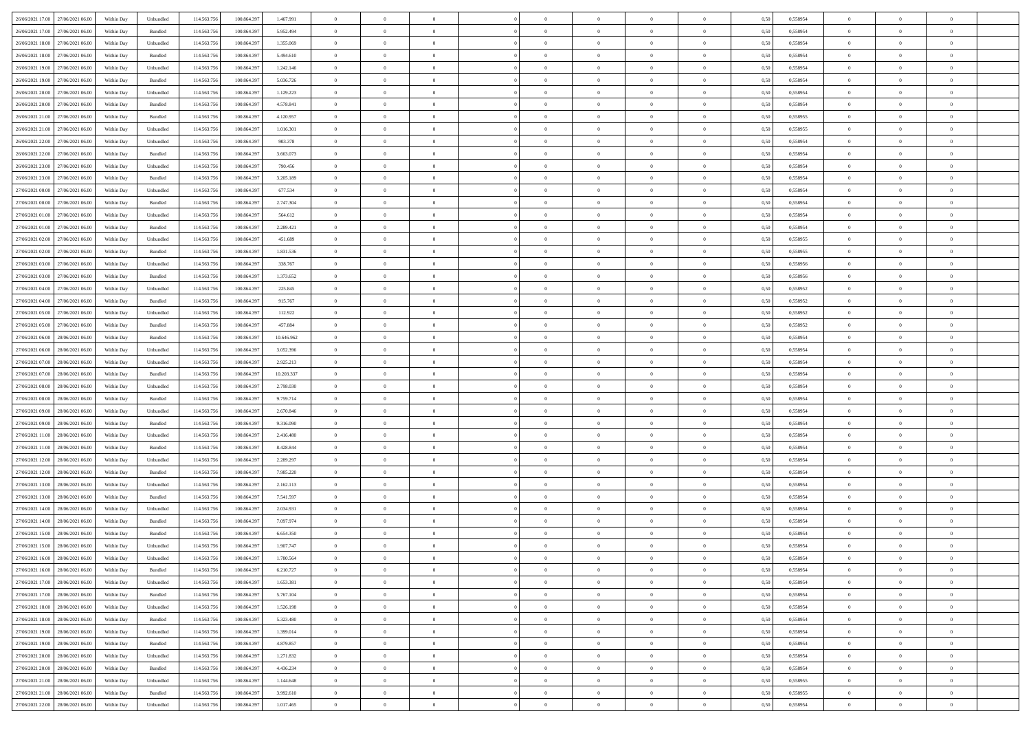| | | | | | | | | | | | | | | | | | | | | | |
|---|---|---|---|---|---|---|---|---|---|---|---|---|---|---|---|---|---|---|---|---|---|
| 26/06/2021 17:00 | 27/06/2021 06:00 | Within Day | Unbundled | 114.563.756 | 100.864.397 | 1.467.991 | 0 | 0 | 0 | | 0 | 0 | 0 | 0 | 0,50 | 0,558954 | 0 | 0 | 0 | |
| 26/06/2021 17:00 | 27/06/2021 06:00 | Within Day | Bundled | 114.563.756 | 100.864.397 | 5.952.494 | 0 | 0 | 0 | | 0 | 0 | 0 | 0 | 0,50 | 0,558954 | 0 | 0 | 0 | |
| 26/06/2021 18:00 | 27/06/2021 06:00 | Within Day | Unbundled | 114.563.756 | 100.864.397 | 1.355.069 | 0 | 0 | 0 | | 0 | 0 | 0 | 0 | 0,50 | 0,558954 | 0 | 0 | 0 | |
| 26/06/2021 18:00 | 27/06/2021 06:00 | Within Day | Bundled | 114.563.756 | 100.864.397 | 5.494.610 | 0 | 0 | 0 | | 0 | 0 | 0 | 0 | 0,50 | 0,558954 | 0 | 0 | 0 | |
| 26/06/2021 19:00 | 27/06/2021 06:00 | Within Day | Unbundled | 114.563.756 | 100.864.397 | 1.242.146 | 0 | 0 | 0 | | 0 | 0 | 0 | 0 | 0,50 | 0,558954 | 0 | 0 | 0 | |
| 26/06/2021 19:00 | 27/06/2021 06:00 | Within Day | Bundled | 114.563.756 | 100.864.397 | 5.036.726 | 0 | 0 | 0 | | 0 | 0 | 0 | 0 | 0,50 | 0,558954 | 0 | 0 | 0 | |
| 26/06/2021 20:00 | 27/06/2021 06:00 | Within Day | Unbundled | 114.563.756 | 100.864.397 | 1.129.223 | 0 | 0 | 0 | | 0 | 0 | 0 | 0 | 0,50 | 0,558954 | 0 | 0 | 0 | |
| 26/06/2021 20:00 | 27/06/2021 06:00 | Within Day | Bundled | 114.563.756 | 100.864.397 | 4.578.841 | 0 | 0 | 0 | | 0 | 0 | 0 | 0 | 0,50 | 0,558954 | 0 | 0 | 0 | |
| 26/06/2021 21:00 | 27/06/2021 06:00 | Within Day | Bundled | 114.563.756 | 100.864.397 | 4.120.957 | 0 | 0 | 0 | | 0 | 0 | 0 | 0 | 0,50 | 0,558955 | 0 | 0 | 0 | |
| 26/06/2021 21:00 | 27/06/2021 06:00 | Within Day | Unbundled | 114.563.756 | 100.864.397 | 1.016.301 | 0 | 0 | 0 | | 0 | 0 | 0 | 0 | 0,50 | 0,558955 | 0 | 0 | 0 | |
| 26/06/2021 22:00 | 27/06/2021 06:00 | Within Day | Unbundled | 114.563.756 | 100.864.397 | 903.378 | 0 | 0 | 0 | | 0 | 0 | 0 | 0 | 0,50 | 0,558954 | 0 | 0 | 0 | |
| 26/06/2021 22:00 | 27/06/2021 06:00 | Within Day | Bundled | 114.563.756 | 100.864.397 | 3.663.073 | 0 | 0 | 0 | | 0 | 0 | 0 | 0 | 0,50 | 0,558954 | 0 | 0 | 0 | |
| 26/06/2021 23:00 | 27/06/2021 06:00 | Within Day | Unbundled | 114.563.756 | 100.864.397 | 790.456 | 0 | 0 | 0 | | 0 | 0 | 0 | 0 | 0,50 | 0,558954 | 0 | 0 | 0 | |
| 26/06/2021 23:00 | 27/06/2021 06:00 | Within Day | Bundled | 114.563.756 | 100.864.397 | 3.205.189 | 0 | 0 | 0 | | 0 | 0 | 0 | 0 | 0,50 | 0,558954 | 0 | 0 | 0 | |
| 27/06/2021 00:00 | 27/06/2021 06:00 | Within Day | Unbundled | 114.563.756 | 100.864.397 | 677.534 | 0 | 0 | 0 | | 0 | 0 | 0 | 0 | 0,50 | 0,558954 | 0 | 0 | 0 | |
| 27/06/2021 00:00 | 27/06/2021 06:00 | Within Day | Bundled | 114.563.756 | 100.864.397 | 2.747.304 | 0 | 0 | 0 | | 0 | 0 | 0 | 0 | 0,50 | 0,558954 | 0 | 0 | 0 | |
| 27/06/2021 01:00 | 27/06/2021 06:00 | Within Day | Unbundled | 114.563.756 | 100.864.397 | 564.612 | 0 | 0 | 0 | | 0 | 0 | 0 | 0 | 0,50 | 0,558954 | 0 | 0 | 0 | |
| 27/06/2021 01:00 | 27/06/2021 06:00 | Within Day | Bundled | 114.563.756 | 100.864.397 | 2.289.421 | 0 | 0 | 0 | | 0 | 0 | 0 | 0 | 0,50 | 0,558954 | 0 | 0 | 0 | |
| 27/06/2021 02:00 | 27/06/2021 06:00 | Within Day | Unbundled | 114.563.756 | 100.864.397 | 451.689 | 0 | 0 | 0 | | 0 | 0 | 0 | 0 | 0,50 | 0,558955 | 0 | 0 | 0 | |
| 27/06/2021 02:00 | 27/06/2021 06:00 | Within Day | Bundled | 114.563.756 | 100.864.397 | 1.831.536 | 0 | 0 | 0 | | 0 | 0 | 0 | 0 | 0,50 | 0,558955 | 0 | 0 | 0 | |
| 27/06/2021 03:00 | 27/06/2021 06:00 | Within Day | Unbundled | 114.563.756 | 100.864.397 | 338.767 | 0 | 0 | 0 | | 0 | 0 | 0 | 0 | 0,50 | 0,558956 | 0 | 0 | 0 | |
| 27/06/2021 03:00 | 27/06/2021 06:00 | Within Day | Bundled | 114.563.756 | 100.864.397 | 1.373.652 | 0 | 0 | 0 | | 0 | 0 | 0 | 0 | 0,50 | 0,558956 | 0 | 0 | 0 | |
| 27/06/2021 04:00 | 27/06/2021 06:00 | Within Day | Unbundled | 114.563.756 | 100.864.397 | 225.845 | 0 | 0 | 0 | | 0 | 0 | 0 | 0 | 0,50 | 0,558952 | 0 | 0 | 0 | |
| 27/06/2021 04:00 | 27/06/2021 06:00 | Within Day | Bundled | 114.563.756 | 100.864.397 | 915.767 | 0 | 0 | 0 | | 0 | 0 | 0 | 0 | 0,50 | 0,558952 | 0 | 0 | 0 | |
| 27/06/2021 05:00 | 27/06/2021 06:00 | Within Day | Unbundled | 114.563.756 | 100.864.397 | 112.922 | 0 | 0 | 0 | | 0 | 0 | 0 | 0 | 0,50 | 0,558952 | 0 | 0 | 0 | |
| 27/06/2021 05:00 | 27/06/2021 06:00 | Within Day | Bundled | 114.563.756 | 100.864.397 | 457.884 | 0 | 0 | 0 | | 0 | 0 | 0 | 0 | 0,50 | 0,558952 | 0 | 0 | 0 | |
| 27/06/2021 06:00 | 28/06/2021 06:00 | Within Day | Bundled | 114.563.756 | 100.864.397 | 10.646.962 | 0 | 0 | 0 | | 0 | 0 | 0 | 0 | 0,50 | 0,558954 | 0 | 0 | 0 | |
| 27/06/2021 06:00 | 28/06/2021 06:00 | Within Day | Unbundled | 114.563.756 | 100.864.397 | 3.052.396 | 0 | 0 | 0 | | 0 | 0 | 0 | 0 | 0,50 | 0,558954 | 0 | 0 | 0 | |
| 27/06/2021 07:00 | 28/06/2021 06:00 | Within Day | Unbundled | 114.563.756 | 100.864.397 | 2.925.213 | 0 | 0 | 0 | | 0 | 0 | 0 | 0 | 0,50 | 0,558954 | 0 | 0 | 0 | |
| 27/06/2021 07:00 | 28/06/2021 06:00 | Within Day | Bundled | 114.563.756 | 100.864.397 | 10.203.337 | 0 | 0 | 0 | | 0 | 0 | 0 | 0 | 0,50 | 0,558954 | 0 | 0 | 0 | |
| 27/06/2021 08:00 | 28/06/2021 06:00 | Within Day | Unbundled | 114.563.756 | 100.864.397 | 2.798.030 | 0 | 0 | 0 | | 0 | 0 | 0 | 0 | 0,50 | 0,558954 | 0 | 0 | 0 | |
| 27/06/2021 08:00 | 28/06/2021 06:00 | Within Day | Bundled | 114.563.756 | 100.864.397 | 9.759.714 | 0 | 0 | 0 | | 0 | 0 | 0 | 0 | 0,50 | 0,558954 | 0 | 0 | 0 | |
| 27/06/2021 09:00 | 28/06/2021 06:00 | Within Day | Unbundled | 114.563.756 | 100.864.397 | 2.670.846 | 0 | 0 | 0 | | 0 | 0 | 0 | 0 | 0,50 | 0,558954 | 0 | 0 | 0 | |
| 27/06/2021 09:00 | 28/06/2021 06:00 | Within Day | Bundled | 114.563.756 | 100.864.397 | 9.316.090 | 0 | 0 | 0 | | 0 | 0 | 0 | 0 | 0,50 | 0,558954 | 0 | 0 | 0 | |
| 27/06/2021 11:00 | 28/06/2021 06:00 | Within Day | Unbundled | 114.563.756 | 100.864.397 | 2.416.480 | 0 | 0 | 0 | | 0 | 0 | 0 | 0 | 0,50 | 0,558954 | 0 | 0 | 0 | |
| 27/06/2021 11:00 | 28/06/2021 06:00 | Within Day | Bundled | 114.563.756 | 100.864.397 | 8.428.844 | 0 | 0 | 0 | | 0 | 0 | 0 | 0 | 0,50 | 0,558954 | 0 | 0 | 0 | |
| 27/06/2021 12:00 | 28/06/2021 06:00 | Within Day | Unbundled | 114.563.756 | 100.864.397 | 2.289.297 | 0 | 0 | 0 | | 0 | 0 | 0 | 0 | 0,50 | 0,558954 | 0 | 0 | 0 | |
| 27/06/2021 12:00 | 28/06/2021 06:00 | Within Day | Bundled | 114.563.756 | 100.864.397 | 7.985.220 | 0 | 0 | 0 | | 0 | 0 | 0 | 0 | 0,50 | 0,558954 | 0 | 0 | 0 | |
| 27/06/2021 13:00 | 28/06/2021 06:00 | Within Day | Unbundled | 114.563.756 | 100.864.397 | 2.162.113 | 0 | 0 | 0 | | 0 | 0 | 0 | 0 | 0,50 | 0,558954 | 0 | 0 | 0 | |
| 27/06/2021 13:00 | 28/06/2021 06:00 | Within Day | Bundled | 114.563.756 | 100.864.397 | 7.541.597 | 0 | 0 | 0 | | 0 | 0 | 0 | 0 | 0,50 | 0,558954 | 0 | 0 | 0 | |
| 27/06/2021 14:00 | 28/06/2021 06:00 | Within Day | Unbundled | 114.563.756 | 100.864.397 | 2.034.931 | 0 | 0 | 0 | | 0 | 0 | 0 | 0 | 0,50 | 0,558954 | 0 | 0 | 0 | |
| 27/06/2021 14:00 | 28/06/2021 06:00 | Within Day | Bundled | 114.563.756 | 100.864.397 | 7.097.974 | 0 | 0 | 0 | | 0 | 0 | 0 | 0 | 0,50 | 0,558954 | 0 | 0 | 0 | |
| 27/06/2021 15:00 | 28/06/2021 06:00 | Within Day | Bundled | 114.563.756 | 100.864.397 | 6.654.350 | 0 | 0 | 0 | | 0 | 0 | 0 | 0 | 0,50 | 0,558954 | 0 | 0 | 0 | |
| 27/06/2021 15:00 | 28/06/2021 06:00 | Within Day | Unbundled | 114.563.756 | 100.864.397 | 1.907.747 | 0 | 0 | 0 | | 0 | 0 | 0 | 0 | 0,50 | 0,558954 | 0 | 0 | 0 | |
| 27/06/2021 16:00 | 28/06/2021 06:00 | Within Day | Unbundled | 114.563.756 | 100.864.397 | 1.780.564 | 0 | 0 | 0 | | 0 | 0 | 0 | 0 | 0,50 | 0,558954 | 0 | 0 | 0 | |
| 27/06/2021 16:00 | 28/06/2021 06:00 | Within Day | Bundled | 114.563.756 | 100.864.397 | 6.210.727 | 0 | 0 | 0 | | 0 | 0 | 0 | 0 | 0,50 | 0,558954 | 0 | 0 | 0 | |
| 27/06/2021 17:00 | 28/06/2021 06:00 | Within Day | Unbundled | 114.563.756 | 100.864.397 | 1.653.381 | 0 | 0 | 0 | | 0 | 0 | 0 | 0 | 0,50 | 0,558954 | 0 | 0 | 0 | |
| 27/06/2021 17:00 | 28/06/2021 06:00 | Within Day | Bundled | 114.563.756 | 100.864.397 | 5.767.104 | 0 | 0 | 0 | | 0 | 0 | 0 | 0 | 0,50 | 0,558954 | 0 | 0 | 0 | |
| 27/06/2021 18:00 | 28/06/2021 06:00 | Within Day | Unbundled | 114.563.756 | 100.864.397 | 1.526.198 | 0 | 0 | 0 | | 0 | 0 | 0 | 0 | 0,50 | 0,558954 | 0 | 0 | 0 | |
| 27/06/2021 18:00 | 28/06/2021 06:00 | Within Day | Bundled | 114.563.756 | 100.864.397 | 5.323.480 | 0 | 0 | 0 | | 0 | 0 | 0 | 0 | 0,50 | 0,558954 | 0 | 0 | 0 | |
| 27/06/2021 19:00 | 28/06/2021 06:00 | Within Day | Unbundled | 114.563.756 | 100.864.397 | 1.399.014 | 0 | 0 | 0 | | 0 | 0 | 0 | 0 | 0,50 | 0,558954 | 0 | 0 | 0 | |
| 27/06/2021 19:00 | 28/06/2021 06:00 | Within Day | Bundled | 114.563.756 | 100.864.397 | 4.879.857 | 0 | 0 | 0 | | 0 | 0 | 0 | 0 | 0,50 | 0,558954 | 0 | 0 | 0 | |
| 27/06/2021 20:00 | 28/06/2021 06:00 | Within Day | Unbundled | 114.563.756 | 100.864.397 | 1.271.832 | 0 | 0 | 0 | | 0 | 0 | 0 | 0 | 0,50 | 0,558954 | 0 | 0 | 0 | |
| 27/06/2021 20:00 | 28/06/2021 06:00 | Within Day | Bundled | 114.563.756 | 100.864.397 | 4.436.234 | 0 | 0 | 0 | | 0 | 0 | 0 | 0 | 0,50 | 0,558954 | 0 | 0 | 0 | |
| 27/06/2021 21:00 | 28/06/2021 06:00 | Within Day | Unbundled | 114.563.756 | 100.864.397 | 1.144.648 | 0 | 0 | 0 | | 0 | 0 | 0 | 0 | 0,50 | 0,558955 | 0 | 0 | 0 | |
| 27/06/2021 21:00 | 28/06/2021 06:00 | Within Day | Bundled | 114.563.756 | 100.864.397 | 3.992.610 | 0 | 0 | 0 | | 0 | 0 | 0 | 0 | 0,50 | 0,558955 | 0 | 0 | 0 | |
| 27/06/2021 22:00 | 28/06/2021 06:00 | Within Day | Unbundled | 114.563.756 | 100.864.397 | 1.017.465 | 0 | 0 | 0 | | 0 | 0 | 0 | 0 | 0,50 | 0,558954 | 0 | 0 | 0 | |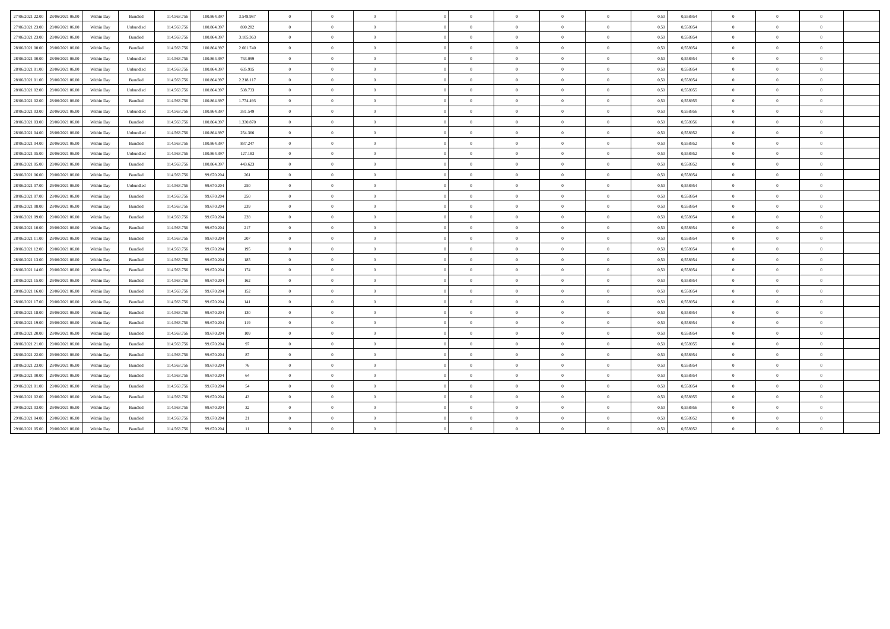| | | | | | | | | | | | | | | | | | | | | | | |
|---|---|---|---|---|---|---|---|---|---|---|---|---|---|---|---|---|---|---|---|---|---|---|
| 27/06/2021 22.00 | 28/06/2021 06.00 | Within Day | Bundled | 114.563.756 | 100.864.397 | 3.548.987 | 0 | 0 | 0 | | 0 | 0 | 0 | 0 | 0 | 0,50 | 0,558954 | 0 | 0 | 0 | |
| 27/06/2021 23.00 | 28/06/2021 06.00 | Within Day | Unbundled | 114.563.756 | 100.864.397 | 890.282 | 0 | 0 | 0 | | 0 | 0 | 0 | 0 | 0 | 0,50 | 0,558954 | 0 | 0 | 0 | |
| 27/06/2021 23.00 | 28/06/2021 06.00 | Within Day | Bundled | 114.563.756 | 100.864.397 | 3.105.363 | 0 | 0 | 0 | | 0 | 0 | 0 | 0 | 0 | 0,50 | 0,558954 | 0 | 0 | 0 | |
| 28/06/2021 00.00 | 28/06/2021 06.00 | Within Day | Bundled | 114.563.756 | 100.864.397 | 2.661.740 | 0 | 0 | 0 | | 0 | 0 | 0 | 0 | 0 | 0,50 | 0,558954 | 0 | 0 | 0 | |
| 28/06/2021 00.00 | 28/06/2021 06.00 | Within Day | Unbundled | 114.563.756 | 100.864.397 | 763.099 | 0 | 0 | 0 | | 0 | 0 | 0 | 0 | 0 | 0,50 | 0,558954 | 0 | 0 | 0 | |
| 28/06/2021 01.00 | 28/06/2021 06.00 | Within Day | Unbundled | 114.563.756 | 100.864.397 | 635.915 | 0 | 0 | 0 | | 0 | 0 | 0 | 0 | 0 | 0,50 | 0,558954 | 0 | 0 | 0 | |
| 28/06/2021 01.00 | 28/06/2021 06.00 | Within Day | Bundled | 114.563.756 | 100.864.397 | 2.218.117 | 0 | 0 | 0 | | 0 | 0 | 0 | 0 | 0 | 0,50 | 0,558954 | 0 | 0 | 0 | |
| 28/06/2021 02.00 | 28/06/2021 06.00 | Within Day | Unbundled | 114.563.756 | 100.864.397 | 508.733 | 0 | 0 | 0 | | 0 | 0 | 0 | 0 | 0 | 0,50 | 0,558955 | 0 | 0 | 0 | |
| 28/06/2021 02.00 | 28/06/2021 06.00 | Within Day | Bundled | 114.563.756 | 100.864.397 | 1.774.493 | 0 | 0 | 0 | | 0 | 0 | 0 | 0 | 0 | 0,50 | 0,558955 | 0 | 0 | 0 | |
| 28/06/2021 03.00 | 28/06/2021 06.00 | Within Day | Unbundled | 114.563.756 | 100.864.397 | 381.549 | 0 | 0 | 0 | | 0 | 0 | 0 | 0 | 0 | 0,50 | 0,558956 | 0 | 0 | 0 | |
| 28/06/2021 03.00 | 28/06/2021 06.00 | Within Day | Bundled | 114.563.756 | 100.864.397 | 1.330.870 | 0 | 0 | 0 | | 0 | 0 | 0 | 0 | 0 | 0,50 | 0,558956 | 0 | 0 | 0 | |
| 28/06/2021 04.00 | 28/06/2021 06.00 | Within Day | Unbundled | 114.563.756 | 100.864.397 | 254.366 | 0 | 0 | 0 | | 0 | 0 | 0 | 0 | 0 | 0,50 | 0,558952 | 0 | 0 | 0 | |
| 28/06/2021 04.00 | 28/06/2021 06.00 | Within Day | Bundled | 114.563.756 | 100.864.397 | 887.247 | 0 | 0 | 0 | | 0 | 0 | 0 | 0 | 0 | 0,50 | 0,558952 | 0 | 0 | 0 | |
| 28/06/2021 05.00 | 28/06/2021 06.00 | Within Day | Unbundled | 114.563.756 | 100.864.397 | 127.183 | 0 | 0 | 0 | | 0 | 0 | 0 | 0 | 0 | 0,50 | 0,558952 | 0 | 0 | 0 | |
| 28/06/2021 05.00 | 28/06/2021 06.00 | Within Day | Bundled | 114.563.756 | 100.864.397 | 443.623 | 0 | 0 | 0 | | 0 | 0 | 0 | 0 | 0 | 0,50 | 0,558952 | 0 | 0 | 0 | |
| 28/06/2021 06.00 | 29/06/2021 06.00 | Within Day | Bundled | 114.563.756 | 99.670.204 | 261 | 0 | 0 | 0 | | 0 | 0 | 0 | 0 | 0 | 0,50 | 0,558954 | 0 | 0 | 0 | |
| 28/06/2021 07.00 | 29/06/2021 06.00 | Within Day | Unbundled | 114.563.756 | 99.670.204 | 250 | 0 | 0 | 0 | | 0 | 0 | 0 | 0 | 0 | 0,50 | 0,558954 | 0 | 0 | 0 | |
| 28/06/2021 07.00 | 29/06/2021 06.00 | Within Day | Bundled | 114.563.756 | 99.670.204 | 250 | 0 | 0 | 0 | | 0 | 0 | 0 | 0 | 0 | 0,50 | 0,558954 | 0 | 0 | 0 | |
| 28/06/2021 08.00 | 29/06/2021 06.00 | Within Day | Bundled | 114.563.756 | 99.670.204 | 239 | 0 | 0 | 0 | | 0 | 0 | 0 | 0 | 0 | 0,50 | 0,558954 | 0 | 0 | 0 | |
| 28/06/2021 09.00 | 29/06/2021 06.00 | Within Day | Bundled | 114.563.756 | 99.670.204 | 228 | 0 | 0 | 0 | | 0 | 0 | 0 | 0 | 0 | 0,50 | 0,558954 | 0 | 0 | 0 | |
| 28/06/2021 10.00 | 29/06/2021 06.00 | Within Day | Bundled | 114.563.756 | 99.670.204 | 217 | 0 | 0 | 0 | | 0 | 0 | 0 | 0 | 0 | 0,50 | 0,558954 | 0 | 0 | 0 | |
| 28/06/2021 11.00 | 29/06/2021 06.00 | Within Day | Bundled | 114.563.756 | 99.670.204 | 207 | 0 | 0 | 0 | | 0 | 0 | 0 | 0 | 0 | 0,50 | 0,558954 | 0 | 0 | 0 | |
| 28/06/2021 12.00 | 29/06/2021 06.00 | Within Day | Bundled | 114.563.756 | 99.670.204 | 195 | 0 | 0 | 0 | | 0 | 0 | 0 | 0 | 0 | 0,50 | 0,558954 | 0 | 0 | 0 | |
| 28/06/2021 13.00 | 29/06/2021 06.00 | Within Day | Bundled | 114.563.756 | 99.670.204 | 185 | 0 | 0 | 0 | | 0 | 0 | 0 | 0 | 0 | 0,50 | 0,558954 | 0 | 0 | 0 | |
| 28/06/2021 14.00 | 29/06/2021 06.00 | Within Day | Bundled | 114.563.756 | 99.670.204 | 174 | 0 | 0 | 0 | | 0 | 0 | 0 | 0 | 0 | 0,50 | 0,558954 | 0 | 0 | 0 | |
| 28/06/2021 15.00 | 29/06/2021 06.00 | Within Day | Bundled | 114.563.756 | 99.670.204 | 162 | 0 | 0 | 0 | | 0 | 0 | 0 | 0 | 0 | 0,50 | 0,558954 | 0 | 0 | 0 | |
| 28/06/2021 16.00 | 29/06/2021 06.00 | Within Day | Bundled | 114.563.756 | 99.670.204 | 152 | 0 | 0 | 0 | | 0 | 0 | 0 | 0 | 0 | 0,50 | 0,558954 | 0 | 0 | 0 | |
| 28/06/2021 17.00 | 29/06/2021 06.00 | Within Day | Bundled | 114.563.756 | 99.670.204 | 141 | 0 | 0 | 0 | | 0 | 0 | 0 | 0 | 0 | 0,50 | 0,558954 | 0 | 0 | 0 | |
| 28/06/2021 18.00 | 29/06/2021 06.00 | Within Day | Bundled | 114.563.756 | 99.670.204 | 130 | 0 | 0 | 0 | | 0 | 0 | 0 | 0 | 0 | 0,50 | 0,558954 | 0 | 0 | 0 | |
| 28/06/2021 19.00 | 29/06/2021 06.00 | Within Day | Bundled | 114.563.756 | 99.670.204 | 119 | 0 | 0 | 0 | | 0 | 0 | 0 | 0 | 0 | 0,50 | 0,558954 | 0 | 0 | 0 | |
| 28/06/2021 20.00 | 29/06/2021 06.00 | Within Day | Bundled | 114.563.756 | 99.670.204 | 109 | 0 | 0 | 0 | | 0 | 0 | 0 | 0 | 0 | 0,50 | 0,558954 | 0 | 0 | 0 | |
| 28/06/2021 21.00 | 29/06/2021 06.00 | Within Day | Bundled | 114.563.756 | 99.670.204 | 97 | 0 | 0 | 0 | | 0 | 0 | 0 | 0 | 0 | 0,50 | 0,558955 | 0 | 0 | 0 | |
| 28/06/2021 22.00 | 29/06/2021 06.00 | Within Day | Bundled | 114.563.756 | 99.670.204 | 87 | 0 | 0 | 0 | | 0 | 0 | 0 | 0 | 0 | 0,50 | 0,558954 | 0 | 0 | 0 | |
| 28/06/2021 23.00 | 29/06/2021 06.00 | Within Day | Bundled | 114.563.756 | 99.670.204 | 76 | 0 | 0 | 0 | | 0 | 0 | 0 | 0 | 0 | 0,50 | 0,558954 | 0 | 0 | 0 | |
| 29/06/2021 00.00 | 29/06/2021 06.00 | Within Day | Bundled | 114.563.756 | 99.670.204 | 64 | 0 | 0 | 0 | | 0 | 0 | 0 | 0 | 0 | 0,50 | 0,558954 | 0 | 0 | 0 | |
| 29/06/2021 01.00 | 29/06/2021 06.00 | Within Day | Bundled | 114.563.756 | 99.670.204 | 54 | 0 | 0 | 0 | | 0 | 0 | 0 | 0 | 0 | 0,50 | 0,558954 | 0 | 0 | 0 | |
| 29/06/2021 02.00 | 29/06/2021 06.00 | Within Day | Bundled | 114.563.756 | 99.670.204 | 43 | 0 | 0 | 0 | | 0 | 0 | 0 | 0 | 0 | 0,50 | 0,558955 | 0 | 0 | 0 | |
| 29/06/2021 03.00 | 29/06/2021 06.00 | Within Day | Bundled | 114.563.756 | 99.670.204 | 32 | 0 | 0 | 0 | | 0 | 0 | 0 | 0 | 0 | 0,50 | 0,558956 | 0 | 0 | 0 | |
| 29/06/2021 04.00 | 29/06/2021 06.00 | Within Day | Bundled | 114.563.756 | 99.670.204 | 21 | 0 | 0 | 0 | | 0 | 0 | 0 | 0 | 0 | 0,50 | 0,558952 | 0 | 0 | 0 | |
| 29/06/2021 05.00 | 29/06/2021 06.00 | Within Day | Bundled | 114.563.756 | 99.670.204 | 11 | 0 | 0 | 0 | | 0 | 0 | 0 | 0 | 0 | 0,50 | 0,558952 | 0 | 0 | 0 | |